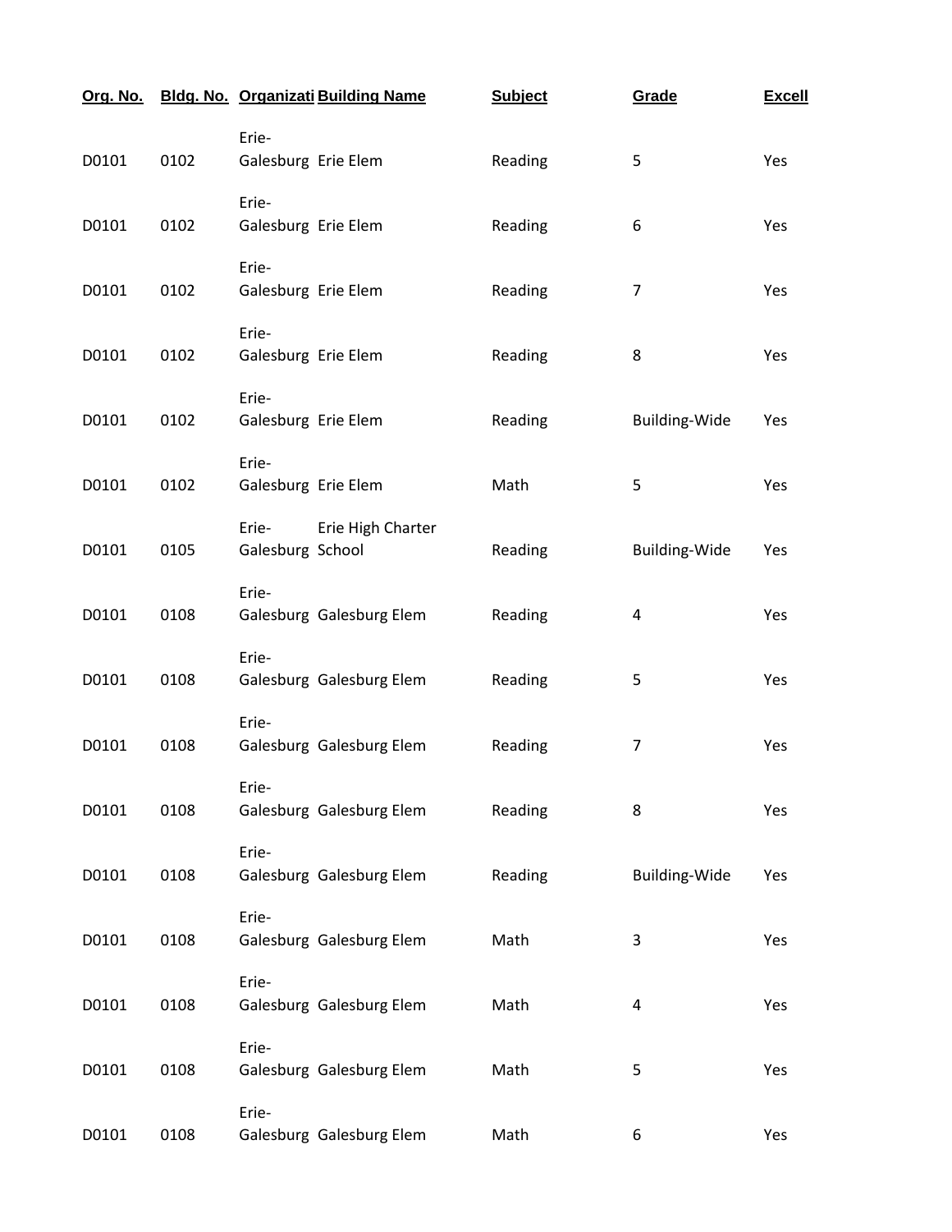| Org. No. | Bldg. No. | Organizati | Building Name | Subject | Grade | Excell |
|---|---|---|---|---|---|---|
| D0101 | 0102 | Erie-Galesburg | Erie Elem | Reading | 5 | Yes |
| D0101 | 0102 | Erie-Galesburg | Erie Elem | Reading | 6 | Yes |
| D0101 | 0102 | Erie-Galesburg | Erie Elem | Reading | 7 | Yes |
| D0101 | 0102 | Erie-Galesburg | Erie Elem | Reading | 8 | Yes |
| D0101 | 0102 | Erie-Galesburg | Erie Elem | Reading | Building-Wide | Yes |
| D0101 | 0102 | Erie-Galesburg | Erie Elem | Math | 5 | Yes |
| D0101 | 0105 | Erie-Galesburg | Erie High Charter School | Reading | Building-Wide | Yes |
| D0101 | 0108 | Erie-Galesburg | Galesburg Elem | Reading | 4 | Yes |
| D0101 | 0108 | Erie-Galesburg | Galesburg Elem | Reading | 5 | Yes |
| D0101 | 0108 | Erie-Galesburg | Galesburg Elem | Reading | 7 | Yes |
| D0101 | 0108 | Erie-Galesburg | Galesburg Elem | Reading | 8 | Yes |
| D0101 | 0108 | Erie-Galesburg | Galesburg Elem | Reading | Building-Wide | Yes |
| D0101 | 0108 | Erie-Galesburg | Galesburg Elem | Math | 3 | Yes |
| D0101 | 0108 | Erie-Galesburg | Galesburg Elem | Math | 4 | Yes |
| D0101 | 0108 | Erie-Galesburg | Galesburg Elem | Math | 5 | Yes |
| D0101 | 0108 | Erie-Galesburg | Galesburg Elem | Math | 6 | Yes |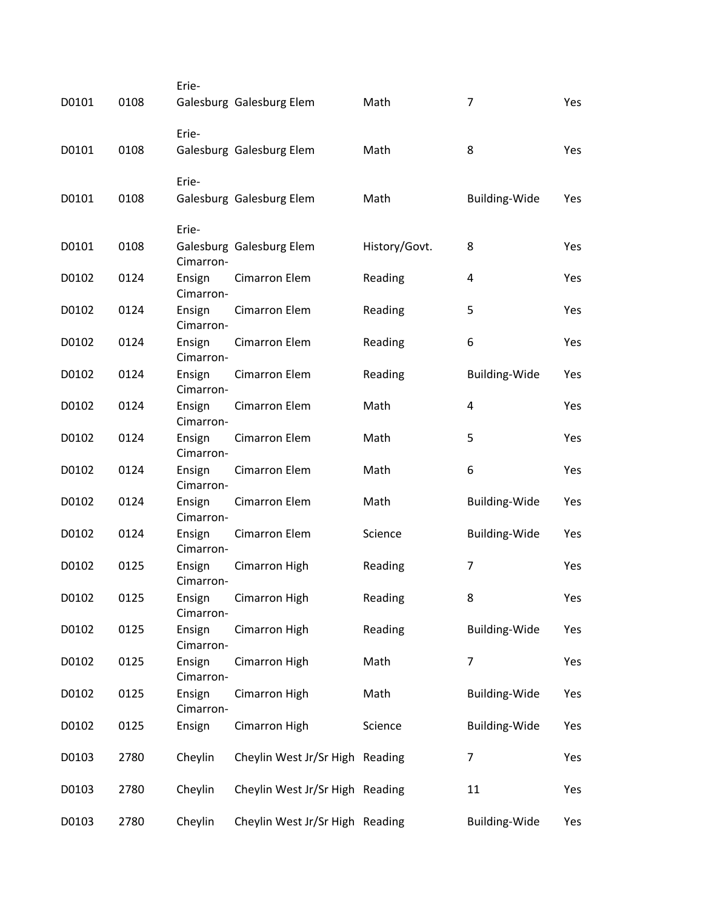| | | | | | | |
|---|---|---|---|---|---|---|
| D0101 | 0108 | Erie-Galesburg | Galesburg Elem | Math | 7 | Yes |
| D0101 | 0108 | Erie-Galesburg | Galesburg Elem | Math | 8 | Yes |
| D0101 | 0108 | Erie-Galesburg | Galesburg Elem | Math | Building-Wide | Yes |
| D0101 | 0108 | Erie-Galesburg | Galesburg Elem | History/Govt. | 8 | Yes |
| D0102 | 0124 | Cimarron-Ensign | Cimarron Elem | Reading | 4 | Yes |
| D0102 | 0124 | Cimarron-Ensign | Cimarron Elem | Reading | 5 | Yes |
| D0102 | 0124 | Cimarron-Ensign | Cimarron Elem | Reading | 6 | Yes |
| D0102 | 0124 | Cimarron-Ensign | Cimarron Elem | Reading | Building-Wide | Yes |
| D0102 | 0124 | Cimarron-Ensign | Cimarron Elem | Math | 4 | Yes |
| D0102 | 0124 | Cimarron-Ensign | Cimarron Elem | Math | 5 | Yes |
| D0102 | 0124 | Cimarron-Ensign | Cimarron Elem | Math | 6 | Yes |
| D0102 | 0124 | Cimarron-Ensign | Cimarron Elem | Math | Building-Wide | Yes |
| D0102 | 0124 | Cimarron-Ensign | Cimarron Elem | Science | Building-Wide | Yes |
| D0102 | 0125 | Cimarron-Ensign | Cimarron High | Reading | 7 | Yes |
| D0102 | 0125 | Cimarron-Ensign | Cimarron High | Reading | 8 | Yes |
| D0102 | 0125 | Cimarron-Ensign | Cimarron High | Reading | Building-Wide | Yes |
| D0102 | 0125 | Cimarron-Ensign | Cimarron High | Math | 7 | Yes |
| D0102 | 0125 | Cimarron-Ensign | Cimarron High | Math | Building-Wide | Yes |
| D0102 | 0125 | Cimarron-Ensign | Cimarron High | Science | Building-Wide | Yes |
| D0103 | 2780 | Cheylin | Cheylin West Jr/Sr High | Reading | 7 | Yes |
| D0103 | 2780 | Cheylin | Cheylin West Jr/Sr High | Reading | 11 | Yes |
| D0103 | 2780 | Cheylin | Cheylin West Jr/Sr High | Reading | Building-Wide | Yes |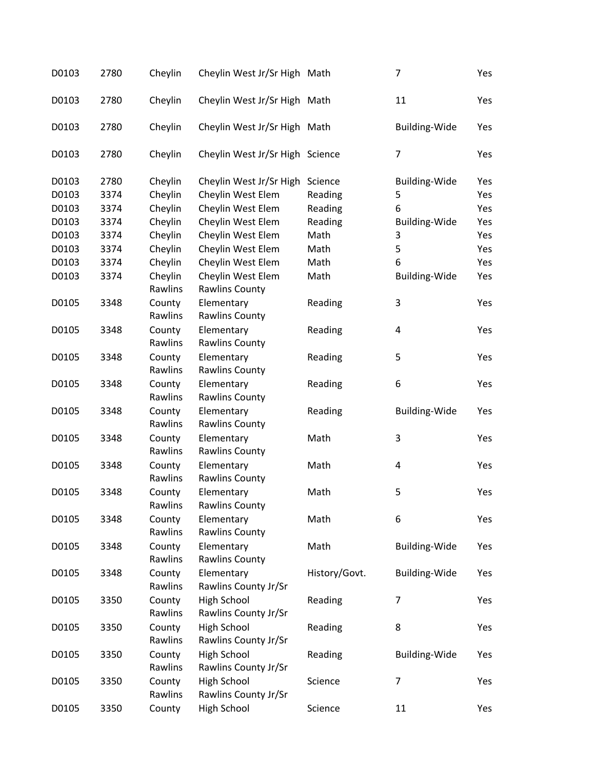| | | | | | | |
|---|---|---|---|---|---|---|
| D0103 | 2780 | Cheylin | Cheylin West Jr/Sr High | Math | 7 | Yes |
| D0103 | 2780 | Cheylin | Cheylin West Jr/Sr High | Math | 11 | Yes |
| D0103 | 2780 | Cheylin | Cheylin West Jr/Sr High | Math | Building-Wide | Yes |
| D0103 | 2780 | Cheylin | Cheylin West Jr/Sr High | Science | 7 | Yes |
| D0103 | 2780 | Cheylin | Cheylin West Jr/Sr High | Science | Building-Wide | Yes |
| D0103 | 3374 | Cheylin | Cheylin West Elem | Reading | 5 | Yes |
| D0103 | 3374 | Cheylin | Cheylin West Elem | Reading | 6 | Yes |
| D0103 | 3374 | Cheylin | Cheylin West Elem | Reading | Building-Wide | Yes |
| D0103 | 3374 | Cheylin | Cheylin West Elem | Math | 3 | Yes |
| D0103 | 3374 | Cheylin | Cheylin West Elem | Math | 5 | Yes |
| D0103 | 3374 | Cheylin | Cheylin West Elem | Math | 6 | Yes |
| D0103 | 3374 | Cheylin | Cheylin West Elem | Math | Building-Wide | Yes |
| D0105 | 3348 | Rawlins County | Rawlins County Elementary | Reading | 3 | Yes |
| D0105 | 3348 | Rawlins County | Rawlins County Elementary | Reading | 4 | Yes |
| D0105 | 3348 | Rawlins County | Rawlins County Elementary | Reading | 5 | Yes |
| D0105 | 3348 | Rawlins County | Rawlins County Elementary | Reading | 6 | Yes |
| D0105 | 3348 | Rawlins County | Rawlins County Elementary | Reading | Building-Wide | Yes |
| D0105 | 3348 | Rawlins County | Rawlins County Elementary | Math | 3 | Yes |
| D0105 | 3348 | Rawlins County | Rawlins County Elementary | Math | 4 | Yes |
| D0105 | 3348 | Rawlins County | Rawlins County Elementary | Math | 5 | Yes |
| D0105 | 3348 | Rawlins County | Rawlins County Elementary | Math | 6 | Yes |
| D0105 | 3348 | Rawlins County | Rawlins County Elementary | Math | Building-Wide | Yes |
| D0105 | 3348 | Rawlins County | Rawlins County Elementary | History/Govt. | Building-Wide | Yes |
| D0105 | 3350 | Rawlins County | Rawlins County Jr/Sr High School | Reading | 7 | Yes |
| D0105 | 3350 | Rawlins County | Rawlins County Jr/Sr High School | Reading | 8 | Yes |
| D0105 | 3350 | Rawlins County | Rawlins County Jr/Sr High School | Reading | Building-Wide | Yes |
| D0105 | 3350 | Rawlins County | Rawlins County Jr/Sr High School | Science | 7 | Yes |
| D0105 | 3350 | Rawlins County | Rawlins County Jr/Sr High School | Science | 11 | Yes |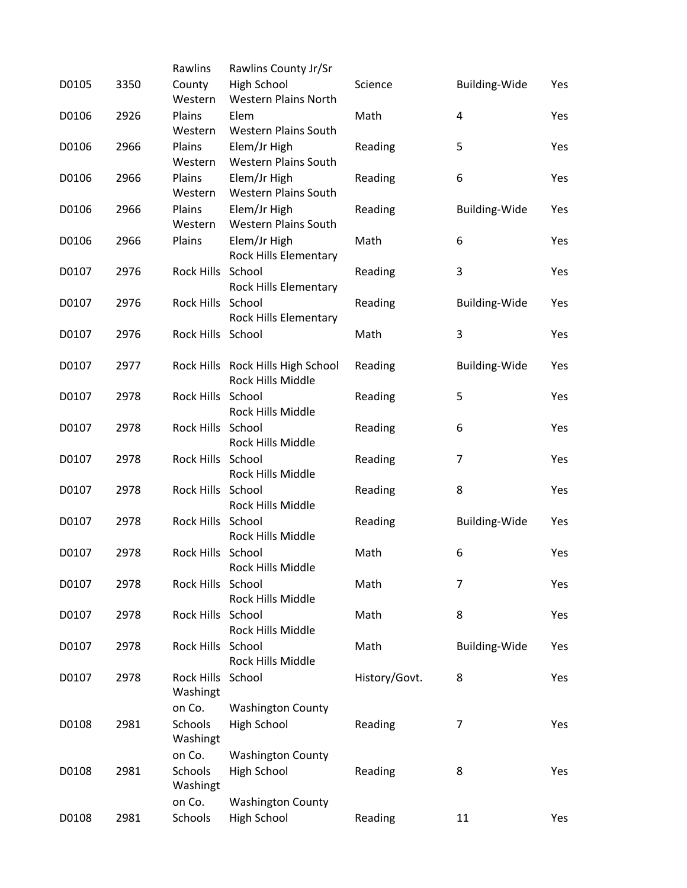| | | | | | | |
|---|---|---|---|---|---|---|
| D0105 | 3350 | Rawlins County | Rawlins County Jr/Sr High School | Science | Building-Wide | Yes |
| D0106 | 2926 | Western Plains | Western Plains North Elem | Math | 4 | Yes |
| D0106 | 2966 | Western Plains | Western Plains South Elem/Jr High | Reading | 5 | Yes |
| D0106 | 2966 | Western Plains | Western Plains South Elem/Jr High | Reading | 6 | Yes |
| D0106 | 2966 | Western Plains | Western Plains South Elem/Jr High | Reading | Building-Wide | Yes |
| D0106 | 2966 | Western Plains | Western Plains South Elem/Jr High | Math | 6 | Yes |
| D0107 | 2976 | Rock Hills | Rock Hills Elementary School | Reading | 3 | Yes |
| D0107 | 2976 | Rock Hills | Rock Hills Elementary School | Reading | Building-Wide | Yes |
| D0107 | 2976 | Rock Hills | Rock Hills Elementary School | Math | 3 | Yes |
| D0107 | 2977 | Rock Hills | Rock Hills High School | Reading | Building-Wide | Yes |
| D0107 | 2978 | Rock Hills | Rock Hills Middle School | Reading | 5 | Yes |
| D0107 | 2978 | Rock Hills | Rock Hills Middle School | Reading | 6 | Yes |
| D0107 | 2978 | Rock Hills | Rock Hills Middle School | Reading | 7 | Yes |
| D0107 | 2978 | Rock Hills | Rock Hills Middle School | Reading | 8 | Yes |
| D0107 | 2978 | Rock Hills | Rock Hills Middle School | Reading | Building-Wide | Yes |
| D0107 | 2978 | Rock Hills | Rock Hills Middle School | Math | 6 | Yes |
| D0107 | 2978 | Rock Hills | Rock Hills Middle School | Math | 7 | Yes |
| D0107 | 2978 | Rock Hills | Rock Hills Middle School | Math | 8 | Yes |
| D0107 | 2978 | Rock Hills | Rock Hills Middle School | Math | Building-Wide | Yes |
| D0107 | 2978 | Rock Hills | Rock Hills Middle School | History/Govt. | 8 | Yes |
| D0108 | 2981 | Washington Co. Schools | Washington County High School | Reading | 7 | Yes |
| D0108 | 2981 | Washington Co. Schools | Washington County High School | Reading | 8 | Yes |
| D0108 | 2981 | Washington Co. Schools | Washington County High School | Reading | 11 | Yes |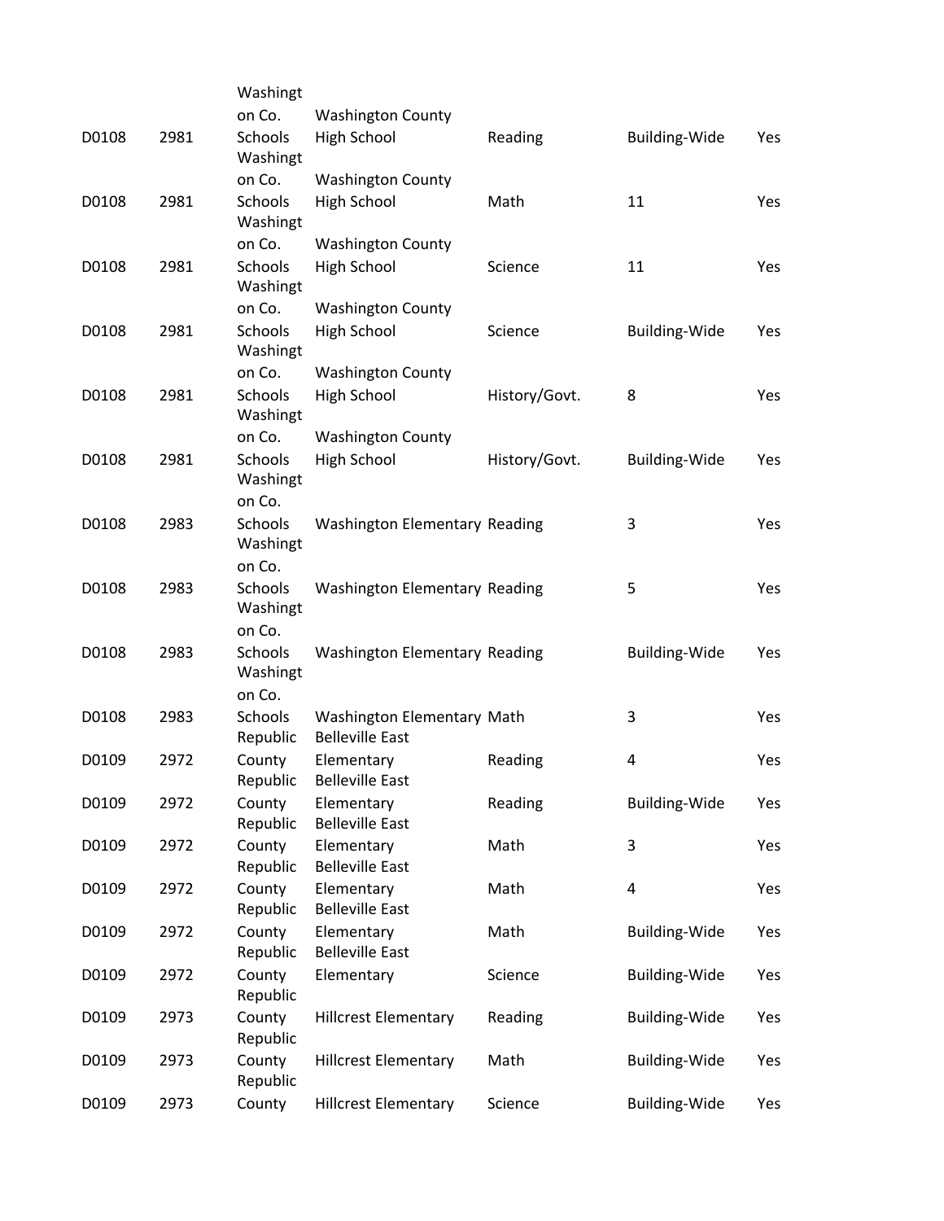| | | | | | | |
|---|---|---|---|---|---|---|
| D0108 | 2981 | Washington Co. Schools | Washington County High School | Reading | Building-Wide | Yes |
| D0108 | 2981 | Washington Co. Schools | Washington County High School | Math | 11 | Yes |
| D0108 | 2981 | Washington Co. Schools | Washington County High School | Science | 11 | Yes |
| D0108 | 2981 | Washington Co. Schools | Washington County High School | Science | Building-Wide | Yes |
| D0108 | 2981 | Washington Co. Schools | Washington County High School | History/Govt. | 8 | Yes |
| D0108 | 2981 | Washington Co. Schools | Washington County High School | History/Govt. | Building-Wide | Yes |
| D0108 | 2983 | Washington Co. Schools | Washington Elementary | Reading | 3 | Yes |
| D0108 | 2983 | Washington Co. Schools | Washington Elementary | Reading | 5 | Yes |
| D0108 | 2983 | Washington Co. Schools | Washington Elementary | Reading | Building-Wide | Yes |
| D0108 | 2983 | Washington Co. Schools | Washington Elementary | Math | 3 | Yes |
| D0109 | 2972 | Republic County | Belleville East Elementary | Reading | 4 | Yes |
| D0109 | 2972 | Republic County | Belleville East Elementary | Reading | Building-Wide | Yes |
| D0109 | 2972 | Republic County | Belleville East Elementary | Math | 3 | Yes |
| D0109 | 2972 | Republic County | Belleville East Elementary | Math | 4 | Yes |
| D0109 | 2972 | Republic County | Belleville East Elementary | Math | Building-Wide | Yes |
| D0109 | 2972 | Republic County | Belleville East Elementary | Science | Building-Wide | Yes |
| D0109 | 2973 | Republic County | Hillcrest Elementary | Reading | Building-Wide | Yes |
| D0109 | 2973 | Republic County | Hillcrest Elementary | Math | Building-Wide | Yes |
| D0109 | 2973 | Republic County | Hillcrest Elementary | Science | Building-Wide | Yes |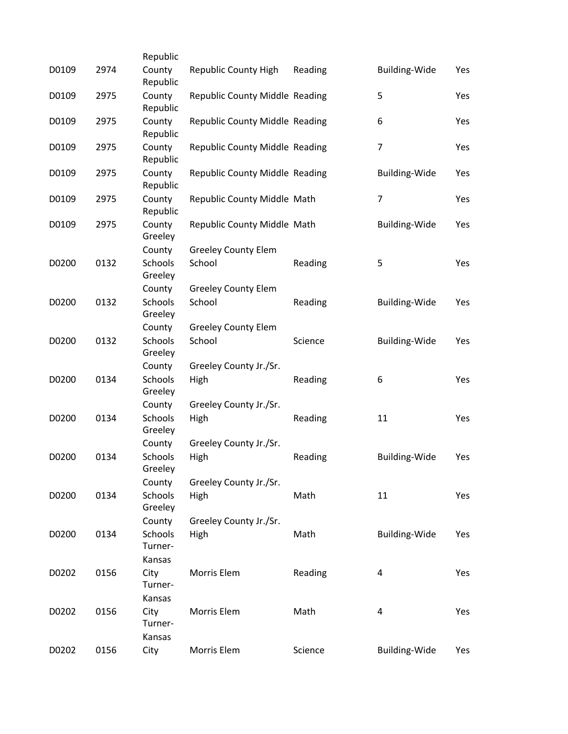| | | | | | | |
|---|---|---|---|---|---|---|
| D0109 | 2974 | Republic County | Republic County High | Reading | Building-Wide | Yes |
| D0109 | 2975 | Republic County | Republic County Middle | Reading | 5 | Yes |
| D0109 | 2975 | Republic County | Republic County Middle | Reading | 6 | Yes |
| D0109 | 2975 | Republic County | Republic County Middle | Reading | 7 | Yes |
| D0109 | 2975 | Republic County | Republic County Middle | Reading | Building-Wide | Yes |
| D0109 | 2975 | Republic County | Republic County Middle | Math | 7 | Yes |
| D0109 | 2975 | Republic County | Republic County Middle | Math | Building-Wide | Yes |
| D0200 | 0132 | Greeley County Schools | Greeley County Elem School | Reading | 5 | Yes |
| D0200 | 0132 | Greeley County Schools | Greeley County Elem School | Reading | Building-Wide | Yes |
| D0200 | 0132 | Greeley County Schools | Greeley County Elem School | Science | Building-Wide | Yes |
| D0200 | 0134 | Greeley County Schools | Greeley County Jr./Sr. High | Reading | 6 | Yes |
| D0200 | 0134 | Greeley County Schools | Greeley County Jr./Sr. High | Reading | 11 | Yes |
| D0200 | 0134 | Greeley County Schools | Greeley County Jr./Sr. High | Reading | Building-Wide | Yes |
| D0200 | 0134 | Greeley County Schools | Greeley County Jr./Sr. High | Math | 11 | Yes |
| D0200 | 0134 | Greeley County Schools | Greeley County Jr./Sr. High | Math | Building-Wide | Yes |
| D0202 | 0156 | Turner-Kansas City | Morris Elem | Reading | 4 | Yes |
| D0202 | 0156 | Turner-Kansas City | Morris Elem | Math | 4 | Yes |
| D0202 | 0156 | Turner-Kansas City | Morris Elem | Science | Building-Wide | Yes |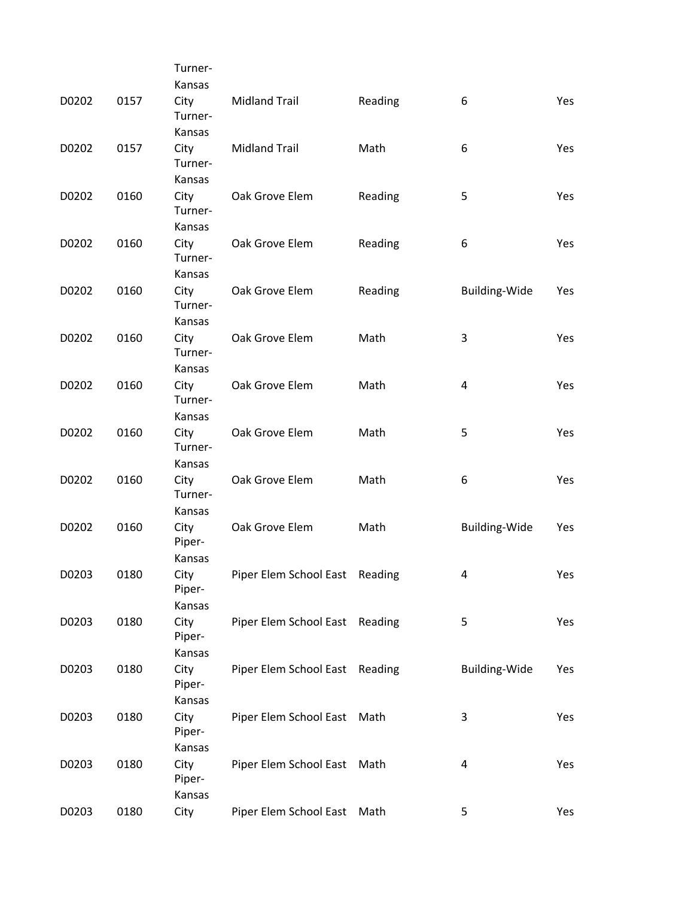| | | | | | | |
|---|---|---|---|---|---|---|
| D0202 | 0157 | Turner-Kansas City | Midland Trail | Reading | 6 | Yes |
| D0202 | 0157 | Turner-Kansas City | Midland Trail | Math | 6 | Yes |
| D0202 | 0160 | Turner-Kansas City | Oak Grove Elem | Reading | 5 | Yes |
| D0202 | 0160 | Turner-Kansas City | Oak Grove Elem | Reading | 6 | Yes |
| D0202 | 0160 | Turner-Kansas City | Oak Grove Elem | Reading | Building-Wide | Yes |
| D0202 | 0160 | Turner-Kansas City | Oak Grove Elem | Math | 3 | Yes |
| D0202 | 0160 | Turner-Kansas City | Oak Grove Elem | Math | 4 | Yes |
| D0202 | 0160 | Turner-Kansas City | Oak Grove Elem | Math | 5 | Yes |
| D0202 | 0160 | Turner-Kansas City | Oak Grove Elem | Math | 6 | Yes |
| D0202 | 0160 | Turner-Kansas City | Oak Grove Elem | Math | Building-Wide | Yes |
| D0203 | 0180 | Piper-Kansas City | Piper Elem School East | Reading | 4 | Yes |
| D0203 | 0180 | Piper-Kansas City | Piper Elem School East | Reading | 5 | Yes |
| D0203 | 0180 | Piper-Kansas City | Piper Elem School East | Reading | Building-Wide | Yes |
| D0203 | 0180 | Piper-Kansas City | Piper Elem School East | Math | 3 | Yes |
| D0203 | 0180 | Piper-Kansas City | Piper Elem School East | Math | 4 | Yes |
| D0203 | 0180 | Piper-Kansas City | Piper Elem School East | Math | 5 | Yes |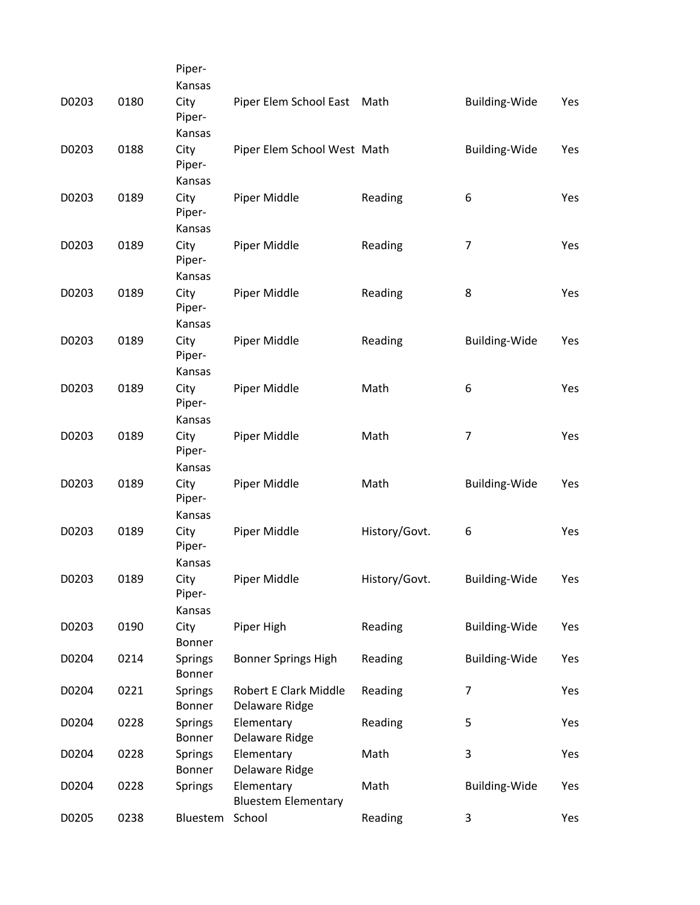| | | | | | | |
|---|---|---|---|---|---|---|
| D0203 | 0180 | Piper-Kansas City | Piper Elem School East | Math | Building-Wide | Yes |
| D0203 | 0188 | Piper-Kansas City | Piper Elem School West | Math | Building-Wide | Yes |
| D0203 | 0189 | Piper-Kansas City | Piper Middle | Reading | 6 | Yes |
| D0203 | 0189 | Piper-Kansas City | Piper Middle | Reading | 7 | Yes |
| D0203 | 0189 | Piper-Kansas City | Piper Middle | Reading | 8 | Yes |
| D0203 | 0189 | Piper-Kansas City | Piper Middle | Reading | Building-Wide | Yes |
| D0203 | 0189 | Piper-Kansas City | Piper Middle | Math | 6 | Yes |
| D0203 | 0189 | Piper-Kansas City | Piper Middle | Math | 7 | Yes |
| D0203 | 0189 | Piper-Kansas City | Piper Middle | Math | Building-Wide | Yes |
| D0203 | 0189 | Piper-Kansas City | Piper Middle | History/Govt. | 6 | Yes |
| D0203 | 0189 | Piper-Kansas City | Piper Middle | History/Govt. | Building-Wide | Yes |
| D0203 | 0190 | Piper-Kansas City | Piper High | Reading | Building-Wide | Yes |
| D0204 | 0214 | Bonner Springs | Bonner Springs High | Reading | Building-Wide | Yes |
| D0204 | 0221 | Bonner Springs | Robert E Clark Middle | Reading | 7 | Yes |
| D0204 | 0228 | Bonner Springs | Delaware Ridge Elementary | Reading | 5 | Yes |
| D0204 | 0228 | Bonner Springs | Delaware Ridge Elementary | Math | 3 | Yes |
| D0204 | 0228 | Bonner Springs | Delaware Ridge Elementary | Math | Building-Wide | Yes |
| D0205 | 0238 | Bluestem | Bluestem Elementary School | Reading | 3 | Yes |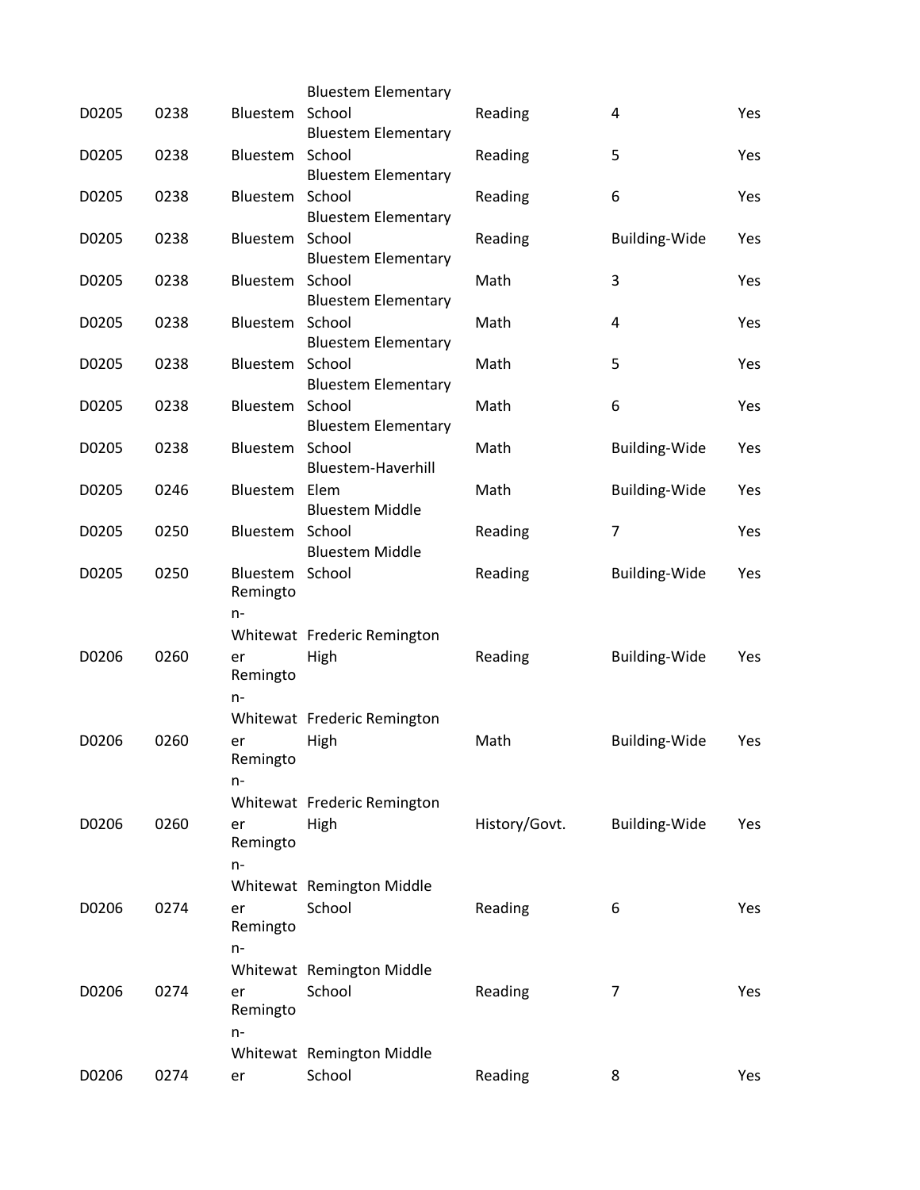| | | | | | | |
|---|---|---|---|---|---|---|
| D0205 | 0238 | Bluestem | Bluestem Elementary School | Reading | 4 | Yes |
| D0205 | 0238 | Bluestem | Bluestem Elementary School | Reading | 5 | Yes |
| D0205 | 0238 | Bluestem | Bluestem Elementary School | Reading | 6 | Yes |
| D0205 | 0238 | Bluestem | Bluestem Elementary School | Reading | Building-Wide | Yes |
| D0205 | 0238 | Bluestem | Bluestem Elementary School | Math | 3 | Yes |
| D0205 | 0238 | Bluestem | Bluestem Elementary School | Math | 4 | Yes |
| D0205 | 0238 | Bluestem | Bluestem Elementary School | Math | 5 | Yes |
| D0205 | 0238 | Bluestem | Bluestem Elementary School | Math | 6 | Yes |
| D0205 | 0238 | Bluestem | Bluestem Elementary School | Math | Building-Wide | Yes |
| D0205 | 0246 | Bluestem | Bluestem-Haverhill Elem | Math | Building-Wide | Yes |
| D0205 | 0250 | Bluestem | Bluestem Middle School | Reading | 7 | Yes |
| D0205 | 0250 | Bluestem | Bluestem Middle School | Reading | Building-Wide | Yes |
| D0206 | 0260 | Remington-Whitewater | Frederic Remington High | Reading | Building-Wide | Yes |
| D0206 | 0260 | Remington-Whitewater | Frederic Remington High | Math | Building-Wide | Yes |
| D0206 | 0260 | Remington-Whitewater | Frederic Remington High | History/Govt. | Building-Wide | Yes |
| D0206 | 0274 | Remington-Whitewater | Remington Middle School | Reading | 6 | Yes |
| D0206 | 0274 | Remington-Whitewater | Remington Middle School | Reading | 7 | Yes |
| D0206 | 0274 | Remington-Whitewater | Remington Middle School | Reading | 8 | Yes |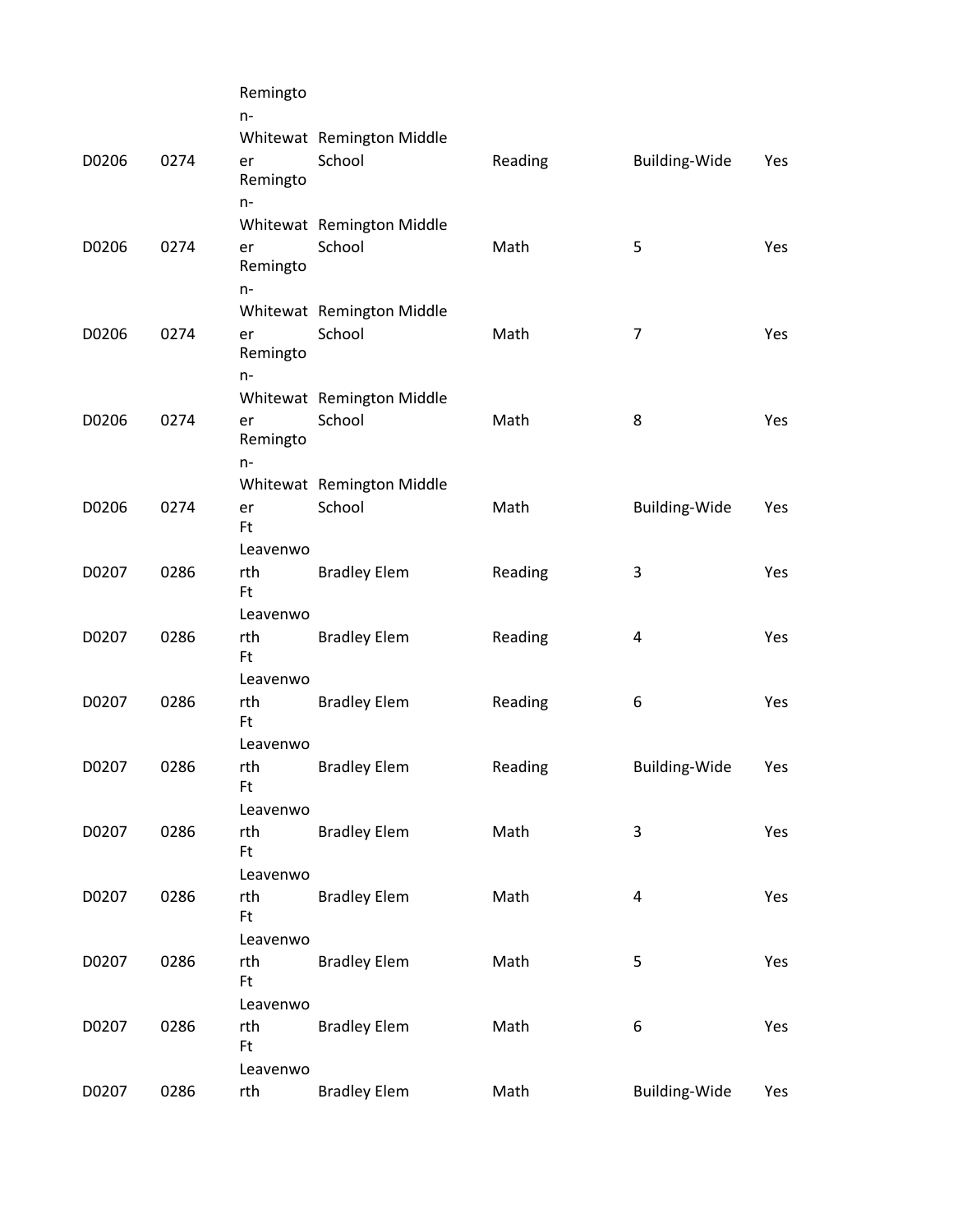| | | | | | | |
|---|---|---|---|---|---|---|
| D0206 | 0274 | Remington-Whitewater | Remington Middle School | Reading | Building-Wide | Yes |
| D0206 | 0274 | Remington-Whitewater | Remington Middle School | Math | 5 | Yes |
| D0206 | 0274 | Remington-Whitewater | Remington Middle School | Math | 7 | Yes |
| D0206 | 0274 | Remington-Whitewater | Remington Middle School | Math | 8 | Yes |
| D0206 | 0274 | Remington-Whitewater | Remington Middle School | Math | Building-Wide | Yes |
| D0207 | 0286 | Ft Leavenworth | Bradley Elem | Reading | 3 | Yes |
| D0207 | 0286 | Ft Leavenworth | Bradley Elem | Reading | 4 | Yes |
| D0207 | 0286 | Ft Leavenworth | Bradley Elem | Reading | 6 | Yes |
| D0207 | 0286 | Ft Leavenworth | Bradley Elem | Reading | Building-Wide | Yes |
| D0207 | 0286 | Ft Leavenworth | Bradley Elem | Math | 3 | Yes |
| D0207 | 0286 | Ft Leavenworth | Bradley Elem | Math | 4 | Yes |
| D0207 | 0286 | Ft Leavenworth | Bradley Elem | Math | 5 | Yes |
| D0207 | 0286 | Ft Leavenworth | Bradley Elem | Math | 6 | Yes |
| D0207 | 0286 | Ft Leavenworth | Bradley Elem | Math | Building-Wide | Yes |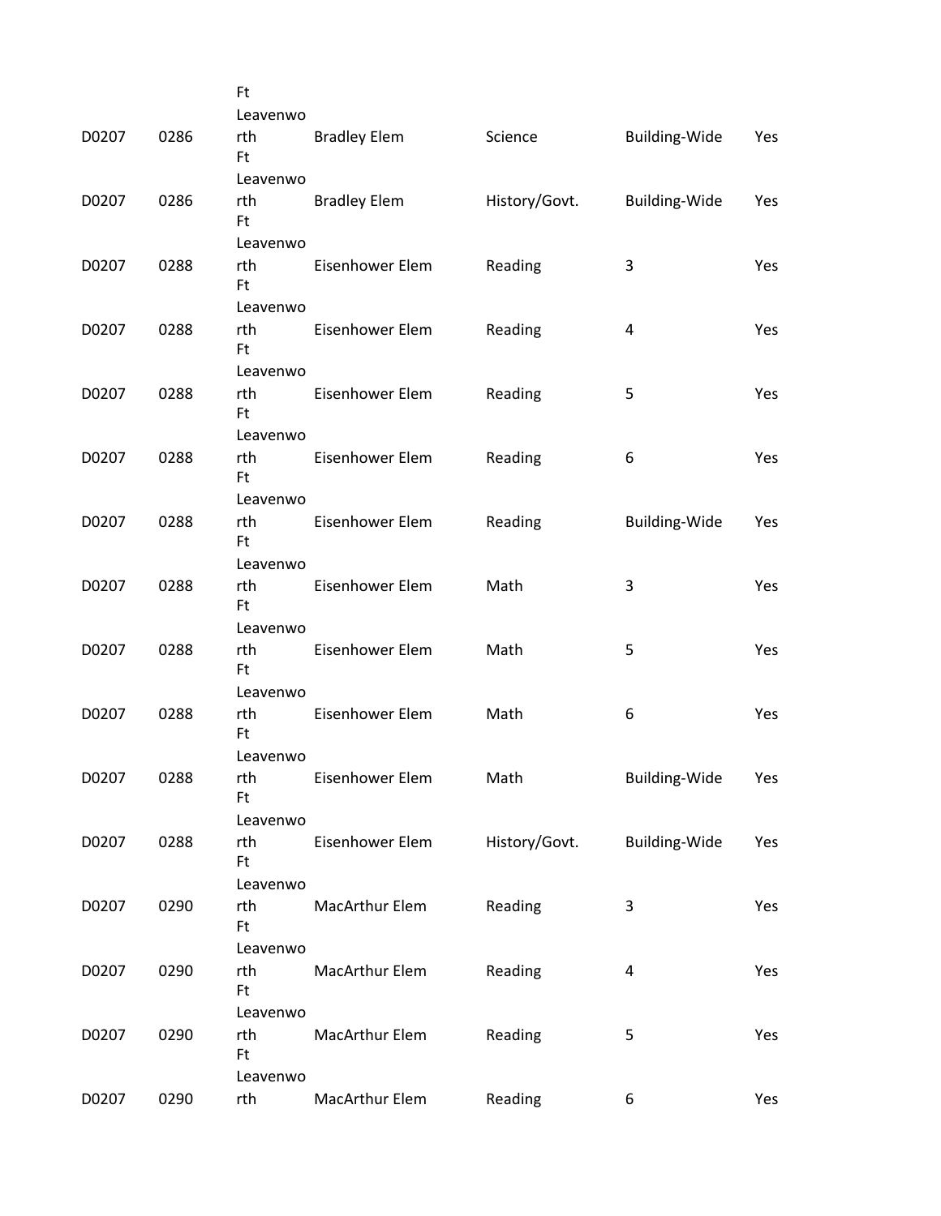| | | | | | | |
|---|---|---|---|---|---|---|
| D0207 | 0286 | Ft Leavenworth | Bradley Elem | Science | Building-Wide | Yes |
| D0207 | 0286 | Ft Leavenworth | Bradley Elem | History/Govt. | Building-Wide | Yes |
| D0207 | 0288 | Ft Leavenworth | Eisenhower Elem | Reading | 3 | Yes |
| D0207 | 0288 | Ft Leavenworth | Eisenhower Elem | Reading | 4 | Yes |
| D0207 | 0288 | Ft Leavenworth | Eisenhower Elem | Reading | 5 | Yes |
| D0207 | 0288 | Ft Leavenworth | Eisenhower Elem | Reading | 6 | Yes |
| D0207 | 0288 | Ft Leavenworth | Eisenhower Elem | Reading | Building-Wide | Yes |
| D0207 | 0288 | Ft Leavenworth | Eisenhower Elem | Math | 3 | Yes |
| D0207 | 0288 | Ft Leavenworth | Eisenhower Elem | Math | 5 | Yes |
| D0207 | 0288 | Ft Leavenworth | Eisenhower Elem | Math | 6 | Yes |
| D0207 | 0288 | Ft Leavenworth | Eisenhower Elem | Math | Building-Wide | Yes |
| D0207 | 0288 | Ft Leavenworth | Eisenhower Elem | History/Govt. | Building-Wide | Yes |
| D0207 | 0290 | Ft Leavenworth | MacArthur Elem | Reading | 3 | Yes |
| D0207 | 0290 | Ft Leavenworth | MacArthur Elem | Reading | 4 | Yes |
| D0207 | 0290 | Ft Leavenworth | MacArthur Elem | Reading | 5 | Yes |
| D0207 | 0290 | Ft Leavenworth | MacArthur Elem | Reading | 6 | Yes |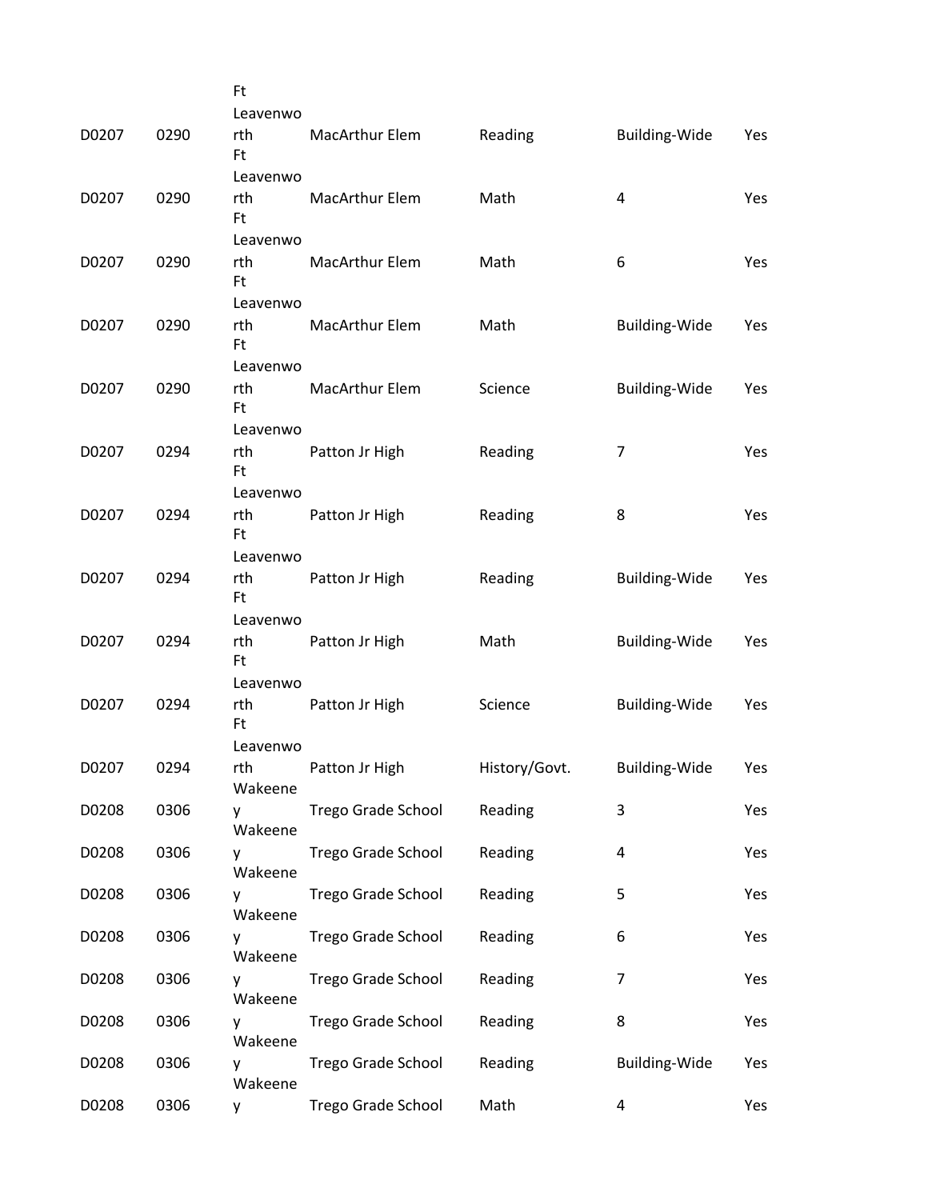| | | | | | | |
|---|---|---|---|---|---|---|
| D0207 | 0290 | Ft Leavenworth | MacArthur Elem | Reading | Building-Wide | Yes |
| D0207 | 0290 | Ft Leavenworth | MacArthur Elem | Math | 4 | Yes |
| D0207 | 0290 | Ft Leavenworth | MacArthur Elem | Math | 6 | Yes |
| D0207 | 0290 | Ft Leavenworth | MacArthur Elem | Math | Building-Wide | Yes |
| D0207 | 0290 | Ft Leavenworth | MacArthur Elem | Science | Building-Wide | Yes |
| D0207 | 0294 | Ft Leavenworth | Patton Jr High | Reading | 7 | Yes |
| D0207 | 0294 | Ft Leavenworth | Patton Jr High | Reading | 8 | Yes |
| D0207 | 0294 | Ft Leavenworth | Patton Jr High | Reading | Building-Wide | Yes |
| D0207 | 0294 | Ft Leavenworth | Patton Jr High | Math | Building-Wide | Yes |
| D0207 | 0294 | Ft Leavenworth | Patton Jr High | Science | Building-Wide | Yes |
| D0207 | 0294 | Ft Leavenworth | Patton Jr High | History/Govt. | Building-Wide | Yes |
| D0208 | 0306 | Wakeeney | Trego Grade School | Reading | 3 | Yes |
| D0208 | 0306 | Wakeeney | Trego Grade School | Reading | 4 | Yes |
| D0208 | 0306 | Wakeeney | Trego Grade School | Reading | 5 | Yes |
| D0208 | 0306 | Wakeeney | Trego Grade School | Reading | 6 | Yes |
| D0208 | 0306 | Wakeeney | Trego Grade School | Reading | 7 | Yes |
| D0208 | 0306 | Wakeeney | Trego Grade School | Reading | 8 | Yes |
| D0208 | 0306 | Wakeeney | Trego Grade School | Reading | Building-Wide | Yes |
| D0208 | 0306 | Wakeeney | Trego Grade School | Math | 4 | Yes |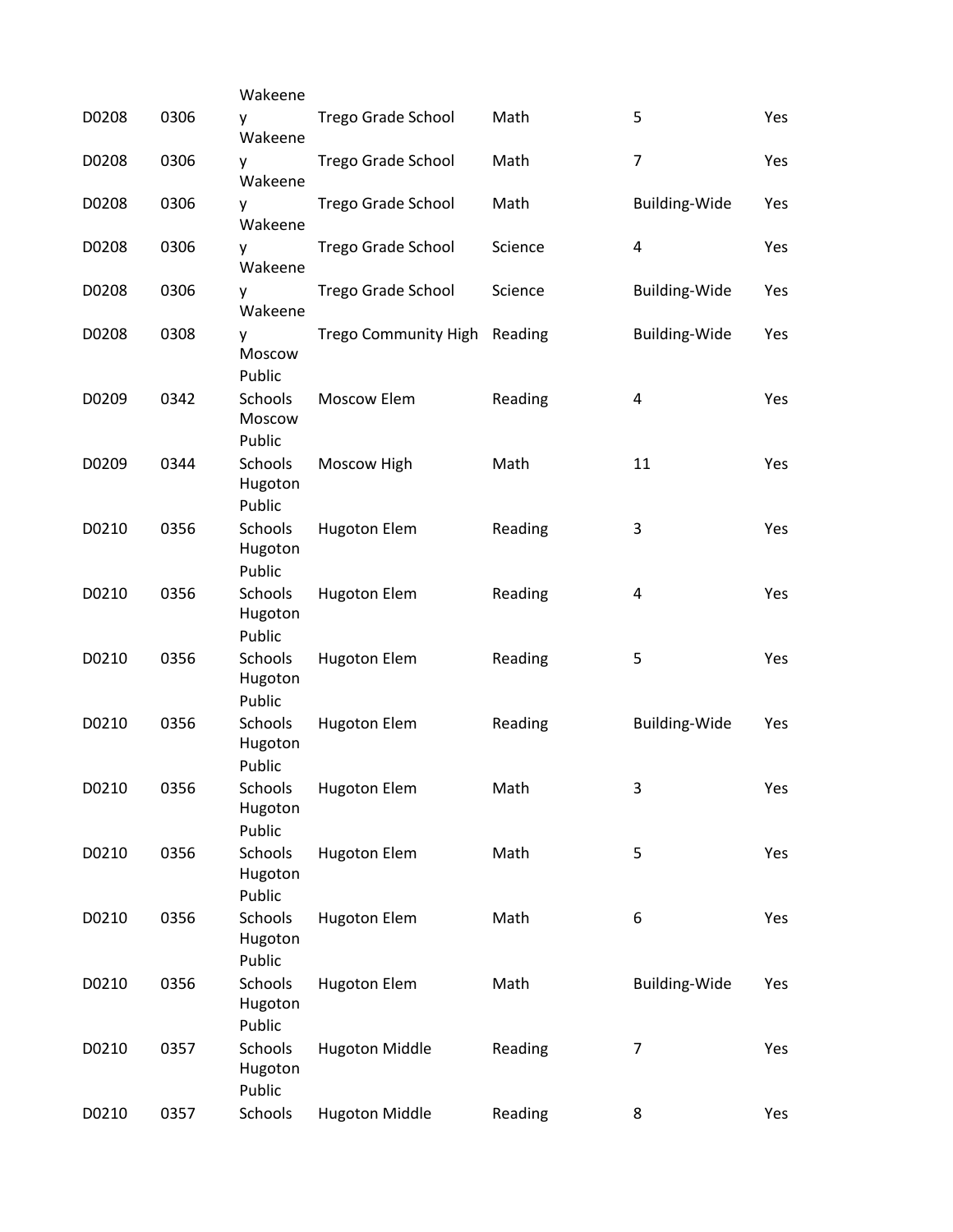| | | | | | | |
|---|---|---|---|---|---|---|
| D0208 | 0306 | Wakeeney | Trego Grade School | Math | 5 | Yes |
| D0208 | 0306 | Wakeeney | Trego Grade School | Math | 7 | Yes |
| D0208 | 0306 | Wakeeney | Trego Grade School | Math | Building-Wide | Yes |
| D0208 | 0306 | Wakeeney | Trego Grade School | Science | 4 | Yes |
| D0208 | 0306 | Wakeeney | Trego Grade School | Science | Building-Wide | Yes |
| D0208 | 0308 | Wakeeney | Trego Community High | Reading | Building-Wide | Yes |
| D0209 | 0342 | Moscow Public Schools | Moscow Elem | Reading | 4 | Yes |
| D0209 | 0344 | Moscow Public Schools | Moscow High | Math | 11 | Yes |
| D0210 | 0356 | Hugoton Public Schools | Hugoton Elem | Reading | 3 | Yes |
| D0210 | 0356 | Hugoton Public Schools | Hugoton Elem | Reading | 4 | Yes |
| D0210 | 0356 | Hugoton Public Schools | Hugoton Elem | Reading | 5 | Yes |
| D0210 | 0356 | Hugoton Public Schools | Hugoton Elem | Reading | Building-Wide | Yes |
| D0210 | 0356 | Hugoton Public Schools | Hugoton Elem | Math | 3 | Yes |
| D0210 | 0356 | Hugoton Public Schools | Hugoton Elem | Math | 5 | Yes |
| D0210 | 0356 | Hugoton Public Schools | Hugoton Elem | Math | 6 | Yes |
| D0210 | 0356 | Hugoton Public Schools | Hugoton Elem | Math | Building-Wide | Yes |
| D0210 | 0357 | Hugoton Public Schools | Hugoton Middle | Reading | 7 | Yes |
| D0210 | 0357 | Hugoton Public Schools | Hugoton Middle | Reading | 8 | Yes |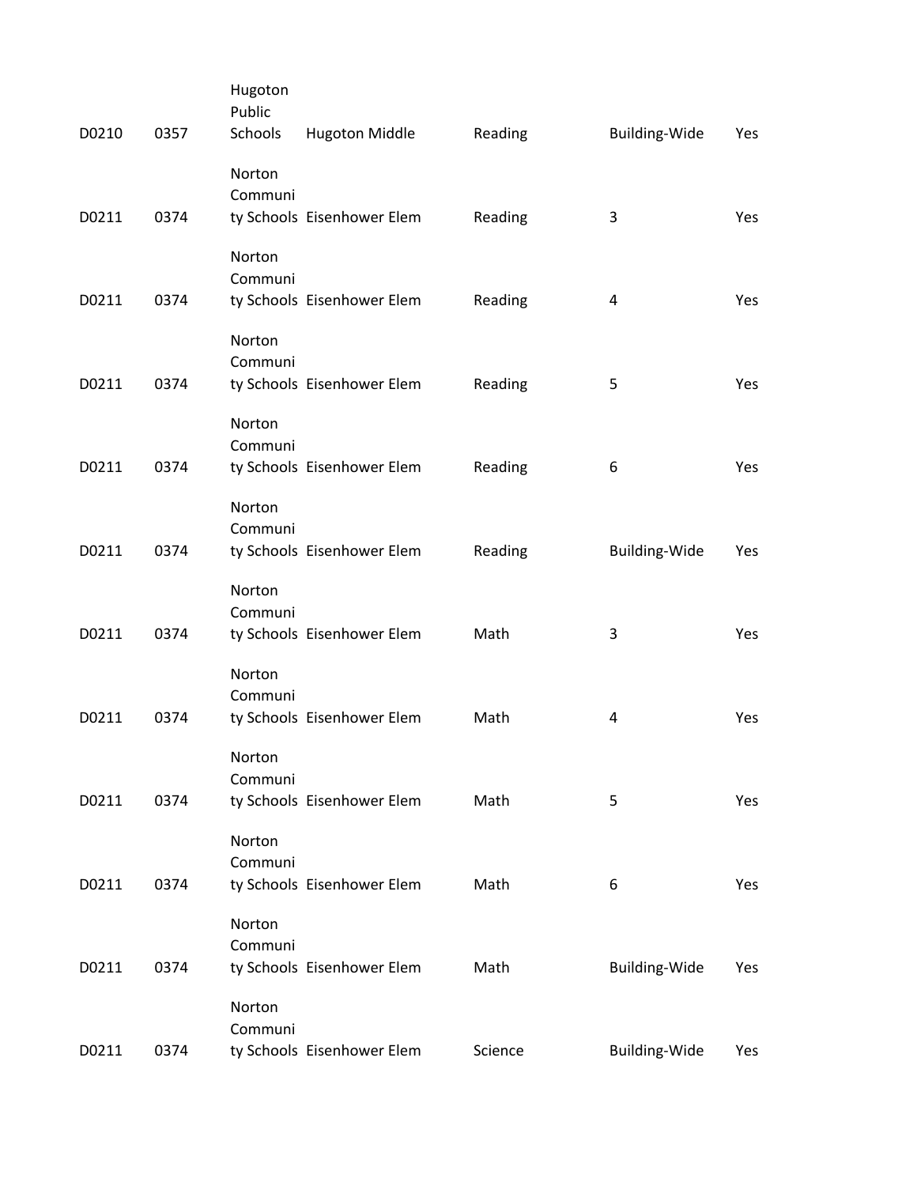| | | | | | | |
|---|---|---|---|---|---|---|
| D0210 | 0357 | Hugoton Public Schools | Hugoton Middle | Reading | Building-Wide | Yes |
| D0211 | 0374 | Norton Community Schools | Eisenhower Elem | Reading | 3 | Yes |
| D0211 | 0374 | Norton Community Schools | Eisenhower Elem | Reading | 4 | Yes |
| D0211 | 0374 | Norton Community Schools | Eisenhower Elem | Reading | 5 | Yes |
| D0211 | 0374 | Norton Community Schools | Eisenhower Elem | Reading | 6 | Yes |
| D0211 | 0374 | Norton Community Schools | Eisenhower Elem | Reading | Building-Wide | Yes |
| D0211 | 0374 | Norton Community Schools | Eisenhower Elem | Math | 3 | Yes |
| D0211 | 0374 | Norton Community Schools | Eisenhower Elem | Math | 4 | Yes |
| D0211 | 0374 | Norton Community Schools | Eisenhower Elem | Math | 5 | Yes |
| D0211 | 0374 | Norton Community Schools | Eisenhower Elem | Math | 6 | Yes |
| D0211 | 0374 | Norton Community Schools | Eisenhower Elem | Math | Building-Wide | Yes |
| D0211 | 0374 | Norton Community Schools | Eisenhower Elem | Science | Building-Wide | Yes |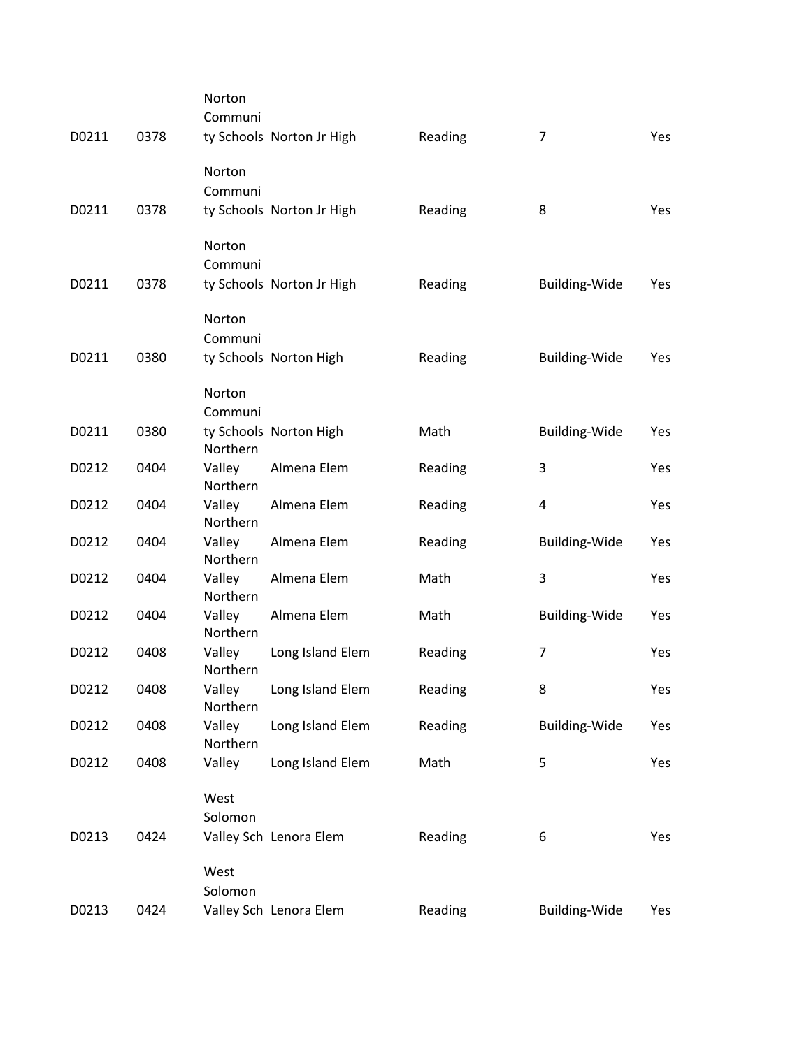| | | | | | | |
|---|---|---|---|---|---|---|
| D0211 | 0378 | Norton Community Schools | Norton Jr High | Reading | 7 | Yes |
| D0211 | 0378 | Norton Community Schools | Norton Jr High | Reading | 8 | Yes |
| D0211 | 0378 | Norton Community Schools | Norton Jr High | Reading | Building-Wide | Yes |
| D0211 | 0380 | Norton Community Schools | Norton High | Reading | Building-Wide | Yes |
| D0211 | 0380 | Norton Community Schools | Norton High | Math | Building-Wide | Yes |
| D0212 | 0404 | Northern Valley | Almena Elem | Reading | 3 | Yes |
| D0212 | 0404 | Northern Valley | Almena Elem | Reading | 4 | Yes |
| D0212 | 0404 | Northern Valley | Almena Elem | Reading | Building-Wide | Yes |
| D0212 | 0404 | Northern Valley | Almena Elem | Math | 3 | Yes |
| D0212 | 0404 | Northern Valley | Almena Elem | Math | Building-Wide | Yes |
| D0212 | 0408 | Northern Valley | Long Island Elem | Reading | 7 | Yes |
| D0212 | 0408 | Northern Valley | Long Island Elem | Reading | 8 | Yes |
| D0212 | 0408 | Northern Valley | Long Island Elem | Reading | Building-Wide | Yes |
| D0212 | 0408 | Northern Valley | Long Island Elem | Math | 5 | Yes |
| D0213 | 0424 | West Solomon Valley Sch | Lenora Elem | Reading | 6 | Yes |
| D0213 | 0424 | West Solomon Valley Sch | Lenora Elem | Reading | Building-Wide | Yes |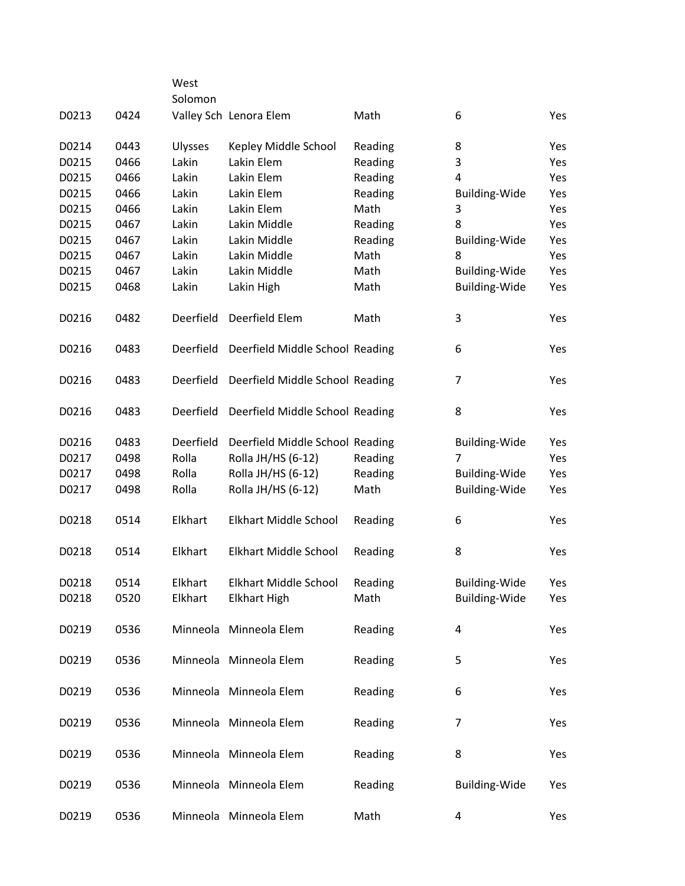| | | | | | | |
|---|---|---|---|---|---|---|
| D0213 | 0424 | West Solomon Valley Sch | Lenora Elem | Math | 6 | Yes |
| D0214 | 0443 | Ulysses | Kepley Middle School | Reading | 8 | Yes |
| D0215 | 0466 | Lakin | Lakin Elem | Reading | 3 | Yes |
| D0215 | 0466 | Lakin | Lakin Elem | Reading | 4 | Yes |
| D0215 | 0466 | Lakin | Lakin Elem | Reading | Building-Wide | Yes |
| D0215 | 0466 | Lakin | Lakin Elem | Math | 3 | Yes |
| D0215 | 0467 | Lakin | Lakin Middle | Reading | 8 | Yes |
| D0215 | 0467 | Lakin | Lakin Middle | Reading | Building-Wide | Yes |
| D0215 | 0467 | Lakin | Lakin Middle | Math | 8 | Yes |
| D0215 | 0467 | Lakin | Lakin Middle | Math | Building-Wide | Yes |
| D0215 | 0468 | Lakin | Lakin High | Math | Building-Wide | Yes |
| D0216 | 0482 | Deerfield | Deerfield Elem | Math | 3 | Yes |
| D0216 | 0483 | Deerfield | Deerfield Middle School | Reading | 6 | Yes |
| D0216 | 0483 | Deerfield | Deerfield Middle School | Reading | 7 | Yes |
| D0216 | 0483 | Deerfield | Deerfield Middle School | Reading | 8 | Yes |
| D0216 | 0483 | Deerfield | Deerfield Middle School | Reading | Building-Wide | Yes |
| D0217 | 0498 | Rolla | Rolla JH/HS (6-12) | Reading | 7 | Yes |
| D0217 | 0498 | Rolla | Rolla JH/HS (6-12) | Reading | Building-Wide | Yes |
| D0217 | 0498 | Rolla | Rolla JH/HS (6-12) | Math | Building-Wide | Yes |
| D0218 | 0514 | Elkhart | Elkhart Middle School | Reading | 6 | Yes |
| D0218 | 0514 | Elkhart | Elkhart Middle School | Reading | 8 | Yes |
| D0218 | 0514 | Elkhart | Elkhart Middle School | Reading | Building-Wide | Yes |
| D0218 | 0520 | Elkhart | Elkhart High | Math | Building-Wide | Yes |
| D0219 | 0536 | Minneola | Minneola Elem | Reading | 4 | Yes |
| D0219 | 0536 | Minneola | Minneola Elem | Reading | 5 | Yes |
| D0219 | 0536 | Minneola | Minneola Elem | Reading | 6 | Yes |
| D0219 | 0536 | Minneola | Minneola Elem | Reading | 7 | Yes |
| D0219 | 0536 | Minneola | Minneola Elem | Reading | 8 | Yes |
| D0219 | 0536 | Minneola | Minneola Elem | Reading | Building-Wide | Yes |
| D0219 | 0536 | Minneola | Minneola Elem | Math | 4 | Yes |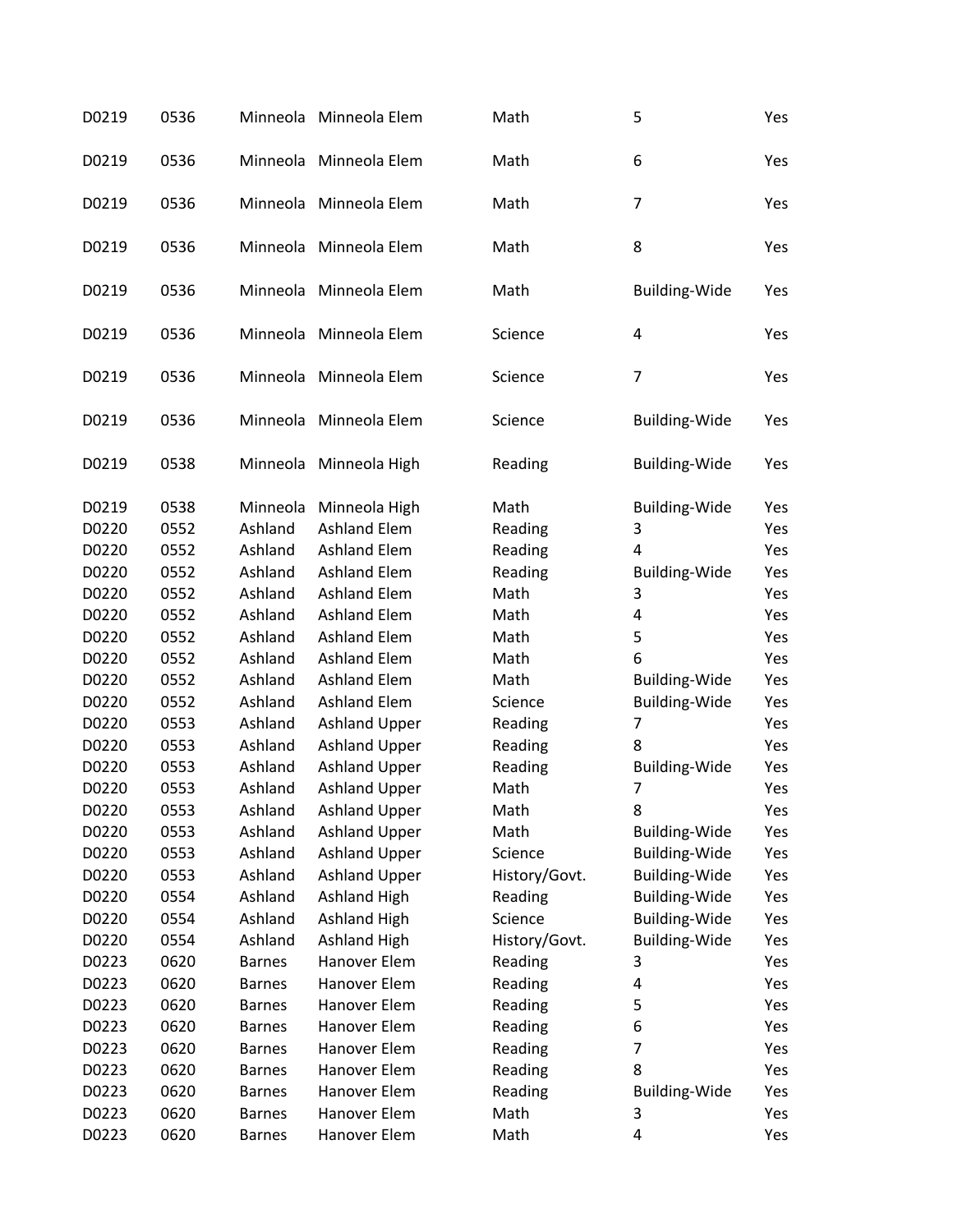| | | | | | | |
|---|---|---|---|---|---|---|
| D0219 | 0536 | Minneola | Minneola Elem | Math | 5 | Yes |
| D0219 | 0536 | Minneola | Minneola Elem | Math | 6 | Yes |
| D0219 | 0536 | Minneola | Minneola Elem | Math | 7 | Yes |
| D0219 | 0536 | Minneola | Minneola Elem | Math | 8 | Yes |
| D0219 | 0536 | Minneola | Minneola Elem | Math | Building-Wide | Yes |
| D0219 | 0536 | Minneola | Minneola Elem | Science | 4 | Yes |
| D0219 | 0536 | Minneola | Minneola Elem | Science | 7 | Yes |
| D0219 | 0536 | Minneola | Minneola Elem | Science | Building-Wide | Yes |
| D0219 | 0538 | Minneola | Minneola High | Reading | Building-Wide | Yes |
| D0219 | 0538 | Minneola | Minneola High | Math | Building-Wide | Yes |
| D0220 | 0552 | Ashland | Ashland Elem | Reading | 3 | Yes |
| D0220 | 0552 | Ashland | Ashland Elem | Reading | 4 | Yes |
| D0220 | 0552 | Ashland | Ashland Elem | Reading | Building-Wide | Yes |
| D0220 | 0552 | Ashland | Ashland Elem | Math | 3 | Yes |
| D0220 | 0552 | Ashland | Ashland Elem | Math | 4 | Yes |
| D0220 | 0552 | Ashland | Ashland Elem | Math | 5 | Yes |
| D0220 | 0552 | Ashland | Ashland Elem | Math | 6 | Yes |
| D0220 | 0552 | Ashland | Ashland Elem | Math | Building-Wide | Yes |
| D0220 | 0552 | Ashland | Ashland Elem | Science | Building-Wide | Yes |
| D0220 | 0553 | Ashland | Ashland Upper | Reading | 7 | Yes |
| D0220 | 0553 | Ashland | Ashland Upper | Reading | 8 | Yes |
| D0220 | 0553 | Ashland | Ashland Upper | Reading | Building-Wide | Yes |
| D0220 | 0553 | Ashland | Ashland Upper | Math | 7 | Yes |
| D0220 | 0553 | Ashland | Ashland Upper | Math | 8 | Yes |
| D0220 | 0553 | Ashland | Ashland Upper | Math | Building-Wide | Yes |
| D0220 | 0553 | Ashland | Ashland Upper | Science | Building-Wide | Yes |
| D0220 | 0553 | Ashland | Ashland Upper | History/Govt. | Building-Wide | Yes |
| D0220 | 0554 | Ashland | Ashland High | Reading | Building-Wide | Yes |
| D0220 | 0554 | Ashland | Ashland High | Science | Building-Wide | Yes |
| D0220 | 0554 | Ashland | Ashland High | History/Govt. | Building-Wide | Yes |
| D0223 | 0620 | Barnes | Hanover Elem | Reading | 3 | Yes |
| D0223 | 0620 | Barnes | Hanover Elem | Reading | 4 | Yes |
| D0223 | 0620 | Barnes | Hanover Elem | Reading | 5 | Yes |
| D0223 | 0620 | Barnes | Hanover Elem | Reading | 6 | Yes |
| D0223 | 0620 | Barnes | Hanover Elem | Reading | 7 | Yes |
| D0223 | 0620 | Barnes | Hanover Elem | Reading | 8 | Yes |
| D0223 | 0620 | Barnes | Hanover Elem | Reading | Building-Wide | Yes |
| D0223 | 0620 | Barnes | Hanover Elem | Math | 3 | Yes |
| D0223 | 0620 | Barnes | Hanover Elem | Math | 4 | Yes |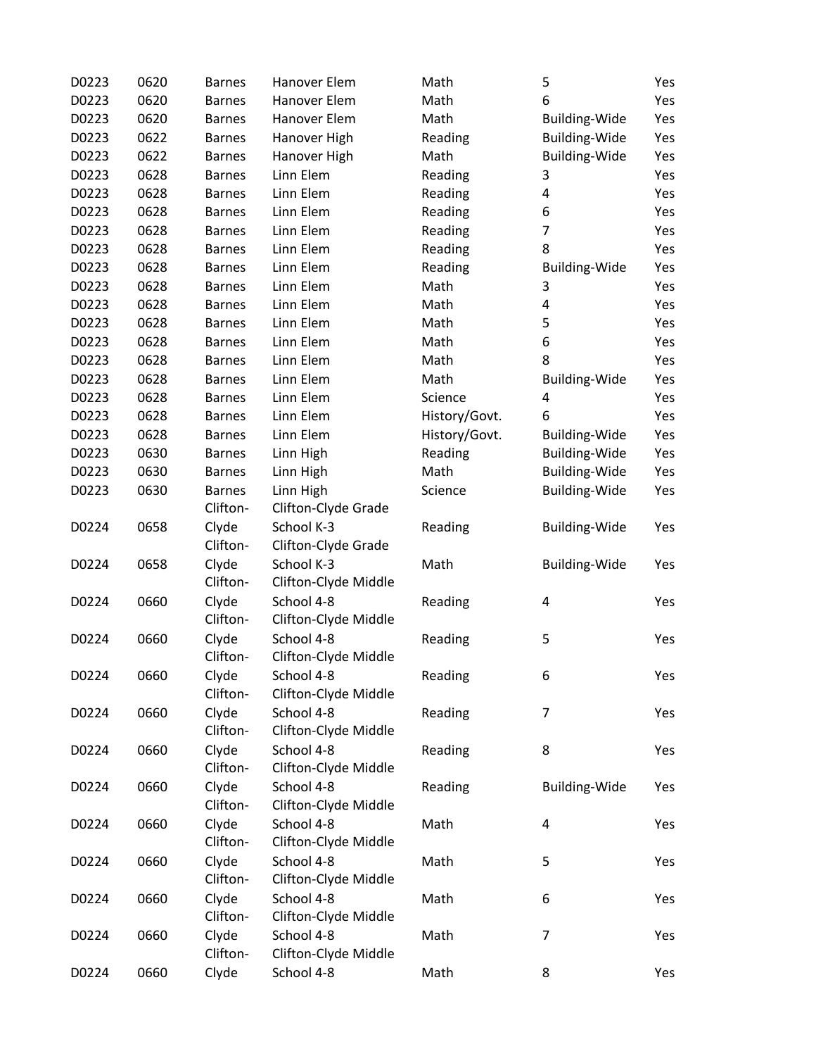| | | | | | | |
|---|---|---|---|---|---|---|
| D0223 | 0620 | Barnes | Hanover Elem | Math | 5 | Yes |
| D0223 | 0620 | Barnes | Hanover Elem | Math | 6 | Yes |
| D0223 | 0620 | Barnes | Hanover Elem | Math | Building-Wide | Yes |
| D0223 | 0622 | Barnes | Hanover High | Reading | Building-Wide | Yes |
| D0223 | 0622 | Barnes | Hanover High | Math | Building-Wide | Yes |
| D0223 | 0628 | Barnes | Linn Elem | Reading | 3 | Yes |
| D0223 | 0628 | Barnes | Linn Elem | Reading | 4 | Yes |
| D0223 | 0628 | Barnes | Linn Elem | Reading | 6 | Yes |
| D0223 | 0628 | Barnes | Linn Elem | Reading | 7 | Yes |
| D0223 | 0628 | Barnes | Linn Elem | Reading | 8 | Yes |
| D0223 | 0628 | Barnes | Linn Elem | Reading | Building-Wide | Yes |
| D0223 | 0628 | Barnes | Linn Elem | Math | 3 | Yes |
| D0223 | 0628 | Barnes | Linn Elem | Math | 4 | Yes |
| D0223 | 0628 | Barnes | Linn Elem | Math | 5 | Yes |
| D0223 | 0628 | Barnes | Linn Elem | Math | 6 | Yes |
| D0223 | 0628 | Barnes | Linn Elem | Math | 8 | Yes |
| D0223 | 0628 | Barnes | Linn Elem | Math | Building-Wide | Yes |
| D0223 | 0628 | Barnes | Linn Elem | Science | 4 | Yes |
| D0223 | 0628 | Barnes | Linn Elem | History/Govt. | 6 | Yes |
| D0223 | 0628 | Barnes | Linn Elem | History/Govt. | Building-Wide | Yes |
| D0223 | 0630 | Barnes | Linn High | Reading | Building-Wide | Yes |
| D0223 | 0630 | Barnes | Linn High | Math | Building-Wide | Yes |
| D0223 | 0630 | Barnes | Linn High | Science | Building-Wide | Yes |
| D0224 | 0658 | Clifton-Clyde | Clifton-Clyde Grade School K-3 | Reading | Building-Wide | Yes |
| D0224 | 0658 | Clifton-Clyde | Clifton-Clyde Grade School K-3 | Math | Building-Wide | Yes |
| D0224 | 0660 | Clifton-Clyde | Clifton-Clyde Middle School 4-8 | Reading | 4 | Yes |
| D0224 | 0660 | Clifton-Clyde | Clifton-Clyde Middle School 4-8 | Reading | 5 | Yes |
| D0224 | 0660 | Clifton-Clyde | Clifton-Clyde Middle School 4-8 | Reading | 6 | Yes |
| D0224 | 0660 | Clifton-Clyde | Clifton-Clyde Middle School 4-8 | Reading | 7 | Yes |
| D0224 | 0660 | Clifton-Clyde | Clifton-Clyde Middle School 4-8 | Reading | 8 | Yes |
| D0224 | 0660 | Clifton-Clyde | Clifton-Clyde Middle School 4-8 | Reading | Building-Wide | Yes |
| D0224 | 0660 | Clifton-Clyde | Clifton-Clyde Middle School 4-8 | Math | 4 | Yes |
| D0224 | 0660 | Clifton-Clyde | Clifton-Clyde Middle School 4-8 | Math | 5 | Yes |
| D0224 | 0660 | Clifton-Clyde | Clifton-Clyde Middle School 4-8 | Math | 6 | Yes |
| D0224 | 0660 | Clifton-Clyde | Clifton-Clyde Middle School 4-8 | Math | 7 | Yes |
| D0224 | 0660 | Clifton-Clyde | Clifton-Clyde Middle School 4-8 | Math | 8 | Yes |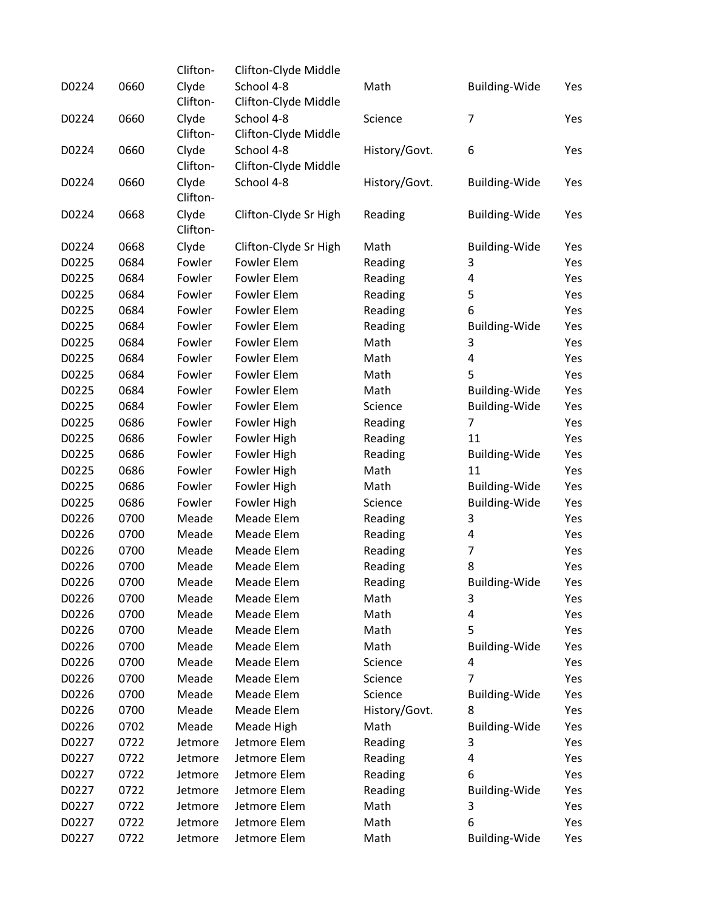| | | | | | | |
|---|---|---|---|---|---|---|
| D0224 | 0660 | Clifton-Clyde | Clifton-Clyde Middle School 4-8 | Math | Building-Wide | Yes |
| D0224 | 0660 | Clifton-Clyde | Clifton-Clyde Middle School 4-8 | Science | 7 | Yes |
| D0224 | 0660 | Clifton-Clyde | Clifton-Clyde Middle School 4-8 | History/Govt. | 6 | Yes |
| D0224 | 0660 | Clifton-Clyde | Clifton-Clyde Middle School 4-8 | History/Govt. | Building-Wide | Yes |
| D0224 | 0668 | Clifton-Clyde | Clifton-Clyde Sr High | Reading | Building-Wide | Yes |
| D0224 | 0668 | Clifton-Clyde | Clifton-Clyde Sr High | Math | Building-Wide | Yes |
| D0225 | 0684 | Fowler | Fowler Elem | Reading | 3 | Yes |
| D0225 | 0684 | Fowler | Fowler Elem | Reading | 4 | Yes |
| D0225 | 0684 | Fowler | Fowler Elem | Reading | 5 | Yes |
| D0225 | 0684 | Fowler | Fowler Elem | Reading | 6 | Yes |
| D0225 | 0684 | Fowler | Fowler Elem | Reading | Building-Wide | Yes |
| D0225 | 0684 | Fowler | Fowler Elem | Math | 3 | Yes |
| D0225 | 0684 | Fowler | Fowler Elem | Math | 4 | Yes |
| D0225 | 0684 | Fowler | Fowler Elem | Math | 5 | Yes |
| D0225 | 0684 | Fowler | Fowler Elem | Math | Building-Wide | Yes |
| D0225 | 0684 | Fowler | Fowler Elem | Science | Building-Wide | Yes |
| D0225 | 0686 | Fowler | Fowler High | Reading | 7 | Yes |
| D0225 | 0686 | Fowler | Fowler High | Reading | 11 | Yes |
| D0225 | 0686 | Fowler | Fowler High | Reading | Building-Wide | Yes |
| D0225 | 0686 | Fowler | Fowler High | Math | 11 | Yes |
| D0225 | 0686 | Fowler | Fowler High | Math | Building-Wide | Yes |
| D0225 | 0686 | Fowler | Fowler High | Science | Building-Wide | Yes |
| D0226 | 0700 | Meade | Meade Elem | Reading | 3 | Yes |
| D0226 | 0700 | Meade | Meade Elem | Reading | 4 | Yes |
| D0226 | 0700 | Meade | Meade Elem | Reading | 7 | Yes |
| D0226 | 0700 | Meade | Meade Elem | Reading | 8 | Yes |
| D0226 | 0700 | Meade | Meade Elem | Reading | Building-Wide | Yes |
| D0226 | 0700 | Meade | Meade Elem | Math | 3 | Yes |
| D0226 | 0700 | Meade | Meade Elem | Math | 4 | Yes |
| D0226 | 0700 | Meade | Meade Elem | Math | 5 | Yes |
| D0226 | 0700 | Meade | Meade Elem | Math | Building-Wide | Yes |
| D0226 | 0700 | Meade | Meade Elem | Science | 4 | Yes |
| D0226 | 0700 | Meade | Meade Elem | Science | 7 | Yes |
| D0226 | 0700 | Meade | Meade Elem | Science | Building-Wide | Yes |
| D0226 | 0700 | Meade | Meade Elem | History/Govt. | 8 | Yes |
| D0226 | 0702 | Meade | Meade High | Math | Building-Wide | Yes |
| D0227 | 0722 | Jetmore | Jetmore Elem | Reading | 3 | Yes |
| D0227 | 0722 | Jetmore | Jetmore Elem | Reading | 4 | Yes |
| D0227 | 0722 | Jetmore | Jetmore Elem | Reading | 6 | Yes |
| D0227 | 0722 | Jetmore | Jetmore Elem | Reading | Building-Wide | Yes |
| D0227 | 0722 | Jetmore | Jetmore Elem | Math | 3 | Yes |
| D0227 | 0722 | Jetmore | Jetmore Elem | Math | 6 | Yes |
| D0227 | 0722 | Jetmore | Jetmore Elem | Math | Building-Wide | Yes |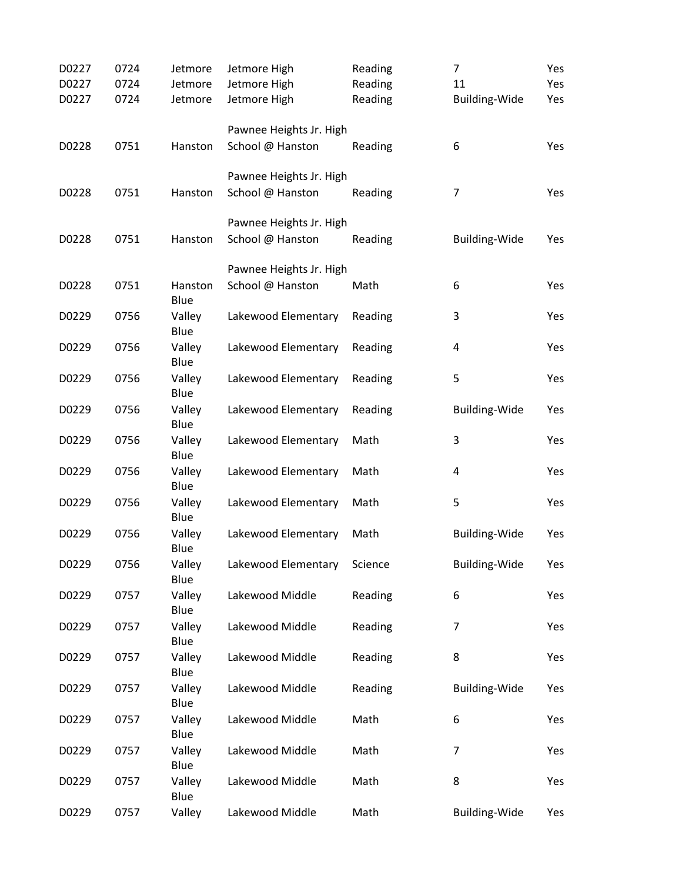| | | | | | | |
|---|---|---|---|---|---|---|
| D0227 | 0724 | Jetmore | Jetmore High | Reading | 7 | Yes |
| D0227 | 0724 | Jetmore | Jetmore High | Reading | 11 | Yes |
| D0227 | 0724 | Jetmore | Jetmore High | Reading | Building-Wide | Yes |
| D0228 | 0751 | Hanston | Pawnee Heights Jr. High School @ Hanston | Reading | 6 | Yes |
| D0228 | 0751 | Hanston | Pawnee Heights Jr. High School @ Hanston | Reading | 7 | Yes |
| D0228 | 0751 | Hanston | Pawnee Heights Jr. High School @ Hanston | Reading | Building-Wide | Yes |
| D0228 | 0751 | Hanston | Pawnee Heights Jr. High School @ Hanston | Math | 6 | Yes |
| D0229 | 0756 | Blue Valley | Lakewood Elementary | Reading | 3 | Yes |
| D0229 | 0756 | Blue Valley | Lakewood Elementary | Reading | 4 | Yes |
| D0229 | 0756 | Blue Valley | Lakewood Elementary | Reading | 5 | Yes |
| D0229 | 0756 | Blue Valley | Lakewood Elementary | Reading | Building-Wide | Yes |
| D0229 | 0756 | Blue Valley | Lakewood Elementary | Math | 3 | Yes |
| D0229 | 0756 | Blue Valley | Lakewood Elementary | Math | 4 | Yes |
| D0229 | 0756 | Blue Valley | Lakewood Elementary | Math | 5 | Yes |
| D0229 | 0756 | Blue Valley | Lakewood Elementary | Math | Building-Wide | Yes |
| D0229 | 0756 | Blue Valley | Lakewood Elementary | Science | Building-Wide | Yes |
| D0229 | 0757 | Blue Valley | Lakewood Middle | Reading | 6 | Yes |
| D0229 | 0757 | Blue Valley | Lakewood Middle | Reading | 7 | Yes |
| D0229 | 0757 | Blue Valley | Lakewood Middle | Reading | 8 | Yes |
| D0229 | 0757 | Blue Valley | Lakewood Middle | Reading | Building-Wide | Yes |
| D0229 | 0757 | Blue Valley | Lakewood Middle | Math | 6 | Yes |
| D0229 | 0757 | Blue Valley | Lakewood Middle | Math | 7 | Yes |
| D0229 | 0757 | Blue Valley | Lakewood Middle | Math | 8 | Yes |
| D0229 | 0757 | Blue Valley | Lakewood Middle | Math | Building-Wide | Yes |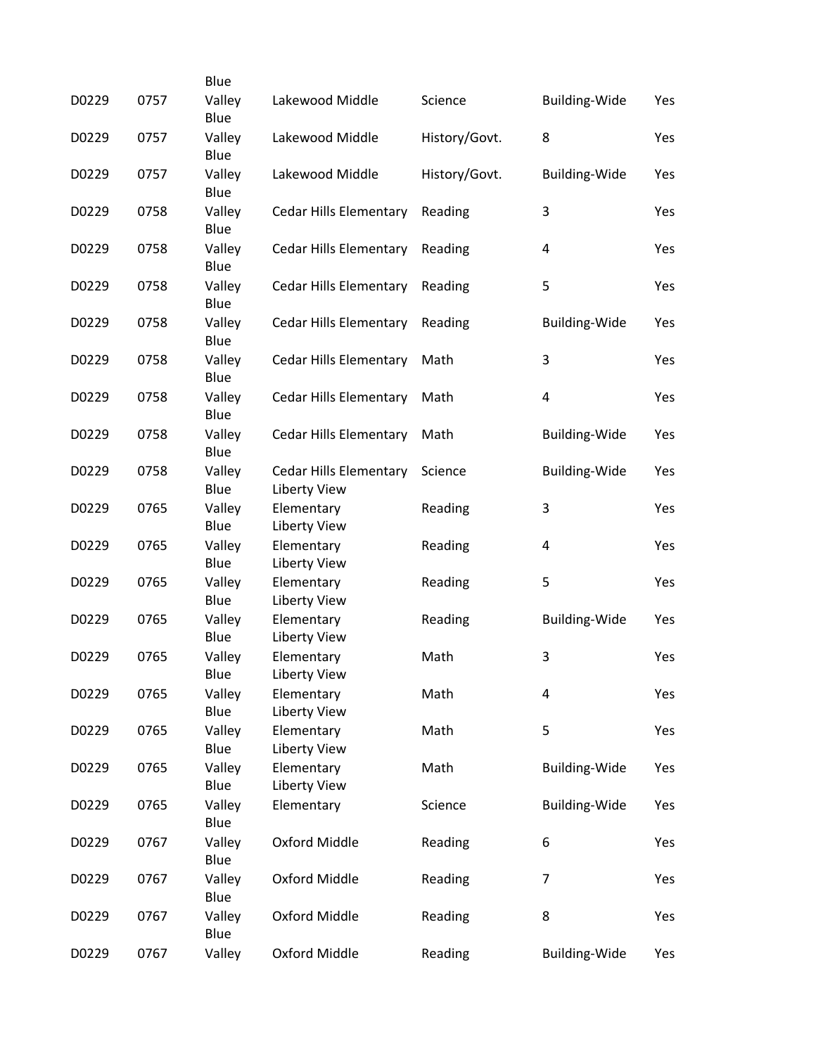| | | | | | | |
|---|---|---|---|---|---|---|
| D0229 | 0757 | Blue Valley | Lakewood Middle | Science | Building-Wide | Yes |
| D0229 | 0757 | Blue Valley | Lakewood Middle | History/Govt. | 8 | Yes |
| D0229 | 0757 | Blue Valley | Lakewood Middle | History/Govt. | Building-Wide | Yes |
| D0229 | 0758 | Blue Valley | Cedar Hills Elementary | Reading | 3 | Yes |
| D0229 | 0758 | Blue Valley | Cedar Hills Elementary | Reading | 4 | Yes |
| D0229 | 0758 | Blue Valley | Cedar Hills Elementary | Reading | 5 | Yes |
| D0229 | 0758 | Blue Valley | Cedar Hills Elementary | Reading | Building-Wide | Yes |
| D0229 | 0758 | Blue Valley | Cedar Hills Elementary | Math | 3 | Yes |
| D0229 | 0758 | Blue Valley | Cedar Hills Elementary | Math | 4 | Yes |
| D0229 | 0758 | Blue Valley | Cedar Hills Elementary | Math | Building-Wide | Yes |
| D0229 | 0758 | Blue Valley | Cedar Hills Elementary | Science | Building-Wide | Yes |
| D0229 | 0765 | Blue Valley | Liberty View Elementary | Reading | 3 | Yes |
| D0229 | 0765 | Blue Valley | Liberty View Elementary | Reading | 4 | Yes |
| D0229 | 0765 | Blue Valley | Liberty View Elementary | Reading | 5 | Yes |
| D0229 | 0765 | Blue Valley | Liberty View Elementary | Reading | Building-Wide | Yes |
| D0229 | 0765 | Blue Valley | Liberty View Elementary | Math | 3 | Yes |
| D0229 | 0765 | Blue Valley | Liberty View Elementary | Math | 4 | Yes |
| D0229 | 0765 | Blue Valley | Liberty View Elementary | Math | 5 | Yes |
| D0229 | 0765 | Blue Valley | Liberty View Elementary | Math | Building-Wide | Yes |
| D0229 | 0765 | Blue Valley | Liberty View Elementary | Science | Building-Wide | Yes |
| D0229 | 0767 | Blue Valley | Oxford Middle | Reading | 6 | Yes |
| D0229 | 0767 | Blue Valley | Oxford Middle | Reading | 7 | Yes |
| D0229 | 0767 | Blue Valley | Oxford Middle | Reading | 8 | Yes |
| D0229 | 0767 | Blue Valley | Oxford Middle | Reading | Building-Wide | Yes |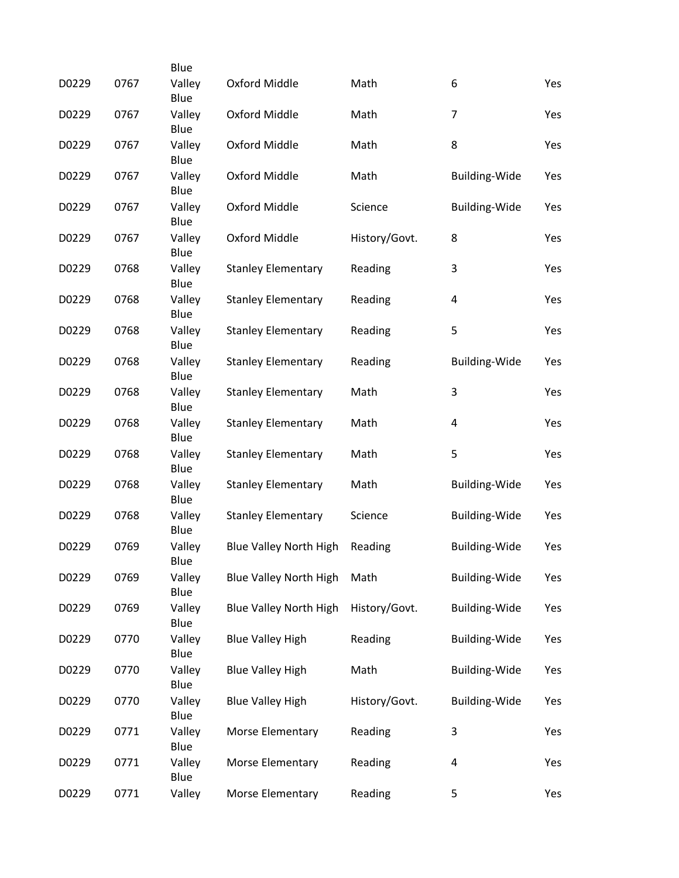| | | Blue | | | | |
|---|---|---|---|---|---|---|
| D0229 | 0767 | Valley Blue | Oxford Middle | Math | 6 | Yes |
| D0229 | 0767 | Valley Blue | Oxford Middle | Math | 7 | Yes |
| D0229 | 0767 | Valley Blue | Oxford Middle | Math | 8 | Yes |
| D0229 | 0767 | Valley Blue | Oxford Middle | Math | Building-Wide | Yes |
| D0229 | 0767 | Valley Blue | Oxford Middle | Science | Building-Wide | Yes |
| D0229 | 0767 | Valley Blue | Oxford Middle | History/Govt. | 8 | Yes |
| D0229 | 0768 | Valley Blue | Stanley Elementary | Reading | 3 | Yes |
| D0229 | 0768 | Valley Blue | Stanley Elementary | Reading | 4 | Yes |
| D0229 | 0768 | Valley Blue | Stanley Elementary | Reading | 5 | Yes |
| D0229 | 0768 | Valley Blue | Stanley Elementary | Reading | Building-Wide | Yes |
| D0229 | 0768 | Valley Blue | Stanley Elementary | Math | 3 | Yes |
| D0229 | 0768 | Valley Blue | Stanley Elementary | Math | 4 | Yes |
| D0229 | 0768 | Valley Blue | Stanley Elementary | Math | 5 | Yes |
| D0229 | 0768 | Valley Blue | Stanley Elementary | Math | Building-Wide | Yes |
| D0229 | 0768 | Valley Blue | Stanley Elementary | Science | Building-Wide | Yes |
| D0229 | 0769 | Valley Blue | Blue Valley North High | Reading | Building-Wide | Yes |
| D0229 | 0769 | Valley Blue | Blue Valley North High | Math | Building-Wide | Yes |
| D0229 | 0769 | Valley Blue | Blue Valley North High | History/Govt. | Building-Wide | Yes |
| D0229 | 0770 | Valley Blue | Blue Valley High | Reading | Building-Wide | Yes |
| D0229 | 0770 | Valley Blue | Blue Valley High | Math | Building-Wide | Yes |
| D0229 | 0770 | Valley Blue | Blue Valley High | History/Govt. | Building-Wide | Yes |
| D0229 | 0771 | Valley Blue | Morse Elementary | Reading | 3 | Yes |
| D0229 | 0771 | Valley Blue | Morse Elementary | Reading | 4 | Yes |
| D0229 | 0771 | Valley | Morse Elementary | Reading | 5 | Yes |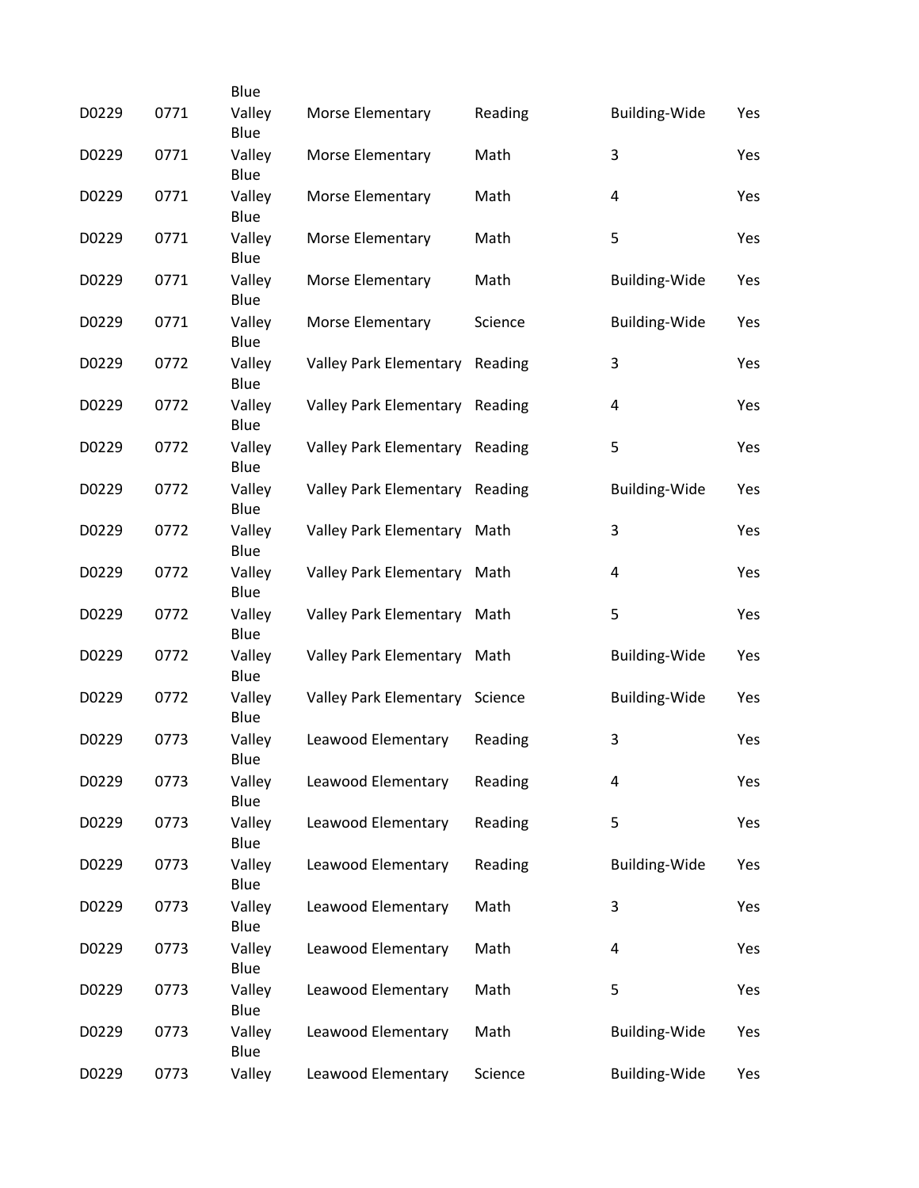| | | Blue | | | | |
|---|---|---|---|---|---|---|
| D0229 | 0771 | Valley Blue | Morse Elementary | Reading | Building-Wide | Yes |
| D0229 | 0771 | Valley Blue | Morse Elementary | Math | 3 | Yes |
| D0229 | 0771 | Valley Blue | Morse Elementary | Math | 4 | Yes |
| D0229 | 0771 | Valley Blue | Morse Elementary | Math | 5 | Yes |
| D0229 | 0771 | Valley Blue | Morse Elementary | Math | Building-Wide | Yes |
| D0229 | 0771 | Valley Blue | Morse Elementary | Science | Building-Wide | Yes |
| D0229 | 0772 | Valley Blue | Valley Park Elementary | Reading | 3 | Yes |
| D0229 | 0772 | Valley Blue | Valley Park Elementary | Reading | 4 | Yes |
| D0229 | 0772 | Valley Blue | Valley Park Elementary | Reading | 5 | Yes |
| D0229 | 0772 | Valley Blue | Valley Park Elementary | Reading | Building-Wide | Yes |
| D0229 | 0772 | Valley Blue | Valley Park Elementary | Math | 3 | Yes |
| D0229 | 0772 | Valley Blue | Valley Park Elementary | Math | 4 | Yes |
| D0229 | 0772 | Valley Blue | Valley Park Elementary | Math | 5 | Yes |
| D0229 | 0772 | Valley Blue | Valley Park Elementary | Math | Building-Wide | Yes |
| D0229 | 0772 | Valley Blue | Valley Park Elementary | Science | Building-Wide | Yes |
| D0229 | 0773 | Valley Blue | Leawood Elementary | Reading | 3 | Yes |
| D0229 | 0773 | Valley Blue | Leawood Elementary | Reading | 4 | Yes |
| D0229 | 0773 | Valley Blue | Leawood Elementary | Reading | 5 | Yes |
| D0229 | 0773 | Valley Blue | Leawood Elementary | Reading | Building-Wide | Yes |
| D0229 | 0773 | Valley Blue | Leawood Elementary | Math | 3 | Yes |
| D0229 | 0773 | Valley Blue | Leawood Elementary | Math | 4 | Yes |
| D0229 | 0773 | Valley Blue | Leawood Elementary | Math | 5 | Yes |
| D0229 | 0773 | Valley Blue | Leawood Elementary | Math | Building-Wide | Yes |
| D0229 | 0773 | Valley | Leawood Elementary | Science | Building-Wide | Yes |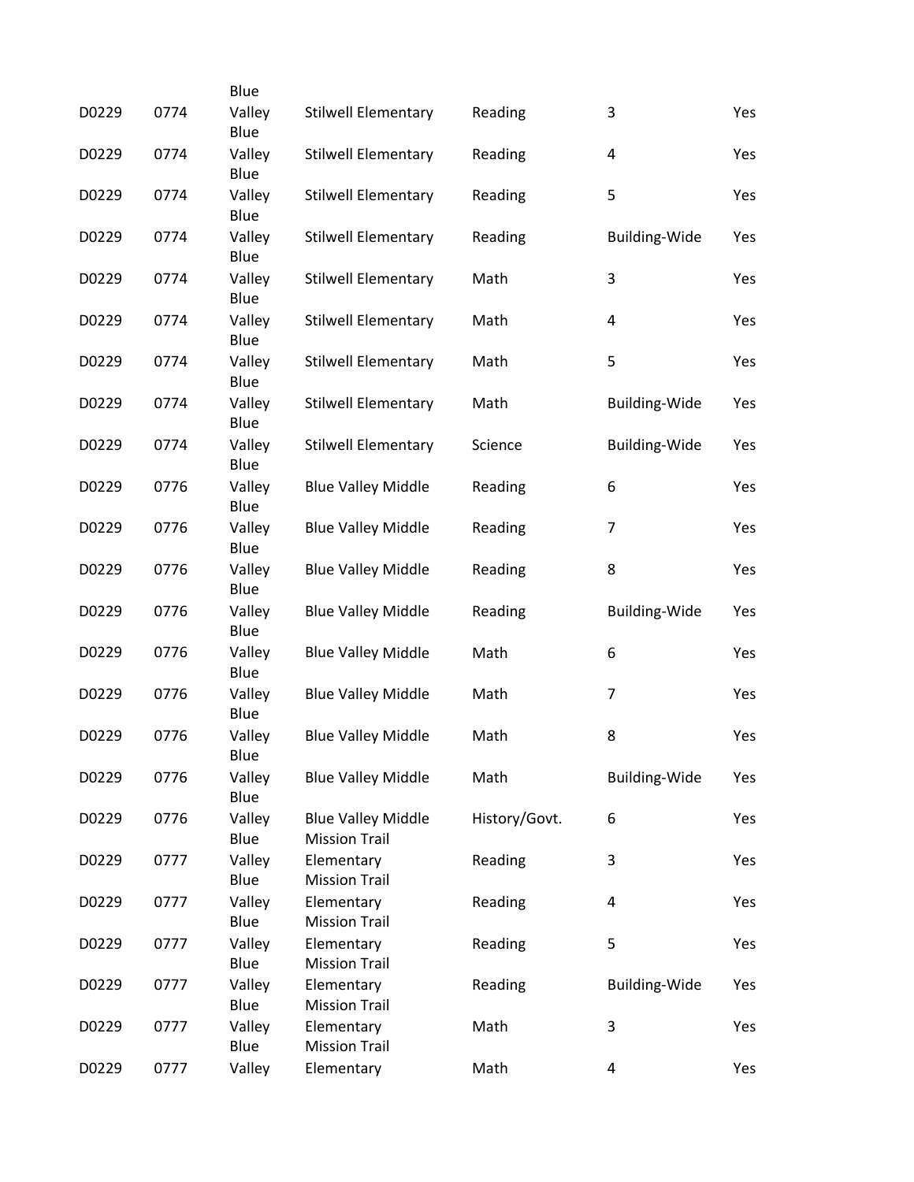| | | | | | | |
|---|---|---|---|---|---|---|
| D0229 | 0774 | Blue Valley | Stilwell Elementary | Reading | 3 | Yes |
| D0229 | 0774 | Blue Valley | Stilwell Elementary | Reading | 4 | Yes |
| D0229 | 0774 | Blue Valley | Stilwell Elementary | Reading | 5 | Yes |
| D0229 | 0774 | Blue Valley | Stilwell Elementary | Reading | Building-Wide | Yes |
| D0229 | 0774 | Blue Valley | Stilwell Elementary | Math | 3 | Yes |
| D0229 | 0774 | Blue Valley | Stilwell Elementary | Math | 4 | Yes |
| D0229 | 0774 | Blue Valley | Stilwell Elementary | Math | 5 | Yes |
| D0229 | 0774 | Blue Valley | Stilwell Elementary | Math | Building-Wide | Yes |
| D0229 | 0774 | Blue Valley | Stilwell Elementary | Science | Building-Wide | Yes |
| D0229 | 0776 | Blue Valley | Blue Valley Middle | Reading | 6 | Yes |
| D0229 | 0776 | Blue Valley | Blue Valley Middle | Reading | 7 | Yes |
| D0229 | 0776 | Blue Valley | Blue Valley Middle | Reading | 8 | Yes |
| D0229 | 0776 | Blue Valley | Blue Valley Middle | Reading | Building-Wide | Yes |
| D0229 | 0776 | Blue Valley | Blue Valley Middle | Math | 6 | Yes |
| D0229 | 0776 | Blue Valley | Blue Valley Middle | Math | 7 | Yes |
| D0229 | 0776 | Blue Valley | Blue Valley Middle | Math | 8 | Yes |
| D0229 | 0776 | Blue Valley | Blue Valley Middle | Math | Building-Wide | Yes |
| D0229 | 0776 | Blue Valley | Blue Valley Middle | History/Govt. | 6 | Yes |
| D0229 | 0777 | Blue Valley | Mission Trail Elementary | Reading | 3 | Yes |
| D0229 | 0777 | Blue Valley | Mission Trail Elementary | Reading | 4 | Yes |
| D0229 | 0777 | Blue Valley | Mission Trail Elementary | Reading | 5 | Yes |
| D0229 | 0777 | Blue Valley | Mission Trail Elementary | Reading | Building-Wide | Yes |
| D0229 | 0777 | Blue Valley | Mission Trail Elementary | Math | 3 | Yes |
| D0229 | 0777 | Blue Valley | Mission Trail Elementary | Math | 4 | Yes |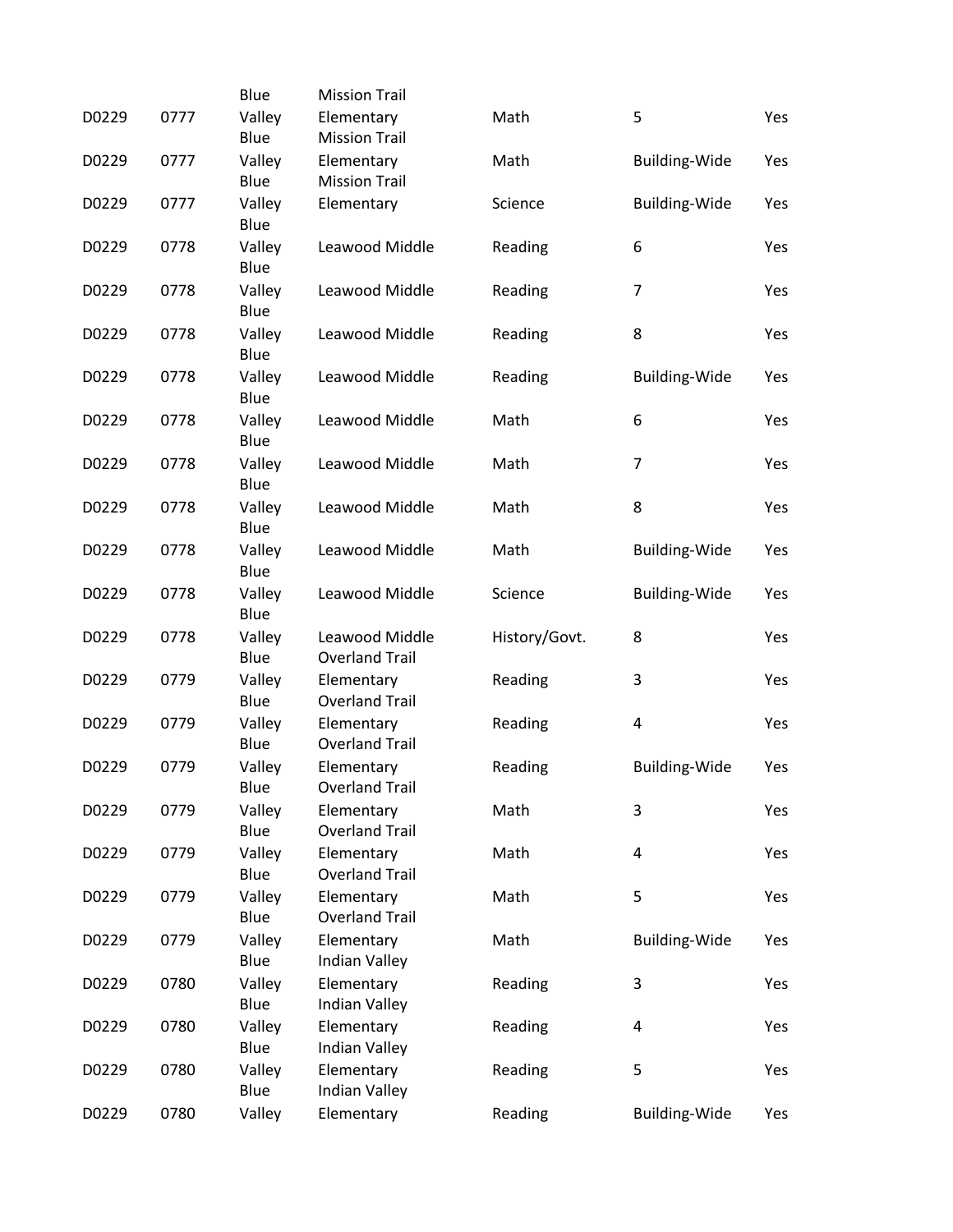| | | | | | | |
|---|---|---|---|---|---|---|
| D0229 | 0777 | Blue Valley | Mission Trail Elementary | Math | 5 | Yes |
| D0229 | 0777 | Blue Valley | Mission Trail Elementary | Math | Building-Wide | Yes |
| D0229 | 0777 | Blue Valley | Mission Trail Elementary | Science | Building-Wide | Yes |
| D0229 | 0778 | Blue Valley | Leawood Middle | Reading | 6 | Yes |
| D0229 | 0778 | Blue Valley | Leawood Middle | Reading | 7 | Yes |
| D0229 | 0778 | Blue Valley | Leawood Middle | Reading | 8 | Yes |
| D0229 | 0778 | Blue Valley | Leawood Middle | Reading | Building-Wide | Yes |
| D0229 | 0778 | Blue Valley | Leawood Middle | Math | 6 | Yes |
| D0229 | 0778 | Blue Valley | Leawood Middle | Math | 7 | Yes |
| D0229 | 0778 | Blue Valley | Leawood Middle | Math | 8 | Yes |
| D0229 | 0778 | Blue Valley | Leawood Middle | Math | Building-Wide | Yes |
| D0229 | 0778 | Blue Valley | Leawood Middle | Science | Building-Wide | Yes |
| D0229 | 0778 | Blue Valley | Leawood Middle | History/Govt. | 8 | Yes |
| D0229 | 0779 | Blue Valley | Overland Trail Elementary | Reading | 3 | Yes |
| D0229 | 0779 | Blue Valley | Overland Trail Elementary | Reading | 4 | Yes |
| D0229 | 0779 | Blue Valley | Overland Trail Elementary | Reading | Building-Wide | Yes |
| D0229 | 0779 | Blue Valley | Overland Trail Elementary | Math | 3 | Yes |
| D0229 | 0779 | Blue Valley | Overland Trail Elementary | Math | 4 | Yes |
| D0229 | 0779 | Blue Valley | Overland Trail Elementary | Math | 5 | Yes |
| D0229 | 0779 | Blue Valley | Overland Trail Elementary | Math | Building-Wide | Yes |
| D0229 | 0780 | Blue Valley | Indian Valley Elementary | Reading | 3 | Yes |
| D0229 | 0780 | Blue Valley | Indian Valley Elementary | Reading | 4 | Yes |
| D0229 | 0780 | Blue Valley | Indian Valley Elementary | Reading | 5 | Yes |
| D0229 | 0780 | Blue Valley | Indian Valley Elementary | Reading | Building-Wide | Yes |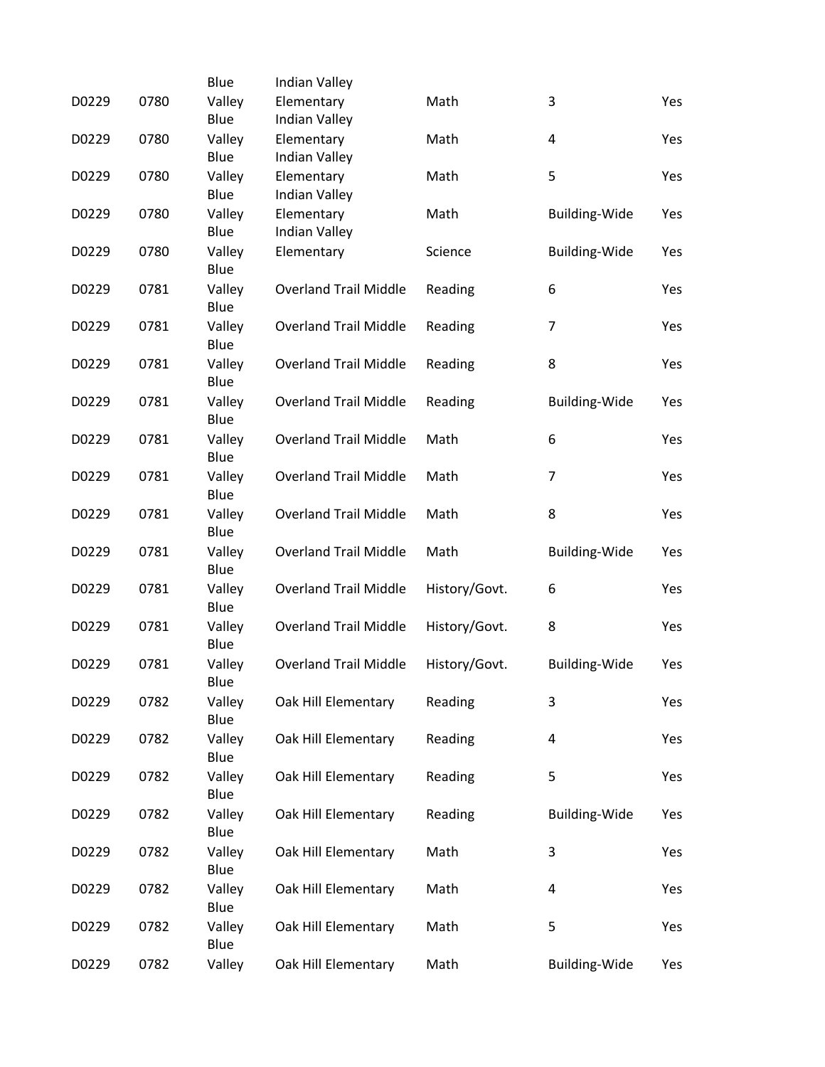| | | | | | | |
|---|---|---|---|---|---|---|
| D0229 | 0780 | Blue Valley | Indian Valley Elementary | Math | 3 | Yes |
| D0229 | 0780 | Blue Valley | Indian Valley Elementary | Math | 4 | Yes |
| D0229 | 0780 | Blue Valley | Indian Valley Elementary | Math | 5 | Yes |
| D0229 | 0780 | Blue Valley | Indian Valley Elementary | Math | Building-Wide | Yes |
| D0229 | 0780 | Blue Valley | Indian Valley Elementary | Science | Building-Wide | Yes |
| D0229 | 0781 | Blue Valley | Overland Trail Middle | Reading | 6 | Yes |
| D0229 | 0781 | Blue Valley | Overland Trail Middle | Reading | 7 | Yes |
| D0229 | 0781 | Blue Valley | Overland Trail Middle | Reading | 8 | Yes |
| D0229 | 0781 | Blue Valley | Overland Trail Middle | Reading | Building-Wide | Yes |
| D0229 | 0781 | Blue Valley | Overland Trail Middle | Math | 6 | Yes |
| D0229 | 0781 | Blue Valley | Overland Trail Middle | Math | 7 | Yes |
| D0229 | 0781 | Blue Valley | Overland Trail Middle | Math | 8 | Yes |
| D0229 | 0781 | Blue Valley | Overland Trail Middle | Math | Building-Wide | Yes |
| D0229 | 0781 | Blue Valley | Overland Trail Middle | History/Govt. | 6 | Yes |
| D0229 | 0781 | Blue Valley | Overland Trail Middle | History/Govt. | 8 | Yes |
| D0229 | 0781 | Blue Valley | Overland Trail Middle | History/Govt. | Building-Wide | Yes |
| D0229 | 0782 | Blue Valley | Oak Hill Elementary | Reading | 3 | Yes |
| D0229 | 0782 | Blue Valley | Oak Hill Elementary | Reading | 4 | Yes |
| D0229 | 0782 | Blue Valley | Oak Hill Elementary | Reading | 5 | Yes |
| D0229 | 0782 | Blue Valley | Oak Hill Elementary | Reading | Building-Wide | Yes |
| D0229 | 0782 | Blue Valley | Oak Hill Elementary | Math | 3 | Yes |
| D0229 | 0782 | Blue Valley | Oak Hill Elementary | Math | 4 | Yes |
| D0229 | 0782 | Blue Valley | Oak Hill Elementary | Math | 5 | Yes |
| D0229 | 0782 | Valley | Oak Hill Elementary | Math | Building-Wide | Yes |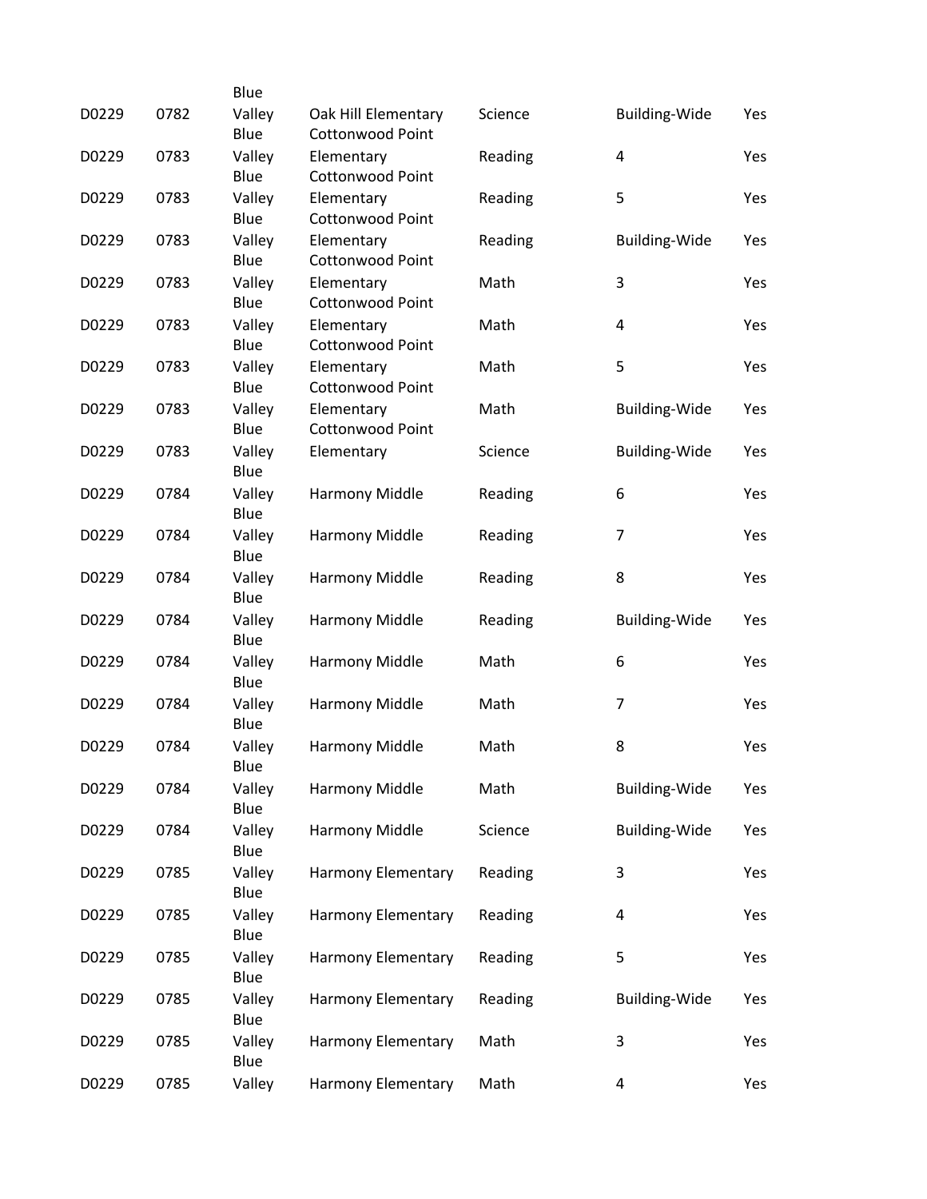| | | | | | | |
|---|---|---|---|---|---|---|
| D0229 | 0782 | Blue Valley | Oak Hill Elementary | Science | Building-Wide | Yes |
| D0229 | 0783 | Blue Valley | Cottonwood Point Elementary | Reading | 4 | Yes |
| D0229 | 0783 | Blue Valley | Cottonwood Point Elementary | Reading | 5 | Yes |
| D0229 | 0783 | Blue Valley | Cottonwood Point Elementary | Reading | Building-Wide | Yes |
| D0229 | 0783 | Blue Valley | Cottonwood Point Elementary | Math | 3 | Yes |
| D0229 | 0783 | Blue Valley | Cottonwood Point Elementary | Math | 4 | Yes |
| D0229 | 0783 | Blue Valley | Cottonwood Point Elementary | Math | 5 | Yes |
| D0229 | 0783 | Blue Valley | Cottonwood Point Elementary | Math | Building-Wide | Yes |
| D0229 | 0783 | Blue Valley | Cottonwood Point Elementary | Science | Building-Wide | Yes |
| D0229 | 0784 | Blue Valley | Harmony Middle | Reading | 6 | Yes |
| D0229 | 0784 | Blue Valley | Harmony Middle | Reading | 7 | Yes |
| D0229 | 0784 | Blue Valley | Harmony Middle | Reading | 8 | Yes |
| D0229 | 0784 | Blue Valley | Harmony Middle | Reading | Building-Wide | Yes |
| D0229 | 0784 | Blue Valley | Harmony Middle | Math | 6 | Yes |
| D0229 | 0784 | Blue Valley | Harmony Middle | Math | 7 | Yes |
| D0229 | 0784 | Blue Valley | Harmony Middle | Math | 8 | Yes |
| D0229 | 0784 | Blue Valley | Harmony Middle | Math | Building-Wide | Yes |
| D0229 | 0784 | Blue Valley | Harmony Middle | Science | Building-Wide | Yes |
| D0229 | 0785 | Blue Valley | Harmony Elementary | Reading | 3 | Yes |
| D0229 | 0785 | Blue Valley | Harmony Elementary | Reading | 4 | Yes |
| D0229 | 0785 | Blue Valley | Harmony Elementary | Reading | 5 | Yes |
| D0229 | 0785 | Blue Valley | Harmony Elementary | Reading | Building-Wide | Yes |
| D0229 | 0785 | Blue Valley | Harmony Elementary | Math | 3 | Yes |
| D0229 | 0785 | Blue Valley | Harmony Elementary | Math | 4 | Yes |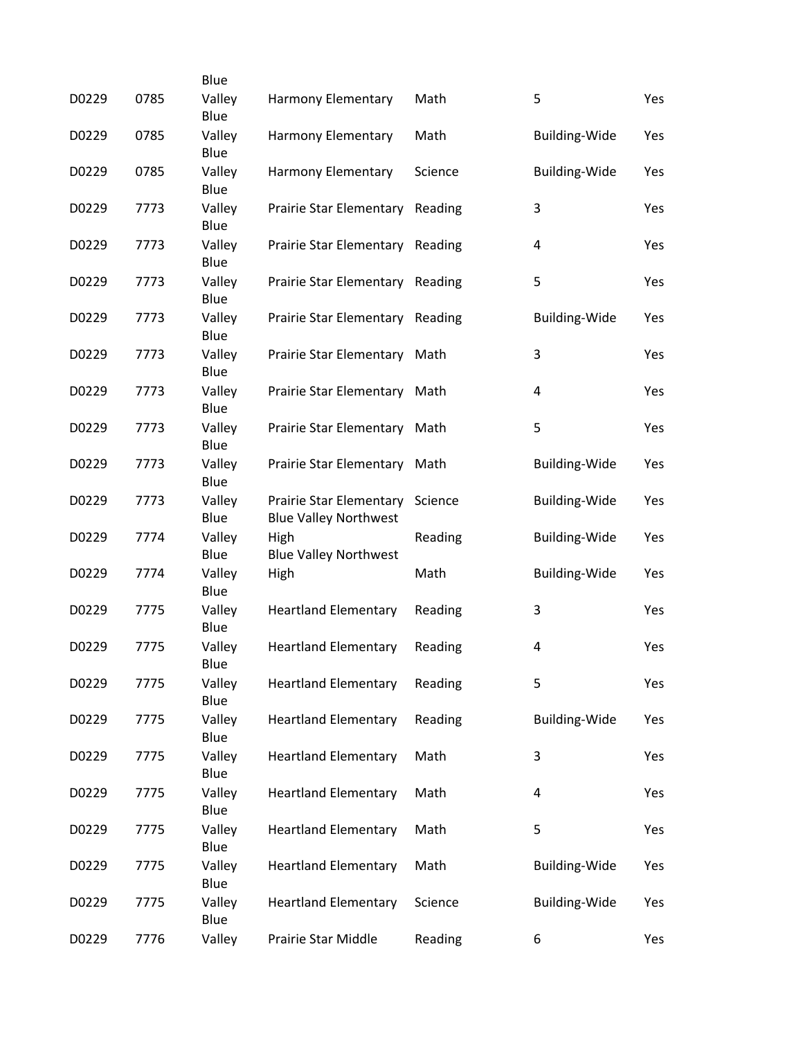| | | | | | | |
|---|---|---|---|---|---|---|
| D0229 | 0785 | Blue Valley | Harmony Elementary | Math | 5 | Yes |
| D0229 | 0785 | Blue Valley | Harmony Elementary | Math | Building-Wide | Yes |
| D0229 | 0785 | Blue Valley | Harmony Elementary | Science | Building-Wide | Yes |
| D0229 | 7773 | Blue Valley | Prairie Star Elementary | Reading | 3 | Yes |
| D0229 | 7773 | Blue Valley | Prairie Star Elementary | Reading | 4 | Yes |
| D0229 | 7773 | Blue Valley | Prairie Star Elementary | Reading | 5 | Yes |
| D0229 | 7773 | Blue Valley | Prairie Star Elementary | Reading | Building-Wide | Yes |
| D0229 | 7773 | Blue Valley | Prairie Star Elementary | Math | 3 | Yes |
| D0229 | 7773 | Blue Valley | Prairie Star Elementary | Math | 4 | Yes |
| D0229 | 7773 | Blue Valley | Prairie Star Elementary | Math | 5 | Yes |
| D0229 | 7773 | Blue Valley | Prairie Star Elementary | Math | Building-Wide | Yes |
| D0229 | 7773 | Blue Valley | Prairie Star Elementary | Science | Building-Wide | Yes |
| D0229 | 7774 | Blue Valley | Blue Valley Northwest High | Reading | Building-Wide | Yes |
| D0229 | 7774 | Blue Valley | Blue Valley Northwest High | Math | Building-Wide | Yes |
| D0229 | 7775 | Blue Valley | Heartland Elementary | Reading | 3 | Yes |
| D0229 | 7775 | Blue Valley | Heartland Elementary | Reading | 4 | Yes |
| D0229 | 7775 | Blue Valley | Heartland Elementary | Reading | 5 | Yes |
| D0229 | 7775 | Blue Valley | Heartland Elementary | Reading | Building-Wide | Yes |
| D0229 | 7775 | Blue Valley | Heartland Elementary | Math | 3 | Yes |
| D0229 | 7775 | Blue Valley | Heartland Elementary | Math | 4 | Yes |
| D0229 | 7775 | Blue Valley | Heartland Elementary | Math | 5 | Yes |
| D0229 | 7775 | Blue Valley | Heartland Elementary | Math | Building-Wide | Yes |
| D0229 | 7775 | Blue Valley | Heartland Elementary | Science | Building-Wide | Yes |
| D0229 | 7776 | Blue Valley | Prairie Star Middle | Reading | 6 | Yes |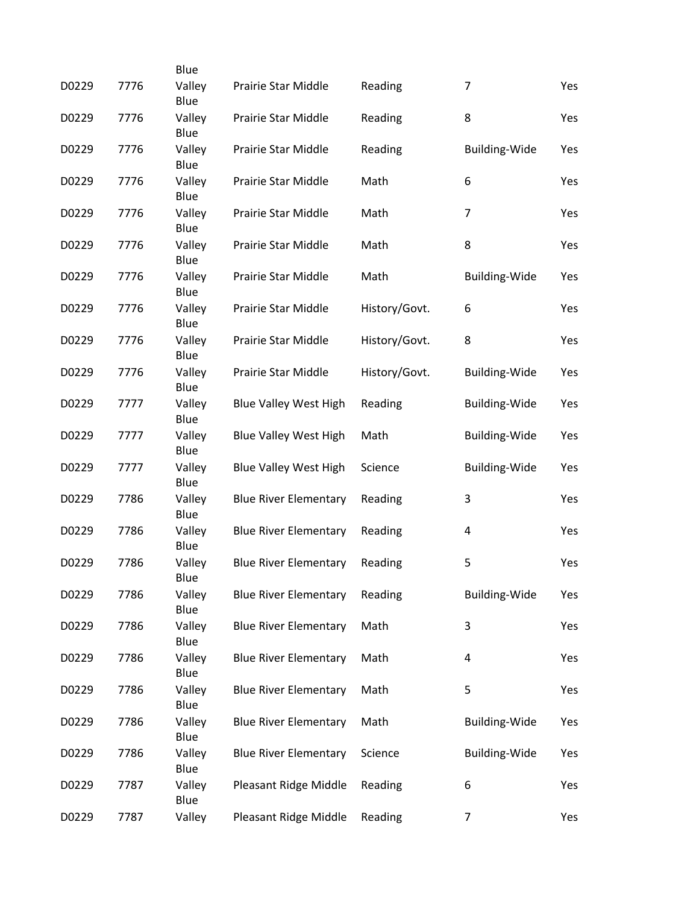| | | | | | | |
|---|---|---|---|---|---|---|
| D0229 | 7776 | Blue Valley | Prairie Star Middle | Reading | 7 | Yes |
| D0229 | 7776 | Blue Valley | Prairie Star Middle | Reading | 8 | Yes |
| D0229 | 7776 | Blue Valley | Prairie Star Middle | Reading | Building-Wide | Yes |
| D0229 | 7776 | Blue Valley | Prairie Star Middle | Math | 6 | Yes |
| D0229 | 7776 | Blue Valley | Prairie Star Middle | Math | 7 | Yes |
| D0229 | 7776 | Blue Valley | Prairie Star Middle | Math | 8 | Yes |
| D0229 | 7776 | Blue Valley | Prairie Star Middle | Math | Building-Wide | Yes |
| D0229 | 7776 | Blue Valley | Prairie Star Middle | History/Govt. | 6 | Yes |
| D0229 | 7776 | Blue Valley | Prairie Star Middle | History/Govt. | 8 | Yes |
| D0229 | 7776 | Blue Valley | Prairie Star Middle | History/Govt. | Building-Wide | Yes |
| D0229 | 7777 | Blue Valley | Blue Valley West High | Reading | Building-Wide | Yes |
| D0229 | 7777 | Blue Valley | Blue Valley West High | Math | Building-Wide | Yes |
| D0229 | 7777 | Blue Valley | Blue Valley West High | Science | Building-Wide | Yes |
| D0229 | 7786 | Blue Valley | Blue River Elementary | Reading | 3 | Yes |
| D0229 | 7786 | Blue Valley | Blue River Elementary | Reading | 4 | Yes |
| D0229 | 7786 | Blue Valley | Blue River Elementary | Reading | 5 | Yes |
| D0229 | 7786 | Blue Valley | Blue River Elementary | Reading | Building-Wide | Yes |
| D0229 | 7786 | Blue Valley | Blue River Elementary | Math | 3 | Yes |
| D0229 | 7786 | Blue Valley | Blue River Elementary | Math | 4 | Yes |
| D0229 | 7786 | Blue Valley | Blue River Elementary | Math | 5 | Yes |
| D0229 | 7786 | Blue Valley | Blue River Elementary | Math | Building-Wide | Yes |
| D0229 | 7786 | Blue Valley | Blue River Elementary | Science | Building-Wide | Yes |
| D0229 | 7787 | Blue Valley | Pleasant Ridge Middle | Reading | 6 | Yes |
| D0229 | 7787 | Blue Valley | Pleasant Ridge Middle | Reading | 7 | Yes |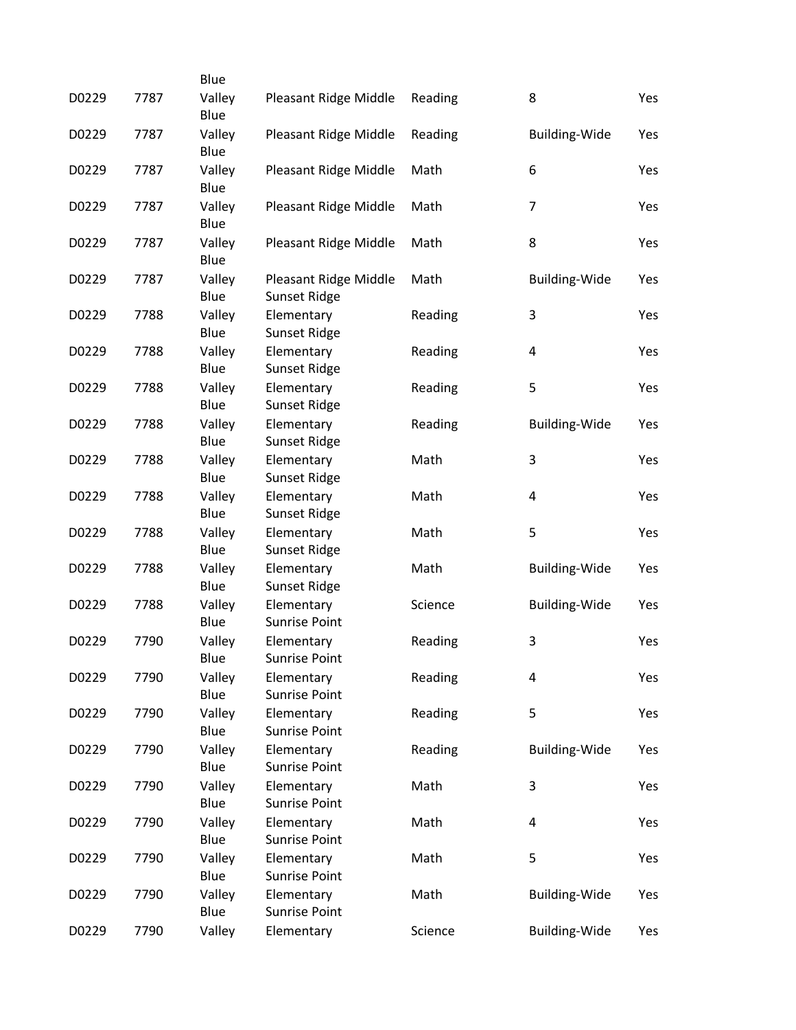| | | | | | | |
|---|---|---|---|---|---|---|
| D0229 | 7787 | Blue Valley | Pleasant Ridge Middle | Reading | 8 | Yes |
| D0229 | 7787 | Blue Valley | Pleasant Ridge Middle | Reading | Building-Wide | Yes |
| D0229 | 7787 | Blue Valley | Pleasant Ridge Middle | Math | 6 | Yes |
| D0229 | 7787 | Blue Valley | Pleasant Ridge Middle | Math | 7 | Yes |
| D0229 | 7787 | Blue Valley | Pleasant Ridge Middle | Math | 8 | Yes |
| D0229 | 7787 | Blue Valley | Pleasant Ridge Middle | Math | Building-Wide | Yes |
| D0229 | 7788 | Blue Valley | Sunset Ridge Elementary | Reading | 3 | Yes |
| D0229 | 7788 | Blue Valley | Sunset Ridge Elementary | Reading | 4 | Yes |
| D0229 | 7788 | Blue Valley | Sunset Ridge Elementary | Reading | 5 | Yes |
| D0229 | 7788 | Blue Valley | Sunset Ridge Elementary | Reading | Building-Wide | Yes |
| D0229 | 7788 | Blue Valley | Sunset Ridge Elementary | Math | 3 | Yes |
| D0229 | 7788 | Blue Valley | Sunset Ridge Elementary | Math | 4 | Yes |
| D0229 | 7788 | Blue Valley | Sunset Ridge Elementary | Math | 5 | Yes |
| D0229 | 7788 | Blue Valley | Sunset Ridge Elementary | Math | Building-Wide | Yes |
| D0229 | 7788 | Blue Valley | Sunset Ridge Elementary | Science | Building-Wide | Yes |
| D0229 | 7790 | Blue Valley | Sunrise Point Elementary | Reading | 3 | Yes |
| D0229 | 7790 | Blue Valley | Sunrise Point Elementary | Reading | 4 | Yes |
| D0229 | 7790 | Blue Valley | Sunrise Point Elementary | Reading | 5 | Yes |
| D0229 | 7790 | Blue Valley | Sunrise Point Elementary | Reading | Building-Wide | Yes |
| D0229 | 7790 | Blue Valley | Sunrise Point Elementary | Math | 3 | Yes |
| D0229 | 7790 | Blue Valley | Sunrise Point Elementary | Math | 4 | Yes |
| D0229 | 7790 | Blue Valley | Sunrise Point Elementary | Math | 5 | Yes |
| D0229 | 7790 | Blue Valley | Sunrise Point Elementary | Math | Building-Wide | Yes |
| D0229 | 7790 | Blue Valley | Sunrise Point Elementary | Science | Building-Wide | Yes |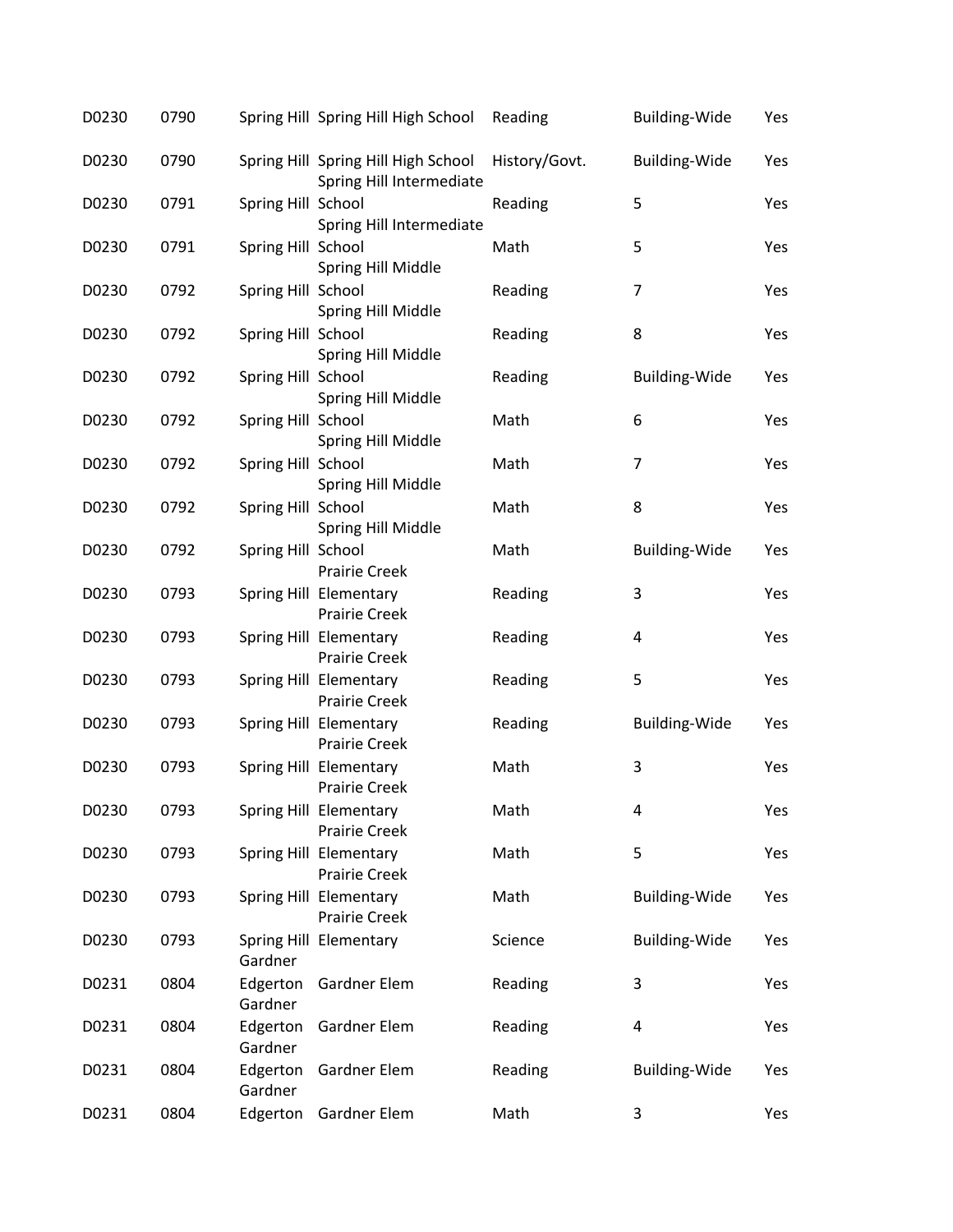| | | | | | | |
|---|---|---|---|---|---|---|
| D0230 | 0790 | Spring Hill | Spring Hill High School | Reading | Building-Wide | Yes |
| D0230 | 0790 | Spring Hill | Spring Hill High School | History/Govt. | Building-Wide | Yes |
| D0230 | 0791 | Spring Hill | Spring Hill Intermediate School | Reading | 5 | Yes |
| D0230 | 0791 | Spring Hill | Spring Hill Intermediate School | Math | 5 | Yes |
| D0230 | 0792 | Spring Hill | Spring Hill Middle School | Reading | 7 | Yes |
| D0230 | 0792 | Spring Hill | Spring Hill Middle School | Reading | 8 | Yes |
| D0230 | 0792 | Spring Hill | Spring Hill Middle School | Reading | Building-Wide | Yes |
| D0230 | 0792 | Spring Hill | Spring Hill Middle School | Math | 6 | Yes |
| D0230 | 0792 | Spring Hill | Spring Hill Middle School | Math | 7 | Yes |
| D0230 | 0792 | Spring Hill | Spring Hill Middle School | Math | 8 | Yes |
| D0230 | 0792 | Spring Hill | Spring Hill Middle School | Math | Building-Wide | Yes |
| D0230 | 0793 | Spring Hill | Prairie Creek Elementary | Reading | 3 | Yes |
| D0230 | 0793 | Spring Hill | Prairie Creek Elementary | Reading | 4 | Yes |
| D0230 | 0793 | Spring Hill | Prairie Creek Elementary | Reading | 5 | Yes |
| D0230 | 0793 | Spring Hill | Prairie Creek Elementary | Reading | Building-Wide | Yes |
| D0230 | 0793 | Spring Hill | Prairie Creek Elementary | Math | 3 | Yes |
| D0230 | 0793 | Spring Hill | Prairie Creek Elementary | Math | 4 | Yes |
| D0230 | 0793 | Spring Hill | Prairie Creek Elementary | Math | 5 | Yes |
| D0230 | 0793 | Spring Hill | Prairie Creek Elementary | Math | Building-Wide | Yes |
| D0230 | 0793 | Spring Hill | Prairie Creek Elementary | Science | Building-Wide | Yes |
| D0231 | 0804 | Gardner Edgerton | Gardner Elem | Reading | 3 | Yes |
| D0231 | 0804 | Gardner Edgerton | Gardner Elem | Reading | 4 | Yes |
| D0231 | 0804 | Gardner Edgerton | Gardner Elem | Reading | Building-Wide | Yes |
| D0231 | 0804 | Gardner Edgerton | Gardner Elem | Math | 3 | Yes |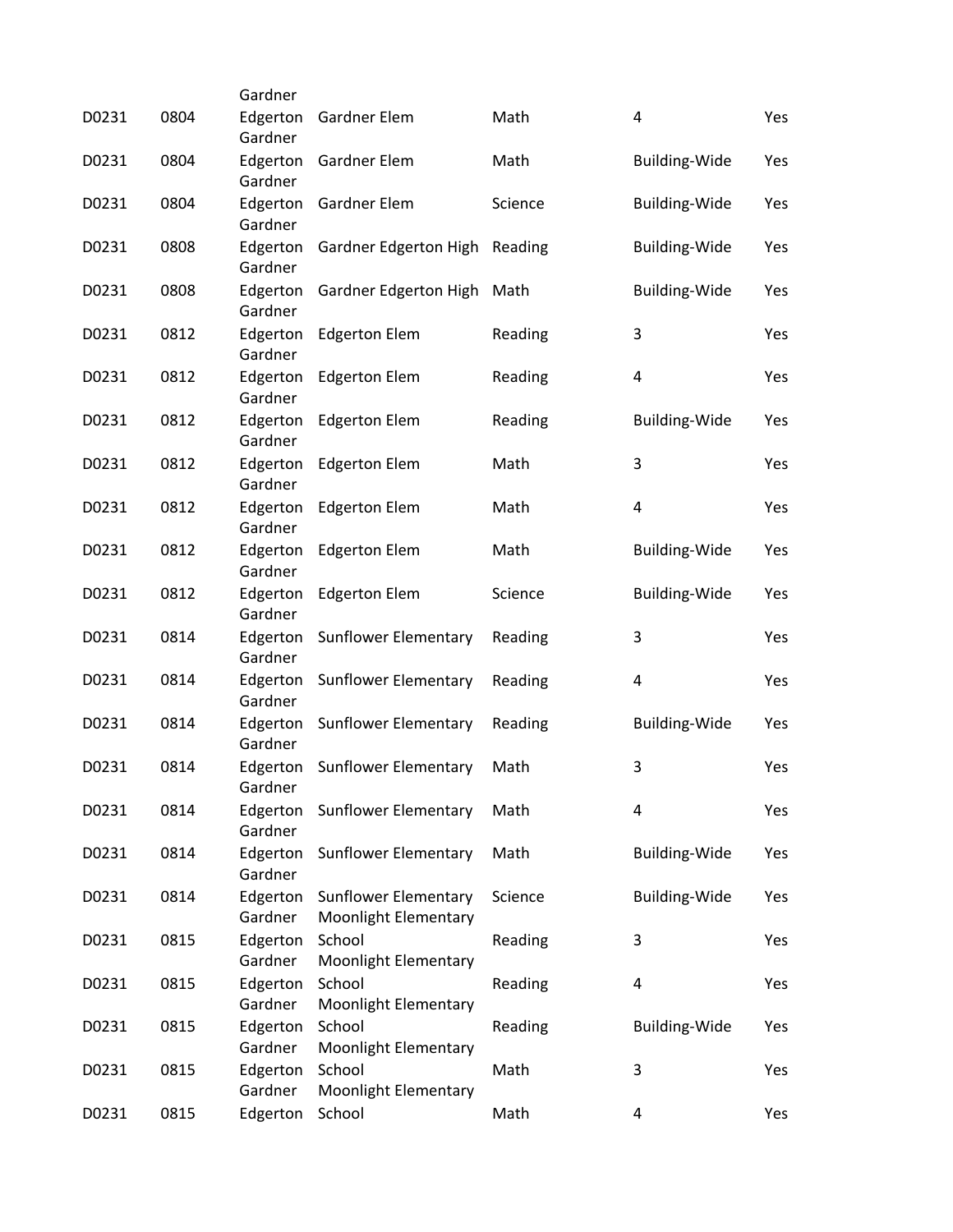| | | | | | | |
|---|---|---|---|---|---|---|
| D0231 | 0804 | Gardner Edgerton | Gardner Elem | Math | 4 | Yes |
| D0231 | 0804 | Gardner Edgerton | Gardner Elem | Math | Building-Wide | Yes |
| D0231 | 0804 | Gardner Edgerton | Gardner Elem | Science | Building-Wide | Yes |
| D0231 | 0808 | Gardner Edgerton | Gardner Edgerton High | Reading | Building-Wide | Yes |
| D0231 | 0808 | Gardner Edgerton | Gardner Edgerton High | Math | Building-Wide | Yes |
| D0231 | 0812 | Gardner Edgerton | Edgerton Elem | Reading | 3 | Yes |
| D0231 | 0812 | Gardner Edgerton | Edgerton Elem | Reading | 4 | Yes |
| D0231 | 0812 | Gardner Edgerton | Edgerton Elem | Reading | Building-Wide | Yes |
| D0231 | 0812 | Gardner Edgerton | Edgerton Elem | Math | 3 | Yes |
| D0231 | 0812 | Gardner Edgerton | Edgerton Elem | Math | 4 | Yes |
| D0231 | 0812 | Gardner Edgerton | Edgerton Elem | Math | Building-Wide | Yes |
| D0231 | 0812 | Gardner Edgerton | Edgerton Elem | Science | Building-Wide | Yes |
| D0231 | 0814 | Gardner Edgerton | Sunflower Elementary | Reading | 3 | Yes |
| D0231 | 0814 | Gardner Edgerton | Sunflower Elementary | Reading | 4 | Yes |
| D0231 | 0814 | Gardner Edgerton | Sunflower Elementary | Reading | Building-Wide | Yes |
| D0231 | 0814 | Gardner Edgerton | Sunflower Elementary | Math | 3 | Yes |
| D0231 | 0814 | Gardner Edgerton | Sunflower Elementary | Math | 4 | Yes |
| D0231 | 0814 | Gardner Edgerton | Sunflower Elementary | Math | Building-Wide | Yes |
| D0231 | 0814 | Gardner Edgerton | Sunflower Elementary | Science | Building-Wide | Yes |
| D0231 | 0815 | Gardner Edgerton | Moonlight Elementary School | Reading | 3 | Yes |
| D0231 | 0815 | Gardner Edgerton | Moonlight Elementary School | Reading | 4 | Yes |
| D0231 | 0815 | Gardner Edgerton | Moonlight Elementary School | Reading | Building-Wide | Yes |
| D0231 | 0815 | Gardner Edgerton | Moonlight Elementary School | Math | 3 | Yes |
| D0231 | 0815 | Gardner Edgerton | Moonlight Elementary School | Math | 4 | Yes |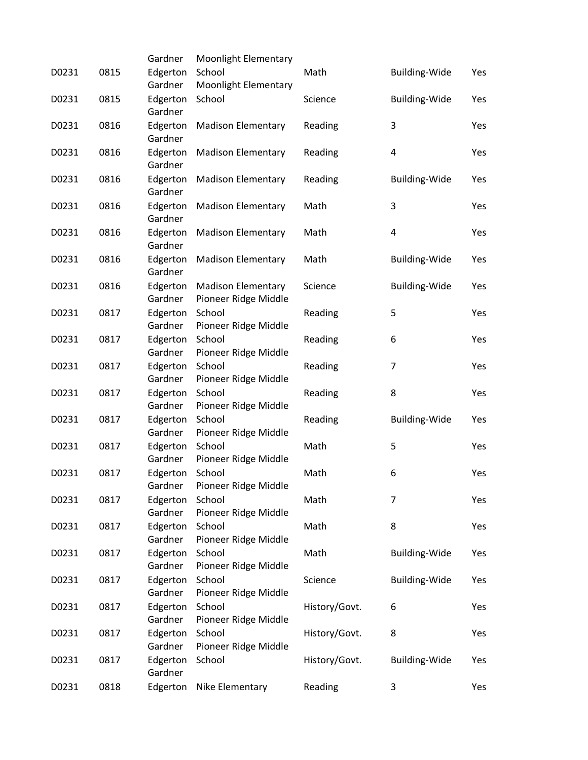| | | | | | | |
|---|---|---|---|---|---|---|
| D0231 | 0815 | Gardner Edgerton | Moonlight Elementary School | Math | Building-Wide | Yes |
| D0231 | 0815 | Gardner Edgerton | Moonlight Elementary School | Science | Building-Wide | Yes |
| D0231 | 0816 | Gardner Edgerton | Madison Elementary | Reading | 3 | Yes |
| D0231 | 0816 | Gardner Edgerton | Madison Elementary | Reading | 4 | Yes |
| D0231 | 0816 | Gardner Edgerton | Madison Elementary | Reading | Building-Wide | Yes |
| D0231 | 0816 | Gardner Edgerton | Madison Elementary | Math | 3 | Yes |
| D0231 | 0816 | Gardner Edgerton | Madison Elementary | Math | 4 | Yes |
| D0231 | 0816 | Gardner Edgerton | Madison Elementary | Math | Building-Wide | Yes |
| D0231 | 0816 | Gardner Edgerton | Madison Elementary | Science | Building-Wide | Yes |
| D0231 | 0817 | Gardner Edgerton | Pioneer Ridge Middle School | Reading | 5 | Yes |
| D0231 | 0817 | Gardner Edgerton | Pioneer Ridge Middle School | Reading | 6 | Yes |
| D0231 | 0817 | Gardner Edgerton | Pioneer Ridge Middle School | Reading | 7 | Yes |
| D0231 | 0817 | Gardner Edgerton | Pioneer Ridge Middle School | Reading | 8 | Yes |
| D0231 | 0817 | Gardner Edgerton | Pioneer Ridge Middle School | Reading | Building-Wide | Yes |
| D0231 | 0817 | Gardner Edgerton | Pioneer Ridge Middle School | Math | 5 | Yes |
| D0231 | 0817 | Gardner Edgerton | Pioneer Ridge Middle School | Math | 6 | Yes |
| D0231 | 0817 | Gardner Edgerton | Pioneer Ridge Middle School | Math | 7 | Yes |
| D0231 | 0817 | Gardner Edgerton | Pioneer Ridge Middle School | Math | 8 | Yes |
| D0231 | 0817 | Gardner Edgerton | Pioneer Ridge Middle School | Math | Building-Wide | Yes |
| D0231 | 0817 | Gardner Edgerton | Pioneer Ridge Middle School | Science | Building-Wide | Yes |
| D0231 | 0817 | Gardner Edgerton | Pioneer Ridge Middle School | History/Govt. | 6 | Yes |
| D0231 | 0817 | Gardner Edgerton | Pioneer Ridge Middle School | History/Govt. | 8 | Yes |
| D0231 | 0817 | Gardner Edgerton | Pioneer Ridge Middle School | History/Govt. | Building-Wide | Yes |
| D0231 | 0818 | Gardner Edgerton | Nike Elementary | Reading | 3 | Yes |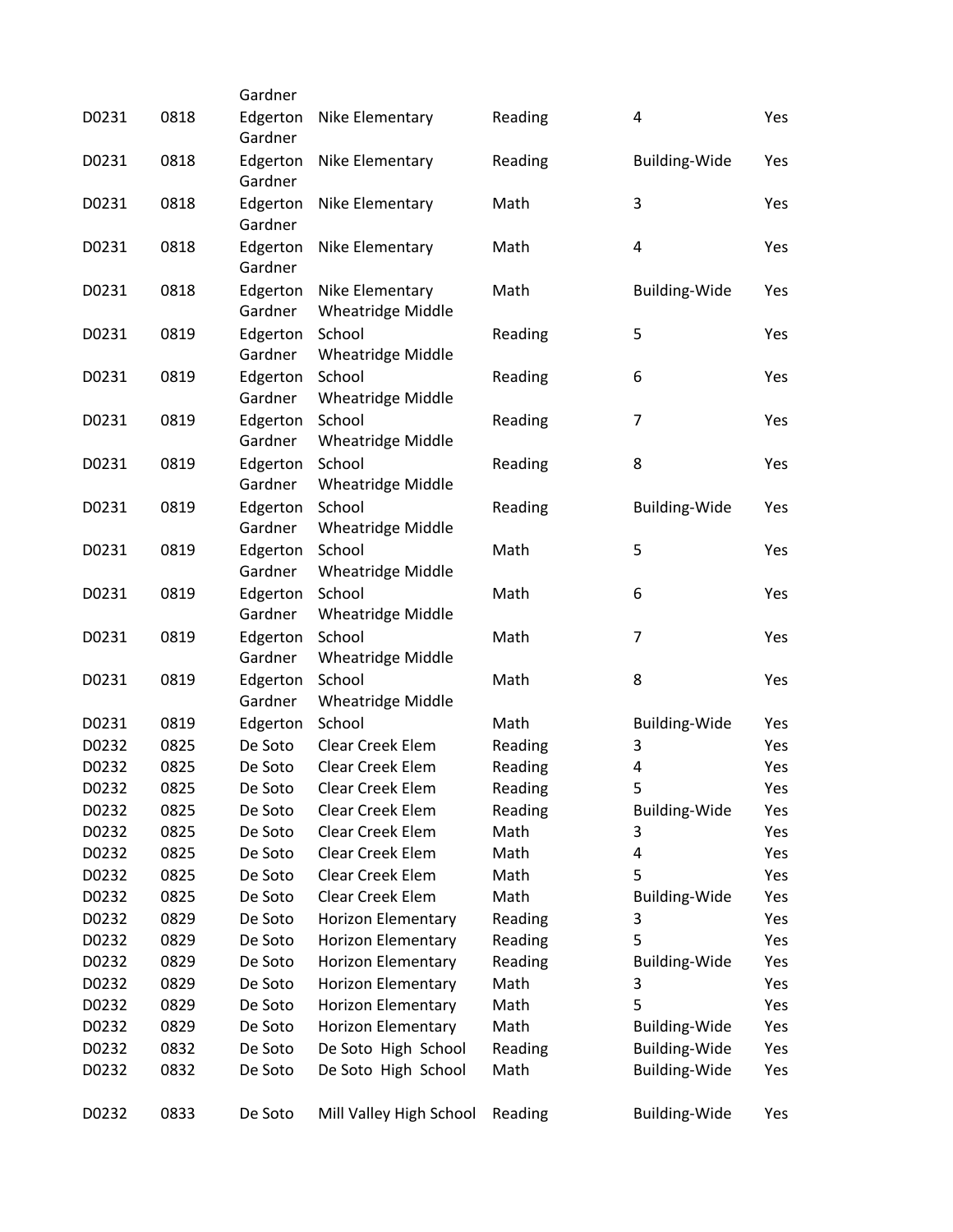| | | | | | | |
|---|---|---|---|---|---|---|
| D0231 | 0818 | Edgerton Gardner | Nike Elementary | Reading | 4 | Yes |
| D0231 | 0818 | Edgerton Gardner | Nike Elementary | Reading | Building-Wide | Yes |
| D0231 | 0818 | Edgerton Gardner | Nike Elementary | Math | 3 | Yes |
| D0231 | 0818 | Edgerton Gardner | Nike Elementary | Math | 4 | Yes |
| D0231 | 0818 | Edgerton Gardner | Nike Elementary | Math | Building-Wide | Yes |
| D0231 | 0819 | Edgerton Gardner | Wheatridge Middle School | Reading | 5 | Yes |
| D0231 | 0819 | Edgerton Gardner | Wheatridge Middle School | Reading | 6 | Yes |
| D0231 | 0819 | Edgerton Gardner | Wheatridge Middle School | Reading | 7 | Yes |
| D0231 | 0819 | Edgerton Gardner | Wheatridge Middle School | Reading | 8 | Yes |
| D0231 | 0819 | Edgerton Gardner | Wheatridge Middle School | Reading | Building-Wide | Yes |
| D0231 | 0819 | Edgerton Gardner | Wheatridge Middle School | Math | 5 | Yes |
| D0231 | 0819 | Edgerton Gardner | Wheatridge Middle School | Math | 6 | Yes |
| D0231 | 0819 | Edgerton Gardner | Wheatridge Middle School | Math | 7 | Yes |
| D0231 | 0819 | Edgerton Gardner | Wheatridge Middle School | Math | 8 | Yes |
| D0231 | 0819 | Edgerton | Wheatridge Middle School | Math | Building-Wide | Yes |
| D0232 | 0825 | De Soto | Clear Creek Elem | Reading | 3 | Yes |
| D0232 | 0825 | De Soto | Clear Creek Elem | Reading | 4 | Yes |
| D0232 | 0825 | De Soto | Clear Creek Elem | Reading | 5 | Yes |
| D0232 | 0825 | De Soto | Clear Creek Elem | Reading | Building-Wide | Yes |
| D0232 | 0825 | De Soto | Clear Creek Elem | Math | 3 | Yes |
| D0232 | 0825 | De Soto | Clear Creek Elem | Math | 4 | Yes |
| D0232 | 0825 | De Soto | Clear Creek Elem | Math | 5 | Yes |
| D0232 | 0825 | De Soto | Clear Creek Elem | Math | Building-Wide | Yes |
| D0232 | 0829 | De Soto | Horizon Elementary | Reading | 3 | Yes |
| D0232 | 0829 | De Soto | Horizon Elementary | Reading | 5 | Yes |
| D0232 | 0829 | De Soto | Horizon Elementary | Reading | Building-Wide | Yes |
| D0232 | 0829 | De Soto | Horizon Elementary | Math | 3 | Yes |
| D0232 | 0829 | De Soto | Horizon Elementary | Math | 5 | Yes |
| D0232 | 0829 | De Soto | Horizon Elementary | Math | Building-Wide | Yes |
| D0232 | 0832 | De Soto | De Soto High School | Reading | Building-Wide | Yes |
| D0232 | 0832 | De Soto | De Soto High School | Math | Building-Wide | Yes |
| D0232 | 0833 | De Soto | Mill Valley High School | Reading | Building-Wide | Yes |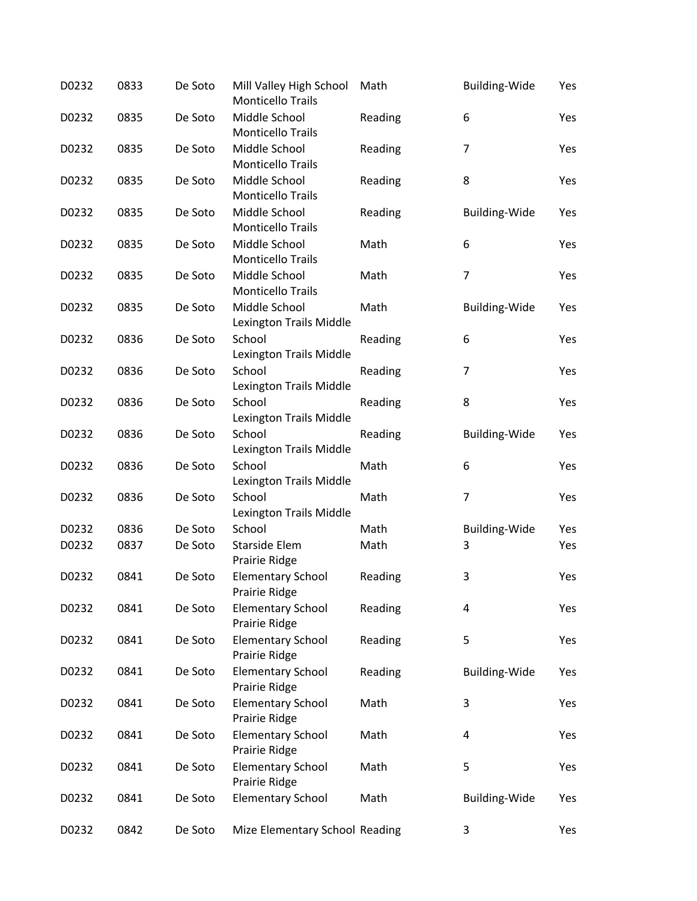| | | | | | | |
|---|---|---|---|---|---|---|
| D0232 | 0833 | De Soto | Mill Valley High School | Math | Building-Wide | Yes |
| D0232 | 0835 | De Soto | Monticello Trails Middle School | Reading | 6 | Yes |
| D0232 | 0835 | De Soto | Monticello Trails Middle School | Reading | 7 | Yes |
| D0232 | 0835 | De Soto | Monticello Trails Middle School | Reading | 8 | Yes |
| D0232 | 0835 | De Soto | Monticello Trails Middle School | Reading | Building-Wide | Yes |
| D0232 | 0835 | De Soto | Monticello Trails Middle School | Math | 6 | Yes |
| D0232 | 0835 | De Soto | Monticello Trails Middle School | Math | 7 | Yes |
| D0232 | 0835 | De Soto | Monticello Trails Middle School | Math | Building-Wide | Yes |
| D0232 | 0836 | De Soto | Lexington Trails Middle School | Reading | 6 | Yes |
| D0232 | 0836 | De Soto | Lexington Trails Middle School | Reading | 7 | Yes |
| D0232 | 0836 | De Soto | Lexington Trails Middle School | Reading | 8 | Yes |
| D0232 | 0836 | De Soto | Lexington Trails Middle School | Reading | Building-Wide | Yes |
| D0232 | 0836 | De Soto | Lexington Trails Middle School | Math | 6 | Yes |
| D0232 | 0836 | De Soto | Lexington Trails Middle School | Math | 7 | Yes |
| D0232 | 0836 | De Soto | Lexington Trails Middle School | Math | Building-Wide | Yes |
| D0232 | 0837 | De Soto | Starside Elem | Math | 3 | Yes |
| D0232 | 0841 | De Soto | Prairie Ridge Elementary School | Reading | 3 | Yes |
| D0232 | 0841 | De Soto | Prairie Ridge Elementary School | Reading | 4 | Yes |
| D0232 | 0841 | De Soto | Prairie Ridge Elementary School | Reading | 5 | Yes |
| D0232 | 0841 | De Soto | Prairie Ridge Elementary School | Reading | Building-Wide | Yes |
| D0232 | 0841 | De Soto | Prairie Ridge Elementary School | Math | 3 | Yes |
| D0232 | 0841 | De Soto | Prairie Ridge Elementary School | Math | 4 | Yes |
| D0232 | 0841 | De Soto | Prairie Ridge Elementary School | Math | 5 | Yes |
| D0232 | 0841 | De Soto | Prairie Ridge Elementary School | Math | Building-Wide | Yes |
| D0232 | 0842 | De Soto | Mize Elementary School | Reading | 3 | Yes |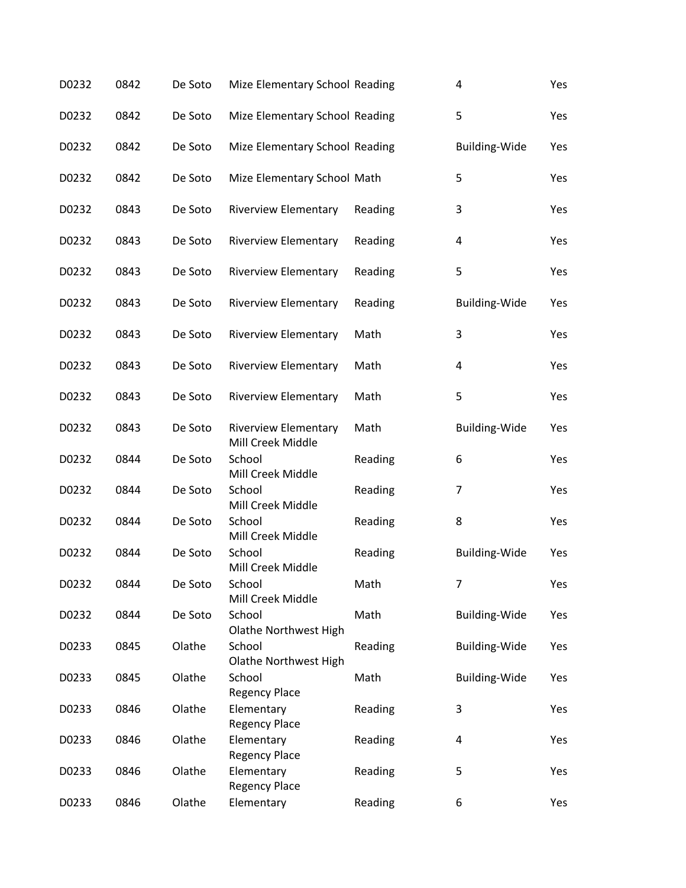| | | | | | | |
|---|---|---|---|---|---|---|
| D0232 | 0842 | De Soto | Mize Elementary School | Reading | 4 | Yes |
| D0232 | 0842 | De Soto | Mize Elementary School | Reading | 5 | Yes |
| D0232 | 0842 | De Soto | Mize Elementary School | Reading | Building-Wide | Yes |
| D0232 | 0842 | De Soto | Mize Elementary School | Math | 5 | Yes |
| D0232 | 0843 | De Soto | Riverview Elementary | Reading | 3 | Yes |
| D0232 | 0843 | De Soto | Riverview Elementary | Reading | 4 | Yes |
| D0232 | 0843 | De Soto | Riverview Elementary | Reading | 5 | Yes |
| D0232 | 0843 | De Soto | Riverview Elementary | Reading | Building-Wide | Yes |
| D0232 | 0843 | De Soto | Riverview Elementary | Math | 3 | Yes |
| D0232 | 0843 | De Soto | Riverview Elementary | Math | 4 | Yes |
| D0232 | 0843 | De Soto | Riverview Elementary | Math | 5 | Yes |
| D0232 | 0843 | De Soto | Riverview Elementary | Math | Building-Wide | Yes |
| D0232 | 0844 | De Soto | Mill Creek Middle School | Reading | 6 | Yes |
| D0232 | 0844 | De Soto | Mill Creek Middle School | Reading | 7 | Yes |
| D0232 | 0844 | De Soto | Mill Creek Middle School | Reading | 8 | Yes |
| D0232 | 0844 | De Soto | Mill Creek Middle School | Reading | Building-Wide | Yes |
| D0232 | 0844 | De Soto | Mill Creek Middle School | Math | 7 | Yes |
| D0232 | 0844 | De Soto | Mill Creek Middle School | Math | Building-Wide | Yes |
| D0233 | 0845 | Olathe | Olathe Northwest High School | Reading | Building-Wide | Yes |
| D0233 | 0845 | Olathe | Olathe Northwest High School | Math | Building-Wide | Yes |
| D0233 | 0846 | Olathe | Regency Place Elementary | Reading | 3 | Yes |
| D0233 | 0846 | Olathe | Regency Place Elementary | Reading | 4 | Yes |
| D0233 | 0846 | Olathe | Regency Place Elementary | Reading | 5 | Yes |
| D0233 | 0846 | Olathe | Regency Place Elementary | Reading | 6 | Yes |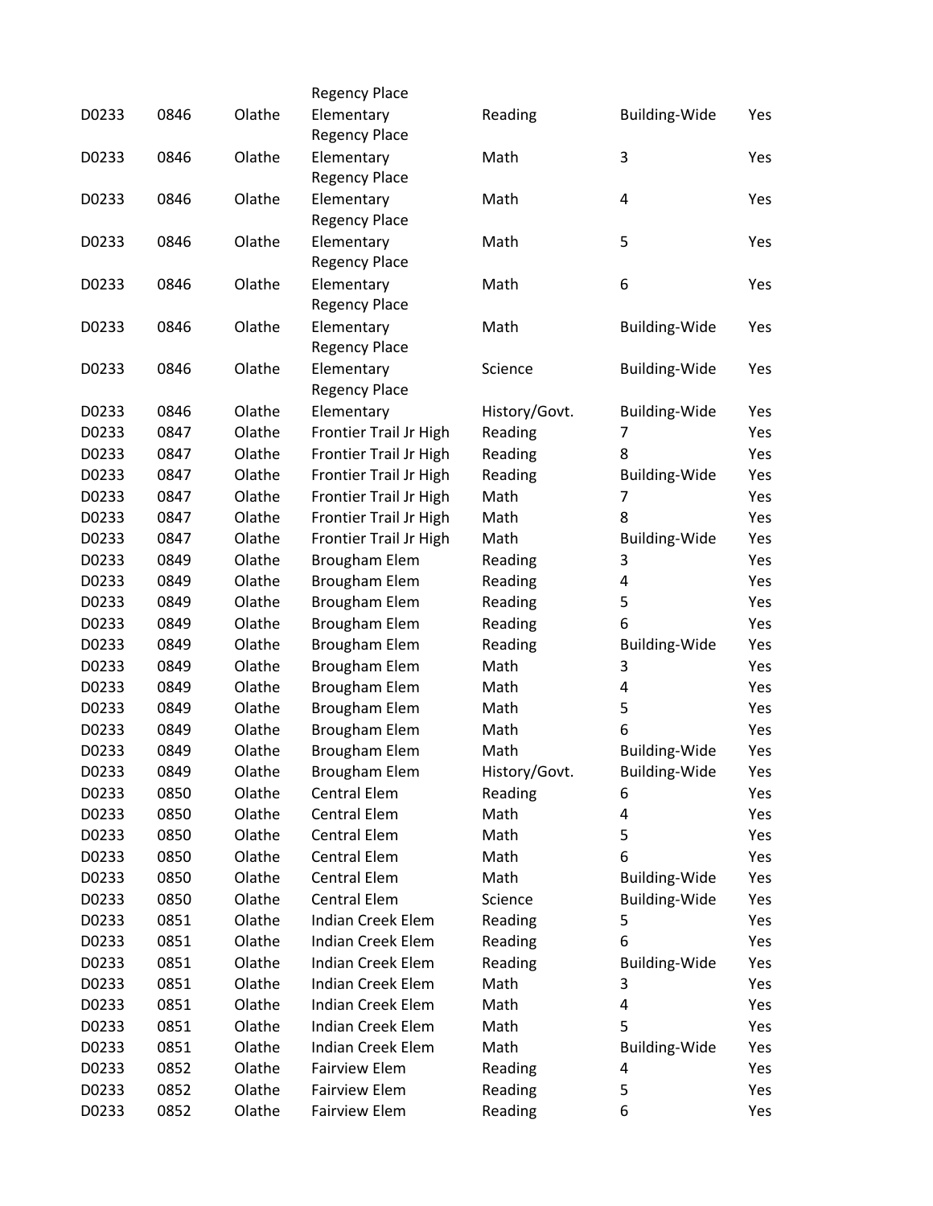| | | | | | | |
|---|---|---|---|---|---|---|
| D0233 | 0846 | Olathe | Regency Place Elementary | Reading | Building-Wide | Yes |
| D0233 | 0846 | Olathe | Regency Place Elementary | Math | 3 | Yes |
| D0233 | 0846 | Olathe | Regency Place Elementary | Math | 4 | Yes |
| D0233 | 0846 | Olathe | Regency Place Elementary | Math | 5 | Yes |
| D0233 | 0846 | Olathe | Regency Place Elementary | Math | 6 | Yes |
| D0233 | 0846 | Olathe | Regency Place Elementary | Math | Building-Wide | Yes |
| D0233 | 0846 | Olathe | Regency Place Elementary | Science | Building-Wide | Yes |
| D0233 | 0846 | Olathe | Regency Place Elementary | History/Govt. | Building-Wide | Yes |
| D0233 | 0847 | Olathe | Frontier Trail Jr High | Reading | 7 | Yes |
| D0233 | 0847 | Olathe | Frontier Trail Jr High | Reading | 8 | Yes |
| D0233 | 0847 | Olathe | Frontier Trail Jr High | Reading | Building-Wide | Yes |
| D0233 | 0847 | Olathe | Frontier Trail Jr High | Math | 7 | Yes |
| D0233 | 0847 | Olathe | Frontier Trail Jr High | Math | 8 | Yes |
| D0233 | 0847 | Olathe | Frontier Trail Jr High | Math | Building-Wide | Yes |
| D0233 | 0849 | Olathe | Brougham Elem | Reading | 3 | Yes |
| D0233 | 0849 | Olathe | Brougham Elem | Reading | 4 | Yes |
| D0233 | 0849 | Olathe | Brougham Elem | Reading | 5 | Yes |
| D0233 | 0849 | Olathe | Brougham Elem | Reading | 6 | Yes |
| D0233 | 0849 | Olathe | Brougham Elem | Reading | Building-Wide | Yes |
| D0233 | 0849 | Olathe | Brougham Elem | Math | 3 | Yes |
| D0233 | 0849 | Olathe | Brougham Elem | Math | 4 | Yes |
| D0233 | 0849 | Olathe | Brougham Elem | Math | 5 | Yes |
| D0233 | 0849 | Olathe | Brougham Elem | Math | 6 | Yes |
| D0233 | 0849 | Olathe | Brougham Elem | Math | Building-Wide | Yes |
| D0233 | 0849 | Olathe | Brougham Elem | History/Govt. | Building-Wide | Yes |
| D0233 | 0850 | Olathe | Central Elem | Reading | 6 | Yes |
| D0233 | 0850 | Olathe | Central Elem | Math | 4 | Yes |
| D0233 | 0850 | Olathe | Central Elem | Math | 5 | Yes |
| D0233 | 0850 | Olathe | Central Elem | Math | 6 | Yes |
| D0233 | 0850 | Olathe | Central Elem | Math | Building-Wide | Yes |
| D0233 | 0850 | Olathe | Central Elem | Science | Building-Wide | Yes |
| D0233 | 0851 | Olathe | Indian Creek Elem | Reading | 5 | Yes |
| D0233 | 0851 | Olathe | Indian Creek Elem | Reading | 6 | Yes |
| D0233 | 0851 | Olathe | Indian Creek Elem | Reading | Building-Wide | Yes |
| D0233 | 0851 | Olathe | Indian Creek Elem | Math | 3 | Yes |
| D0233 | 0851 | Olathe | Indian Creek Elem | Math | 4 | Yes |
| D0233 | 0851 | Olathe | Indian Creek Elem | Math | 5 | Yes |
| D0233 | 0851 | Olathe | Indian Creek Elem | Math | Building-Wide | Yes |
| D0233 | 0852 | Olathe | Fairview Elem | Reading | 4 | Yes |
| D0233 | 0852 | Olathe | Fairview Elem | Reading | 5 | Yes |
| D0233 | 0852 | Olathe | Fairview Elem | Reading | 6 | Yes |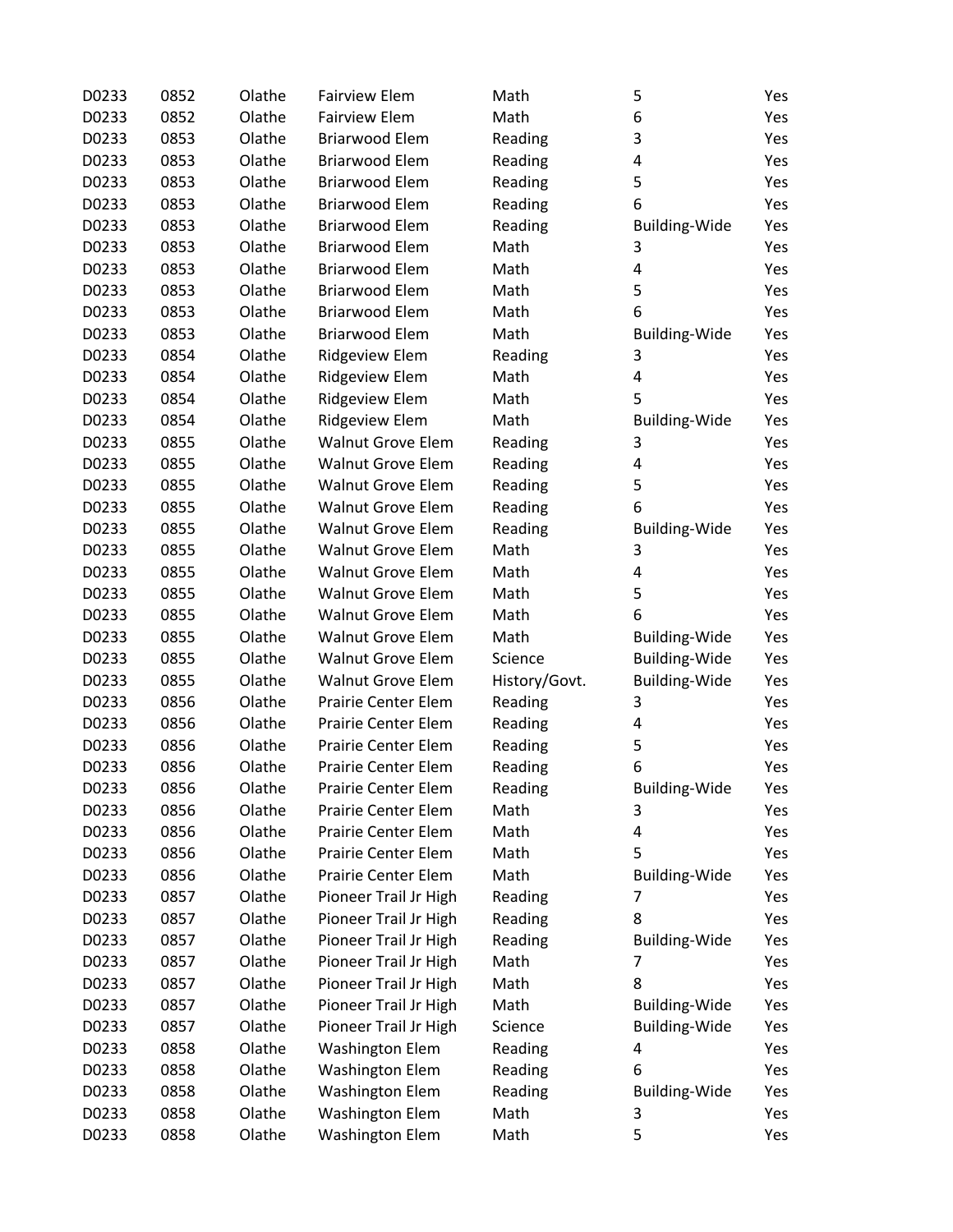| | | | | | | |
|---|---|---|---|---|---|---|
| D0233 | 0852 | Olathe | Fairview Elem | Math | 5 | Yes |
| D0233 | 0852 | Olathe | Fairview Elem | Math | 6 | Yes |
| D0233 | 0853 | Olathe | Briarwood Elem | Reading | 3 | Yes |
| D0233 | 0853 | Olathe | Briarwood Elem | Reading | 4 | Yes |
| D0233 | 0853 | Olathe | Briarwood Elem | Reading | 5 | Yes |
| D0233 | 0853 | Olathe | Briarwood Elem | Reading | 6 | Yes |
| D0233 | 0853 | Olathe | Briarwood Elem | Reading | Building-Wide | Yes |
| D0233 | 0853 | Olathe | Briarwood Elem | Math | 3 | Yes |
| D0233 | 0853 | Olathe | Briarwood Elem | Math | 4 | Yes |
| D0233 | 0853 | Olathe | Briarwood Elem | Math | 5 | Yes |
| D0233 | 0853 | Olathe | Briarwood Elem | Math | 6 | Yes |
| D0233 | 0853 | Olathe | Briarwood Elem | Math | Building-Wide | Yes |
| D0233 | 0854 | Olathe | Ridgeview Elem | Reading | 3 | Yes |
| D0233 | 0854 | Olathe | Ridgeview Elem | Math | 4 | Yes |
| D0233 | 0854 | Olathe | Ridgeview Elem | Math | 5 | Yes |
| D0233 | 0854 | Olathe | Ridgeview Elem | Math | Building-Wide | Yes |
| D0233 | 0855 | Olathe | Walnut Grove Elem | Reading | 3 | Yes |
| D0233 | 0855 | Olathe | Walnut Grove Elem | Reading | 4 | Yes |
| D0233 | 0855 | Olathe | Walnut Grove Elem | Reading | 5 | Yes |
| D0233 | 0855 | Olathe | Walnut Grove Elem | Reading | 6 | Yes |
| D0233 | 0855 | Olathe | Walnut Grove Elem | Reading | Building-Wide | Yes |
| D0233 | 0855 | Olathe | Walnut Grove Elem | Math | 3 | Yes |
| D0233 | 0855 | Olathe | Walnut Grove Elem | Math | 4 | Yes |
| D0233 | 0855 | Olathe | Walnut Grove Elem | Math | 5 | Yes |
| D0233 | 0855 | Olathe | Walnut Grove Elem | Math | 6 | Yes |
| D0233 | 0855 | Olathe | Walnut Grove Elem | Math | Building-Wide | Yes |
| D0233 | 0855 | Olathe | Walnut Grove Elem | Science | Building-Wide | Yes |
| D0233 | 0855 | Olathe | Walnut Grove Elem | History/Govt. | Building-Wide | Yes |
| D0233 | 0856 | Olathe | Prairie Center Elem | Reading | 3 | Yes |
| D0233 | 0856 | Olathe | Prairie Center Elem | Reading | 4 | Yes |
| D0233 | 0856 | Olathe | Prairie Center Elem | Reading | 5 | Yes |
| D0233 | 0856 | Olathe | Prairie Center Elem | Reading | 6 | Yes |
| D0233 | 0856 | Olathe | Prairie Center Elem | Reading | Building-Wide | Yes |
| D0233 | 0856 | Olathe | Prairie Center Elem | Math | 3 | Yes |
| D0233 | 0856 | Olathe | Prairie Center Elem | Math | 4 | Yes |
| D0233 | 0856 | Olathe | Prairie Center Elem | Math | 5 | Yes |
| D0233 | 0856 | Olathe | Prairie Center Elem | Math | Building-Wide | Yes |
| D0233 | 0857 | Olathe | Pioneer Trail Jr High | Reading | 7 | Yes |
| D0233 | 0857 | Olathe | Pioneer Trail Jr High | Reading | 8 | Yes |
| D0233 | 0857 | Olathe | Pioneer Trail Jr High | Reading | Building-Wide | Yes |
| D0233 | 0857 | Olathe | Pioneer Trail Jr High | Math | 7 | Yes |
| D0233 | 0857 | Olathe | Pioneer Trail Jr High | Math | 8 | Yes |
| D0233 | 0857 | Olathe | Pioneer Trail Jr High | Math | Building-Wide | Yes |
| D0233 | 0857 | Olathe | Pioneer Trail Jr High | Science | Building-Wide | Yes |
| D0233 | 0858 | Olathe | Washington Elem | Reading | 4 | Yes |
| D0233 | 0858 | Olathe | Washington Elem | Reading | 6 | Yes |
| D0233 | 0858 | Olathe | Washington Elem | Reading | Building-Wide | Yes |
| D0233 | 0858 | Olathe | Washington Elem | Math | 3 | Yes |
| D0233 | 0858 | Olathe | Washington Elem | Math | 5 | Yes |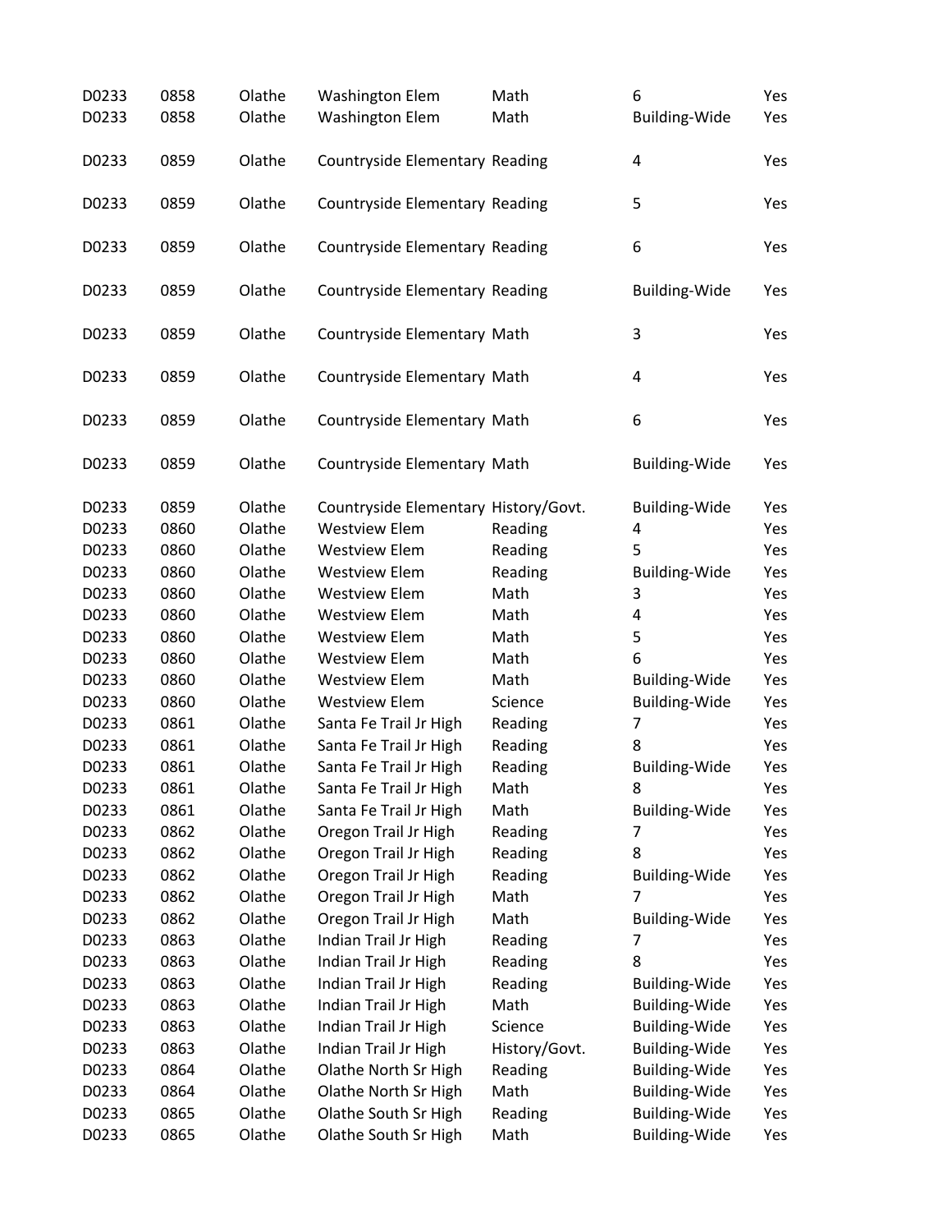| | | | | | | |
|---|---|---|---|---|---|---|
| D0233 | 0858 | Olathe | Washington Elem | Math | 6 | Yes |
| D0233 | 0858 | Olathe | Washington Elem | Math | Building-Wide | Yes |
| D0233 | 0859 | Olathe | Countryside Elementary | Reading | 4 | Yes |
| D0233 | 0859 | Olathe | Countryside Elementary | Reading | 5 | Yes |
| D0233 | 0859 | Olathe | Countryside Elementary | Reading | 6 | Yes |
| D0233 | 0859 | Olathe | Countryside Elementary | Reading | Building-Wide | Yes |
| D0233 | 0859 | Olathe | Countryside Elementary | Math | 3 | Yes |
| D0233 | 0859 | Olathe | Countryside Elementary | Math | 4 | Yes |
| D0233 | 0859 | Olathe | Countryside Elementary | Math | 6 | Yes |
| D0233 | 0859 | Olathe | Countryside Elementary | Math | Building-Wide | Yes |
| D0233 | 0859 | Olathe | Countryside Elementary | History/Govt. | Building-Wide | Yes |
| D0233 | 0860 | Olathe | Westview Elem | Reading | 4 | Yes |
| D0233 | 0860 | Olathe | Westview Elem | Reading | 5 | Yes |
| D0233 | 0860 | Olathe | Westview Elem | Reading | Building-Wide | Yes |
| D0233 | 0860 | Olathe | Westview Elem | Math | 3 | Yes |
| D0233 | 0860 | Olathe | Westview Elem | Math | 4 | Yes |
| D0233 | 0860 | Olathe | Westview Elem | Math | 5 | Yes |
| D0233 | 0860 | Olathe | Westview Elem | Math | 6 | Yes |
| D0233 | 0860 | Olathe | Westview Elem | Math | Building-Wide | Yes |
| D0233 | 0860 | Olathe | Westview Elem | Science | Building-Wide | Yes |
| D0233 | 0861 | Olathe | Santa Fe Trail Jr High | Reading | 7 | Yes |
| D0233 | 0861 | Olathe | Santa Fe Trail Jr High | Reading | 8 | Yes |
| D0233 | 0861 | Olathe | Santa Fe Trail Jr High | Reading | Building-Wide | Yes |
| D0233 | 0861 | Olathe | Santa Fe Trail Jr High | Math | 8 | Yes |
| D0233 | 0861 | Olathe | Santa Fe Trail Jr High | Math | Building-Wide | Yes |
| D0233 | 0862 | Olathe | Oregon Trail Jr High | Reading | 7 | Yes |
| D0233 | 0862 | Olathe | Oregon Trail Jr High | Reading | 8 | Yes |
| D0233 | 0862 | Olathe | Oregon Trail Jr High | Reading | Building-Wide | Yes |
| D0233 | 0862 | Olathe | Oregon Trail Jr High | Math | 7 | Yes |
| D0233 | 0862 | Olathe | Oregon Trail Jr High | Math | Building-Wide | Yes |
| D0233 | 0863 | Olathe | Indian Trail Jr High | Reading | 7 | Yes |
| D0233 | 0863 | Olathe | Indian Trail Jr High | Reading | 8 | Yes |
| D0233 | 0863 | Olathe | Indian Trail Jr High | Reading | Building-Wide | Yes |
| D0233 | 0863 | Olathe | Indian Trail Jr High | Math | Building-Wide | Yes |
| D0233 | 0863 | Olathe | Indian Trail Jr High | Science | Building-Wide | Yes |
| D0233 | 0863 | Olathe | Indian Trail Jr High | History/Govt. | Building-Wide | Yes |
| D0233 | 0864 | Olathe | Olathe North Sr High | Reading | Building-Wide | Yes |
| D0233 | 0864 | Olathe | Olathe North Sr High | Math | Building-Wide | Yes |
| D0233 | 0865 | Olathe | Olathe South Sr High | Reading | Building-Wide | Yes |
| D0233 | 0865 | Olathe | Olathe South Sr High | Math | Building-Wide | Yes |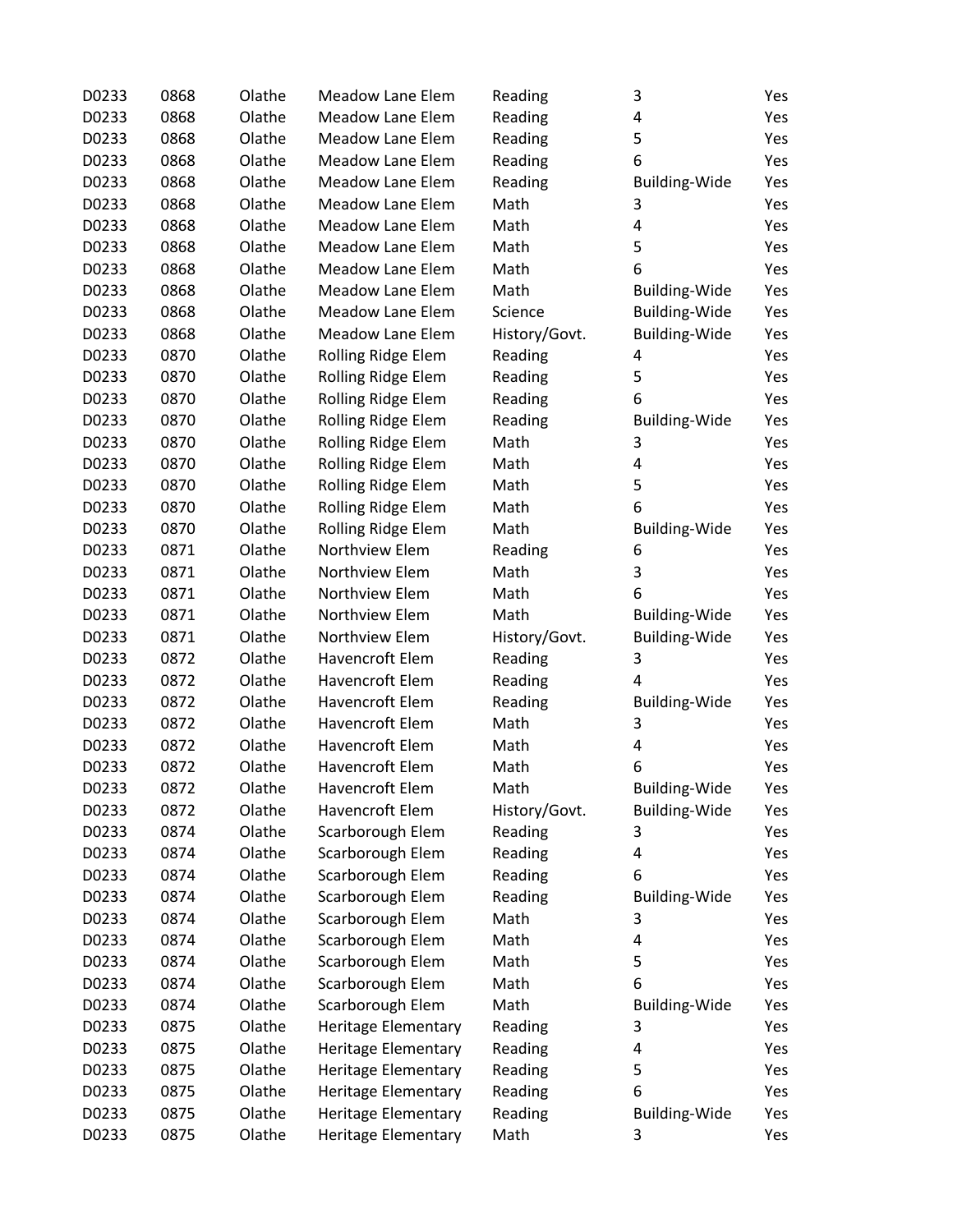| | | | | | | |
|---|---|---|---|---|---|---|
| D0233 | 0868 | Olathe | Meadow Lane Elem | Reading | 3 | Yes |
| D0233 | 0868 | Olathe | Meadow Lane Elem | Reading | 4 | Yes |
| D0233 | 0868 | Olathe | Meadow Lane Elem | Reading | 5 | Yes |
| D0233 | 0868 | Olathe | Meadow Lane Elem | Reading | 6 | Yes |
| D0233 | 0868 | Olathe | Meadow Lane Elem | Reading | Building-Wide | Yes |
| D0233 | 0868 | Olathe | Meadow Lane Elem | Math | 3 | Yes |
| D0233 | 0868 | Olathe | Meadow Lane Elem | Math | 4 | Yes |
| D0233 | 0868 | Olathe | Meadow Lane Elem | Math | 5 | Yes |
| D0233 | 0868 | Olathe | Meadow Lane Elem | Math | 6 | Yes |
| D0233 | 0868 | Olathe | Meadow Lane Elem | Math | Building-Wide | Yes |
| D0233 | 0868 | Olathe | Meadow Lane Elem | Science | Building-Wide | Yes |
| D0233 | 0868 | Olathe | Meadow Lane Elem | History/Govt. | Building-Wide | Yes |
| D0233 | 0870 | Olathe | Rolling Ridge Elem | Reading | 4 | Yes |
| D0233 | 0870 | Olathe | Rolling Ridge Elem | Reading | 5 | Yes |
| D0233 | 0870 | Olathe | Rolling Ridge Elem | Reading | 6 | Yes |
| D0233 | 0870 | Olathe | Rolling Ridge Elem | Reading | Building-Wide | Yes |
| D0233 | 0870 | Olathe | Rolling Ridge Elem | Math | 3 | Yes |
| D0233 | 0870 | Olathe | Rolling Ridge Elem | Math | 4 | Yes |
| D0233 | 0870 | Olathe | Rolling Ridge Elem | Math | 5 | Yes |
| D0233 | 0870 | Olathe | Rolling Ridge Elem | Math | 6 | Yes |
| D0233 | 0870 | Olathe | Rolling Ridge Elem | Math | Building-Wide | Yes |
| D0233 | 0871 | Olathe | Northview Elem | Reading | 6 | Yes |
| D0233 | 0871 | Olathe | Northview Elem | Math | 3 | Yes |
| D0233 | 0871 | Olathe | Northview Elem | Math | 6 | Yes |
| D0233 | 0871 | Olathe | Northview Elem | Math | Building-Wide | Yes |
| D0233 | 0871 | Olathe | Northview Elem | History/Govt. | Building-Wide | Yes |
| D0233 | 0872 | Olathe | Havencroft Elem | Reading | 3 | Yes |
| D0233 | 0872 | Olathe | Havencroft Elem | Reading | 4 | Yes |
| D0233 | 0872 | Olathe | Havencroft Elem | Reading | Building-Wide | Yes |
| D0233 | 0872 | Olathe | Havencroft Elem | Math | 3 | Yes |
| D0233 | 0872 | Olathe | Havencroft Elem | Math | 4 | Yes |
| D0233 | 0872 | Olathe | Havencroft Elem | Math | 6 | Yes |
| D0233 | 0872 | Olathe | Havencroft Elem | Math | Building-Wide | Yes |
| D0233 | 0872 | Olathe | Havencroft Elem | History/Govt. | Building-Wide | Yes |
| D0233 | 0874 | Olathe | Scarborough Elem | Reading | 3 | Yes |
| D0233 | 0874 | Olathe | Scarborough Elem | Reading | 4 | Yes |
| D0233 | 0874 | Olathe | Scarborough Elem | Reading | 6 | Yes |
| D0233 | 0874 | Olathe | Scarborough Elem | Reading | Building-Wide | Yes |
| D0233 | 0874 | Olathe | Scarborough Elem | Math | 3 | Yes |
| D0233 | 0874 | Olathe | Scarborough Elem | Math | 4 | Yes |
| D0233 | 0874 | Olathe | Scarborough Elem | Math | 5 | Yes |
| D0233 | 0874 | Olathe | Scarborough Elem | Math | 6 | Yes |
| D0233 | 0874 | Olathe | Scarborough Elem | Math | Building-Wide | Yes |
| D0233 | 0875 | Olathe | Heritage Elementary | Reading | 3 | Yes |
| D0233 | 0875 | Olathe | Heritage Elementary | Reading | 4 | Yes |
| D0233 | 0875 | Olathe | Heritage Elementary | Reading | 5 | Yes |
| D0233 | 0875 | Olathe | Heritage Elementary | Reading | 6 | Yes |
| D0233 | 0875 | Olathe | Heritage Elementary | Reading | Building-Wide | Yes |
| D0233 | 0875 | Olathe | Heritage Elementary | Math | 3 | Yes |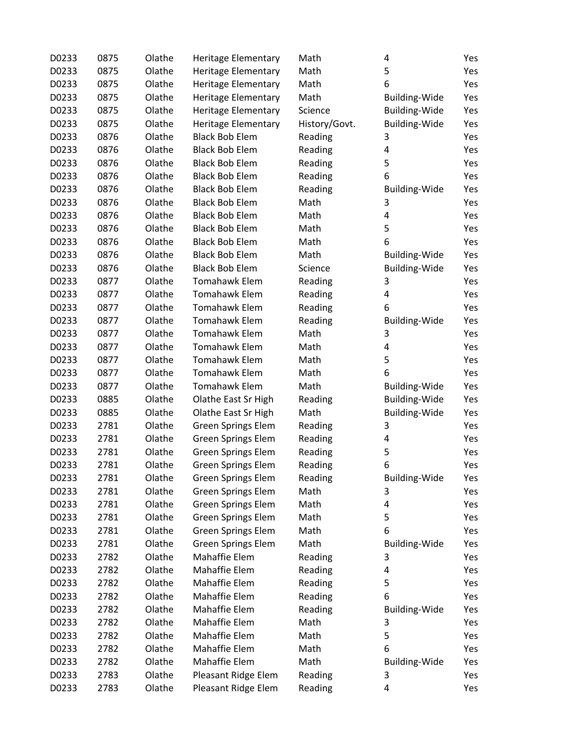| D0233 | 0875 | Olathe | Heritage Elementary | Math | 4 | Yes |
|---|---|---|---|---|---|---|
| D0233 | 0875 | Olathe | Heritage Elementary | Math | 5 | Yes |
| D0233 | 0875 | Olathe | Heritage Elementary | Math | 6 | Yes |
| D0233 | 0875 | Olathe | Heritage Elementary | Math | Building-Wide | Yes |
| D0233 | 0875 | Olathe | Heritage Elementary | Science | Building-Wide | Yes |
| D0233 | 0875 | Olathe | Heritage Elementary | History/Govt. | Building-Wide | Yes |
| D0233 | 0876 | Olathe | Black Bob Elem | Reading | 3 | Yes |
| D0233 | 0876 | Olathe | Black Bob Elem | Reading | 4 | Yes |
| D0233 | 0876 | Olathe | Black Bob Elem | Reading | 5 | Yes |
| D0233 | 0876 | Olathe | Black Bob Elem | Reading | 6 | Yes |
| D0233 | 0876 | Olathe | Black Bob Elem | Reading | Building-Wide | Yes |
| D0233 | 0876 | Olathe | Black Bob Elem | Math | 3 | Yes |
| D0233 | 0876 | Olathe | Black Bob Elem | Math | 4 | Yes |
| D0233 | 0876 | Olathe | Black Bob Elem | Math | 5 | Yes |
| D0233 | 0876 | Olathe | Black Bob Elem | Math | 6 | Yes |
| D0233 | 0876 | Olathe | Black Bob Elem | Math | Building-Wide | Yes |
| D0233 | 0876 | Olathe | Black Bob Elem | Science | Building-Wide | Yes |
| D0233 | 0877 | Olathe | Tomahawk Elem | Reading | 3 | Yes |
| D0233 | 0877 | Olathe | Tomahawk Elem | Reading | 4 | Yes |
| D0233 | 0877 | Olathe | Tomahawk Elem | Reading | 6 | Yes |
| D0233 | 0877 | Olathe | Tomahawk Elem | Reading | Building-Wide | Yes |
| D0233 | 0877 | Olathe | Tomahawk Elem | Math | 3 | Yes |
| D0233 | 0877 | Olathe | Tomahawk Elem | Math | 4 | Yes |
| D0233 | 0877 | Olathe | Tomahawk Elem | Math | 5 | Yes |
| D0233 | 0877 | Olathe | Tomahawk Elem | Math | 6 | Yes |
| D0233 | 0877 | Olathe | Tomahawk Elem | Math | Building-Wide | Yes |
| D0233 | 0885 | Olathe | Olathe East Sr High | Reading | Building-Wide | Yes |
| D0233 | 0885 | Olathe | Olathe East Sr High | Math | Building-Wide | Yes |
| D0233 | 2781 | Olathe | Green Springs Elem | Reading | 3 | Yes |
| D0233 | 2781 | Olathe | Green Springs Elem | Reading | 4 | Yes |
| D0233 | 2781 | Olathe | Green Springs Elem | Reading | 5 | Yes |
| D0233 | 2781 | Olathe | Green Springs Elem | Reading | 6 | Yes |
| D0233 | 2781 | Olathe | Green Springs Elem | Reading | Building-Wide | Yes |
| D0233 | 2781 | Olathe | Green Springs Elem | Math | 3 | Yes |
| D0233 | 2781 | Olathe | Green Springs Elem | Math | 4 | Yes |
| D0233 | 2781 | Olathe | Green Springs Elem | Math | 5 | Yes |
| D0233 | 2781 | Olathe | Green Springs Elem | Math | 6 | Yes |
| D0233 | 2781 | Olathe | Green Springs Elem | Math | Building-Wide | Yes |
| D0233 | 2782 | Olathe | Mahaffie Elem | Reading | 3 | Yes |
| D0233 | 2782 | Olathe | Mahaffie Elem | Reading | 4 | Yes |
| D0233 | 2782 | Olathe | Mahaffie Elem | Reading | 5 | Yes |
| D0233 | 2782 | Olathe | Mahaffie Elem | Reading | 6 | Yes |
| D0233 | 2782 | Olathe | Mahaffie Elem | Reading | Building-Wide | Yes |
| D0233 | 2782 | Olathe | Mahaffie Elem | Math | 3 | Yes |
| D0233 | 2782 | Olathe | Mahaffie Elem | Math | 5 | Yes |
| D0233 | 2782 | Olathe | Mahaffie Elem | Math | 6 | Yes |
| D0233 | 2782 | Olathe | Mahaffie Elem | Math | Building-Wide | Yes |
| D0233 | 2783 | Olathe | Pleasant Ridge Elem | Reading | 3 | Yes |
| D0233 | 2783 | Olathe | Pleasant Ridge Elem | Reading | 4 | Yes |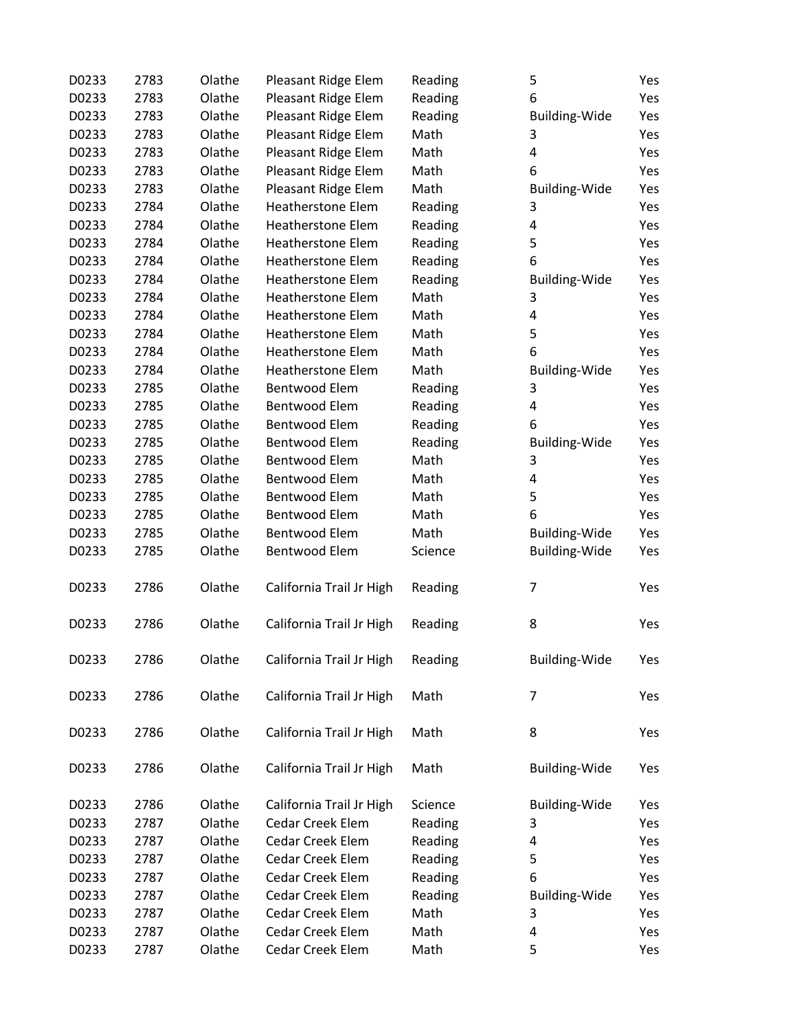| | | | | | | |
|---|---|---|---|---|---|---|
| D0233 | 2783 | Olathe | Pleasant Ridge Elem | Reading | 5 | Yes |
| D0233 | 2783 | Olathe | Pleasant Ridge Elem | Reading | 6 | Yes |
| D0233 | 2783 | Olathe | Pleasant Ridge Elem | Reading | Building-Wide | Yes |
| D0233 | 2783 | Olathe | Pleasant Ridge Elem | Math | 3 | Yes |
| D0233 | 2783 | Olathe | Pleasant Ridge Elem | Math | 4 | Yes |
| D0233 | 2783 | Olathe | Pleasant Ridge Elem | Math | 6 | Yes |
| D0233 | 2783 | Olathe | Pleasant Ridge Elem | Math | Building-Wide | Yes |
| D0233 | 2784 | Olathe | Heatherstone Elem | Reading | 3 | Yes |
| D0233 | 2784 | Olathe | Heatherstone Elem | Reading | 4 | Yes |
| D0233 | 2784 | Olathe | Heatherstone Elem | Reading | 5 | Yes |
| D0233 | 2784 | Olathe | Heatherstone Elem | Reading | 6 | Yes |
| D0233 | 2784 | Olathe | Heatherstone Elem | Reading | Building-Wide | Yes |
| D0233 | 2784 | Olathe | Heatherstone Elem | Math | 3 | Yes |
| D0233 | 2784 | Olathe | Heatherstone Elem | Math | 4 | Yes |
| D0233 | 2784 | Olathe | Heatherstone Elem | Math | 5 | Yes |
| D0233 | 2784 | Olathe | Heatherstone Elem | Math | 6 | Yes |
| D0233 | 2784 | Olathe | Heatherstone Elem | Math | Building-Wide | Yes |
| D0233 | 2785 | Olathe | Bentwood Elem | Reading | 3 | Yes |
| D0233 | 2785 | Olathe | Bentwood Elem | Reading | 4 | Yes |
| D0233 | 2785 | Olathe | Bentwood Elem | Reading | 6 | Yes |
| D0233 | 2785 | Olathe | Bentwood Elem | Reading | Building-Wide | Yes |
| D0233 | 2785 | Olathe | Bentwood Elem | Math | 3 | Yes |
| D0233 | 2785 | Olathe | Bentwood Elem | Math | 4 | Yes |
| D0233 | 2785 | Olathe | Bentwood Elem | Math | 5 | Yes |
| D0233 | 2785 | Olathe | Bentwood Elem | Math | 6 | Yes |
| D0233 | 2785 | Olathe | Bentwood Elem | Math | Building-Wide | Yes |
| D0233 | 2785 | Olathe | Bentwood Elem | Science | Building-Wide | Yes |
| D0233 | 2786 | Olathe | California Trail Jr High | Reading | 7 | Yes |
| D0233 | 2786 | Olathe | California Trail Jr High | Reading | 8 | Yes |
| D0233 | 2786 | Olathe | California Trail Jr High | Reading | Building-Wide | Yes |
| D0233 | 2786 | Olathe | California Trail Jr High | Math | 7 | Yes |
| D0233 | 2786 | Olathe | California Trail Jr High | Math | 8 | Yes |
| D0233 | 2786 | Olathe | California Trail Jr High | Math | Building-Wide | Yes |
| D0233 | 2786 | Olathe | California Trail Jr High | Science | Building-Wide | Yes |
| D0233 | 2787 | Olathe | Cedar Creek Elem | Reading | 3 | Yes |
| D0233 | 2787 | Olathe | Cedar Creek Elem | Reading | 4 | Yes |
| D0233 | 2787 | Olathe | Cedar Creek Elem | Reading | 5 | Yes |
| D0233 | 2787 | Olathe | Cedar Creek Elem | Reading | 6 | Yes |
| D0233 | 2787 | Olathe | Cedar Creek Elem | Reading | Building-Wide | Yes |
| D0233 | 2787 | Olathe | Cedar Creek Elem | Math | 3 | Yes |
| D0233 | 2787 | Olathe | Cedar Creek Elem | Math | 4 | Yes |
| D0233 | 2787 | Olathe | Cedar Creek Elem | Math | 5 | Yes |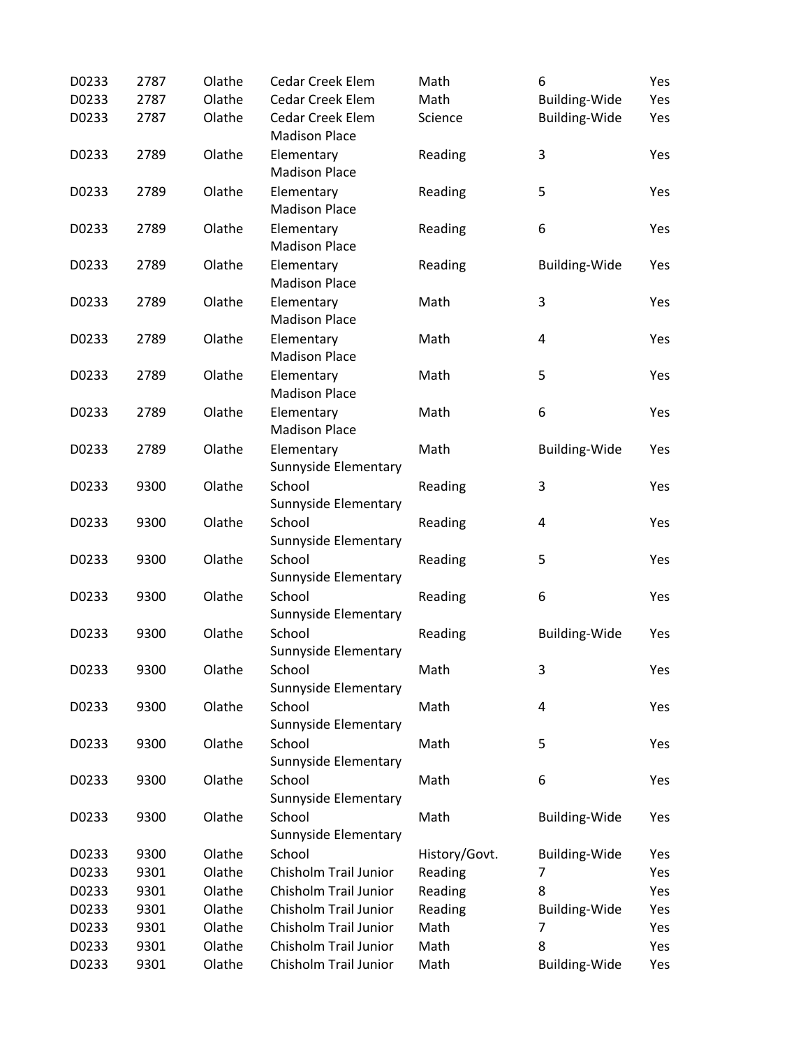| | | | | | | |
|---|---|---|---|---|---|---|
| D0233 | 2787 | Olathe | Cedar Creek Elem | Math | 6 | Yes |
| D0233 | 2787 | Olathe | Cedar Creek Elem | Math | Building-Wide | Yes |
| D0233 | 2787 | Olathe | Cedar Creek Elem | Science | Building-Wide | Yes |
| D0233 | 2789 | Olathe | Madison Place Elementary | Reading | 3 | Yes |
| D0233 | 2789 | Olathe | Madison Place Elementary | Reading | 5 | Yes |
| D0233 | 2789 | Olathe | Madison Place Elementary | Reading | 6 | Yes |
| D0233 | 2789 | Olathe | Madison Place Elementary | Reading | Building-Wide | Yes |
| D0233 | 2789 | Olathe | Madison Place Elementary | Math | 3 | Yes |
| D0233 | 2789 | Olathe | Madison Place Elementary | Math | 4 | Yes |
| D0233 | 2789 | Olathe | Madison Place Elementary | Math | 5 | Yes |
| D0233 | 2789 | Olathe | Madison Place Elementary | Math | 6 | Yes |
| D0233 | 2789 | Olathe | Madison Place Elementary | Math | Building-Wide | Yes |
| D0233 | 9300 | Olathe | Sunnyside Elementary School | Reading | 3 | Yes |
| D0233 | 9300 | Olathe | Sunnyside Elementary School | Reading | 4 | Yes |
| D0233 | 9300 | Olathe | Sunnyside Elementary School | Reading | 5 | Yes |
| D0233 | 9300 | Olathe | Sunnyside Elementary School | Reading | 6 | Yes |
| D0233 | 9300 | Olathe | Sunnyside Elementary School | Reading | Building-Wide | Yes |
| D0233 | 9300 | Olathe | Sunnyside Elementary School | Math | 3 | Yes |
| D0233 | 9300 | Olathe | Sunnyside Elementary School | Math | 4 | Yes |
| D0233 | 9300 | Olathe | Sunnyside Elementary School | Math | 5 | Yes |
| D0233 | 9300 | Olathe | Sunnyside Elementary School | Math | 6 | Yes |
| D0233 | 9300 | Olathe | Sunnyside Elementary School | Math | Building-Wide | Yes |
| D0233 | 9300 | Olathe | Sunnyside Elementary School | History/Govt. | Building-Wide | Yes |
| D0233 | 9301 | Olathe | Chisholm Trail Junior | Reading | 7 | Yes |
| D0233 | 9301 | Olathe | Chisholm Trail Junior | Reading | 8 | Yes |
| D0233 | 9301 | Olathe | Chisholm Trail Junior | Reading | Building-Wide | Yes |
| D0233 | 9301 | Olathe | Chisholm Trail Junior | Math | 7 | Yes |
| D0233 | 9301 | Olathe | Chisholm Trail Junior | Math | 8 | Yes |
| D0233 | 9301 | Olathe | Chisholm Trail Junior | Math | Building-Wide | Yes |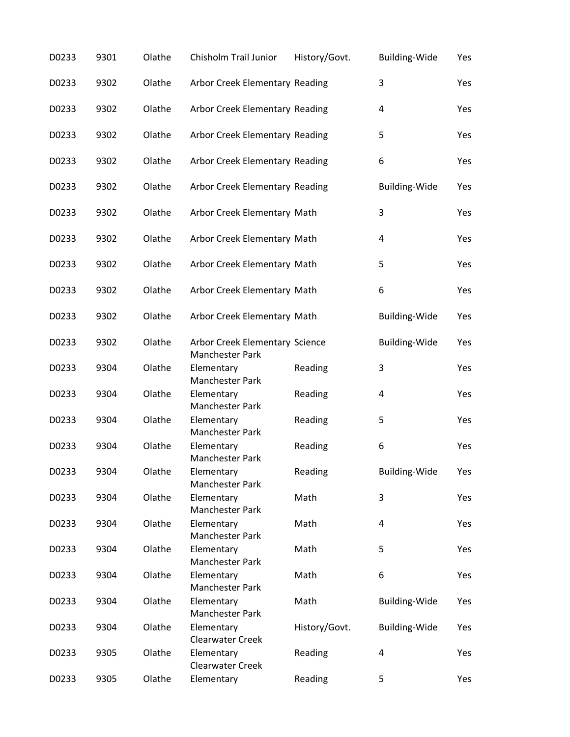| | | | | | | |
|---|---|---|---|---|---|---|
| D0233 | 9301 | Olathe | Chisholm Trail Junior | History/Govt. | Building-Wide | Yes |
| D0233 | 9302 | Olathe | Arbor Creek Elementary | Reading | 3 | Yes |
| D0233 | 9302 | Olathe | Arbor Creek Elementary | Reading | 4 | Yes |
| D0233 | 9302 | Olathe | Arbor Creek Elementary | Reading | 5 | Yes |
| D0233 | 9302 | Olathe | Arbor Creek Elementary | Reading | 6 | Yes |
| D0233 | 9302 | Olathe | Arbor Creek Elementary | Reading | Building-Wide | Yes |
| D0233 | 9302 | Olathe | Arbor Creek Elementary | Math | 3 | Yes |
| D0233 | 9302 | Olathe | Arbor Creek Elementary | Math | 4 | Yes |
| D0233 | 9302 | Olathe | Arbor Creek Elementary | Math | 5 | Yes |
| D0233 | 9302 | Olathe | Arbor Creek Elementary | Math | 6 | Yes |
| D0233 | 9302 | Olathe | Arbor Creek Elementary | Math | Building-Wide | Yes |
| D0233 | 9302 | Olathe | Arbor Creek Elementary | Science | Building-Wide | Yes |
| D0233 | 9304 | Olathe | Manchester Park Elementary | Reading | 3 | Yes |
| D0233 | 9304 | Olathe | Manchester Park Elementary | Reading | 4 | Yes |
| D0233 | 9304 | Olathe | Manchester Park Elementary | Reading | 5 | Yes |
| D0233 | 9304 | Olathe | Manchester Park Elementary | Reading | 6 | Yes |
| D0233 | 9304 | Olathe | Manchester Park Elementary | Reading | Building-Wide | Yes |
| D0233 | 9304 | Olathe | Manchester Park Elementary | Math | 3 | Yes |
| D0233 | 9304 | Olathe | Manchester Park Elementary | Math | 4 | Yes |
| D0233 | 9304 | Olathe | Manchester Park Elementary | Math | 5 | Yes |
| D0233 | 9304 | Olathe | Manchester Park Elementary | Math | 6 | Yes |
| D0233 | 9304 | Olathe | Manchester Park Elementary | Math | Building-Wide | Yes |
| D0233 | 9304 | Olathe | Manchester Park Elementary | History/Govt. | Building-Wide | Yes |
| D0233 | 9305 | Olathe | Clearwater Creek Elementary | Reading | 4 | Yes |
| D0233 | 9305 | Olathe | Clearwater Creek Elementary | Reading | 5 | Yes |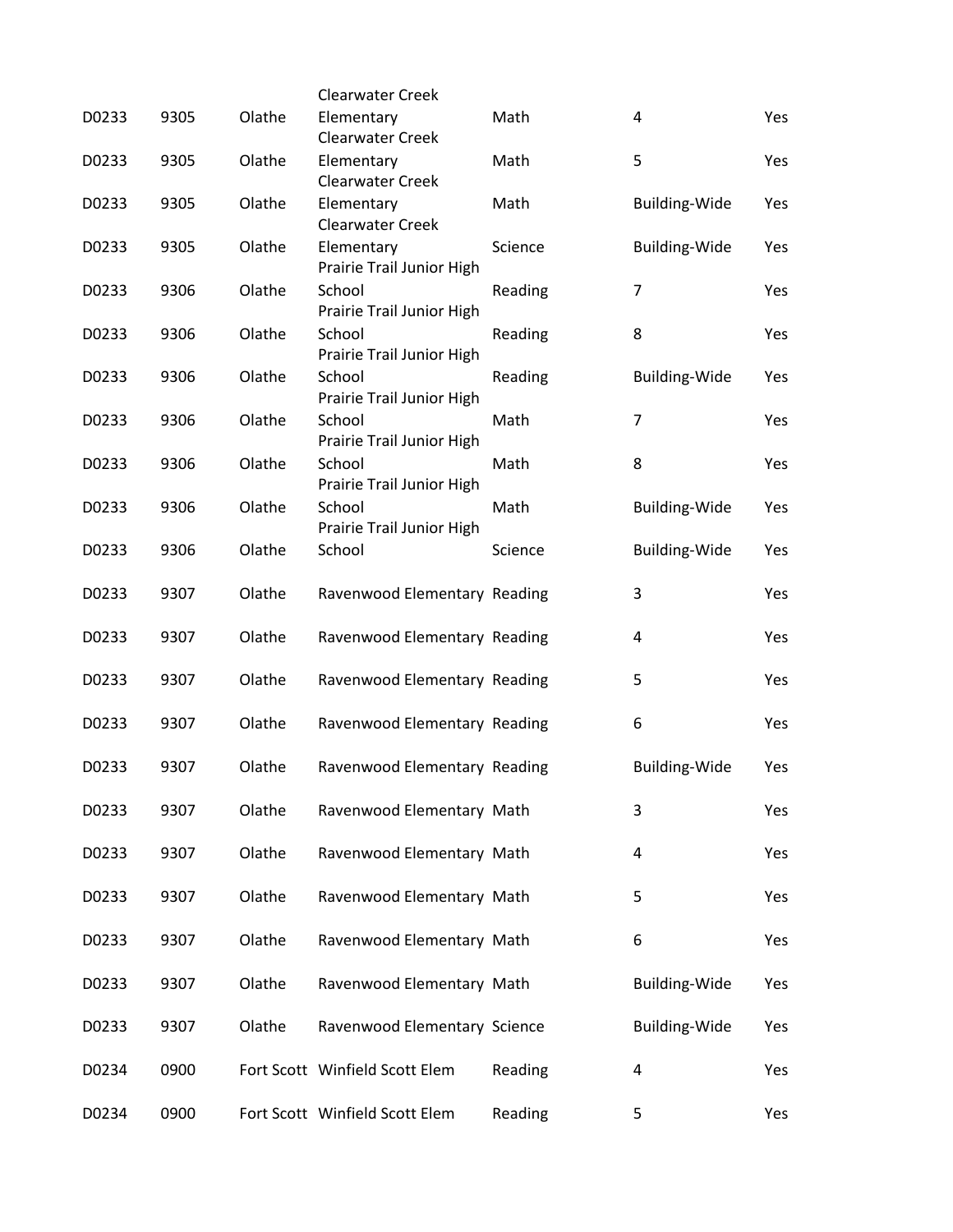| | | | | | | |
|---|---|---|---|---|---|---|
| D0233 | 9305 | Olathe | Clearwater Creek Elementary | Math | 4 | Yes |
| D0233 | 9305 | Olathe | Clearwater Creek Elementary | Math | 5 | Yes |
| D0233 | 9305 | Olathe | Clearwater Creek Elementary | Math | Building-Wide | Yes |
| D0233 | 9305 | Olathe | Clearwater Creek Elementary | Science | Building-Wide | Yes |
| D0233 | 9306 | Olathe | Prairie Trail Junior High School | Reading | 7 | Yes |
| D0233 | 9306 | Olathe | Prairie Trail Junior High School | Reading | 8 | Yes |
| D0233 | 9306 | Olathe | Prairie Trail Junior High School | Reading | Building-Wide | Yes |
| D0233 | 9306 | Olathe | Prairie Trail Junior High School | Math | 7 | Yes |
| D0233 | 9306 | Olathe | Prairie Trail Junior High School | Math | 8 | Yes |
| D0233 | 9306 | Olathe | Prairie Trail Junior High School | Math | Building-Wide | Yes |
| D0233 | 9306 | Olathe | Prairie Trail Junior High School | Science | Building-Wide | Yes |
| D0233 | 9307 | Olathe | Ravenwood Elementary | Reading | 3 | Yes |
| D0233 | 9307 | Olathe | Ravenwood Elementary | Reading | 4 | Yes |
| D0233 | 9307 | Olathe | Ravenwood Elementary | Reading | 5 | Yes |
| D0233 | 9307 | Olathe | Ravenwood Elementary | Reading | 6 | Yes |
| D0233 | 9307 | Olathe | Ravenwood Elementary | Reading | Building-Wide | Yes |
| D0233 | 9307 | Olathe | Ravenwood Elementary | Math | 3 | Yes |
| D0233 | 9307 | Olathe | Ravenwood Elementary | Math | 4 | Yes |
| D0233 | 9307 | Olathe | Ravenwood Elementary | Math | 5 | Yes |
| D0233 | 9307 | Olathe | Ravenwood Elementary | Math | 6 | Yes |
| D0233 | 9307 | Olathe | Ravenwood Elementary | Math | Building-Wide | Yes |
| D0233 | 9307 | Olathe | Ravenwood Elementary | Science | Building-Wide | Yes |
| D0234 | 0900 | Fort Scott | Winfield Scott Elem | Reading | 4 | Yes |
| D0234 | 0900 | Fort Scott | Winfield Scott Elem | Reading | 5 | Yes |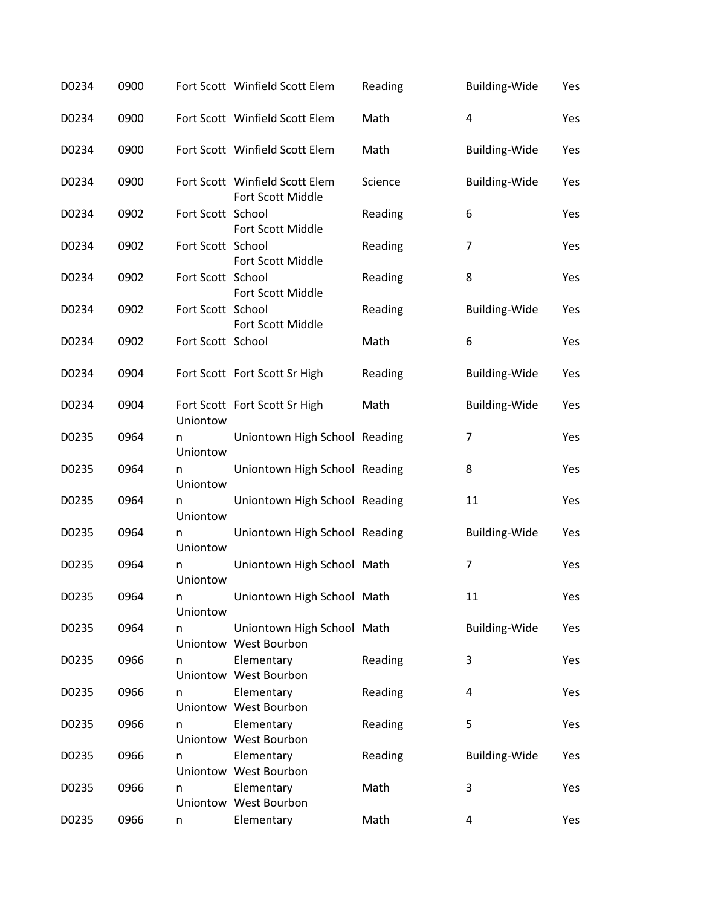| | | | | | | |
|---|---|---|---|---|---|---|
| D0234 | 0900 | Fort Scott | Winfield Scott Elem | Reading | Building-Wide | Yes |
| D0234 | 0900 | Fort Scott | Winfield Scott Elem | Math | 4 | Yes |
| D0234 | 0900 | Fort Scott | Winfield Scott Elem | Math | Building-Wide | Yes |
| D0234 | 0900 | Fort Scott | Winfield Scott Elem | Science | Building-Wide | Yes |
| D0234 | 0902 | Fort Scott | Fort Scott Middle School | Reading | 6 | Yes |
| D0234 | 0902 | Fort Scott | Fort Scott Middle School | Reading | 7 | Yes |
| D0234 | 0902 | Fort Scott | Fort Scott Middle School | Reading | 8 | Yes |
| D0234 | 0902 | Fort Scott | Fort Scott Middle School | Reading | Building-Wide | Yes |
| D0234 | 0902 | Fort Scott | Fort Scott Middle School | Math | 6 | Yes |
| D0234 | 0904 | Fort Scott | Fort Scott Sr High | Reading | Building-Wide | Yes |
| D0234 | 0904 | Fort Scott | Fort Scott Sr High | Math | Building-Wide | Yes |
| D0235 | 0964 | Uniontown | Uniontown High School | Reading | 7 | Yes |
| D0235 | 0964 | Uniontown | Uniontown High School | Reading | 8 | Yes |
| D0235 | 0964 | Uniontown | Uniontown High School | Reading | 11 | Yes |
| D0235 | 0964 | Uniontown | Uniontown High School | Reading | Building-Wide | Yes |
| D0235 | 0964 | Uniontown | Uniontown High School | Math | 7 | Yes |
| D0235 | 0964 | Uniontown | Uniontown High School | Math | 11 | Yes |
| D0235 | 0964 | Uniontown | Uniontown High School | Math | Building-Wide | Yes |
| D0235 | 0966 | Uniontown | West Bourbon Elementary | Reading | 3 | Yes |
| D0235 | 0966 | Uniontown | West Bourbon Elementary | Reading | 4 | Yes |
| D0235 | 0966 | Uniontown | West Bourbon Elementary | Reading | 5 | Yes |
| D0235 | 0966 | Uniontown | West Bourbon Elementary | Reading | Building-Wide | Yes |
| D0235 | 0966 | Uniontown | West Bourbon Elementary | Math | 3 | Yes |
| D0235 | 0966 | Uniontown | West Bourbon Elementary | Math | 4 | Yes |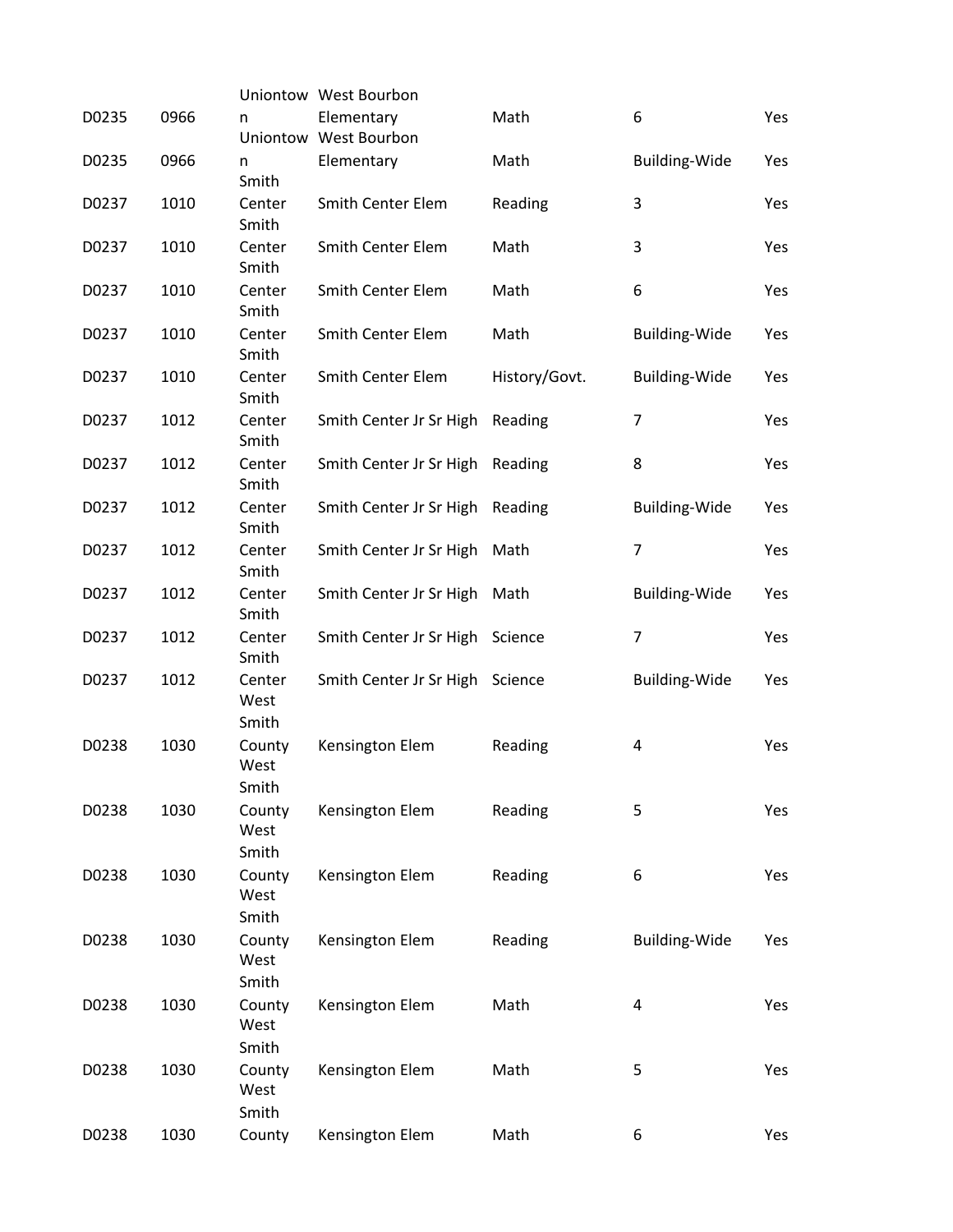| | | | | | | |
|---|---|---|---|---|---|---|
| D0235 | 0966 | Uniontown | West Bourbon Elementary | Math | 6 | Yes |
| D0235 | 0966 | Uniontown | West Bourbon Elementary | Math | Building-Wide | Yes |
| D0237 | 1010 | Smith Center | Smith Center Elem | Reading | 3 | Yes |
| D0237 | 1010 | Smith Center | Smith Center Elem | Math | 3 | Yes |
| D0237 | 1010 | Smith Center | Smith Center Elem | Math | 6 | Yes |
| D0237 | 1010 | Smith Center | Smith Center Elem | Math | Building-Wide | Yes |
| D0237 | 1010 | Smith Center | Smith Center Elem | History/Govt. | Building-Wide | Yes |
| D0237 | 1012 | Smith Center | Smith Center Jr Sr High | Reading | 7 | Yes |
| D0237 | 1012 | Smith Center | Smith Center Jr Sr High | Reading | 8 | Yes |
| D0237 | 1012 | Smith Center | Smith Center Jr Sr High | Reading | Building-Wide | Yes |
| D0237 | 1012 | Smith Center | Smith Center Jr Sr High | Math | 7 | Yes |
| D0237 | 1012 | Smith Center | Smith Center Jr Sr High | Math | Building-Wide | Yes |
| D0237 | 1012 | Smith Center | Smith Center Jr Sr High | Science | 7 | Yes |
| D0237 | 1012 | Smith Center | Smith Center Jr Sr High | Science | Building-Wide | Yes |
| D0238 | 1030 | West Smith County | Kensington Elem | Reading | 4 | Yes |
| D0238 | 1030 | West Smith County | Kensington Elem | Reading | 5 | Yes |
| D0238 | 1030 | West Smith County | Kensington Elem | Reading | 6 | Yes |
| D0238 | 1030 | West Smith County | Kensington Elem | Reading | Building-Wide | Yes |
| D0238 | 1030 | West Smith County | Kensington Elem | Math | 4 | Yes |
| D0238 | 1030 | West Smith County | Kensington Elem | Math | 5 | Yes |
| D0238 | 1030 | West Smith County | Kensington Elem | Math | 6 | Yes |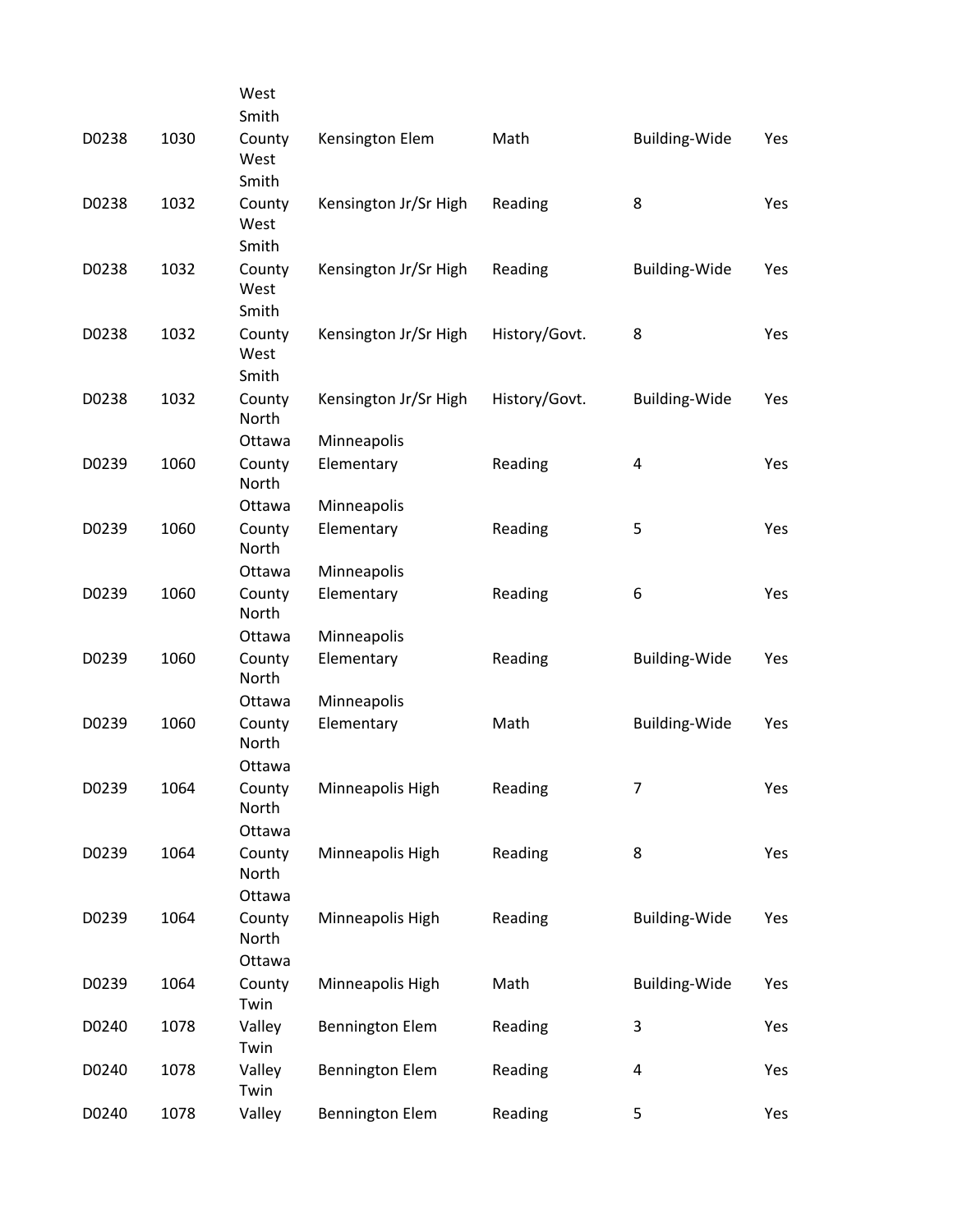| | | | | | | |
|---|---|---|---|---|---|---|
| D0238 | 1030 | West Smith County | Kensington Elem | Math | Building-Wide | Yes |
| D0238 | 1032 | West Smith County | Kensington Jr/Sr High | Reading | 8 | Yes |
| D0238 | 1032 | West Smith County | Kensington Jr/Sr High | Reading | Building-Wide | Yes |
| D0238 | 1032 | West Smith County | Kensington Jr/Sr High | History/Govt. | 8 | Yes |
| D0238 | 1032 | West Smith County | Kensington Jr/Sr High | History/Govt. | Building-Wide | Yes |
| D0239 | 1060 | North Ottawa County | Minneapolis Elementary | Reading | 4 | Yes |
| D0239 | 1060 | North Ottawa County | Minneapolis Elementary | Reading | 5 | Yes |
| D0239 | 1060 | North Ottawa County | Minneapolis Elementary | Reading | 6 | Yes |
| D0239 | 1060 | North Ottawa County | Minneapolis Elementary | Reading | Building-Wide | Yes |
| D0239 | 1060 | North Ottawa County | Minneapolis Elementary | Math | Building-Wide | Yes |
| D0239 | 1064 | North Ottawa County | Minneapolis High | Reading | 7 | Yes |
| D0239 | 1064 | North Ottawa County | Minneapolis High | Reading | 8 | Yes |
| D0239 | 1064 | North Ottawa County | Minneapolis High | Reading | Building-Wide | Yes |
| D0239 | 1064 | North Ottawa County | Minneapolis High | Math | Building-Wide | Yes |
| D0240 | 1078 | Twin Valley | Bennington Elem | Reading | 3 | Yes |
| D0240 | 1078 | Twin Valley | Bennington Elem | Reading | 4 | Yes |
| D0240 | 1078 | Twin Valley | Bennington Elem | Reading | 5 | Yes |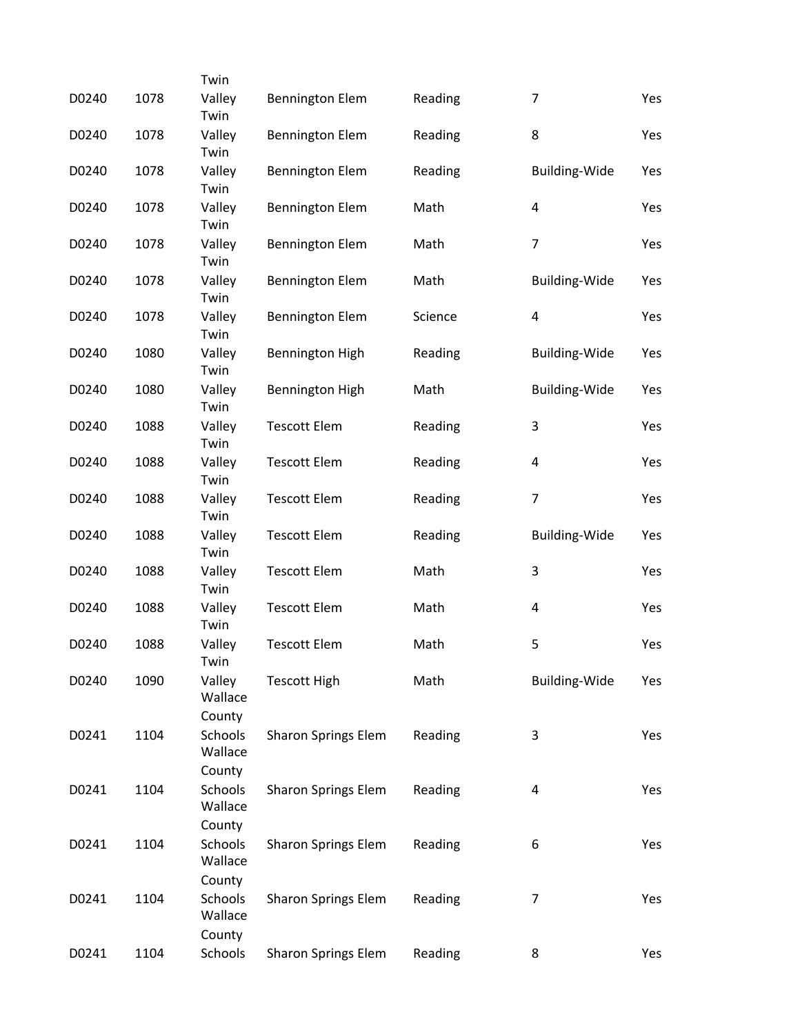| | | | | | | |
|---|---|---|---|---|---|---|
| D0240 | 1078 | Twin Valley | Bennington Elem | Reading | 7 | Yes |
| D0240 | 1078 | Twin Valley | Bennington Elem | Reading | 8 | Yes |
| D0240 | 1078 | Twin Valley | Bennington Elem | Reading | Building-Wide | Yes |
| D0240 | 1078 | Twin Valley | Bennington Elem | Math | 4 | Yes |
| D0240 | 1078 | Twin Valley | Bennington Elem | Math | 7 | Yes |
| D0240 | 1078 | Twin Valley | Bennington Elem | Math | Building-Wide | Yes |
| D0240 | 1078 | Twin Valley | Bennington Elem | Science | 4 | Yes |
| D0240 | 1080 | Twin Valley | Bennington High | Reading | Building-Wide | Yes |
| D0240 | 1080 | Twin Valley | Bennington High | Math | Building-Wide | Yes |
| D0240 | 1088 | Twin Valley | Tescott Elem | Reading | 3 | Yes |
| D0240 | 1088 | Twin Valley | Tescott Elem | Reading | 4 | Yes |
| D0240 | 1088 | Twin Valley | Tescott Elem | Reading | 7 | Yes |
| D0240 | 1088 | Twin Valley | Tescott Elem | Reading | Building-Wide | Yes |
| D0240 | 1088 | Twin Valley | Tescott Elem | Math | 3 | Yes |
| D0240 | 1088 | Twin Valley | Tescott Elem | Math | 4 | Yes |
| D0240 | 1088 | Twin Valley | Tescott Elem | Math | 5 | Yes |
| D0240 | 1090 | Twin Valley | Tescott High | Math | Building-Wide | Yes |
| D0241 | 1104 | Wallace County Schools | Sharon Springs Elem | Reading | 3 | Yes |
| D0241 | 1104 | Wallace County Schools | Sharon Springs Elem | Reading | 4 | Yes |
| D0241 | 1104 | Wallace County Schools | Sharon Springs Elem | Reading | 6 | Yes |
| D0241 | 1104 | Wallace County Schools | Sharon Springs Elem | Reading | 7 | Yes |
| D0241 | 1104 | Wallace County Schools | Sharon Springs Elem | Reading | 8 | Yes |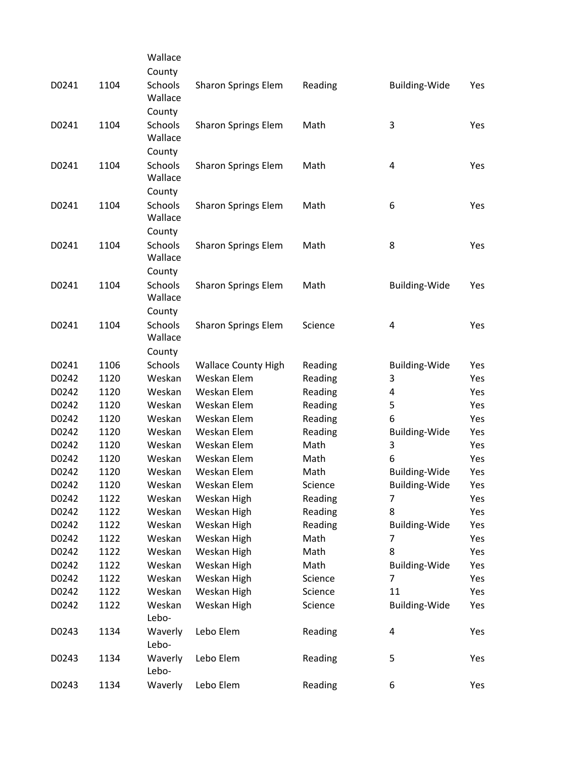| | | | | | | |
|---|---|---|---|---|---|---|
| D0241 | 1104 | Wallace County Schools | Sharon Springs Elem | Reading | Building-Wide | Yes |
| D0241 | 1104 | Wallace County Schools | Sharon Springs Elem | Math | 3 | Yes |
| D0241 | 1104 | Wallace County Schools | Sharon Springs Elem | Math | 4 | Yes |
| D0241 | 1104 | Wallace County Schools | Sharon Springs Elem | Math | 6 | Yes |
| D0241 | 1104 | Wallace County Schools | Sharon Springs Elem | Math | 8 | Yes |
| D0241 | 1104 | Wallace County Schools | Sharon Springs Elem | Math | Building-Wide | Yes |
| D0241 | 1104 | Wallace County Schools | Sharon Springs Elem | Science | 4 | Yes |
| D0241 | 1106 | Wallace County Schools | Wallace County High | Reading | Building-Wide | Yes |
| D0242 | 1120 | Weskan | Weskan Elem | Reading | 3 | Yes |
| D0242 | 1120 | Weskan | Weskan Elem | Reading | 4 | Yes |
| D0242 | 1120 | Weskan | Weskan Elem | Reading | 5 | Yes |
| D0242 | 1120 | Weskan | Weskan Elem | Reading | 6 | Yes |
| D0242 | 1120 | Weskan | Weskan Elem | Reading | Building-Wide | Yes |
| D0242 | 1120 | Weskan | Weskan Elem | Math | 3 | Yes |
| D0242 | 1120 | Weskan | Weskan Elem | Math | 6 | Yes |
| D0242 | 1120 | Weskan | Weskan Elem | Math | Building-Wide | Yes |
| D0242 | 1120 | Weskan | Weskan Elem | Science | Building-Wide | Yes |
| D0242 | 1122 | Weskan | Weskan High | Reading | 7 | Yes |
| D0242 | 1122 | Weskan | Weskan High | Reading | 8 | Yes |
| D0242 | 1122 | Weskan | Weskan High | Reading | Building-Wide | Yes |
| D0242 | 1122 | Weskan | Weskan High | Math | 7 | Yes |
| D0242 | 1122 | Weskan | Weskan High | Math | 8 | Yes |
| D0242 | 1122 | Weskan | Weskan High | Math | Building-Wide | Yes |
| D0242 | 1122 | Weskan | Weskan High | Science | 7 | Yes |
| D0242 | 1122 | Weskan | Weskan High | Science | 11 | Yes |
| D0242 | 1122 | Weskan | Weskan High | Science | Building-Wide | Yes |
| D0243 | 1134 | Lebo-Waverly | Lebo Elem | Reading | 4 | Yes |
| D0243 | 1134 | Lebo-Waverly | Lebo Elem | Reading | 5 | Yes |
| D0243 | 1134 | Lebo-Waverly | Lebo Elem | Reading | 6 | Yes |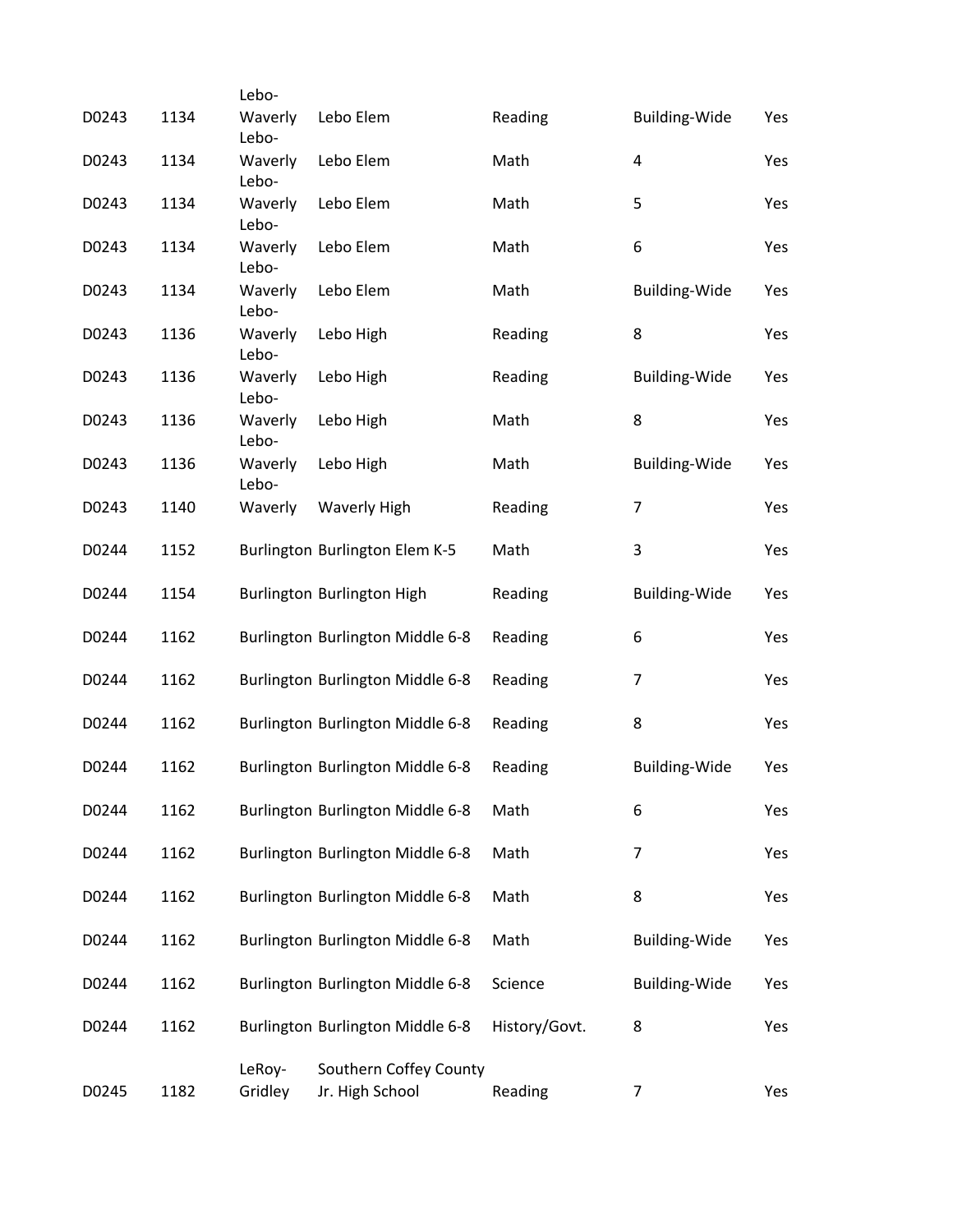| | | | | | | |
|---|---|---|---|---|---|---|
| D0243 | 1134 | Lebo-Waverly | Lebo Elem | Reading | Building-Wide | Yes |
| D0243 | 1134 | Lebo-Waverly | Lebo Elem | Math | 4 | Yes |
| D0243 | 1134 | Lebo-Waverly | Lebo Elem | Math | 5 | Yes |
| D0243 | 1134 | Lebo-Waverly | Lebo Elem | Math | 6 | Yes |
| D0243 | 1134 | Lebo-Waverly | Lebo Elem | Math | Building-Wide | Yes |
| D0243 | 1136 | Lebo-Waverly | Lebo High | Reading | 8 | Yes |
| D0243 | 1136 | Lebo-Waverly | Lebo High | Reading | Building-Wide | Yes |
| D0243 | 1136 | Lebo-Waverly | Lebo High | Math | 8 | Yes |
| D0243 | 1136 | Lebo-Waverly | Lebo High | Math | Building-Wide | Yes |
| D0243 | 1140 | Lebo-Waverly | Waverly High | Reading | 7 | Yes |
| D0244 | 1152 | Burlington | Burlington Elem K-5 | Math | 3 | Yes |
| D0244 | 1154 | Burlington | Burlington High | Reading | Building-Wide | Yes |
| D0244 | 1162 | Burlington | Burlington Middle 6-8 | Reading | 6 | Yes |
| D0244 | 1162 | Burlington | Burlington Middle 6-8 | Reading | 7 | Yes |
| D0244 | 1162 | Burlington | Burlington Middle 6-8 | Reading | 8 | Yes |
| D0244 | 1162 | Burlington | Burlington Middle 6-8 | Reading | Building-Wide | Yes |
| D0244 | 1162 | Burlington | Burlington Middle 6-8 | Math | 6 | Yes |
| D0244 | 1162 | Burlington | Burlington Middle 6-8 | Math | 7 | Yes |
| D0244 | 1162 | Burlington | Burlington Middle 6-8 | Math | 8 | Yes |
| D0244 | 1162 | Burlington | Burlington Middle 6-8 | Math | Building-Wide | Yes |
| D0244 | 1162 | Burlington | Burlington Middle 6-8 | Science | Building-Wide | Yes |
| D0244 | 1162 | Burlington | Burlington Middle 6-8 | History/Govt. | 8 | Yes |
| D0245 | 1182 | LeRoy-Gridley | Southern Coffey County Jr. High School | Reading | 7 | Yes |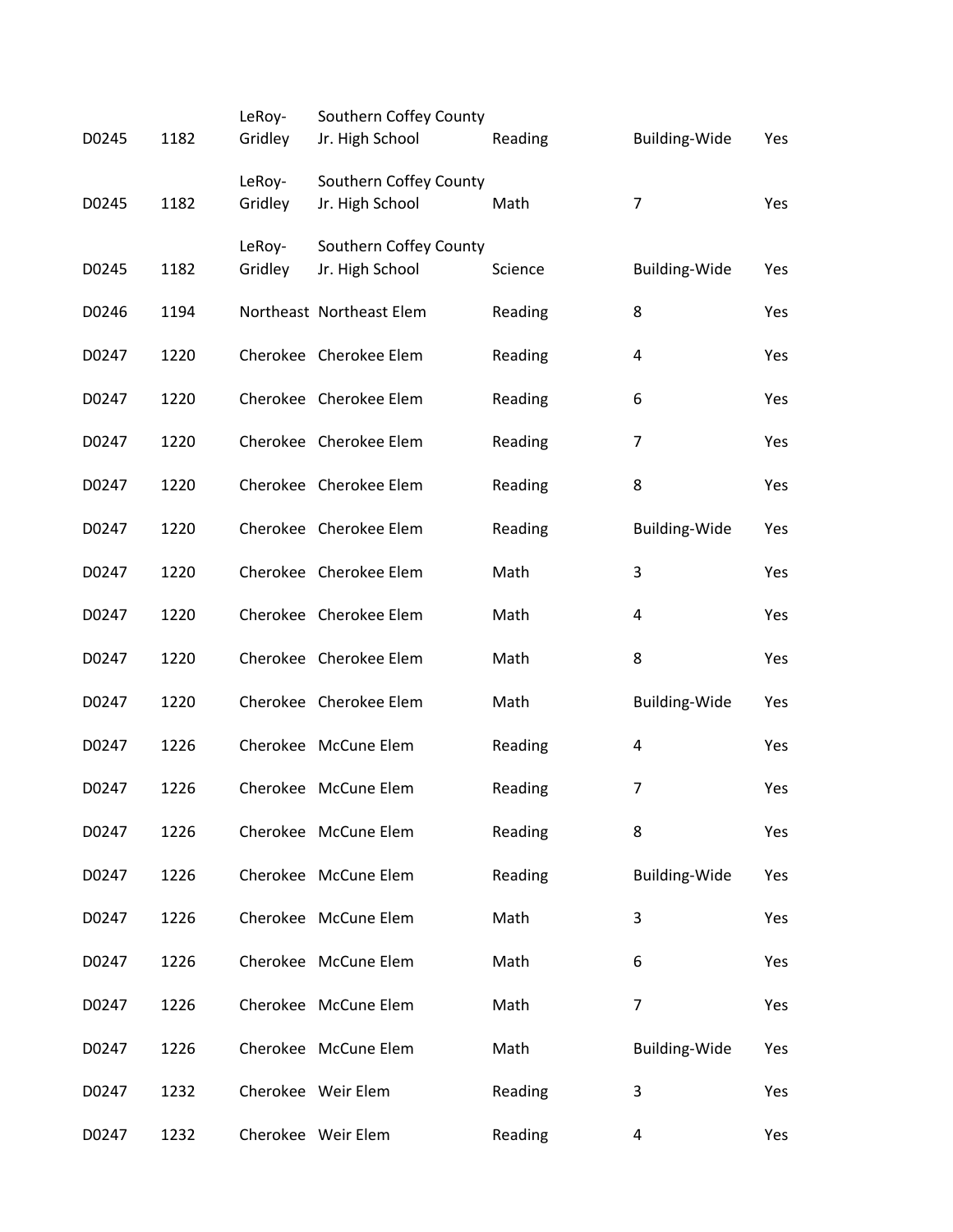| | | | | | | |
|---|---|---|---|---|---|---|
| D0245 | 1182 | LeRoy-Gridley | Southern Coffey County Jr. High School | Reading | Building-Wide | Yes |
| D0245 | 1182 | LeRoy-Gridley | Southern Coffey County Jr. High School | Math | 7 | Yes |
| D0245 | 1182 | LeRoy-Gridley | Southern Coffey County Jr. High School | Science | Building-Wide | Yes |
| D0246 | 1194 | Northeast | Northeast Elem | Reading | 8 | Yes |
| D0247 | 1220 | Cherokee | Cherokee Elem | Reading | 4 | Yes |
| D0247 | 1220 | Cherokee | Cherokee Elem | Reading | 6 | Yes |
| D0247 | 1220 | Cherokee | Cherokee Elem | Reading | 7 | Yes |
| D0247 | 1220 | Cherokee | Cherokee Elem | Reading | 8 | Yes |
| D0247 | 1220 | Cherokee | Cherokee Elem | Reading | Building-Wide | Yes |
| D0247 | 1220 | Cherokee | Cherokee Elem | Math | 3 | Yes |
| D0247 | 1220 | Cherokee | Cherokee Elem | Math | 4 | Yes |
| D0247 | 1220 | Cherokee | Cherokee Elem | Math | 8 | Yes |
| D0247 | 1220 | Cherokee | Cherokee Elem | Math | Building-Wide | Yes |
| D0247 | 1226 | Cherokee | McCune Elem | Reading | 4 | Yes |
| D0247 | 1226 | Cherokee | McCune Elem | Reading | 7 | Yes |
| D0247 | 1226 | Cherokee | McCune Elem | Reading | 8 | Yes |
| D0247 | 1226 | Cherokee | McCune Elem | Reading | Building-Wide | Yes |
| D0247 | 1226 | Cherokee | McCune Elem | Math | 3 | Yes |
| D0247 | 1226 | Cherokee | McCune Elem | Math | 6 | Yes |
| D0247 | 1226 | Cherokee | McCune Elem | Math | 7 | Yes |
| D0247 | 1226 | Cherokee | McCune Elem | Math | Building-Wide | Yes |
| D0247 | 1232 | Cherokee | Weir Elem | Reading | 3 | Yes |
| D0247 | 1232 | Cherokee | Weir Elem | Reading | 4 | Yes |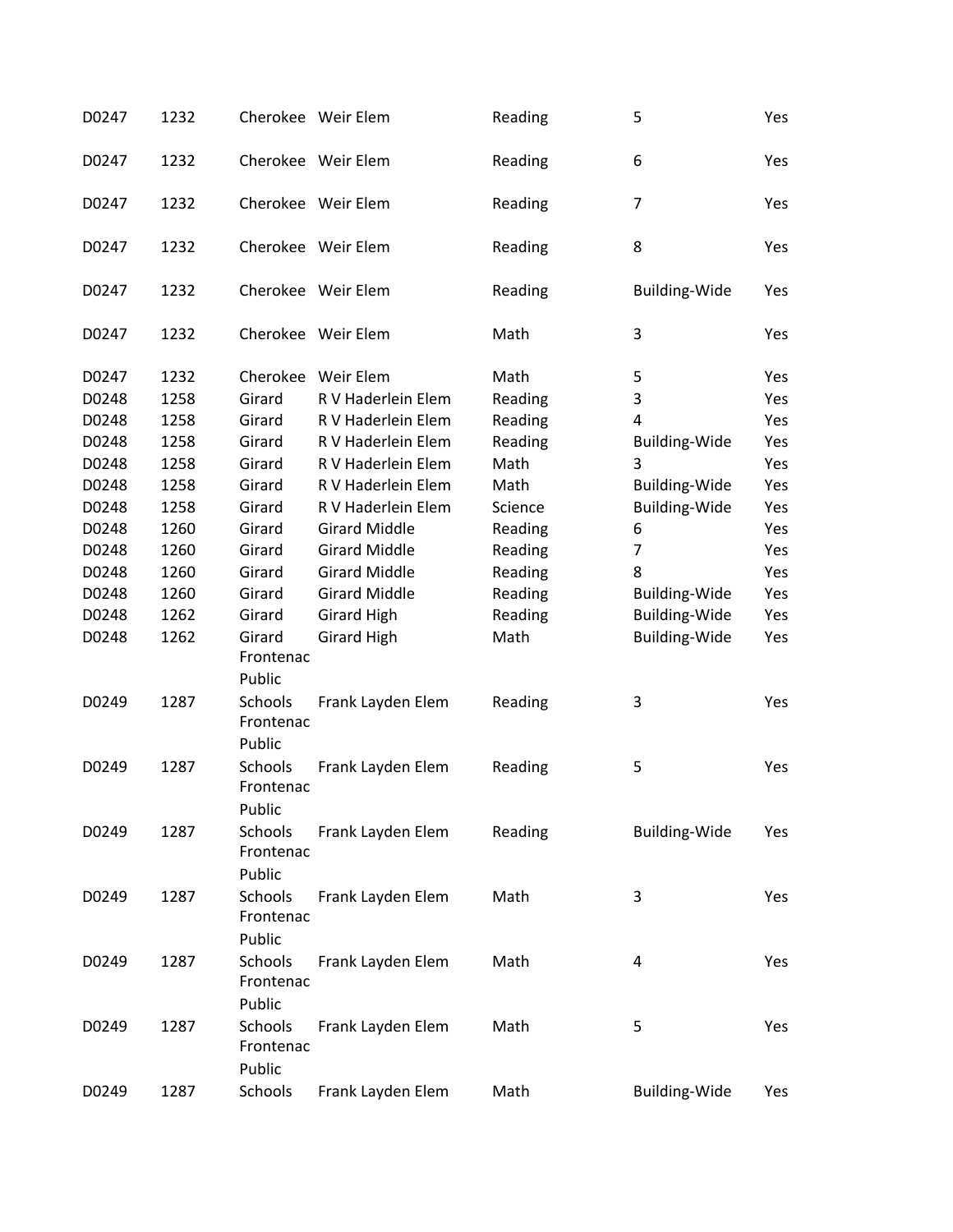| | | | | | | |
|---|---|---|---|---|---|---|
| D0247 | 1232 | Cherokee | Weir Elem | Reading | 5 | Yes |
| D0247 | 1232 | Cherokee | Weir Elem | Reading | 6 | Yes |
| D0247 | 1232 | Cherokee | Weir Elem | Reading | 7 | Yes |
| D0247 | 1232 | Cherokee | Weir Elem | Reading | 8 | Yes |
| D0247 | 1232 | Cherokee | Weir Elem | Reading | Building-Wide | Yes |
| D0247 | 1232 | Cherokee | Weir Elem | Math | 3 | Yes |
| D0247 | 1232 | Cherokee | Weir Elem | Math | 5 | Yes |
| D0248 | 1258 | Girard | R V Haderlein Elem | Reading | 3 | Yes |
| D0248 | 1258 | Girard | R V Haderlein Elem | Reading | 4 | Yes |
| D0248 | 1258 | Girard | R V Haderlein Elem | Reading | Building-Wide | Yes |
| D0248 | 1258 | Girard | R V Haderlein Elem | Math | 3 | Yes |
| D0248 | 1258 | Girard | R V Haderlein Elem | Math | Building-Wide | Yes |
| D0248 | 1258 | Girard | R V Haderlein Elem | Science | Building-Wide | Yes |
| D0248 | 1260 | Girard | Girard Middle | Reading | 6 | Yes |
| D0248 | 1260 | Girard | Girard Middle | Reading | 7 | Yes |
| D0248 | 1260 | Girard | Girard Middle | Reading | 8 | Yes |
| D0248 | 1260 | Girard | Girard Middle | Reading | Building-Wide | Yes |
| D0248 | 1262 | Girard | Girard High | Reading | Building-Wide | Yes |
| D0248 | 1262 | Girard | Girard High | Math | Building-Wide | Yes |
| D0249 | 1287 | Frontenac Public Schools | Frank Layden Elem | Reading | 3 | Yes |
| D0249 | 1287 | Frontenac Public Schools | Frank Layden Elem | Reading | 5 | Yes |
| D0249 | 1287 | Frontenac Public Schools | Frank Layden Elem | Reading | Building-Wide | Yes |
| D0249 | 1287 | Frontenac Public Schools | Frank Layden Elem | Math | 3 | Yes |
| D0249 | 1287 | Frontenac Public Schools | Frank Layden Elem | Math | 4 | Yes |
| D0249 | 1287 | Frontenac Public Schools | Frank Layden Elem | Math | 5 | Yes |
| D0249 | 1287 | Frontenac Public Schools | Frank Layden Elem | Math | Building-Wide | Yes |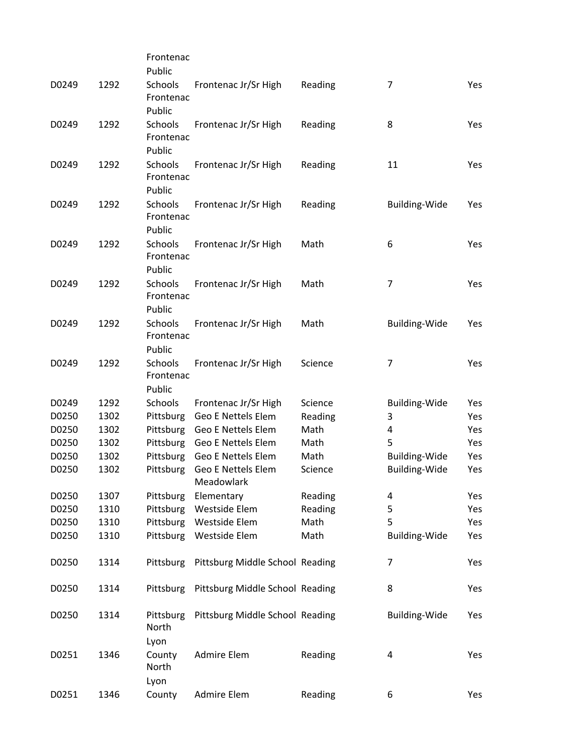| | | | | | | |
|---|---|---|---|---|---|---|
| D0249 | 1292 | Frontenac Public Schools | Frontenac Jr/Sr High | Reading | 7 | Yes |
| D0249 | 1292 | Frontenac Public Schools | Frontenac Jr/Sr High | Reading | 8 | Yes |
| D0249 | 1292 | Frontenac Public Schools | Frontenac Jr/Sr High | Reading | 11 | Yes |
| D0249 | 1292 | Frontenac Public Schools | Frontenac Jr/Sr High | Reading | Building-Wide | Yes |
| D0249 | 1292 | Frontenac Public Schools | Frontenac Jr/Sr High | Math | 6 | Yes |
| D0249 | 1292 | Frontenac Public Schools | Frontenac Jr/Sr High | Math | 7 | Yes |
| D0249 | 1292 | Frontenac Public Schools | Frontenac Jr/Sr High | Math | Building-Wide | Yes |
| D0249 | 1292 | Frontenac Public Schools | Frontenac Jr/Sr High | Science | 7 | Yes |
| D0249 | 1292 | Frontenac Public Schools | Frontenac Jr/Sr High | Science | Building-Wide | Yes |
| D0250 | 1302 | Pittsburg | Geo E Nettels Elem | Reading | 3 | Yes |
| D0250 | 1302 | Pittsburg | Geo E Nettels Elem | Math | 4 | Yes |
| D0250 | 1302 | Pittsburg | Geo E Nettels Elem | Math | 5 | Yes |
| D0250 | 1302 | Pittsburg | Geo E Nettels Elem | Math | Building-Wide | Yes |
| D0250 | 1302 | Pittsburg | Geo E Nettels Elem | Science | Building-Wide | Yes |
| D0250 | 1307 | Pittsburg | Meadowlark Elementary | Reading | 4 | Yes |
| D0250 | 1310 | Pittsburg | Westside Elem | Reading | 5 | Yes |
| D0250 | 1310 | Pittsburg | Westside Elem | Math | 5 | Yes |
| D0250 | 1310 | Pittsburg | Westside Elem | Math | Building-Wide | Yes |
| D0250 | 1314 | Pittsburg | Pittsburg Middle School | Reading | 7 | Yes |
| D0250 | 1314 | Pittsburg | Pittsburg Middle School | Reading | 8 | Yes |
| D0250 | 1314 | Pittsburg | Pittsburg Middle School | Reading | Building-Wide | Yes |
| D0251 | 1346 | North Lyon County | Admire Elem | Reading | 4 | Yes |
| D0251 | 1346 | North Lyon County | Admire Elem | Reading | 6 | Yes |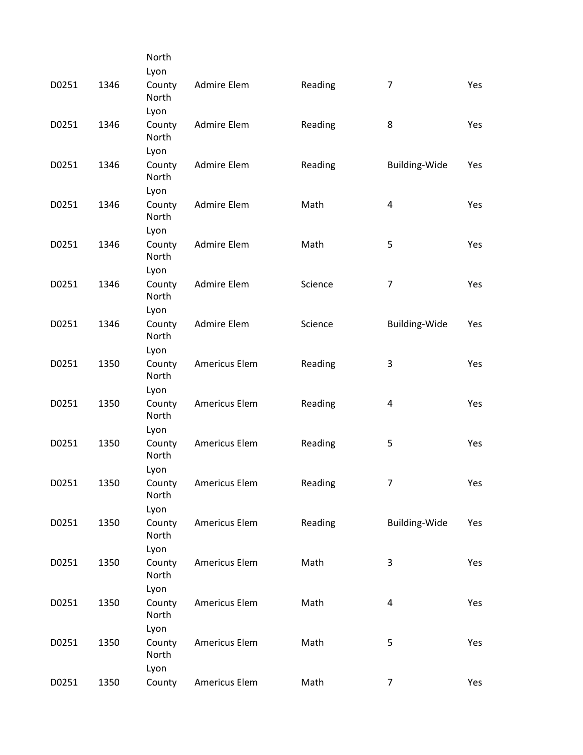| D0251 | 1346 | North Lyon County | Admire Elem | Reading | 7 | Yes |
|---|---|---|---|---|---|---|
| D0251 | 1346 | North Lyon County | Admire Elem | Reading | 8 | Yes |
| D0251 | 1346 | North Lyon County | Admire Elem | Reading | Building-Wide | Yes |
| D0251 | 1346 | North Lyon County | Admire Elem | Math | 4 | Yes |
| D0251 | 1346 | North Lyon County | Admire Elem | Math | 5 | Yes |
| D0251 | 1346 | North Lyon County | Admire Elem | Science | 7 | Yes |
| D0251 | 1346 | North Lyon County | Admire Elem | Science | Building-Wide | Yes |
| D0251 | 1350 | North Lyon County | Americus Elem | Reading | 3 | Yes |
| D0251 | 1350 | North Lyon County | Americus Elem | Reading | 4 | Yes |
| D0251 | 1350 | North Lyon County | Americus Elem | Reading | 5 | Yes |
| D0251 | 1350 | North Lyon County | Americus Elem | Reading | 7 | Yes |
| D0251 | 1350 | North Lyon County | Americus Elem | Reading | Building-Wide | Yes |
| D0251 | 1350 | North Lyon County | Americus Elem | Math | 3 | Yes |
| D0251 | 1350 | North Lyon County | Americus Elem | Math | 4 | Yes |
| D0251 | 1350 | North Lyon County | Americus Elem | Math | 5 | Yes |
| D0251 | 1350 | North Lyon County | Americus Elem | Math | 7 | Yes |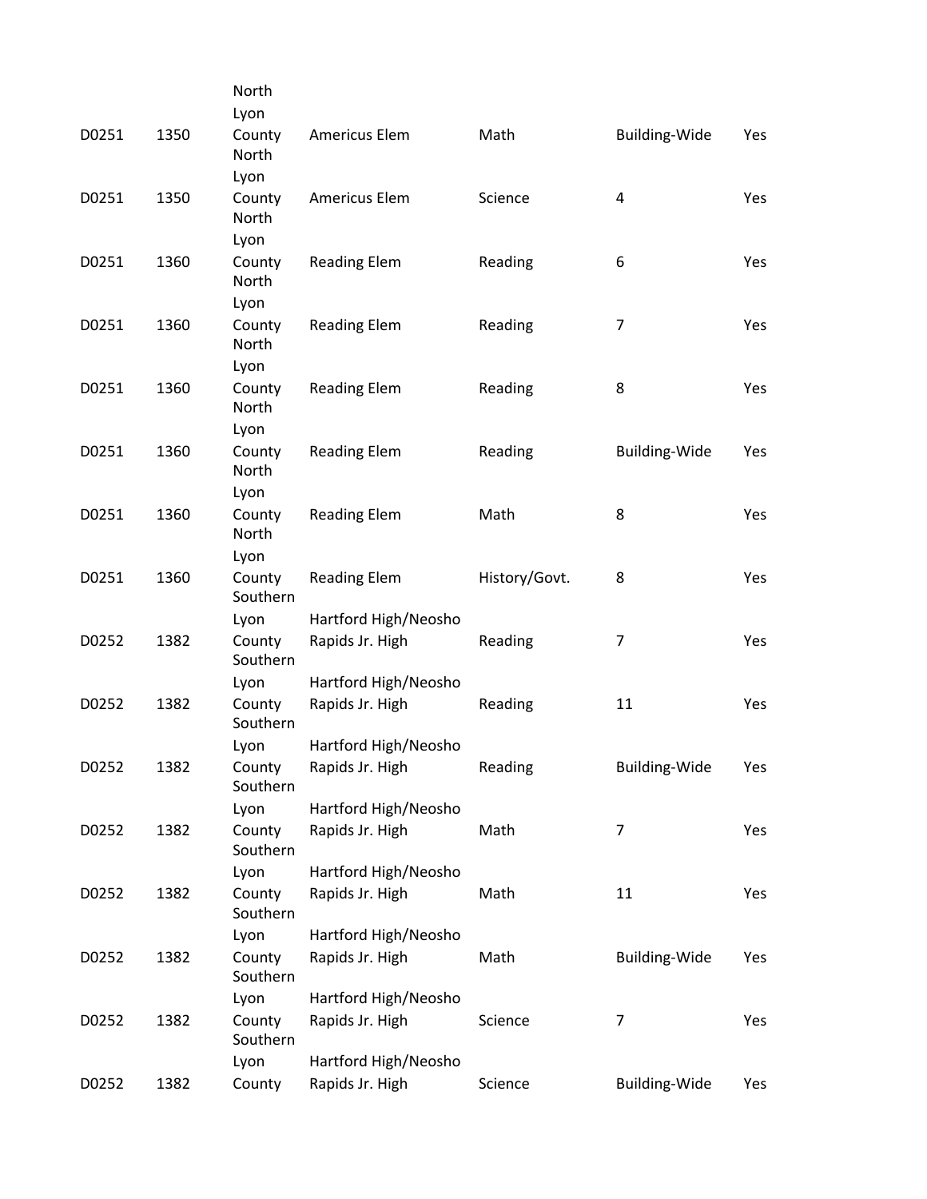| | | | | | | |
|---|---|---|---|---|---|---|
| D0251 | 1350 | North Lyon County | Americus Elem | Math | Building-Wide | Yes |
| D0251 | 1350 | North Lyon County | Americus Elem | Science | 4 | Yes |
| D0251 | 1360 | North Lyon County | Reading Elem | Reading | 6 | Yes |
| D0251 | 1360 | North Lyon County | Reading Elem | Reading | 7 | Yes |
| D0251 | 1360 | North Lyon County | Reading Elem | Reading | 8 | Yes |
| D0251 | 1360 | North Lyon County | Reading Elem | Reading | Building-Wide | Yes |
| D0251 | 1360 | North Lyon County | Reading Elem | Math | 8 | Yes |
| D0251 | 1360 | North Lyon County | Reading Elem | History/Govt. | 8 | Yes |
| D0252 | 1382 | Southern Lyon County | Hartford High/Neosho Rapids Jr. High | Reading | 7 | Yes |
| D0252 | 1382 | Southern Lyon County | Hartford High/Neosho Rapids Jr. High | Reading | 11 | Yes |
| D0252 | 1382 | Southern Lyon County | Hartford High/Neosho Rapids Jr. High | Reading | Building-Wide | Yes |
| D0252 | 1382 | Southern Lyon County | Hartford High/Neosho Rapids Jr. High | Math | 7 | Yes |
| D0252 | 1382 | Southern Lyon County | Hartford High/Neosho Rapids Jr. High | Math | 11 | Yes |
| D0252 | 1382 | Southern Lyon County | Hartford High/Neosho Rapids Jr. High | Math | Building-Wide | Yes |
| D0252 | 1382 | Southern Lyon County | Hartford High/Neosho Rapids Jr. High | Science | 7 | Yes |
| D0252 | 1382 | Southern Lyon County | Hartford High/Neosho Rapids Jr. High | Science | Building-Wide | Yes |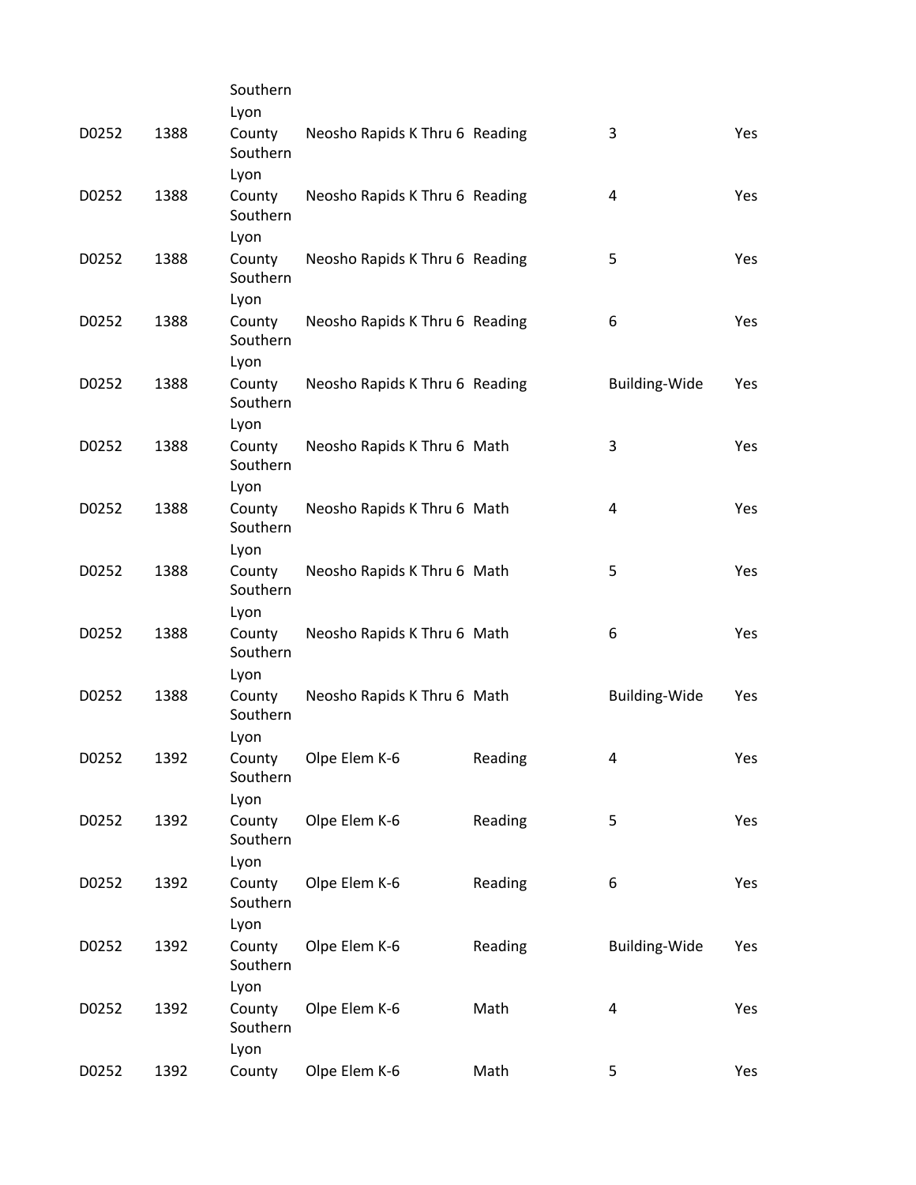| | | | | | | |
|---|---|---|---|---|---|---|
| D0252 | 1388 | Southern Lyon County | Neosho Rapids K Thru 6 | Reading | 3 | Yes |
| D0252 | 1388 | Southern Lyon County | Neosho Rapids K Thru 6 | Reading | 4 | Yes |
| D0252 | 1388 | Southern Lyon County | Neosho Rapids K Thru 6 | Reading | 5 | Yes |
| D0252 | 1388 | Southern Lyon County | Neosho Rapids K Thru 6 | Reading | 6 | Yes |
| D0252 | 1388 | Southern Lyon County | Neosho Rapids K Thru 6 | Reading | Building-Wide | Yes |
| D0252 | 1388 | Southern Lyon County | Neosho Rapids K Thru 6 | Math | 3 | Yes |
| D0252 | 1388 | Southern Lyon County | Neosho Rapids K Thru 6 | Math | 4 | Yes |
| D0252 | 1388 | Southern Lyon County | Neosho Rapids K Thru 6 | Math | 5 | Yes |
| D0252 | 1388 | Southern Lyon County | Neosho Rapids K Thru 6 | Math | 6 | Yes |
| D0252 | 1388 | Southern Lyon County | Neosho Rapids K Thru 6 | Math | Building-Wide | Yes |
| D0252 | 1392 | Southern Lyon County | Olpe Elem K-6 | Reading | 4 | Yes |
| D0252 | 1392 | Southern Lyon County | Olpe Elem K-6 | Reading | 5 | Yes |
| D0252 | 1392 | Southern Lyon County | Olpe Elem K-6 | Reading | 6 | Yes |
| D0252 | 1392 | Southern Lyon County | Olpe Elem K-6 | Reading | Building-Wide | Yes |
| D0252 | 1392 | Southern Lyon County | Olpe Elem K-6 | Math | 4 | Yes |
| D0252 | 1392 | Southern Lyon County | Olpe Elem K-6 | Math | 5 | Yes |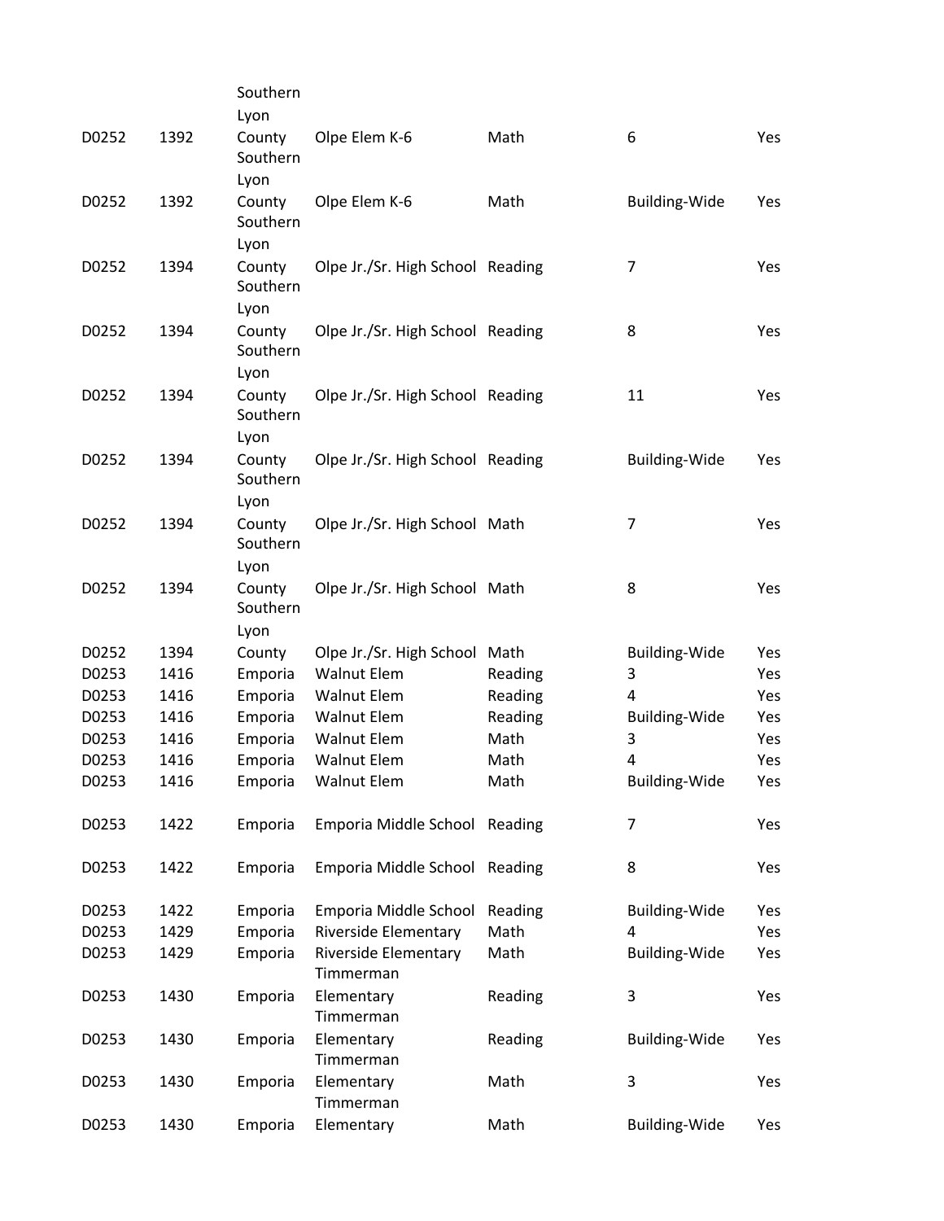| | | | | | | |
|---|---|---|---|---|---|---|
| D0252 | 1392 | Southern Lyon County | Olpe Elem K-6 | Math | 6 | Yes |
| D0252 | 1392 | Southern Lyon County | Olpe Elem K-6 | Math | Building-Wide | Yes |
| D0252 | 1394 | Southern Lyon County | Olpe Jr./Sr. High School | Reading | 7 | Yes |
| D0252 | 1394 | Southern Lyon County | Olpe Jr./Sr. High School | Reading | 8 | Yes |
| D0252 | 1394 | Southern Lyon County | Olpe Jr./Sr. High School | Reading | 11 | Yes |
| D0252 | 1394 | Southern Lyon County | Olpe Jr./Sr. High School | Reading | Building-Wide | Yes |
| D0252 | 1394 | Southern Lyon County | Olpe Jr./Sr. High School | Math | 7 | Yes |
| D0252 | 1394 | Southern Lyon County | Olpe Jr./Sr. High School | Math | 8 | Yes |
| D0252 | 1394 | Southern Lyon County | Olpe Jr./Sr. High School | Math | Building-Wide | Yes |
| D0253 | 1416 | Emporia | Walnut Elem | Reading | 3 | Yes |
| D0253 | 1416 | Emporia | Walnut Elem | Reading | 4 | Yes |
| D0253 | 1416 | Emporia | Walnut Elem | Reading | Building-Wide | Yes |
| D0253 | 1416 | Emporia | Walnut Elem | Math | 3 | Yes |
| D0253 | 1416 | Emporia | Walnut Elem | Math | 4 | Yes |
| D0253 | 1416 | Emporia | Walnut Elem | Math | Building-Wide | Yes |
| D0253 | 1422 | Emporia | Emporia Middle School | Reading | 7 | Yes |
| D0253 | 1422 | Emporia | Emporia Middle School | Reading | 8 | Yes |
| D0253 | 1422 | Emporia | Emporia Middle School | Reading | Building-Wide | Yes |
| D0253 | 1429 | Emporia | Riverside Elementary | Math | 4 | Yes |
| D0253 | 1429 | Emporia | Riverside Elementary | Math | Building-Wide | Yes |
| D0253 | 1430 | Emporia | Timmerman Elementary | Reading | 3 | Yes |
| D0253 | 1430 | Emporia | Timmerman Elementary | Reading | Building-Wide | Yes |
| D0253 | 1430 | Emporia | Timmerman Elementary | Math | 3 | Yes |
| D0253 | 1430 | Emporia | Timmerman Elementary | Math | Building-Wide | Yes |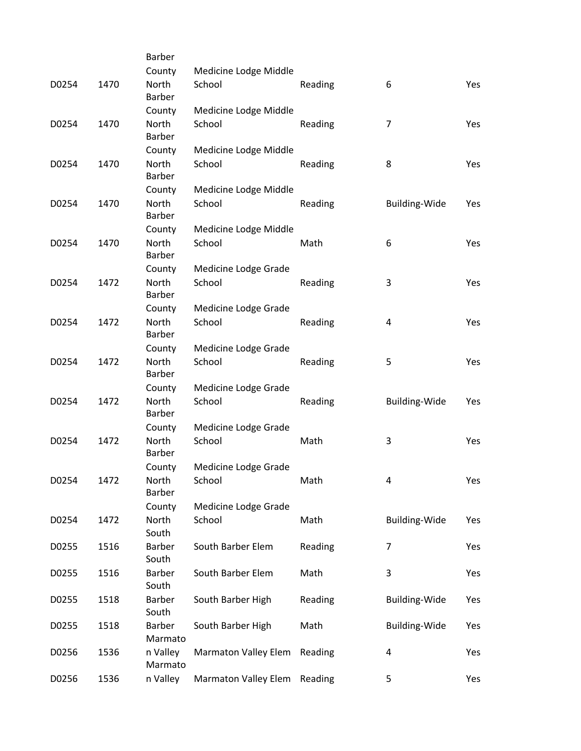| | | | | | | |
|---|---|---|---|---|---|---|
| D0254 | 1470 | Barber County North | Medicine Lodge Middle School | Reading | 6 | Yes |
| D0254 | 1470 | Barber County North | Medicine Lodge Middle School | Reading | 7 | Yes |
| D0254 | 1470 | Barber County North | Medicine Lodge Middle School | Reading | 8 | Yes |
| D0254 | 1470 | Barber County North | Medicine Lodge Middle School | Reading | Building-Wide | Yes |
| D0254 | 1470 | Barber County North | Medicine Lodge Middle School | Math | 6 | Yes |
| D0254 | 1472 | Barber County North | Medicine Lodge Grade School | Reading | 3 | Yes |
| D0254 | 1472 | Barber County North | Medicine Lodge Grade School | Reading | 4 | Yes |
| D0254 | 1472 | Barber County North | Medicine Lodge Grade School | Reading | 5 | Yes |
| D0254 | 1472 | Barber County North | Medicine Lodge Grade School | Reading | Building-Wide | Yes |
| D0254 | 1472 | Barber County North | Medicine Lodge Grade School | Math | 3 | Yes |
| D0254 | 1472 | Barber County North | Medicine Lodge Grade School | Math | 4 | Yes |
| D0254 | 1472 | Barber County North | Medicine Lodge Grade School | Math | Building-Wide | Yes |
| D0255 | 1516 | South Barber | South Barber Elem | Reading | 7 | Yes |
| D0255 | 1516 | South Barber | South Barber Elem | Math | 3 | Yes |
| D0255 | 1518 | South Barber | South Barber High | Reading | Building-Wide | Yes |
| D0255 | 1518 | South Barber | South Barber High | Math | Building-Wide | Yes |
| D0256 | 1536 | Marmaton Valley | Marmaton Valley Elem | Reading | 4 | Yes |
| D0256 | 1536 | Marmaton Valley | Marmaton Valley Elem | Reading | 5 | Yes |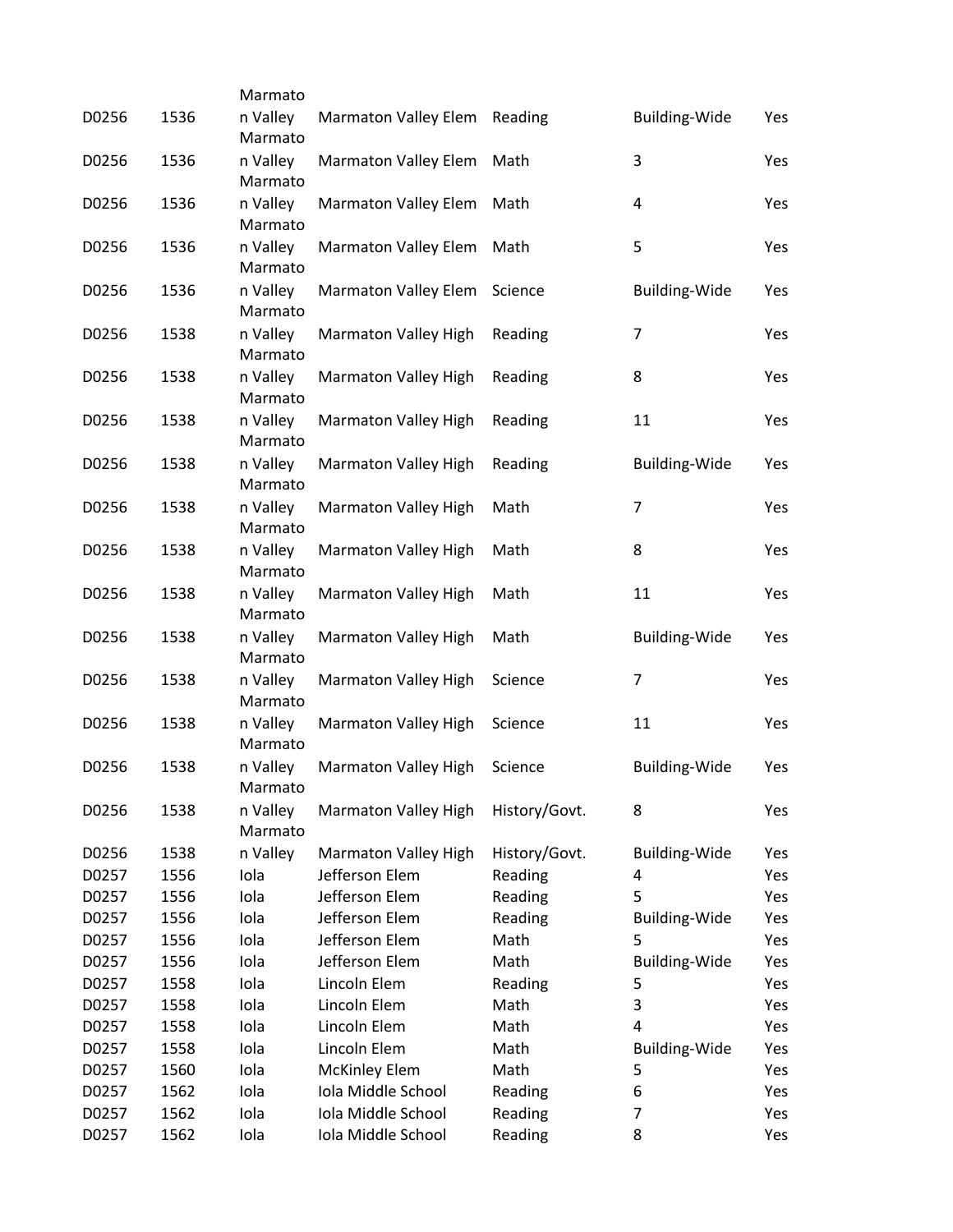| | | | | | | |
|---|---|---|---|---|---|---|
| D0256 | 1536 | Marmaton Valley | Marmaton Valley Elem | Reading | Building-Wide | Yes |
| D0256 | 1536 | Marmaton Valley | Marmaton Valley Elem | Math | 3 | Yes |
| D0256 | 1536 | Marmaton Valley | Marmaton Valley Elem | Math | 4 | Yes |
| D0256 | 1536 | Marmaton Valley | Marmaton Valley Elem | Math | 5 | Yes |
| D0256 | 1536 | Marmaton Valley | Marmaton Valley Elem | Science | Building-Wide | Yes |
| D0256 | 1538 | Marmaton Valley | Marmaton Valley High | Reading | 7 | Yes |
| D0256 | 1538 | Marmaton Valley | Marmaton Valley High | Reading | 8 | Yes |
| D0256 | 1538 | Marmaton Valley | Marmaton Valley High | Reading | 11 | Yes |
| D0256 | 1538 | Marmaton Valley | Marmaton Valley High | Reading | Building-Wide | Yes |
| D0256 | 1538 | Marmaton Valley | Marmaton Valley High | Math | 7 | Yes |
| D0256 | 1538 | Marmaton Valley | Marmaton Valley High | Math | 8 | Yes |
| D0256 | 1538 | Marmaton Valley | Marmaton Valley High | Math | 11 | Yes |
| D0256 | 1538 | Marmaton Valley | Marmaton Valley High | Math | Building-Wide | Yes |
| D0256 | 1538 | Marmaton Valley | Marmaton Valley High | Science | 7 | Yes |
| D0256 | 1538 | Marmaton Valley | Marmaton Valley High | Science | 11 | Yes |
| D0256 | 1538 | Marmaton Valley | Marmaton Valley High | Science | Building-Wide | Yes |
| D0256 | 1538 | Marmaton Valley | Marmaton Valley High | History/Govt. | 8 | Yes |
| D0256 | 1538 | Marmaton Valley | Marmaton Valley High | History/Govt. | Building-Wide | Yes |
| D0257 | 1556 | Iola | Jefferson Elem | Reading | 4 | Yes |
| D0257 | 1556 | Iola | Jefferson Elem | Reading | 5 | Yes |
| D0257 | 1556 | Iola | Jefferson Elem | Reading | Building-Wide | Yes |
| D0257 | 1556 | Iola | Jefferson Elem | Math | 5 | Yes |
| D0257 | 1556 | Iola | Jefferson Elem | Math | Building-Wide | Yes |
| D0257 | 1558 | Iola | Lincoln Elem | Reading | 5 | Yes |
| D0257 | 1558 | Iola | Lincoln Elem | Math | 3 | Yes |
| D0257 | 1558 | Iola | Lincoln Elem | Math | 4 | Yes |
| D0257 | 1558 | Iola | Lincoln Elem | Math | Building-Wide | Yes |
| D0257 | 1560 | Iola | McKinley Elem | Math | 5 | Yes |
| D0257 | 1562 | Iola | Iola Middle School | Reading | 6 | Yes |
| D0257 | 1562 | Iola | Iola Middle School | Reading | 7 | Yes |
| D0257 | 1562 | Iola | Iola Middle School | Reading | 8 | Yes |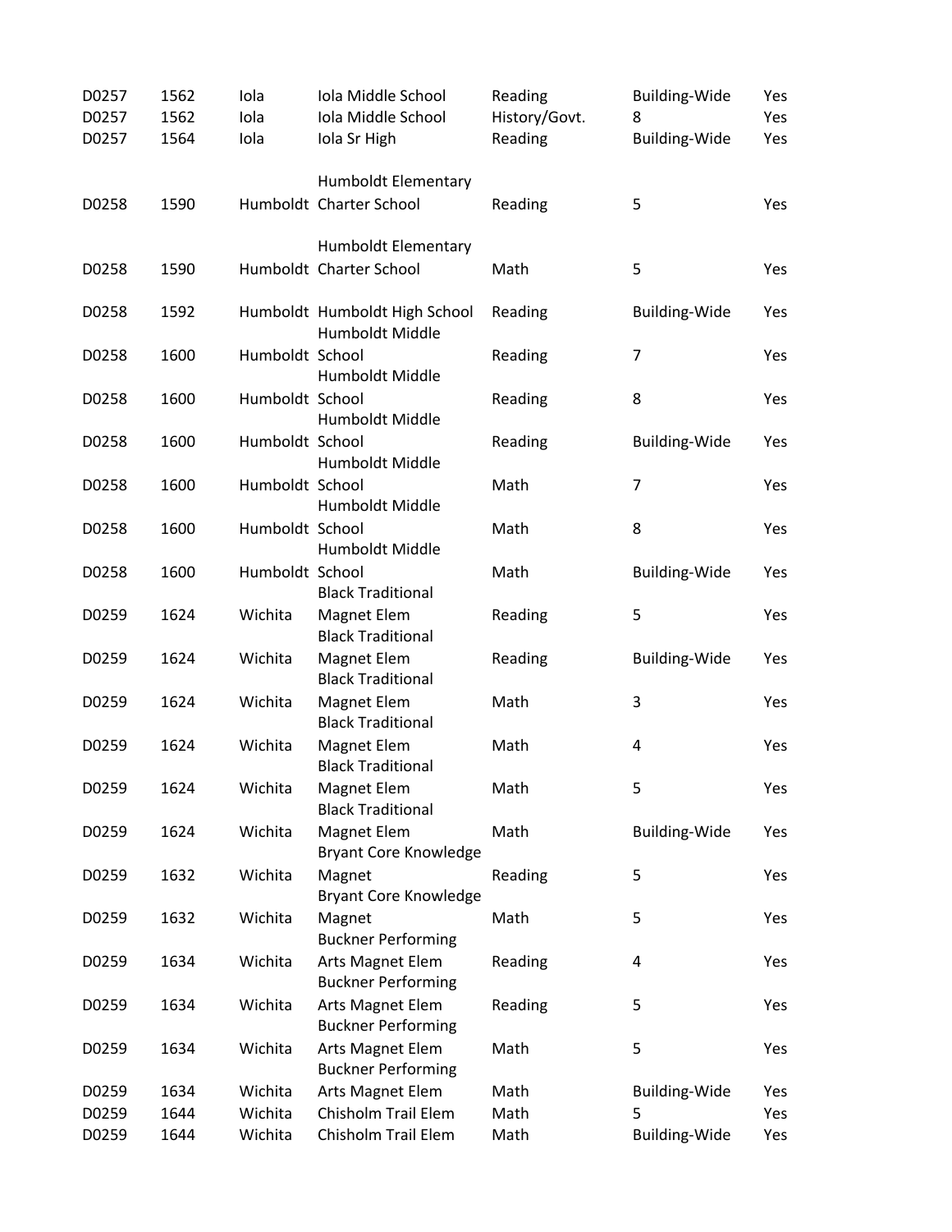| | | | | | | |
|---|---|---|---|---|---|---|
| D0257 | 1562 | Iola | Iola Middle School | Reading | Building-Wide | Yes |
| D0257 | 1562 | Iola | Iola Middle School | History/Govt. | 8 | Yes |
| D0257 | 1564 | Iola | Iola Sr High | Reading | Building-Wide | Yes |
| D0258 | 1590 | Humboldt | Humboldt Elementary Charter School | Reading | 5 | Yes |
| D0258 | 1590 | Humboldt | Humboldt Elementary Charter School | Math | 5 | Yes |
| D0258 | 1592 | Humboldt | Humboldt High School | Reading | Building-Wide | Yes |
| D0258 | 1600 | Humboldt | Humboldt Middle School | Reading | 7 | Yes |
| D0258 | 1600 | Humboldt | Humboldt Middle School | Reading | 8 | Yes |
| D0258 | 1600 | Humboldt | Humboldt Middle School | Reading | Building-Wide | Yes |
| D0258 | 1600 | Humboldt | Humboldt Middle School | Math | 7 | Yes |
| D0258 | 1600 | Humboldt | Humboldt Middle School | Math | 8 | Yes |
| D0258 | 1600 | Humboldt | Humboldt Middle School | Math | Building-Wide | Yes |
| D0259 | 1624 | Wichita | Black Traditional Magnet Elem | Reading | 5 | Yes |
| D0259 | 1624 | Wichita | Black Traditional Magnet Elem | Reading | Building-Wide | Yes |
| D0259 | 1624 | Wichita | Black Traditional Magnet Elem | Math | 3 | Yes |
| D0259 | 1624 | Wichita | Black Traditional Magnet Elem | Math | 4 | Yes |
| D0259 | 1624 | Wichita | Black Traditional Magnet Elem | Math | 5 | Yes |
| D0259 | 1624 | Wichita | Black Traditional Magnet Elem | Math | Building-Wide | Yes |
| D0259 | 1632 | Wichita | Bryant Core Knowledge Magnet | Reading | 5 | Yes |
| D0259 | 1632 | Wichita | Bryant Core Knowledge Magnet | Math | 5 | Yes |
| D0259 | 1634 | Wichita | Buckner Performing Arts Magnet Elem | Reading | 4 | Yes |
| D0259 | 1634 | Wichita | Buckner Performing Arts Magnet Elem | Reading | 5 | Yes |
| D0259 | 1634 | Wichita | Buckner Performing Arts Magnet Elem | Math | 5 | Yes |
| D0259 | 1634 | Wichita | Buckner Performing Arts Magnet Elem | Math | Building-Wide | Yes |
| D0259 | 1644 | Wichita | Chisholm Trail Elem | Math | 5 | Yes |
| D0259 | 1644 | Wichita | Chisholm Trail Elem | Math | Building-Wide | Yes |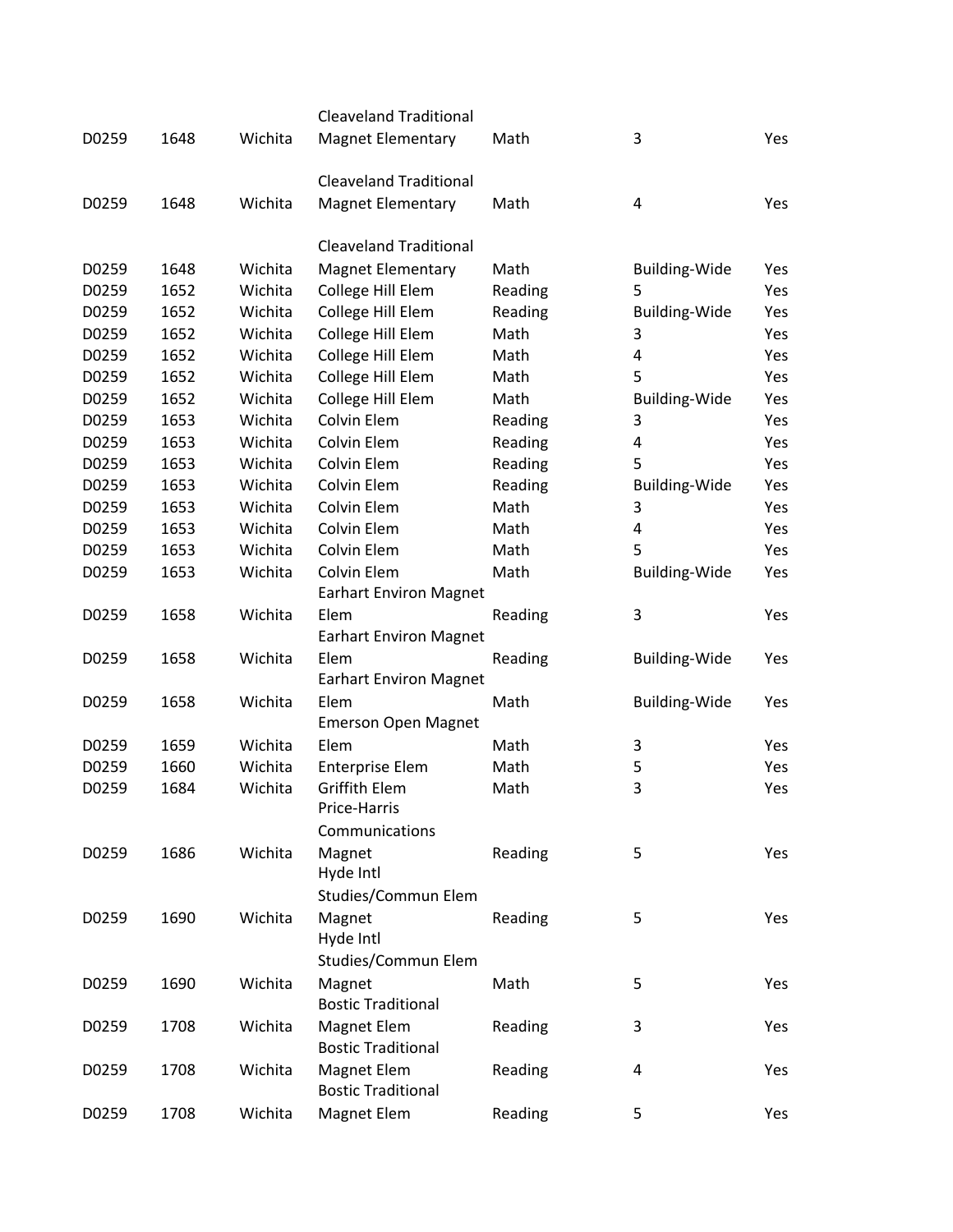| | | | | | | |
|---|---|---|---|---|---|---|
| D0259 | 1648 | Wichita | Cleaveland Traditional Magnet Elementary | Math | 3 | Yes |
| D0259 | 1648 | Wichita | Cleaveland Traditional Magnet Elementary | Math | 4 | Yes |
| D0259 | 1648 | Wichita | Cleaveland Traditional Magnet Elementary | Math | Building-Wide | Yes |
| D0259 | 1652 | Wichita | College Hill Elem | Reading | 5 | Yes |
| D0259 | 1652 | Wichita | College Hill Elem | Reading | Building-Wide | Yes |
| D0259 | 1652 | Wichita | College Hill Elem | Math | 3 | Yes |
| D0259 | 1652 | Wichita | College Hill Elem | Math | 4 | Yes |
| D0259 | 1652 | Wichita | College Hill Elem | Math | 5 | Yes |
| D0259 | 1652 | Wichita | College Hill Elem | Math | Building-Wide | Yes |
| D0259 | 1653 | Wichita | Colvin Elem | Reading | 3 | Yes |
| D0259 | 1653 | Wichita | Colvin Elem | Reading | 4 | Yes |
| D0259 | 1653 | Wichita | Colvin Elem | Reading | 5 | Yes |
| D0259 | 1653 | Wichita | Colvin Elem | Reading | Building-Wide | Yes |
| D0259 | 1653 | Wichita | Colvin Elem | Math | 3 | Yes |
| D0259 | 1653 | Wichita | Colvin Elem | Math | 4 | Yes |
| D0259 | 1653 | Wichita | Colvin Elem | Math | 5 | Yes |
| D0259 | 1653 | Wichita | Colvin Elem | Math | Building-Wide | Yes |
| D0259 | 1658 | Wichita | Earhart Environ Magnet Elem | Reading | 3 | Yes |
| D0259 | 1658 | Wichita | Earhart Environ Magnet Elem | Reading | Building-Wide | Yes |
| D0259 | 1658 | Wichita | Earhart Environ Magnet Elem | Math | Building-Wide | Yes |
| D0259 | 1659 | Wichita | Emerson Open Magnet Elem | Math | 3 | Yes |
| D0259 | 1660 | Wichita | Enterprise Elem | Math | 5 | Yes |
| D0259 | 1684 | Wichita | Griffith Elem | Math | 3 | Yes |
| D0259 | 1686 | Wichita | Price-Harris Communications Magnet | Reading | 5 | Yes |
| D0259 | 1690 | Wichita | Hyde Intl Studies/Commun Elem Magnet | Reading | 5 | Yes |
| D0259 | 1690 | Wichita | Hyde Intl Studies/Commun Elem Magnet | Math | 5 | Yes |
| D0259 | 1708 | Wichita | Bostic Traditional Magnet Elem | Reading | 3 | Yes |
| D0259 | 1708 | Wichita | Bostic Traditional Magnet Elem | Reading | 4 | Yes |
| D0259 | 1708 | Wichita | Bostic Traditional Magnet Elem | Reading | 5 | Yes |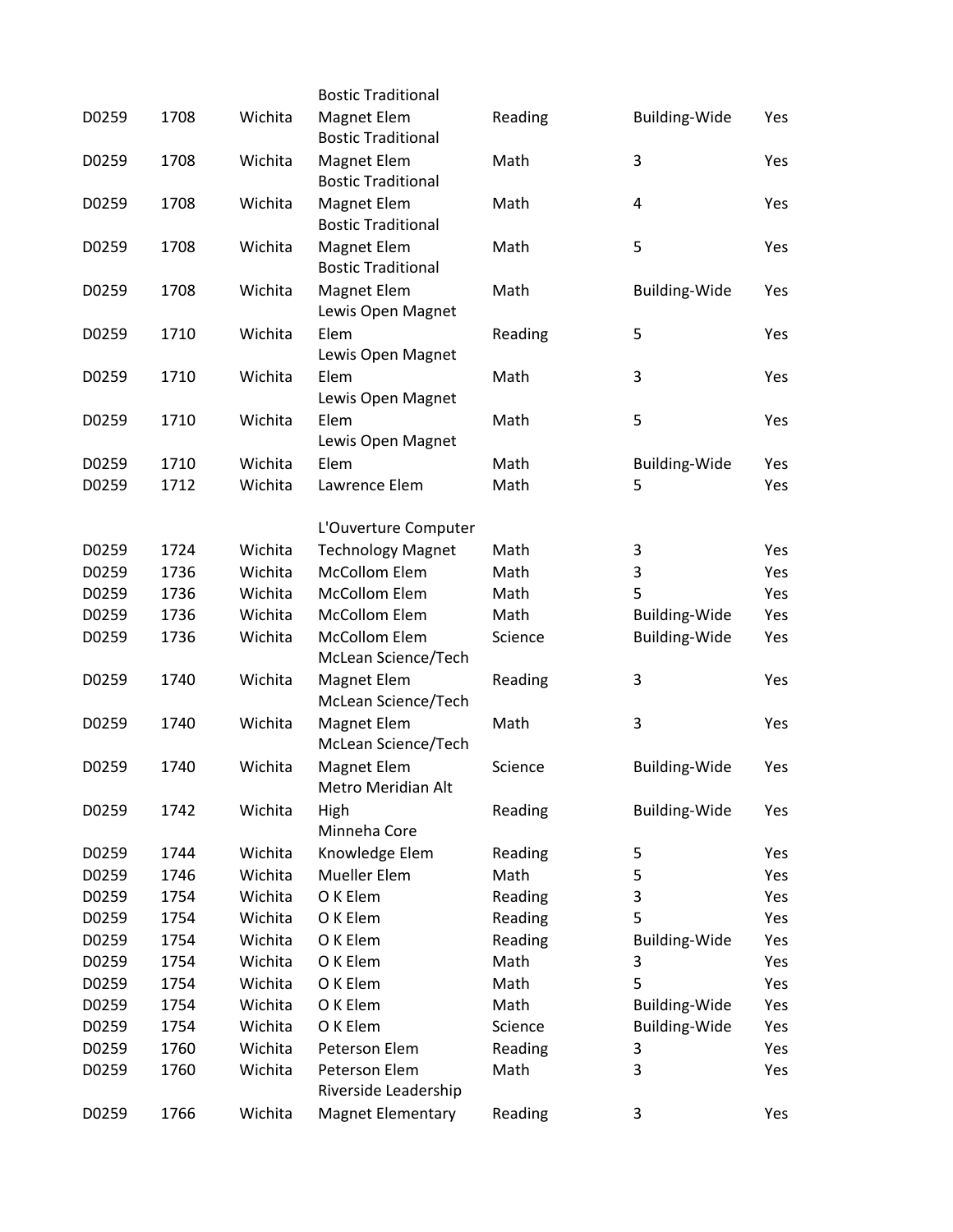| | | | | | | |
|---|---|---|---|---|---|---|
| D0259 | 1708 | Wichita | Bostic Traditional Magnet Elem | Reading | Building-Wide | Yes |
| D0259 | 1708 | Wichita | Bostic Traditional Magnet Elem | Math | 3 | Yes |
| D0259 | 1708 | Wichita | Bostic Traditional Magnet Elem | Math | 4 | Yes |
| D0259 | 1708 | Wichita | Bostic Traditional Magnet Elem | Math | 5 | Yes |
| D0259 | 1708 | Wichita | Bostic Traditional Magnet Elem | Math | Building-Wide | Yes |
| D0259 | 1710 | Wichita | Lewis Open Magnet Elem | Reading | 5 | Yes |
| D0259 | 1710 | Wichita | Lewis Open Magnet Elem | Math | 3 | Yes |
| D0259 | 1710 | Wichita | Lewis Open Magnet Elem | Math | 5 | Yes |
| D0259 | 1710 | Wichita | Lewis Open Magnet Elem | Math | Building-Wide | Yes |
| D0259 | 1712 | Wichita | Lawrence Elem | Math | 5 | Yes |
| D0259 | 1724 | Wichita | L'Ouverture Computer Technology Magnet | Math | 3 | Yes |
| D0259 | 1736 | Wichita | McCollom Elem | Math | 3 | Yes |
| D0259 | 1736 | Wichita | McCollom Elem | Math | 5 | Yes |
| D0259 | 1736 | Wichita | McCollom Elem | Math | Building-Wide | Yes |
| D0259 | 1736 | Wichita | McCollom Elem | Science | Building-Wide | Yes |
| D0259 | 1740 | Wichita | McLean Science/Tech Magnet Elem | Reading | 3 | Yes |
| D0259 | 1740 | Wichita | McLean Science/Tech Magnet Elem | Math | 3 | Yes |
| D0259 | 1740 | Wichita | McLean Science/Tech Magnet Elem | Science | Building-Wide | Yes |
| D0259 | 1742 | Wichita | Metro Meridian Alt High | Reading | Building-Wide | Yes |
| D0259 | 1744 | Wichita | Minneha Core Knowledge Elem | Reading | 5 | Yes |
| D0259 | 1746 | Wichita | Mueller Elem | Math | 5 | Yes |
| D0259 | 1754 | Wichita | O K Elem | Reading | 3 | Yes |
| D0259 | 1754 | Wichita | O K Elem | Reading | 5 | Yes |
| D0259 | 1754 | Wichita | O K Elem | Reading | Building-Wide | Yes |
| D0259 | 1754 | Wichita | O K Elem | Math | 3 | Yes |
| D0259 | 1754 | Wichita | O K Elem | Math | 5 | Yes |
| D0259 | 1754 | Wichita | O K Elem | Math | Building-Wide | Yes |
| D0259 | 1754 | Wichita | O K Elem | Science | Building-Wide | Yes |
| D0259 | 1760 | Wichita | Peterson Elem | Reading | 3 | Yes |
| D0259 | 1760 | Wichita | Peterson Elem | Math | 3 | Yes |
| D0259 | 1766 | Wichita | Riverside Leadership Magnet Elementary | Reading | 3 | Yes |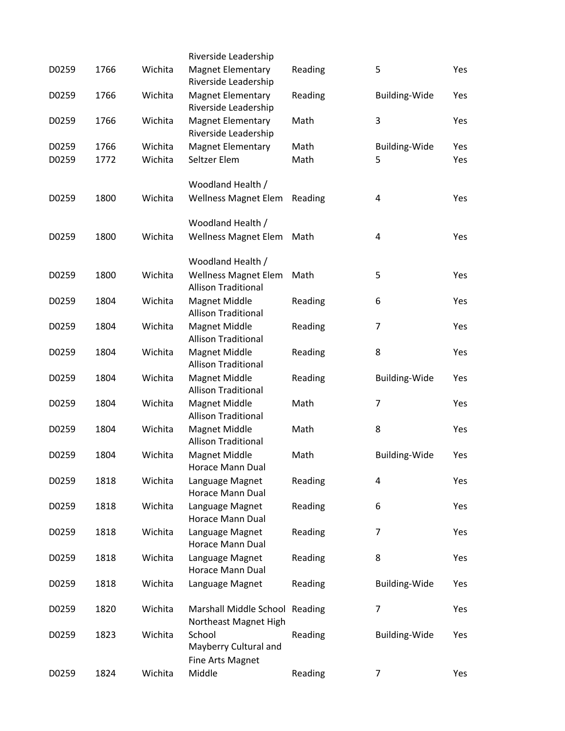| | | | | | | |
|---|---|---|---|---|---|---|
| D0259 | 1766 | Wichita | Riverside Leadership Magnet Elementary | Reading | 5 | Yes |
| D0259 | 1766 | Wichita | Riverside Leadership Magnet Elementary | Reading | Building-Wide | Yes |
| D0259 | 1766 | Wichita | Riverside Leadership Magnet Elementary | Math | 3 | Yes |
| D0259 | 1766 | Wichita | Riverside Leadership Magnet Elementary | Math | Building-Wide | Yes |
| D0259 | 1772 | Wichita | Seltzer Elem | Math | 5 | Yes |
| D0259 | 1800 | Wichita | Woodland Health / Wellness Magnet Elem | Reading | 4 | Yes |
| D0259 | 1800 | Wichita | Woodland Health / Wellness Magnet Elem | Math | 4 | Yes |
| D0259 | 1800 | Wichita | Woodland Health / Wellness Magnet Elem | Math | 5 | Yes |
| D0259 | 1804 | Wichita | Allison Traditional Magnet Middle | Reading | 6 | Yes |
| D0259 | 1804 | Wichita | Allison Traditional Magnet Middle | Reading | 7 | Yes |
| D0259 | 1804 | Wichita | Allison Traditional Magnet Middle | Reading | 8 | Yes |
| D0259 | 1804 | Wichita | Allison Traditional Magnet Middle | Reading | Building-Wide | Yes |
| D0259 | 1804 | Wichita | Allison Traditional Magnet Middle | Math | 7 | Yes |
| D0259 | 1804 | Wichita | Allison Traditional Magnet Middle | Math | 8 | Yes |
| D0259 | 1804 | Wichita | Allison Traditional Magnet Middle | Math | Building-Wide | Yes |
| D0259 | 1818 | Wichita | Horace Mann Dual Language Magnet | Reading | 4 | Yes |
| D0259 | 1818 | Wichita | Horace Mann Dual Language Magnet | Reading | 6 | Yes |
| D0259 | 1818 | Wichita | Horace Mann Dual Language Magnet | Reading | 7 | Yes |
| D0259 | 1818 | Wichita | Horace Mann Dual Language Magnet | Reading | 8 | Yes |
| D0259 | 1818 | Wichita | Horace Mann Dual Language Magnet | Reading | Building-Wide | Yes |
| D0259 | 1820 | Wichita | Marshall Middle School | Reading | 7 | Yes |
| D0259 | 1823 | Wichita | Northeast Magnet High School | Reading | Building-Wide | Yes |
| D0259 | 1824 | Wichita | Mayberry Cultural and Fine Arts Magnet Middle | Reading | 7 | Yes |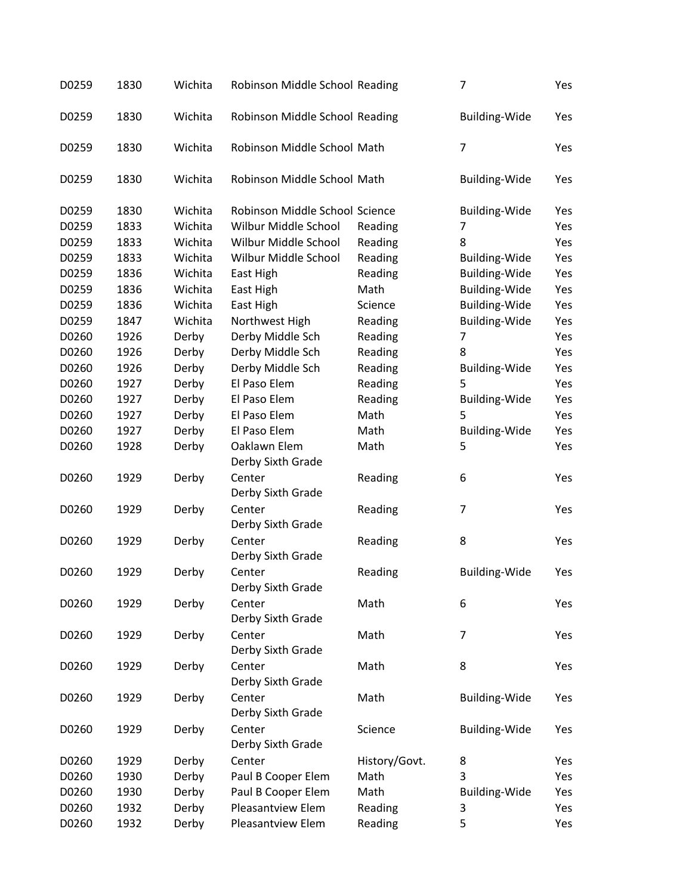| | | | | | | |
|---|---|---|---|---|---|---|
| D0259 | 1830 | Wichita | Robinson Middle School | Reading | 7 | Yes |
| D0259 | 1830 | Wichita | Robinson Middle School | Reading | Building-Wide | Yes |
| D0259 | 1830 | Wichita | Robinson Middle School | Math | 7 | Yes |
| D0259 | 1830 | Wichita | Robinson Middle School | Math | Building-Wide | Yes |
| D0259 | 1830 | Wichita | Robinson Middle School | Science | Building-Wide | Yes |
| D0259 | 1833 | Wichita | Wilbur Middle School | Reading | 7 | Yes |
| D0259 | 1833 | Wichita | Wilbur Middle School | Reading | 8 | Yes |
| D0259 | 1833 | Wichita | Wilbur Middle School | Reading | Building-Wide | Yes |
| D0259 | 1836 | Wichita | East High | Reading | Building-Wide | Yes |
| D0259 | 1836 | Wichita | East High | Math | Building-Wide | Yes |
| D0259 | 1836 | Wichita | East High | Science | Building-Wide | Yes |
| D0259 | 1847 | Wichita | Northwest High | Reading | Building-Wide | Yes |
| D0260 | 1926 | Derby | Derby Middle Sch | Reading | 7 | Yes |
| D0260 | 1926 | Derby | Derby Middle Sch | Reading | 8 | Yes |
| D0260 | 1926 | Derby | Derby Middle Sch | Reading | Building-Wide | Yes |
| D0260 | 1927 | Derby | El Paso Elem | Reading | 5 | Yes |
| D0260 | 1927 | Derby | El Paso Elem | Reading | Building-Wide | Yes |
| D0260 | 1927 | Derby | El Paso Elem | Math | 5 | Yes |
| D0260 | 1927 | Derby | El Paso Elem | Math | Building-Wide | Yes |
| D0260 | 1928 | Derby | Oaklawn Elem | Math | 5 | Yes |
| D0260 | 1929 | Derby | Derby Sixth Grade Center | Reading | 6 | Yes |
| D0260 | 1929 | Derby | Derby Sixth Grade Center | Reading | 7 | Yes |
| D0260 | 1929 | Derby | Derby Sixth Grade Center | Reading | 8 | Yes |
| D0260 | 1929 | Derby | Derby Sixth Grade Center | Reading | Building-Wide | Yes |
| D0260 | 1929 | Derby | Derby Sixth Grade Center | Math | 6 | Yes |
| D0260 | 1929 | Derby | Derby Sixth Grade Center | Math | 7 | Yes |
| D0260 | 1929 | Derby | Derby Sixth Grade Center | Math | 8 | Yes |
| D0260 | 1929 | Derby | Derby Sixth Grade Center | Math | Building-Wide | Yes |
| D0260 | 1929 | Derby | Derby Sixth Grade Center | Science | Building-Wide | Yes |
| D0260 | 1929 | Derby | Derby Sixth Grade Center | History/Govt. | 8 | Yes |
| D0260 | 1930 | Derby | Paul B Cooper Elem | Math | 3 | Yes |
| D0260 | 1930 | Derby | Paul B Cooper Elem | Math | Building-Wide | Yes |
| D0260 | 1932 | Derby | Pleasantview Elem | Reading | 3 | Yes |
| D0260 | 1932 | Derby | Pleasantview Elem | Reading | 5 | Yes |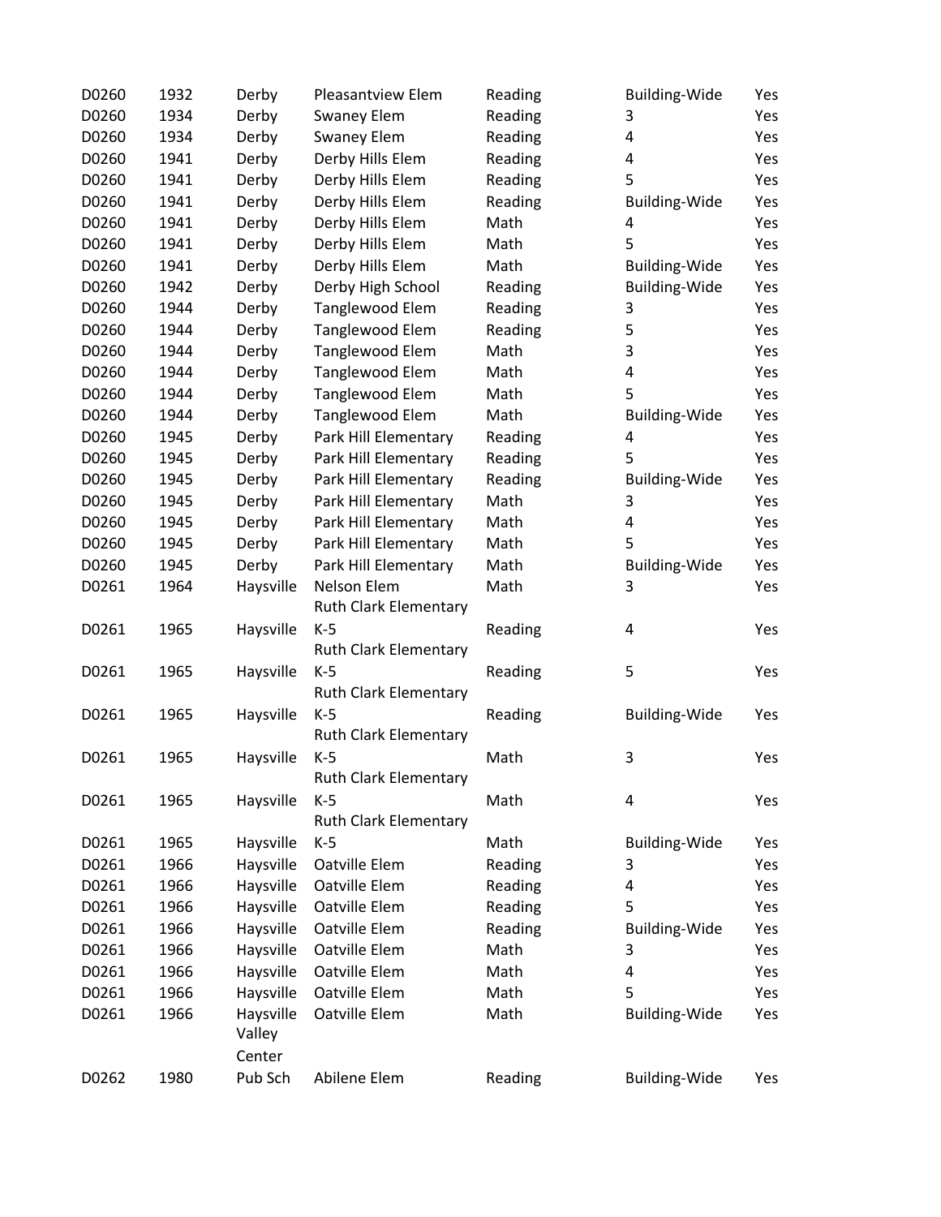| | | | | | | |
|---|---|---|---|---|---|---|
| D0260 | 1932 | Derby | Pleasantview Elem | Reading | Building-Wide | Yes |
| D0260 | 1934 | Derby | Swaney Elem | Reading | 3 | Yes |
| D0260 | 1934 | Derby | Swaney Elem | Reading | 4 | Yes |
| D0260 | 1941 | Derby | Derby Hills Elem | Reading | 4 | Yes |
| D0260 | 1941 | Derby | Derby Hills Elem | Reading | 5 | Yes |
| D0260 | 1941 | Derby | Derby Hills Elem | Reading | Building-Wide | Yes |
| D0260 | 1941 | Derby | Derby Hills Elem | Math | 4 | Yes |
| D0260 | 1941 | Derby | Derby Hills Elem | Math | 5 | Yes |
| D0260 | 1941 | Derby | Derby Hills Elem | Math | Building-Wide | Yes |
| D0260 | 1942 | Derby | Derby High School | Reading | Building-Wide | Yes |
| D0260 | 1944 | Derby | Tanglewood Elem | Reading | 3 | Yes |
| D0260 | 1944 | Derby | Tanglewood Elem | Reading | 5 | Yes |
| D0260 | 1944 | Derby | Tanglewood Elem | Math | 3 | Yes |
| D0260 | 1944 | Derby | Tanglewood Elem | Math | 4 | Yes |
| D0260 | 1944 | Derby | Tanglewood Elem | Math | 5 | Yes |
| D0260 | 1944 | Derby | Tanglewood Elem | Math | Building-Wide | Yes |
| D0260 | 1945 | Derby | Park Hill Elementary | Reading | 4 | Yes |
| D0260 | 1945 | Derby | Park Hill Elementary | Reading | 5 | Yes |
| D0260 | 1945 | Derby | Park Hill Elementary | Reading | Building-Wide | Yes |
| D0260 | 1945 | Derby | Park Hill Elementary | Math | 3 | Yes |
| D0260 | 1945 | Derby | Park Hill Elementary | Math | 4 | Yes |
| D0260 | 1945 | Derby | Park Hill Elementary | Math | 5 | Yes |
| D0260 | 1945 | Derby | Park Hill Elementary | Math | Building-Wide | Yes |
| D0261 | 1964 | Haysville | Nelson Elem | Math | 3 | Yes |
| D0261 | 1965 | Haysville | Ruth Clark Elementary K-5 | Reading | 4 | Yes |
| D0261 | 1965 | Haysville | Ruth Clark Elementary K-5 | Reading | 5 | Yes |
| D0261 | 1965 | Haysville | Ruth Clark Elementary K-5 | Reading | Building-Wide | Yes |
| D0261 | 1965 | Haysville | Ruth Clark Elementary K-5 | Math | 3 | Yes |
| D0261 | 1965 | Haysville | Ruth Clark Elementary K-5 | Math | 4 | Yes |
| D0261 | 1965 | Haysville | Ruth Clark Elementary K-5 | Math | Building-Wide | Yes |
| D0261 | 1966 | Haysville | Oatville Elem | Reading | 3 | Yes |
| D0261 | 1966 | Haysville | Oatville Elem | Reading | 4 | Yes |
| D0261 | 1966 | Haysville | Oatville Elem | Reading | 5 | Yes |
| D0261 | 1966 | Haysville | Oatville Elem | Reading | Building-Wide | Yes |
| D0261 | 1966 | Haysville | Oatville Elem | Math | 3 | Yes |
| D0261 | 1966 | Haysville | Oatville Elem | Math | 4 | Yes |
| D0261 | 1966 | Haysville | Oatville Elem | Math | 5 | Yes |
| D0261 | 1966 | Haysville | Oatville Elem | Math | Building-Wide | Yes |
| D0262 | 1980 | Valley Center Pub Sch | Abilene Elem | Reading | Building-Wide | Yes |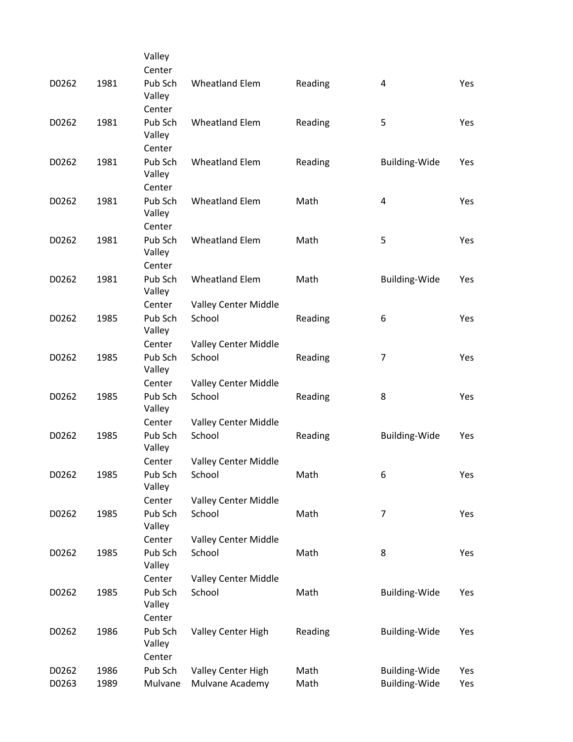| | | | | | | |
|---|---|---|---|---|---|---|
| D0262 | 1981 | Valley Center Pub Sch | Wheatland Elem | Reading | 4 | Yes |
| D0262 | 1981 | Valley Center Pub Sch | Wheatland Elem | Reading | 5 | Yes |
| D0262 | 1981 | Valley Center Pub Sch | Wheatland Elem | Reading | Building-Wide | Yes |
| D0262 | 1981 | Valley Center Pub Sch | Wheatland Elem | Math | 4 | Yes |
| D0262 | 1981 | Valley Center Pub Sch | Wheatland Elem | Math | 5 | Yes |
| D0262 | 1981 | Valley Center Pub Sch | Wheatland Elem | Math | Building-Wide | Yes |
| D0262 | 1985 | Valley Center Pub Sch | Valley Center Middle School | Reading | 6 | Yes |
| D0262 | 1985 | Valley Center Pub Sch | Valley Center Middle School | Reading | 7 | Yes |
| D0262 | 1985 | Valley Center Pub Sch | Valley Center Middle School | Reading | 8 | Yes |
| D0262 | 1985 | Valley Center Pub Sch | Valley Center Middle School | Reading | Building-Wide | Yes |
| D0262 | 1985 | Valley Center Pub Sch | Valley Center Middle School | Math | 6 | Yes |
| D0262 | 1985 | Valley Center Pub Sch | Valley Center Middle School | Math | 7 | Yes |
| D0262 | 1985 | Valley Center Pub Sch | Valley Center Middle School | Math | 8 | Yes |
| D0262 | 1985 | Valley Center Pub Sch | Valley Center Middle School | Math | Building-Wide | Yes |
| D0262 | 1986 | Valley Center Pub Sch | Valley Center High | Reading | Building-Wide | Yes |
| D0262 | 1986 | Valley Center Pub Sch | Valley Center High | Math | Building-Wide | Yes |
| D0263 | 1989 | Mulvane | Mulvane Academy | Math | Building-Wide | Yes |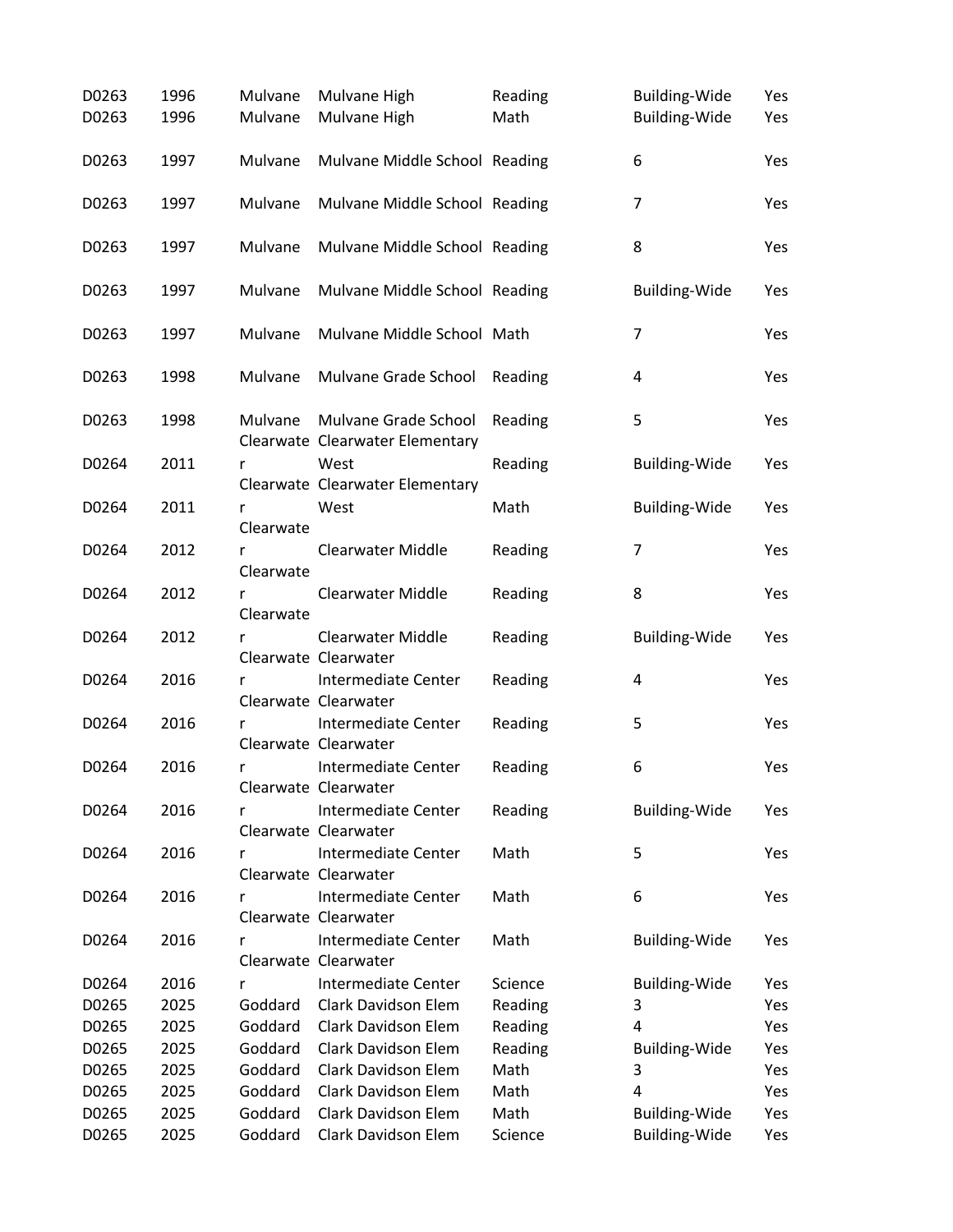| | | | | | | |
|---|---|---|---|---|---|---|
| D0263 | 1996 | Mulvane | Mulvane High | Reading | Building-Wide | Yes |
| D0263 | 1996 | Mulvane | Mulvane High | Math | Building-Wide | Yes |
| D0263 | 1997 | Mulvane | Mulvane Middle School | Reading | 6 | Yes |
| D0263 | 1997 | Mulvane | Mulvane Middle School | Reading | 7 | Yes |
| D0263 | 1997 | Mulvane | Mulvane Middle School | Reading | 8 | Yes |
| D0263 | 1997 | Mulvane | Mulvane Middle School | Reading | Building-Wide | Yes |
| D0263 | 1997 | Mulvane | Mulvane Middle School | Math | 7 | Yes |
| D0263 | 1998 | Mulvane | Mulvane Grade School | Reading | 4 | Yes |
| D0263 | 1998 | Mulvane | Mulvane Grade School | Reading | 5 | Yes |
| D0264 | 2011 | Clearwater | Clearwater Elementary West | Reading | Building-Wide | Yes |
| D0264 | 2011 | Clearwater | Clearwater Elementary West | Math | Building-Wide | Yes |
| D0264 | 2012 | Clearwater | Clearwater Middle | Reading | 7 | Yes |
| D0264 | 2012 | Clearwater | Clearwater Middle | Reading | 8 | Yes |
| D0264 | 2012 | Clearwater | Clearwater Middle | Reading | Building-Wide | Yes |
| D0264 | 2016 | Clearwater | Clearwater Intermediate Center | Reading | 4 | Yes |
| D0264 | 2016 | Clearwater | Clearwater Intermediate Center | Reading | 5 | Yes |
| D0264 | 2016 | Clearwater | Clearwater Intermediate Center | Reading | 6 | Yes |
| D0264 | 2016 | Clearwater | Clearwater Intermediate Center | Reading | Building-Wide | Yes |
| D0264 | 2016 | Clearwater | Clearwater Intermediate Center | Math | 5 | Yes |
| D0264 | 2016 | Clearwater | Clearwater Intermediate Center | Math | 6 | Yes |
| D0264 | 2016 | Clearwater | Clearwater Intermediate Center | Math | Building-Wide | Yes |
| D0264 | 2016 | Clearwater | Clearwater Intermediate Center | Science | Building-Wide | Yes |
| D0265 | 2025 | Goddard | Clark Davidson Elem | Reading | 3 | Yes |
| D0265 | 2025 | Goddard | Clark Davidson Elem | Reading | 4 | Yes |
| D0265 | 2025 | Goddard | Clark Davidson Elem | Reading | Building-Wide | Yes |
| D0265 | 2025 | Goddard | Clark Davidson Elem | Math | 3 | Yes |
| D0265 | 2025 | Goddard | Clark Davidson Elem | Math | 4 | Yes |
| D0265 | 2025 | Goddard | Clark Davidson Elem | Math | Building-Wide | Yes |
| D0265 | 2025 | Goddard | Clark Davidson Elem | Science | Building-Wide | Yes |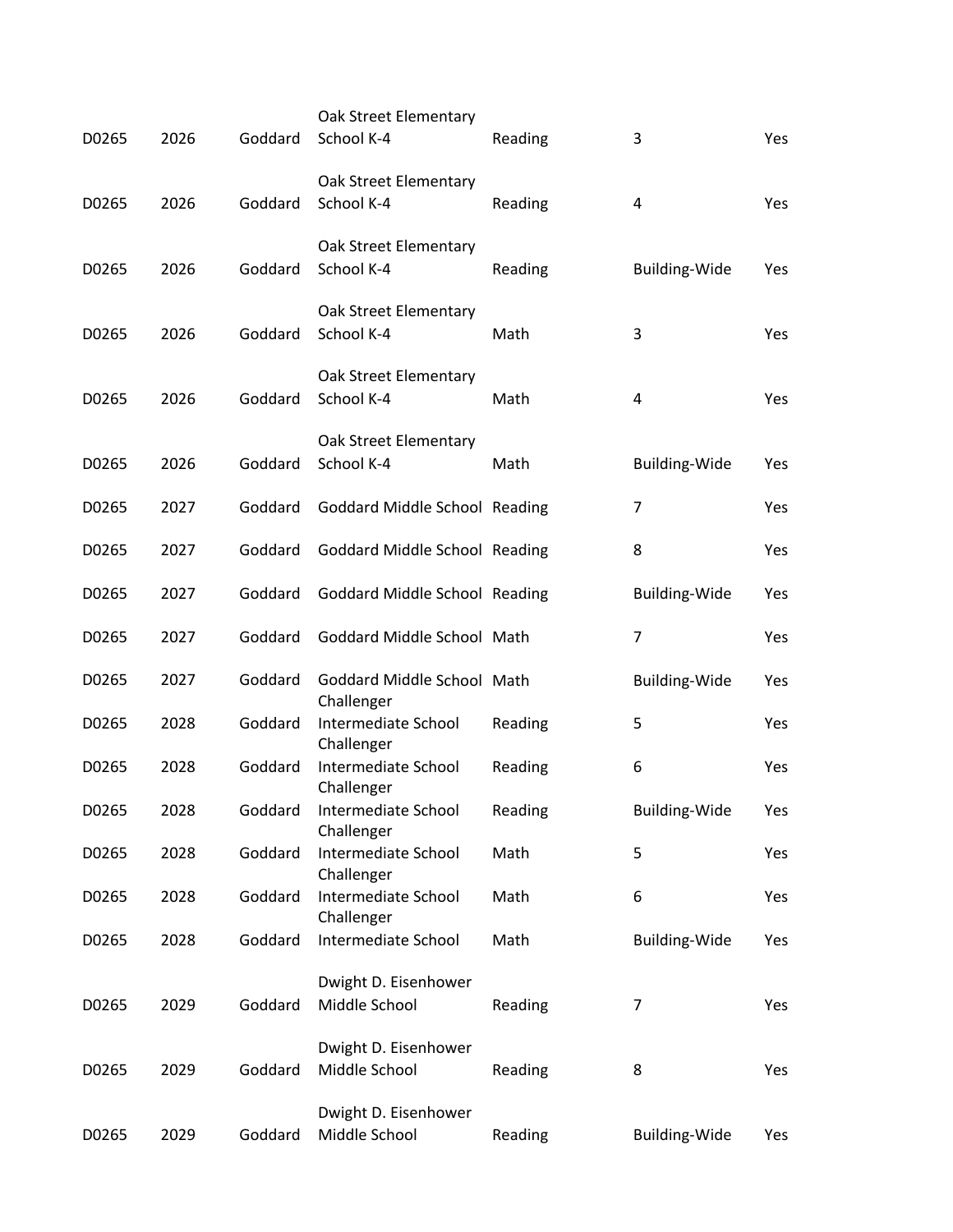| | | | | | | |
|---|---|---|---|---|---|---|
| D0265 | 2026 | Goddard | Oak Street Elementary School K-4 | Reading | 3 | Yes |
| D0265 | 2026 | Goddard | Oak Street Elementary School K-4 | Reading | 4 | Yes |
| D0265 | 2026 | Goddard | Oak Street Elementary School K-4 | Reading | Building-Wide | Yes |
| D0265 | 2026 | Goddard | Oak Street Elementary School K-4 | Math | 3 | Yes |
| D0265 | 2026 | Goddard | Oak Street Elementary School K-4 | Math | 4 | Yes |
| D0265 | 2026 | Goddard | Oak Street Elementary School K-4 | Math | Building-Wide | Yes |
| D0265 | 2027 | Goddard | Goddard Middle School | Reading | 7 | Yes |
| D0265 | 2027 | Goddard | Goddard Middle School | Reading | 8 | Yes |
| D0265 | 2027 | Goddard | Goddard Middle School | Reading | Building-Wide | Yes |
| D0265 | 2027 | Goddard | Goddard Middle School | Math | 7 | Yes |
| D0265 | 2027 | Goddard | Goddard Middle School | Math | Building-Wide | Yes |
| D0265 | 2028 | Goddard | Challenger Intermediate School | Reading | 5 | Yes |
| D0265 | 2028 | Goddard | Challenger Intermediate School | Reading | 6 | Yes |
| D0265 | 2028 | Goddard | Challenger Intermediate School | Reading | Building-Wide | Yes |
| D0265 | 2028 | Goddard | Challenger Intermediate School | Math | 5 | Yes |
| D0265 | 2028 | Goddard | Challenger Intermediate School | Math | 6 | Yes |
| D0265 | 2028 | Goddard | Challenger Intermediate School | Math | Building-Wide | Yes |
| D0265 | 2029 | Goddard | Dwight D. Eisenhower Middle School | Reading | 7 | Yes |
| D0265 | 2029 | Goddard | Dwight D. Eisenhower Middle School | Reading | 8 | Yes |
| D0265 | 2029 | Goddard | Dwight D. Eisenhower Middle School | Reading | Building-Wide | Yes |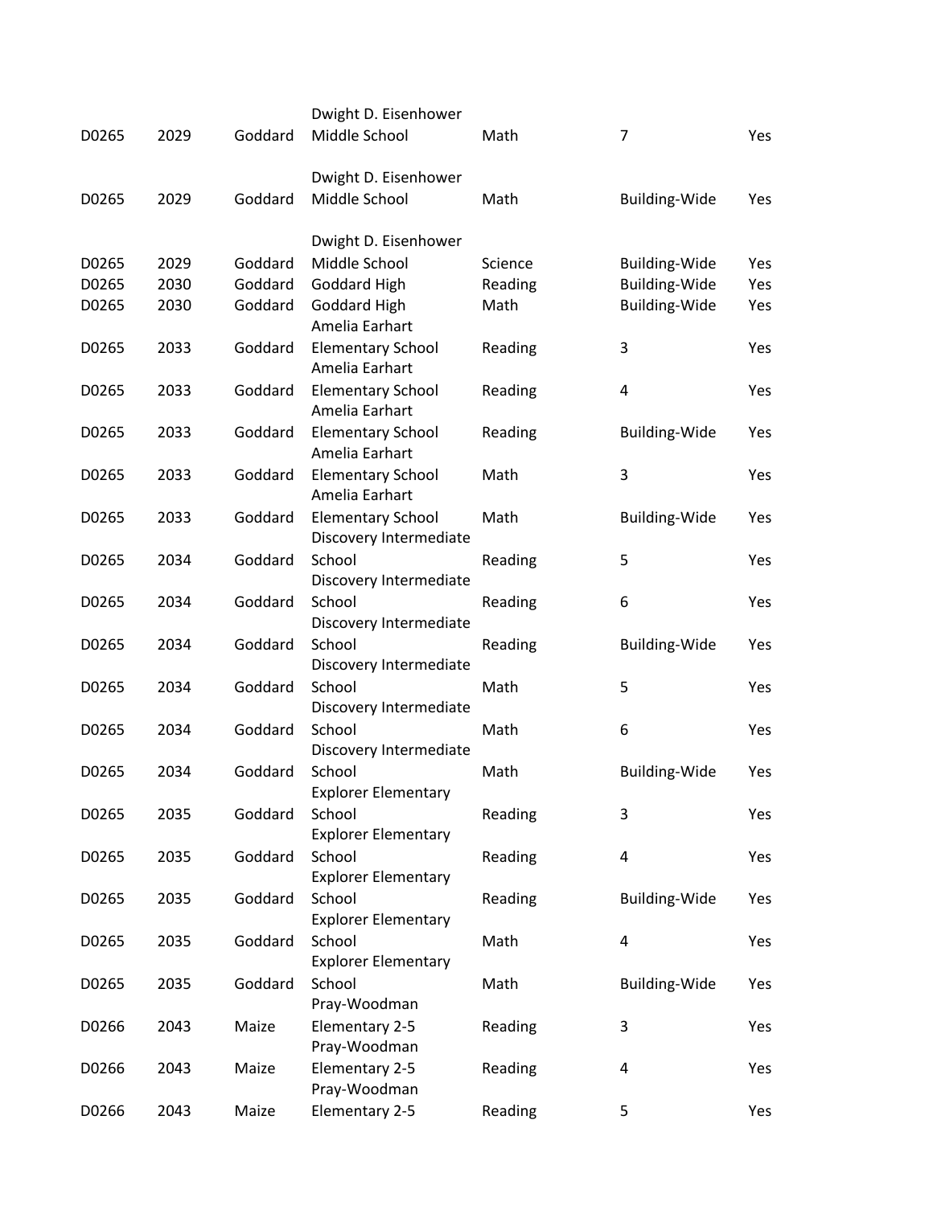| | | | | | | |
|---|---|---|---|---|---|---|
| D0265 | 2029 | Goddard | Dwight D. Eisenhower Middle School | Math | 7 | Yes |
| D0265 | 2029 | Goddard | Dwight D. Eisenhower Middle School | Math | Building-Wide | Yes |
| D0265 | 2029 | Goddard | Dwight D. Eisenhower Middle School | Science | Building-Wide | Yes |
| D0265 | 2030 | Goddard | Goddard High | Reading | Building-Wide | Yes |
| D0265 | 2030 | Goddard | Goddard High | Math | Building-Wide | Yes |
| D0265 | 2033 | Goddard | Amelia Earhart Elementary School | Reading | 3 | Yes |
| D0265 | 2033 | Goddard | Amelia Earhart Elementary School | Reading | 4 | Yes |
| D0265 | 2033 | Goddard | Amelia Earhart Elementary School | Reading | Building-Wide | Yes |
| D0265 | 2033 | Goddard | Amelia Earhart Elementary School | Math | 3 | Yes |
| D0265 | 2033 | Goddard | Amelia Earhart Elementary School | Math | Building-Wide | Yes |
| D0265 | 2034 | Goddard | Discovery Intermediate School | Reading | 5 | Yes |
| D0265 | 2034 | Goddard | Discovery Intermediate School | Reading | 6 | Yes |
| D0265 | 2034 | Goddard | Discovery Intermediate School | Reading | Building-Wide | Yes |
| D0265 | 2034 | Goddard | Discovery Intermediate School | Math | 5 | Yes |
| D0265 | 2034 | Goddard | Discovery Intermediate School | Math | 6 | Yes |
| D0265 | 2034 | Goddard | Discovery Intermediate School | Math | Building-Wide | Yes |
| D0265 | 2035 | Goddard | Explorer Elementary School | Reading | 3 | Yes |
| D0265 | 2035 | Goddard | Explorer Elementary School | Reading | 4 | Yes |
| D0265 | 2035 | Goddard | Explorer Elementary School | Reading | Building-Wide | Yes |
| D0265 | 2035 | Goddard | Explorer Elementary School | Math | 4 | Yes |
| D0265 | 2035 | Goddard | Explorer Elementary School | Math | Building-Wide | Yes |
| D0266 | 2043 | Maize | Pray-Woodman Elementary 2-5 | Reading | 3 | Yes |
| D0266 | 2043 | Maize | Pray-Woodman Elementary 2-5 | Reading | 4 | Yes |
| D0266 | 2043 | Maize | Pray-Woodman Elementary 2-5 | Reading | 5 | Yes |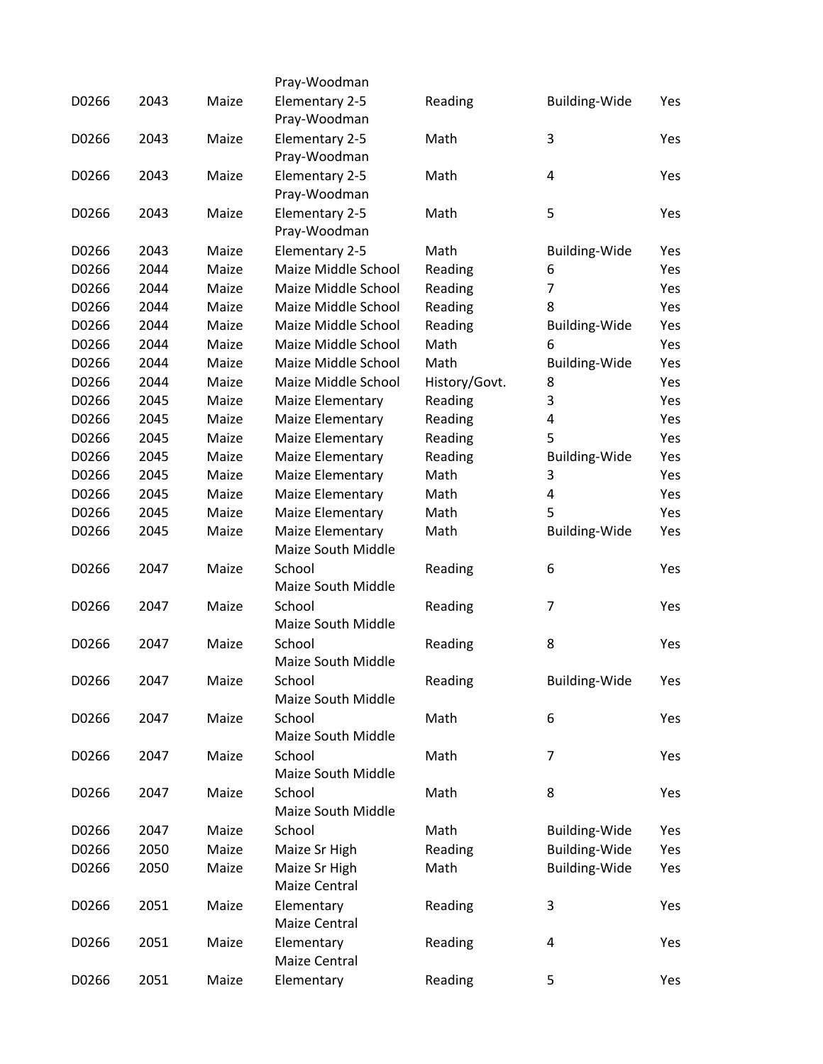| | | | | | | |
|---|---|---|---|---|---|---|
| D0266 | 2043 | Maize | Pray-Woodman Elementary 2-5 | Reading | Building-Wide | Yes |
| D0266 | 2043 | Maize | Pray-Woodman Elementary 2-5 | Math | 3 | Yes |
| D0266 | 2043 | Maize | Pray-Woodman Elementary 2-5 | Math | 4 | Yes |
| D0266 | 2043 | Maize | Pray-Woodman Elementary 2-5 | Math | 5 | Yes |
| D0266 | 2043 | Maize | Pray-Woodman Elementary 2-5 | Math | Building-Wide | Yes |
| D0266 | 2044 | Maize | Maize Middle School | Reading | 6 | Yes |
| D0266 | 2044 | Maize | Maize Middle School | Reading | 7 | Yes |
| D0266 | 2044 | Maize | Maize Middle School | Reading | 8 | Yes |
| D0266 | 2044 | Maize | Maize Middle School | Reading | Building-Wide | Yes |
| D0266 | 2044 | Maize | Maize Middle School | Math | 6 | Yes |
| D0266 | 2044 | Maize | Maize Middle School | Math | Building-Wide | Yes |
| D0266 | 2044 | Maize | Maize Middle School | History/Govt. | 8 | Yes |
| D0266 | 2045 | Maize | Maize Elementary | Reading | 3 | Yes |
| D0266 | 2045 | Maize | Maize Elementary | Reading | 4 | Yes |
| D0266 | 2045 | Maize | Maize Elementary | Reading | 5 | Yes |
| D0266 | 2045 | Maize | Maize Elementary | Reading | Building-Wide | Yes |
| D0266 | 2045 | Maize | Maize Elementary | Math | 3 | Yes |
| D0266 | 2045 | Maize | Maize Elementary | Math | 4 | Yes |
| D0266 | 2045 | Maize | Maize Elementary | Math | 5 | Yes |
| D0266 | 2045 | Maize | Maize Elementary | Math | Building-Wide | Yes |
| D0266 | 2047 | Maize | Maize South Middle School | Reading | 6 | Yes |
| D0266 | 2047 | Maize | Maize South Middle School | Reading | 7 | Yes |
| D0266 | 2047 | Maize | Maize South Middle School | Reading | 8 | Yes |
| D0266 | 2047 | Maize | Maize South Middle School | Reading | Building-Wide | Yes |
| D0266 | 2047 | Maize | Maize South Middle School | Math | 6 | Yes |
| D0266 | 2047 | Maize | Maize South Middle School | Math | 7 | Yes |
| D0266 | 2047 | Maize | Maize South Middle School | Math | 8 | Yes |
| D0266 | 2047 | Maize | Maize South Middle School | Math | Building-Wide | Yes |
| D0266 | 2050 | Maize | Maize Sr High | Reading | Building-Wide | Yes |
| D0266 | 2050 | Maize | Maize Sr High | Math | Building-Wide | Yes |
| D0266 | 2051 | Maize | Maize Central Elementary | Reading | 3 | Yes |
| D0266 | 2051 | Maize | Maize Central Elementary | Reading | 4 | Yes |
| D0266 | 2051 | Maize | Maize Central Elementary | Reading | 5 | Yes |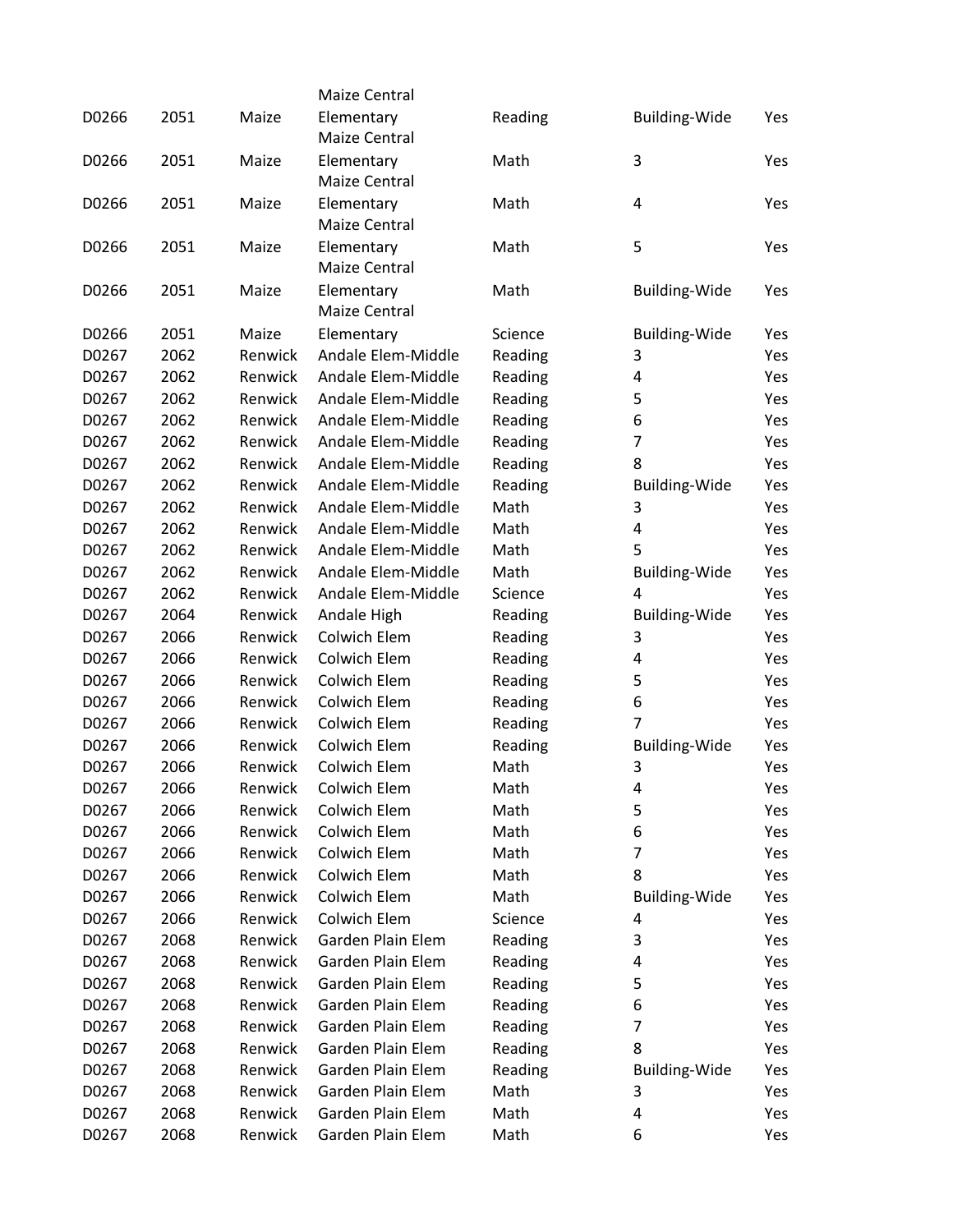| | | | | | | |
|---|---|---|---|---|---|---|
| D0266 | 2051 | Maize | Maize Central Elementary | Reading | Building-Wide | Yes |
| D0266 | 2051 | Maize | Maize Central Elementary | Math | 3 | Yes |
| D0266 | 2051 | Maize | Maize Central Elementary | Math | 4 | Yes |
| D0266 | 2051 | Maize | Maize Central Elementary | Math | 5 | Yes |
| D0266 | 2051 | Maize | Maize Central Elementary | Math | Building-Wide | Yes |
| D0266 | 2051 | Maize | Maize Central Elementary | Science | Building-Wide | Yes |
| D0267 | 2062 | Renwick | Andale Elem-Middle | Reading | 3 | Yes |
| D0267 | 2062 | Renwick | Andale Elem-Middle | Reading | 4 | Yes |
| D0267 | 2062 | Renwick | Andale Elem-Middle | Reading | 5 | Yes |
| D0267 | 2062 | Renwick | Andale Elem-Middle | Reading | 6 | Yes |
| D0267 | 2062 | Renwick | Andale Elem-Middle | Reading | 7 | Yes |
| D0267 | 2062 | Renwick | Andale Elem-Middle | Reading | 8 | Yes |
| D0267 | 2062 | Renwick | Andale Elem-Middle | Reading | Building-Wide | Yes |
| D0267 | 2062 | Renwick | Andale Elem-Middle | Math | 3 | Yes |
| D0267 | 2062 | Renwick | Andale Elem-Middle | Math | 4 | Yes |
| D0267 | 2062 | Renwick | Andale Elem-Middle | Math | 5 | Yes |
| D0267 | 2062 | Renwick | Andale Elem-Middle | Math | Building-Wide | Yes |
| D0267 | 2062 | Renwick | Andale Elem-Middle | Science | 4 | Yes |
| D0267 | 2064 | Renwick | Andale High | Reading | Building-Wide | Yes |
| D0267 | 2066 | Renwick | Colwich Elem | Reading | 3 | Yes |
| D0267 | 2066 | Renwick | Colwich Elem | Reading | 4 | Yes |
| D0267 | 2066 | Renwick | Colwich Elem | Reading | 5 | Yes |
| D0267 | 2066 | Renwick | Colwich Elem | Reading | 6 | Yes |
| D0267 | 2066 | Renwick | Colwich Elem | Reading | 7 | Yes |
| D0267 | 2066 | Renwick | Colwich Elem | Reading | Building-Wide | Yes |
| D0267 | 2066 | Renwick | Colwich Elem | Math | 3 | Yes |
| D0267 | 2066 | Renwick | Colwich Elem | Math | 4 | Yes |
| D0267 | 2066 | Renwick | Colwich Elem | Math | 5 | Yes |
| D0267 | 2066 | Renwick | Colwich Elem | Math | 6 | Yes |
| D0267 | 2066 | Renwick | Colwich Elem | Math | 7 | Yes |
| D0267 | 2066 | Renwick | Colwich Elem | Math | 8 | Yes |
| D0267 | 2066 | Renwick | Colwich Elem | Math | Building-Wide | Yes |
| D0267 | 2066 | Renwick | Colwich Elem | Science | 4 | Yes |
| D0267 | 2068 | Renwick | Garden Plain Elem | Reading | 3 | Yes |
| D0267 | 2068 | Renwick | Garden Plain Elem | Reading | 4 | Yes |
| D0267 | 2068 | Renwick | Garden Plain Elem | Reading | 5 | Yes |
| D0267 | 2068 | Renwick | Garden Plain Elem | Reading | 6 | Yes |
| D0267 | 2068 | Renwick | Garden Plain Elem | Reading | 7 | Yes |
| D0267 | 2068 | Renwick | Garden Plain Elem | Reading | 8 | Yes |
| D0267 | 2068 | Renwick | Garden Plain Elem | Reading | Building-Wide | Yes |
| D0267 | 2068 | Renwick | Garden Plain Elem | Math | 3 | Yes |
| D0267 | 2068 | Renwick | Garden Plain Elem | Math | 4 | Yes |
| D0267 | 2068 | Renwick | Garden Plain Elem | Math | 6 | Yes |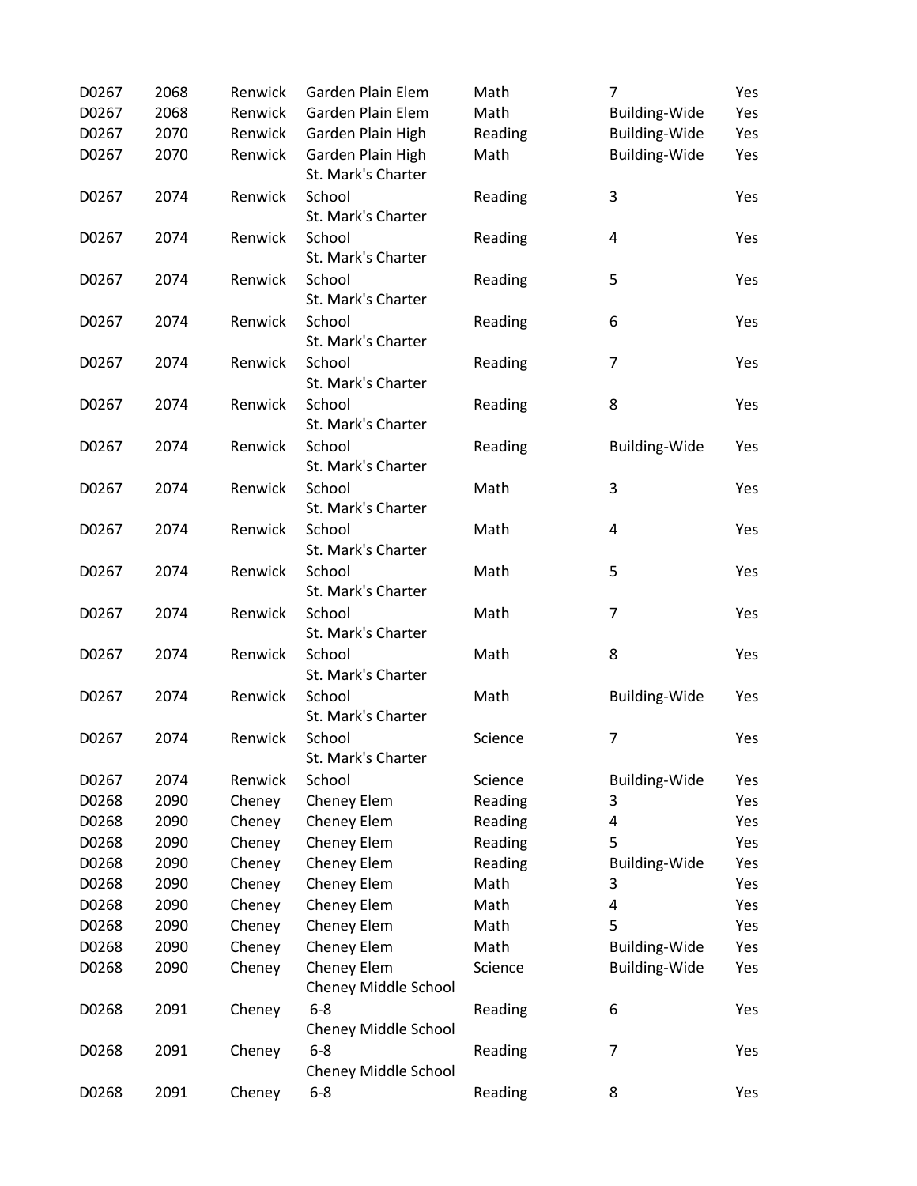| D0267 | 2068 | Renwick | Garden Plain Elem | Math | 7 | Yes |
|---|---|---|---|---|---|---|
| D0267 | 2068 | Renwick | Garden Plain Elem | Math | Building-Wide | Yes |
| D0267 | 2070 | Renwick | Garden Plain High | Reading | Building-Wide | Yes |
| D0267 | 2070 | Renwick | Garden Plain High | Math | Building-Wide | Yes |
| D0267 | 2074 | Renwick | St. Mark's Charter School | Reading | 3 | Yes |
| D0267 | 2074 | Renwick | St. Mark's Charter School | Reading | 4 | Yes |
| D0267 | 2074 | Renwick | St. Mark's Charter School | Reading | 5 | Yes |
| D0267 | 2074 | Renwick | St. Mark's Charter School | Reading | 6 | Yes |
| D0267 | 2074 | Renwick | St. Mark's Charter School | Reading | 7 | Yes |
| D0267 | 2074 | Renwick | St. Mark's Charter School | Reading | 8 | Yes |
| D0267 | 2074 | Renwick | St. Mark's Charter School | Reading | Building-Wide | Yes |
| D0267 | 2074 | Renwick | St. Mark's Charter School | Math | 3 | Yes |
| D0267 | 2074 | Renwick | St. Mark's Charter School | Math | 4 | Yes |
| D0267 | 2074 | Renwick | St. Mark's Charter School | Math | 5 | Yes |
| D0267 | 2074 | Renwick | St. Mark's Charter School | Math | 7 | Yes |
| D0267 | 2074 | Renwick | St. Mark's Charter School | Math | 8 | Yes |
| D0267 | 2074 | Renwick | St. Mark's Charter School | Math | Building-Wide | Yes |
| D0267 | 2074 | Renwick | St. Mark's Charter School | Science | 7 | Yes |
| D0267 | 2074 | Renwick | St. Mark's Charter School | Science | Building-Wide | Yes |
| D0268 | 2090 | Cheney | Cheney Elem | Reading | 3 | Yes |
| D0268 | 2090 | Cheney | Cheney Elem | Reading | 4 | Yes |
| D0268 | 2090 | Cheney | Cheney Elem | Reading | 5 | Yes |
| D0268 | 2090 | Cheney | Cheney Elem | Reading | Building-Wide | Yes |
| D0268 | 2090 | Cheney | Cheney Elem | Math | 3 | Yes |
| D0268 | 2090 | Cheney | Cheney Elem | Math | 4 | Yes |
| D0268 | 2090 | Cheney | Cheney Elem | Math | 5 | Yes |
| D0268 | 2090 | Cheney | Cheney Elem | Math | Building-Wide | Yes |
| D0268 | 2090 | Cheney | Cheney Elem | Science | Building-Wide | Yes |
| D0268 | 2091 | Cheney | Cheney Middle School 6-8 | Reading | 6 | Yes |
| D0268 | 2091 | Cheney | Cheney Middle School 6-8 | Reading | 7 | Yes |
| D0268 | 2091 | Cheney | Cheney Middle School 6-8 | Reading | 8 | Yes |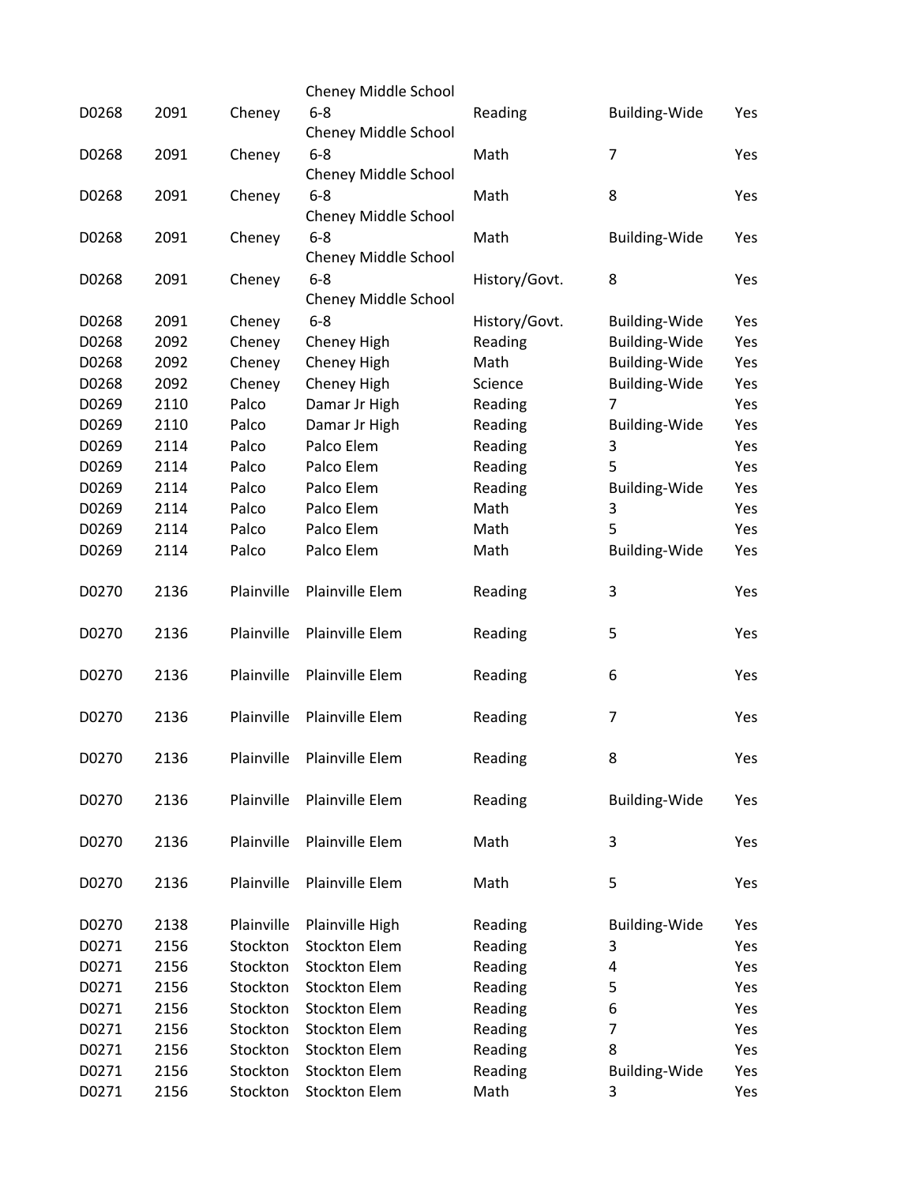| | | | | | | |
|---|---|---|---|---|---|---|
| D0268 | 2091 | Cheney | Cheney Middle School 6-8 | Reading | Building-Wide | Yes |
| D0268 | 2091 | Cheney | Cheney Middle School 6-8 | Math | 7 | Yes |
| D0268 | 2091 | Cheney | Cheney Middle School 6-8 | Math | 8 | Yes |
| D0268 | 2091 | Cheney | Cheney Middle School 6-8 | Math | Building-Wide | Yes |
| D0268 | 2091 | Cheney | Cheney Middle School 6-8 | History/Govt. | 8 | Yes |
| D0268 | 2091 | Cheney | Cheney Middle School 6-8 | History/Govt. | Building-Wide | Yes |
| D0268 | 2092 | Cheney | Cheney High | Reading | Building-Wide | Yes |
| D0268 | 2092 | Cheney | Cheney High | Math | Building-Wide | Yes |
| D0268 | 2092 | Cheney | Cheney High | Science | Building-Wide | Yes |
| D0269 | 2110 | Palco | Damar Jr High | Reading | 7 | Yes |
| D0269 | 2110 | Palco | Damar Jr High | Reading | Building-Wide | Yes |
| D0269 | 2114 | Palco | Palco Elem | Reading | 3 | Yes |
| D0269 | 2114 | Palco | Palco Elem | Reading | 5 | Yes |
| D0269 | 2114 | Palco | Palco Elem | Reading | Building-Wide | Yes |
| D0269 | 2114 | Palco | Palco Elem | Math | 3 | Yes |
| D0269 | 2114 | Palco | Palco Elem | Math | 5 | Yes |
| D0269 | 2114 | Palco | Palco Elem | Math | Building-Wide | Yes |
| D0270 | 2136 | Plainville | Plainville Elem | Reading | 3 | Yes |
| D0270 | 2136 | Plainville | Plainville Elem | Reading | 5 | Yes |
| D0270 | 2136 | Plainville | Plainville Elem | Reading | 6 | Yes |
| D0270 | 2136 | Plainville | Plainville Elem | Reading | 7 | Yes |
| D0270 | 2136 | Plainville | Plainville Elem | Reading | 8 | Yes |
| D0270 | 2136 | Plainville | Plainville Elem | Reading | Building-Wide | Yes |
| D0270 | 2136 | Plainville | Plainville Elem | Math | 3 | Yes |
| D0270 | 2136 | Plainville | Plainville Elem | Math | 5 | Yes |
| D0270 | 2138 | Plainville | Plainville High | Reading | Building-Wide | Yes |
| D0271 | 2156 | Stockton | Stockton Elem | Reading | 3 | Yes |
| D0271 | 2156 | Stockton | Stockton Elem | Reading | 4 | Yes |
| D0271 | 2156 | Stockton | Stockton Elem | Reading | 5 | Yes |
| D0271 | 2156 | Stockton | Stockton Elem | Reading | 6 | Yes |
| D0271 | 2156 | Stockton | Stockton Elem | Reading | 7 | Yes |
| D0271 | 2156 | Stockton | Stockton Elem | Reading | 8 | Yes |
| D0271 | 2156 | Stockton | Stockton Elem | Reading | Building-Wide | Yes |
| D0271 | 2156 | Stockton | Stockton Elem | Math | 3 | Yes |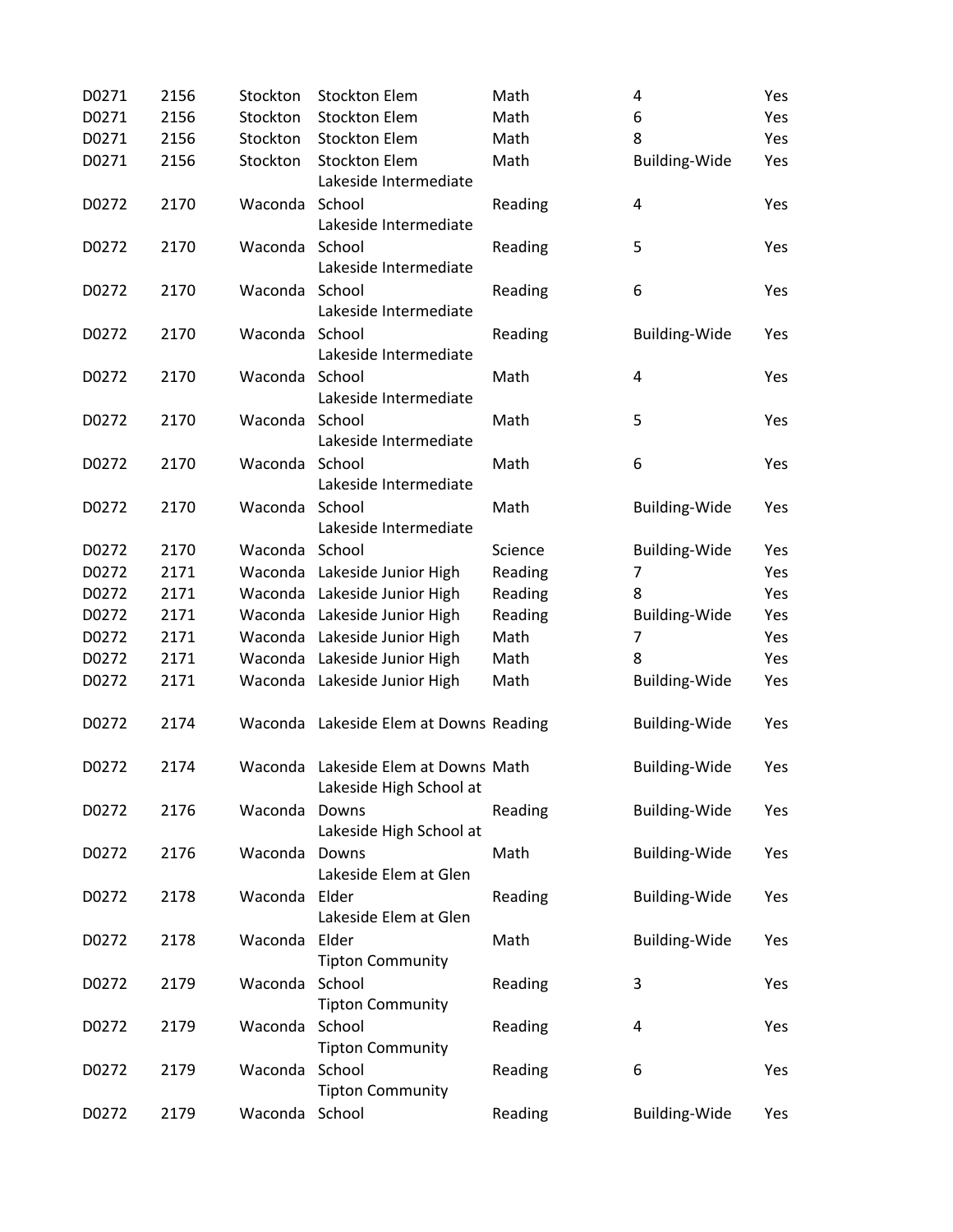| | | | | | | |
|---|---|---|---|---|---|---|
| D0271 | 2156 | Stockton | Stockton Elem | Math | 4 | Yes |
| D0271 | 2156 | Stockton | Stockton Elem | Math | 6 | Yes |
| D0271 | 2156 | Stockton | Stockton Elem | Math | 8 | Yes |
| D0271 | 2156 | Stockton | Stockton Elem | Math | Building-Wide | Yes |
| D0272 | 2170 | Waconda | Lakeside Intermediate School | Reading | 4 | Yes |
| D0272 | 2170 | Waconda | Lakeside Intermediate School | Reading | 5 | Yes |
| D0272 | 2170 | Waconda | Lakeside Intermediate School | Reading | 6 | Yes |
| D0272 | 2170 | Waconda | Lakeside Intermediate School | Reading | Building-Wide | Yes |
| D0272 | 2170 | Waconda | Lakeside Intermediate School | Math | 4 | Yes |
| D0272 | 2170 | Waconda | Lakeside Intermediate School | Math | 5 | Yes |
| D0272 | 2170 | Waconda | Lakeside Intermediate School | Math | 6 | Yes |
| D0272 | 2170 | Waconda | Lakeside Intermediate School | Math | Building-Wide | Yes |
| D0272 | 2170 | Waconda | Lakeside Intermediate School | Science | Building-Wide | Yes |
| D0272 | 2171 | Waconda | Lakeside Junior High | Reading | 7 | Yes |
| D0272 | 2171 | Waconda | Lakeside Junior High | Reading | 8 | Yes |
| D0272 | 2171 | Waconda | Lakeside Junior High | Reading | Building-Wide | Yes |
| D0272 | 2171 | Waconda | Lakeside Junior High | Math | 7 | Yes |
| D0272 | 2171 | Waconda | Lakeside Junior High | Math | 8 | Yes |
| D0272 | 2171 | Waconda | Lakeside Junior High | Math | Building-Wide | Yes |
| D0272 | 2174 | Waconda | Lakeside Elem at Downs | Reading | Building-Wide | Yes |
| D0272 | 2174 | Waconda | Lakeside Elem at Downs | Math | Building-Wide | Yes |
| D0272 | 2176 | Waconda | Lakeside High School at Downs | Reading | Building-Wide | Yes |
| D0272 | 2176 | Waconda | Lakeside High School at Downs | Math | Building-Wide | Yes |
| D0272 | 2178 | Waconda | Lakeside Elem at Glen Elder | Reading | Building-Wide | Yes |
| D0272 | 2178 | Waconda | Lakeside Elem at Glen Elder | Math | Building-Wide | Yes |
| D0272 | 2179 | Waconda | Tipton Community School | Reading | 3 | Yes |
| D0272 | 2179 | Waconda | Tipton Community School | Reading | 4 | Yes |
| D0272 | 2179 | Waconda | Tipton Community School | Reading | 6 | Yes |
| D0272 | 2179 | Waconda | Tipton Community School | Reading | Building-Wide | Yes |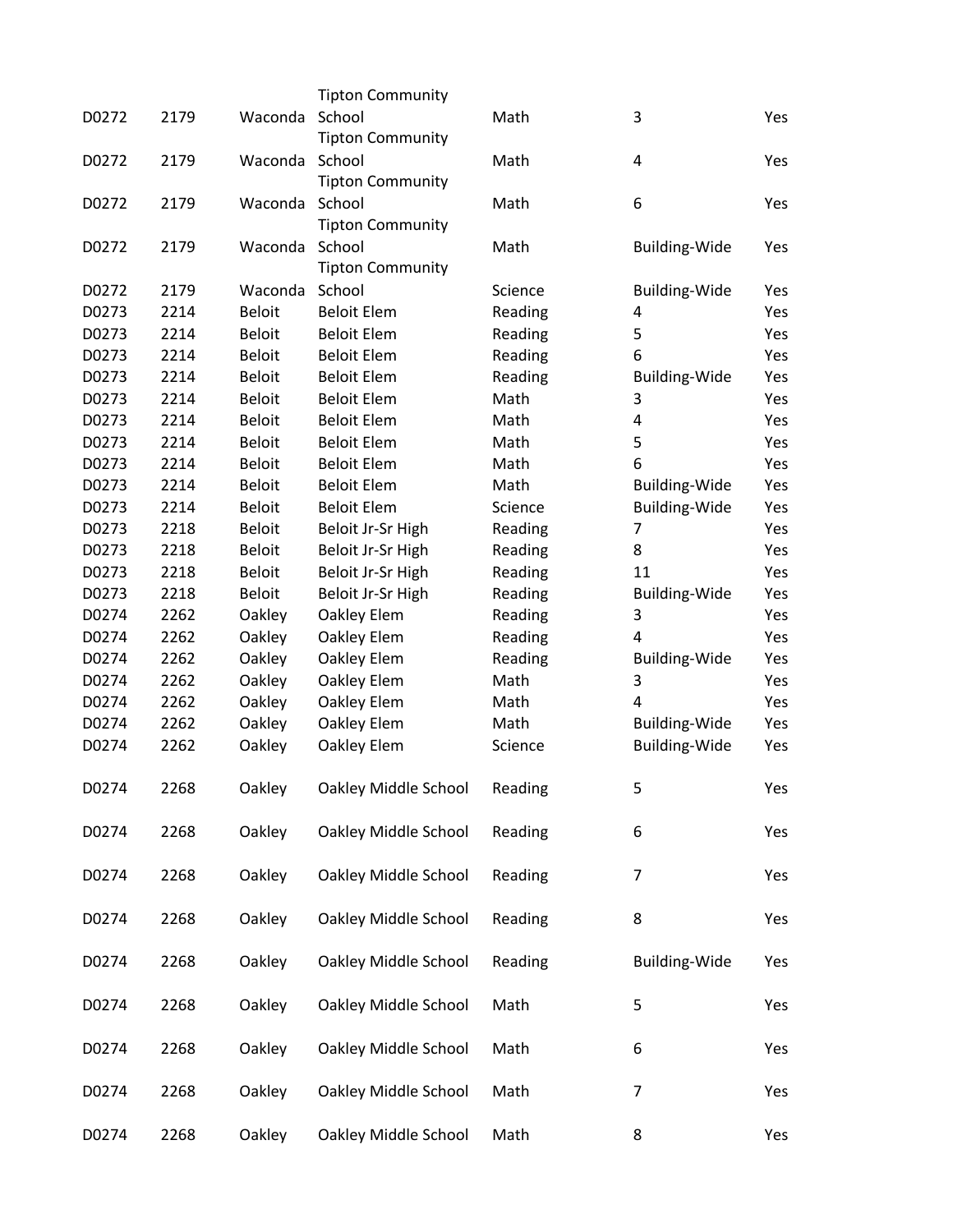| | | | | | | |
|---|---|---|---|---|---|---|
| D0272 | 2179 | Waconda | Tipton Community School | Math | 3 | Yes |
| D0272 | 2179 | Waconda | Tipton Community School | Math | 4 | Yes |
| D0272 | 2179 | Waconda | Tipton Community School | Math | 6 | Yes |
| D0272 | 2179 | Waconda | Tipton Community School | Math | Building-Wide | Yes |
| D0272 | 2179 | Waconda | Tipton Community School | Science | Building-Wide | Yes |
| D0273 | 2214 | Beloit | Beloit Elem | Reading | 4 | Yes |
| D0273 | 2214 | Beloit | Beloit Elem | Reading | 5 | Yes |
| D0273 | 2214 | Beloit | Beloit Elem | Reading | 6 | Yes |
| D0273 | 2214 | Beloit | Beloit Elem | Reading | Building-Wide | Yes |
| D0273 | 2214 | Beloit | Beloit Elem | Math | 3 | Yes |
| D0273 | 2214 | Beloit | Beloit Elem | Math | 4 | Yes |
| D0273 | 2214 | Beloit | Beloit Elem | Math | 5 | Yes |
| D0273 | 2214 | Beloit | Beloit Elem | Math | 6 | Yes |
| D0273 | 2214 | Beloit | Beloit Elem | Math | Building-Wide | Yes |
| D0273 | 2214 | Beloit | Beloit Elem | Science | Building-Wide | Yes |
| D0273 | 2218 | Beloit | Beloit Jr-Sr High | Reading | 7 | Yes |
| D0273 | 2218 | Beloit | Beloit Jr-Sr High | Reading | 8 | Yes |
| D0273 | 2218 | Beloit | Beloit Jr-Sr High | Reading | 11 | Yes |
| D0273 | 2218 | Beloit | Beloit Jr-Sr High | Reading | Building-Wide | Yes |
| D0274 | 2262 | Oakley | Oakley Elem | Reading | 3 | Yes |
| D0274 | 2262 | Oakley | Oakley Elem | Reading | 4 | Yes |
| D0274 | 2262 | Oakley | Oakley Elem | Reading | Building-Wide | Yes |
| D0274 | 2262 | Oakley | Oakley Elem | Math | 3 | Yes |
| D0274 | 2262 | Oakley | Oakley Elem | Math | 4 | Yes |
| D0274 | 2262 | Oakley | Oakley Elem | Math | Building-Wide | Yes |
| D0274 | 2262 | Oakley | Oakley Elem | Science | Building-Wide | Yes |
| D0274 | 2268 | Oakley | Oakley Middle School | Reading | 5 | Yes |
| D0274 | 2268 | Oakley | Oakley Middle School | Reading | 6 | Yes |
| D0274 | 2268 | Oakley | Oakley Middle School | Reading | 7 | Yes |
| D0274 | 2268 | Oakley | Oakley Middle School | Reading | 8 | Yes |
| D0274 | 2268 | Oakley | Oakley Middle School | Reading | Building-Wide | Yes |
| D0274 | 2268 | Oakley | Oakley Middle School | Math | 5 | Yes |
| D0274 | 2268 | Oakley | Oakley Middle School | Math | 6 | Yes |
| D0274 | 2268 | Oakley | Oakley Middle School | Math | 7 | Yes |
| D0274 | 2268 | Oakley | Oakley Middle School | Math | 8 | Yes |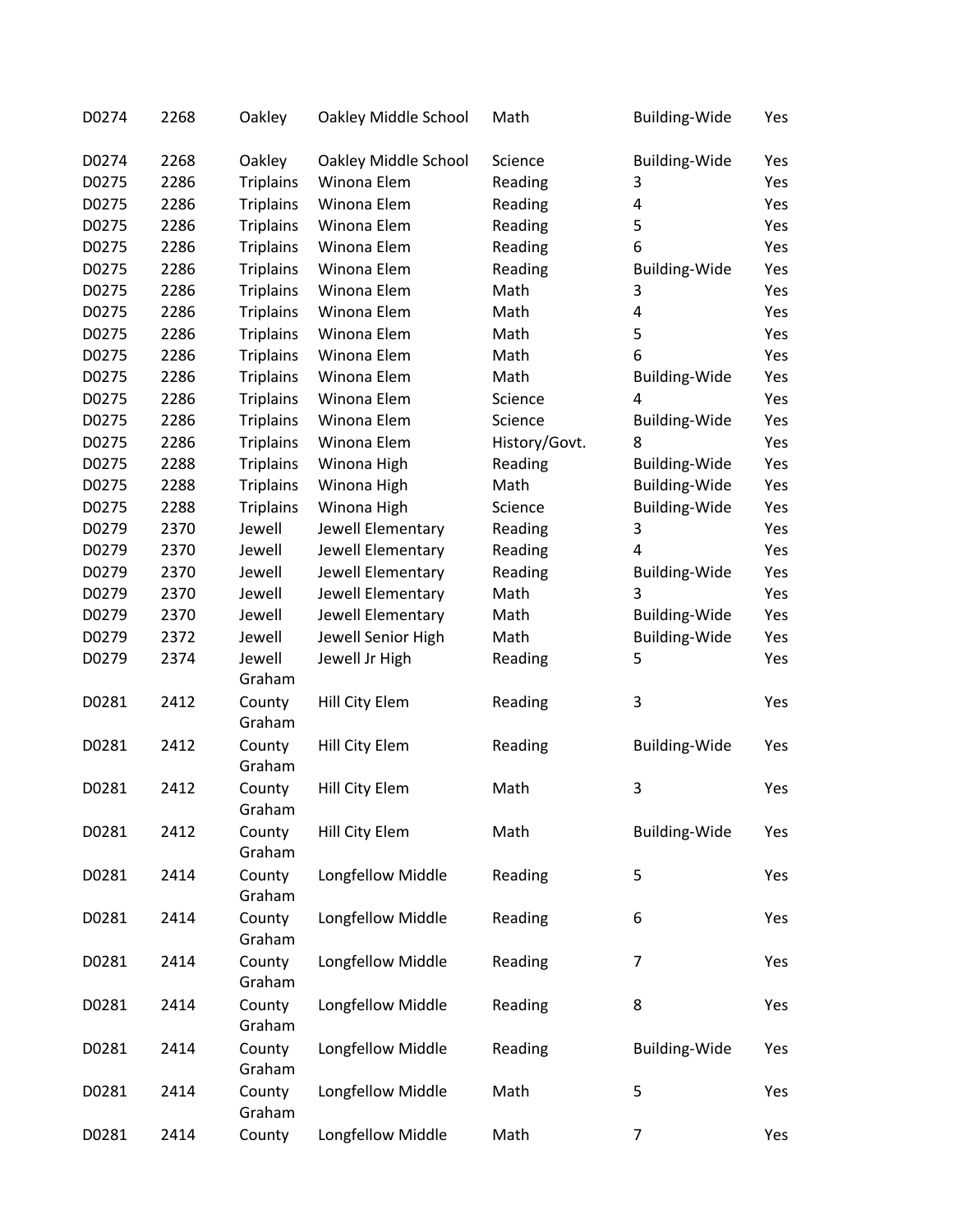| | | | | | | |
|---|---|---|---|---|---|---|
| D0274 | 2268 | Oakley | Oakley Middle School | Math | Building-Wide | Yes |
| D0274 | 2268 | Oakley | Oakley Middle School | Science | Building-Wide | Yes |
| D0275 | 2286 | Triplains | Winona Elem | Reading | 3 | Yes |
| D0275 | 2286 | Triplains | Winona Elem | Reading | 4 | Yes |
| D0275 | 2286 | Triplains | Winona Elem | Reading | 5 | Yes |
| D0275 | 2286 | Triplains | Winona Elem | Reading | 6 | Yes |
| D0275 | 2286 | Triplains | Winona Elem | Reading | Building-Wide | Yes |
| D0275 | 2286 | Triplains | Winona Elem | Math | 3 | Yes |
| D0275 | 2286 | Triplains | Winona Elem | Math | 4 | Yes |
| D0275 | 2286 | Triplains | Winona Elem | Math | 5 | Yes |
| D0275 | 2286 | Triplains | Winona Elem | Math | 6 | Yes |
| D0275 | 2286 | Triplains | Winona Elem | Math | Building-Wide | Yes |
| D0275 | 2286 | Triplains | Winona Elem | Science | 4 | Yes |
| D0275 | 2286 | Triplains | Winona Elem | Science | Building-Wide | Yes |
| D0275 | 2286 | Triplains | Winona Elem | History/Govt. | 8 | Yes |
| D0275 | 2288 | Triplains | Winona High | Reading | Building-Wide | Yes |
| D0275 | 2288 | Triplains | Winona High | Math | Building-Wide | Yes |
| D0275 | 2288 | Triplains | Winona High | Science | Building-Wide | Yes |
| D0279 | 2370 | Jewell | Jewell Elementary | Reading | 3 | Yes |
| D0279 | 2370 | Jewell | Jewell Elementary | Reading | 4 | Yes |
| D0279 | 2370 | Jewell | Jewell Elementary | Reading | Building-Wide | Yes |
| D0279 | 2370 | Jewell | Jewell Elementary | Math | 3 | Yes |
| D0279 | 2370 | Jewell | Jewell Elementary | Math | Building-Wide | Yes |
| D0279 | 2372 | Jewell | Jewell Senior High | Math | Building-Wide | Yes |
| D0279 | 2374 | Jewell | Jewell Jr High | Reading | 5 | Yes |
| D0281 | 2412 | Graham County | Hill City Elem | Reading | 3 | Yes |
| D0281 | 2412 | Graham County | Hill City Elem | Reading | Building-Wide | Yes |
| D0281 | 2412 | Graham County | Hill City Elem | Math | 3 | Yes |
| D0281 | 2412 | Graham County | Hill City Elem | Math | Building-Wide | Yes |
| D0281 | 2414 | Graham County | Longfellow Middle | Reading | 5 | Yes |
| D0281 | 2414 | Graham County | Longfellow Middle | Reading | 6 | Yes |
| D0281 | 2414 | Graham County | Longfellow Middle | Reading | 7 | Yes |
| D0281 | 2414 | Graham County | Longfellow Middle | Reading | 8 | Yes |
| D0281 | 2414 | Graham County | Longfellow Middle | Reading | Building-Wide | Yes |
| D0281 | 2414 | Graham County | Longfellow Middle | Math | 5 | Yes |
| D0281 | 2414 | Graham County | Longfellow Middle | Math | 7 | Yes |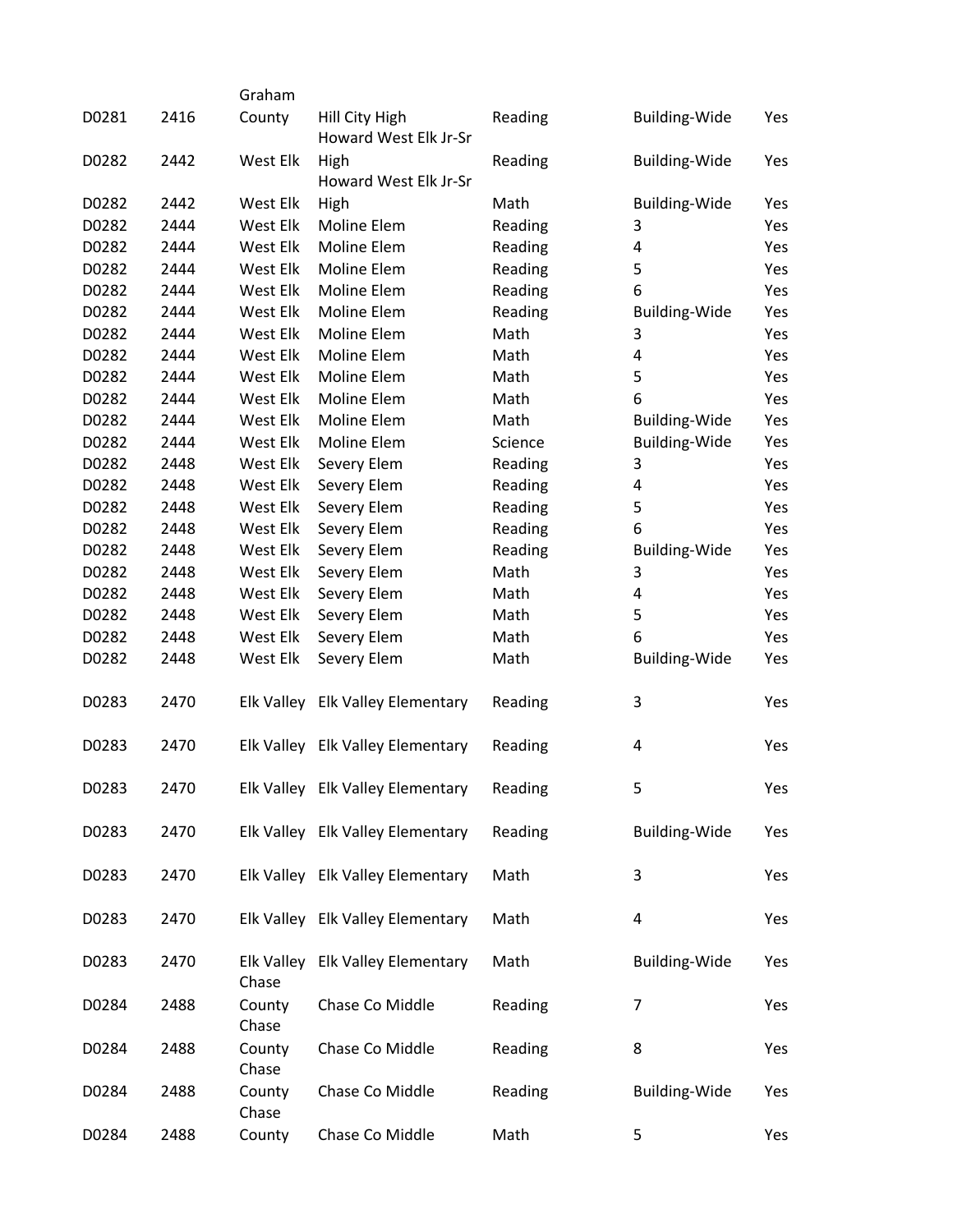| | | | | | | |
|---|---|---|---|---|---|---|
| D0281 | 2416 | Graham County | Hill City High | Reading | Building-Wide | Yes |
| D0282 | 2442 | West Elk | Howard West Elk Jr-Sr High | Reading | Building-Wide | Yes |
| D0282 | 2442 | West Elk | Howard West Elk Jr-Sr High | Math | Building-Wide | Yes |
| D0282 | 2444 | West Elk | Moline Elem | Reading | 3 | Yes |
| D0282 | 2444 | West Elk | Moline Elem | Reading | 4 | Yes |
| D0282 | 2444 | West Elk | Moline Elem | Reading | 5 | Yes |
| D0282 | 2444 | West Elk | Moline Elem | Reading | 6 | Yes |
| D0282 | 2444 | West Elk | Moline Elem | Reading | Building-Wide | Yes |
| D0282 | 2444 | West Elk | Moline Elem | Math | 3 | Yes |
| D0282 | 2444 | West Elk | Moline Elem | Math | 4 | Yes |
| D0282 | 2444 | West Elk | Moline Elem | Math | 5 | Yes |
| D0282 | 2444 | West Elk | Moline Elem | Math | 6 | Yes |
| D0282 | 2444 | West Elk | Moline Elem | Math | Building-Wide | Yes |
| D0282 | 2444 | West Elk | Moline Elem | Science | Building-Wide | Yes |
| D0282 | 2448 | West Elk | Severy Elem | Reading | 3 | Yes |
| D0282 | 2448 | West Elk | Severy Elem | Reading | 4 | Yes |
| D0282 | 2448 | West Elk | Severy Elem | Reading | 5 | Yes |
| D0282 | 2448 | West Elk | Severy Elem | Reading | 6 | Yes |
| D0282 | 2448 | West Elk | Severy Elem | Reading | Building-Wide | Yes |
| D0282 | 2448 | West Elk | Severy Elem | Math | 3 | Yes |
| D0282 | 2448 | West Elk | Severy Elem | Math | 4 | Yes |
| D0282 | 2448 | West Elk | Severy Elem | Math | 5 | Yes |
| D0282 | 2448 | West Elk | Severy Elem | Math | 6 | Yes |
| D0282 | 2448 | West Elk | Severy Elem | Math | Building-Wide | Yes |
| D0283 | 2470 | Elk Valley | Elk Valley Elementary | Reading | 3 | Yes |
| D0283 | 2470 | Elk Valley | Elk Valley Elementary | Reading | 4 | Yes |
| D0283 | 2470 | Elk Valley | Elk Valley Elementary | Reading | 5 | Yes |
| D0283 | 2470 | Elk Valley | Elk Valley Elementary | Reading | Building-Wide | Yes |
| D0283 | 2470 | Elk Valley | Elk Valley Elementary | Math | 3 | Yes |
| D0283 | 2470 | Elk Valley | Elk Valley Elementary | Math | 4 | Yes |
| D0283 | 2470 | Elk Valley | Elk Valley Elementary | Math | Building-Wide | Yes |
| D0284 | 2488 | Chase County | Chase Co Middle | Reading | 7 | Yes |
| D0284 | 2488 | Chase County | Chase Co Middle | Reading | 8 | Yes |
| D0284 | 2488 | Chase County | Chase Co Middle | Reading | Building-Wide | Yes |
| D0284 | 2488 | Chase County | Chase Co Middle | Math | 5 | Yes |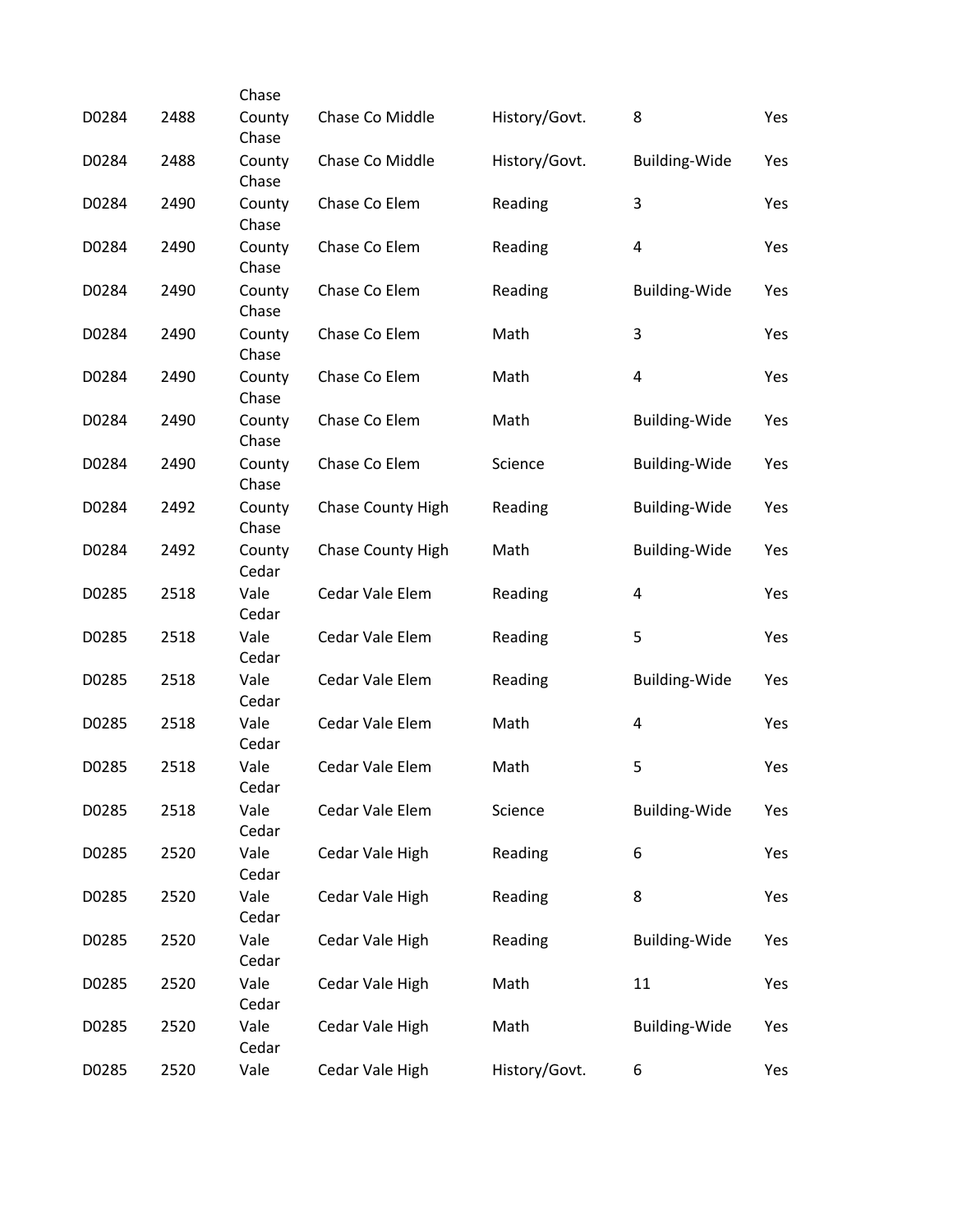| | | | | | | |
|---|---|---|---|---|---|---|
| D0284 | 2488 | Chase County | Chase Co Middle | History/Govt. | 8 | Yes |
| D0284 | 2488 | Chase County | Chase Co Middle | History/Govt. | Building-Wide | Yes |
| D0284 | 2490 | Chase County | Chase Co Elem | Reading | 3 | Yes |
| D0284 | 2490 | Chase County | Chase Co Elem | Reading | 4 | Yes |
| D0284 | 2490 | Chase County | Chase Co Elem | Reading | Building-Wide | Yes |
| D0284 | 2490 | Chase County | Chase Co Elem | Math | 3 | Yes |
| D0284 | 2490 | Chase County | Chase Co Elem | Math | 4 | Yes |
| D0284 | 2490 | Chase County | Chase Co Elem | Math | Building-Wide | Yes |
| D0284 | 2490 | Chase County | Chase Co Elem | Science | Building-Wide | Yes |
| D0284 | 2492 | Chase County | Chase County High | Reading | Building-Wide | Yes |
| D0284 | 2492 | Chase County | Chase County High | Math | Building-Wide | Yes |
| D0285 | 2518 | Cedar Vale | Cedar Vale Elem | Reading | 4 | Yes |
| D0285 | 2518 | Cedar Vale | Cedar Vale Elem | Reading | 5 | Yes |
| D0285 | 2518 | Cedar Vale | Cedar Vale Elem | Reading | Building-Wide | Yes |
| D0285 | 2518 | Cedar Vale | Cedar Vale Elem | Math | 4 | Yes |
| D0285 | 2518 | Cedar Vale | Cedar Vale Elem | Math | 5 | Yes |
| D0285 | 2518 | Cedar Vale | Cedar Vale Elem | Science | Building-Wide | Yes |
| D0285 | 2520 | Cedar Vale | Cedar Vale High | Reading | 6 | Yes |
| D0285 | 2520 | Cedar Vale | Cedar Vale High | Reading | 8 | Yes |
| D0285 | 2520 | Cedar Vale | Cedar Vale High | Reading | Building-Wide | Yes |
| D0285 | 2520 | Cedar Vale | Cedar Vale High | Math | 11 | Yes |
| D0285 | 2520 | Cedar Vale | Cedar Vale High | Math | Building-Wide | Yes |
| D0285 | 2520 | Cedar Vale | Cedar Vale High | History/Govt. | 6 | Yes |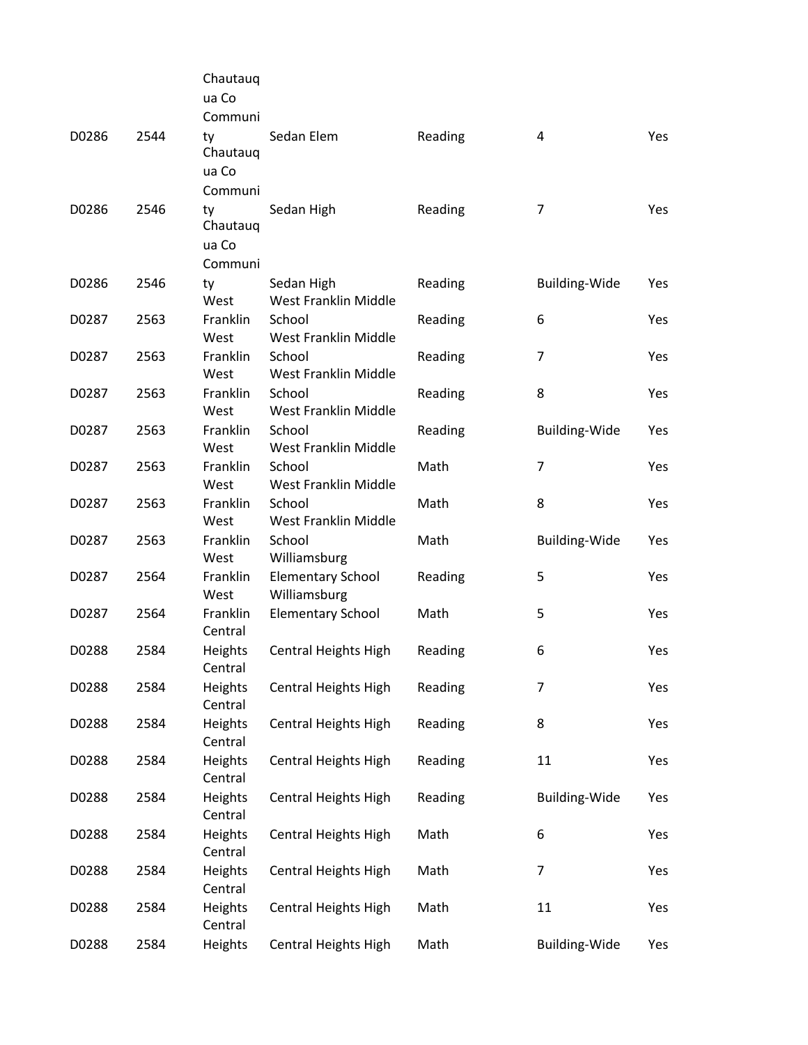| | | | | | | |
|---|---|---|---|---|---|---|
| D0286 | 2544 | Chautauqua Co Community | Sedan Elem | Reading | 4 | Yes |
| D0286 | 2546 | Chautauqua Co Community | Sedan High | Reading | 7 | Yes |
| D0286 | 2546 | Chautauqua Co Community | Sedan High | Reading | Building-Wide | Yes |
| D0287 | 2563 | West Franklin | West Franklin Middle School | Reading | 6 | Yes |
| D0287 | 2563 | West Franklin | West Franklin Middle School | Reading | 7 | Yes |
| D0287 | 2563 | West Franklin | West Franklin Middle School | Reading | 8 | Yes |
| D0287 | 2563 | West Franklin | West Franklin Middle School | Reading | Building-Wide | Yes |
| D0287 | 2563 | West Franklin | West Franklin Middle School | Math | 7 | Yes |
| D0287 | 2563 | West Franklin | West Franklin Middle School | Math | 8 | Yes |
| D0287 | 2563 | West Franklin | West Franklin Middle School | Math | Building-Wide | Yes |
| D0287 | 2564 | West Franklin | Williamsburg Elementary School | Reading | 5 | Yes |
| D0287 | 2564 | West Franklin | Williamsburg Elementary School | Math | 5 | Yes |
| D0288 | 2584 | Central Heights | Central Heights High | Reading | 6 | Yes |
| D0288 | 2584 | Central Heights | Central Heights High | Reading | 7 | Yes |
| D0288 | 2584 | Central Heights | Central Heights High | Reading | 8 | Yes |
| D0288 | 2584 | Central Heights | Central Heights High | Reading | 11 | Yes |
| D0288 | 2584 | Central Heights | Central Heights High | Reading | Building-Wide | Yes |
| D0288 | 2584 | Central Heights | Central Heights High | Math | 6 | Yes |
| D0288 | 2584 | Central Heights | Central Heights High | Math | 7 | Yes |
| D0288 | 2584 | Central Heights | Central Heights High | Math | 11 | Yes |
| D0288 | 2584 | Central Heights | Central Heights High | Math | Building-Wide | Yes |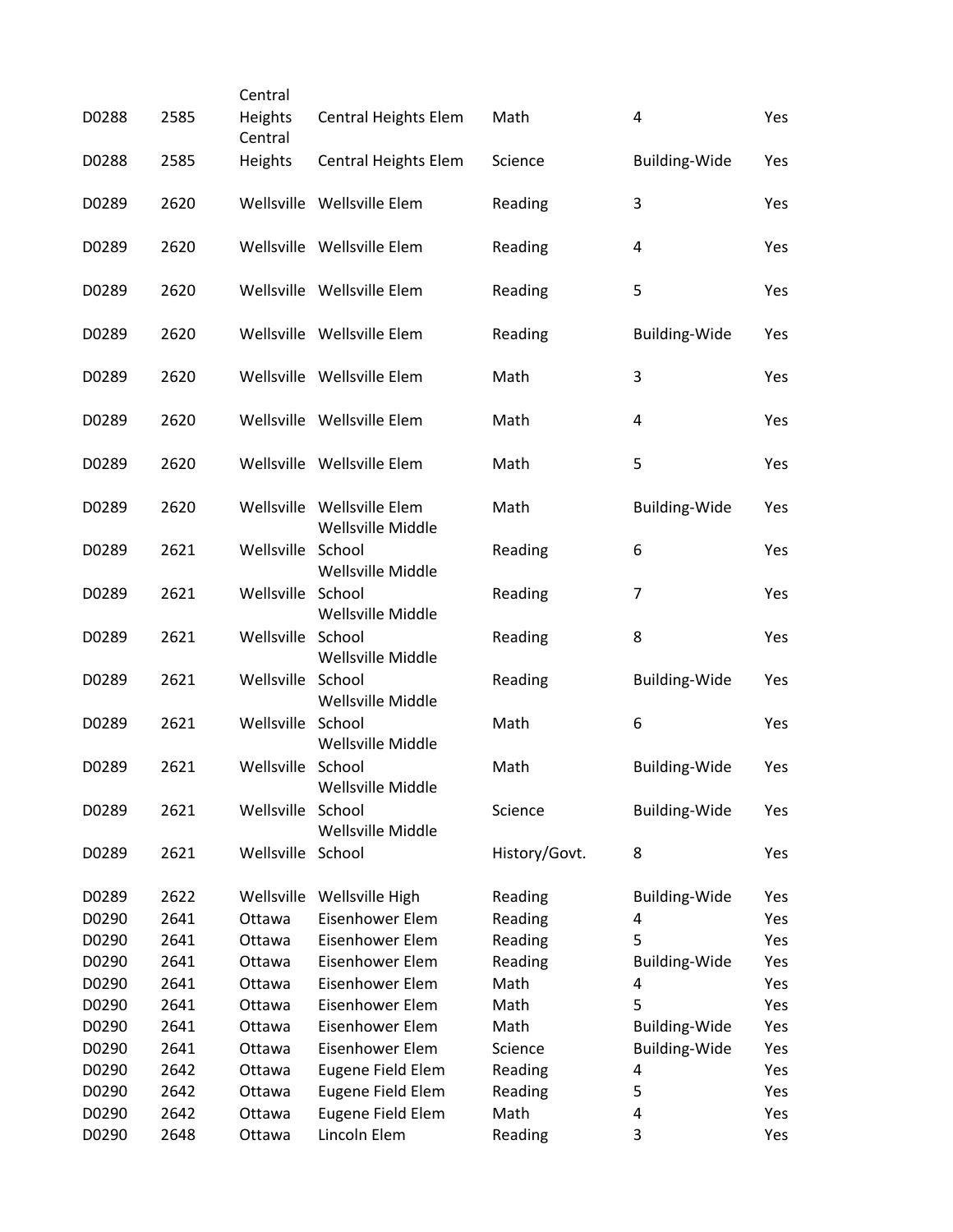| | | | | | | |
|---|---|---|---|---|---|---|
| D0288 | 2585 | Central Heights | Central Heights Elem | Math | 4 | Yes |
| D0288 | 2585 | Central Heights | Central Heights Elem | Science | Building-Wide | Yes |
| D0289 | 2620 | Wellsville | Wellsville Elem | Reading | 3 | Yes |
| D0289 | 2620 | Wellsville | Wellsville Elem | Reading | 4 | Yes |
| D0289 | 2620 | Wellsville | Wellsville Elem | Reading | 5 | Yes |
| D0289 | 2620 | Wellsville | Wellsville Elem | Reading | Building-Wide | Yes |
| D0289 | 2620 | Wellsville | Wellsville Elem | Math | 3 | Yes |
| D0289 | 2620 | Wellsville | Wellsville Elem | Math | 4 | Yes |
| D0289 | 2620 | Wellsville | Wellsville Elem | Math | 5 | Yes |
| D0289 | 2620 | Wellsville | Wellsville Elem | Math | Building-Wide | Yes |
| D0289 | 2621 | Wellsville | Wellsville Middle School | Reading | 6 | Yes |
| D0289 | 2621 | Wellsville | Wellsville Middle School | Reading | 7 | Yes |
| D0289 | 2621 | Wellsville | Wellsville Middle School | Reading | 8 | Yes |
| D0289 | 2621 | Wellsville | Wellsville Middle School | Reading | Building-Wide | Yes |
| D0289 | 2621 | Wellsville | Wellsville Middle School | Math | 6 | Yes |
| D0289 | 2621 | Wellsville | Wellsville Middle School | Math | Building-Wide | Yes |
| D0289 | 2621 | Wellsville | Wellsville Middle School | Science | Building-Wide | Yes |
| D0289 | 2621 | Wellsville | Wellsville Middle School | History/Govt. | 8 | Yes |
| D0289 | 2622 | Wellsville | Wellsville High | Reading | Building-Wide | Yes |
| D0290 | 2641 | Ottawa | Eisenhower Elem | Reading | 4 | Yes |
| D0290 | 2641 | Ottawa | Eisenhower Elem | Reading | 5 | Yes |
| D0290 | 2641 | Ottawa | Eisenhower Elem | Reading | Building-Wide | Yes |
| D0290 | 2641 | Ottawa | Eisenhower Elem | Math | 4 | Yes |
| D0290 | 2641 | Ottawa | Eisenhower Elem | Math | 5 | Yes |
| D0290 | 2641 | Ottawa | Eisenhower Elem | Math | Building-Wide | Yes |
| D0290 | 2641 | Ottawa | Eisenhower Elem | Science | Building-Wide | Yes |
| D0290 | 2642 | Ottawa | Eugene Field Elem | Reading | 4 | Yes |
| D0290 | 2642 | Ottawa | Eugene Field Elem | Reading | 5 | Yes |
| D0290 | 2642 | Ottawa | Eugene Field Elem | Math | 4 | Yes |
| D0290 | 2648 | Ottawa | Lincoln Elem | Reading | 3 | Yes |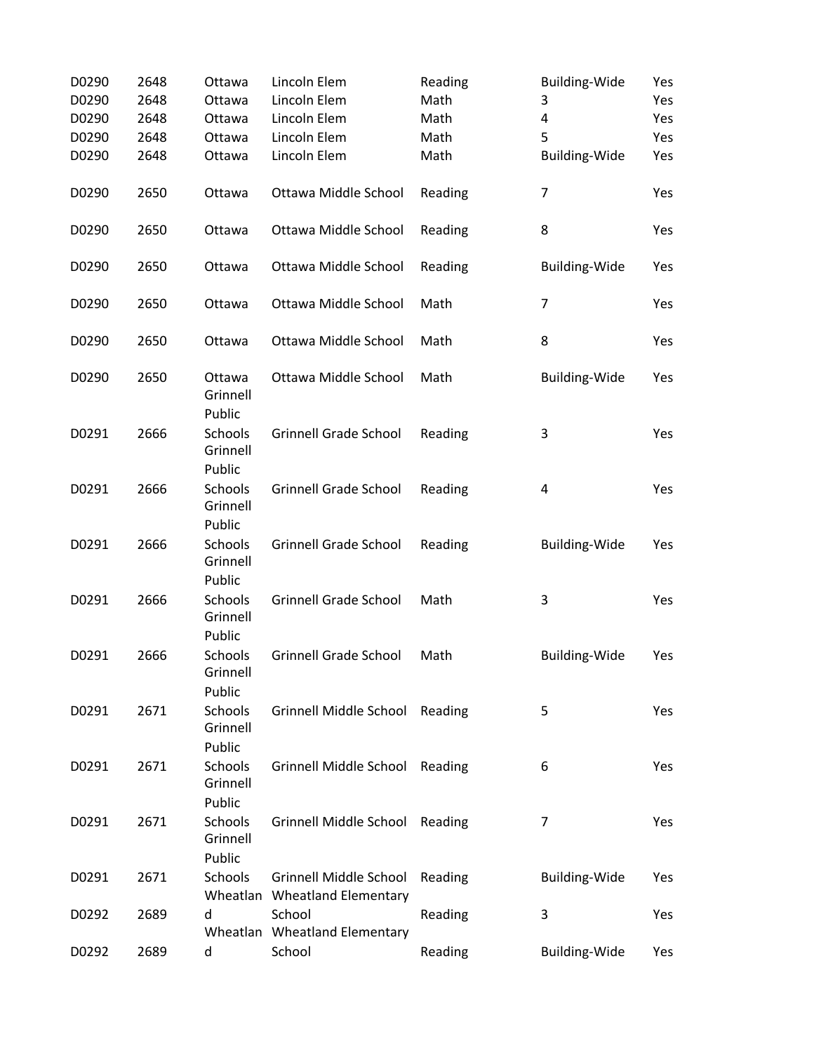| | | | | | | |
|---|---|---|---|---|---|---|
| D0290 | 2648 | Ottawa | Lincoln Elem | Reading | Building-Wide | Yes |
| D0290 | 2648 | Ottawa | Lincoln Elem | Math | 3 | Yes |
| D0290 | 2648 | Ottawa | Lincoln Elem | Math | 4 | Yes |
| D0290 | 2648 | Ottawa | Lincoln Elem | Math | 5 | Yes |
| D0290 | 2648 | Ottawa | Lincoln Elem | Math | Building-Wide | Yes |
| D0290 | 2650 | Ottawa | Ottawa Middle School | Reading | 7 | Yes |
| D0290 | 2650 | Ottawa | Ottawa Middle School | Reading | 8 | Yes |
| D0290 | 2650 | Ottawa | Ottawa Middle School | Reading | Building-Wide | Yes |
| D0290 | 2650 | Ottawa | Ottawa Middle School | Math | 7 | Yes |
| D0290 | 2650 | Ottawa | Ottawa Middle School | Math | 8 | Yes |
| D0290 | 2650 | Ottawa | Ottawa Middle School | Math | Building-Wide | Yes |
| D0291 | 2666 | Grinnell Public Schools | Grinnell Grade School | Reading | 3 | Yes |
| D0291 | 2666 | Grinnell Public Schools | Grinnell Grade School | Reading | 4 | Yes |
| D0291 | 2666 | Grinnell Public Schools | Grinnell Grade School | Reading | Building-Wide | Yes |
| D0291 | 2666 | Grinnell Public Schools | Grinnell Grade School | Math | 3 | Yes |
| D0291 | 2666 | Grinnell Public Schools | Grinnell Grade School | Math | Building-Wide | Yes |
| D0291 | 2671 | Grinnell Public Schools | Grinnell Middle School | Reading | 5 | Yes |
| D0291 | 2671 | Grinnell Public Schools | Grinnell Middle School | Reading | 6 | Yes |
| D0291 | 2671 | Grinnell Public Schools | Grinnell Middle School | Reading | 7 | Yes |
| D0291 | 2671 | Grinnell Public Schools | Grinnell Middle School | Reading | Building-Wide | Yes |
| D0292 | 2689 | Wheatland | Wheatland Elementary School | Reading | 3 | Yes |
| D0292 | 2689 | Wheatland | Wheatland Elementary School | Reading | Building-Wide | Yes |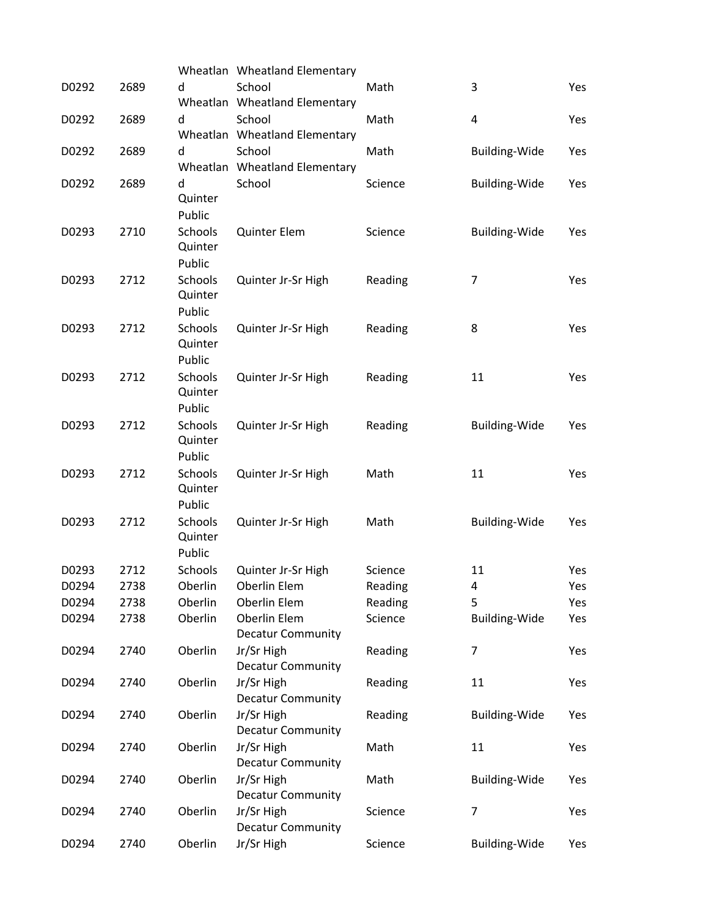| | | | | | | |
|---|---|---|---|---|---|---|
| D0292 | 2689 | Wheatland | Wheatland Elementary School | Math | 3 | Yes |
| D0292 | 2689 | Wheatland | Wheatland Elementary School | Math | 4 | Yes |
| D0292 | 2689 | Wheatland | Wheatland Elementary School | Math | Building-Wide | Yes |
| D0292 | 2689 | Wheatland | Wheatland Elementary School | Science | Building-Wide | Yes |
| D0293 | 2710 | Quinter Public Schools | Quinter Elem | Science | Building-Wide | Yes |
| D0293 | 2712 | Quinter Public Schools | Quinter Jr-Sr High | Reading | 7 | Yes |
| D0293 | 2712 | Quinter Public Schools | Quinter Jr-Sr High | Reading | 8 | Yes |
| D0293 | 2712 | Quinter Public Schools | Quinter Jr-Sr High | Reading | 11 | Yes |
| D0293 | 2712 | Quinter Public Schools | Quinter Jr-Sr High | Reading | Building-Wide | Yes |
| D0293 | 2712 | Quinter Public Schools | Quinter Jr-Sr High | Math | 11 | Yes |
| D0293 | 2712 | Quinter Public Schools | Quinter Jr-Sr High | Math | Building-Wide | Yes |
| D0293 | 2712 | Quinter Public Schools | Quinter Jr-Sr High | Science | 11 | Yes |
| D0294 | 2738 | Oberlin | Oberlin Elem | Reading | 4 | Yes |
| D0294 | 2738 | Oberlin | Oberlin Elem | Reading | 5 | Yes |
| D0294 | 2738 | Oberlin | Oberlin Elem | Science | Building-Wide | Yes |
| D0294 | 2740 | Oberlin | Decatur Community Jr/Sr High | Reading | 7 | Yes |
| D0294 | 2740 | Oberlin | Decatur Community Jr/Sr High | Reading | 11 | Yes |
| D0294 | 2740 | Oberlin | Decatur Community Jr/Sr High | Reading | Building-Wide | Yes |
| D0294 | 2740 | Oberlin | Decatur Community Jr/Sr High | Math | 11 | Yes |
| D0294 | 2740 | Oberlin | Decatur Community Jr/Sr High | Math | Building-Wide | Yes |
| D0294 | 2740 | Oberlin | Decatur Community Jr/Sr High | Science | 7 | Yes |
| D0294 | 2740 | Oberlin | Decatur Community Jr/Sr High | Science | Building-Wide | Yes |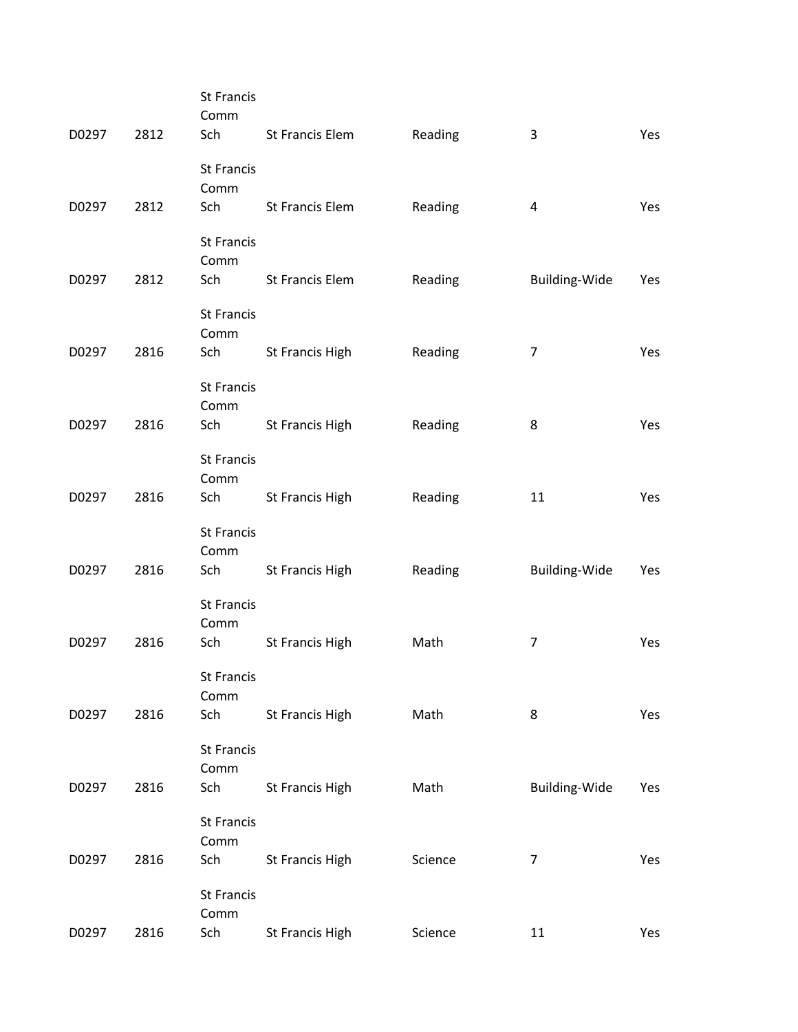| | | | | | | |
|---|---|---|---|---|---|---|
| D0297 | 2812 | St Francis Comm Sch | St Francis Elem | Reading | 3 | Yes |
| D0297 | 2812 | St Francis Comm Sch | St Francis Elem | Reading | 4 | Yes |
| D0297 | 2812 | St Francis Comm Sch | St Francis Elem | Reading | Building-Wide | Yes |
| D0297 | 2816 | St Francis Comm Sch | St Francis High | Reading | 7 | Yes |
| D0297 | 2816 | St Francis Comm Sch | St Francis High | Reading | 8 | Yes |
| D0297 | 2816 | St Francis Comm Sch | St Francis High | Reading | 11 | Yes |
| D0297 | 2816 | St Francis Comm Sch | St Francis High | Reading | Building-Wide | Yes |
| D0297 | 2816 | St Francis Comm Sch | St Francis High | Math | 7 | Yes |
| D0297 | 2816 | St Francis Comm Sch | St Francis High | Math | 8 | Yes |
| D0297 | 2816 | St Francis Comm Sch | St Francis High | Math | Building-Wide | Yes |
| D0297 | 2816 | St Francis Comm Sch | St Francis High | Science | 7 | Yes |
| D0297 | 2816 | St Francis Comm Sch | St Francis High | Science | 11 | Yes |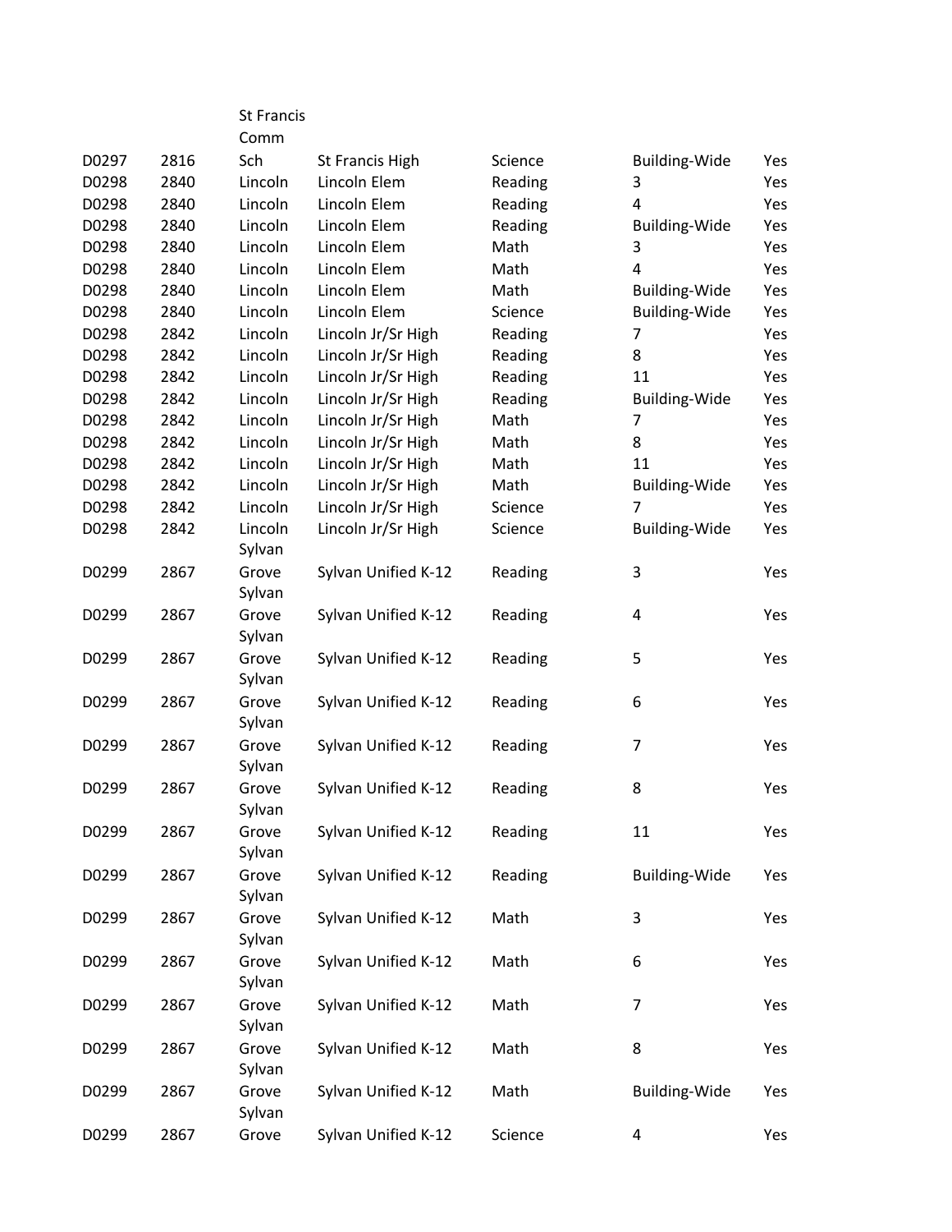| | | | | | | |
|---|---|---|---|---|---|---|
| D0297 | 2816 | St Francis Comm Sch | St Francis High | Science | Building-Wide | Yes |
| D0298 | 2840 | Lincoln | Lincoln Elem | Reading | 3 | Yes |
| D0298 | 2840 | Lincoln | Lincoln Elem | Reading | 4 | Yes |
| D0298 | 2840 | Lincoln | Lincoln Elem | Reading | Building-Wide | Yes |
| D0298 | 2840 | Lincoln | Lincoln Elem | Math | 3 | Yes |
| D0298 | 2840 | Lincoln | Lincoln Elem | Math | 4 | Yes |
| D0298 | 2840 | Lincoln | Lincoln Elem | Math | Building-Wide | Yes |
| D0298 | 2840 | Lincoln | Lincoln Elem | Science | Building-Wide | Yes |
| D0298 | 2842 | Lincoln | Lincoln Jr/Sr High | Reading | 7 | Yes |
| D0298 | 2842 | Lincoln | Lincoln Jr/Sr High | Reading | 8 | Yes |
| D0298 | 2842 | Lincoln | Lincoln Jr/Sr High | Reading | 11 | Yes |
| D0298 | 2842 | Lincoln | Lincoln Jr/Sr High | Reading | Building-Wide | Yes |
| D0298 | 2842 | Lincoln | Lincoln Jr/Sr High | Math | 7 | Yes |
| D0298 | 2842 | Lincoln | Lincoln Jr/Sr High | Math | 8 | Yes |
| D0298 | 2842 | Lincoln | Lincoln Jr/Sr High | Math | 11 | Yes |
| D0298 | 2842 | Lincoln | Lincoln Jr/Sr High | Math | Building-Wide | Yes |
| D0298 | 2842 | Lincoln | Lincoln Jr/Sr High | Science | 7 | Yes |
| D0298 | 2842 | Lincoln | Lincoln Jr/Sr High | Science | Building-Wide | Yes |
| D0299 | 2867 | Sylvan Grove | Sylvan Unified K-12 | Reading | 3 | Yes |
| D0299 | 2867 | Sylvan Grove | Sylvan Unified K-12 | Reading | 4 | Yes |
| D0299 | 2867 | Sylvan Grove | Sylvan Unified K-12 | Reading | 5 | Yes |
| D0299 | 2867 | Sylvan Grove | Sylvan Unified K-12 | Reading | 6 | Yes |
| D0299 | 2867 | Sylvan Grove | Sylvan Unified K-12 | Reading | 7 | Yes |
| D0299 | 2867 | Sylvan Grove | Sylvan Unified K-12 | Reading | 8 | Yes |
| D0299 | 2867 | Sylvan Grove | Sylvan Unified K-12 | Reading | 11 | Yes |
| D0299 | 2867 | Sylvan Grove | Sylvan Unified K-12 | Reading | Building-Wide | Yes |
| D0299 | 2867 | Sylvan Grove | Sylvan Unified K-12 | Math | 3 | Yes |
| D0299 | 2867 | Sylvan Grove | Sylvan Unified K-12 | Math | 6 | Yes |
| D0299 | 2867 | Sylvan Grove | Sylvan Unified K-12 | Math | 7 | Yes |
| D0299 | 2867 | Sylvan Grove | Sylvan Unified K-12 | Math | 8 | Yes |
| D0299 | 2867 | Sylvan Grove | Sylvan Unified K-12 | Math | Building-Wide | Yes |
| D0299 | 2867 | Sylvan Grove | Sylvan Unified K-12 | Science | 4 | Yes |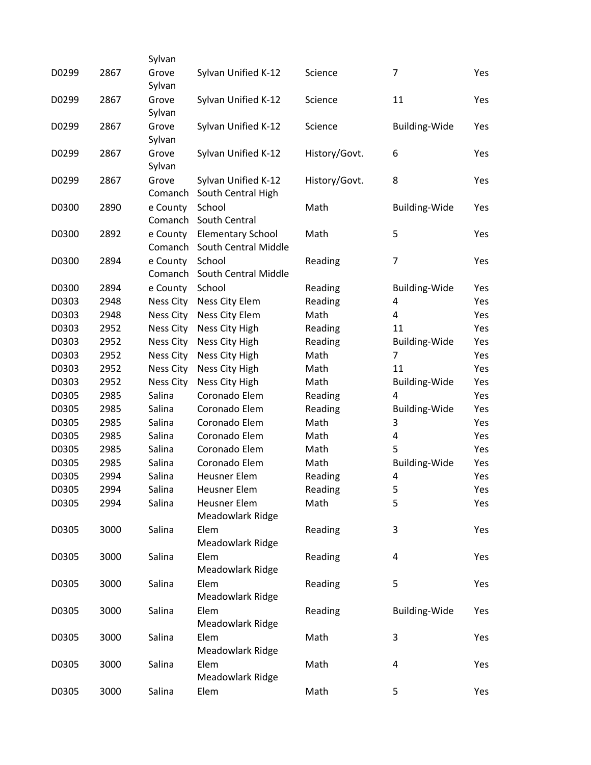| | | | | | | |
|---|---|---|---|---|---|---|
| D0299 | 2867 | Sylvan Grove | Sylvan Unified K-12 | Science | 7 | Yes |
| D0299 | 2867 | Sylvan Grove | Sylvan Unified K-12 | Science | 11 | Yes |
| D0299 | 2867 | Sylvan Grove | Sylvan Unified K-12 | Science | Building-Wide | Yes |
| D0299 | 2867 | Sylvan Grove | Sylvan Unified K-12 | History/Govt. | 6 | Yes |
| D0299 | 2867 | Sylvan Grove | Sylvan Unified K-12 | History/Govt. | 8 | Yes |
| D0300 | 2890 | Comanche County | South Central High School | Math | Building-Wide | Yes |
| D0300 | 2892 | Comanche County | South Central Elementary School | Math | 5 | Yes |
| D0300 | 2894 | Comanche County | South Central Middle School | Reading | 7 | Yes |
| D0300 | 2894 | Comanche County | South Central Middle School | Reading | Building-Wide | Yes |
| D0303 | 2948 | Ness City | Ness City Elem | Reading | 4 | Yes |
| D0303 | 2948 | Ness City | Ness City Elem | Math | 4 | Yes |
| D0303 | 2952 | Ness City | Ness City High | Reading | 11 | Yes |
| D0303 | 2952 | Ness City | Ness City High | Reading | Building-Wide | Yes |
| D0303 | 2952 | Ness City | Ness City High | Math | 7 | Yes |
| D0303 | 2952 | Ness City | Ness City High | Math | 11 | Yes |
| D0303 | 2952 | Ness City | Ness City High | Math | Building-Wide | Yes |
| D0305 | 2985 | Salina | Coronado Elem | Reading | 4 | Yes |
| D0305 | 2985 | Salina | Coronado Elem | Reading | Building-Wide | Yes |
| D0305 | 2985 | Salina | Coronado Elem | Math | 3 | Yes |
| D0305 | 2985 | Salina | Coronado Elem | Math | 4 | Yes |
| D0305 | 2985 | Salina | Coronado Elem | Math | 5 | Yes |
| D0305 | 2985 | Salina | Coronado Elem | Math | Building-Wide | Yes |
| D0305 | 2994 | Salina | Heusner Elem | Reading | 4 | Yes |
| D0305 | 2994 | Salina | Heusner Elem | Reading | 5 | Yes |
| D0305 | 2994 | Salina | Heusner Elem | Math | 5 | Yes |
| D0305 | 3000 | Salina | Meadowlark Ridge Elem | Reading | 3 | Yes |
| D0305 | 3000 | Salina | Meadowlark Ridge Elem | Reading | 4 | Yes |
| D0305 | 3000 | Salina | Meadowlark Ridge Elem | Reading | 5 | Yes |
| D0305 | 3000 | Salina | Meadowlark Ridge Elem | Reading | Building-Wide | Yes |
| D0305 | 3000 | Salina | Meadowlark Ridge Elem | Math | 3 | Yes |
| D0305 | 3000 | Salina | Meadowlark Ridge Elem | Math | 4 | Yes |
| D0305 | 3000 | Salina | Meadowlark Ridge Elem | Math | 5 | Yes |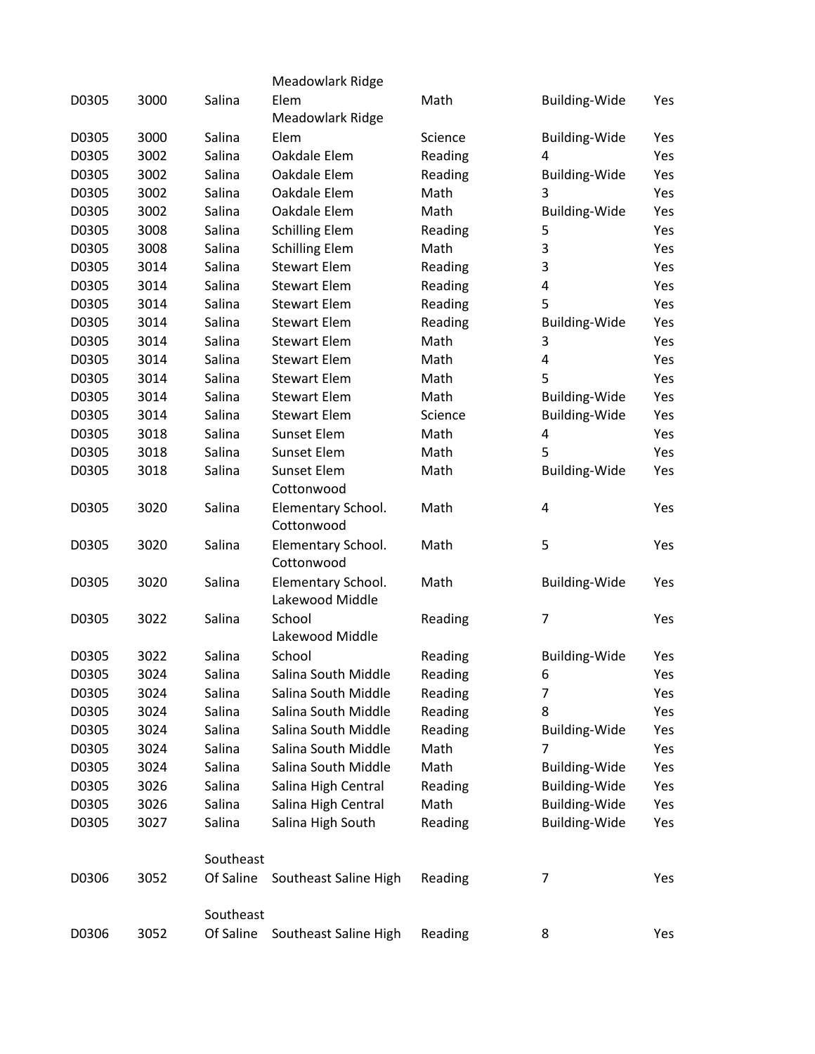| D0305 | 3000 | Salina | Meadowlark Ridge Elem | Math | Building-Wide | Yes |
|---|---|---|---|---|---|---|
| D0305 | 3000 | Salina | Meadowlark Ridge Elem | Science | Building-Wide | Yes |
| D0305 | 3002 | Salina | Oakdale Elem | Reading | 4 | Yes |
| D0305 | 3002 | Salina | Oakdale Elem | Reading | Building-Wide | Yes |
| D0305 | 3002 | Salina | Oakdale Elem | Math | 3 | Yes |
| D0305 | 3002 | Salina | Oakdale Elem | Math | Building-Wide | Yes |
| D0305 | 3008 | Salina | Schilling Elem | Reading | 5 | Yes |
| D0305 | 3008 | Salina | Schilling Elem | Math | 3 | Yes |
| D0305 | 3014 | Salina | Stewart Elem | Reading | 3 | Yes |
| D0305 | 3014 | Salina | Stewart Elem | Reading | 4 | Yes |
| D0305 | 3014 | Salina | Stewart Elem | Reading | 5 | Yes |
| D0305 | 3014 | Salina | Stewart Elem | Reading | Building-Wide | Yes |
| D0305 | 3014 | Salina | Stewart Elem | Math | 3 | Yes |
| D0305 | 3014 | Salina | Stewart Elem | Math | 4 | Yes |
| D0305 | 3014 | Salina | Stewart Elem | Math | 5 | Yes |
| D0305 | 3014 | Salina | Stewart Elem | Math | Building-Wide | Yes |
| D0305 | 3014 | Salina | Stewart Elem | Science | Building-Wide | Yes |
| D0305 | 3018 | Salina | Sunset Elem | Math | 4 | Yes |
| D0305 | 3018 | Salina | Sunset Elem | Math | 5 | Yes |
| D0305 | 3018 | Salina | Sunset Elem | Math | Building-Wide | Yes |
| D0305 | 3020 | Salina | Cottonwood Elementary School. | Math | 4 | Yes |
| D0305 | 3020 | Salina | Cottonwood Elementary School. | Math | 5 | Yes |
| D0305 | 3020 | Salina | Cottonwood Elementary School. | Math | Building-Wide | Yes |
| D0305 | 3022 | Salina | Lakewood Middle School | Reading | 7 | Yes |
| D0305 | 3022 | Salina | Lakewood Middle School | Reading | Building-Wide | Yes |
| D0305 | 3024 | Salina | Salina South Middle | Reading | 6 | Yes |
| D0305 | 3024 | Salina | Salina South Middle | Reading | 7 | Yes |
| D0305 | 3024 | Salina | Salina South Middle | Reading | 8 | Yes |
| D0305 | 3024 | Salina | Salina South Middle | Reading | Building-Wide | Yes |
| D0305 | 3024 | Salina | Salina South Middle | Math | 7 | Yes |
| D0305 | 3024 | Salina | Salina South Middle | Math | Building-Wide | Yes |
| D0305 | 3026 | Salina | Salina High Central | Reading | Building-Wide | Yes |
| D0305 | 3026 | Salina | Salina High Central | Math | Building-Wide | Yes |
| D0305 | 3027 | Salina | Salina High South | Reading | Building-Wide | Yes |
| D0306 | 3052 | Southeast Of Saline | Southeast Saline High | Reading | 7 | Yes |
| D0306 | 3052 | Southeast Of Saline | Southeast Saline High | Reading | 8 | Yes |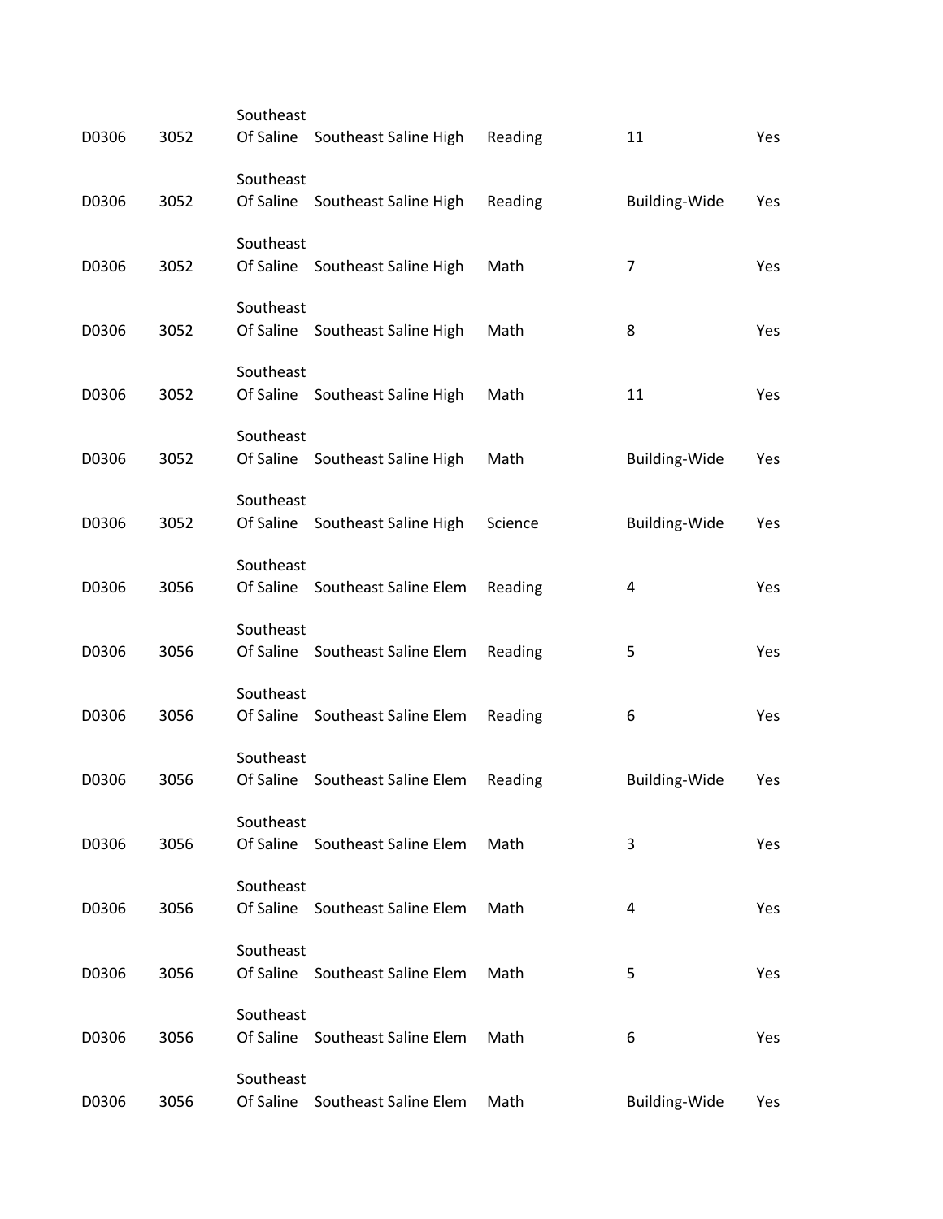| | | | | | | |
|---|---|---|---|---|---|---|
| D0306 | 3052 | Southeast Of Saline | Southeast Saline High | Reading | 11 | Yes |
| D0306 | 3052 | Southeast Of Saline | Southeast Saline High | Reading | Building-Wide | Yes |
| D0306 | 3052 | Southeast Of Saline | Southeast Saline High | Math | 7 | Yes |
| D0306 | 3052 | Southeast Of Saline | Southeast Saline High | Math | 8 | Yes |
| D0306 | 3052 | Southeast Of Saline | Southeast Saline High | Math | 11 | Yes |
| D0306 | 3052 | Southeast Of Saline | Southeast Saline High | Math | Building-Wide | Yes |
| D0306 | 3052 | Southeast Of Saline | Southeast Saline High | Science | Building-Wide | Yes |
| D0306 | 3056 | Southeast Of Saline | Southeast Saline Elem | Reading | 4 | Yes |
| D0306 | 3056 | Southeast Of Saline | Southeast Saline Elem | Reading | 5 | Yes |
| D0306 | 3056 | Southeast Of Saline | Southeast Saline Elem | Reading | 6 | Yes |
| D0306 | 3056 | Southeast Of Saline | Southeast Saline Elem | Reading | Building-Wide | Yes |
| D0306 | 3056 | Southeast Of Saline | Southeast Saline Elem | Math | 3 | Yes |
| D0306 | 3056 | Southeast Of Saline | Southeast Saline Elem | Math | 4 | Yes |
| D0306 | 3056 | Southeast Of Saline | Southeast Saline Elem | Math | 5 | Yes |
| D0306 | 3056 | Southeast Of Saline | Southeast Saline Elem | Math | 6 | Yes |
| D0306 | 3056 | Southeast Of Saline | Southeast Saline Elem | Math | Building-Wide | Yes |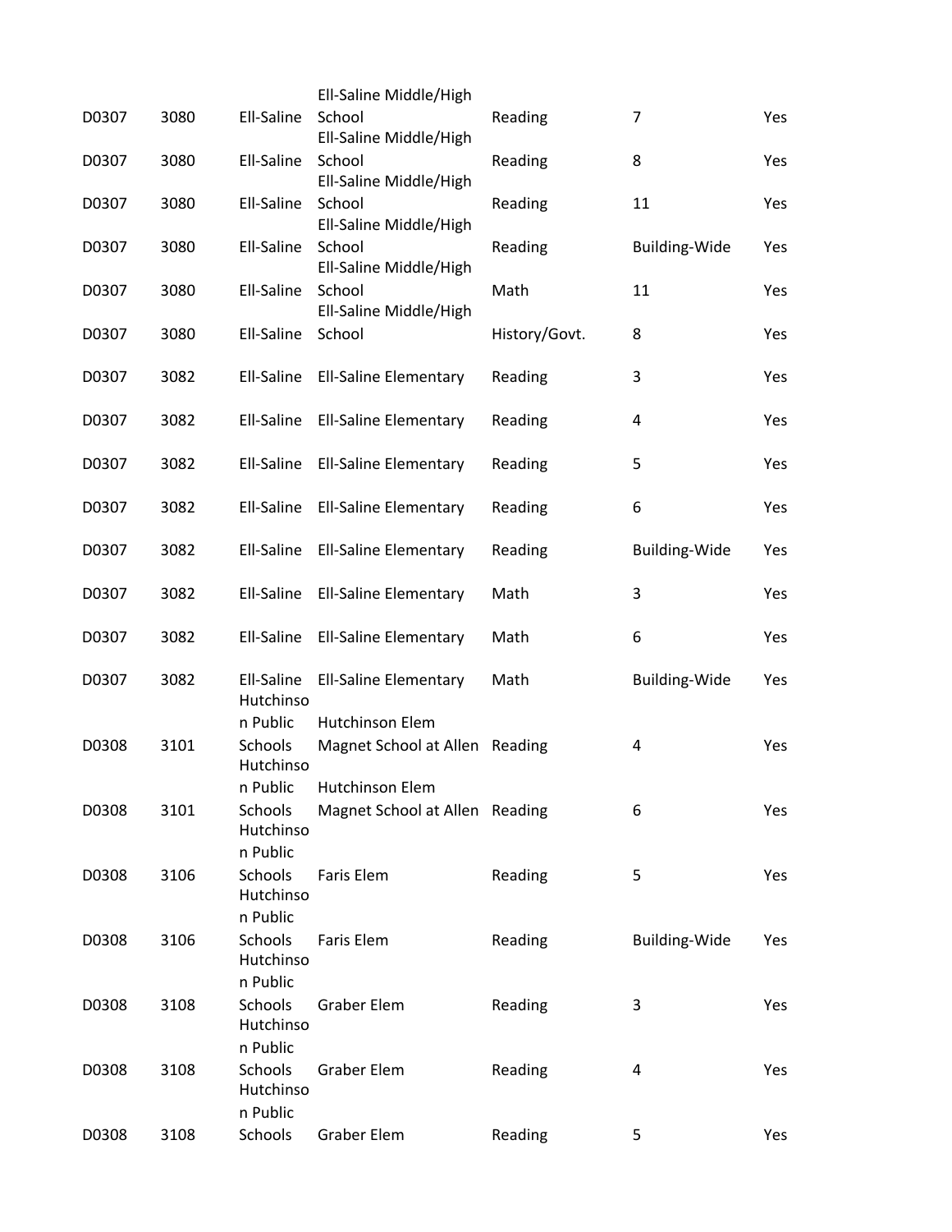| | | | | | | |
|---|---|---|---|---|---|---|
| D0307 | 3080 | Ell-Saline | Ell-Saline Middle/High School | Reading | 7 | Yes |
| D0307 | 3080 | Ell-Saline | Ell-Saline Middle/High School | Reading | 8 | Yes |
| D0307 | 3080 | Ell-Saline | Ell-Saline Middle/High School | Reading | 11 | Yes |
| D0307 | 3080 | Ell-Saline | Ell-Saline Middle/High School | Reading | Building-Wide | Yes |
| D0307 | 3080 | Ell-Saline | Ell-Saline Middle/High School | Math | 11 | Yes |
| D0307 | 3080 | Ell-Saline | Ell-Saline Middle/High School | History/Govt. | 8 | Yes |
| D0307 | 3082 | Ell-Saline | Ell-Saline Elementary | Reading | 3 | Yes |
| D0307 | 3082 | Ell-Saline | Ell-Saline Elementary | Reading | 4 | Yes |
| D0307 | 3082 | Ell-Saline | Ell-Saline Elementary | Reading | 5 | Yes |
| D0307 | 3082 | Ell-Saline | Ell-Saline Elementary | Reading | 6 | Yes |
| D0307 | 3082 | Ell-Saline | Ell-Saline Elementary | Reading | Building-Wide | Yes |
| D0307 | 3082 | Ell-Saline | Ell-Saline Elementary | Math | 3 | Yes |
| D0307 | 3082 | Ell-Saline | Ell-Saline Elementary | Math | 6 | Yes |
| D0307 | 3082 | Ell-Saline | Ell-Saline Elementary | Math | Building-Wide | Yes |
| D0308 | 3101 | Hutchinson Public Schools | Hutchinson Elem Magnet School at Allen | Reading | 4 | Yes |
| D0308 | 3101 | Hutchinson Public Schools | Hutchinson Elem Magnet School at Allen | Reading | 6 | Yes |
| D0308 | 3106 | Hutchinson Public Schools | Faris Elem | Reading | 5 | Yes |
| D0308 | 3106 | Hutchinson Public Schools | Faris Elem | Reading | Building-Wide | Yes |
| D0308 | 3108 | Hutchinson Public Schools | Graber Elem | Reading | 3 | Yes |
| D0308 | 3108 | Hutchinson Public Schools | Graber Elem | Reading | 4 | Yes |
| D0308 | 3108 | Hutchinson Public Schools | Graber Elem | Reading | 5 | Yes |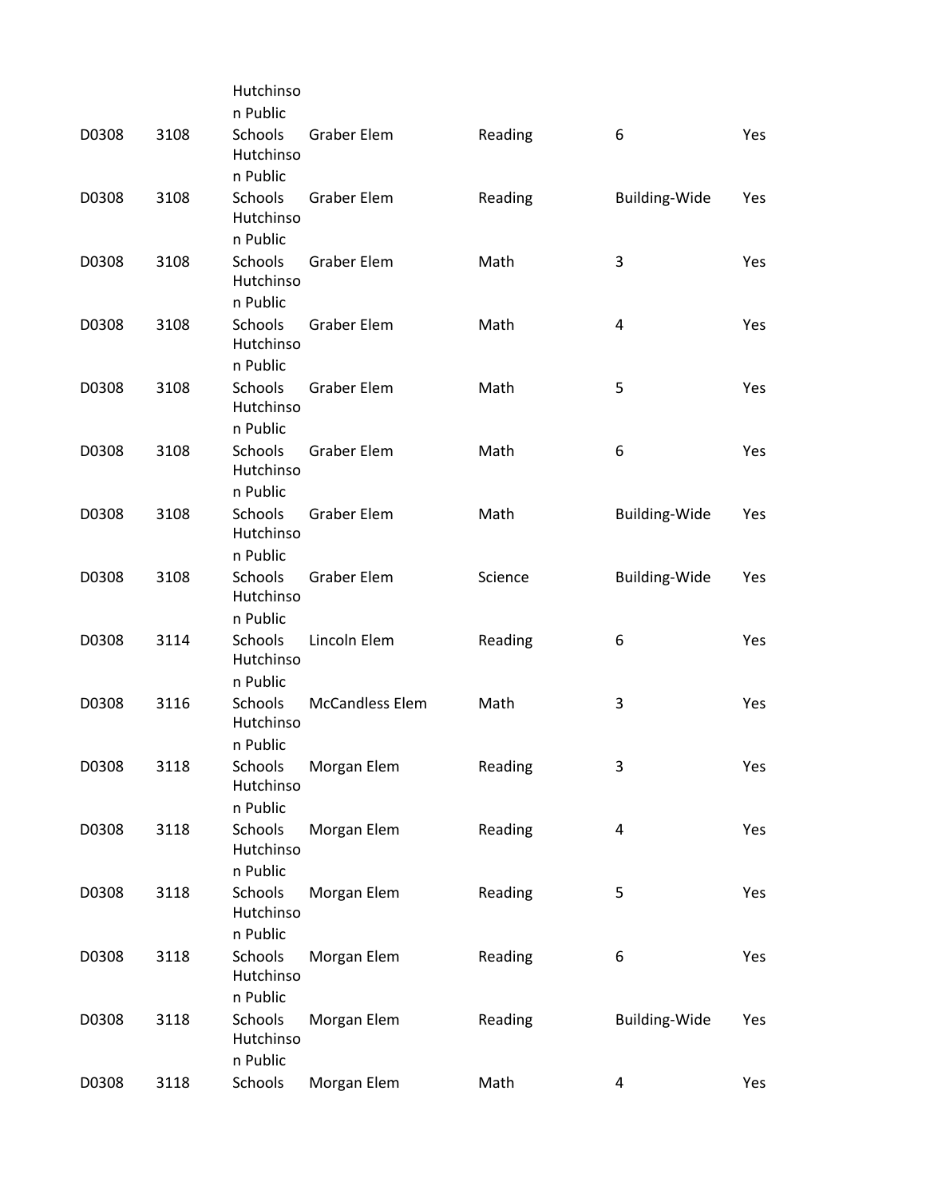| | | | | | | |
|---|---|---|---|---|---|---|
| D0308 | 3108 | Hutchinson Public Schools | Graber Elem | Reading | 6 | Yes |
| D0308 | 3108 | Hutchinson Public Schools | Graber Elem | Reading | Building-Wide | Yes |
| D0308 | 3108 | Hutchinson Public Schools | Graber Elem | Math | 3 | Yes |
| D0308 | 3108 | Hutchinson Public Schools | Graber Elem | Math | 4 | Yes |
| D0308 | 3108 | Hutchinson Public Schools | Graber Elem | Math | 5 | Yes |
| D0308 | 3108 | Hutchinson Public Schools | Graber Elem | Math | 6 | Yes |
| D0308 | 3108 | Hutchinson Public Schools | Graber Elem | Math | Building-Wide | Yes |
| D0308 | 3108 | Hutchinson Public Schools | Graber Elem | Science | Building-Wide | Yes |
| D0308 | 3114 | Hutchinson Public Schools | Lincoln Elem | Reading | 6 | Yes |
| D0308 | 3116 | Hutchinson Public Schools | McCandless Elem | Math | 3 | Yes |
| D0308 | 3118 | Hutchinson Public Schools | Morgan Elem | Reading | 3 | Yes |
| D0308 | 3118 | Hutchinson Public Schools | Morgan Elem | Reading | 4 | Yes |
| D0308 | 3118 | Hutchinson Public Schools | Morgan Elem | Reading | 5 | Yes |
| D0308 | 3118 | Hutchinson Public Schools | Morgan Elem | Reading | 6 | Yes |
| D0308 | 3118 | Hutchinson Public Schools | Morgan Elem | Reading | Building-Wide | Yes |
| D0308 | 3118 | Hutchinson Public Schools | Morgan Elem | Math | 4 | Yes |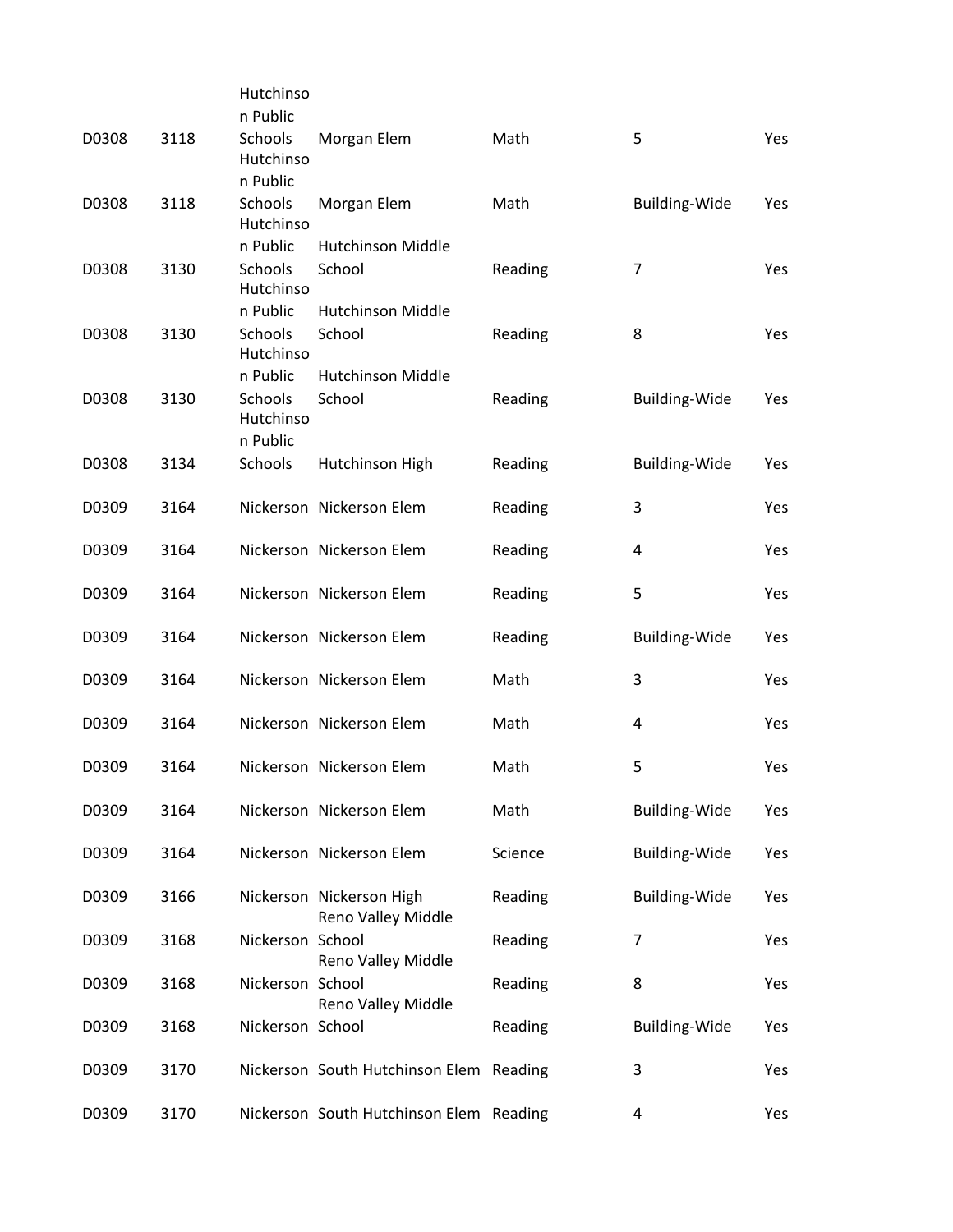| | | | | | | |
|---|---|---|---|---|---|---|
| D0308 | 3118 | Hutchinson Public Schools | Morgan Elem | Math | 5 | Yes |
| D0308 | 3118 | Hutchinson Public Schools | Morgan Elem | Math | Building-Wide | Yes |
| D0308 | 3130 | Hutchinson Public Schools | Hutchinson Middle School | Reading | 7 | Yes |
| D0308 | 3130 | Hutchinson Public Schools | Hutchinson Middle School | Reading | 8 | Yes |
| D0308 | 3130 | Hutchinson Public Schools | Hutchinson Middle School | Reading | Building-Wide | Yes |
| D0308 | 3134 | Hutchinson Public Schools | Hutchinson High | Reading | Building-Wide | Yes |
| D0309 | 3164 | Nickerson | Nickerson Elem | Reading | 3 | Yes |
| D0309 | 3164 | Nickerson | Nickerson Elem | Reading | 4 | Yes |
| D0309 | 3164 | Nickerson | Nickerson Elem | Reading | 5 | Yes |
| D0309 | 3164 | Nickerson | Nickerson Elem | Reading | Building-Wide | Yes |
| D0309 | 3164 | Nickerson | Nickerson Elem | Math | 3 | Yes |
| D0309 | 3164 | Nickerson | Nickerson Elem | Math | 4 | Yes |
| D0309 | 3164 | Nickerson | Nickerson Elem | Math | 5 | Yes |
| D0309 | 3164 | Nickerson | Nickerson Elem | Math | Building-Wide | Yes |
| D0309 | 3164 | Nickerson | Nickerson Elem | Science | Building-Wide | Yes |
| D0309 | 3166 | Nickerson | Nickerson High | Reading | Building-Wide | Yes |
| D0309 | 3168 | Nickerson | Reno Valley Middle School | Reading | 7 | Yes |
| D0309 | 3168 | Nickerson | Reno Valley Middle School | Reading | 8 | Yes |
| D0309 | 3168 | Nickerson | Reno Valley Middle School | Reading | Building-Wide | Yes |
| D0309 | 3170 | Nickerson | South Hutchinson Elem | Reading | 3 | Yes |
| D0309 | 3170 | Nickerson | South Hutchinson Elem | Reading | 4 | Yes |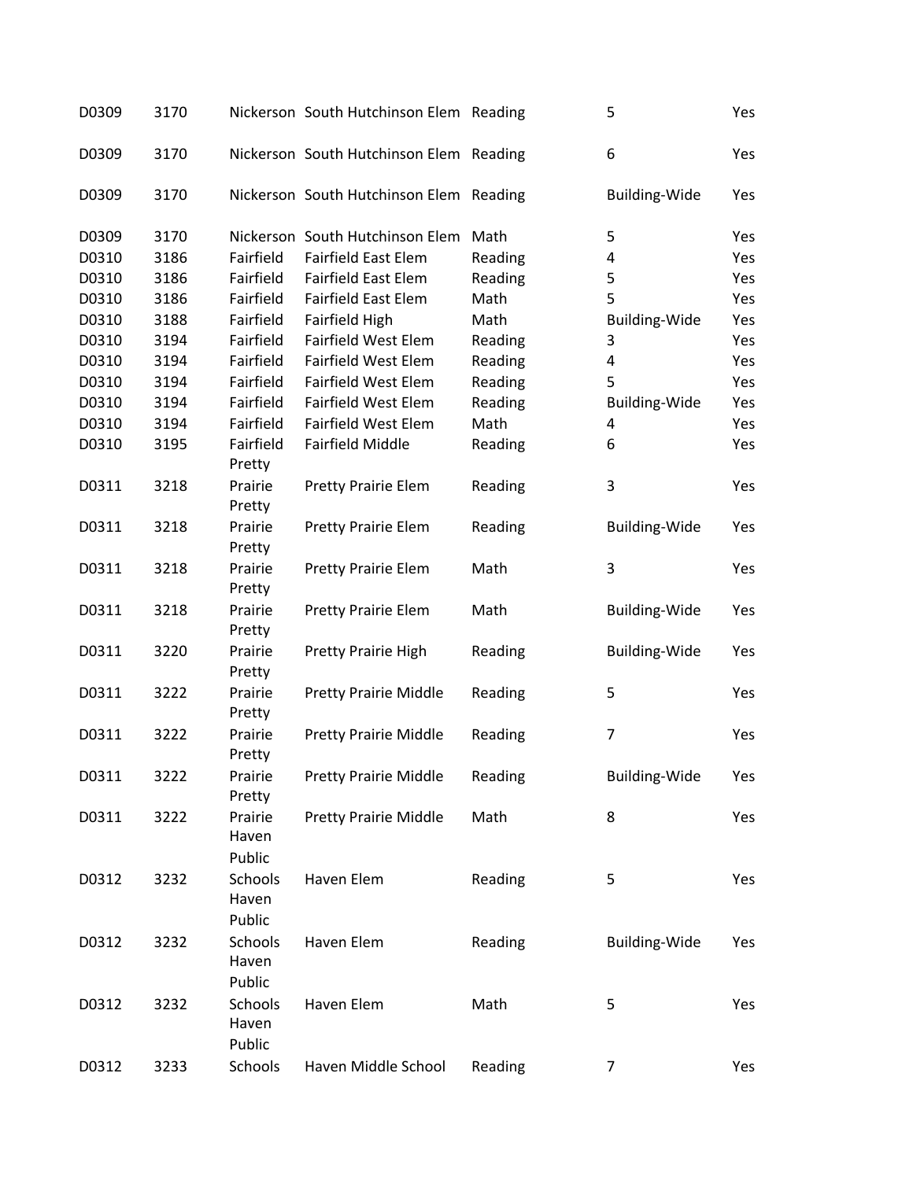| | | | | | | |
|---|---|---|---|---|---|---|
| D0309 | 3170 | Nickerson | South Hutchinson Elem | Reading | 5 | Yes |
| D0309 | 3170 | Nickerson | South Hutchinson Elem | Reading | 6 | Yes |
| D0309 | 3170 | Nickerson | South Hutchinson Elem | Reading | Building-Wide | Yes |
| D0309 | 3170 | Nickerson | South Hutchinson Elem | Math | 5 | Yes |
| D0310 | 3186 | Fairfield | Fairfield East Elem | Reading | 4 | Yes |
| D0310 | 3186 | Fairfield | Fairfield East Elem | Reading | 5 | Yes |
| D0310 | 3186 | Fairfield | Fairfield East Elem | Math | 5 | Yes |
| D0310 | 3188 | Fairfield | Fairfield High | Math | Building-Wide | Yes |
| D0310 | 3194 | Fairfield | Fairfield West Elem | Reading | 3 | Yes |
| D0310 | 3194 | Fairfield | Fairfield West Elem | Reading | 4 | Yes |
| D0310 | 3194 | Fairfield | Fairfield West Elem | Reading | 5 | Yes |
| D0310 | 3194 | Fairfield | Fairfield West Elem | Reading | Building-Wide | Yes |
| D0310 | 3194 | Fairfield | Fairfield West Elem | Math | 4 | Yes |
| D0310 | 3195 | Fairfield | Fairfield Middle | Reading | 6 | Yes |
| D0311 | 3218 | Pretty Prairie | Pretty Prairie Elem | Reading | 3 | Yes |
| D0311 | 3218 | Pretty Prairie | Pretty Prairie Elem | Reading | Building-Wide | Yes |
| D0311 | 3218 | Pretty Prairie | Pretty Prairie Elem | Math | 3 | Yes |
| D0311 | 3218 | Pretty Prairie | Pretty Prairie Elem | Math | Building-Wide | Yes |
| D0311 | 3220 | Pretty Prairie | Pretty Prairie High | Reading | Building-Wide | Yes |
| D0311 | 3222 | Pretty Prairie | Pretty Prairie Middle | Reading | 5 | Yes |
| D0311 | 3222 | Pretty Prairie | Pretty Prairie Middle | Reading | 7 | Yes |
| D0311 | 3222 | Pretty Prairie | Pretty Prairie Middle | Reading | Building-Wide | Yes |
| D0311 | 3222 | Pretty Prairie | Pretty Prairie Middle | Math | 8 | Yes |
| D0312 | 3232 | Haven Public Schools | Haven Elem | Reading | 5 | Yes |
| D0312 | 3232 | Haven Public Schools | Haven Elem | Reading | Building-Wide | Yes |
| D0312 | 3232 | Haven Public Schools | Haven Elem | Math | 5 | Yes |
| D0312 | 3233 | Haven Public Schools | Haven Middle School | Reading | 7 | Yes |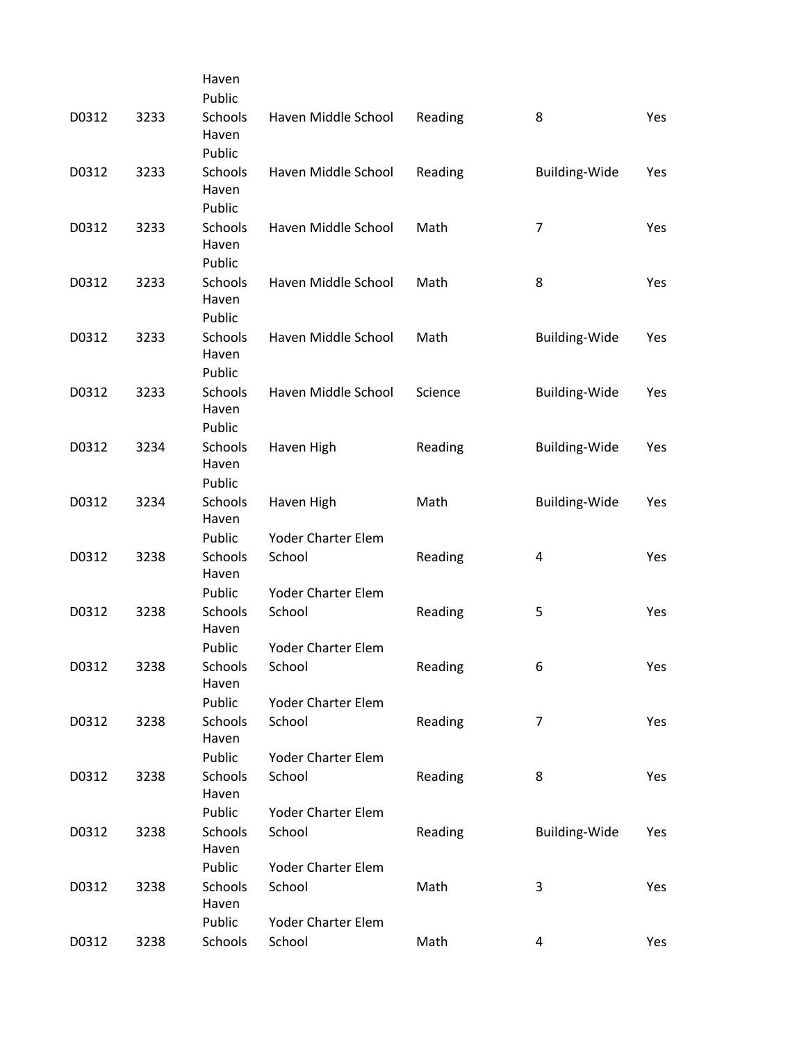| | | | | | | |
|---|---|---|---|---|---|---|
| D0312 | 3233 | Haven Public Schools | Haven Middle School | Reading | 8 | Yes |
| D0312 | 3233 | Haven Public Schools | Haven Middle School | Reading | Building-Wide | Yes |
| D0312 | 3233 | Haven Public Schools | Haven Middle School | Math | 7 | Yes |
| D0312 | 3233 | Haven Public Schools | Haven Middle School | Math | 8 | Yes |
| D0312 | 3233 | Haven Public Schools | Haven Middle School | Math | Building-Wide | Yes |
| D0312 | 3233 | Haven Public Schools | Haven Middle School | Science | Building-Wide | Yes |
| D0312 | 3234 | Haven Public Schools | Haven High | Reading | Building-Wide | Yes |
| D0312 | 3234 | Haven Public Schools | Haven High | Math | Building-Wide | Yes |
| D0312 | 3238 | Haven Public Schools | Yoder Charter Elem School | Reading | 4 | Yes |
| D0312 | 3238 | Haven Public Schools | Yoder Charter Elem School | Reading | 5 | Yes |
| D0312 | 3238 | Haven Public Schools | Yoder Charter Elem School | Reading | 6 | Yes |
| D0312 | 3238 | Haven Public Schools | Yoder Charter Elem School | Reading | 7 | Yes |
| D0312 | 3238 | Haven Public Schools | Yoder Charter Elem School | Reading | 8 | Yes |
| D0312 | 3238 | Haven Public Schools | Yoder Charter Elem School | Reading | Building-Wide | Yes |
| D0312 | 3238 | Haven Public Schools | Yoder Charter Elem School | Math | 3 | Yes |
| D0312 | 3238 | Haven Public Schools | Yoder Charter Elem School | Math | 4 | Yes |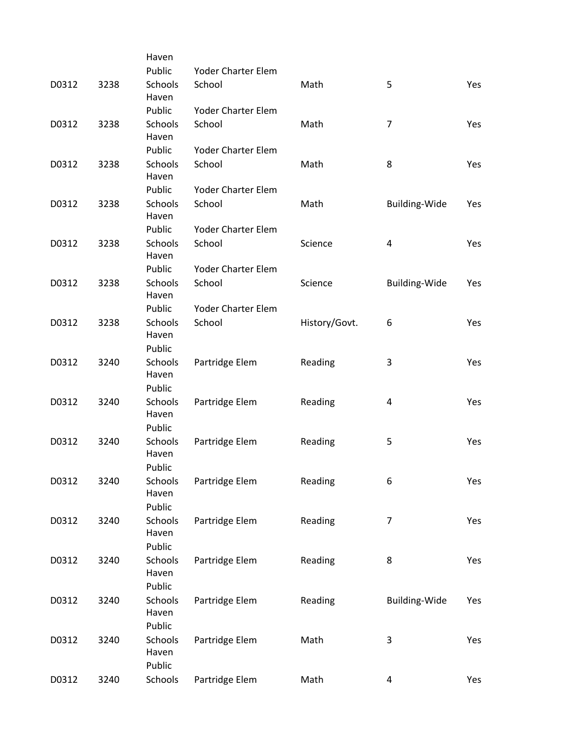| | | | | | | |
|---|---|---|---|---|---|---|
| D0312 | 3238 | Haven Public Schools | Yoder Charter Elem School | Math | 5 | Yes |
| D0312 | 3238 | Haven Public Schools | Yoder Charter Elem School | Math | 7 | Yes |
| D0312 | 3238 | Haven Public Schools | Yoder Charter Elem School | Math | 8 | Yes |
| D0312 | 3238 | Haven Public Schools | Yoder Charter Elem School | Math | Building-Wide | Yes |
| D0312 | 3238 | Haven Public Schools | Yoder Charter Elem School | Science | 4 | Yes |
| D0312 | 3238 | Haven Public Schools | Yoder Charter Elem School | Science | Building-Wide | Yes |
| D0312 | 3238 | Haven Public Schools | Yoder Charter Elem School | History/Govt. | 6 | Yes |
| D0312 | 3240 | Haven Public Schools | Partridge Elem | Reading | 3 | Yes |
| D0312 | 3240 | Haven Public Schools | Partridge Elem | Reading | 4 | Yes |
| D0312 | 3240 | Haven Public Schools | Partridge Elem | Reading | 5 | Yes |
| D0312 | 3240 | Haven Public Schools | Partridge Elem | Reading | 6 | Yes |
| D0312 | 3240 | Haven Public Schools | Partridge Elem | Reading | 7 | Yes |
| D0312 | 3240 | Haven Public Schools | Partridge Elem | Reading | 8 | Yes |
| D0312 | 3240 | Haven Public Schools | Partridge Elem | Reading | Building-Wide | Yes |
| D0312 | 3240 | Haven Public Schools | Partridge Elem | Math | 3 | Yes |
| D0312 | 3240 | Haven Public Schools | Partridge Elem | Math | 4 | Yes |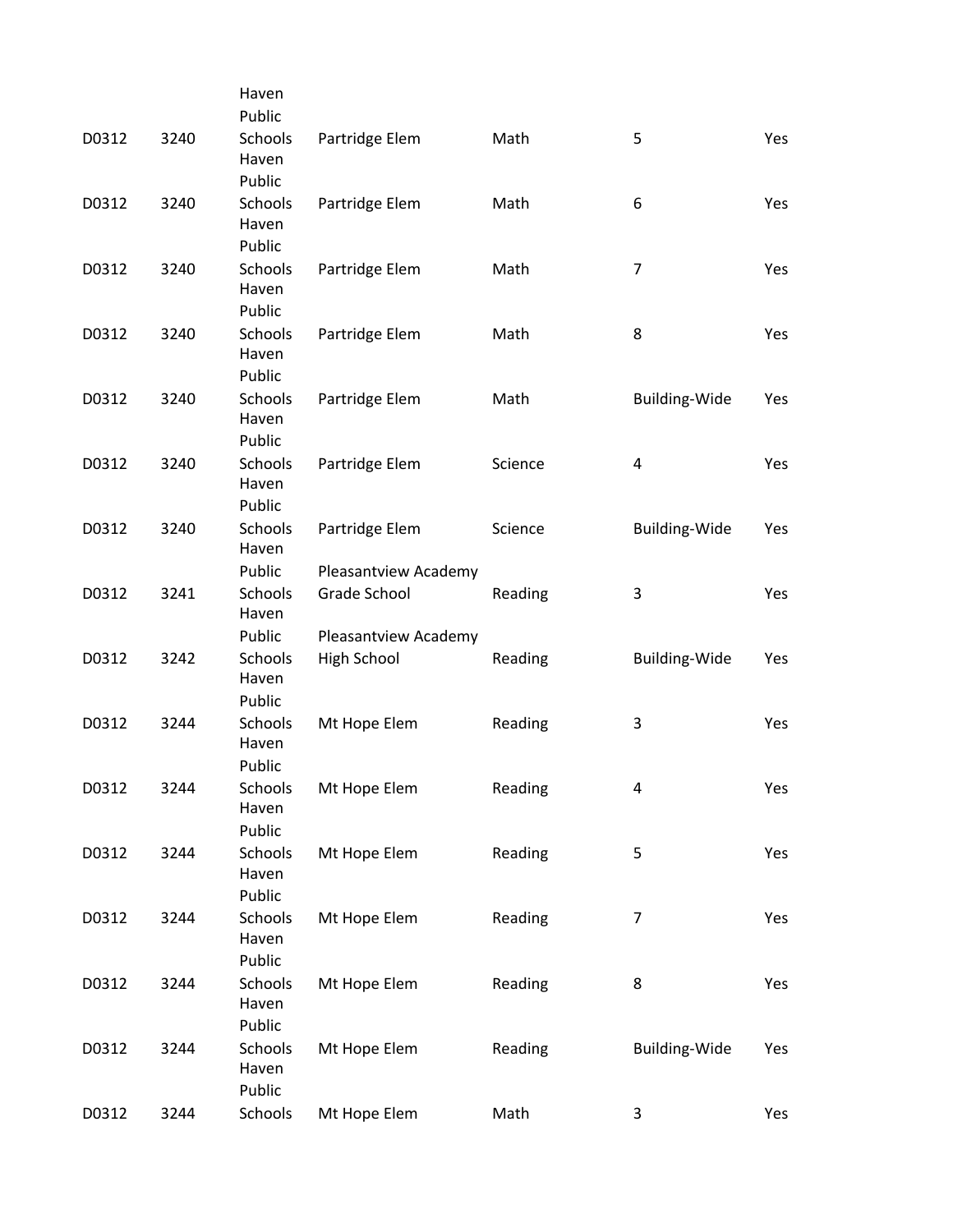| | | | | | | |
|---|---|---|---|---|---|---|
| D0312 | 3240 | Haven Public Schools | Partridge Elem | Math | 5 | Yes |
| D0312 | 3240 | Haven Public Schools | Partridge Elem | Math | 6 | Yes |
| D0312 | 3240 | Haven Public Schools | Partridge Elem | Math | 7 | Yes |
| D0312 | 3240 | Haven Public Schools | Partridge Elem | Math | 8 | Yes |
| D0312 | 3240 | Haven Public Schools | Partridge Elem | Math | Building-Wide | Yes |
| D0312 | 3240 | Haven Public Schools | Partridge Elem | Science | 4 | Yes |
| D0312 | 3240 | Haven Public Schools | Partridge Elem | Science | Building-Wide | Yes |
| D0312 | 3241 | Haven Public Schools | Pleasantview Academy Grade School | Reading | 3 | Yes |
| D0312 | 3242 | Haven Public Schools | Pleasantview Academy High School | Reading | Building-Wide | Yes |
| D0312 | 3244 | Haven Public Schools | Mt Hope Elem | Reading | 3 | Yes |
| D0312 | 3244 | Haven Public Schools | Mt Hope Elem | Reading | 4 | Yes |
| D0312 | 3244 | Haven Public Schools | Mt Hope Elem | Reading | 5 | Yes |
| D0312 | 3244 | Haven Public Schools | Mt Hope Elem | Reading | 7 | Yes |
| D0312 | 3244 | Haven Public Schools | Mt Hope Elem | Reading | 8 | Yes |
| D0312 | 3244 | Haven Public Schools | Mt Hope Elem | Reading | Building-Wide | Yes |
| D0312 | 3244 | Haven Public Schools | Mt Hope Elem | Math | 3 | Yes |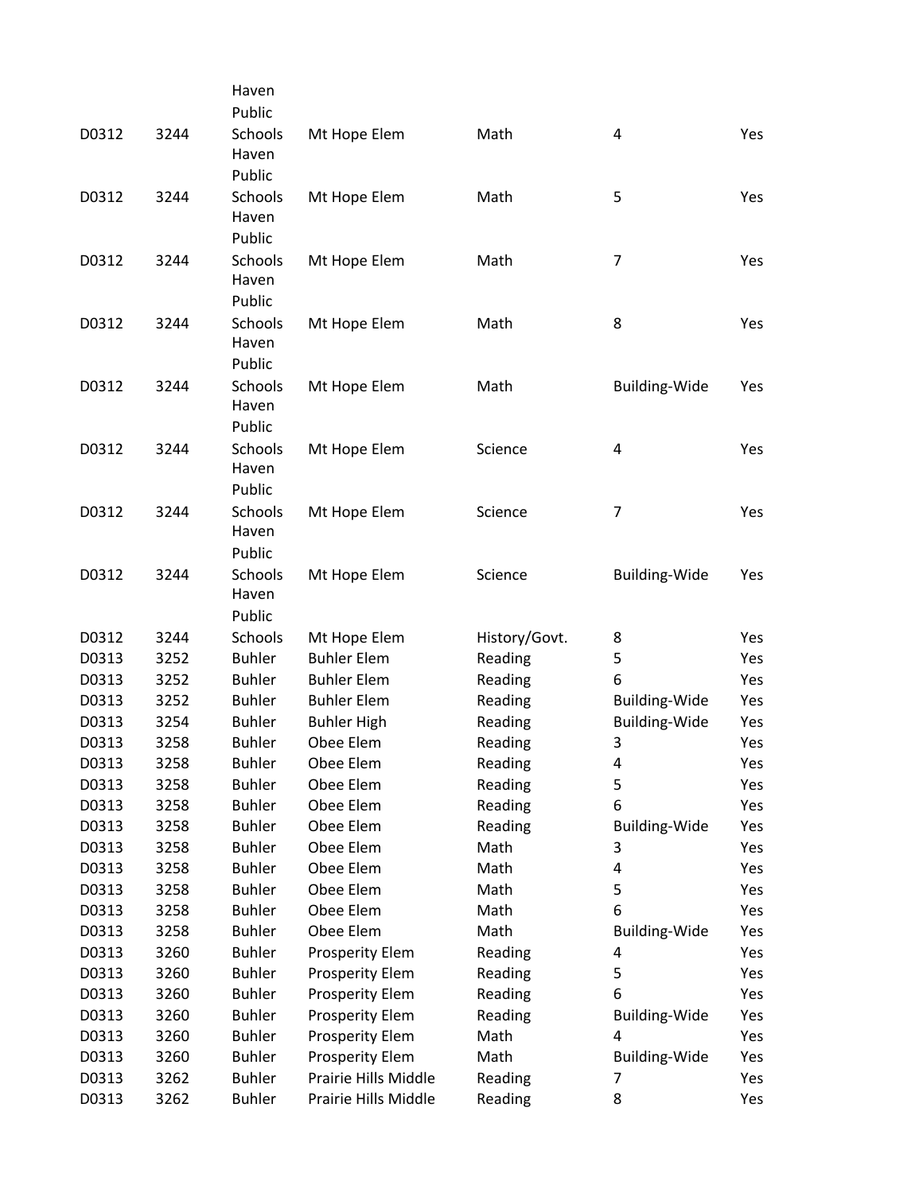| | | | | | | |
|---|---|---|---|---|---|---|
| D0312 | 3244 | Haven Public Schools | Mt Hope Elem | Math | 4 | Yes |
| D0312 | 3244 | Haven Public Schools | Mt Hope Elem | Math | 5 | Yes |
| D0312 | 3244 | Haven Public Schools | Mt Hope Elem | Math | 7 | Yes |
| D0312 | 3244 | Haven Public Schools | Mt Hope Elem | Math | 8 | Yes |
| D0312 | 3244 | Haven Public Schools | Mt Hope Elem | Math | Building-Wide | Yes |
| D0312 | 3244 | Haven Public Schools | Mt Hope Elem | Science | 4 | Yes |
| D0312 | 3244 | Haven Public Schools | Mt Hope Elem | Science | 7 | Yes |
| D0312 | 3244 | Haven Public Schools | Mt Hope Elem | Science | Building-Wide | Yes |
| D0312 | 3244 | Haven Public Schools | Mt Hope Elem | History/Govt. | 8 | Yes |
| D0313 | 3252 | Buhler | Buhler Elem | Reading | 5 | Yes |
| D0313 | 3252 | Buhler | Buhler Elem | Reading | 6 | Yes |
| D0313 | 3252 | Buhler | Buhler Elem | Reading | Building-Wide | Yes |
| D0313 | 3254 | Buhler | Buhler High | Reading | Building-Wide | Yes |
| D0313 | 3258 | Buhler | Obee Elem | Reading | 3 | Yes |
| D0313 | 3258 | Buhler | Obee Elem | Reading | 4 | Yes |
| D0313 | 3258 | Buhler | Obee Elem | Reading | 5 | Yes |
| D0313 | 3258 | Buhler | Obee Elem | Reading | 6 | Yes |
| D0313 | 3258 | Buhler | Obee Elem | Reading | Building-Wide | Yes |
| D0313 | 3258 | Buhler | Obee Elem | Math | 3 | Yes |
| D0313 | 3258 | Buhler | Obee Elem | Math | 4 | Yes |
| D0313 | 3258 | Buhler | Obee Elem | Math | 5 | Yes |
| D0313 | 3258 | Buhler | Obee Elem | Math | 6 | Yes |
| D0313 | 3258 | Buhler | Obee Elem | Math | Building-Wide | Yes |
| D0313 | 3260 | Buhler | Prosperity Elem | Reading | 4 | Yes |
| D0313 | 3260 | Buhler | Prosperity Elem | Reading | 5 | Yes |
| D0313 | 3260 | Buhler | Prosperity Elem | Reading | 6 | Yes |
| D0313 | 3260 | Buhler | Prosperity Elem | Reading | Building-Wide | Yes |
| D0313 | 3260 | Buhler | Prosperity Elem | Math | 4 | Yes |
| D0313 | 3260 | Buhler | Prosperity Elem | Math | Building-Wide | Yes |
| D0313 | 3262 | Buhler | Prairie Hills Middle | Reading | 7 | Yes |
| D0313 | 3262 | Buhler | Prairie Hills Middle | Reading | 8 | Yes |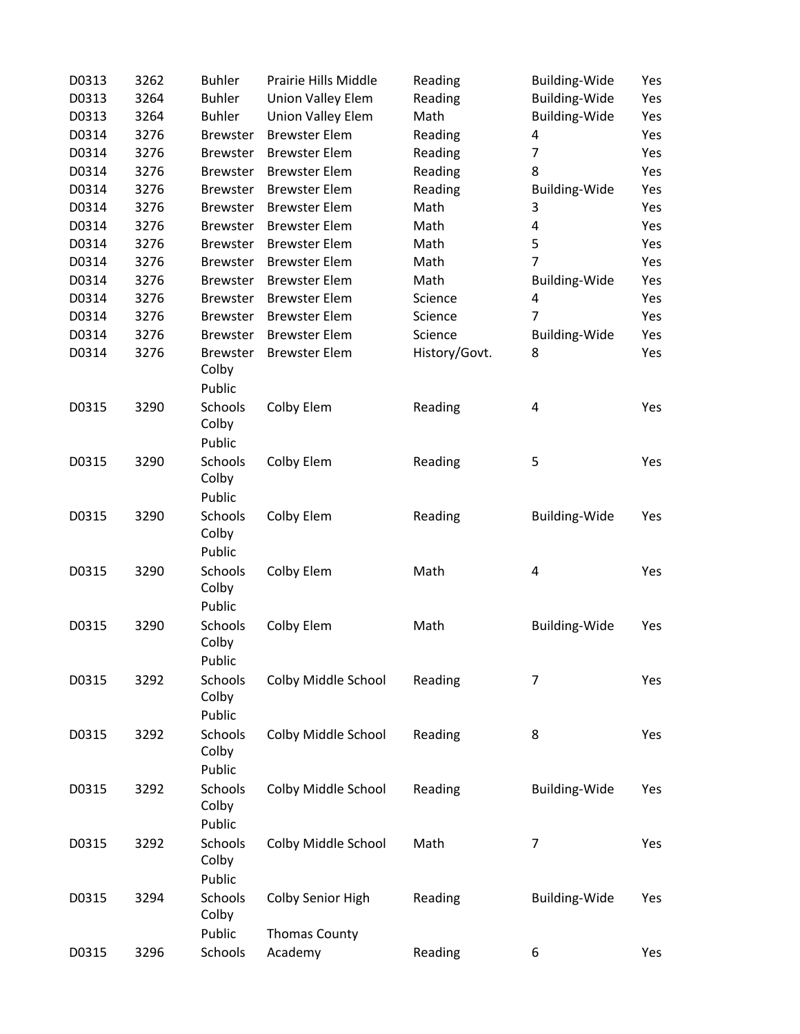| | | | | | | |
|---|---|---|---|---|---|---|
| D0313 | 3262 | Buhler | Prairie Hills Middle | Reading | Building-Wide | Yes |
| D0313 | 3264 | Buhler | Union Valley Elem | Reading | Building-Wide | Yes |
| D0313 | 3264 | Buhler | Union Valley Elem | Math | Building-Wide | Yes |
| D0314 | 3276 | Brewster | Brewster Elem | Reading | 4 | Yes |
| D0314 | 3276 | Brewster | Brewster Elem | Reading | 7 | Yes |
| D0314 | 3276 | Brewster | Brewster Elem | Reading | 8 | Yes |
| D0314 | 3276 | Brewster | Brewster Elem | Reading | Building-Wide | Yes |
| D0314 | 3276 | Brewster | Brewster Elem | Math | 3 | Yes |
| D0314 | 3276 | Brewster | Brewster Elem | Math | 4 | Yes |
| D0314 | 3276 | Brewster | Brewster Elem | Math | 5 | Yes |
| D0314 | 3276 | Brewster | Brewster Elem | Math | 7 | Yes |
| D0314 | 3276 | Brewster | Brewster Elem | Math | Building-Wide | Yes |
| D0314 | 3276 | Brewster | Brewster Elem | Science | 4 | Yes |
| D0314 | 3276 | Brewster | Brewster Elem | Science | 7 | Yes |
| D0314 | 3276 | Brewster | Brewster Elem | Science | Building-Wide | Yes |
| D0314 | 3276 | Brewster | Brewster Elem | History/Govt. | 8 | Yes |
| D0315 | 3290 | Colby Public Schools | Colby Elem | Reading | 4 | Yes |
| D0315 | 3290 | Colby Public Schools | Colby Elem | Reading | 5 | Yes |
| D0315 | 3290 | Colby Public Schools | Colby Elem | Reading | Building-Wide | Yes |
| D0315 | 3290 | Colby Public Schools | Colby Elem | Math | 4 | Yes |
| D0315 | 3290 | Colby Public Schools | Colby Elem | Math | Building-Wide | Yes |
| D0315 | 3292 | Colby Public Schools | Colby Middle School | Reading | 7 | Yes |
| D0315 | 3292 | Colby Public Schools | Colby Middle School | Reading | 8 | Yes |
| D0315 | 3292 | Colby Public Schools | Colby Middle School | Reading | Building-Wide | Yes |
| D0315 | 3292 | Colby Public Schools | Colby Middle School | Math | 7 | Yes |
| D0315 | 3294 | Colby Public Schools | Colby Senior High | Reading | Building-Wide | Yes |
| D0315 | 3296 | Colby Public Schools | Thomas County Academy | Reading | 6 | Yes |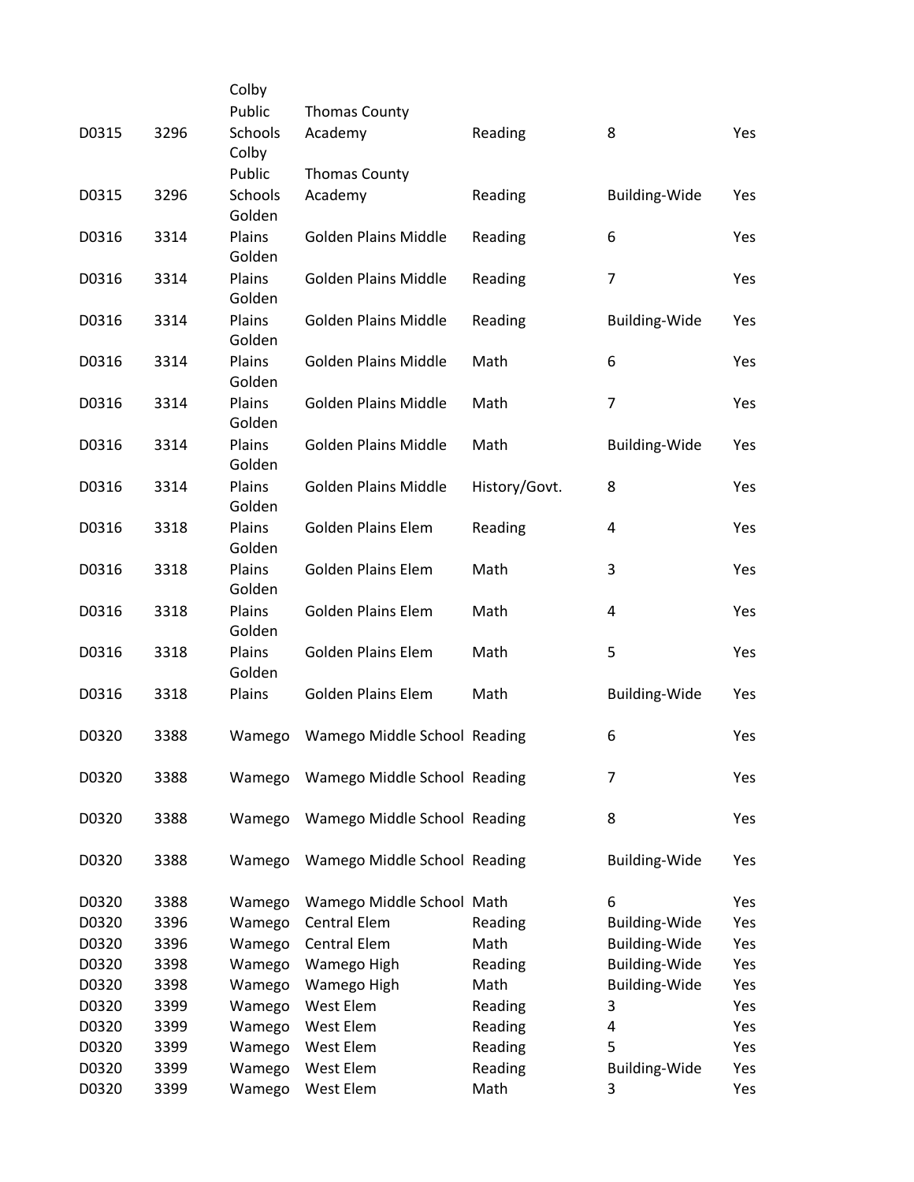| | | | | | | |
|---|---|---|---|---|---|---|
| D0315 | 3296 | Colby Public Schools | Thomas County Academy | Reading | 8 | Yes |
| D0315 | 3296 | Colby Public Schools | Thomas County Academy | Reading | Building-Wide | Yes |
| D0316 | 3314 | Golden Plains | Golden Plains Middle | Reading | 6 | Yes |
| D0316 | 3314 | Golden Plains | Golden Plains Middle | Reading | 7 | Yes |
| D0316 | 3314 | Golden Plains | Golden Plains Middle | Reading | Building-Wide | Yes |
| D0316 | 3314 | Golden Plains | Golden Plains Middle | Math | 6 | Yes |
| D0316 | 3314 | Golden Plains | Golden Plains Middle | Math | 7 | Yes |
| D0316 | 3314 | Golden Plains | Golden Plains Middle | Math | Building-Wide | Yes |
| D0316 | 3314 | Golden Plains | Golden Plains Middle | History/Govt. | 8 | Yes |
| D0316 | 3318 | Golden Plains | Golden Plains Elem | Reading | 4 | Yes |
| D0316 | 3318 | Golden Plains | Golden Plains Elem | Math | 3 | Yes |
| D0316 | 3318 | Golden Plains | Golden Plains Elem | Math | 4 | Yes |
| D0316 | 3318 | Golden Plains | Golden Plains Elem | Math | 5 | Yes |
| D0316 | 3318 | Golden Plains | Golden Plains Elem | Math | Building-Wide | Yes |
| D0320 | 3388 | Wamego | Wamego Middle School | Reading | 6 | Yes |
| D0320 | 3388 | Wamego | Wamego Middle School | Reading | 7 | Yes |
| D0320 | 3388 | Wamego | Wamego Middle School | Reading | 8 | Yes |
| D0320 | 3388 | Wamego | Wamego Middle School | Reading | Building-Wide | Yes |
| D0320 | 3388 | Wamego | Wamego Middle School | Math | 6 | Yes |
| D0320 | 3396 | Wamego | Central Elem | Reading | Building-Wide | Yes |
| D0320 | 3396 | Wamego | Central Elem | Math | Building-Wide | Yes |
| D0320 | 3398 | Wamego | Wamego High | Reading | Building-Wide | Yes |
| D0320 | 3398 | Wamego | Wamego High | Math | Building-Wide | Yes |
| D0320 | 3399 | Wamego | West Elem | Reading | 3 | Yes |
| D0320 | 3399 | Wamego | West Elem | Reading | 4 | Yes |
| D0320 | 3399 | Wamego | West Elem | Reading | 5 | Yes |
| D0320 | 3399 | Wamego | West Elem | Reading | Building-Wide | Yes |
| D0320 | 3399 | Wamego | West Elem | Math | 3 | Yes |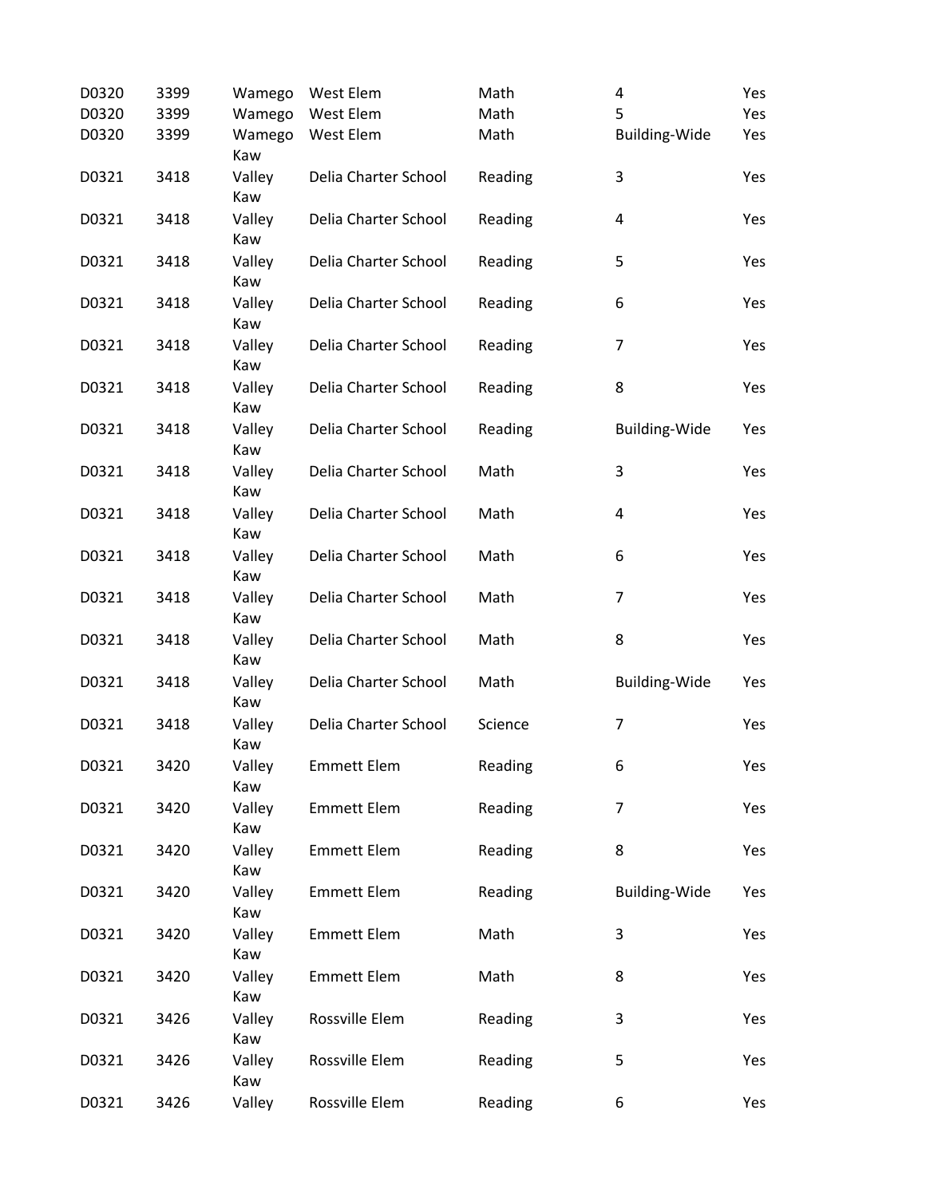| | | | | | | |
|---|---|---|---|---|---|---|
| D0320 | 3399 | Wamego | West Elem | Math | 4 | Yes |
| D0320 | 3399 | Wamego | West Elem | Math | 5 | Yes |
| D0320 | 3399 | Wamego | West Elem | Math | Building-Wide | Yes |
| D0321 | 3418 | Kaw Valley | Delia Charter School | Reading | 3 | Yes |
| D0321 | 3418 | Kaw Valley | Delia Charter School | Reading | 4 | Yes |
| D0321 | 3418 | Kaw Valley | Delia Charter School | Reading | 5 | Yes |
| D0321 | 3418 | Kaw Valley | Delia Charter School | Reading | 6 | Yes |
| D0321 | 3418 | Kaw Valley | Delia Charter School | Reading | 7 | Yes |
| D0321 | 3418 | Kaw Valley | Delia Charter School | Reading | 8 | Yes |
| D0321 | 3418 | Kaw Valley | Delia Charter School | Reading | Building-Wide | Yes |
| D0321 | 3418 | Kaw Valley | Delia Charter School | Math | 3 | Yes |
| D0321 | 3418 | Kaw Valley | Delia Charter School | Math | 4 | Yes |
| D0321 | 3418 | Kaw Valley | Delia Charter School | Math | 6 | Yes |
| D0321 | 3418 | Kaw Valley | Delia Charter School | Math | 7 | Yes |
| D0321 | 3418 | Kaw Valley | Delia Charter School | Math | 8 | Yes |
| D0321 | 3418 | Kaw Valley | Delia Charter School | Math | Building-Wide | Yes |
| D0321 | 3418 | Kaw Valley | Delia Charter School | Science | 7 | Yes |
| D0321 | 3420 | Kaw Valley | Emmett Elem | Reading | 6 | Yes |
| D0321 | 3420 | Kaw Valley | Emmett Elem | Reading | 7 | Yes |
| D0321 | 3420 | Kaw Valley | Emmett Elem | Reading | 8 | Yes |
| D0321 | 3420 | Kaw Valley | Emmett Elem | Reading | Building-Wide | Yes |
| D0321 | 3420 | Kaw Valley | Emmett Elem | Math | 3 | Yes |
| D0321 | 3420 | Kaw Valley | Emmett Elem | Math | 8 | Yes |
| D0321 | 3426 | Kaw Valley | Rossville Elem | Reading | 3 | Yes |
| D0321 | 3426 | Kaw Valley | Rossville Elem | Reading | 5 | Yes |
| D0321 | 3426 | Valley | Rossville Elem | Reading | 6 | Yes |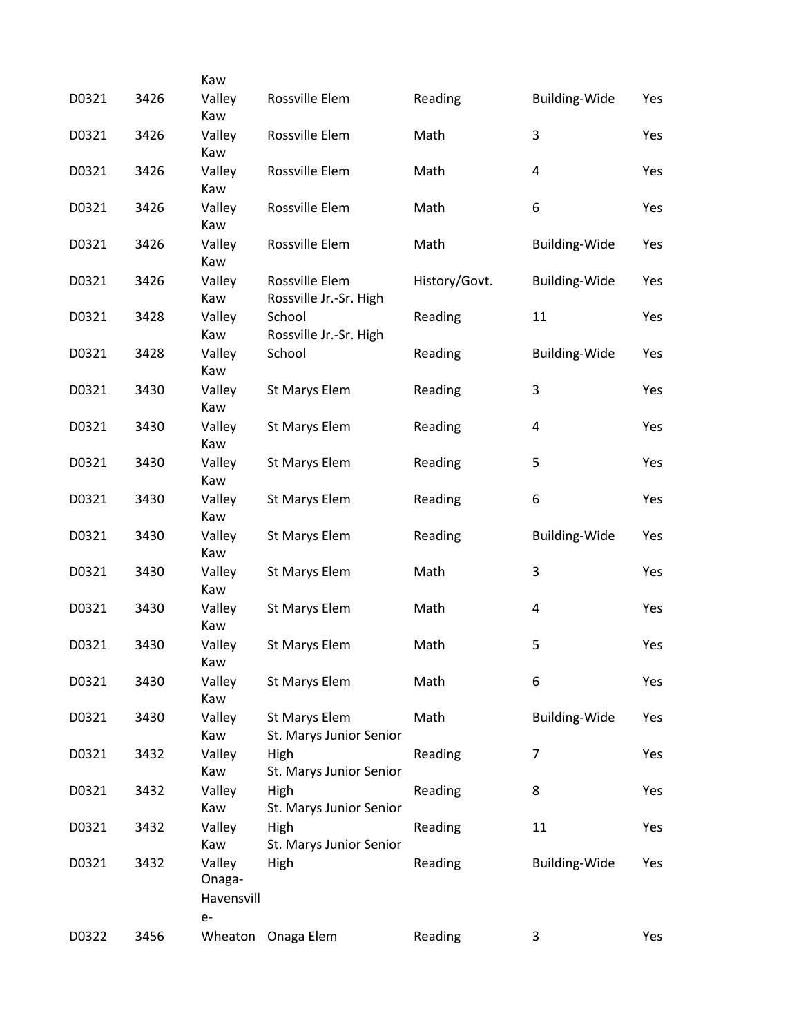| | | | | | | |
|---|---|---|---|---|---|---|
| D0321 | 3426 | Kaw Valley | Rossville Elem | Reading | Building-Wide | Yes |
| D0321 | 3426 | Kaw Valley | Rossville Elem | Math | 3 | Yes |
| D0321 | 3426 | Kaw Valley | Rossville Elem | Math | 4 | Yes |
| D0321 | 3426 | Kaw Valley | Rossville Elem | Math | 6 | Yes |
| D0321 | 3426 | Kaw Valley | Rossville Elem | Math | Building-Wide | Yes |
| D0321 | 3426 | Kaw Valley | Rossville Elem | History/Govt. | Building-Wide | Yes |
| D0321 | 3428 | Kaw Valley | Rossville Jr.-Sr. High School | Reading | 11 | Yes |
| D0321 | 3428 | Kaw Valley | Rossville Jr.-Sr. High School | Reading | Building-Wide | Yes |
| D0321 | 3430 | Kaw Valley | St Marys Elem | Reading | 3 | Yes |
| D0321 | 3430 | Kaw Valley | St Marys Elem | Reading | 4 | Yes |
| D0321 | 3430 | Kaw Valley | St Marys Elem | Reading | 5 | Yes |
| D0321 | 3430 | Kaw Valley | St Marys Elem | Reading | 6 | Yes |
| D0321 | 3430 | Kaw Valley | St Marys Elem | Reading | Building-Wide | Yes |
| D0321 | 3430 | Kaw Valley | St Marys Elem | Math | 3 | Yes |
| D0321 | 3430 | Kaw Valley | St Marys Elem | Math | 4 | Yes |
| D0321 | 3430 | Kaw Valley | St Marys Elem | Math | 5 | Yes |
| D0321 | 3430 | Kaw Valley | St Marys Elem | Math | 6 | Yes |
| D0321 | 3430 | Kaw Valley | St Marys Elem | Math | Building-Wide | Yes |
| D0321 | 3432 | Kaw Valley | St. Marys Junior Senior High | Reading | 7 | Yes |
| D0321 | 3432 | Kaw Valley | St. Marys Junior Senior High | Reading | 8 | Yes |
| D0321 | 3432 | Kaw Valley | St. Marys Junior Senior High | Reading | 11 | Yes |
| D0321 | 3432 | Kaw Valley | St. Marys Junior Senior High | Reading | Building-Wide | Yes |
| D0322 | 3456 | Onaga-Havensville-Wheaton | Onaga Elem | Reading | 3 | Yes |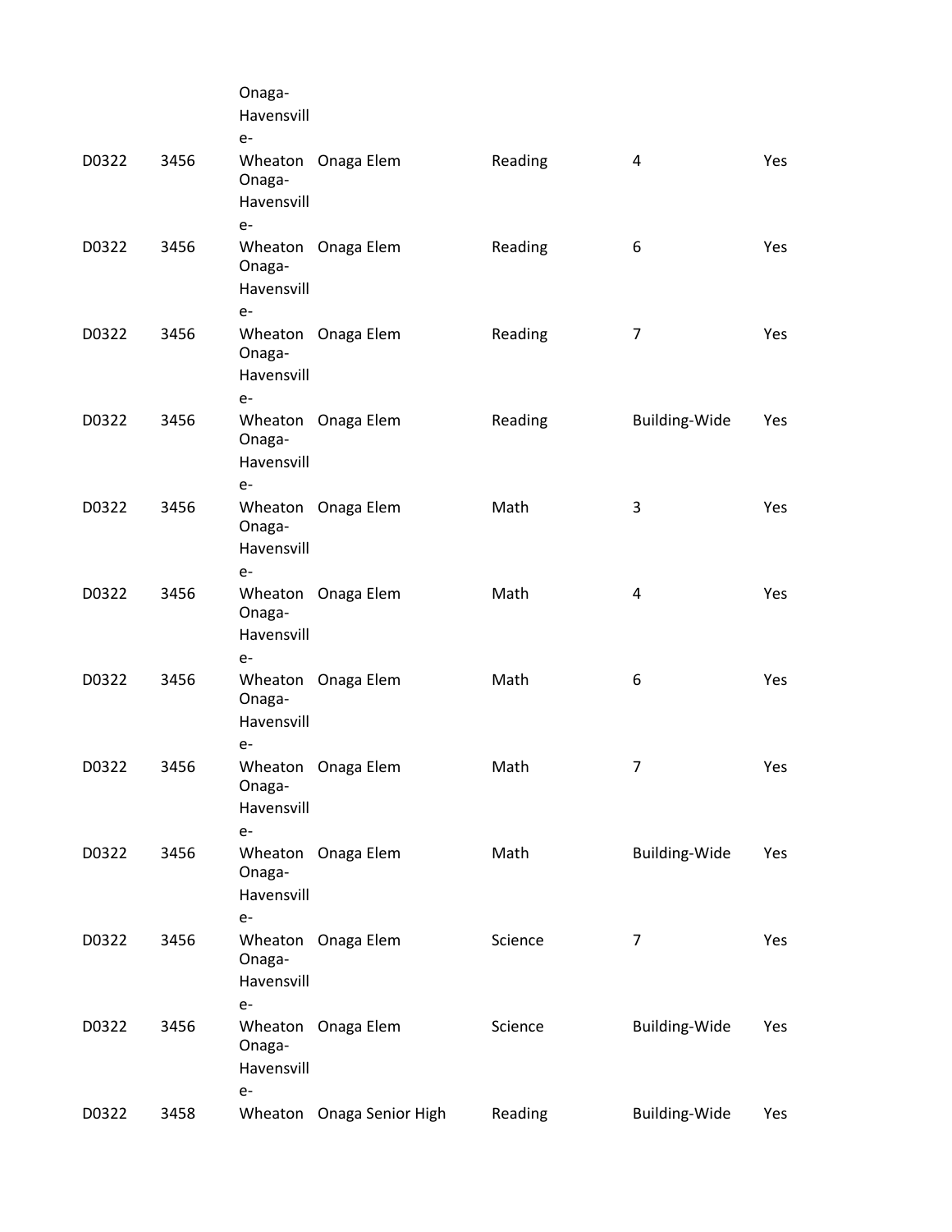| | | | | | | |
|---|---|---|---|---|---|---|
| D0322 | 3456 | Onaga-Havensville-Wheaton | Onaga Elem | Reading | 4 | Yes |
| D0322 | 3456 | Onaga-Havensville-Wheaton | Onaga Elem | Reading | 6 | Yes |
| D0322 | 3456 | Onaga-Havensville-Wheaton | Onaga Elem | Reading | 7 | Yes |
| D0322 | 3456 | Onaga-Havensville-Wheaton | Onaga Elem | Reading | Building-Wide | Yes |
| D0322 | 3456 | Onaga-Havensville-Wheaton | Onaga Elem | Math | 3 | Yes |
| D0322 | 3456 | Onaga-Havensville-Wheaton | Onaga Elem | Math | 4 | Yes |
| D0322 | 3456 | Onaga-Havensville-Wheaton | Onaga Elem | Math | 6 | Yes |
| D0322 | 3456 | Onaga-Havensville-Wheaton | Onaga Elem | Math | 7 | Yes |
| D0322 | 3456 | Onaga-Havensville-Wheaton | Onaga Elem | Math | Building-Wide | Yes |
| D0322 | 3456 | Onaga-Havensville-Wheaton | Onaga Elem | Science | 7 | Yes |
| D0322 | 3456 | Onaga-Havensville-Wheaton | Onaga Elem | Science | Building-Wide | Yes |
| D0322 | 3458 | Onaga-Havensville-Wheaton | Onaga Senior High | Reading | Building-Wide | Yes |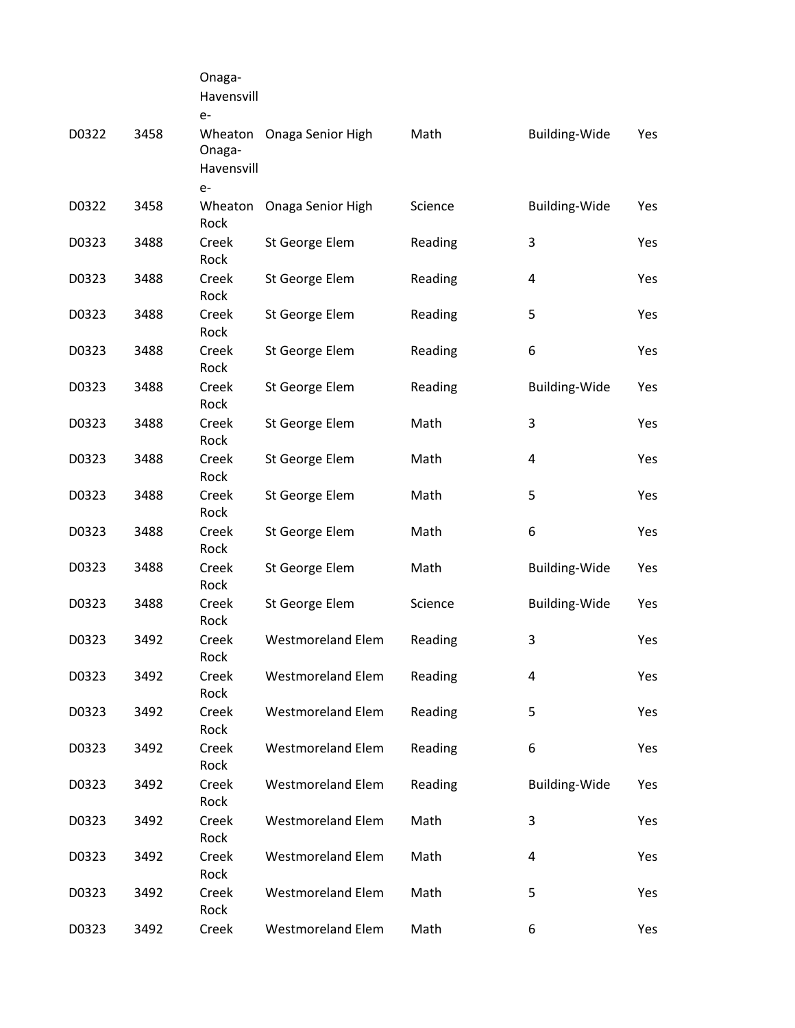| | | | | | | |
|---|---|---|---|---|---|---|
| D0322 | 3458 | Onaga-Havensville-Wheaton | Onaga Senior High | Math | Building-Wide | Yes |
| D0322 | 3458 | Onaga-Havensville-Wheaton | Onaga Senior High | Science | Building-Wide | Yes |
| D0323 | 3488 | Rock Creek | St George Elem | Reading | 3 | Yes |
| D0323 | 3488 | Rock Creek | St George Elem | Reading | 4 | Yes |
| D0323 | 3488 | Rock Creek | St George Elem | Reading | 5 | Yes |
| D0323 | 3488 | Rock Creek | St George Elem | Reading | 6 | Yes |
| D0323 | 3488 | Rock Creek | St George Elem | Reading | Building-Wide | Yes |
| D0323 | 3488 | Rock Creek | St George Elem | Math | 3 | Yes |
| D0323 | 3488 | Rock Creek | St George Elem | Math | 4 | Yes |
| D0323 | 3488 | Rock Creek | St George Elem | Math | 5 | Yes |
| D0323 | 3488 | Rock Creek | St George Elem | Math | 6 | Yes |
| D0323 | 3488 | Rock Creek | St George Elem | Math | Building-Wide | Yes |
| D0323 | 3488 | Rock Creek | St George Elem | Science | Building-Wide | Yes |
| D0323 | 3492 | Rock Creek | Westmoreland Elem | Reading | 3 | Yes |
| D0323 | 3492 | Rock Creek | Westmoreland Elem | Reading | 4 | Yes |
| D0323 | 3492 | Rock Creek | Westmoreland Elem | Reading | 5 | Yes |
| D0323 | 3492 | Rock Creek | Westmoreland Elem | Reading | 6 | Yes |
| D0323 | 3492 | Rock Creek | Westmoreland Elem | Reading | Building-Wide | Yes |
| D0323 | 3492 | Rock Creek | Westmoreland Elem | Math | 3 | Yes |
| D0323 | 3492 | Rock Creek | Westmoreland Elem | Math | 4 | Yes |
| D0323 | 3492 | Rock Creek | Westmoreland Elem | Math | 5 | Yes |
| D0323 | 3492 | Rock Creek | Westmoreland Elem | Math | 6 | Yes |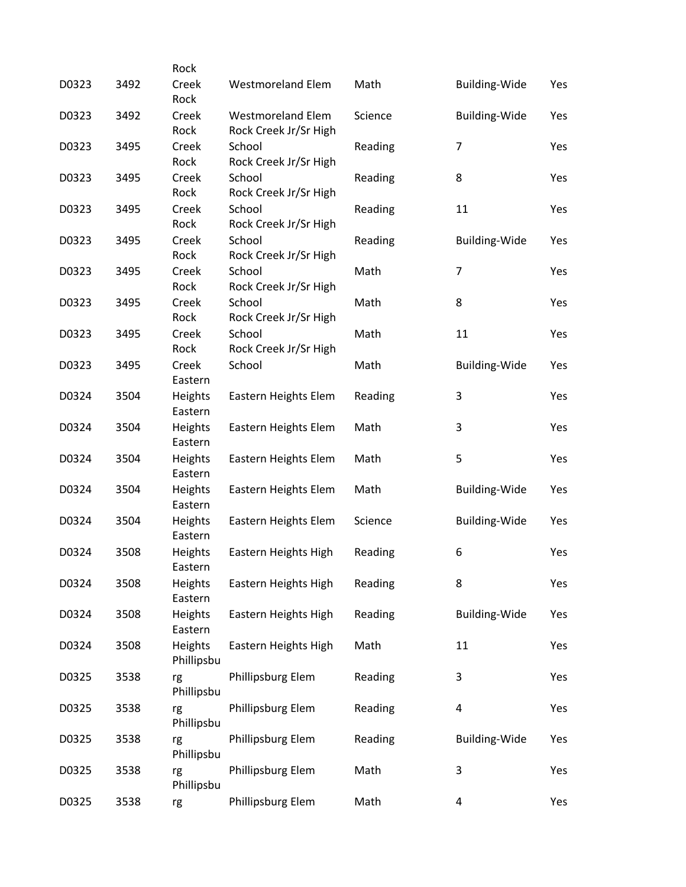| | | | | | | |
|---|---|---|---|---|---|---|
| D0323 | 3492 | Rock Creek | Westmoreland Elem | Math | Building-Wide | Yes |
| D0323 | 3492 | Rock Creek | Westmoreland Elem | Science | Building-Wide | Yes |
| D0323 | 3495 | Rock Creek | Rock Creek Jr/Sr High School | Reading | 7 | Yes |
| D0323 | 3495 | Rock Creek | Rock Creek Jr/Sr High School | Reading | 8 | Yes |
| D0323 | 3495 | Rock Creek | Rock Creek Jr/Sr High School | Reading | 11 | Yes |
| D0323 | 3495 | Rock Creek | Rock Creek Jr/Sr High School | Reading | Building-Wide | Yes |
| D0323 | 3495 | Rock Creek | Rock Creek Jr/Sr High School | Math | 7 | Yes |
| D0323 | 3495 | Rock Creek | Rock Creek Jr/Sr High School | Math | 8 | Yes |
| D0323 | 3495 | Rock Creek | Rock Creek Jr/Sr High School | Math | 11 | Yes |
| D0323 | 3495 | Rock Creek | Rock Creek Jr/Sr High School | Math | Building-Wide | Yes |
| D0324 | 3504 | Eastern Heights | Eastern Heights Elem | Reading | 3 | Yes |
| D0324 | 3504 | Eastern Heights | Eastern Heights Elem | Math | 3 | Yes |
| D0324 | 3504 | Eastern Heights | Eastern Heights Elem | Math | 5 | Yes |
| D0324 | 3504 | Eastern Heights | Eastern Heights Elem | Math | Building-Wide | Yes |
| D0324 | 3504 | Eastern Heights | Eastern Heights Elem | Science | Building-Wide | Yes |
| D0324 | 3508 | Eastern Heights | Eastern Heights High | Reading | 6 | Yes |
| D0324 | 3508 | Eastern Heights | Eastern Heights High | Reading | 8 | Yes |
| D0324 | 3508 | Eastern Heights | Eastern Heights High | Reading | Building-Wide | Yes |
| D0324 | 3508 | Eastern Heights | Eastern Heights High | Math | 11 | Yes |
| D0325 | 3538 | Phillipsburg | Phillipsburg Elem | Reading | 3 | Yes |
| D0325 | 3538 | Phillipsburg | Phillipsburg Elem | Reading | 4 | Yes |
| D0325 | 3538 | Phillipsburg | Phillipsburg Elem | Reading | Building-Wide | Yes |
| D0325 | 3538 | Phillipsburg | Phillipsburg Elem | Math | 3 | Yes |
| D0325 | 3538 | Phillipsburg | Phillipsburg Elem | Math | 4 | Yes |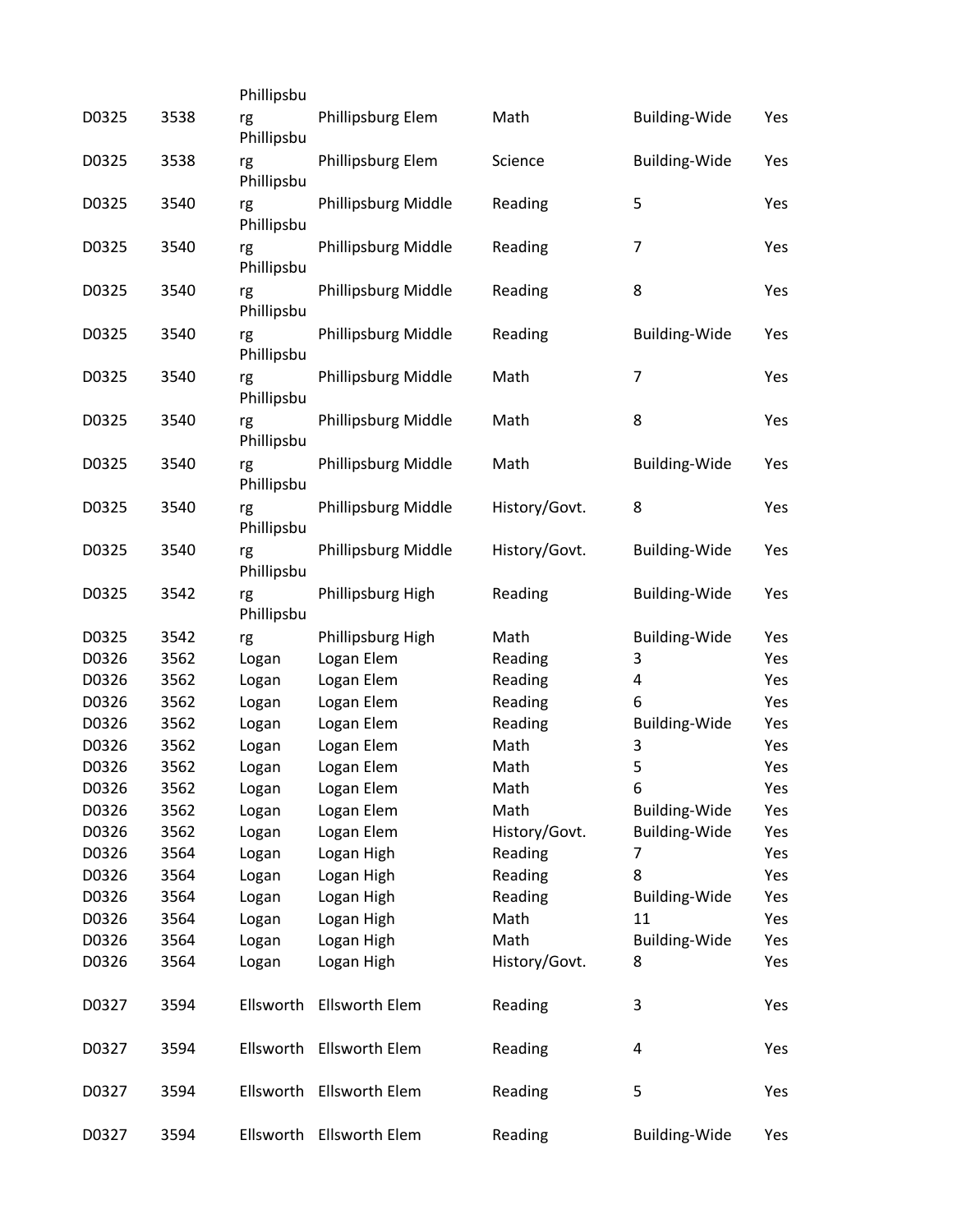| | | | | | | |
|---|---|---|---|---|---|---|
| D0325 | 3538 | Phillipsburg | Phillipsburg Elem | Math | Building-Wide | Yes |
| D0325 | 3538 | Phillipsburg | Phillipsburg Elem | Science | Building-Wide | Yes |
| D0325 | 3540 | Phillipsburg | Phillipsburg Middle | Reading | 5 | Yes |
| D0325 | 3540 | Phillipsburg | Phillipsburg Middle | Reading | 7 | Yes |
| D0325 | 3540 | Phillipsburg | Phillipsburg Middle | Reading | 8 | Yes |
| D0325 | 3540 | Phillipsburg | Phillipsburg Middle | Reading | Building-Wide | Yes |
| D0325 | 3540 | Phillipsburg | Phillipsburg Middle | Math | 7 | Yes |
| D0325 | 3540 | Phillipsburg | Phillipsburg Middle | Math | 8 | Yes |
| D0325 | 3540 | Phillipsburg | Phillipsburg Middle | Math | Building-Wide | Yes |
| D0325 | 3540 | Phillipsburg | Phillipsburg Middle | History/Govt. | 8 | Yes |
| D0325 | 3540 | Phillipsburg | Phillipsburg Middle | History/Govt. | Building-Wide | Yes |
| D0325 | 3542 | Phillipsburg | Phillipsburg High | Reading | Building-Wide | Yes |
| D0325 | 3542 | Phillipsburg | Phillipsburg High | Math | Building-Wide | Yes |
| D0326 | 3562 | Logan | Logan Elem | Reading | 3 | Yes |
| D0326 | 3562 | Logan | Logan Elem | Reading | 4 | Yes |
| D0326 | 3562 | Logan | Logan Elem | Reading | 6 | Yes |
| D0326 | 3562 | Logan | Logan Elem | Reading | Building-Wide | Yes |
| D0326 | 3562 | Logan | Logan Elem | Math | 3 | Yes |
| D0326 | 3562 | Logan | Logan Elem | Math | 5 | Yes |
| D0326 | 3562 | Logan | Logan Elem | Math | 6 | Yes |
| D0326 | 3562 | Logan | Logan Elem | Math | Building-Wide | Yes |
| D0326 | 3562 | Logan | Logan Elem | History/Govt. | Building-Wide | Yes |
| D0326 | 3564 | Logan | Logan High | Reading | 7 | Yes |
| D0326 | 3564 | Logan | Logan High | Reading | 8 | Yes |
| D0326 | 3564 | Logan | Logan High | Reading | Building-Wide | Yes |
| D0326 | 3564 | Logan | Logan High | Math | 11 | Yes |
| D0326 | 3564 | Logan | Logan High | Math | Building-Wide | Yes |
| D0326 | 3564 | Logan | Logan High | History/Govt. | 8 | Yes |
| D0327 | 3594 | Ellsworth | Ellsworth Elem | Reading | 3 | Yes |
| D0327 | 3594 | Ellsworth | Ellsworth Elem | Reading | 4 | Yes |
| D0327 | 3594 | Ellsworth | Ellsworth Elem | Reading | 5 | Yes |
| D0327 | 3594 | Ellsworth | Ellsworth Elem | Reading | Building-Wide | Yes |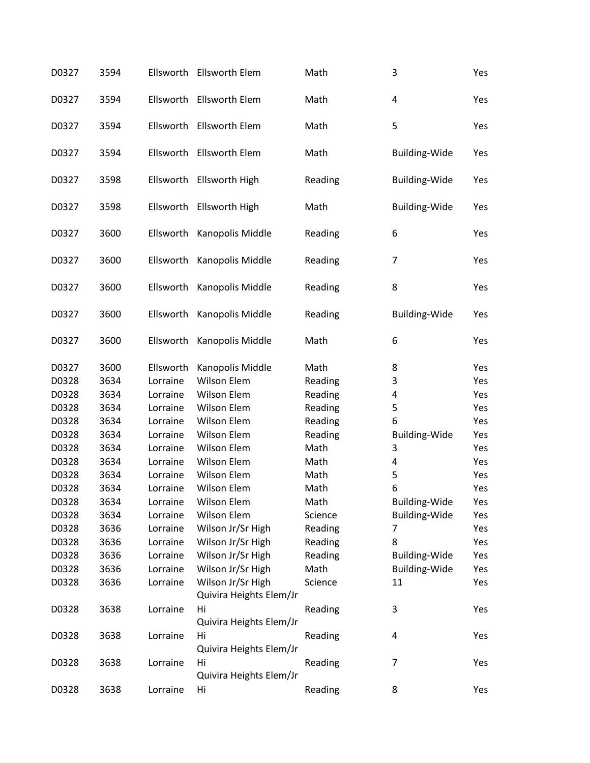| | | | | | | |
|---|---|---|---|---|---|---|
| D0327 | 3594 | Ellsworth | Ellsworth Elem | Math | 3 | Yes |
| D0327 | 3594 | Ellsworth | Ellsworth Elem | Math | 4 | Yes |
| D0327 | 3594 | Ellsworth | Ellsworth Elem | Math | 5 | Yes |
| D0327 | 3594 | Ellsworth | Ellsworth Elem | Math | Building-Wide | Yes |
| D0327 | 3598 | Ellsworth | Ellsworth High | Reading | Building-Wide | Yes |
| D0327 | 3598 | Ellsworth | Ellsworth High | Math | Building-Wide | Yes |
| D0327 | 3600 | Ellsworth | Kanopolis Middle | Reading | 6 | Yes |
| D0327 | 3600 | Ellsworth | Kanopolis Middle | Reading | 7 | Yes |
| D0327 | 3600 | Ellsworth | Kanopolis Middle | Reading | 8 | Yes |
| D0327 | 3600 | Ellsworth | Kanopolis Middle | Reading | Building-Wide | Yes |
| D0327 | 3600 | Ellsworth | Kanopolis Middle | Math | 6 | Yes |
| D0327 | 3600 | Ellsworth | Kanopolis Middle | Math | 8 | Yes |
| D0328 | 3634 | Lorraine | Wilson Elem | Reading | 3 | Yes |
| D0328 | 3634 | Lorraine | Wilson Elem | Reading | 4 | Yes |
| D0328 | 3634 | Lorraine | Wilson Elem | Reading | 5 | Yes |
| D0328 | 3634 | Lorraine | Wilson Elem | Reading | 6 | Yes |
| D0328 | 3634 | Lorraine | Wilson Elem | Reading | Building-Wide | Yes |
| D0328 | 3634 | Lorraine | Wilson Elem | Math | 3 | Yes |
| D0328 | 3634 | Lorraine | Wilson Elem | Math | 4 | Yes |
| D0328 | 3634 | Lorraine | Wilson Elem | Math | 5 | Yes |
| D0328 | 3634 | Lorraine | Wilson Elem | Math | 6 | Yes |
| D0328 | 3634 | Lorraine | Wilson Elem | Math | Building-Wide | Yes |
| D0328 | 3634 | Lorraine | Wilson Elem | Science | Building-Wide | Yes |
| D0328 | 3636 | Lorraine | Wilson Jr/Sr High | Reading | 7 | Yes |
| D0328 | 3636 | Lorraine | Wilson Jr/Sr High | Reading | 8 | Yes |
| D0328 | 3636 | Lorraine | Wilson Jr/Sr High | Reading | Building-Wide | Yes |
| D0328 | 3636 | Lorraine | Wilson Jr/Sr High | Math | Building-Wide | Yes |
| D0328 | 3636 | Lorraine | Wilson Jr/Sr High | Science | 11 | Yes |
| D0328 | 3638 | Lorraine | Quivira Heights Elem/Jr Hi | Reading | 3 | Yes |
| D0328 | 3638 | Lorraine | Quivira Heights Elem/Jr Hi | Reading | 4 | Yes |
| D0328 | 3638 | Lorraine | Quivira Heights Elem/Jr Hi | Reading | 7 | Yes |
| D0328 | 3638 | Lorraine | Quivira Heights Elem/Jr Hi | Reading | 8 | Yes |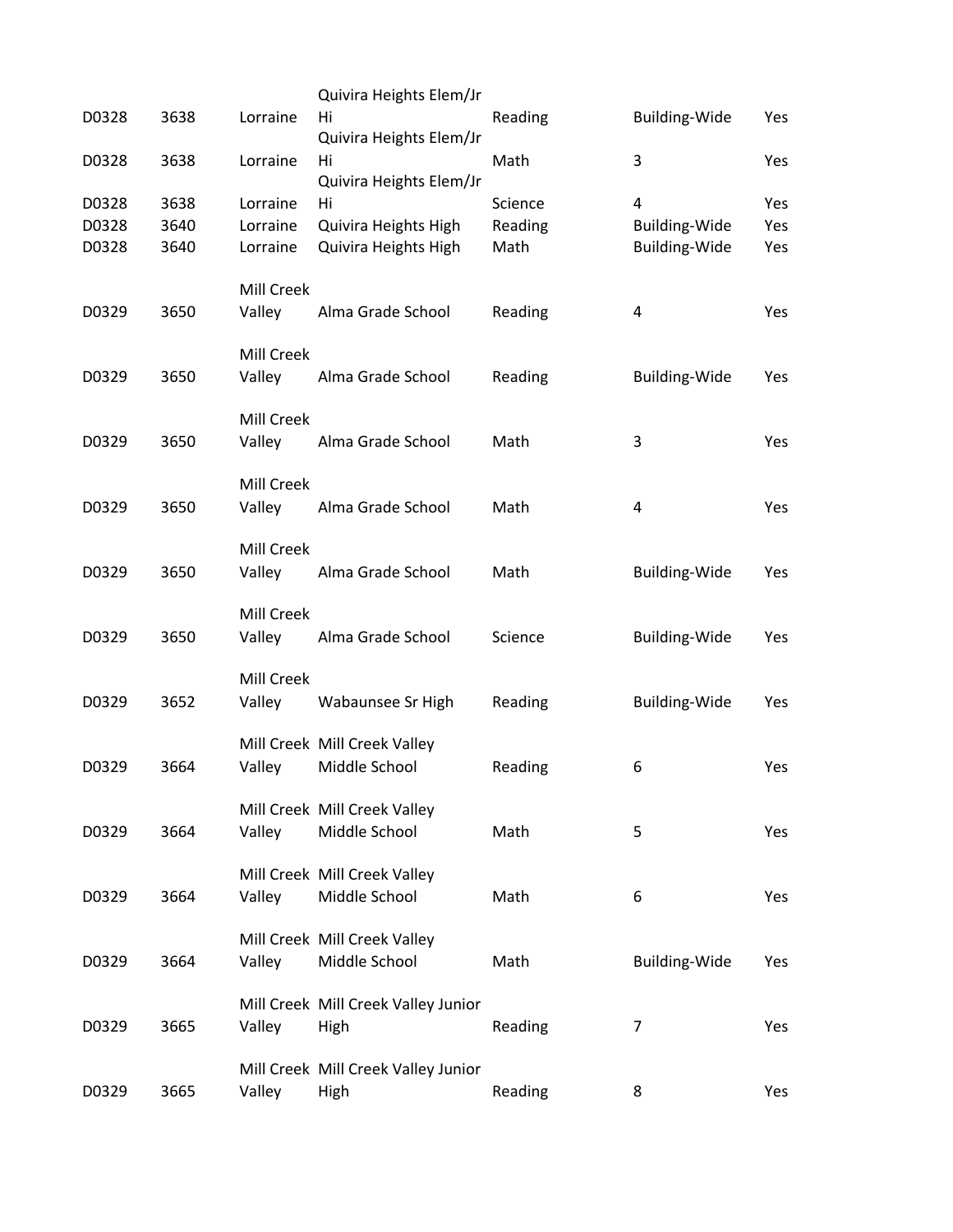| | | | | | | |
|---|---|---|---|---|---|---|
| D0328 | 3638 | Lorraine | Quivira Heights Elem/Jr Hi | Reading | Building-Wide | Yes |
| D0328 | 3638 | Lorraine | Quivira Heights Elem/Jr Hi | Math | 3 | Yes |
| D0328 | 3638 | Lorraine | Quivira Heights Elem/Jr Hi | Science | 4 | Yes |
| D0328 | 3640 | Lorraine | Quivira Heights High | Reading | Building-Wide | Yes |
| D0328 | 3640 | Lorraine | Quivira Heights High | Math | Building-Wide | Yes |
| D0329 | 3650 | Mill Creek Valley | Alma Grade School | Reading | 4 | Yes |
| D0329 | 3650 | Mill Creek Valley | Alma Grade School | Reading | Building-Wide | Yes |
| D0329 | 3650 | Mill Creek Valley | Alma Grade School | Math | 3 | Yes |
| D0329 | 3650 | Mill Creek Valley | Alma Grade School | Math | 4 | Yes |
| D0329 | 3650 | Mill Creek Valley | Alma Grade School | Math | Building-Wide | Yes |
| D0329 | 3650 | Mill Creek Valley | Alma Grade School | Science | Building-Wide | Yes |
| D0329 | 3652 | Mill Creek Valley | Wabaunsee Sr High | Reading | Building-Wide | Yes |
| D0329 | 3664 | Mill Creek Valley | Mill Creek Valley Middle School | Reading | 6 | Yes |
| D0329 | 3664 | Mill Creek Valley | Mill Creek Valley Middle School | Math | 5 | Yes |
| D0329 | 3664 | Mill Creek Valley | Mill Creek Valley Middle School | Math | 6 | Yes |
| D0329 | 3664 | Mill Creek Valley | Mill Creek Valley Middle School | Math | Building-Wide | Yes |
| D0329 | 3665 | Mill Creek Valley | Mill Creek Valley Junior High | Reading | 7 | Yes |
| D0329 | 3665 | Mill Creek Valley | Mill Creek Valley Junior High | Reading | 8 | Yes |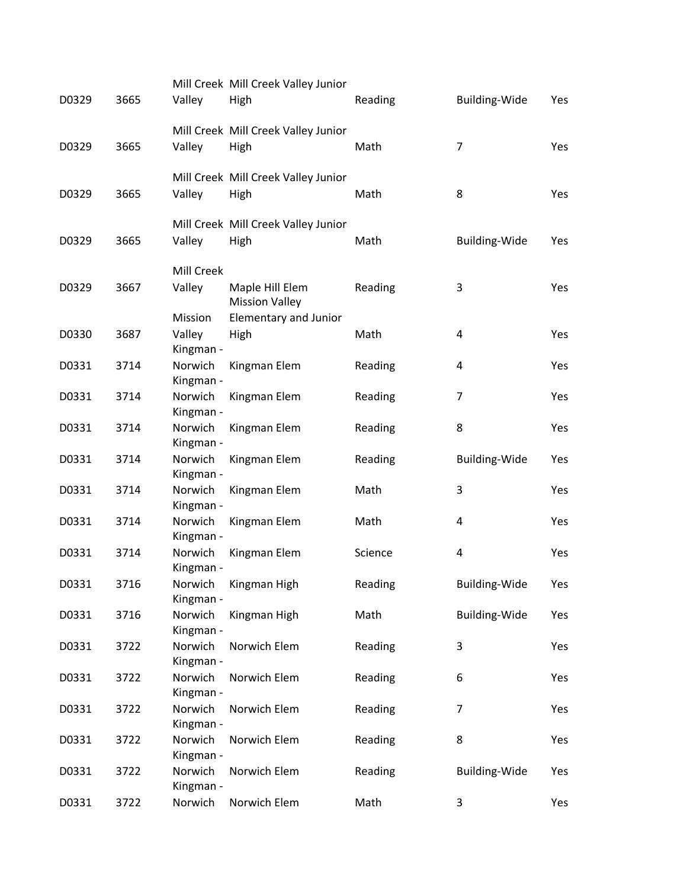| | | | | | | |
|---|---|---|---|---|---|---|
| D0329 | 3665 | Mill Creek Valley | Mill Creek Valley Junior High | Reading | Building-Wide | Yes |
| D0329 | 3665 | Mill Creek Valley | Mill Creek Valley Junior High | Math | 7 | Yes |
| D0329 | 3665 | Mill Creek Valley | Mill Creek Valley Junior High | Math | 8 | Yes |
| D0329 | 3665 | Mill Creek Valley | Mill Creek Valley Junior High | Math | Building-Wide | Yes |
| D0329 | 3667 | Mill Creek Valley | Maple Hill Elem | Reading | 3 | Yes |
| D0330 | 3687 | Mission Valley | Mission Valley Elementary and Junior High | Math | 4 | Yes |
| D0331 | 3714 | Kingman - Norwich | Kingman Elem | Reading | 4 | Yes |
| D0331 | 3714 | Kingman - Norwich | Kingman Elem | Reading | 7 | Yes |
| D0331 | 3714 | Kingman - Norwich | Kingman Elem | Reading | 8 | Yes |
| D0331 | 3714 | Kingman - Norwich | Kingman Elem | Reading | Building-Wide | Yes |
| D0331 | 3714 | Kingman - Norwich | Kingman Elem | Math | 3 | Yes |
| D0331 | 3714 | Kingman - Norwich | Kingman Elem | Math | 4 | Yes |
| D0331 | 3714 | Kingman - Norwich | Kingman Elem | Science | 4 | Yes |
| D0331 | 3716 | Kingman - Norwich | Kingman High | Reading | Building-Wide | Yes |
| D0331 | 3716 | Kingman - Norwich | Kingman High | Math | Building-Wide | Yes |
| D0331 | 3722 | Kingman - Norwich | Norwich Elem | Reading | 3 | Yes |
| D0331 | 3722 | Kingman - Norwich | Norwich Elem | Reading | 6 | Yes |
| D0331 | 3722 | Kingman - Norwich | Norwich Elem | Reading | 7 | Yes |
| D0331 | 3722 | Kingman - Norwich | Norwich Elem | Reading | 8 | Yes |
| D0331 | 3722 | Kingman - Norwich | Norwich Elem | Reading | Building-Wide | Yes |
| D0331 | 3722 | Kingman - Norwich | Norwich Elem | Math | 3 | Yes |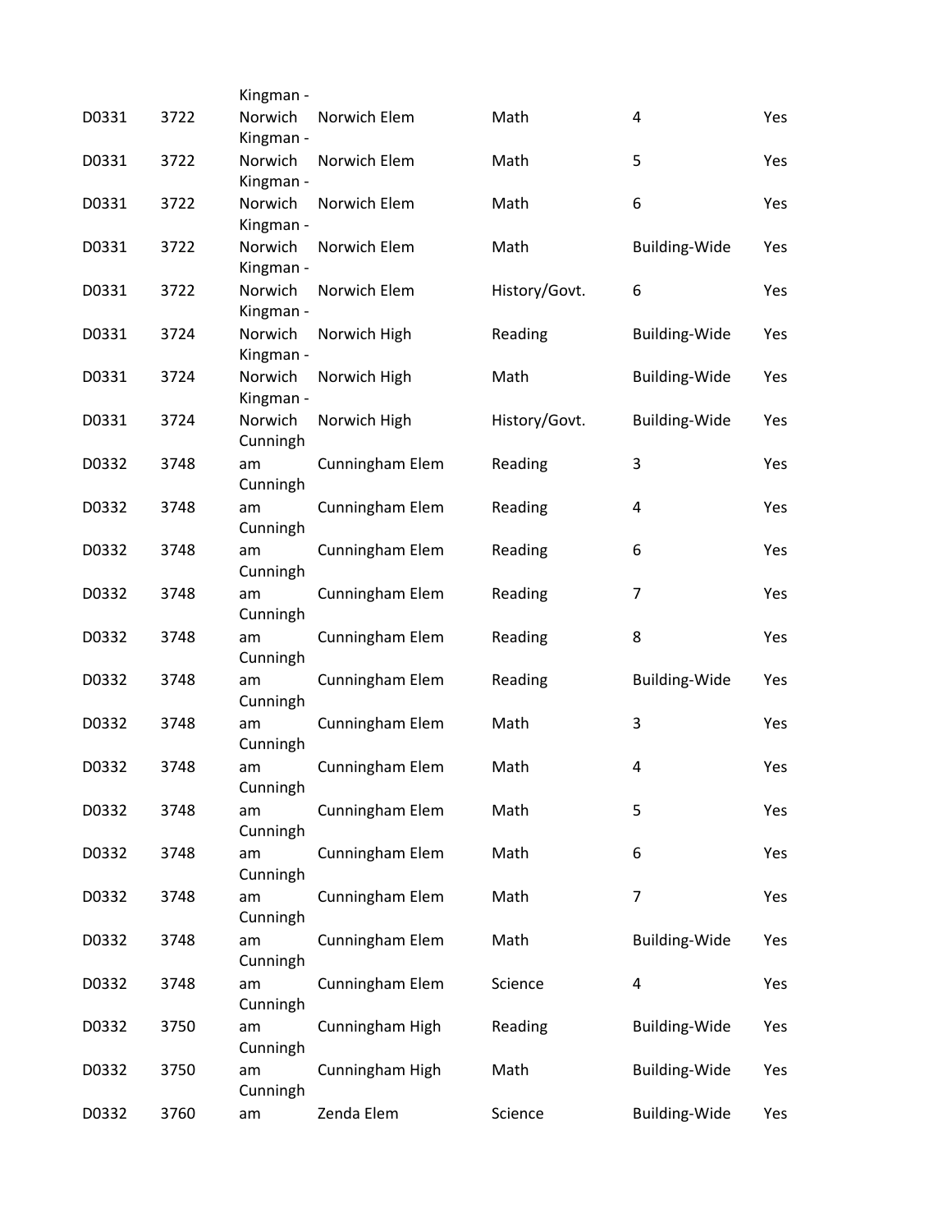| | | | | | | |
|---|---|---|---|---|---|---|
| D0331 | 3722 | Kingman - Norwich | Norwich Elem | Math | 4 | Yes |
| D0331 | 3722 | Kingman - Norwich | Norwich Elem | Math | 5 | Yes |
| D0331 | 3722 | Kingman - Norwich | Norwich Elem | Math | 6 | Yes |
| D0331 | 3722 | Kingman - Norwich | Norwich Elem | Math | Building-Wide | Yes |
| D0331 | 3722 | Kingman - Norwich | Norwich Elem | History/Govt. | 6 | Yes |
| D0331 | 3724 | Kingman - Norwich | Norwich High | Reading | Building-Wide | Yes |
| D0331 | 3724 | Kingman - Norwich | Norwich High | Math | Building-Wide | Yes |
| D0331 | 3724 | Kingman - Norwich | Norwich High | History/Govt. | Building-Wide | Yes |
| D0332 | 3748 | Cunningham | Cunningham Elem | Reading | 3 | Yes |
| D0332 | 3748 | Cunningham | Cunningham Elem | Reading | 4 | Yes |
| D0332 | 3748 | Cunningham | Cunningham Elem | Reading | 6 | Yes |
| D0332 | 3748 | Cunningham | Cunningham Elem | Reading | 7 | Yes |
| D0332 | 3748 | Cunningham | Cunningham Elem | Reading | 8 | Yes |
| D0332 | 3748 | Cunningham | Cunningham Elem | Reading | Building-Wide | Yes |
| D0332 | 3748 | Cunningham | Cunningham Elem | Math | 3 | Yes |
| D0332 | 3748 | Cunningham | Cunningham Elem | Math | 4 | Yes |
| D0332 | 3748 | Cunningham | Cunningham Elem | Math | 5 | Yes |
| D0332 | 3748 | Cunningham | Cunningham Elem | Math | 6 | Yes |
| D0332 | 3748 | Cunningham | Cunningham Elem | Math | 7 | Yes |
| D0332 | 3748 | Cunningham | Cunningham Elem | Math | Building-Wide | Yes |
| D0332 | 3748 | Cunningham | Cunningham Elem | Science | 4 | Yes |
| D0332 | 3750 | Cunningham | Cunningham High | Reading | Building-Wide | Yes |
| D0332 | 3750 | Cunningham | Cunningham High | Math | Building-Wide | Yes |
| D0332 | 3760 | Cunningham | Zenda Elem | Science | Building-Wide | Yes |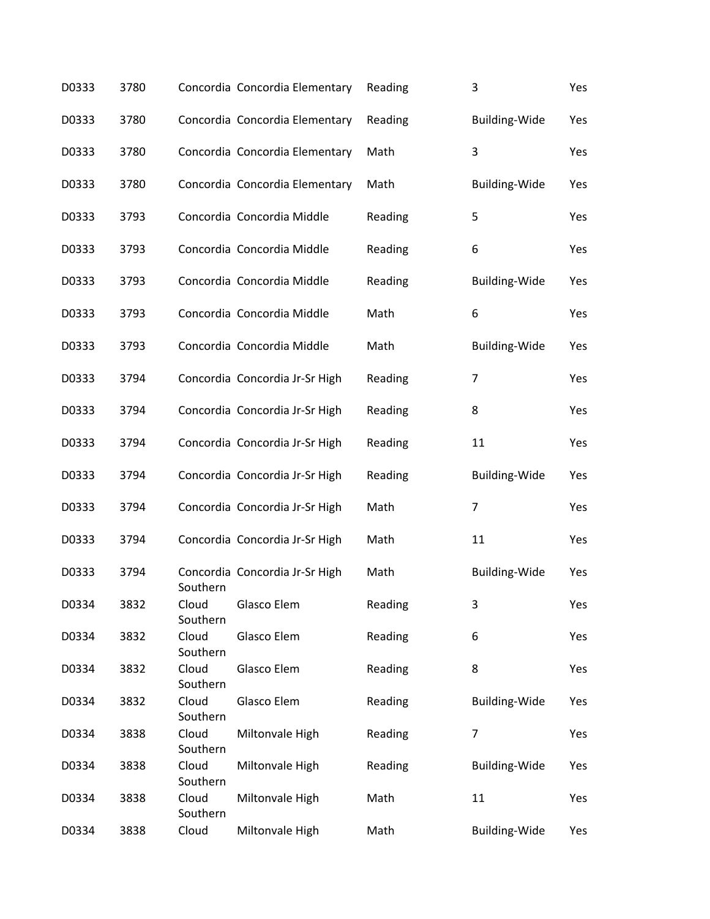| | | | | | | |
|---|---|---|---|---|---|---|
| D0333 | 3780 | Concordia | Concordia Elementary | Reading | 3 | Yes |
| D0333 | 3780 | Concordia | Concordia Elementary | Reading | Building-Wide | Yes |
| D0333 | 3780 | Concordia | Concordia Elementary | Math | 3 | Yes |
| D0333 | 3780 | Concordia | Concordia Elementary | Math | Building-Wide | Yes |
| D0333 | 3793 | Concordia | Concordia Middle | Reading | 5 | Yes |
| D0333 | 3793 | Concordia | Concordia Middle | Reading | 6 | Yes |
| D0333 | 3793 | Concordia | Concordia Middle | Reading | Building-Wide | Yes |
| D0333 | 3793 | Concordia | Concordia Middle | Math | 6 | Yes |
| D0333 | 3793 | Concordia | Concordia Middle | Math | Building-Wide | Yes |
| D0333 | 3794 | Concordia | Concordia Jr-Sr High | Reading | 7 | Yes |
| D0333 | 3794 | Concordia | Concordia Jr-Sr High | Reading | 8 | Yes |
| D0333 | 3794 | Concordia | Concordia Jr-Sr High | Reading | 11 | Yes |
| D0333 | 3794 | Concordia | Concordia Jr-Sr High | Reading | Building-Wide | Yes |
| D0333 | 3794 | Concordia | Concordia Jr-Sr High | Math | 7 | Yes |
| D0333 | 3794 | Concordia | Concordia Jr-Sr High | Math | 11 | Yes |
| D0333 | 3794 | Concordia | Concordia Jr-Sr High | Math | Building-Wide | Yes |
| D0334 | 3832 | Southern Cloud | Glasco Elem | Reading | 3 | Yes |
| D0334 | 3832 | Southern Cloud | Glasco Elem | Reading | 6 | Yes |
| D0334 | 3832 | Southern Cloud | Glasco Elem | Reading | 8 | Yes |
| D0334 | 3832 | Southern Cloud | Glasco Elem | Reading | Building-Wide | Yes |
| D0334 | 3838 | Southern Cloud | Miltonvale High | Reading | 7 | Yes |
| D0334 | 3838 | Southern Cloud | Miltonvale High | Reading | Building-Wide | Yes |
| D0334 | 3838 | Southern Cloud | Miltonvale High | Math | 11 | Yes |
| D0334 | 3838 | Southern Cloud | Miltonvale High | Math | Building-Wide | Yes |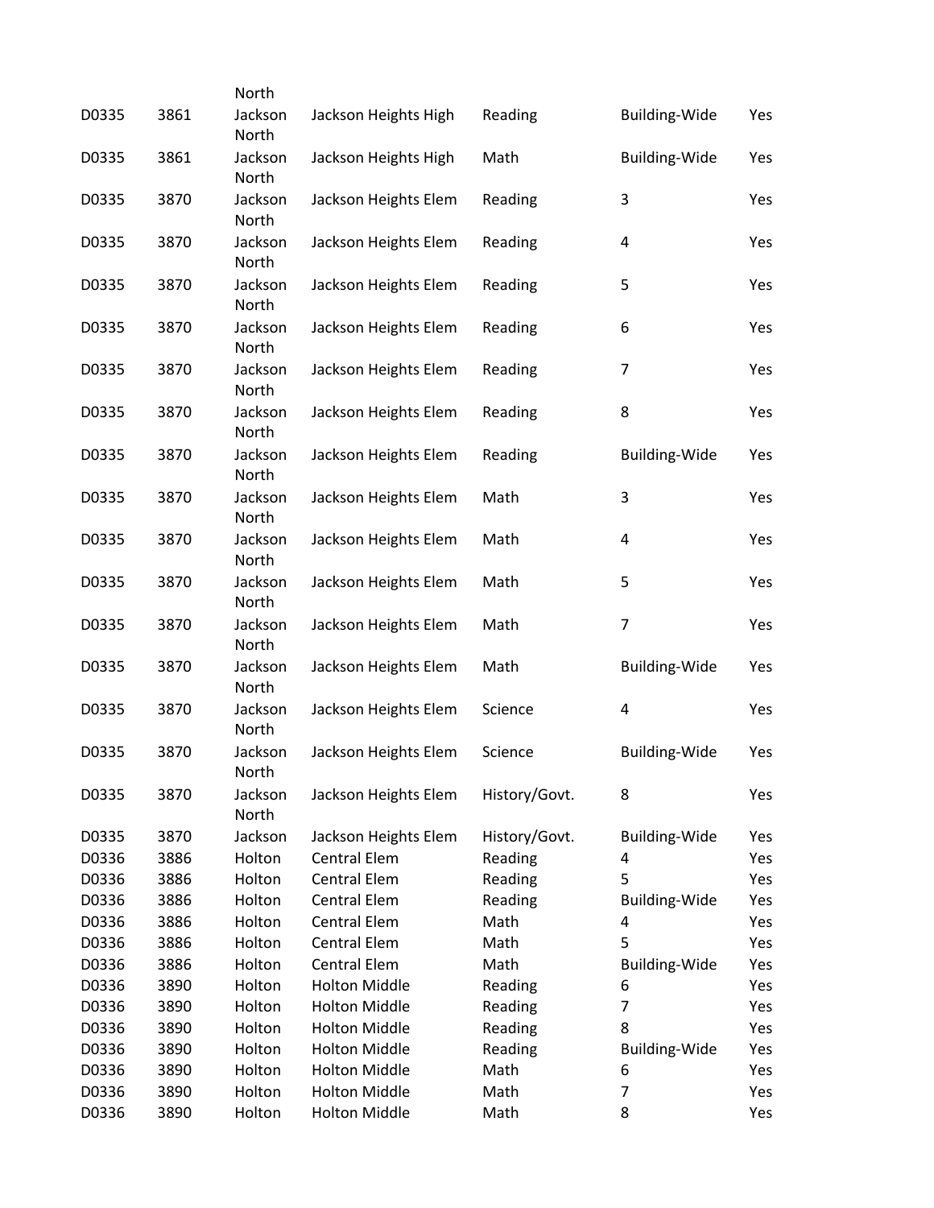| | | North | | | | |
|---|---|---|---|---|---|---|
| D0335 | 3861 | Jackson North | Jackson Heights High | Reading | Building-Wide | Yes |
| D0335 | 3861 | Jackson North | Jackson Heights High | Math | Building-Wide | Yes |
| D0335 | 3870 | Jackson North | Jackson Heights Elem | Reading | 3 | Yes |
| D0335 | 3870 | Jackson North | Jackson Heights Elem | Reading | 4 | Yes |
| D0335 | 3870 | Jackson North | Jackson Heights Elem | Reading | 5 | Yes |
| D0335 | 3870 | Jackson North | Jackson Heights Elem | Reading | 6 | Yes |
| D0335 | 3870 | Jackson North | Jackson Heights Elem | Reading | 7 | Yes |
| D0335 | 3870 | Jackson North | Jackson Heights Elem | Reading | 8 | Yes |
| D0335 | 3870 | Jackson North | Jackson Heights Elem | Reading | Building-Wide | Yes |
| D0335 | 3870 | Jackson North | Jackson Heights Elem | Math | 3 | Yes |
| D0335 | 3870 | Jackson North | Jackson Heights Elem | Math | 4 | Yes |
| D0335 | 3870 | Jackson North | Jackson Heights Elem | Math | 5 | Yes |
| D0335 | 3870 | Jackson North | Jackson Heights Elem | Math | 7 | Yes |
| D0335 | 3870 | Jackson North | Jackson Heights Elem | Math | Building-Wide | Yes |
| D0335 | 3870 | Jackson North | Jackson Heights Elem | Science | 4 | Yes |
| D0335 | 3870 | Jackson North | Jackson Heights Elem | Science | Building-Wide | Yes |
| D0335 | 3870 | Jackson North | Jackson Heights Elem | History/Govt. | 8 | Yes |
| D0335 | 3870 | Jackson | Jackson Heights Elem | History/Govt. | Building-Wide | Yes |
| D0336 | 3886 | Holton | Central Elem | Reading | 4 | Yes |
| D0336 | 3886 | Holton | Central Elem | Reading | 5 | Yes |
| D0336 | 3886 | Holton | Central Elem | Reading | Building-Wide | Yes |
| D0336 | 3886 | Holton | Central Elem | Math | 4 | Yes |
| D0336 | 3886 | Holton | Central Elem | Math | 5 | Yes |
| D0336 | 3886 | Holton | Central Elem | Math | Building-Wide | Yes |
| D0336 | 3890 | Holton | Holton Middle | Reading | 6 | Yes |
| D0336 | 3890 | Holton | Holton Middle | Reading | 7 | Yes |
| D0336 | 3890 | Holton | Holton Middle | Reading | 8 | Yes |
| D0336 | 3890 | Holton | Holton Middle | Reading | Building-Wide | Yes |
| D0336 | 3890 | Holton | Holton Middle | Math | 6 | Yes |
| D0336 | 3890 | Holton | Holton Middle | Math | 7 | Yes |
| D0336 | 3890 | Holton | Holton Middle | Math | 8 | Yes |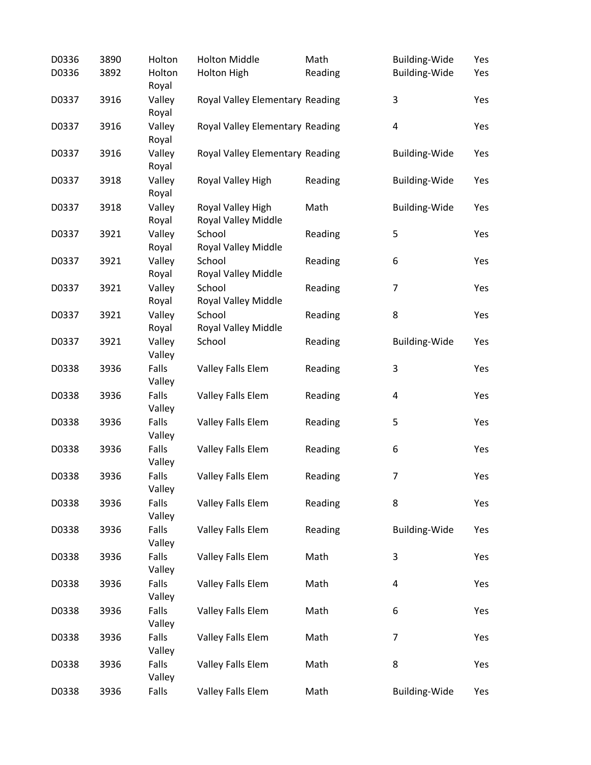| | | | | | | |
|---|---|---|---|---|---|---|
| D0336 | 3890 | Holton | Holton Middle | Math | Building-Wide | Yes |
| D0336 | 3892 | Holton | Holton High | Reading | Building-Wide | Yes |
| D0337 | 3916 | Royal Valley | Royal Valley Elementary | Reading | 3 | Yes |
| D0337 | 3916 | Royal Valley | Royal Valley Elementary | Reading | 4 | Yes |
| D0337 | 3916 | Royal Valley | Royal Valley Elementary | Reading | Building-Wide | Yes |
| D0337 | 3918 | Royal Valley | Royal Valley High | Reading | Building-Wide | Yes |
| D0337 | 3918 | Royal Valley | Royal Valley High | Math | Building-Wide | Yes |
| D0337 | 3921 | Royal Valley | Royal Valley Middle School | Reading | 5 | Yes |
| D0337 | 3921 | Royal Valley | Royal Valley Middle School | Reading | 6 | Yes |
| D0337 | 3921 | Royal Valley | Royal Valley Middle School | Reading | 7 | Yes |
| D0337 | 3921 | Royal Valley | Royal Valley Middle School | Reading | 8 | Yes |
| D0337 | 3921 | Royal Valley | Royal Valley Middle School | Reading | Building-Wide | Yes |
| D0338 | 3936 | Valley Falls | Valley Falls Elem | Reading | 3 | Yes |
| D0338 | 3936 | Valley Falls | Valley Falls Elem | Reading | 4 | Yes |
| D0338 | 3936 | Valley Falls | Valley Falls Elem | Reading | 5 | Yes |
| D0338 | 3936 | Valley Falls | Valley Falls Elem | Reading | 6 | Yes |
| D0338 | 3936 | Valley Falls | Valley Falls Elem | Reading | 7 | Yes |
| D0338 | 3936 | Valley Falls | Valley Falls Elem | Reading | 8 | Yes |
| D0338 | 3936 | Valley Falls | Valley Falls Elem | Reading | Building-Wide | Yes |
| D0338 | 3936 | Valley Falls | Valley Falls Elem | Math | 3 | Yes |
| D0338 | 3936 | Valley Falls | Valley Falls Elem | Math | 4 | Yes |
| D0338 | 3936 | Valley Falls | Valley Falls Elem | Math | 6 | Yes |
| D0338 | 3936 | Valley Falls | Valley Falls Elem | Math | 7 | Yes |
| D0338 | 3936 | Valley Falls | Valley Falls Elem | Math | 8 | Yes |
| D0338 | 3936 | Valley Falls | Valley Falls Elem | Math | Building-Wide | Yes |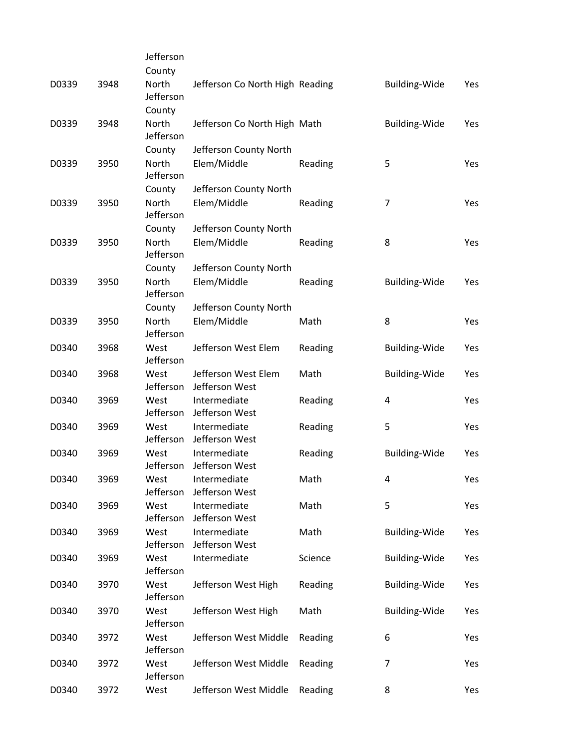| | | | | | | |
|---|---|---|---|---|---|---|
| D0339 | 3948 | Jefferson County North | Jefferson Co North High | Reading | Building-Wide | Yes |
| D0339 | 3948 | Jefferson County North | Jefferson Co North High | Math | Building-Wide | Yes |
| D0339 | 3950 | Jefferson County North | Jefferson County North Elem/Middle | Reading | 5 | Yes |
| D0339 | 3950 | Jefferson County North | Jefferson County North Elem/Middle | Reading | 7 | Yes |
| D0339 | 3950 | Jefferson County North | Jefferson County North Elem/Middle | Reading | 8 | Yes |
| D0339 | 3950 | Jefferson County North | Jefferson County North Elem/Middle | Reading | Building-Wide | Yes |
| D0339 | 3950 | Jefferson County North | Jefferson County North Elem/Middle | Math | 8 | Yes |
| D0340 | 3968 | Jefferson West | Jefferson West Elem | Reading | Building-Wide | Yes |
| D0340 | 3968 | Jefferson West | Jefferson West Elem | Math | Building-Wide | Yes |
| D0340 | 3969 | Jefferson West | Jefferson West Intermediate | Reading | 4 | Yes |
| D0340 | 3969 | Jefferson West | Jefferson West Intermediate | Reading | 5 | Yes |
| D0340 | 3969 | Jefferson West | Jefferson West Intermediate | Reading | Building-Wide | Yes |
| D0340 | 3969 | Jefferson West | Jefferson West Intermediate | Math | 4 | Yes |
| D0340 | 3969 | Jefferson West | Jefferson West Intermediate | Math | 5 | Yes |
| D0340 | 3969 | Jefferson West | Jefferson West Intermediate | Math | Building-Wide | Yes |
| D0340 | 3969 | Jefferson West | Jefferson West Intermediate | Science | Building-Wide | Yes |
| D0340 | 3970 | Jefferson West | Jefferson West High | Reading | Building-Wide | Yes |
| D0340 | 3970 | Jefferson West | Jefferson West High | Math | Building-Wide | Yes |
| D0340 | 3972 | Jefferson West | Jefferson West Middle | Reading | 6 | Yes |
| D0340 | 3972 | Jefferson West | Jefferson West Middle | Reading | 7 | Yes |
| D0340 | 3972 | Jefferson West | Jefferson West Middle | Reading | 8 | Yes |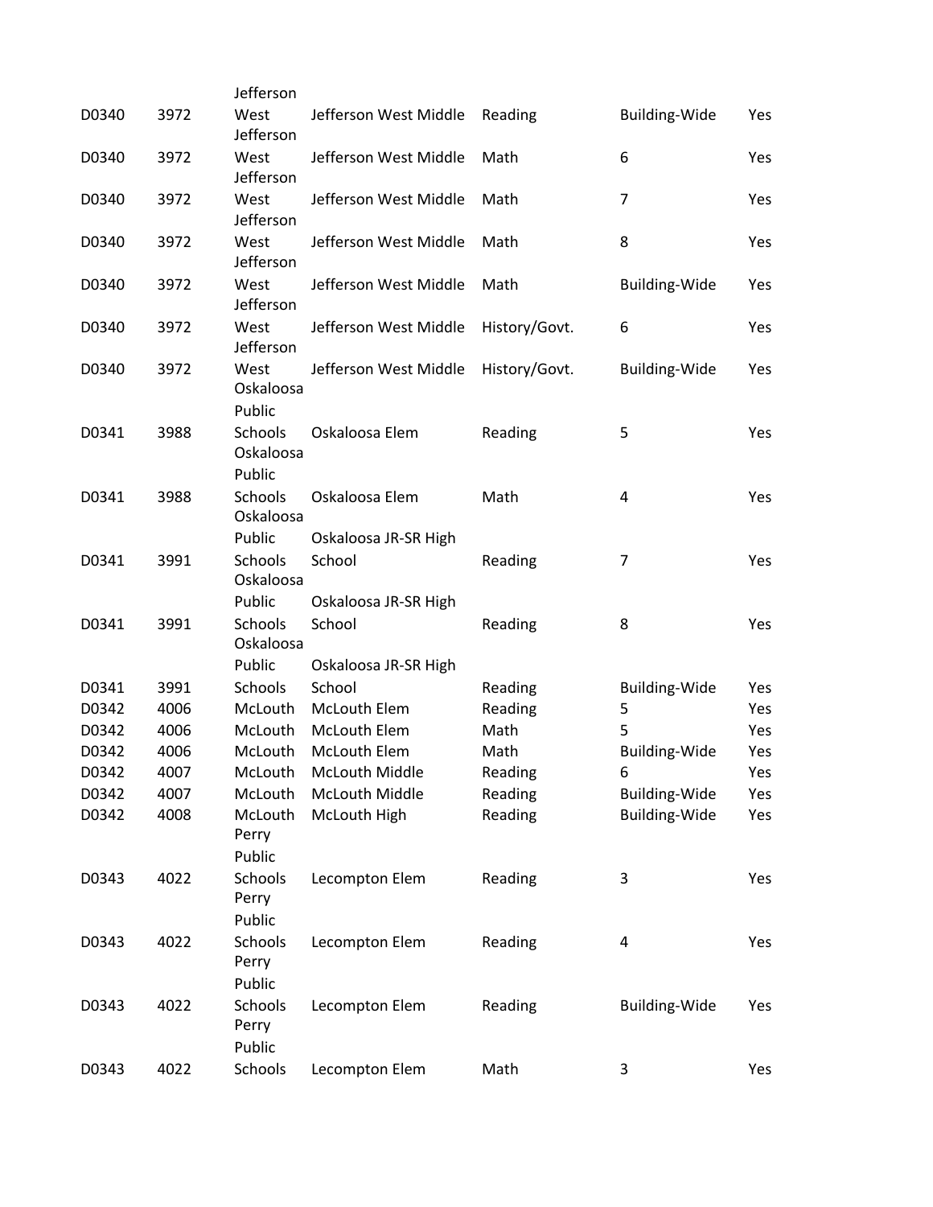| | | | | | | |
|---|---|---|---|---|---|---|
| D0340 | 3972 | Jefferson West | Jefferson West Middle | Reading | Building-Wide | Yes |
| D0340 | 3972 | Jefferson West | Jefferson West Middle | Math | 6 | Yes |
| D0340 | 3972 | Jefferson West | Jefferson West Middle | Math | 7 | Yes |
| D0340 | 3972 | Jefferson West | Jefferson West Middle | Math | 8 | Yes |
| D0340 | 3972 | Jefferson West | Jefferson West Middle | Math | Building-Wide | Yes |
| D0340 | 3972 | Jefferson West | Jefferson West Middle | History/Govt. | 6 | Yes |
| D0340 | 3972 | Jefferson West | Jefferson West Middle | History/Govt. | Building-Wide | Yes |
| D0341 | 3988 | Oskaloosa Public Schools | Oskaloosa Elem | Reading | 5 | Yes |
| D0341 | 3988 | Oskaloosa Public Schools | Oskaloosa Elem | Math | 4 | Yes |
| D0341 | 3991 | Oskaloosa Public Schools | Oskaloosa JR-SR High School | Reading | 7 | Yes |
| D0341 | 3991 | Oskaloosa Public Schools | Oskaloosa JR-SR High School | Reading | 8 | Yes |
| D0341 | 3991 | Oskaloosa Public Schools | Oskaloosa JR-SR High School | Reading | Building-Wide | Yes |
| D0342 | 4006 | McLouth | McLouth Elem | Reading | 5 | Yes |
| D0342 | 4006 | McLouth | McLouth Elem | Math | 5 | Yes |
| D0342 | 4006 | McLouth | McLouth Elem | Math | Building-Wide | Yes |
| D0342 | 4007 | McLouth | McLouth Middle | Reading | 6 | Yes |
| D0342 | 4007 | McLouth | McLouth Middle | Reading | Building-Wide | Yes |
| D0342 | 4008 | McLouth | McLouth High | Reading | Building-Wide | Yes |
| D0343 | 4022 | Perry Public Schools | Lecompton Elem | Reading | 3 | Yes |
| D0343 | 4022 | Perry Public Schools | Lecompton Elem | Reading | 4 | Yes |
| D0343 | 4022 | Perry Public Schools | Lecompton Elem | Reading | Building-Wide | Yes |
| D0343 | 4022 | Perry Public Schools | Lecompton Elem | Math | 3 | Yes |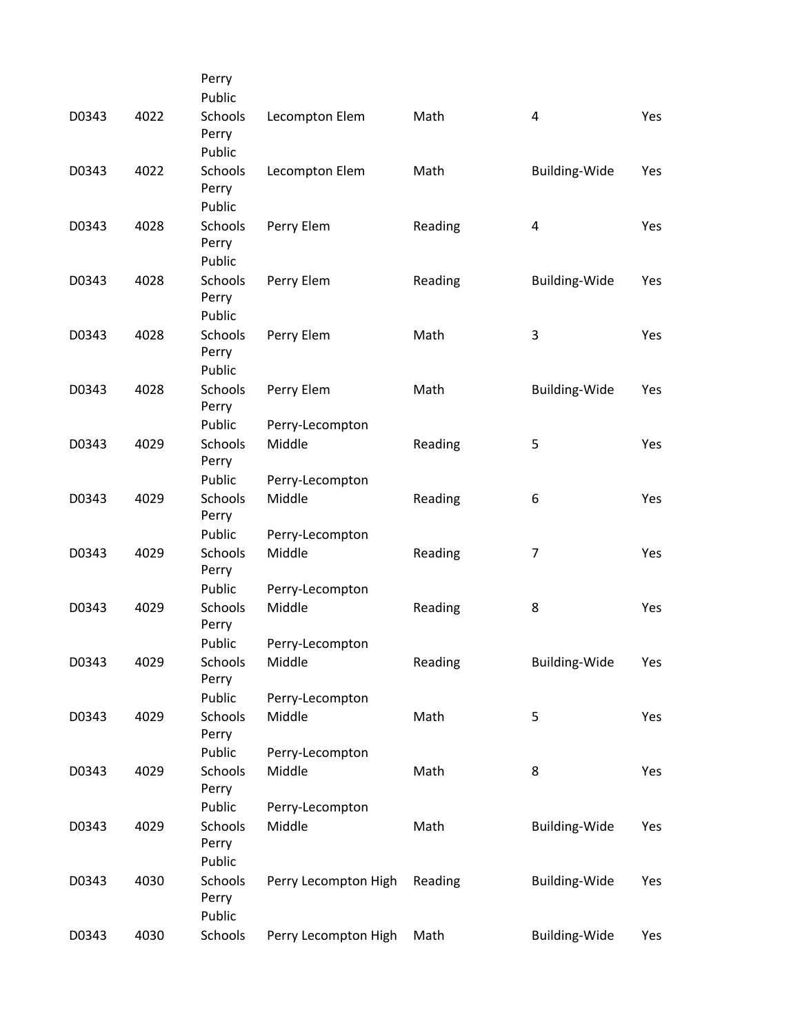| | | | | | | |
|---|---|---|---|---|---|---|
| D0343 | 4022 | Perry Public Schools | Lecompton Elem | Math | 4 | Yes |
| D0343 | 4022 | Perry Public Schools | Lecompton Elem | Math | Building-Wide | Yes |
| D0343 | 4028 | Perry Public Schools | Perry Elem | Reading | 4 | Yes |
| D0343 | 4028 | Perry Public Schools | Perry Elem | Reading | Building-Wide | Yes |
| D0343 | 4028 | Perry Public Schools | Perry Elem | Math | 3 | Yes |
| D0343 | 4028 | Perry Public Schools | Perry Elem | Math | Building-Wide | Yes |
| D0343 | 4029 | Perry Public Schools | Perry-Lecompton Middle | Reading | 5 | Yes |
| D0343 | 4029 | Perry Public Schools | Perry-Lecompton Middle | Reading | 6 | Yes |
| D0343 | 4029 | Perry Public Schools | Perry-Lecompton Middle | Reading | 7 | Yes |
| D0343 | 4029 | Perry Public Schools | Perry-Lecompton Middle | Reading | 8 | Yes |
| D0343 | 4029 | Perry Public Schools | Perry-Lecompton Middle | Reading | Building-Wide | Yes |
| D0343 | 4029 | Perry Public Schools | Perry-Lecompton Middle | Math | 5 | Yes |
| D0343 | 4029 | Perry Public Schools | Perry-Lecompton Middle | Math | 8 | Yes |
| D0343 | 4029 | Perry Public Schools | Perry-Lecompton Middle | Math | Building-Wide | Yes |
| D0343 | 4030 | Perry Public Schools | Perry Lecompton High | Reading | Building-Wide | Yes |
| D0343 | 4030 | Perry Public Schools | Perry Lecompton High | Math | Building-Wide | Yes |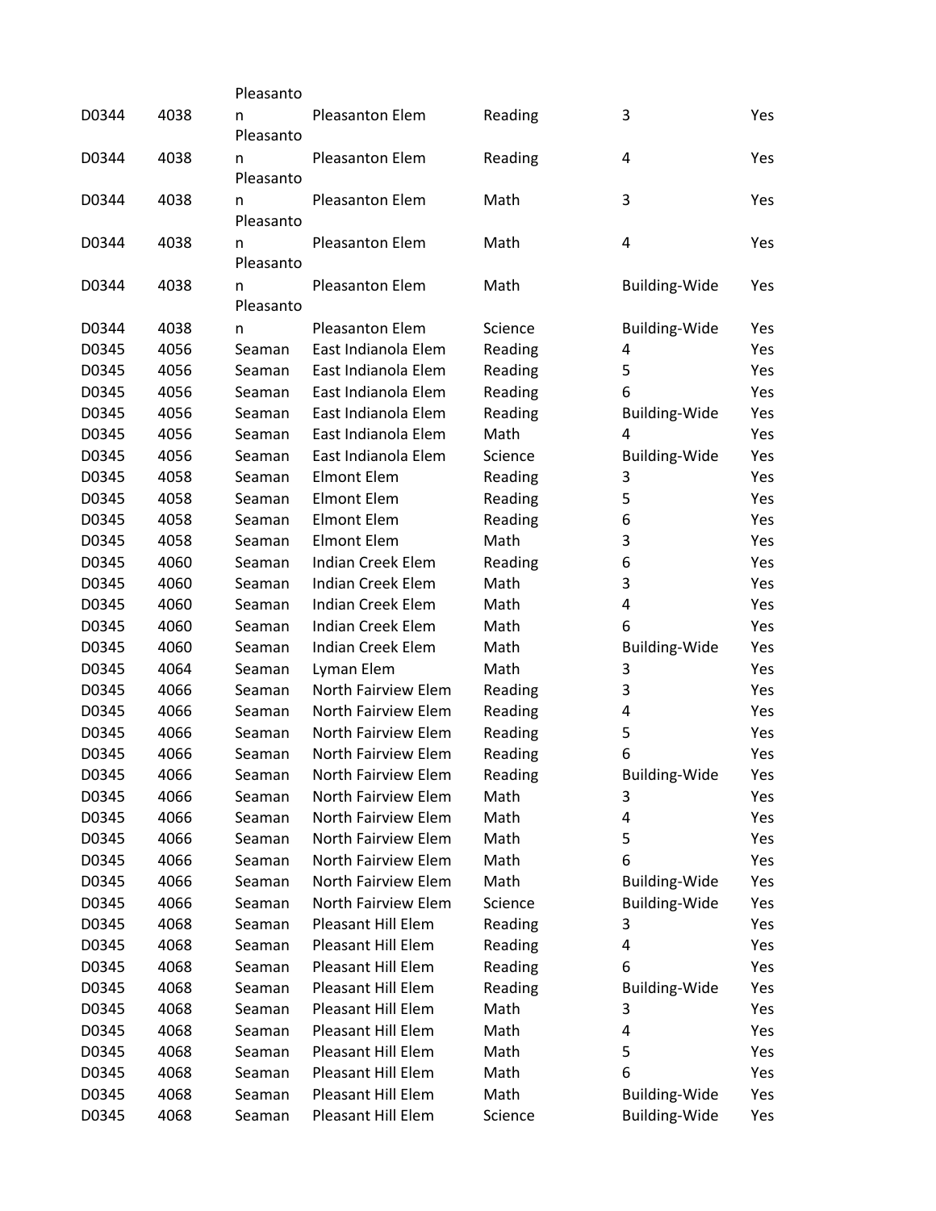| | | | | | | |
|---|---|---|---|---|---|---|
| D0344 | 4038 | Pleasanton | Pleasanton Elem | Reading | 3 | Yes |
| D0344 | 4038 | Pleasanton | Pleasanton Elem | Reading | 4 | Yes |
| D0344 | 4038 | Pleasanton | Pleasanton Elem | Math | 3 | Yes |
| D0344 | 4038 | Pleasanton | Pleasanton Elem | Math | 4 | Yes |
| D0344 | 4038 | Pleasanton | Pleasanton Elem | Math | Building-Wide | Yes |
| D0344 | 4038 | Pleasanton | Pleasanton Elem | Science | Building-Wide | Yes |
| D0345 | 4056 | Seaman | East Indianola Elem | Reading | 4 | Yes |
| D0345 | 4056 | Seaman | East Indianola Elem | Reading | 5 | Yes |
| D0345 | 4056 | Seaman | East Indianola Elem | Reading | 6 | Yes |
| D0345 | 4056 | Seaman | East Indianola Elem | Reading | Building-Wide | Yes |
| D0345 | 4056 | Seaman | East Indianola Elem | Math | 4 | Yes |
| D0345 | 4056 | Seaman | East Indianola Elem | Science | Building-Wide | Yes |
| D0345 | 4058 | Seaman | Elmont Elem | Reading | 3 | Yes |
| D0345 | 4058 | Seaman | Elmont Elem | Reading | 5 | Yes |
| D0345 | 4058 | Seaman | Elmont Elem | Reading | 6 | Yes |
| D0345 | 4058 | Seaman | Elmont Elem | Math | 3 | Yes |
| D0345 | 4060 | Seaman | Indian Creek Elem | Reading | 6 | Yes |
| D0345 | 4060 | Seaman | Indian Creek Elem | Math | 3 | Yes |
| D0345 | 4060 | Seaman | Indian Creek Elem | Math | 4 | Yes |
| D0345 | 4060 | Seaman | Indian Creek Elem | Math | 6 | Yes |
| D0345 | 4060 | Seaman | Indian Creek Elem | Math | Building-Wide | Yes |
| D0345 | 4064 | Seaman | Lyman Elem | Math | 3 | Yes |
| D0345 | 4066 | Seaman | North Fairview Elem | Reading | 3 | Yes |
| D0345 | 4066 | Seaman | North Fairview Elem | Reading | 4 | Yes |
| D0345 | 4066 | Seaman | North Fairview Elem | Reading | 5 | Yes |
| D0345 | 4066 | Seaman | North Fairview Elem | Reading | 6 | Yes |
| D0345 | 4066 | Seaman | North Fairview Elem | Reading | Building-Wide | Yes |
| D0345 | 4066 | Seaman | North Fairview Elem | Math | 3 | Yes |
| D0345 | 4066 | Seaman | North Fairview Elem | Math | 4 | Yes |
| D0345 | 4066 | Seaman | North Fairview Elem | Math | 5 | Yes |
| D0345 | 4066 | Seaman | North Fairview Elem | Math | 6 | Yes |
| D0345 | 4066 | Seaman | North Fairview Elem | Math | Building-Wide | Yes |
| D0345 | 4066 | Seaman | North Fairview Elem | Science | Building-Wide | Yes |
| D0345 | 4068 | Seaman | Pleasant Hill Elem | Reading | 3 | Yes |
| D0345 | 4068 | Seaman | Pleasant Hill Elem | Reading | 4 | Yes |
| D0345 | 4068 | Seaman | Pleasant Hill Elem | Reading | 6 | Yes |
| D0345 | 4068 | Seaman | Pleasant Hill Elem | Reading | Building-Wide | Yes |
| D0345 | 4068 | Seaman | Pleasant Hill Elem | Math | 3 | Yes |
| D0345 | 4068 | Seaman | Pleasant Hill Elem | Math | 4 | Yes |
| D0345 | 4068 | Seaman | Pleasant Hill Elem | Math | 5 | Yes |
| D0345 | 4068 | Seaman | Pleasant Hill Elem | Math | 6 | Yes |
| D0345 | 4068 | Seaman | Pleasant Hill Elem | Math | Building-Wide | Yes |
| D0345 | 4068 | Seaman | Pleasant Hill Elem | Science | Building-Wide | Yes |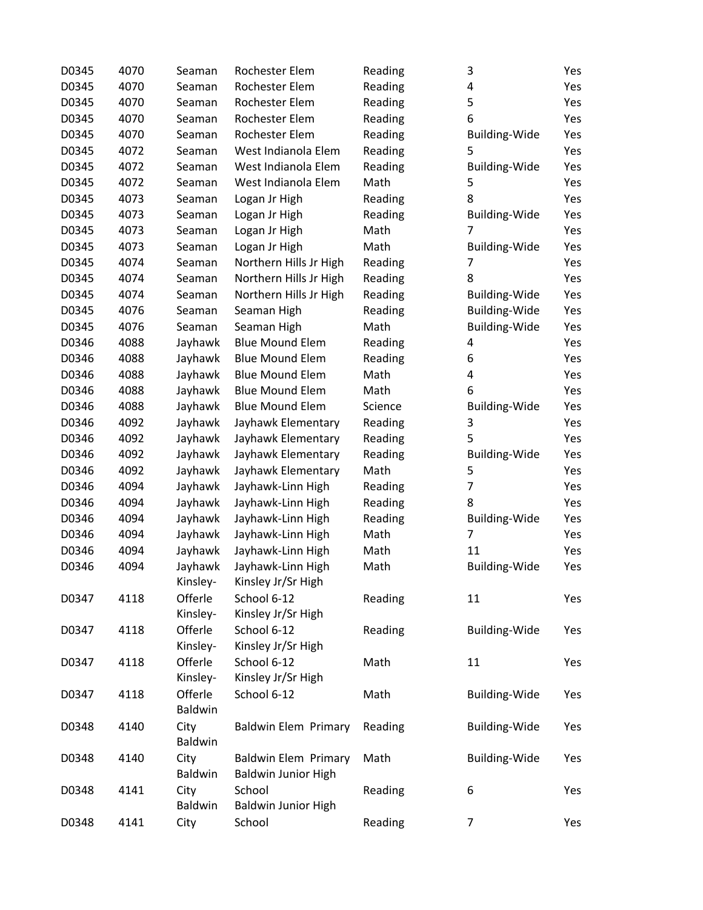| | | | | | | |
|---|---|---|---|---|---|---|
| D0345 | 4070 | Seaman | Rochester Elem | Reading | 3 | Yes |
| D0345 | 4070 | Seaman | Rochester Elem | Reading | 4 | Yes |
| D0345 | 4070 | Seaman | Rochester Elem | Reading | 5 | Yes |
| D0345 | 4070 | Seaman | Rochester Elem | Reading | 6 | Yes |
| D0345 | 4070 | Seaman | Rochester Elem | Reading | Building-Wide | Yes |
| D0345 | 4072 | Seaman | West Indianola Elem | Reading | 5 | Yes |
| D0345 | 4072 | Seaman | West Indianola Elem | Reading | Building-Wide | Yes |
| D0345 | 4072 | Seaman | West Indianola Elem | Math | 5 | Yes |
| D0345 | 4073 | Seaman | Logan Jr High | Reading | 8 | Yes |
| D0345 | 4073 | Seaman | Logan Jr High | Reading | Building-Wide | Yes |
| D0345 | 4073 | Seaman | Logan Jr High | Math | 7 | Yes |
| D0345 | 4073 | Seaman | Logan Jr High | Math | Building-Wide | Yes |
| D0345 | 4074 | Seaman | Northern Hills Jr High | Reading | 7 | Yes |
| D0345 | 4074 | Seaman | Northern Hills Jr High | Reading | 8 | Yes |
| D0345 | 4074 | Seaman | Northern Hills Jr High | Reading | Building-Wide | Yes |
| D0345 | 4076 | Seaman | Seaman High | Reading | Building-Wide | Yes |
| D0345 | 4076 | Seaman | Seaman High | Math | Building-Wide | Yes |
| D0346 | 4088 | Jayhawk | Blue Mound Elem | Reading | 4 | Yes |
| D0346 | 4088 | Jayhawk | Blue Mound Elem | Reading | 6 | Yes |
| D0346 | 4088 | Jayhawk | Blue Mound Elem | Math | 4 | Yes |
| D0346 | 4088 | Jayhawk | Blue Mound Elem | Math | 6 | Yes |
| D0346 | 4088 | Jayhawk | Blue Mound Elem | Science | Building-Wide | Yes |
| D0346 | 4092 | Jayhawk | Jayhawk Elementary | Reading | 3 | Yes |
| D0346 | 4092 | Jayhawk | Jayhawk Elementary | Reading | 5 | Yes |
| D0346 | 4092 | Jayhawk | Jayhawk Elementary | Reading | Building-Wide | Yes |
| D0346 | 4092 | Jayhawk | Jayhawk Elementary | Math | 5 | Yes |
| D0346 | 4094 | Jayhawk | Jayhawk-Linn High | Reading | 7 | Yes |
| D0346 | 4094 | Jayhawk | Jayhawk-Linn High | Reading | 8 | Yes |
| D0346 | 4094 | Jayhawk | Jayhawk-Linn High | Reading | Building-Wide | Yes |
| D0346 | 4094 | Jayhawk | Jayhawk-Linn High | Math | 7 | Yes |
| D0346 | 4094 | Jayhawk | Jayhawk-Linn High | Math | 11 | Yes |
| D0346 | 4094 | Jayhawk | Jayhawk-Linn High | Math | Building-Wide | Yes |
| D0347 | 4118 | Kinsley-Offerle | Kinsley Jr/Sr High School 6-12 | Reading | 11 | Yes |
| D0347 | 4118 | Kinsley-Offerle | Kinsley Jr/Sr High School 6-12 | Reading | Building-Wide | Yes |
| D0347 | 4118 | Kinsley-Offerle | Kinsley Jr/Sr High School 6-12 | Math | 11 | Yes |
| D0347 | 4118 | Kinsley-Offerle | Kinsley Jr/Sr High School 6-12 | Math | Building-Wide | Yes |
| D0348 | 4140 | Baldwin City | Baldwin Elem Primary | Reading | Building-Wide | Yes |
| D0348 | 4140 | Baldwin City | Baldwin Elem Primary | Math | Building-Wide | Yes |
| D0348 | 4141 | Baldwin City | Baldwin Junior High School | Reading | 6 | Yes |
| D0348 | 4141 | Baldwin City | Baldwin Junior High School | Reading | 7 | Yes |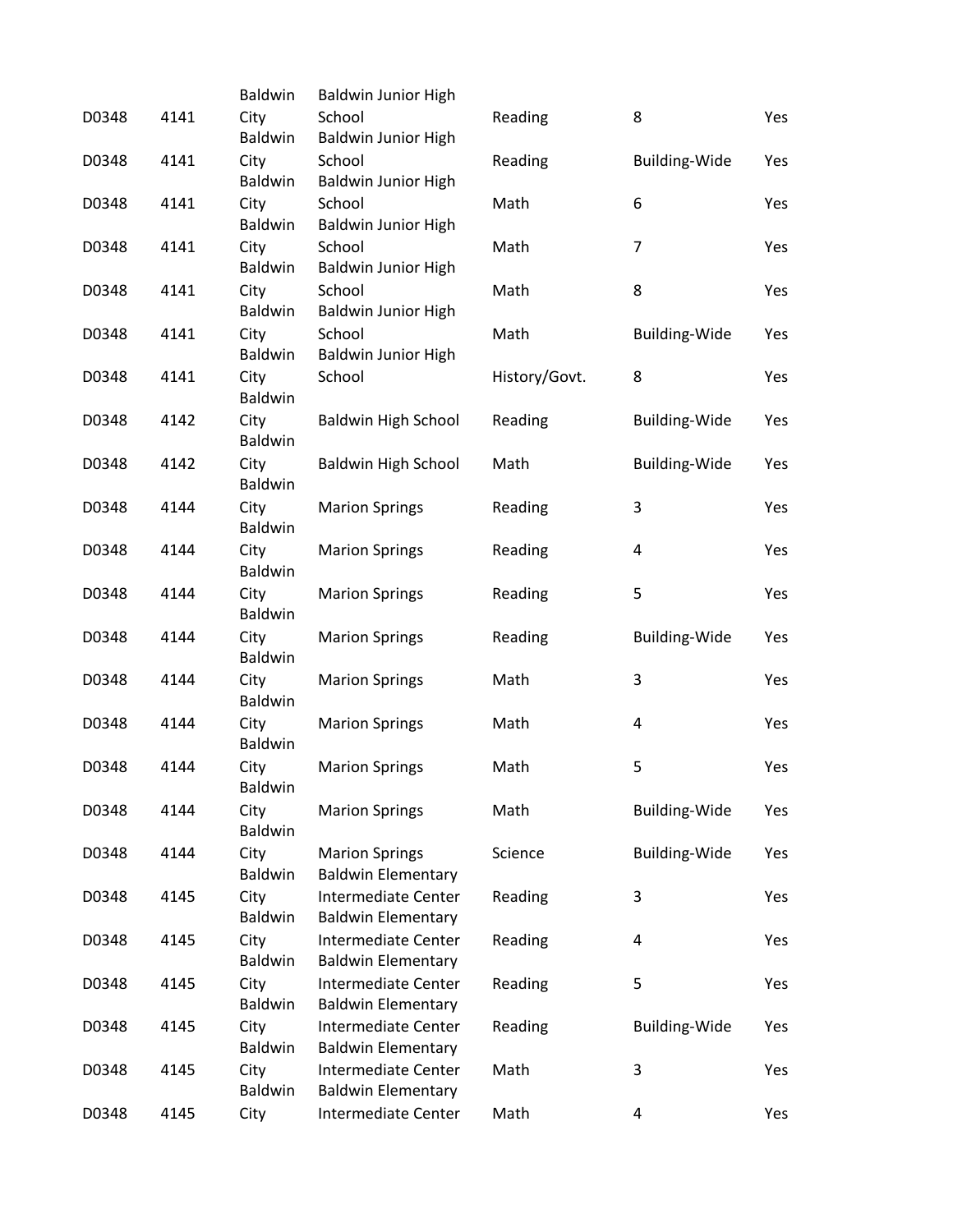| | | | | | | |
|---|---|---|---|---|---|---|
| D0348 | 4141 | Baldwin City | Baldwin Junior High School | Reading | 8 | Yes |
| D0348 | 4141 | Baldwin City | Baldwin Junior High School | Reading | Building-Wide | Yes |
| D0348 | 4141 | Baldwin City | Baldwin Junior High School | Math | 6 | Yes |
| D0348 | 4141 | Baldwin City | Baldwin Junior High School | Math | 7 | Yes |
| D0348 | 4141 | Baldwin City | Baldwin Junior High School | Math | 8 | Yes |
| D0348 | 4141 | Baldwin City | Baldwin Junior High School | Math | Building-Wide | Yes |
| D0348 | 4141 | Baldwin City | Baldwin Junior High School | History/Govt. | 8 | Yes |
| D0348 | 4142 | Baldwin City | Baldwin High School | Reading | Building-Wide | Yes |
| D0348 | 4142 | Baldwin City | Baldwin High School | Math | Building-Wide | Yes |
| D0348 | 4144 | Baldwin City | Marion Springs | Reading | 3 | Yes |
| D0348 | 4144 | Baldwin City | Marion Springs | Reading | 4 | Yes |
| D0348 | 4144 | Baldwin City | Marion Springs | Reading | 5 | Yes |
| D0348 | 4144 | Baldwin City | Marion Springs | Reading | Building-Wide | Yes |
| D0348 | 4144 | Baldwin City | Marion Springs | Math | 3 | Yes |
| D0348 | 4144 | Baldwin City | Marion Springs | Math | 4 | Yes |
| D0348 | 4144 | Baldwin City | Marion Springs | Math | 5 | Yes |
| D0348 | 4144 | Baldwin City | Marion Springs | Math | Building-Wide | Yes |
| D0348 | 4144 | Baldwin City | Marion Springs | Science | Building-Wide | Yes |
| D0348 | 4145 | Baldwin City | Baldwin Elementary Intermediate Center | Reading | 3 | Yes |
| D0348 | 4145 | Baldwin City | Baldwin Elementary Intermediate Center | Reading | 4 | Yes |
| D0348 | 4145 | Baldwin City | Baldwin Elementary Intermediate Center | Reading | 5 | Yes |
| D0348 | 4145 | Baldwin City | Baldwin Elementary Intermediate Center | Reading | Building-Wide | Yes |
| D0348 | 4145 | Baldwin City | Baldwin Elementary Intermediate Center | Math | 3 | Yes |
| D0348 | 4145 | Baldwin City | Baldwin Elementary Intermediate Center | Math | 4 | Yes |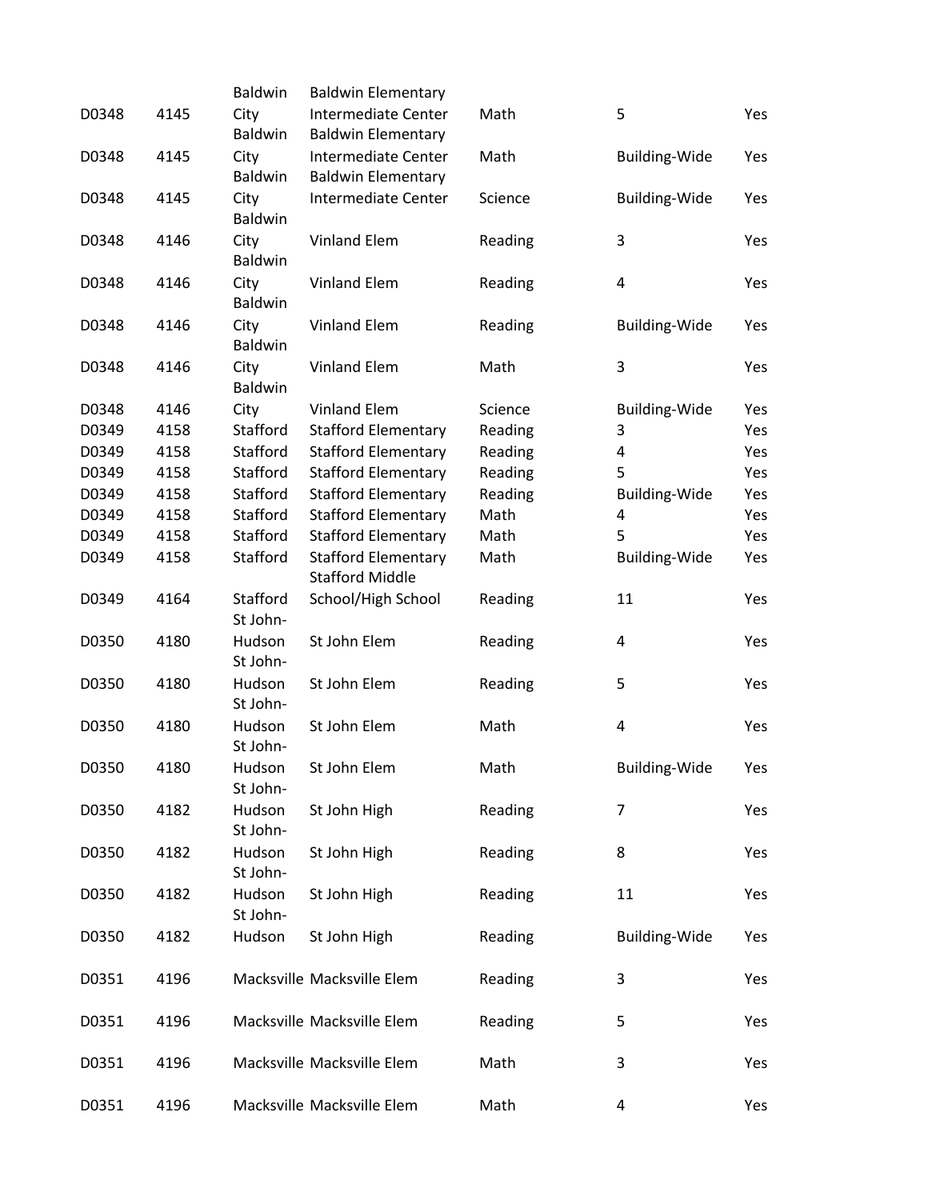| | | | | | | |
|---|---|---|---|---|---|---|
| D0348 | 4145 | Baldwin City | Baldwin Elementary Intermediate Center | Math | 5 | Yes |
| D0348 | 4145 | Baldwin City | Baldwin Elementary Intermediate Center | Math | Building-Wide | Yes |
| D0348 | 4145 | Baldwin City | Baldwin Elementary Intermediate Center | Science | Building-Wide | Yes |
| D0348 | 4146 | Baldwin City | Vinland Elem | Reading | 3 | Yes |
| D0348 | 4146 | Baldwin City | Vinland Elem | Reading | 4 | Yes |
| D0348 | 4146 | Baldwin City | Vinland Elem | Reading | Building-Wide | Yes |
| D0348 | 4146 | Baldwin City | Vinland Elem | Math | 3 | Yes |
| D0348 | 4146 | Baldwin City | Vinland Elem | Science | Building-Wide | Yes |
| D0349 | 4158 | Stafford | Stafford Elementary | Reading | 3 | Yes |
| D0349 | 4158 | Stafford | Stafford Elementary | Reading | 4 | Yes |
| D0349 | 4158 | Stafford | Stafford Elementary | Reading | 5 | Yes |
| D0349 | 4158 | Stafford | Stafford Elementary | Reading | Building-Wide | Yes |
| D0349 | 4158 | Stafford | Stafford Elementary | Math | 4 | Yes |
| D0349 | 4158 | Stafford | Stafford Elementary | Math | 5 | Yes |
| D0349 | 4158 | Stafford | Stafford Elementary | Math | Building-Wide | Yes |
| D0349 | 4164 | Stafford | Stafford Middle School/High School | Reading | 11 | Yes |
| D0350 | 4180 | St John-Hudson | St John Elem | Reading | 4 | Yes |
| D0350 | 4180 | St John-Hudson | St John Elem | Reading | 5 | Yes |
| D0350 | 4180 | St John-Hudson | St John Elem | Math | 4 | Yes |
| D0350 | 4180 | St John-Hudson | St John Elem | Math | Building-Wide | Yes |
| D0350 | 4182 | St John-Hudson | St John High | Reading | 7 | Yes |
| D0350 | 4182 | St John-Hudson | St John High | Reading | 8 | Yes |
| D0350 | 4182 | St John-Hudson | St John High | Reading | 11 | Yes |
| D0350 | 4182 | St John-Hudson | St John High | Reading | Building-Wide | Yes |
| D0351 | 4196 | Macksville | Macksville Elem | Reading | 3 | Yes |
| D0351 | 4196 | Macksville | Macksville Elem | Reading | 5 | Yes |
| D0351 | 4196 | Macksville | Macksville Elem | Math | 3 | Yes |
| D0351 | 4196 | Macksville | Macksville Elem | Math | 4 | Yes |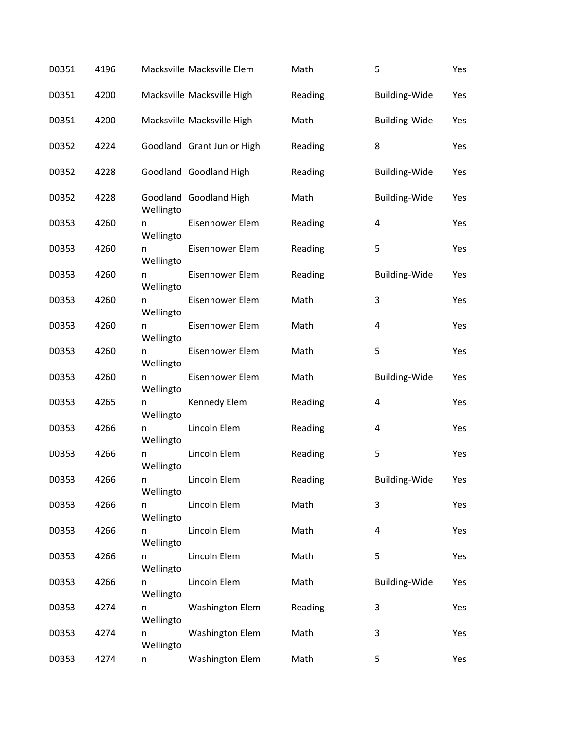| | | | | | | |
|---|---|---|---|---|---|---|
| D0351 | 4196 | Macksville | Macksville Elem | Math | 5 | Yes |
| D0351 | 4200 | Macksville | Macksville High | Reading | Building-Wide | Yes |
| D0351 | 4200 | Macksville | Macksville High | Math | Building-Wide | Yes |
| D0352 | 4224 | Goodland | Grant Junior High | Reading | 8 | Yes |
| D0352 | 4228 | Goodland | Goodland High | Reading | Building-Wide | Yes |
| D0352 | 4228 | Goodland | Goodland High | Math | Building-Wide | Yes |
| D0353 | 4260 | Wellington | Eisenhower Elem | Reading | 4 | Yes |
| D0353 | 4260 | Wellington | Eisenhower Elem | Reading | 5 | Yes |
| D0353 | 4260 | Wellington | Eisenhower Elem | Reading | Building-Wide | Yes |
| D0353 | 4260 | Wellington | Eisenhower Elem | Math | 3 | Yes |
| D0353 | 4260 | Wellington | Eisenhower Elem | Math | 4 | Yes |
| D0353 | 4260 | Wellington | Eisenhower Elem | Math | 5 | Yes |
| D0353 | 4260 | Wellington | Eisenhower Elem | Math | Building-Wide | Yes |
| D0353 | 4265 | Wellington | Kennedy Elem | Reading | 4 | Yes |
| D0353 | 4266 | Wellington | Lincoln Elem | Reading | 4 | Yes |
| D0353 | 4266 | Wellington | Lincoln Elem | Reading | 5 | Yes |
| D0353 | 4266 | Wellington | Lincoln Elem | Reading | Building-Wide | Yes |
| D0353 | 4266 | Wellington | Lincoln Elem | Math | 3 | Yes |
| D0353 | 4266 | Wellington | Lincoln Elem | Math | 4 | Yes |
| D0353 | 4266 | Wellington | Lincoln Elem | Math | 5 | Yes |
| D0353 | 4266 | Wellington | Lincoln Elem | Math | Building-Wide | Yes |
| D0353 | 4274 | Wellington | Washington Elem | Reading | 3 | Yes |
| D0353 | 4274 | Wellington | Washington Elem | Math | 3 | Yes |
| D0353 | 4274 | Wellington | Washington Elem | Math | 5 | Yes |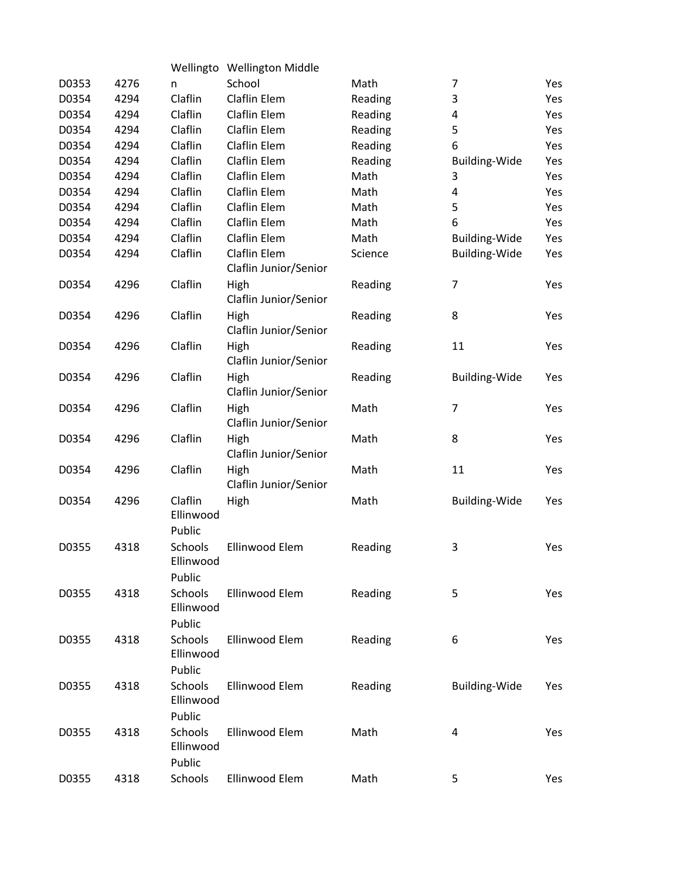| | | | | | | |
|---|---|---|---|---|---|---|
| D0353 | 4276 | Wellington | Wellington Middle School | Math | 7 | Yes |
| D0354 | 4294 | Claflin | Claflin Elem | Reading | 3 | Yes |
| D0354 | 4294 | Claflin | Claflin Elem | Reading | 4 | Yes |
| D0354 | 4294 | Claflin | Claflin Elem | Reading | 5 | Yes |
| D0354 | 4294 | Claflin | Claflin Elem | Reading | 6 | Yes |
| D0354 | 4294 | Claflin | Claflin Elem | Reading | Building-Wide | Yes |
| D0354 | 4294 | Claflin | Claflin Elem | Math | 3 | Yes |
| D0354 | 4294 | Claflin | Claflin Elem | Math | 4 | Yes |
| D0354 | 4294 | Claflin | Claflin Elem | Math | 5 | Yes |
| D0354 | 4294 | Claflin | Claflin Elem | Math | 6 | Yes |
| D0354 | 4294 | Claflin | Claflin Elem | Math | Building-Wide | Yes |
| D0354 | 4294 | Claflin | Claflin Elem | Science | Building-Wide | Yes |
| D0354 | 4296 | Claflin | Claflin Junior/Senior High | Reading | 7 | Yes |
| D0354 | 4296 | Claflin | Claflin Junior/Senior High | Reading | 8 | Yes |
| D0354 | 4296 | Claflin | Claflin Junior/Senior High | Reading | 11 | Yes |
| D0354 | 4296 | Claflin | Claflin Junior/Senior High | Reading | Building-Wide | Yes |
| D0354 | 4296 | Claflin | Claflin Junior/Senior High | Math | 7 | Yes |
| D0354 | 4296 | Claflin | Claflin Junior/Senior High | Math | 8 | Yes |
| D0354 | 4296 | Claflin | Claflin Junior/Senior High | Math | 11 | Yes |
| D0354 | 4296 | Claflin | Claflin Junior/Senior High | Math | Building-Wide | Yes |
| D0355 | 4318 | Ellinwood Public Schools | Ellinwood Elem | Reading | 3 | Yes |
| D0355 | 4318 | Ellinwood Public Schools | Ellinwood Elem | Reading | 5 | Yes |
| D0355 | 4318 | Ellinwood Public Schools | Ellinwood Elem | Reading | 6 | Yes |
| D0355 | 4318 | Ellinwood Public Schools | Ellinwood Elem | Reading | Building-Wide | Yes |
| D0355 | 4318 | Ellinwood Public Schools | Ellinwood Elem | Math | 4 | Yes |
| D0355 | 4318 | Ellinwood Public Schools | Ellinwood Elem | Math | 5 | Yes |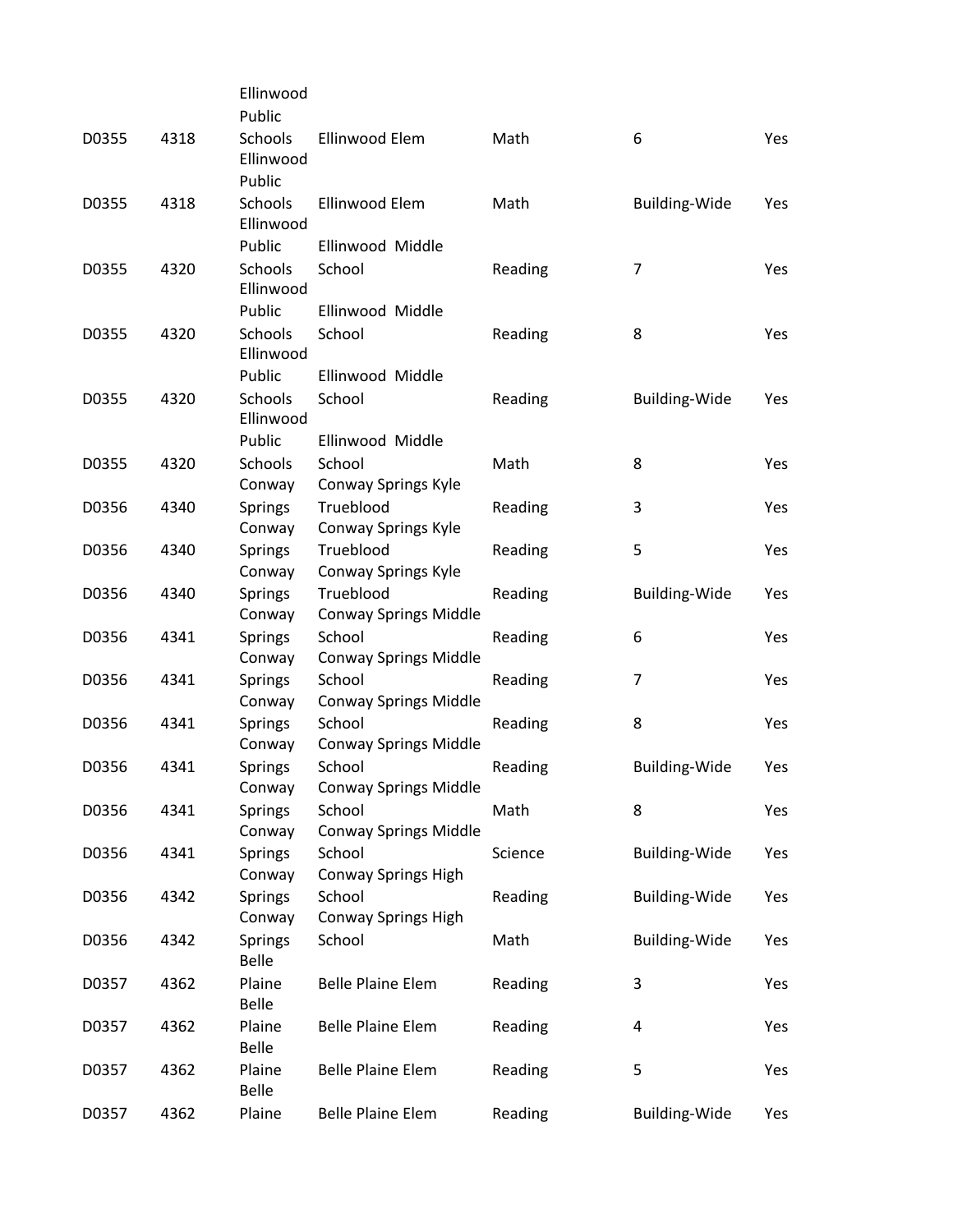| | | | | | | |
|---|---|---|---|---|---|---|
| D0355 | 4318 | Ellinwood Public Schools | Ellinwood Elem | Math | 6 | Yes |
| D0355 | 4318 | Ellinwood Public Schools | Ellinwood Elem | Math | Building-Wide | Yes |
| D0355 | 4320 | Ellinwood Public Schools | Ellinwood Middle School | Reading | 7 | Yes |
| D0355 | 4320 | Ellinwood Public Schools | Ellinwood Middle School | Reading | 8 | Yes |
| D0355 | 4320 | Ellinwood Public Schools | Ellinwood Middle School | Reading | Building-Wide | Yes |
| D0355 | 4320 | Ellinwood Public Schools | Ellinwood Middle School | Math | 8 | Yes |
| D0356 | 4340 | Conway Springs | Conway Springs Kyle Trueblood | Reading | 3 | Yes |
| D0356 | 4340 | Conway Springs | Conway Springs Kyle Trueblood | Reading | 5 | Yes |
| D0356 | 4340 | Conway Springs | Conway Springs Kyle Trueblood | Reading | Building-Wide | Yes |
| D0356 | 4341 | Conway Springs | Conway Springs Middle School | Reading | 6 | Yes |
| D0356 | 4341 | Conway Springs | Conway Springs Middle School | Reading | 7 | Yes |
| D0356 | 4341 | Conway Springs | Conway Springs Middle School | Reading | 8 | Yes |
| D0356 | 4341 | Conway Springs | Conway Springs Middle School | Reading | Building-Wide | Yes |
| D0356 | 4341 | Conway Springs | Conway Springs Middle School | Math | 8 | Yes |
| D0356 | 4341 | Conway Springs | Conway Springs Middle School | Science | Building-Wide | Yes |
| D0356 | 4342 | Conway Springs | Conway Springs High School | Reading | Building-Wide | Yes |
| D0356 | 4342 | Conway Springs | Conway Springs High School | Math | Building-Wide | Yes |
| D0357 | 4362 | Belle Plaine | Belle Plaine Elem | Reading | 3 | Yes |
| D0357 | 4362 | Belle Plaine | Belle Plaine Elem | Reading | 4 | Yes |
| D0357 | 4362 | Belle Plaine | Belle Plaine Elem | Reading | 5 | Yes |
| D0357 | 4362 | Belle Plaine | Belle Plaine Elem | Reading | Building-Wide | Yes |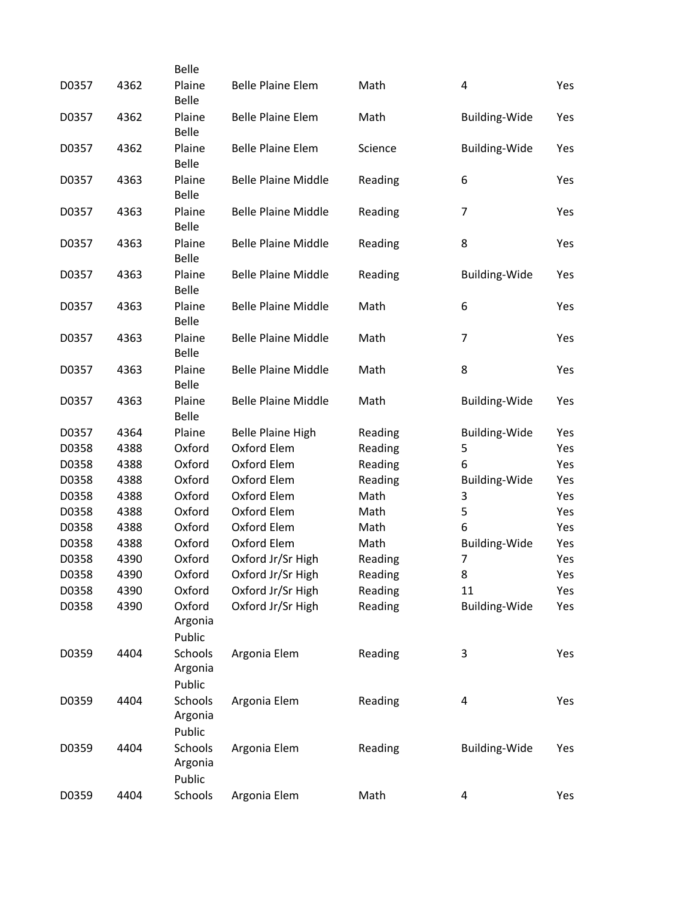| | | | | | | |
|---|---|---|---|---|---|---|
| D0357 | 4362 | Belle Plaine | Belle Plaine Elem | Math | 4 | Yes |
| D0357 | 4362 | Belle Plaine | Belle Plaine Elem | Math | Building-Wide | Yes |
| D0357 | 4362 | Belle Plaine | Belle Plaine Elem | Science | Building-Wide | Yes |
| D0357 | 4363 | Belle Plaine | Belle Plaine Middle | Reading | 6 | Yes |
| D0357 | 4363 | Belle Plaine | Belle Plaine Middle | Reading | 7 | Yes |
| D0357 | 4363 | Belle Plaine | Belle Plaine Middle | Reading | 8 | Yes |
| D0357 | 4363 | Belle Plaine | Belle Plaine Middle | Reading | Building-Wide | Yes |
| D0357 | 4363 | Belle Plaine | Belle Plaine Middle | Math | 6 | Yes |
| D0357 | 4363 | Belle Plaine | Belle Plaine Middle | Math | 7 | Yes |
| D0357 | 4363 | Belle Plaine | Belle Plaine Middle | Math | 8 | Yes |
| D0357 | 4363 | Belle Plaine | Belle Plaine Middle | Math | Building-Wide | Yes |
| D0357 | 4364 | Belle Plaine | Belle Plaine High | Reading | Building-Wide | Yes |
| D0358 | 4388 | Oxford | Oxford Elem | Reading | 5 | Yes |
| D0358 | 4388 | Oxford | Oxford Elem | Reading | 6 | Yes |
| D0358 | 4388 | Oxford | Oxford Elem | Reading | Building-Wide | Yes |
| D0358 | 4388 | Oxford | Oxford Elem | Math | 3 | Yes |
| D0358 | 4388 | Oxford | Oxford Elem | Math | 5 | Yes |
| D0358 | 4388 | Oxford | Oxford Elem | Math | 6 | Yes |
| D0358 | 4388 | Oxford | Oxford Elem | Math | Building-Wide | Yes |
| D0358 | 4390 | Oxford | Oxford Jr/Sr High | Reading | 7 | Yes |
| D0358 | 4390 | Oxford | Oxford Jr/Sr High | Reading | 8 | Yes |
| D0358 | 4390 | Oxford | Oxford Jr/Sr High | Reading | 11 | Yes |
| D0358 | 4390 | Oxford | Oxford Jr/Sr High | Reading | Building-Wide | Yes |
| D0359 | 4404 | Argonia Public Schools | Argonia Elem | Reading | 3 | Yes |
| D0359 | 4404 | Argonia Public Schools | Argonia Elem | Reading | 4 | Yes |
| D0359 | 4404 | Argonia Public Schools | Argonia Elem | Reading | Building-Wide | Yes |
| D0359 | 4404 | Argonia Public Schools | Argonia Elem | Math | 4 | Yes |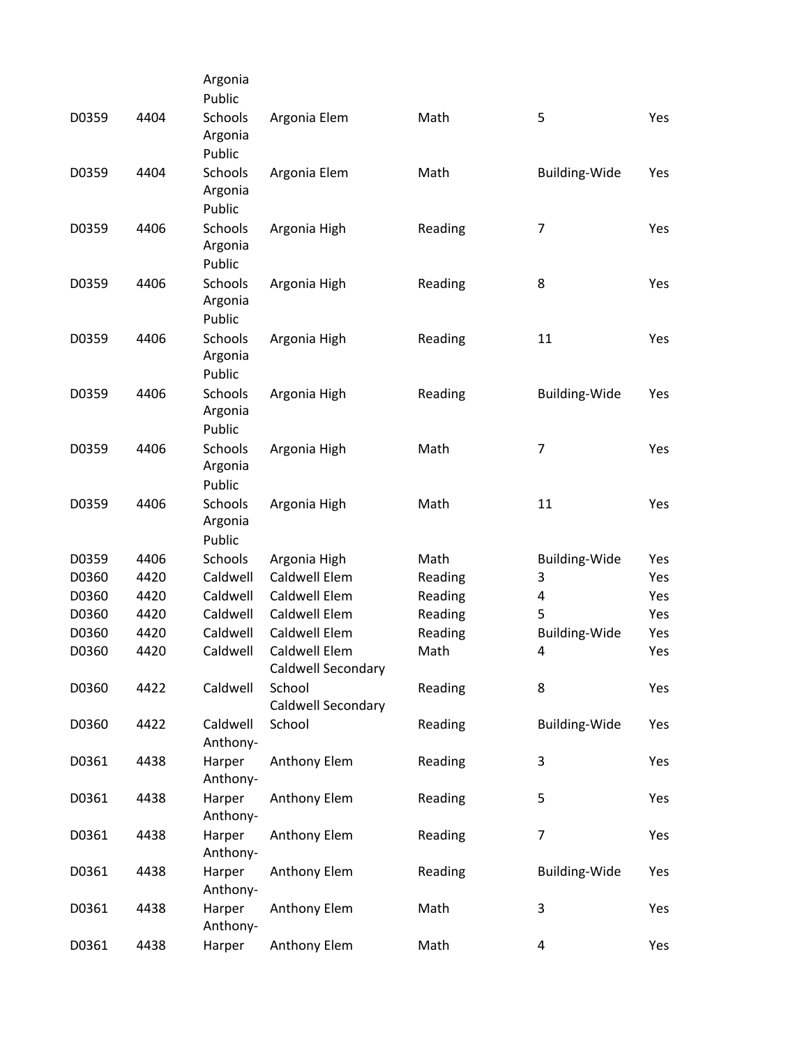| | | | | | | |
|---|---|---|---|---|---|---|
| D0359 | 4404 | Argonia Public Schools | Argonia Elem | Math | 5 | Yes |
| D0359 | 4404 | Argonia Public Schools | Argonia Elem | Math | Building-Wide | Yes |
| D0359 | 4406 | Argonia Public Schools | Argonia High | Reading | 7 | Yes |
| D0359 | 4406 | Argonia Public Schools | Argonia High | Reading | 8 | Yes |
| D0359 | 4406 | Argonia Public Schools | Argonia High | Reading | 11 | Yes |
| D0359 | 4406 | Argonia Public Schools | Argonia High | Reading | Building-Wide | Yes |
| D0359 | 4406 | Argonia Public Schools | Argonia High | Math | 7 | Yes |
| D0359 | 4406 | Argonia Public Schools | Argonia High | Math | 11 | Yes |
| D0359 | 4406 | Argonia Public Schools | Argonia High | Math | Building-Wide | Yes |
| D0360 | 4420 | Caldwell | Caldwell Elem | Reading | 3 | Yes |
| D0360 | 4420 | Caldwell | Caldwell Elem | Reading | 4 | Yes |
| D0360 | 4420 | Caldwell | Caldwell Elem | Reading | 5 | Yes |
| D0360 | 4420 | Caldwell | Caldwell Elem | Reading | Building-Wide | Yes |
| D0360 | 4420 | Caldwell | Caldwell Elem | Math | 4 | Yes |
| D0360 | 4422 | Caldwell | Caldwell Secondary School | Reading | 8 | Yes |
| D0360 | 4422 | Caldwell | Caldwell Secondary School | Reading | Building-Wide | Yes |
| D0361 | 4438 | Anthony-Harper | Anthony Elem | Reading | 3 | Yes |
| D0361 | 4438 | Anthony-Harper | Anthony Elem | Reading | 5 | Yes |
| D0361 | 4438 | Anthony-Harper | Anthony Elem | Reading | 7 | Yes |
| D0361 | 4438 | Anthony-Harper | Anthony Elem | Reading | Building-Wide | Yes |
| D0361 | 4438 | Anthony-Harper | Anthony Elem | Math | 3 | Yes |
| D0361 | 4438 | Anthony-Harper | Anthony Elem | Math | 4 | Yes |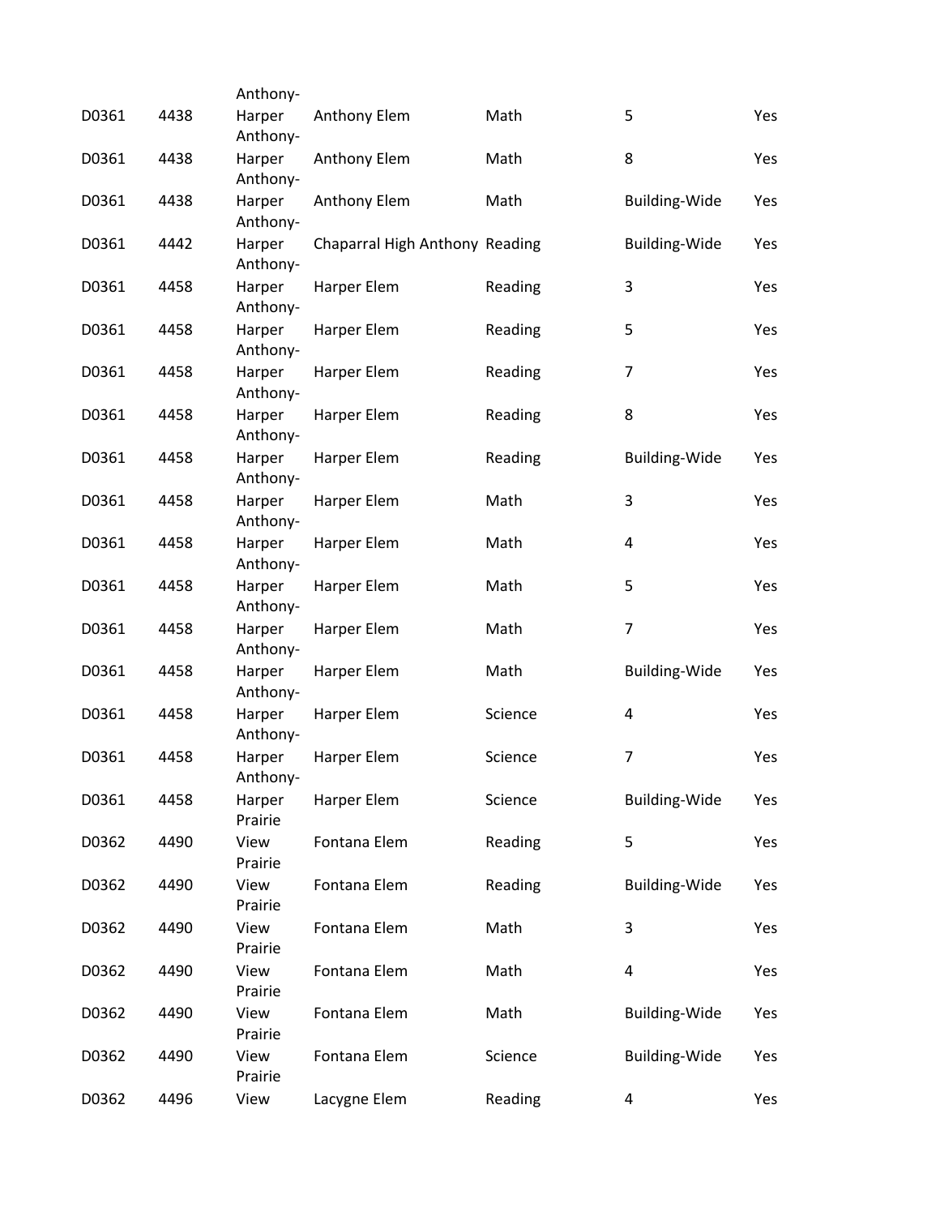| | | | | | | |
|---|---|---|---|---|---|---|
| D0361 | 4438 | Anthony-Harper | Anthony Elem | Math | 5 | Yes |
| D0361 | 4438 | Anthony-Harper | Anthony Elem | Math | 8 | Yes |
| D0361 | 4438 | Anthony-Harper | Anthony Elem | Math | Building-Wide | Yes |
| D0361 | 4442 | Anthony-Harper | Chaparral High Anthony | Reading | Building-Wide | Yes |
| D0361 | 4458 | Anthony-Harper | Harper Elem | Reading | 3 | Yes |
| D0361 | 4458 | Anthony-Harper | Harper Elem | Reading | 5 | Yes |
| D0361 | 4458 | Anthony-Harper | Harper Elem | Reading | 7 | Yes |
| D0361 | 4458 | Anthony-Harper | Harper Elem | Reading | 8 | Yes |
| D0361 | 4458 | Anthony-Harper | Harper Elem | Reading | Building-Wide | Yes |
| D0361 | 4458 | Anthony-Harper | Harper Elem | Math | 3 | Yes |
| D0361 | 4458 | Anthony-Harper | Harper Elem | Math | 4 | Yes |
| D0361 | 4458 | Anthony-Harper | Harper Elem | Math | 5 | Yes |
| D0361 | 4458 | Anthony-Harper | Harper Elem | Math | 7 | Yes |
| D0361 | 4458 | Anthony-Harper | Harper Elem | Math | Building-Wide | Yes |
| D0361 | 4458 | Anthony-Harper | Harper Elem | Science | 4 | Yes |
| D0361 | 4458 | Anthony-Harper | Harper Elem | Science | 7 | Yes |
| D0361 | 4458 | Anthony-Harper | Harper Elem | Science | Building-Wide | Yes |
| D0362 | 4490 | Prairie View | Fontana Elem | Reading | 5 | Yes |
| D0362 | 4490 | Prairie View | Fontana Elem | Reading | Building-Wide | Yes |
| D0362 | 4490 | Prairie View | Fontana Elem | Math | 3 | Yes |
| D0362 | 4490 | Prairie View | Fontana Elem | Math | 4 | Yes |
| D0362 | 4490 | Prairie View | Fontana Elem | Math | Building-Wide | Yes |
| D0362 | 4490 | Prairie View | Fontana Elem | Science | Building-Wide | Yes |
| D0362 | 4496 | Prairie View | Lacygne Elem | Reading | 4 | Yes |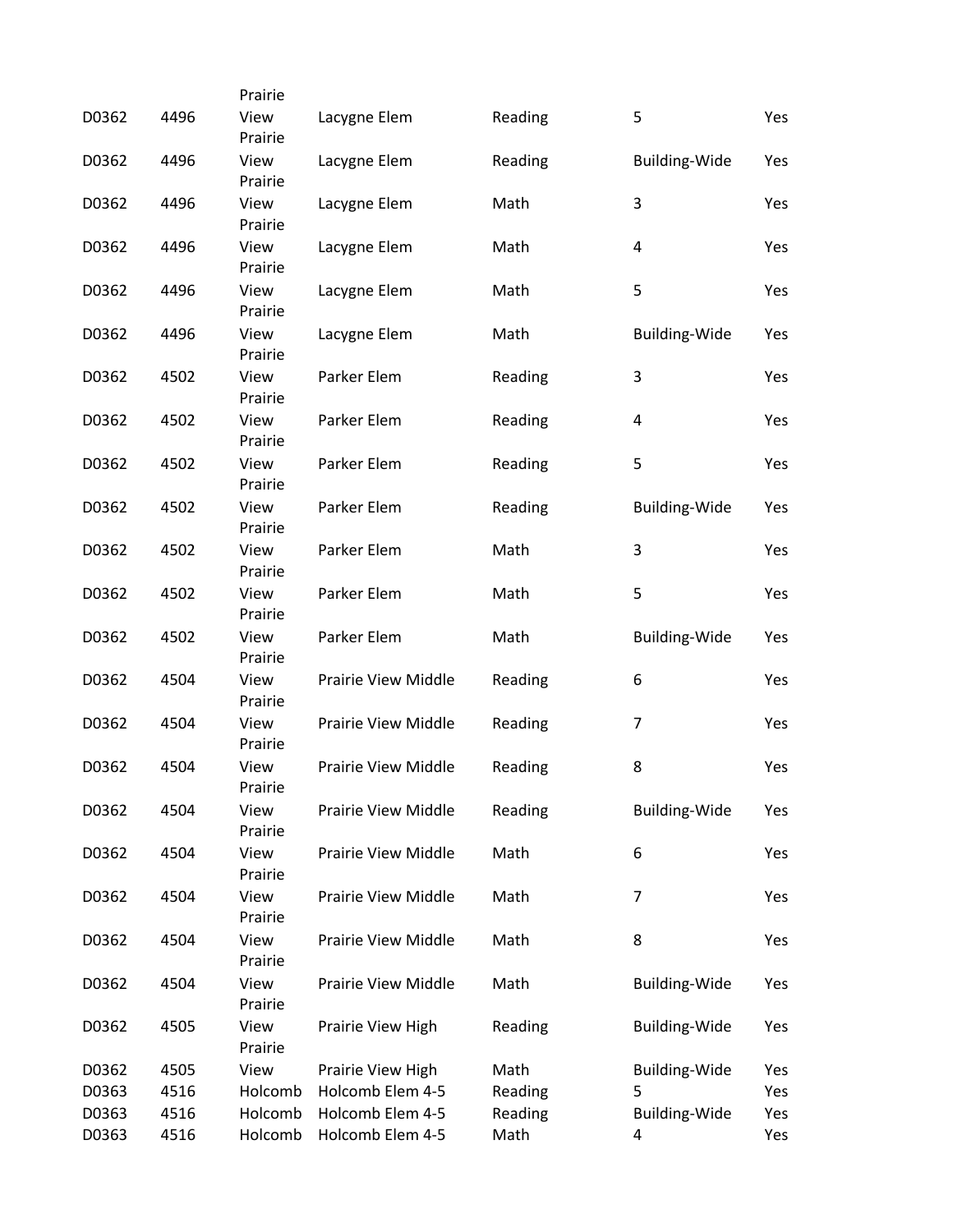| | | | | | | |
|---|---|---|---|---|---|---|
| D0362 | 4496 | Prairie View | Lacygne Elem | Reading | 5 | Yes |
| D0362 | 4496 | Prairie View | Lacygne Elem | Reading | Building-Wide | Yes |
| D0362 | 4496 | Prairie View | Lacygne Elem | Math | 3 | Yes |
| D0362 | 4496 | Prairie View | Lacygne Elem | Math | 4 | Yes |
| D0362 | 4496 | Prairie View | Lacygne Elem | Math | 5 | Yes |
| D0362 | 4496 | Prairie View | Lacygne Elem | Math | Building-Wide | Yes |
| D0362 | 4502 | Prairie View | Parker Elem | Reading | 3 | Yes |
| D0362 | 4502 | Prairie View | Parker Elem | Reading | 4 | Yes |
| D0362 | 4502 | Prairie View | Parker Elem | Reading | 5 | Yes |
| D0362 | 4502 | Prairie View | Parker Elem | Reading | Building-Wide | Yes |
| D0362 | 4502 | Prairie View | Parker Elem | Math | 3 | Yes |
| D0362 | 4502 | Prairie View | Parker Elem | Math | 5 | Yes |
| D0362 | 4502 | Prairie View | Parker Elem | Math | Building-Wide | Yes |
| D0362 | 4504 | Prairie View | Prairie View Middle | Reading | 6 | Yes |
| D0362 | 4504 | Prairie View | Prairie View Middle | Reading | 7 | Yes |
| D0362 | 4504 | Prairie View | Prairie View Middle | Reading | 8 | Yes |
| D0362 | 4504 | Prairie View | Prairie View Middle | Reading | Building-Wide | Yes |
| D0362 | 4504 | Prairie View | Prairie View Middle | Math | 6 | Yes |
| D0362 | 4504 | Prairie View | Prairie View Middle | Math | 7 | Yes |
| D0362 | 4504 | Prairie View | Prairie View Middle | Math | 8 | Yes |
| D0362 | 4504 | Prairie View | Prairie View Middle | Math | Building-Wide | Yes |
| D0362 | 4505 | Prairie View | Prairie View High | Reading | Building-Wide | Yes |
| D0362 | 4505 | Prairie View | Prairie View High | Math | Building-Wide | Yes |
| D0363 | 4516 | Holcomb | Holcomb Elem 4-5 | Reading | 5 | Yes |
| D0363 | 4516 | Holcomb | Holcomb Elem 4-5 | Reading | Building-Wide | Yes |
| D0363 | 4516 | Holcomb | Holcomb Elem 4-5 | Math | 4 | Yes |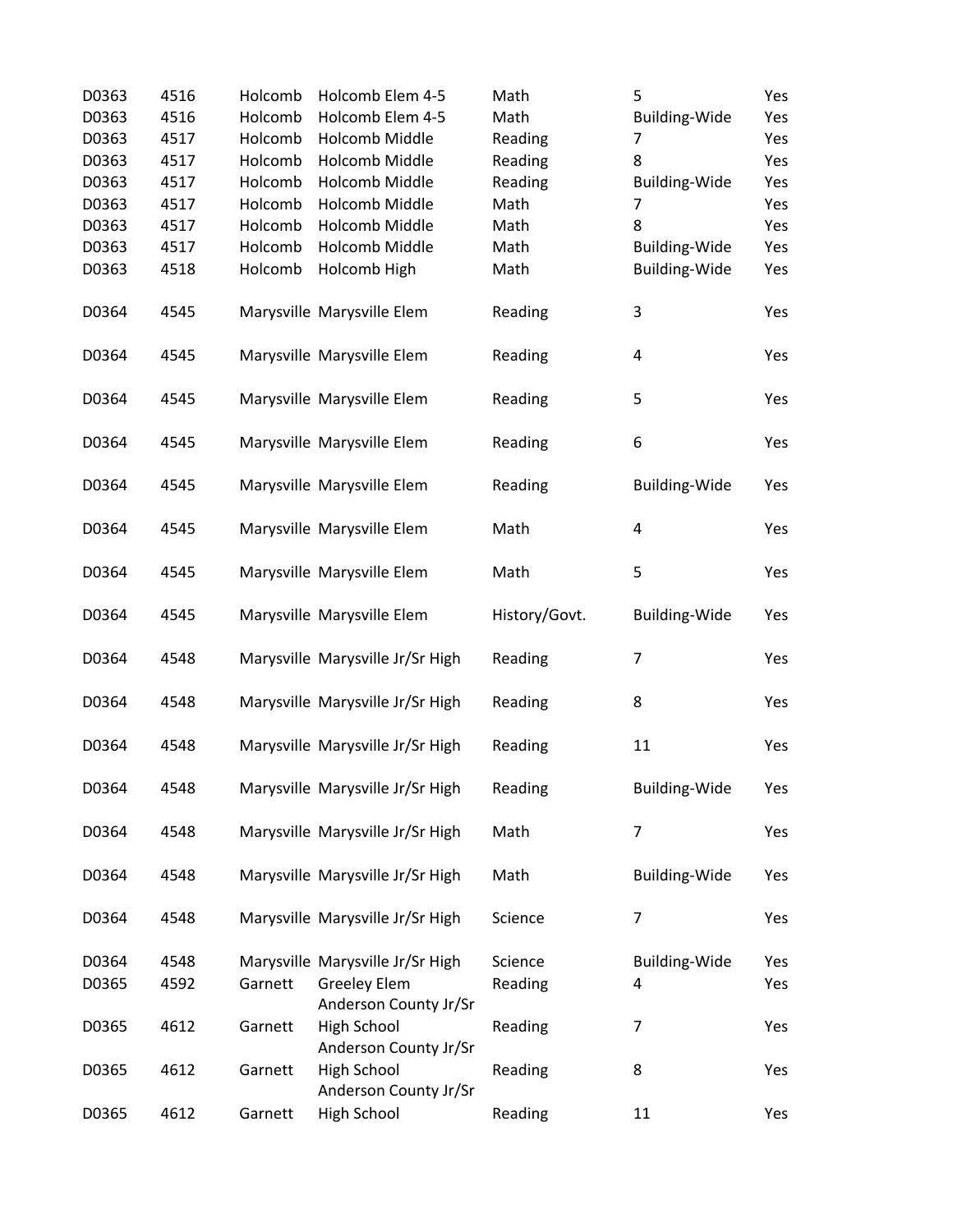| | | | | | | |
|---|---|---|---|---|---|---|
| D0363 | 4516 | Holcomb | Holcomb Elem 4-5 | Math | 5 | Yes |
| D0363 | 4516 | Holcomb | Holcomb Elem 4-5 | Math | Building-Wide | Yes |
| D0363 | 4517 | Holcomb | Holcomb Middle | Reading | 7 | Yes |
| D0363 | 4517 | Holcomb | Holcomb Middle | Reading | 8 | Yes |
| D0363 | 4517 | Holcomb | Holcomb Middle | Reading | Building-Wide | Yes |
| D0363 | 4517 | Holcomb | Holcomb Middle | Math | 7 | Yes |
| D0363 | 4517 | Holcomb | Holcomb Middle | Math | 8 | Yes |
| D0363 | 4517 | Holcomb | Holcomb Middle | Math | Building-Wide | Yes |
| D0363 | 4518 | Holcomb | Holcomb High | Math | Building-Wide | Yes |
| D0364 | 4545 | Marysville | Marysville Elem | Reading | 3 | Yes |
| D0364 | 4545 | Marysville | Marysville Elem | Reading | 4 | Yes |
| D0364 | 4545 | Marysville | Marysville Elem | Reading | 5 | Yes |
| D0364 | 4545 | Marysville | Marysville Elem | Reading | 6 | Yes |
| D0364 | 4545 | Marysville | Marysville Elem | Reading | Building-Wide | Yes |
| D0364 | 4545 | Marysville | Marysville Elem | Math | 4 | Yes |
| D0364 | 4545 | Marysville | Marysville Elem | Math | 5 | Yes |
| D0364 | 4545 | Marysville | Marysville Elem | History/Govt. | Building-Wide | Yes |
| D0364 | 4548 | Marysville | Marysville Jr/Sr High | Reading | 7 | Yes |
| D0364 | 4548 | Marysville | Marysville Jr/Sr High | Reading | 8 | Yes |
| D0364 | 4548 | Marysville | Marysville Jr/Sr High | Reading | 11 | Yes |
| D0364 | 4548 | Marysville | Marysville Jr/Sr High | Reading | Building-Wide | Yes |
| D0364 | 4548 | Marysville | Marysville Jr/Sr High | Math | 7 | Yes |
| D0364 | 4548 | Marysville | Marysville Jr/Sr High | Math | Building-Wide | Yes |
| D0364 | 4548 | Marysville | Marysville Jr/Sr High | Science | 7 | Yes |
| D0364 | 4548 | Marysville | Marysville Jr/Sr High | Science | Building-Wide | Yes |
| D0365 | 4592 | Garnett | Greeley Elem | Reading | 4 | Yes |
| D0365 | 4612 | Garnett | Anderson County Jr/Sr High School | Reading | 7 | Yes |
| D0365 | 4612 | Garnett | Anderson County Jr/Sr High School | Reading | 8 | Yes |
| D0365 | 4612 | Garnett | Anderson County Jr/Sr High School | Reading | 11 | Yes |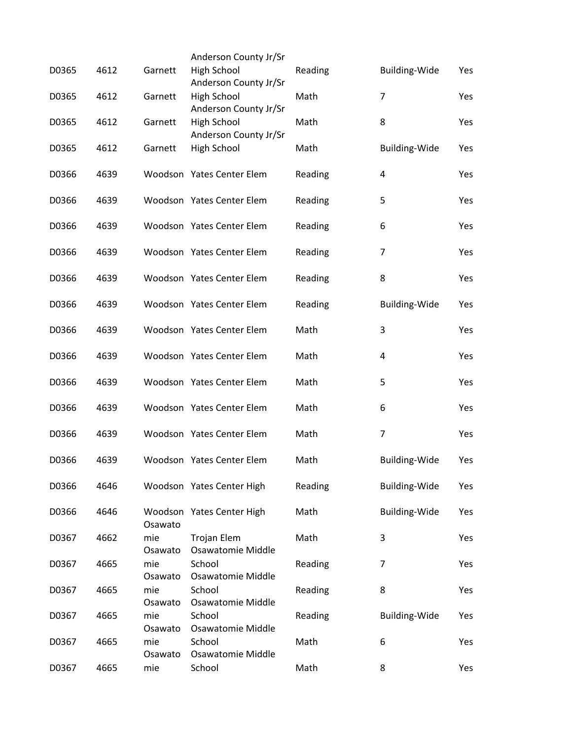| | | | | | | |
|---|---|---|---|---|---|---|
| D0365 | 4612 | Garnett | Anderson County Jr/Sr High School | Reading | Building-Wide | Yes |
| D0365 | 4612 | Garnett | Anderson County Jr/Sr High School | Math | 7 | Yes |
| D0365 | 4612 | Garnett | Anderson County Jr/Sr High School | Math | 8 | Yes |
| D0365 | 4612 | Garnett | Anderson County Jr/Sr High School | Math | Building-Wide | Yes |
| D0366 | 4639 | Woodson | Yates Center Elem | Reading | 4 | Yes |
| D0366 | 4639 | Woodson | Yates Center Elem | Reading | 5 | Yes |
| D0366 | 4639 | Woodson | Yates Center Elem | Reading | 6 | Yes |
| D0366 | 4639 | Woodson | Yates Center Elem | Reading | 7 | Yes |
| D0366 | 4639 | Woodson | Yates Center Elem | Reading | 8 | Yes |
| D0366 | 4639 | Woodson | Yates Center Elem | Reading | Building-Wide | Yes |
| D0366 | 4639 | Woodson | Yates Center Elem | Math | 3 | Yes |
| D0366 | 4639 | Woodson | Yates Center Elem | Math | 4 | Yes |
| D0366 | 4639 | Woodson | Yates Center Elem | Math | 5 | Yes |
| D0366 | 4639 | Woodson | Yates Center Elem | Math | 6 | Yes |
| D0366 | 4639 | Woodson | Yates Center Elem | Math | 7 | Yes |
| D0366 | 4639 | Woodson | Yates Center Elem | Math | Building-Wide | Yes |
| D0366 | 4646 | Woodson | Yates Center High | Reading | Building-Wide | Yes |
| D0366 | 4646 | Woodson | Yates Center High | Math | Building-Wide | Yes |
| D0367 | 4662 | Osawatomie | Trojan Elem | Math | 3 | Yes |
| D0367 | 4665 | Osawatomie | Osawatomie Middle School | Reading | 7 | Yes |
| D0367 | 4665 | Osawatomie | Osawatomie Middle School | Reading | 8 | Yes |
| D0367 | 4665 | Osawatomie | Osawatomie Middle School | Reading | Building-Wide | Yes |
| D0367 | 4665 | Osawatomie | Osawatomie Middle School | Math | 6 | Yes |
| D0367 | 4665 | Osawatomie | Osawatomie Middle School | Math | 8 | Yes |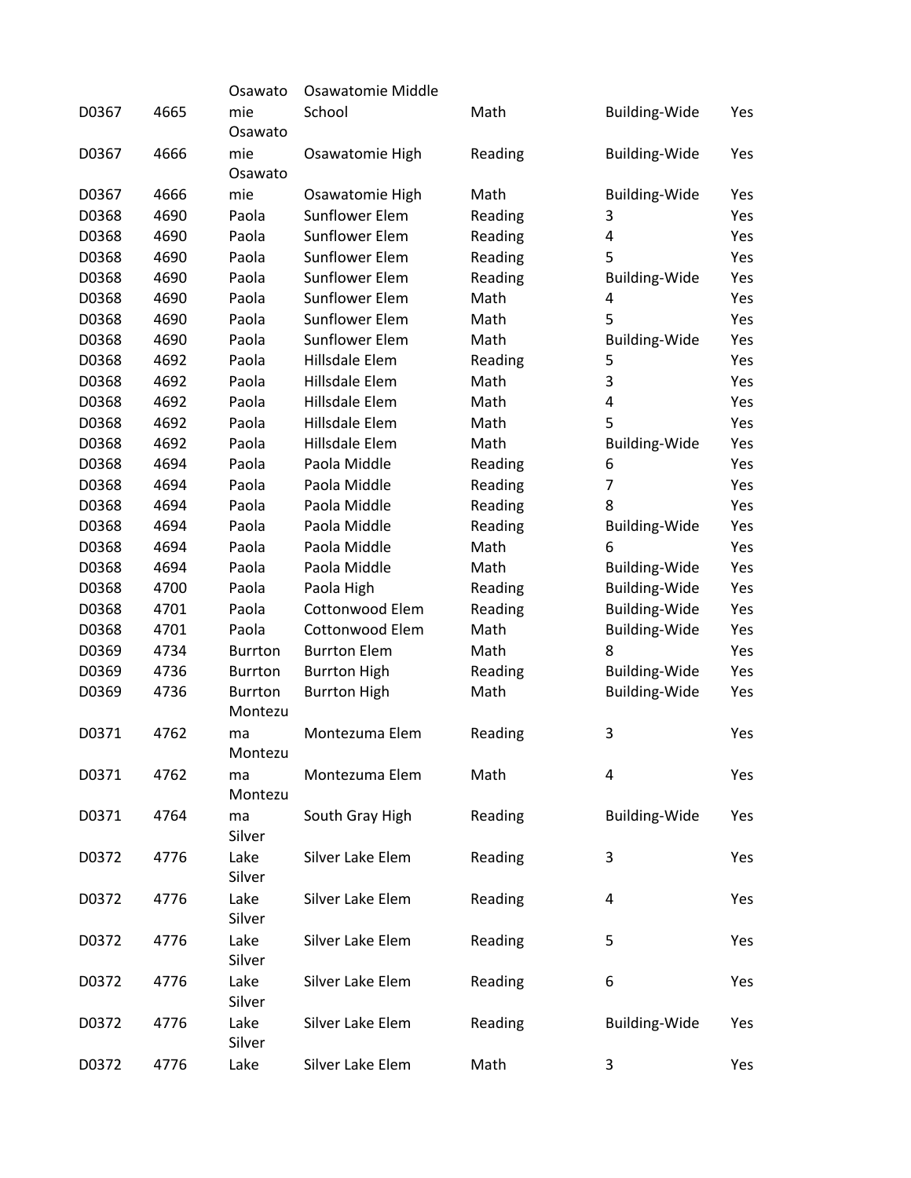| | | | | | | |
|---|---|---|---|---|---|---|
| D0367 | 4665 | Osawatomie | Osawatomie Middle School | Math | Building-Wide | Yes |
| D0367 | 4666 | Osawatomie | Osawatomie High | Reading | Building-Wide | Yes |
| D0367 | 4666 | Osawatomie | Osawatomie High | Math | Building-Wide | Yes |
| D0368 | 4690 | Paola | Sunflower Elem | Reading | 3 | Yes |
| D0368 | 4690 | Paola | Sunflower Elem | Reading | 4 | Yes |
| D0368 | 4690 | Paola | Sunflower Elem | Reading | 5 | Yes |
| D0368 | 4690 | Paola | Sunflower Elem | Reading | Building-Wide | Yes |
| D0368 | 4690 | Paola | Sunflower Elem | Math | 4 | Yes |
| D0368 | 4690 | Paola | Sunflower Elem | Math | 5 | Yes |
| D0368 | 4690 | Paola | Sunflower Elem | Math | Building-Wide | Yes |
| D0368 | 4692 | Paola | Hillsdale Elem | Reading | 5 | Yes |
| D0368 | 4692 | Paola | Hillsdale Elem | Math | 3 | Yes |
| D0368 | 4692 | Paola | Hillsdale Elem | Math | 4 | Yes |
| D0368 | 4692 | Paola | Hillsdale Elem | Math | 5 | Yes |
| D0368 | 4692 | Paola | Hillsdale Elem | Math | Building-Wide | Yes |
| D0368 | 4694 | Paola | Paola Middle | Reading | 6 | Yes |
| D0368 | 4694 | Paola | Paola Middle | Reading | 7 | Yes |
| D0368 | 4694 | Paola | Paola Middle | Reading | 8 | Yes |
| D0368 | 4694 | Paola | Paola Middle | Reading | Building-Wide | Yes |
| D0368 | 4694 | Paola | Paola Middle | Math | 6 | Yes |
| D0368 | 4694 | Paola | Paola Middle | Math | Building-Wide | Yes |
| D0368 | 4700 | Paola | Paola High | Reading | Building-Wide | Yes |
| D0368 | 4701 | Paola | Cottonwood Elem | Reading | Building-Wide | Yes |
| D0368 | 4701 | Paola | Cottonwood Elem | Math | Building-Wide | Yes |
| D0369 | 4734 | Burrton | Burrton Elem | Math | 8 | Yes |
| D0369 | 4736 | Burrton | Burrton High | Reading | Building-Wide | Yes |
| D0369 | 4736 | Burrton | Burrton High | Math | Building-Wide | Yes |
| D0371 | 4762 | Montezuma | Montezuma Elem | Reading | 3 | Yes |
| D0371 | 4762 | Montezuma | Montezuma Elem | Math | 4 | Yes |
| D0371 | 4764 | Montezuma | South Gray High | Reading | Building-Wide | Yes |
| D0372 | 4776 | Silver Lake | Silver Lake Elem | Reading | 3 | Yes |
| D0372 | 4776 | Silver Lake | Silver Lake Elem | Reading | 4 | Yes |
| D0372 | 4776 | Silver Lake | Silver Lake Elem | Reading | 5 | Yes |
| D0372 | 4776 | Silver Lake | Silver Lake Elem | Reading | 6 | Yes |
| D0372 | 4776 | Silver Lake | Silver Lake Elem | Reading | Building-Wide | Yes |
| D0372 | 4776 | Silver Lake | Silver Lake Elem | Math | 3 | Yes |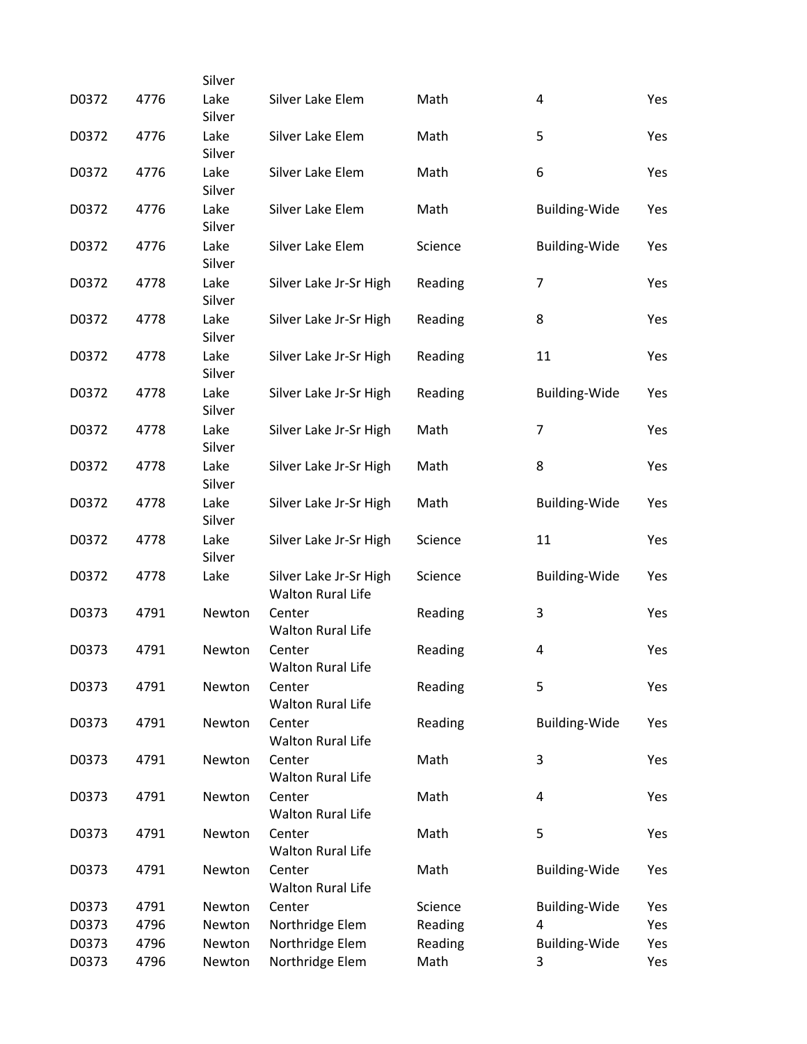| | | | | | | |
|---|---|---|---|---|---|---|
| D0372 | 4776 | Silver Lake | Silver Lake Elem | Math | 4 | Yes |
| D0372 | 4776 | Silver Lake | Silver Lake Elem | Math | 5 | Yes |
| D0372 | 4776 | Silver Lake | Silver Lake Elem | Math | 6 | Yes |
| D0372 | 4776 | Silver Lake | Silver Lake Elem | Math | Building-Wide | Yes |
| D0372 | 4776 | Silver Lake | Silver Lake Elem | Science | Building-Wide | Yes |
| D0372 | 4778 | Silver Lake | Silver Lake Jr-Sr High | Reading | 7 | Yes |
| D0372 | 4778 | Silver Lake | Silver Lake Jr-Sr High | Reading | 8 | Yes |
| D0372 | 4778 | Silver Lake | Silver Lake Jr-Sr High | Reading | 11 | Yes |
| D0372 | 4778 | Silver Lake | Silver Lake Jr-Sr High | Reading | Building-Wide | Yes |
| D0372 | 4778 | Silver Lake | Silver Lake Jr-Sr High | Math | 7 | Yes |
| D0372 | 4778 | Silver Lake | Silver Lake Jr-Sr High | Math | 8 | Yes |
| D0372 | 4778 | Silver Lake | Silver Lake Jr-Sr High | Math | Building-Wide | Yes |
| D0372 | 4778 | Silver Lake | Silver Lake Jr-Sr High | Science | 11 | Yes |
| D0372 | 4778 | Silver Lake | Silver Lake Jr-Sr High | Science | Building-Wide | Yes |
| D0373 | 4791 | Newton | Walton Rural Life Center | Reading | 3 | Yes |
| D0373 | 4791 | Newton | Walton Rural Life Center | Reading | 4 | Yes |
| D0373 | 4791 | Newton | Walton Rural Life Center | Reading | 5 | Yes |
| D0373 | 4791 | Newton | Walton Rural Life Center | Reading | Building-Wide | Yes |
| D0373 | 4791 | Newton | Walton Rural Life Center | Math | 3 | Yes |
| D0373 | 4791 | Newton | Walton Rural Life Center | Math | 4 | Yes |
| D0373 | 4791 | Newton | Walton Rural Life Center | Math | 5 | Yes |
| D0373 | 4791 | Newton | Walton Rural Life Center | Math | Building-Wide | Yes |
| D0373 | 4791 | Newton | Walton Rural Life Center | Science | Building-Wide | Yes |
| D0373 | 4796 | Newton | Northridge Elem | Reading | 4 | Yes |
| D0373 | 4796 | Newton | Northridge Elem | Reading | Building-Wide | Yes |
| D0373 | 4796 | Newton | Northridge Elem | Math | 3 | Yes |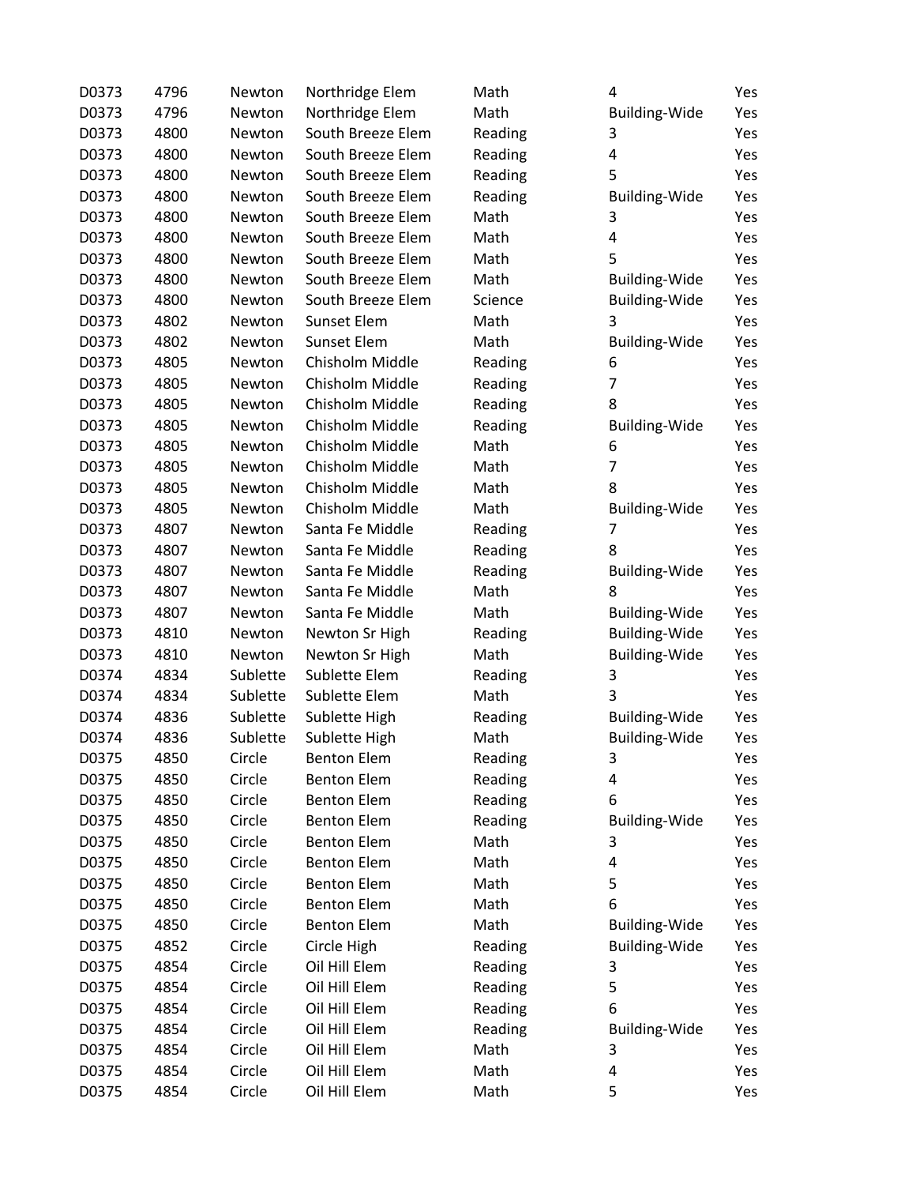| | | | | | | |
|---|---|---|---|---|---|---|
| D0373 | 4796 | Newton | Northridge Elem | Math | 4 | Yes |
| D0373 | 4796 | Newton | Northridge Elem | Math | Building-Wide | Yes |
| D0373 | 4800 | Newton | South Breeze Elem | Reading | 3 | Yes |
| D0373 | 4800 | Newton | South Breeze Elem | Reading | 4 | Yes |
| D0373 | 4800 | Newton | South Breeze Elem | Reading | 5 | Yes |
| D0373 | 4800 | Newton | South Breeze Elem | Reading | Building-Wide | Yes |
| D0373 | 4800 | Newton | South Breeze Elem | Math | 3 | Yes |
| D0373 | 4800 | Newton | South Breeze Elem | Math | 4 | Yes |
| D0373 | 4800 | Newton | South Breeze Elem | Math | 5 | Yes |
| D0373 | 4800 | Newton | South Breeze Elem | Math | Building-Wide | Yes |
| D0373 | 4800 | Newton | South Breeze Elem | Science | Building-Wide | Yes |
| D0373 | 4802 | Newton | Sunset Elem | Math | 3 | Yes |
| D0373 | 4802 | Newton | Sunset Elem | Math | Building-Wide | Yes |
| D0373 | 4805 | Newton | Chisholm Middle | Reading | 6 | Yes |
| D0373 | 4805 | Newton | Chisholm Middle | Reading | 7 | Yes |
| D0373 | 4805 | Newton | Chisholm Middle | Reading | 8 | Yes |
| D0373 | 4805 | Newton | Chisholm Middle | Reading | Building-Wide | Yes |
| D0373 | 4805 | Newton | Chisholm Middle | Math | 6 | Yes |
| D0373 | 4805 | Newton | Chisholm Middle | Math | 7 | Yes |
| D0373 | 4805 | Newton | Chisholm Middle | Math | 8 | Yes |
| D0373 | 4805 | Newton | Chisholm Middle | Math | Building-Wide | Yes |
| D0373 | 4807 | Newton | Santa Fe Middle | Reading | 7 | Yes |
| D0373 | 4807 | Newton | Santa Fe Middle | Reading | 8 | Yes |
| D0373 | 4807 | Newton | Santa Fe Middle | Reading | Building-Wide | Yes |
| D0373 | 4807 | Newton | Santa Fe Middle | Math | 8 | Yes |
| D0373 | 4807 | Newton | Santa Fe Middle | Math | Building-Wide | Yes |
| D0373 | 4810 | Newton | Newton Sr High | Reading | Building-Wide | Yes |
| D0373 | 4810 | Newton | Newton Sr High | Math | Building-Wide | Yes |
| D0374 | 4834 | Sublette | Sublette Elem | Reading | 3 | Yes |
| D0374 | 4834 | Sublette | Sublette Elem | Math | 3 | Yes |
| D0374 | 4836 | Sublette | Sublette High | Reading | Building-Wide | Yes |
| D0374 | 4836 | Sublette | Sublette High | Math | Building-Wide | Yes |
| D0375 | 4850 | Circle | Benton Elem | Reading | 3 | Yes |
| D0375 | 4850 | Circle | Benton Elem | Reading | 4 | Yes |
| D0375 | 4850 | Circle | Benton Elem | Reading | 6 | Yes |
| D0375 | 4850 | Circle | Benton Elem | Reading | Building-Wide | Yes |
| D0375 | 4850 | Circle | Benton Elem | Math | 3 | Yes |
| D0375 | 4850 | Circle | Benton Elem | Math | 4 | Yes |
| D0375 | 4850 | Circle | Benton Elem | Math | 5 | Yes |
| D0375 | 4850 | Circle | Benton Elem | Math | 6 | Yes |
| D0375 | 4850 | Circle | Benton Elem | Math | Building-Wide | Yes |
| D0375 | 4852 | Circle | Circle High | Reading | Building-Wide | Yes |
| D0375 | 4854 | Circle | Oil Hill Elem | Reading | 3 | Yes |
| D0375 | 4854 | Circle | Oil Hill Elem | Reading | 5 | Yes |
| D0375 | 4854 | Circle | Oil Hill Elem | Reading | 6 | Yes |
| D0375 | 4854 | Circle | Oil Hill Elem | Reading | Building-Wide | Yes |
| D0375 | 4854 | Circle | Oil Hill Elem | Math | 3 | Yes |
| D0375 | 4854 | Circle | Oil Hill Elem | Math | 4 | Yes |
| D0375 | 4854 | Circle | Oil Hill Elem | Math | 5 | Yes |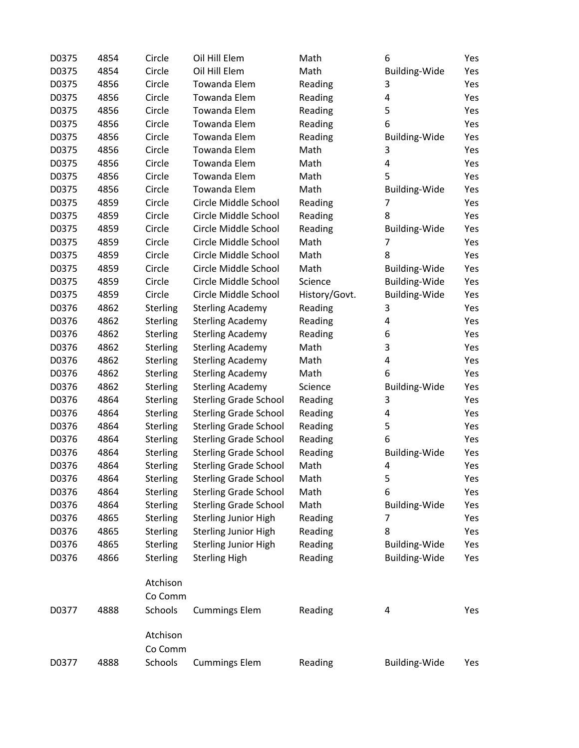| | | | | | | |
|---|---|---|---|---|---|---|
| D0375 | 4854 | Circle | Oil Hill Elem | Math | 6 | Yes |
| D0375 | 4854 | Circle | Oil Hill Elem | Math | Building-Wide | Yes |
| D0375 | 4856 | Circle | Towanda Elem | Reading | 3 | Yes |
| D0375 | 4856 | Circle | Towanda Elem | Reading | 4 | Yes |
| D0375 | 4856 | Circle | Towanda Elem | Reading | 5 | Yes |
| D0375 | 4856 | Circle | Towanda Elem | Reading | 6 | Yes |
| D0375 | 4856 | Circle | Towanda Elem | Reading | Building-Wide | Yes |
| D0375 | 4856 | Circle | Towanda Elem | Math | 3 | Yes |
| D0375 | 4856 | Circle | Towanda Elem | Math | 4 | Yes |
| D0375 | 4856 | Circle | Towanda Elem | Math | 5 | Yes |
| D0375 | 4856 | Circle | Towanda Elem | Math | Building-Wide | Yes |
| D0375 | 4859 | Circle | Circle Middle School | Reading | 7 | Yes |
| D0375 | 4859 | Circle | Circle Middle School | Reading | 8 | Yes |
| D0375 | 4859 | Circle | Circle Middle School | Reading | Building-Wide | Yes |
| D0375 | 4859 | Circle | Circle Middle School | Math | 7 | Yes |
| D0375 | 4859 | Circle | Circle Middle School | Math | 8 | Yes |
| D0375 | 4859 | Circle | Circle Middle School | Math | Building-Wide | Yes |
| D0375 | 4859 | Circle | Circle Middle School | Science | Building-Wide | Yes |
| D0375 | 4859 | Circle | Circle Middle School | History/Govt. | Building-Wide | Yes |
| D0376 | 4862 | Sterling | Sterling Academy | Reading | 3 | Yes |
| D0376 | 4862 | Sterling | Sterling Academy | Reading | 4 | Yes |
| D0376 | 4862 | Sterling | Sterling Academy | Reading | 6 | Yes |
| D0376 | 4862 | Sterling | Sterling Academy | Math | 3 | Yes |
| D0376 | 4862 | Sterling | Sterling Academy | Math | 4 | Yes |
| D0376 | 4862 | Sterling | Sterling Academy | Math | 6 | Yes |
| D0376 | 4862 | Sterling | Sterling Academy | Science | Building-Wide | Yes |
| D0376 | 4864 | Sterling | Sterling Grade School | Reading | 3 | Yes |
| D0376 | 4864 | Sterling | Sterling Grade School | Reading | 4 | Yes |
| D0376 | 4864 | Sterling | Sterling Grade School | Reading | 5 | Yes |
| D0376 | 4864 | Sterling | Sterling Grade School | Reading | 6 | Yes |
| D0376 | 4864 | Sterling | Sterling Grade School | Reading | Building-Wide | Yes |
| D0376 | 4864 | Sterling | Sterling Grade School | Math | 4 | Yes |
| D0376 | 4864 | Sterling | Sterling Grade School | Math | 5 | Yes |
| D0376 | 4864 | Sterling | Sterling Grade School | Math | 6 | Yes |
| D0376 | 4864 | Sterling | Sterling Grade School | Math | Building-Wide | Yes |
| D0376 | 4865 | Sterling | Sterling Junior High | Reading | 7 | Yes |
| D0376 | 4865 | Sterling | Sterling Junior High | Reading | 8 | Yes |
| D0376 | 4865 | Sterling | Sterling Junior High | Reading | Building-Wide | Yes |
| D0376 | 4866 | Sterling | Sterling High | Reading | Building-Wide | Yes |
| D0377 | 4888 | Atchison Co Comm Schools | Cummings Elem | Reading | 4 | Yes |
| D0377 | 4888 | Atchison Co Comm Schools | Cummings Elem | Reading | Building-Wide | Yes |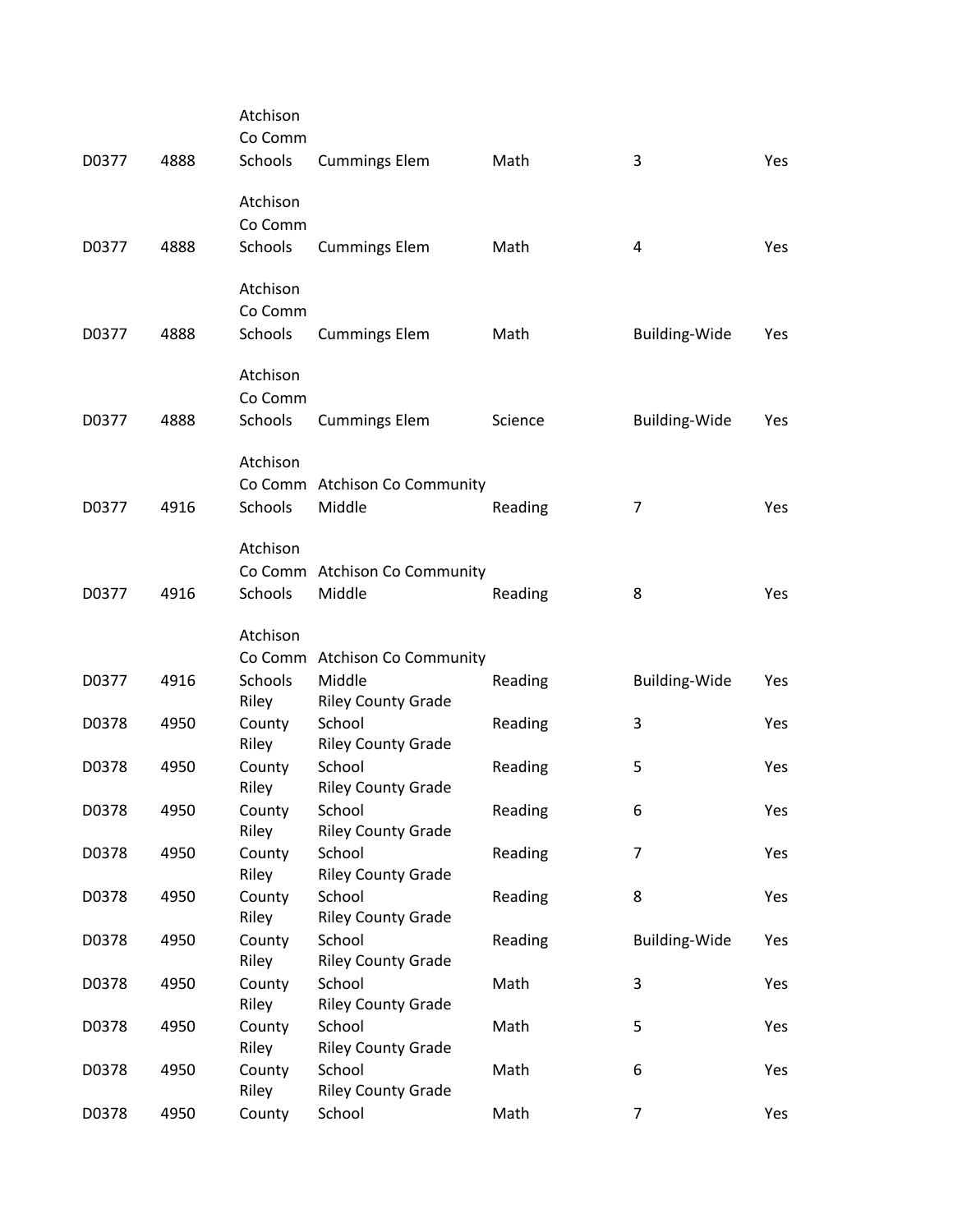| | | | | | | |
|---|---|---|---|---|---|---|
| D0377 | 4888 | Atchison Co Comm Schools | Cummings Elem | Math | 3 | Yes |
| D0377 | 4888 | Atchison Co Comm Schools | Cummings Elem | Math | 4 | Yes |
| D0377 | 4888 | Atchison Co Comm Schools | Cummings Elem | Math | Building-Wide | Yes |
| D0377 | 4888 | Atchison Co Comm Schools | Cummings Elem | Science | Building-Wide | Yes |
| D0377 | 4916 | Atchison Co Comm Schools | Atchison Co Community Middle | Reading | 7 | Yes |
| D0377 | 4916 | Atchison Co Comm Schools | Atchison Co Community Middle | Reading | 8 | Yes |
| D0377 | 4916 | Atchison Co Comm Schools | Atchison Co Community Middle | Reading | Building-Wide | Yes |
| D0378 | 4950 | Riley County | Riley County Grade School | Reading | 3 | Yes |
| D0378 | 4950 | Riley County | Riley County Grade School | Reading | 5 | Yes |
| D0378 | 4950 | Riley County | Riley County Grade School | Reading | 6 | Yes |
| D0378 | 4950 | Riley County | Riley County Grade School | Reading | 7 | Yes |
| D0378 | 4950 | Riley County | Riley County Grade School | Reading | 8 | Yes |
| D0378 | 4950 | Riley County | Riley County Grade School | Reading | Building-Wide | Yes |
| D0378 | 4950 | Riley County | Riley County Grade School | Math | 3 | Yes |
| D0378 | 4950 | Riley County | Riley County Grade School | Math | 5 | Yes |
| D0378 | 4950 | Riley County | Riley County Grade School | Math | 6 | Yes |
| D0378 | 4950 | Riley County | Riley County Grade School | Math | 7 | Yes |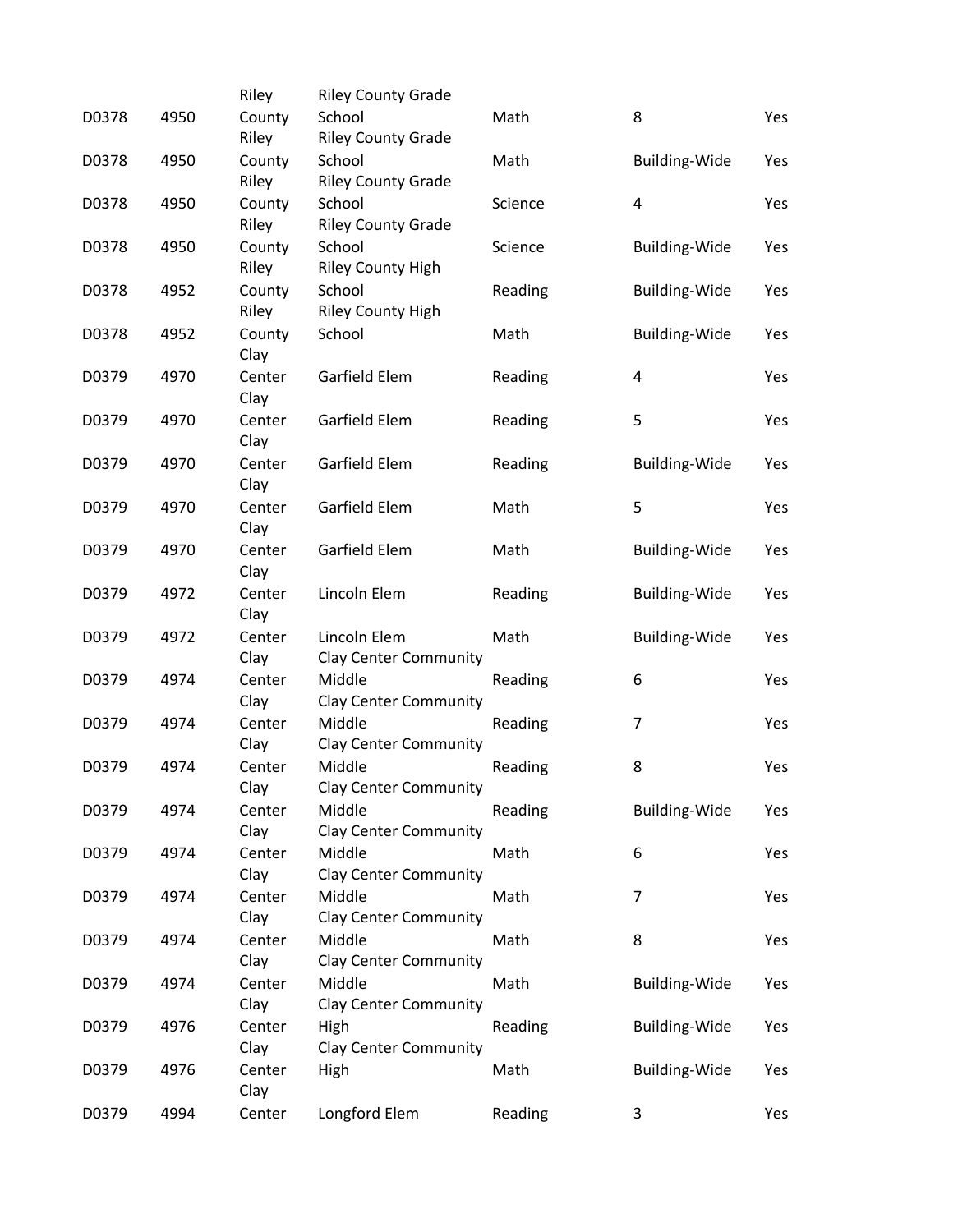| | | | | | | |
|---|---|---|---|---|---|---|
| D0378 | 4950 | Riley County | Riley County Grade School | Math | 8 | Yes |
| D0378 | 4950 | Riley County | Riley County Grade School | Math | Building-Wide | Yes |
| D0378 | 4950 | Riley County | Riley County Grade School | Science | 4 | Yes |
| D0378 | 4950 | Riley County | Riley County Grade School | Science | Building-Wide | Yes |
| D0378 | 4952 | Riley County | Riley County High School | Reading | Building-Wide | Yes |
| D0378 | 4952 | Riley County | Riley County High School | Math | Building-Wide | Yes |
| D0379 | 4970 | Clay Center | Garfield Elem | Reading | 4 | Yes |
| D0379 | 4970 | Clay Center | Garfield Elem | Reading | 5 | Yes |
| D0379 | 4970 | Clay Center | Garfield Elem | Reading | Building-Wide | Yes |
| D0379 | 4970 | Clay Center | Garfield Elem | Math | 5 | Yes |
| D0379 | 4970 | Clay Center | Garfield Elem | Math | Building-Wide | Yes |
| D0379 | 4972 | Clay Center | Lincoln Elem | Reading | Building-Wide | Yes |
| D0379 | 4972 | Clay Center | Lincoln Elem | Math | Building-Wide | Yes |
| D0379 | 4974 | Clay Center | Clay Center Community Middle | Reading | 6 | Yes |
| D0379 | 4974 | Clay Center | Clay Center Community Middle | Reading | 7 | Yes |
| D0379 | 4974 | Clay Center | Clay Center Community Middle | Reading | 8 | Yes |
| D0379 | 4974 | Clay Center | Clay Center Community Middle | Reading | Building-Wide | Yes |
| D0379 | 4974 | Clay Center | Clay Center Community Middle | Math | 6 | Yes |
| D0379 | 4974 | Clay Center | Clay Center Community Middle | Math | 7 | Yes |
| D0379 | 4974 | Clay Center | Clay Center Community Middle | Math | 8 | Yes |
| D0379 | 4974 | Clay Center | Clay Center Community Middle | Math | Building-Wide | Yes |
| D0379 | 4976 | Clay Center | Clay Center Community High | Reading | Building-Wide | Yes |
| D0379 | 4976 | Clay Center | Clay Center Community High | Math | Building-Wide | Yes |
| D0379 | 4994 | Clay Center | Longford Elem | Reading | 3 | Yes |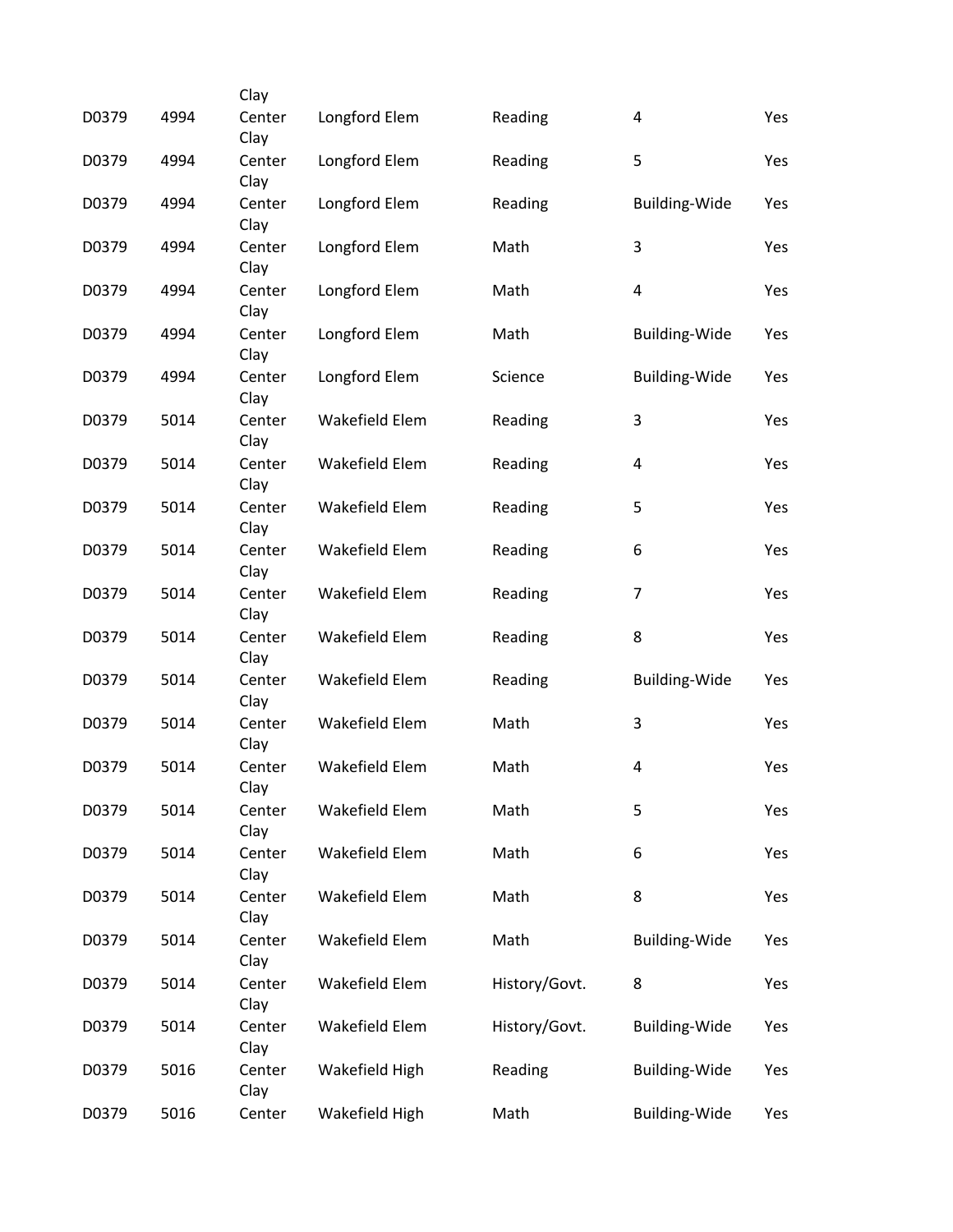| | | | | | | |
|---|---|---|---|---|---|---|
| D0379 | 4994 | Clay Center | Longford Elem | Reading | 4 | Yes |
| D0379 | 4994 | Clay Center | Longford Elem | Reading | 5 | Yes |
| D0379 | 4994 | Clay Center | Longford Elem | Reading | Building-Wide | Yes |
| D0379 | 4994 | Clay Center | Longford Elem | Math | 3 | Yes |
| D0379 | 4994 | Clay Center | Longford Elem | Math | 4 | Yes |
| D0379 | 4994 | Clay Center | Longford Elem | Math | Building-Wide | Yes |
| D0379 | 4994 | Clay Center | Longford Elem | Science | Building-Wide | Yes |
| D0379 | 5014 | Clay Center | Wakefield Elem | Reading | 3 | Yes |
| D0379 | 5014 | Clay Center | Wakefield Elem | Reading | 4 | Yes |
| D0379 | 5014 | Clay Center | Wakefield Elem | Reading | 5 | Yes |
| D0379 | 5014 | Clay Center | Wakefield Elem | Reading | 6 | Yes |
| D0379 | 5014 | Clay Center | Wakefield Elem | Reading | 7 | Yes |
| D0379 | 5014 | Clay Center | Wakefield Elem | Reading | 8 | Yes |
| D0379 | 5014 | Clay Center | Wakefield Elem | Reading | Building-Wide | Yes |
| D0379 | 5014 | Clay Center | Wakefield Elem | Math | 3 | Yes |
| D0379 | 5014 | Clay Center | Wakefield Elem | Math | 4 | Yes |
| D0379 | 5014 | Clay Center | Wakefield Elem | Math | 5 | Yes |
| D0379 | 5014 | Clay Center | Wakefield Elem | Math | 6 | Yes |
| D0379 | 5014 | Clay Center | Wakefield Elem | Math | 8 | Yes |
| D0379 | 5014 | Clay Center | Wakefield Elem | Math | Building-Wide | Yes |
| D0379 | 5014 | Clay Center | Wakefield Elem | History/Govt. | 8 | Yes |
| D0379 | 5014 | Clay Center | Wakefield Elem | History/Govt. | Building-Wide | Yes |
| D0379 | 5016 | Clay Center | Wakefield High | Reading | Building-Wide | Yes |
| D0379 | 5016 | Clay Center | Wakefield High | Math | Building-Wide | Yes |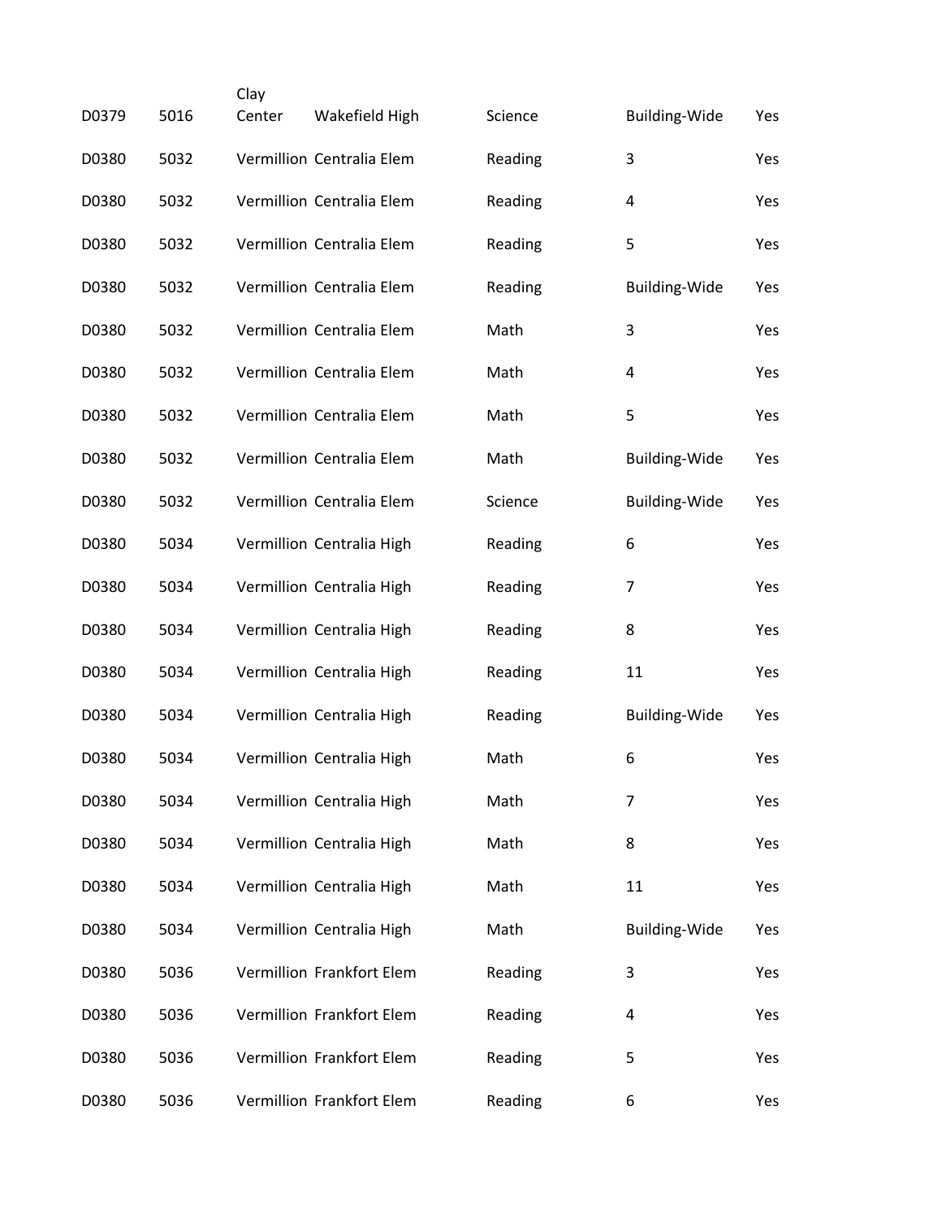| | | | | | | |
|---|---|---|---|---|---|---|
| D0379 | 5016 | Clay Center | Wakefield High | Science | Building-Wide | Yes |
| D0380 | 5032 | Vermillion | Centralia Elem | Reading | 3 | Yes |
| D0380 | 5032 | Vermillion | Centralia Elem | Reading | 4 | Yes |
| D0380 | 5032 | Vermillion | Centralia Elem | Reading | 5 | Yes |
| D0380 | 5032 | Vermillion | Centralia Elem | Reading | Building-Wide | Yes |
| D0380 | 5032 | Vermillion | Centralia Elem | Math | 3 | Yes |
| D0380 | 5032 | Vermillion | Centralia Elem | Math | 4 | Yes |
| D0380 | 5032 | Vermillion | Centralia Elem | Math | 5 | Yes |
| D0380 | 5032 | Vermillion | Centralia Elem | Math | Building-Wide | Yes |
| D0380 | 5032 | Vermillion | Centralia Elem | Science | Building-Wide | Yes |
| D0380 | 5034 | Vermillion | Centralia High | Reading | 6 | Yes |
| D0380 | 5034 | Vermillion | Centralia High | Reading | 7 | Yes |
| D0380 | 5034 | Vermillion | Centralia High | Reading | 8 | Yes |
| D0380 | 5034 | Vermillion | Centralia High | Reading | 11 | Yes |
| D0380 | 5034 | Vermillion | Centralia High | Reading | Building-Wide | Yes |
| D0380 | 5034 | Vermillion | Centralia High | Math | 6 | Yes |
| D0380 | 5034 | Vermillion | Centralia High | Math | 7 | Yes |
| D0380 | 5034 | Vermillion | Centralia High | Math | 8 | Yes |
| D0380 | 5034 | Vermillion | Centralia High | Math | 11 | Yes |
| D0380 | 5034 | Vermillion | Centralia High | Math | Building-Wide | Yes |
| D0380 | 5036 | Vermillion | Frankfort Elem | Reading | 3 | Yes |
| D0380 | 5036 | Vermillion | Frankfort Elem | Reading | 4 | Yes |
| D0380 | 5036 | Vermillion | Frankfort Elem | Reading | 5 | Yes |
| D0380 | 5036 | Vermillion | Frankfort Elem | Reading | 6 | Yes |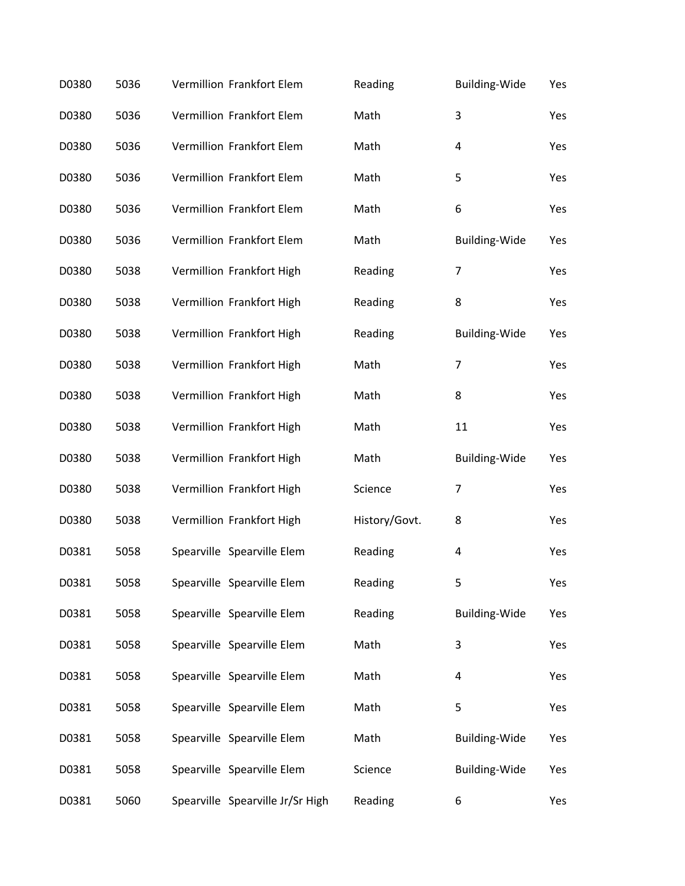| | | | | | | |
|---|---|---|---|---|---|---|
| D0380 | 5036 | Vermillion | Frankfort Elem | Reading | Building-Wide | Yes |
| D0380 | 5036 | Vermillion | Frankfort Elem | Math | 3 | Yes |
| D0380 | 5036 | Vermillion | Frankfort Elem | Math | 4 | Yes |
| D0380 | 5036 | Vermillion | Frankfort Elem | Math | 5 | Yes |
| D0380 | 5036 | Vermillion | Frankfort Elem | Math | 6 | Yes |
| D0380 | 5036 | Vermillion | Frankfort Elem | Math | Building-Wide | Yes |
| D0380 | 5038 | Vermillion | Frankfort High | Reading | 7 | Yes |
| D0380 | 5038 | Vermillion | Frankfort High | Reading | 8 | Yes |
| D0380 | 5038 | Vermillion | Frankfort High | Reading | Building-Wide | Yes |
| D0380 | 5038 | Vermillion | Frankfort High | Math | 7 | Yes |
| D0380 | 5038 | Vermillion | Frankfort High | Math | 8 | Yes |
| D0380 | 5038 | Vermillion | Frankfort High | Math | 11 | Yes |
| D0380 | 5038 | Vermillion | Frankfort High | Math | Building-Wide | Yes |
| D0380 | 5038 | Vermillion | Frankfort High | Science | 7 | Yes |
| D0380 | 5038 | Vermillion | Frankfort High | History/Govt. | 8 | Yes |
| D0381 | 5058 | Spearville | Spearville Elem | Reading | 4 | Yes |
| D0381 | 5058 | Spearville | Spearville Elem | Reading | 5 | Yes |
| D0381 | 5058 | Spearville | Spearville Elem | Reading | Building-Wide | Yes |
| D0381 | 5058 | Spearville | Spearville Elem | Math | 3 | Yes |
| D0381 | 5058 | Spearville | Spearville Elem | Math | 4 | Yes |
| D0381 | 5058 | Spearville | Spearville Elem | Math | 5 | Yes |
| D0381 | 5058 | Spearville | Spearville Elem | Math | Building-Wide | Yes |
| D0381 | 5058 | Spearville | Spearville Elem | Science | Building-Wide | Yes |
| D0381 | 5060 | Spearville | Spearville Jr/Sr High | Reading | 6 | Yes |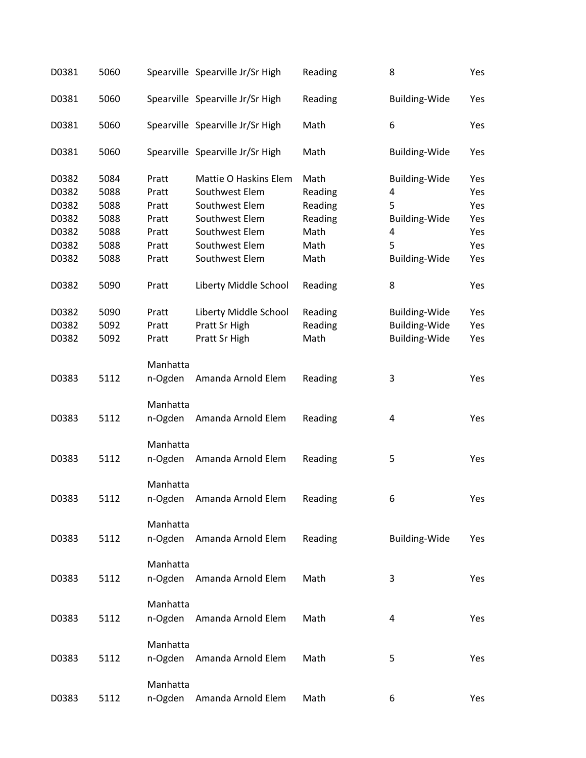| | | | | | | |
|---|---|---|---|---|---|---|
| D0381 | 5060 | Spearville | Spearville Jr/Sr High | Reading | 8 | Yes |
| D0381 | 5060 | Spearville | Spearville Jr/Sr High | Reading | Building-Wide | Yes |
| D0381 | 5060 | Spearville | Spearville Jr/Sr High | Math | 6 | Yes |
| D0381 | 5060 | Spearville | Spearville Jr/Sr High | Math | Building-Wide | Yes |
| D0382 | 5084 | Pratt | Mattie O Haskins Elem | Math | Building-Wide | Yes |
| D0382 | 5088 | Pratt | Southwest Elem | Reading | 4 | Yes |
| D0382 | 5088 | Pratt | Southwest Elem | Reading | 5 | Yes |
| D0382 | 5088 | Pratt | Southwest Elem | Reading | Building-Wide | Yes |
| D0382 | 5088 | Pratt | Southwest Elem | Math | 4 | Yes |
| D0382 | 5088 | Pratt | Southwest Elem | Math | 5 | Yes |
| D0382 | 5088 | Pratt | Southwest Elem | Math | Building-Wide | Yes |
| D0382 | 5090 | Pratt | Liberty Middle School | Reading | 8 | Yes |
| D0382 | 5090 | Pratt | Liberty Middle School | Reading | Building-Wide | Yes |
| D0382 | 5092 | Pratt | Pratt Sr High | Reading | Building-Wide | Yes |
| D0382 | 5092 | Pratt | Pratt Sr High | Math | Building-Wide | Yes |
| D0383 | 5112 | Manhattan-Ogden | Amanda Arnold Elem | Reading | 3 | Yes |
| D0383 | 5112 | Manhattan-Ogden | Amanda Arnold Elem | Reading | 4 | Yes |
| D0383 | 5112 | Manhattan-Ogden | Amanda Arnold Elem | Reading | 5 | Yes |
| D0383 | 5112 | Manhattan-Ogden | Amanda Arnold Elem | Reading | 6 | Yes |
| D0383 | 5112 | Manhattan-Ogden | Amanda Arnold Elem | Reading | Building-Wide | Yes |
| D0383 | 5112 | Manhattan-Ogden | Amanda Arnold Elem | Math | 3 | Yes |
| D0383 | 5112 | Manhattan-Ogden | Amanda Arnold Elem | Math | 4 | Yes |
| D0383 | 5112 | Manhattan-Ogden | Amanda Arnold Elem | Math | 5 | Yes |
| D0383 | 5112 | Manhattan-Ogden | Amanda Arnold Elem | Math | 6 | Yes |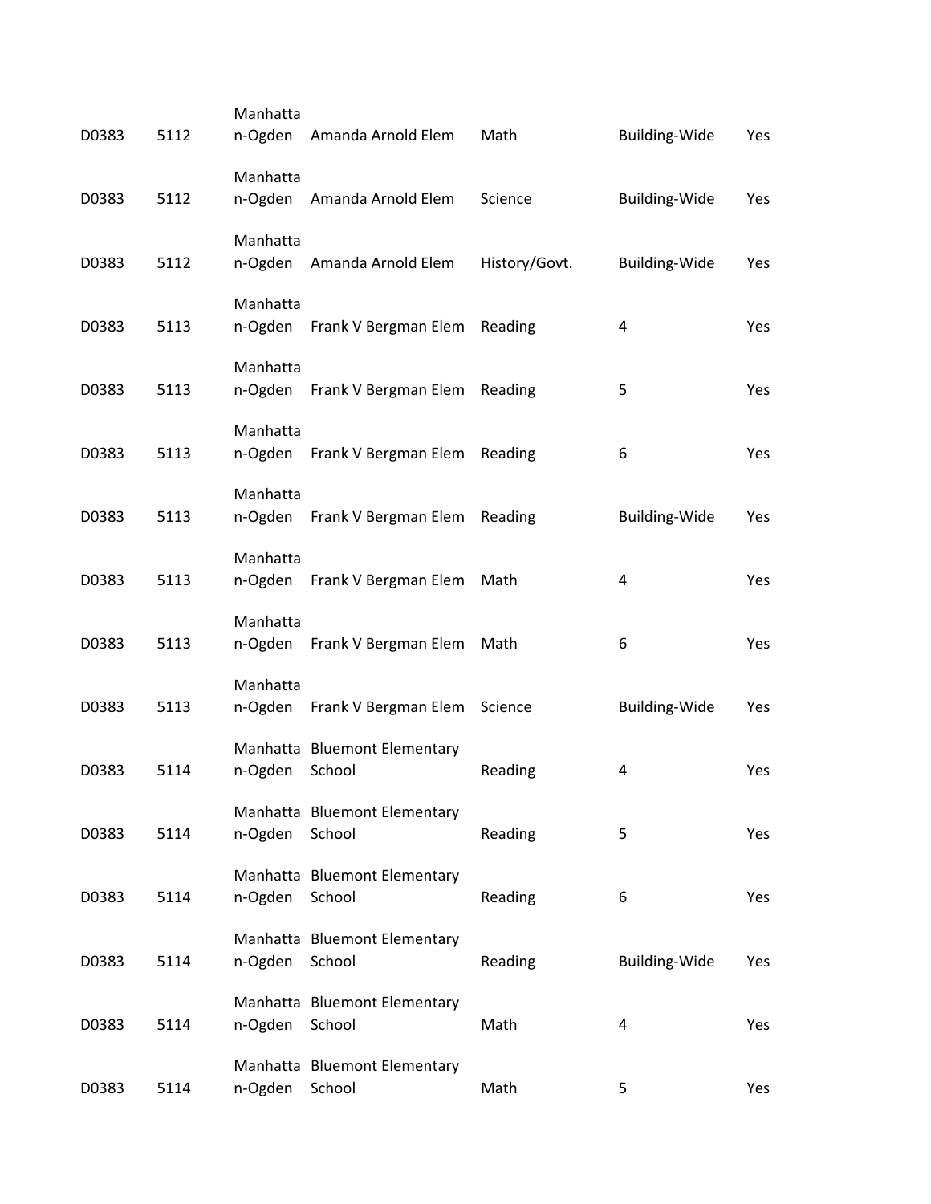| | | | | | | |
|---|---|---|---|---|---|---|
| D0383 | 5112 | Manhattan-Ogden | Amanda Arnold Elem | Math | Building-Wide | Yes |
| D0383 | 5112 | Manhattan-Ogden | Amanda Arnold Elem | Science | Building-Wide | Yes |
| D0383 | 5112 | Manhattan-Ogden | Amanda Arnold Elem | History/Govt. | Building-Wide | Yes |
| D0383 | 5113 | Manhattan-Ogden | Frank V Bergman Elem | Reading | 4 | Yes |
| D0383 | 5113 | Manhattan-Ogden | Frank V Bergman Elem | Reading | 5 | Yes |
| D0383 | 5113 | Manhattan-Ogden | Frank V Bergman Elem | Reading | 6 | Yes |
| D0383 | 5113 | Manhattan-Ogden | Frank V Bergman Elem | Reading | Building-Wide | Yes |
| D0383 | 5113 | Manhattan-Ogden | Frank V Bergman Elem | Math | 4 | Yes |
| D0383 | 5113 | Manhattan-Ogden | Frank V Bergman Elem | Math | 6 | Yes |
| D0383 | 5113 | Manhattan-Ogden | Frank V Bergman Elem | Science | Building-Wide | Yes |
| D0383 | 5114 | Manhattan-Ogden | Bluemont Elementary School | Reading | 4 | Yes |
| D0383 | 5114 | Manhattan-Ogden | Bluemont Elementary School | Reading | 5 | Yes |
| D0383 | 5114 | Manhattan-Ogden | Bluemont Elementary School | Reading | 6 | Yes |
| D0383 | 5114 | Manhattan-Ogden | Bluemont Elementary School | Reading | Building-Wide | Yes |
| D0383 | 5114 | Manhattan-Ogden | Bluemont Elementary School | Math | 4 | Yes |
| D0383 | 5114 | Manhattan-Ogden | Bluemont Elementary School | Math | 5 | Yes |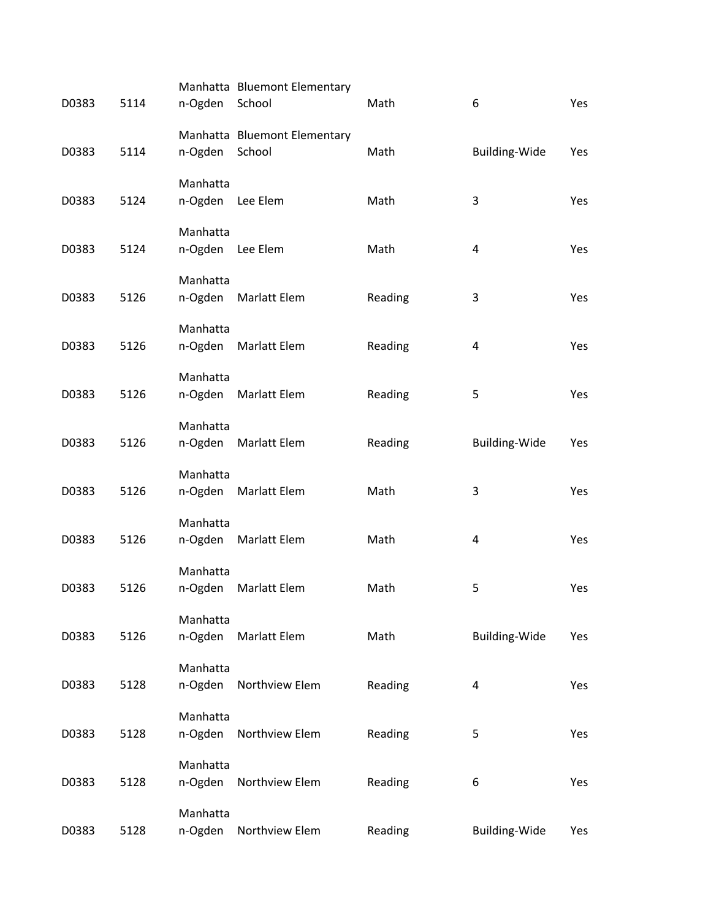| | | | | | | |
|---|---|---|---|---|---|---|
| D0383 | 5114 | Manhattan-Ogden | Bluemont Elementary School | Math | 6 | Yes |
| D0383 | 5114 | Manhattan-Ogden | Bluemont Elementary School | Math | Building-Wide | Yes |
| D0383 | 5124 | Manhattan-Ogden | Lee Elem | Math | 3 | Yes |
| D0383 | 5124 | Manhattan-Ogden | Lee Elem | Math | 4 | Yes |
| D0383 | 5126 | Manhattan-Ogden | Marlatt Elem | Reading | 3 | Yes |
| D0383 | 5126 | Manhattan-Ogden | Marlatt Elem | Reading | 4 | Yes |
| D0383 | 5126 | Manhattan-Ogden | Marlatt Elem | Reading | 5 | Yes |
| D0383 | 5126 | Manhattan-Ogden | Marlatt Elem | Reading | Building-Wide | Yes |
| D0383 | 5126 | Manhattan-Ogden | Marlatt Elem | Math | 3 | Yes |
| D0383 | 5126 | Manhattan-Ogden | Marlatt Elem | Math | 4 | Yes |
| D0383 | 5126 | Manhattan-Ogden | Marlatt Elem | Math | 5 | Yes |
| D0383 | 5126 | Manhattan-Ogden | Marlatt Elem | Math | Building-Wide | Yes |
| D0383 | 5128 | Manhattan-Ogden | Northview Elem | Reading | 4 | Yes |
| D0383 | 5128 | Manhattan-Ogden | Northview Elem | Reading | 5 | Yes |
| D0383 | 5128 | Manhattan-Ogden | Northview Elem | Reading | 6 | Yes |
| D0383 | 5128 | Manhattan-Ogden | Northview Elem | Reading | Building-Wide | Yes |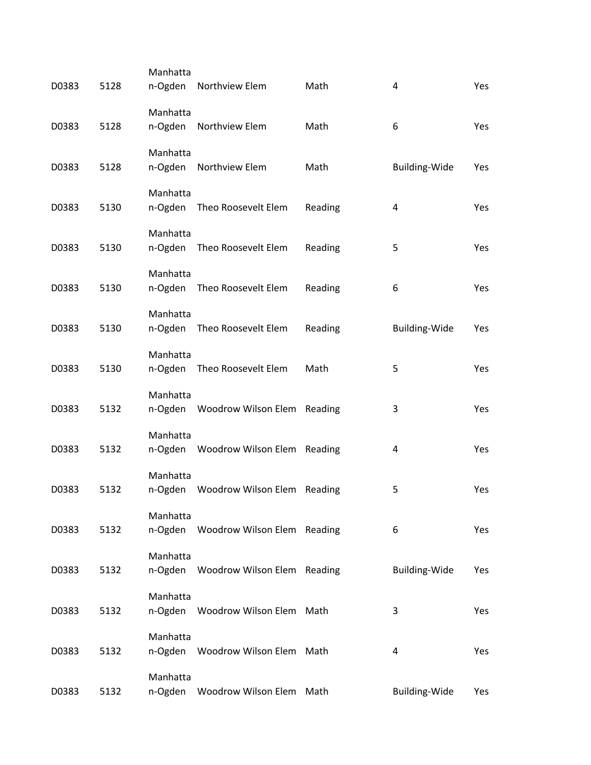| | | | | | | |
|---|---|---|---|---|---|---|
| D0383 | 5128 | Manhattan-Ogden | Northview Elem | Math | 4 | Yes |
| D0383 | 5128 | Manhattan-Ogden | Northview Elem | Math | 6 | Yes |
| D0383 | 5128 | Manhattan-Ogden | Northview Elem | Math | Building-Wide | Yes |
| D0383 | 5130 | Manhattan-Ogden | Theo Roosevelt Elem | Reading | 4 | Yes |
| D0383 | 5130 | Manhattan-Ogden | Theo Roosevelt Elem | Reading | 5 | Yes |
| D0383 | 5130 | Manhattan-Ogden | Theo Roosevelt Elem | Reading | 6 | Yes |
| D0383 | 5130 | Manhattan-Ogden | Theo Roosevelt Elem | Reading | Building-Wide | Yes |
| D0383 | 5130 | Manhattan-Ogden | Theo Roosevelt Elem | Math | 5 | Yes |
| D0383 | 5132 | Manhattan-Ogden | Woodrow Wilson Elem | Reading | 3 | Yes |
| D0383 | 5132 | Manhattan-Ogden | Woodrow Wilson Elem | Reading | 4 | Yes |
| D0383 | 5132 | Manhattan-Ogden | Woodrow Wilson Elem | Reading | 5 | Yes |
| D0383 | 5132 | Manhattan-Ogden | Woodrow Wilson Elem | Reading | 6 | Yes |
| D0383 | 5132 | Manhattan-Ogden | Woodrow Wilson Elem | Reading | Building-Wide | Yes |
| D0383 | 5132 | Manhattan-Ogden | Woodrow Wilson Elem | Math | 3 | Yes |
| D0383 | 5132 | Manhattan-Ogden | Woodrow Wilson Elem | Math | 4 | Yes |
| D0383 | 5132 | Manhattan-Ogden | Woodrow Wilson Elem | Math | Building-Wide | Yes |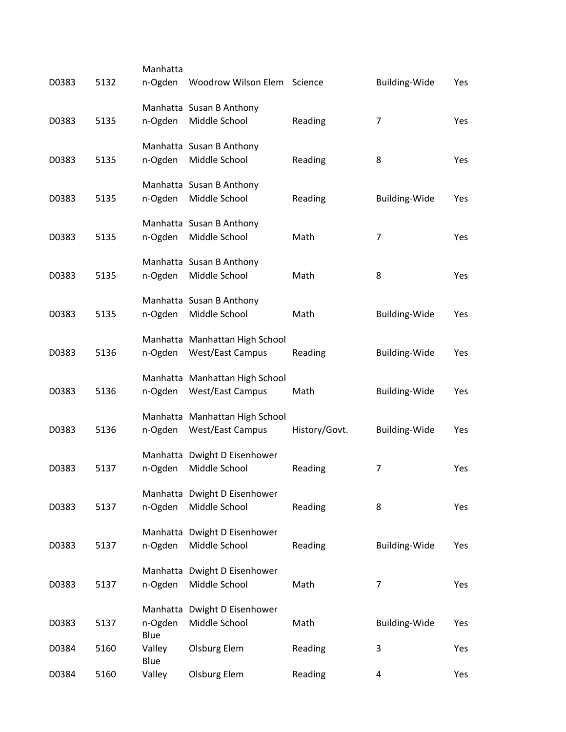| | | | | | | |
|---|---|---|---|---|---|---|
| D0383 | 5132 | Manhattan-Ogden | Woodrow Wilson Elem | Science | Building-Wide | Yes |
| D0383 | 5135 | Manhattan-Ogden | Susan B Anthony Middle School | Reading | 7 | Yes |
| D0383 | 5135 | Manhattan-Ogden | Susan B Anthony Middle School | Reading | 8 | Yes |
| D0383 | 5135 | Manhattan-Ogden | Susan B Anthony Middle School | Reading | Building-Wide | Yes |
| D0383 | 5135 | Manhattan-Ogden | Susan B Anthony Middle School | Math | 7 | Yes |
| D0383 | 5135 | Manhattan-Ogden | Susan B Anthony Middle School | Math | 8 | Yes |
| D0383 | 5135 | Manhattan-Ogden | Susan B Anthony Middle School | Math | Building-Wide | Yes |
| D0383 | 5136 | Manhattan-Ogden | Manhattan High School West/East Campus | Reading | Building-Wide | Yes |
| D0383 | 5136 | Manhattan-Ogden | Manhattan High School West/East Campus | Math | Building-Wide | Yes |
| D0383 | 5136 | Manhattan-Ogden | Manhattan High School West/East Campus | History/Govt. | Building-Wide | Yes |
| D0383 | 5137 | Manhattan-Ogden | Dwight D Eisenhower Middle School | Reading | 7 | Yes |
| D0383 | 5137 | Manhattan-Ogden | Dwight D Eisenhower Middle School | Reading | 8 | Yes |
| D0383 | 5137 | Manhattan-Ogden | Dwight D Eisenhower Middle School | Reading | Building-Wide | Yes |
| D0383 | 5137 | Manhattan-Ogden | Dwight D Eisenhower Middle School | Math | 7 | Yes |
| D0383 | 5137 | Manhattan-Ogden | Dwight D Eisenhower Middle School | Math | Building-Wide | Yes |
| D0384 | 5160 | Blue Valley | Olsburg Elem | Reading | 3 | Yes |
| D0384 | 5160 | Blue Valley | Olsburg Elem | Reading | 4 | Yes |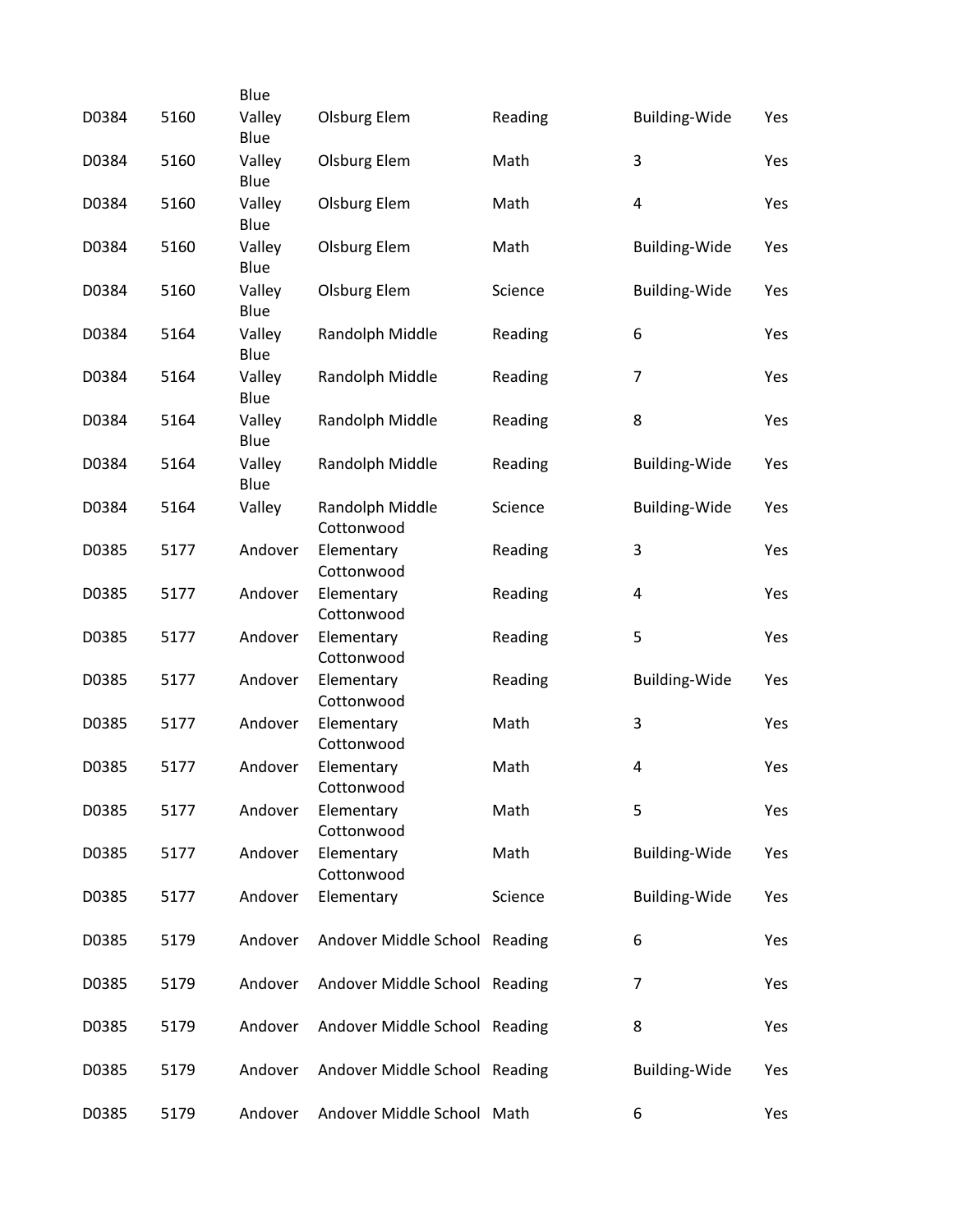| | | | | | | |
|---|---|---|---|---|---|---|
| D0384 | 5160 | Blue Valley | Olsburg Elem | Reading | Building-Wide | Yes |
| D0384 | 5160 | Blue Valley | Olsburg Elem | Math | 3 | Yes |
| D0384 | 5160 | Blue Valley | Olsburg Elem | Math | 4 | Yes |
| D0384 | 5160 | Blue Valley | Olsburg Elem | Math | Building-Wide | Yes |
| D0384 | 5160 | Blue Valley | Olsburg Elem | Science | Building-Wide | Yes |
| D0384 | 5164 | Blue Valley | Randolph Middle | Reading | 6 | Yes |
| D0384 | 5164 | Blue Valley | Randolph Middle | Reading | 7 | Yes |
| D0384 | 5164 | Blue Valley | Randolph Middle | Reading | 8 | Yes |
| D0384 | 5164 | Blue Valley | Randolph Middle | Reading | Building-Wide | Yes |
| D0384 | 5164 | Blue Valley | Randolph Middle | Science | Building-Wide | Yes |
| D0385 | 5177 | Andover | Cottonwood Elementary | Reading | 3 | Yes |
| D0385 | 5177 | Andover | Cottonwood Elementary | Reading | 4 | Yes |
| D0385 | 5177 | Andover | Cottonwood Elementary | Reading | 5 | Yes |
| D0385 | 5177 | Andover | Cottonwood Elementary | Reading | Building-Wide | Yes |
| D0385 | 5177 | Andover | Cottonwood Elementary | Math | 3 | Yes |
| D0385 | 5177 | Andover | Cottonwood Elementary | Math | 4 | Yes |
| D0385 | 5177 | Andover | Cottonwood Elementary | Math | 5 | Yes |
| D0385 | 5177 | Andover | Cottonwood Elementary | Math | Building-Wide | Yes |
| D0385 | 5177 | Andover | Cottonwood Elementary | Science | Building-Wide | Yes |
| D0385 | 5179 | Andover | Andover Middle School | Reading | 6 | Yes |
| D0385 | 5179 | Andover | Andover Middle School | Reading | 7 | Yes |
| D0385 | 5179 | Andover | Andover Middle School | Reading | 8 | Yes |
| D0385 | 5179 | Andover | Andover Middle School | Reading | Building-Wide | Yes |
| D0385 | 5179 | Andover | Andover Middle School | Math | 6 | Yes |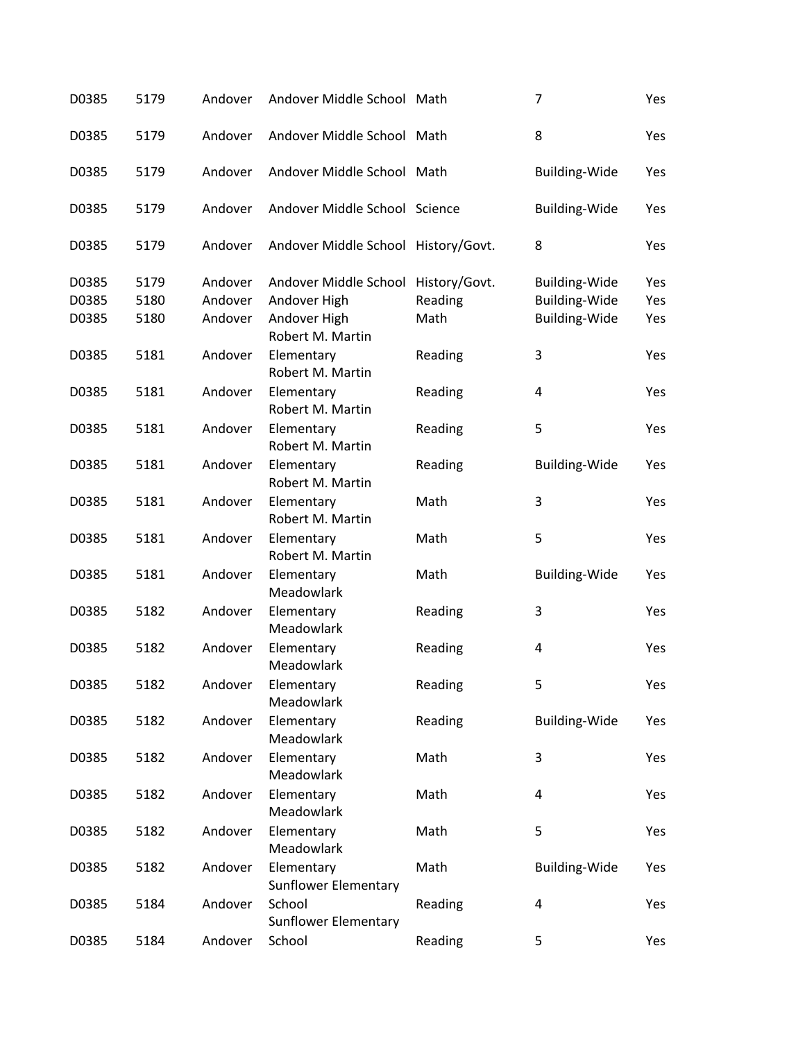| | | | | | | |
|---|---|---|---|---|---|---|
| D0385 | 5179 | Andover | Andover Middle School | Math | 7 | Yes |
| D0385 | 5179 | Andover | Andover Middle School | Math | 8 | Yes |
| D0385 | 5179 | Andover | Andover Middle School | Math | Building-Wide | Yes |
| D0385 | 5179 | Andover | Andover Middle School | Science | Building-Wide | Yes |
| D0385 | 5179 | Andover | Andover Middle School | History/Govt. | 8 | Yes |
| D0385 | 5179 | Andover | Andover Middle School | History/Govt. | Building-Wide | Yes |
| D0385 | 5180 | Andover | Andover High | Reading | Building-Wide | Yes |
| D0385 | 5180 | Andover | Andover High | Math | Building-Wide | Yes |
| D0385 | 5181 | Andover | Robert M. Martin Elementary | Reading | 3 | Yes |
| D0385 | 5181 | Andover | Robert M. Martin Elementary | Reading | 4 | Yes |
| D0385 | 5181 | Andover | Robert M. Martin Elementary | Reading | 5 | Yes |
| D0385 | 5181 | Andover | Robert M. Martin Elementary | Reading | Building-Wide | Yes |
| D0385 | 5181 | Andover | Robert M. Martin Elementary | Math | 3 | Yes |
| D0385 | 5181 | Andover | Robert M. Martin Elementary | Math | 5 | Yes |
| D0385 | 5181 | Andover | Robert M. Martin Elementary | Math | Building-Wide | Yes |
| D0385 | 5182 | Andover | Meadowlark Elementary | Reading | 3 | Yes |
| D0385 | 5182 | Andover | Meadowlark Elementary | Reading | 4 | Yes |
| D0385 | 5182 | Andover | Meadowlark Elementary | Reading | 5 | Yes |
| D0385 | 5182 | Andover | Meadowlark Elementary | Reading | Building-Wide | Yes |
| D0385 | 5182 | Andover | Meadowlark Elementary | Math | 3 | Yes |
| D0385 | 5182 | Andover | Meadowlark Elementary | Math | 4 | Yes |
| D0385 | 5182 | Andover | Meadowlark Elementary | Math | 5 | Yes |
| D0385 | 5182 | Andover | Meadowlark Elementary | Math | Building-Wide | Yes |
| D0385 | 5184 | Andover | Sunflower Elementary School | Reading | 4 | Yes |
| D0385 | 5184 | Andover | Sunflower Elementary School | Reading | 5 | Yes |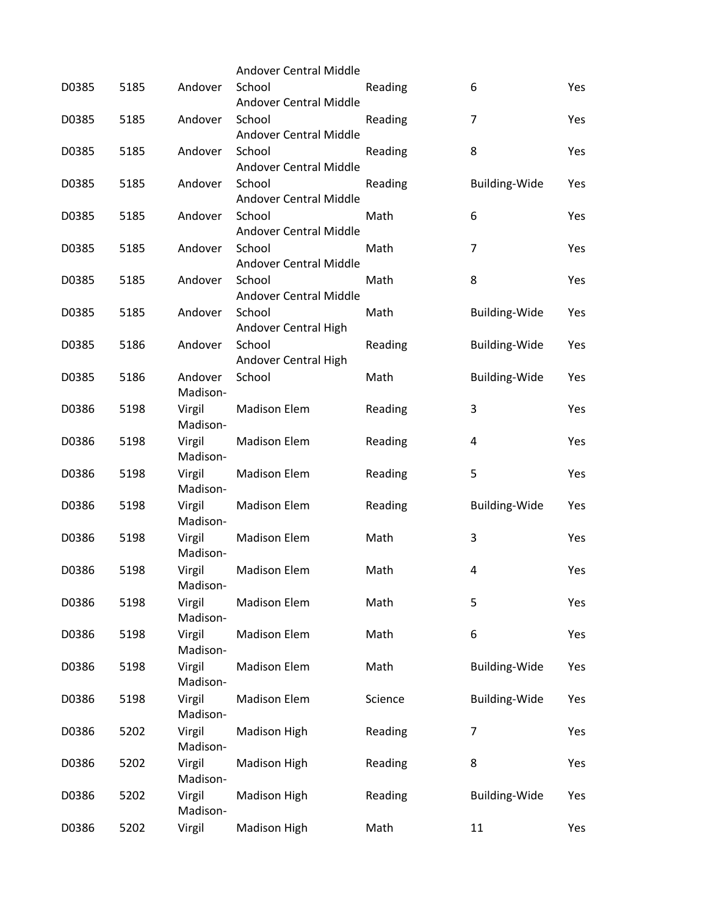| | | | | | | |
|---|---|---|---|---|---|---|
| D0385 | 5185 | Andover | Andover Central Middle School | Reading | 6 | Yes |
| D0385 | 5185 | Andover | Andover Central Middle School | Reading | 7 | Yes |
| D0385 | 5185 | Andover | Andover Central Middle School | Reading | 8 | Yes |
| D0385 | 5185 | Andover | Andover Central Middle School | Reading | Building-Wide | Yes |
| D0385 | 5185 | Andover | Andover Central Middle School | Math | 6 | Yes |
| D0385 | 5185 | Andover | Andover Central Middle School | Math | 7 | Yes |
| D0385 | 5185 | Andover | Andover Central Middle School | Math | 8 | Yes |
| D0385 | 5185 | Andover | Andover Central Middle School | Math | Building-Wide | Yes |
| D0385 | 5186 | Andover | Andover Central High School | Reading | Building-Wide | Yes |
| D0385 | 5186 | Andover | Andover Central High School | Math | Building-Wide | Yes |
| D0386 | 5198 | Madison-Virgil | Madison Elem | Reading | 3 | Yes |
| D0386 | 5198 | Madison-Virgil | Madison Elem | Reading | 4 | Yes |
| D0386 | 5198 | Madison-Virgil | Madison Elem | Reading | 5 | Yes |
| D0386 | 5198 | Madison-Virgil | Madison Elem | Reading | Building-Wide | Yes |
| D0386 | 5198 | Madison-Virgil | Madison Elem | Math | 3 | Yes |
| D0386 | 5198 | Madison-Virgil | Madison Elem | Math | 4 | Yes |
| D0386 | 5198 | Madison-Virgil | Madison Elem | Math | 5 | Yes |
| D0386 | 5198 | Madison-Virgil | Madison Elem | Math | 6 | Yes |
| D0386 | 5198 | Madison-Virgil | Madison Elem | Math | Building-Wide | Yes |
| D0386 | 5198 | Madison-Virgil | Madison Elem | Science | Building-Wide | Yes |
| D0386 | 5202 | Madison-Virgil | Madison High | Reading | 7 | Yes |
| D0386 | 5202 | Madison-Virgil | Madison High | Reading | 8 | Yes |
| D0386 | 5202 | Madison-Virgil | Madison High | Reading | Building-Wide | Yes |
| D0386 | 5202 | Madison-Virgil | Madison High | Math | 11 | Yes |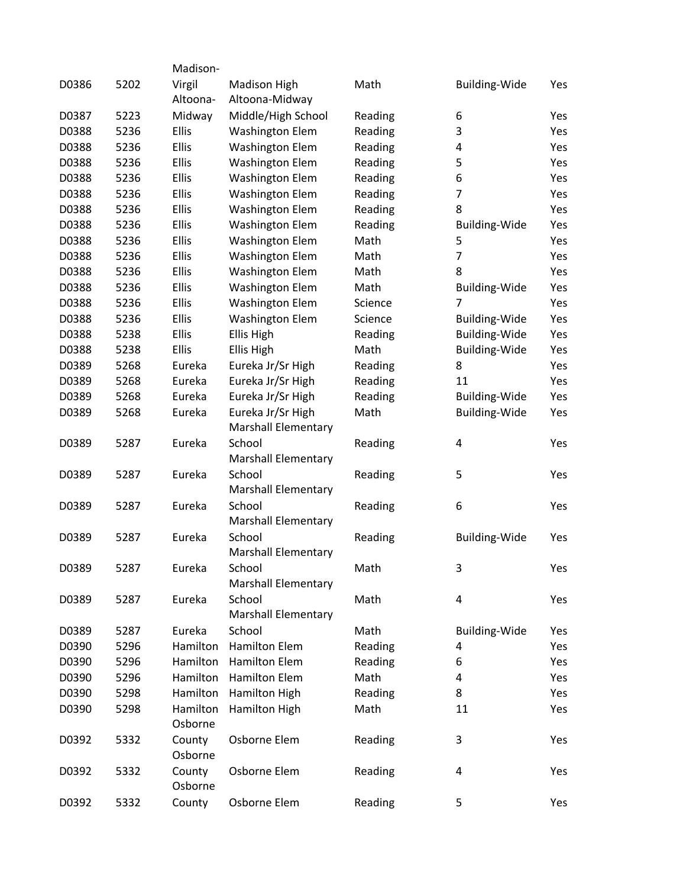| D0386 | 5202 | Madison-Virgil | Madison High | Math | Building-Wide | Yes |
|---|---|---|---|---|---|---|
| D0387 | 5223 | Altoona-Midway | Altoona-Midway Middle/High School | Reading | 6 | Yes |
| D0388 | 5236 | Ellis | Washington Elem | Reading | 3 | Yes |
| D0388 | 5236 | Ellis | Washington Elem | Reading | 4 | Yes |
| D0388 | 5236 | Ellis | Washington Elem | Reading | 5 | Yes |
| D0388 | 5236 | Ellis | Washington Elem | Reading | 6 | Yes |
| D0388 | 5236 | Ellis | Washington Elem | Reading | 7 | Yes |
| D0388 | 5236 | Ellis | Washington Elem | Reading | 8 | Yes |
| D0388 | 5236 | Ellis | Washington Elem | Reading | Building-Wide | Yes |
| D0388 | 5236 | Ellis | Washington Elem | Math | 5 | Yes |
| D0388 | 5236 | Ellis | Washington Elem | Math | 7 | Yes |
| D0388 | 5236 | Ellis | Washington Elem | Math | 8 | Yes |
| D0388 | 5236 | Ellis | Washington Elem | Math | Building-Wide | Yes |
| D0388 | 5236 | Ellis | Washington Elem | Science | 7 | Yes |
| D0388 | 5236 | Ellis | Washington Elem | Science | Building-Wide | Yes |
| D0388 | 5238 | Ellis | Ellis High | Reading | Building-Wide | Yes |
| D0388 | 5238 | Ellis | Ellis High | Math | Building-Wide | Yes |
| D0389 | 5268 | Eureka | Eureka Jr/Sr High | Reading | 8 | Yes |
| D0389 | 5268 | Eureka | Eureka Jr/Sr High | Reading | 11 | Yes |
| D0389 | 5268 | Eureka | Eureka Jr/Sr High | Reading | Building-Wide | Yes |
| D0389 | 5268 | Eureka | Eureka Jr/Sr High | Math | Building-Wide | Yes |
| D0389 | 5287 | Eureka | Marshall Elementary School | Reading | 4 | Yes |
| D0389 | 5287 | Eureka | Marshall Elementary School | Reading | 5 | Yes |
| D0389 | 5287 | Eureka | Marshall Elementary School | Reading | 6 | Yes |
| D0389 | 5287 | Eureka | Marshall Elementary School | Reading | Building-Wide | Yes |
| D0389 | 5287 | Eureka | Marshall Elementary School | Math | 3 | Yes |
| D0389 | 5287 | Eureka | Marshall Elementary School | Math | 4 | Yes |
| D0389 | 5287 | Eureka | Marshall Elementary School | Math | Building-Wide | Yes |
| D0390 | 5296 | Hamilton | Hamilton Elem | Reading | 4 | Yes |
| D0390 | 5296 | Hamilton | Hamilton Elem | Reading | 6 | Yes |
| D0390 | 5296 | Hamilton | Hamilton Elem | Math | 4 | Yes |
| D0390 | 5298 | Hamilton | Hamilton High | Reading | 8 | Yes |
| D0390 | 5298 | Hamilton | Hamilton High | Math | 11 | Yes |
| D0392 | 5332 | Osborne County | Osborne Elem | Reading | 3 | Yes |
| D0392 | 5332 | Osborne County | Osborne Elem | Reading | 4 | Yes |
| D0392 | 5332 | Osborne County | Osborne Elem | Reading | 5 | Yes |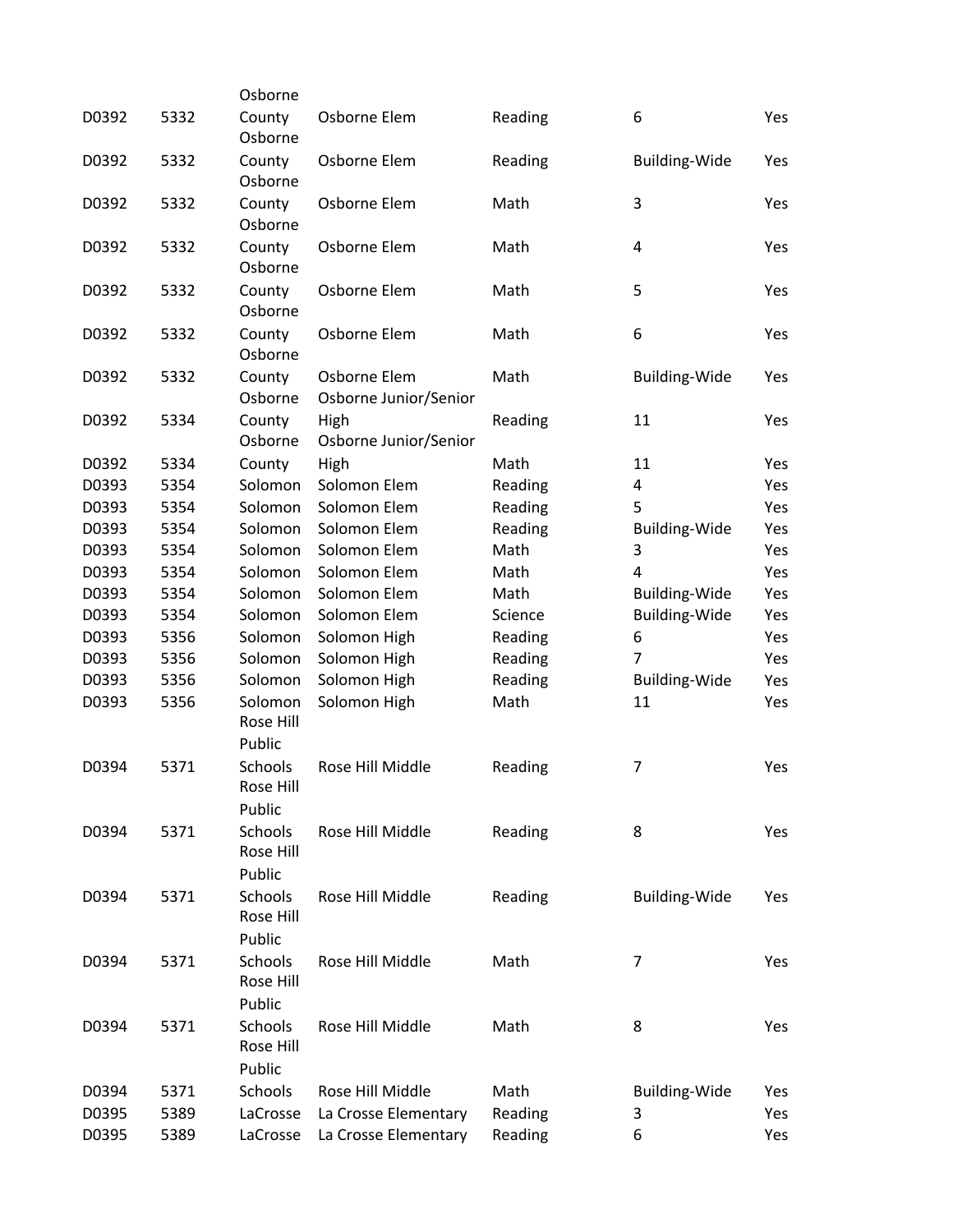| | | | | | | |
|---|---|---|---|---|---|---|
| D0392 | 5332 | Osborne County | Osborne Elem | Reading | 6 | Yes |
| D0392 | 5332 | Osborne County | Osborne Elem | Reading | Building-Wide | Yes |
| D0392 | 5332 | Osborne County | Osborne Elem | Math | 3 | Yes |
| D0392 | 5332 | Osborne County | Osborne Elem | Math | 4 | Yes |
| D0392 | 5332 | Osborne County | Osborne Elem | Math | 5 | Yes |
| D0392 | 5332 | Osborne County | Osborne Elem | Math | 6 | Yes |
| D0392 | 5332 | Osborne County | Osborne Elem | Math | Building-Wide | Yes |
| D0392 | 5334 | Osborne County | Osborne Junior/Senior High | Reading | 11 | Yes |
| D0392 | 5334 | Osborne County | Osborne Junior/Senior High | Math | 11 | Yes |
| D0393 | 5354 | Solomon | Solomon Elem | Reading | 4 | Yes |
| D0393 | 5354 | Solomon | Solomon Elem | Reading | 5 | Yes |
| D0393 | 5354 | Solomon | Solomon Elem | Reading | Building-Wide | Yes |
| D0393 | 5354 | Solomon | Solomon Elem | Math | 3 | Yes |
| D0393 | 5354 | Solomon | Solomon Elem | Math | 4 | Yes |
| D0393 | 5354 | Solomon | Solomon Elem | Math | Building-Wide | Yes |
| D0393 | 5354 | Solomon | Solomon Elem | Science | Building-Wide | Yes |
| D0393 | 5356 | Solomon | Solomon High | Reading | 6 | Yes |
| D0393 | 5356 | Solomon | Solomon High | Reading | 7 | Yes |
| D0393 | 5356 | Solomon | Solomon High | Reading | Building-Wide | Yes |
| D0393 | 5356 | Solomon | Solomon High | Math | 11 | Yes |
| D0394 | 5371 | Rose Hill Public Schools | Rose Hill Middle | Reading | 7 | Yes |
| D0394 | 5371 | Rose Hill Public Schools | Rose Hill Middle | Reading | 8 | Yes |
| D0394 | 5371 | Rose Hill Public Schools | Rose Hill Middle | Reading | Building-Wide | Yes |
| D0394 | 5371 | Rose Hill Public Schools | Rose Hill Middle | Math | 7 | Yes |
| D0394 | 5371 | Rose Hill Public Schools | Rose Hill Middle | Math | 8 | Yes |
| D0394 | 5371 | Rose Hill Public Schools | Rose Hill Middle | Math | Building-Wide | Yes |
| D0395 | 5389 | LaCrosse | La Crosse Elementary | Reading | 3 | Yes |
| D0395 | 5389 | LaCrosse | La Crosse Elementary | Reading | 6 | Yes |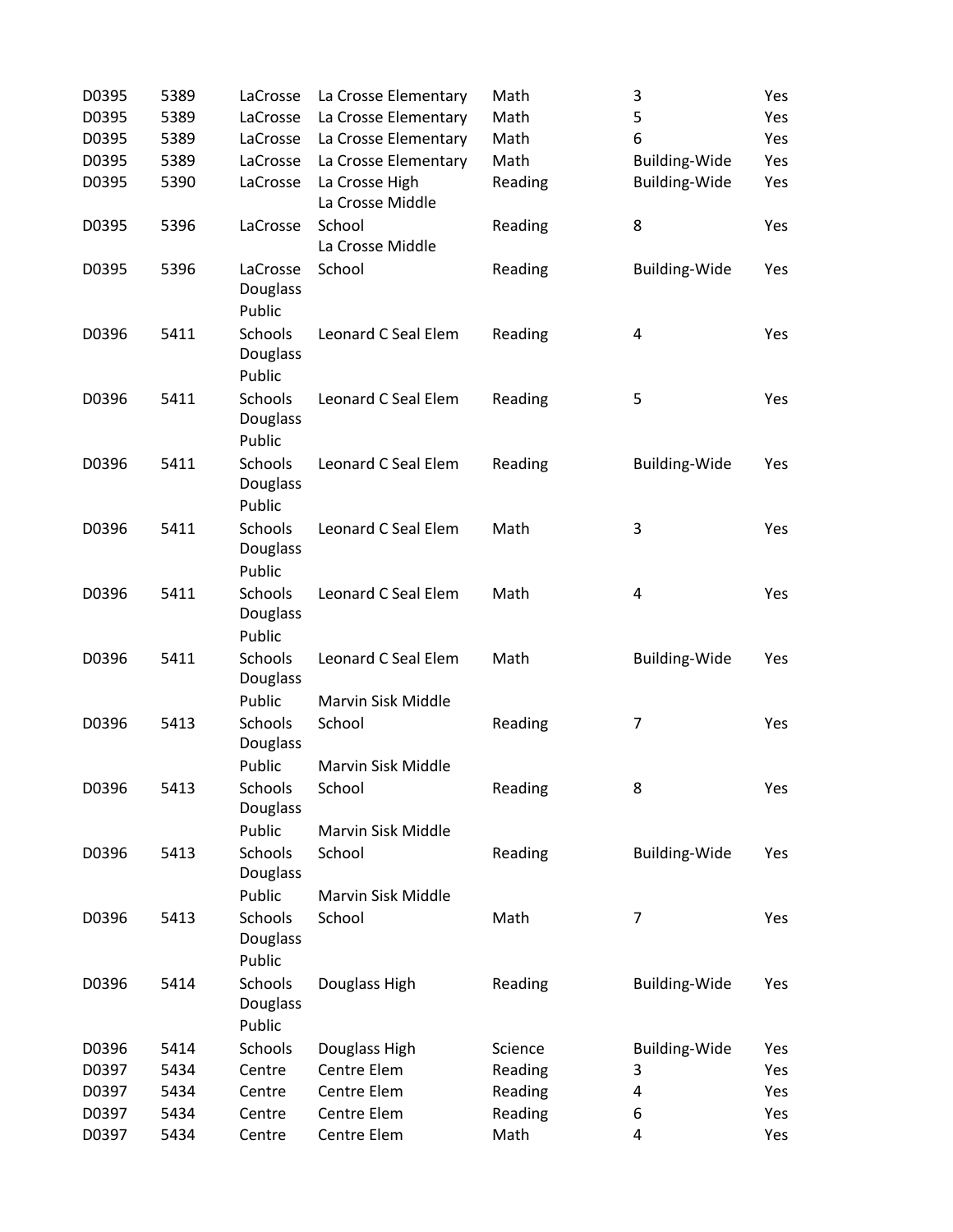| | | | | | | |
|---|---|---|---|---|---|---|
| D0395 | 5389 | LaCrosse | La Crosse Elementary | Math | 3 | Yes |
| D0395 | 5389 | LaCrosse | La Crosse Elementary | Math | 5 | Yes |
| D0395 | 5389 | LaCrosse | La Crosse Elementary | Math | 6 | Yes |
| D0395 | 5389 | LaCrosse | La Crosse Elementary | Math | Building-Wide | Yes |
| D0395 | 5390 | LaCrosse | La Crosse High | Reading | Building-Wide | Yes |
| D0395 | 5396 | LaCrosse | La Crosse Middle School | Reading | 8 | Yes |
| D0395 | 5396 | LaCrosse | La Crosse Middle School | Reading | Building-Wide | Yes |
| D0396 | 5411 | Douglass Public Schools | Leonard C Seal Elem | Reading | 4 | Yes |
| D0396 | 5411 | Douglass Public Schools | Leonard C Seal Elem | Reading | 5 | Yes |
| D0396 | 5411 | Douglass Public Schools | Leonard C Seal Elem | Reading | Building-Wide | Yes |
| D0396 | 5411 | Douglass Public Schools | Leonard C Seal Elem | Math | 3 | Yes |
| D0396 | 5411 | Douglass Public Schools | Leonard C Seal Elem | Math | 4 | Yes |
| D0396 | 5411 | Douglass Public Schools | Leonard C Seal Elem | Math | Building-Wide | Yes |
| D0396 | 5413 | Douglass Public Schools | Marvin Sisk Middle School | Reading | 7 | Yes |
| D0396 | 5413 | Douglass Public Schools | Marvin Sisk Middle School | Reading | 8 | Yes |
| D0396 | 5413 | Douglass Public Schools | Marvin Sisk Middle School | Reading | Building-Wide | Yes |
| D0396 | 5413 | Douglass Public Schools | Marvin Sisk Middle School | Math | 7 | Yes |
| D0396 | 5414 | Douglass Public Schools | Douglass High | Reading | Building-Wide | Yes |
| D0396 | 5414 | Douglass Public Schools | Douglass High | Science | Building-Wide | Yes |
| D0397 | 5434 | Centre | Centre Elem | Reading | 3 | Yes |
| D0397 | 5434 | Centre | Centre Elem | Reading | 4 | Yes |
| D0397 | 5434 | Centre | Centre Elem | Reading | 6 | Yes |
| D0397 | 5434 | Centre | Centre Elem | Math | 4 | Yes |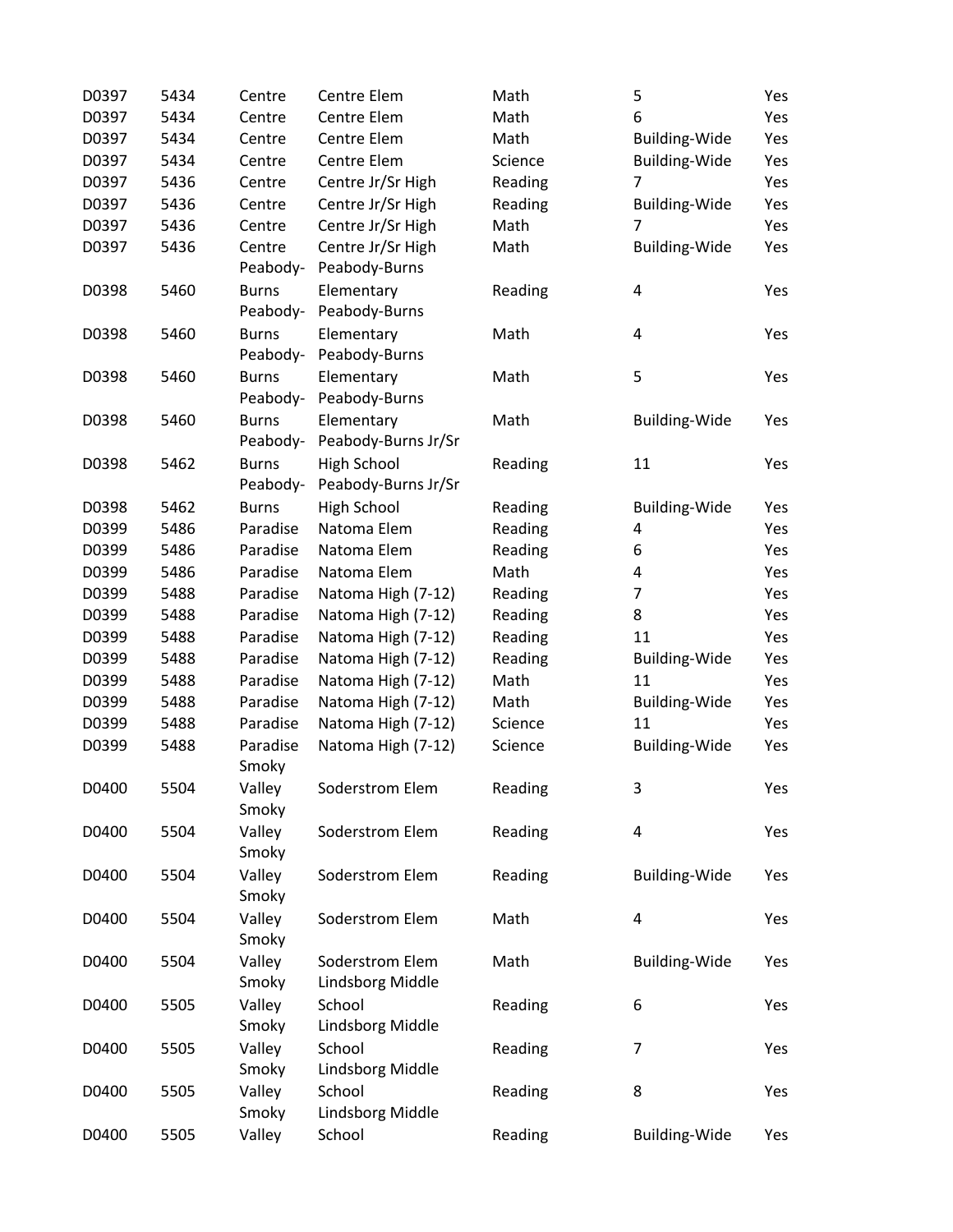| | | | | | | |
|---|---|---|---|---|---|---|
| D0397 | 5434 | Centre | Centre Elem | Math | 5 | Yes |
| D0397 | 5434 | Centre | Centre Elem | Math | 6 | Yes |
| D0397 | 5434 | Centre | Centre Elem | Math | Building-Wide | Yes |
| D0397 | 5434 | Centre | Centre Elem | Science | Building-Wide | Yes |
| D0397 | 5436 | Centre | Centre Jr/Sr High | Reading | 7 | Yes |
| D0397 | 5436 | Centre | Centre Jr/Sr High | Reading | Building-Wide | Yes |
| D0397 | 5436 | Centre | Centre Jr/Sr High | Math | 7 | Yes |
| D0397 | 5436 | Centre | Centre Jr/Sr High | Math | Building-Wide | Yes |
| D0398 | 5460 | Peabody-Burns | Peabody-Burns Elementary | Reading | 4 | Yes |
| D0398 | 5460 | Peabody-Burns | Peabody-Burns Elementary | Math | 4 | Yes |
| D0398 | 5460 | Peabody-Burns | Peabody-Burns Elementary | Math | 5 | Yes |
| D0398 | 5460 | Peabody-Burns | Peabody-Burns Elementary | Math | Building-Wide | Yes |
| D0398 | 5462 | Peabody-Burns | Peabody-Burns Jr/Sr High School | Reading | 11 | Yes |
| D0398 | 5462 | Peabody-Burns | Peabody-Burns Jr/Sr High School | Reading | Building-Wide | Yes |
| D0399 | 5486 | Paradise | Natoma Elem | Reading | 4 | Yes |
| D0399 | 5486 | Paradise | Natoma Elem | Reading | 6 | Yes |
| D0399 | 5486 | Paradise | Natoma Elem | Math | 4 | Yes |
| D0399 | 5488 | Paradise | Natoma High (7-12) | Reading | 7 | Yes |
| D0399 | 5488 | Paradise | Natoma High (7-12) | Reading | 8 | Yes |
| D0399 | 5488 | Paradise | Natoma High (7-12) | Reading | 11 | Yes |
| D0399 | 5488 | Paradise | Natoma High (7-12) | Reading | Building-Wide | Yes |
| D0399 | 5488 | Paradise | Natoma High (7-12) | Math | 11 | Yes |
| D0399 | 5488 | Paradise | Natoma High (7-12) | Math | Building-Wide | Yes |
| D0399 | 5488 | Paradise | Natoma High (7-12) | Science | 11 | Yes |
| D0399 | 5488 | Paradise | Natoma High (7-12) | Science | Building-Wide | Yes |
| D0400 | 5504 | Smoky Valley | Soderstrom Elem | Reading | 3 | Yes |
| D0400 | 5504 | Smoky Valley | Soderstrom Elem | Reading | 4 | Yes |
| D0400 | 5504 | Smoky Valley | Soderstrom Elem | Reading | Building-Wide | Yes |
| D0400 | 5504 | Smoky Valley | Soderstrom Elem | Math | 4 | Yes |
| D0400 | 5504 | Smoky Valley | Soderstrom Elem | Math | Building-Wide | Yes |
| D0400 | 5505 | Smoky Valley | Lindsborg Middle School | Reading | 6 | Yes |
| D0400 | 5505 | Smoky Valley | Lindsborg Middle School | Reading | 7 | Yes |
| D0400 | 5505 | Smoky Valley | Lindsborg Middle School | Reading | 8 | Yes |
| D0400 | 5505 | Smoky Valley | Lindsborg Middle School | Reading | Building-Wide | Yes |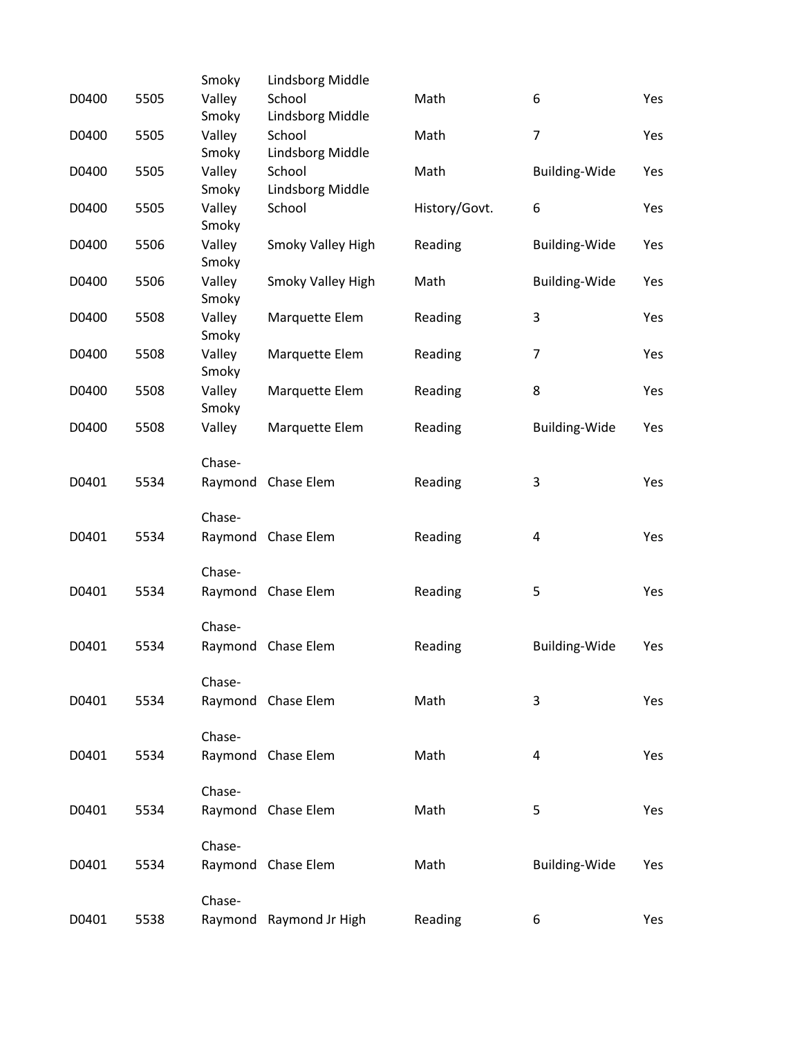| | | | | | | |
|---|---|---|---|---|---|---|
| D0400 | 5505 | Smoky Valley | Lindsborg Middle School | Math | 6 | Yes |
| D0400 | 5505 | Smoky Valley | Lindsborg Middle School | Math | 7 | Yes |
| D0400 | 5505 | Smoky Valley | Lindsborg Middle School | Math | Building-Wide | Yes |
| D0400 | 5505 | Smoky Valley | Lindsborg Middle School | History/Govt. | 6 | Yes |
| D0400 | 5506 | Smoky Valley | Smoky Valley High | Reading | Building-Wide | Yes |
| D0400 | 5506 | Smoky Valley | Smoky Valley High | Math | Building-Wide | Yes |
| D0400 | 5508 | Smoky Valley | Marquette Elem | Reading | 3 | Yes |
| D0400 | 5508 | Smoky Valley | Marquette Elem | Reading | 7 | Yes |
| D0400 | 5508 | Smoky Valley | Marquette Elem | Reading | 8 | Yes |
| D0400 | 5508 | Smoky Valley | Marquette Elem | Reading | Building-Wide | Yes |
| D0401 | 5534 | Chase-Raymond | Chase Elem | Reading | 3 | Yes |
| D0401 | 5534 | Chase-Raymond | Chase Elem | Reading | 4 | Yes |
| D0401 | 5534 | Chase-Raymond | Chase Elem | Reading | 5 | Yes |
| D0401 | 5534 | Chase-Raymond | Chase Elem | Reading | Building-Wide | Yes |
| D0401 | 5534 | Chase-Raymond | Chase Elem | Math | 3 | Yes |
| D0401 | 5534 | Chase-Raymond | Chase Elem | Math | 4 | Yes |
| D0401 | 5534 | Chase-Raymond | Chase Elem | Math | 5 | Yes |
| D0401 | 5534 | Chase-Raymond | Chase Elem | Math | Building-Wide | Yes |
| D0401 | 5538 | Chase-Raymond | Raymond Jr High | Reading | 6 | Yes |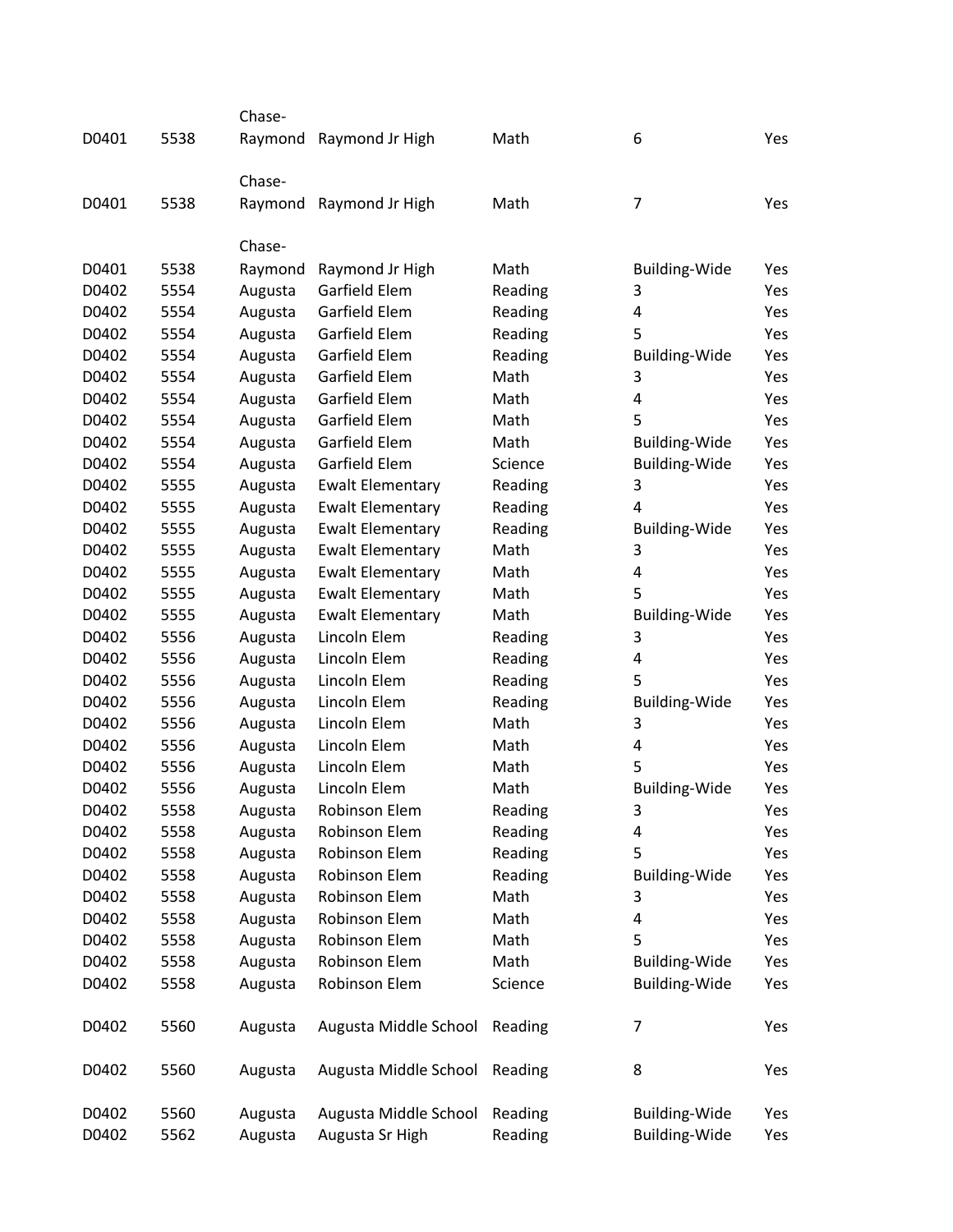| | | | | | | |
|---|---|---|---|---|---|---|
| D0401 | 5538 | Chase-Raymond | Raymond Jr High | Math | 6 | Yes |
| D0401 | 5538 | Chase-Raymond | Raymond Jr High | Math | 7 | Yes |
| D0401 | 5538 | Chase-Raymond | Raymond Jr High | Math | Building-Wide | Yes |
| D0402 | 5554 | Augusta | Garfield Elem | Reading | 3 | Yes |
| D0402 | 5554 | Augusta | Garfield Elem | Reading | 4 | Yes |
| D0402 | 5554 | Augusta | Garfield Elem | Reading | 5 | Yes |
| D0402 | 5554 | Augusta | Garfield Elem | Reading | Building-Wide | Yes |
| D0402 | 5554 | Augusta | Garfield Elem | Math | 3 | Yes |
| D0402 | 5554 | Augusta | Garfield Elem | Math | 4 | Yes |
| D0402 | 5554 | Augusta | Garfield Elem | Math | 5 | Yes |
| D0402 | 5554 | Augusta | Garfield Elem | Math | Building-Wide | Yes |
| D0402 | 5554 | Augusta | Garfield Elem | Science | Building-Wide | Yes |
| D0402 | 5555 | Augusta | Ewalt Elementary | Reading | 3 | Yes |
| D0402 | 5555 | Augusta | Ewalt Elementary | Reading | 4 | Yes |
| D0402 | 5555 | Augusta | Ewalt Elementary | Reading | Building-Wide | Yes |
| D0402 | 5555 | Augusta | Ewalt Elementary | Math | 3 | Yes |
| D0402 | 5555 | Augusta | Ewalt Elementary | Math | 4 | Yes |
| D0402 | 5555 | Augusta | Ewalt Elementary | Math | 5 | Yes |
| D0402 | 5555 | Augusta | Ewalt Elementary | Math | Building-Wide | Yes |
| D0402 | 5556 | Augusta | Lincoln Elem | Reading | 3 | Yes |
| D0402 | 5556 | Augusta | Lincoln Elem | Reading | 4 | Yes |
| D0402 | 5556 | Augusta | Lincoln Elem | Reading | 5 | Yes |
| D0402 | 5556 | Augusta | Lincoln Elem | Reading | Building-Wide | Yes |
| D0402 | 5556 | Augusta | Lincoln Elem | Math | 3 | Yes |
| D0402 | 5556 | Augusta | Lincoln Elem | Math | 4 | Yes |
| D0402 | 5556 | Augusta | Lincoln Elem | Math | 5 | Yes |
| D0402 | 5556 | Augusta | Lincoln Elem | Math | Building-Wide | Yes |
| D0402 | 5558 | Augusta | Robinson Elem | Reading | 3 | Yes |
| D0402 | 5558 | Augusta | Robinson Elem | Reading | 4 | Yes |
| D0402 | 5558 | Augusta | Robinson Elem | Reading | 5 | Yes |
| D0402 | 5558 | Augusta | Robinson Elem | Reading | Building-Wide | Yes |
| D0402 | 5558 | Augusta | Robinson Elem | Math | 3 | Yes |
| D0402 | 5558 | Augusta | Robinson Elem | Math | 4 | Yes |
| D0402 | 5558 | Augusta | Robinson Elem | Math | 5 | Yes |
| D0402 | 5558 | Augusta | Robinson Elem | Math | Building-Wide | Yes |
| D0402 | 5558 | Augusta | Robinson Elem | Science | Building-Wide | Yes |
| D0402 | 5560 | Augusta | Augusta Middle School | Reading | 7 | Yes |
| D0402 | 5560 | Augusta | Augusta Middle School | Reading | 8 | Yes |
| D0402 | 5560 | Augusta | Augusta Middle School | Reading | Building-Wide | Yes |
| D0402 | 5562 | Augusta | Augusta Sr High | Reading | Building-Wide | Yes |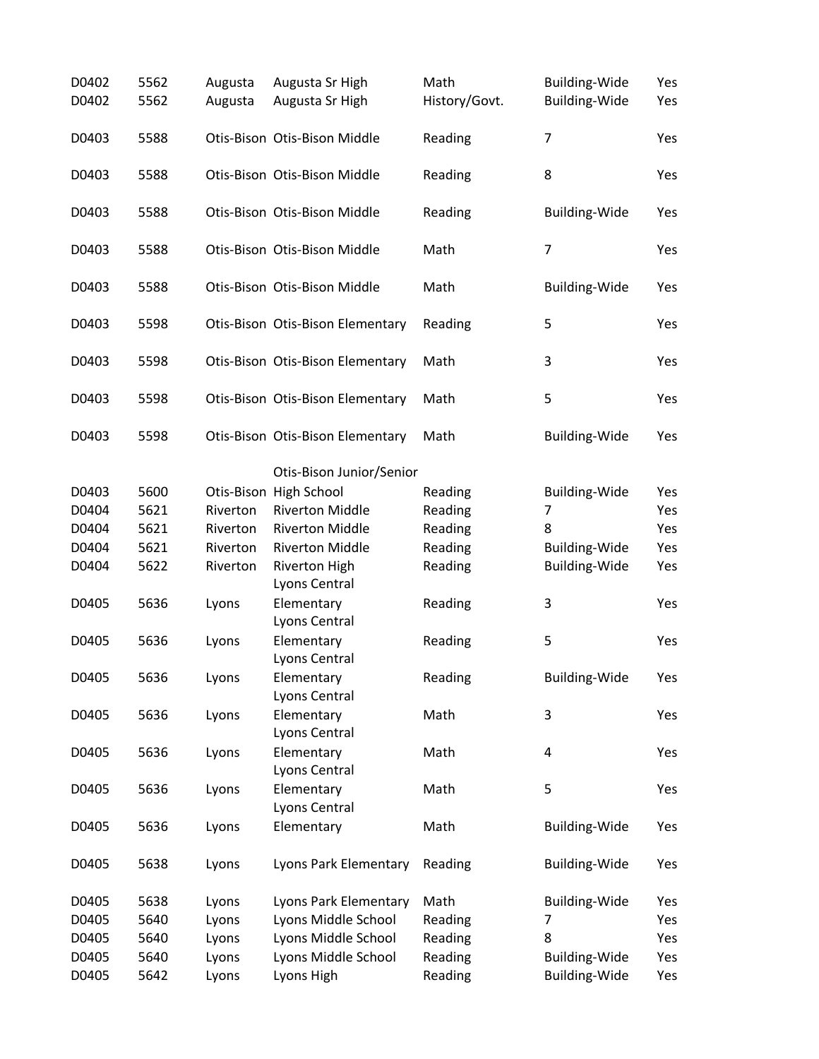| | | | | | | |
|---|---|---|---|---|---|---|
| D0402 | 5562 | Augusta | Augusta Sr High | Math | Building-Wide | Yes |
| D0402 | 5562 | Augusta | Augusta Sr High | History/Govt. | Building-Wide | Yes |
| D0403 | 5588 | Otis-Bison | Otis-Bison Middle | Reading | 7 | Yes |
| D0403 | 5588 | Otis-Bison | Otis-Bison Middle | Reading | 8 | Yes |
| D0403 | 5588 | Otis-Bison | Otis-Bison Middle | Reading | Building-Wide | Yes |
| D0403 | 5588 | Otis-Bison | Otis-Bison Middle | Math | 7 | Yes |
| D0403 | 5588 | Otis-Bison | Otis-Bison Middle | Math | Building-Wide | Yes |
| D0403 | 5598 | Otis-Bison | Otis-Bison Elementary | Reading | 5 | Yes |
| D0403 | 5598 | Otis-Bison | Otis-Bison Elementary | Math | 3 | Yes |
| D0403 | 5598 | Otis-Bison | Otis-Bison Elementary | Math | 5 | Yes |
| D0403 | 5598 | Otis-Bison | Otis-Bison Elementary | Math | Building-Wide | Yes |
| D0403 | 5600 | Otis-Bison | Otis-Bison Junior/Senior High School | Reading | Building-Wide | Yes |
| D0404 | 5621 | Riverton | Riverton Middle | Reading | 7 | Yes |
| D0404 | 5621 | Riverton | Riverton Middle | Reading | 8 | Yes |
| D0404 | 5621 | Riverton | Riverton Middle | Reading | Building-Wide | Yes |
| D0404 | 5622 | Riverton | Riverton High | Reading | Building-Wide | Yes |
| D0405 | 5636 | Lyons | Lyons Central Elementary | Reading | 3 | Yes |
| D0405 | 5636 | Lyons | Lyons Central Elementary | Reading | 5 | Yes |
| D0405 | 5636 | Lyons | Lyons Central Elementary | Reading | Building-Wide | Yes |
| D0405 | 5636 | Lyons | Lyons Central Elementary | Math | 3 | Yes |
| D0405 | 5636 | Lyons | Lyons Central Elementary | Math | 4 | Yes |
| D0405 | 5636 | Lyons | Lyons Central Elementary | Math | 5 | Yes |
| D0405 | 5636 | Lyons | Lyons Central Elementary | Math | Building-Wide | Yes |
| D0405 | 5638 | Lyons | Lyons Park Elementary | Reading | Building-Wide | Yes |
| D0405 | 5638 | Lyons | Lyons Park Elementary | Math | Building-Wide | Yes |
| D0405 | 5640 | Lyons | Lyons Middle School | Reading | 7 | Yes |
| D0405 | 5640 | Lyons | Lyons Middle School | Reading | 8 | Yes |
| D0405 | 5640 | Lyons | Lyons Middle School | Reading | Building-Wide | Yes |
| D0405 | 5642 | Lyons | Lyons High | Reading | Building-Wide | Yes |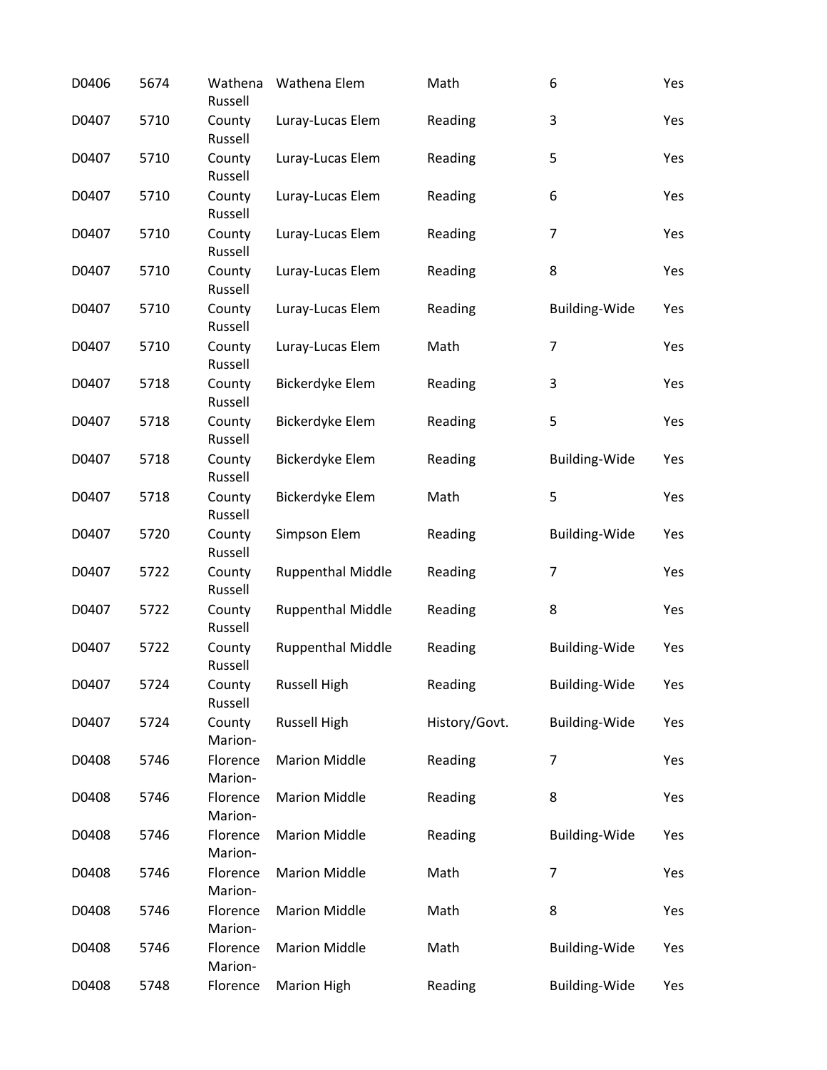| | | | | | | |
|---|---|---|---|---|---|---|
| D0406 | 5674 | Wathena | Wathena Elem | Math | 6 | Yes |
| D0407 | 5710 | Russell County | Luray-Lucas Elem | Reading | 3 | Yes |
| D0407 | 5710 | Russell County | Luray-Lucas Elem | Reading | 5 | Yes |
| D0407 | 5710 | Russell County | Luray-Lucas Elem | Reading | 6 | Yes |
| D0407 | 5710 | Russell County | Luray-Lucas Elem | Reading | 7 | Yes |
| D0407 | 5710 | Russell County | Luray-Lucas Elem | Reading | 8 | Yes |
| D0407 | 5710 | Russell County | Luray-Lucas Elem | Reading | Building-Wide | Yes |
| D0407 | 5710 | Russell County | Luray-Lucas Elem | Math | 7 | Yes |
| D0407 | 5718 | Russell County | Bickerdyke Elem | Reading | 3 | Yes |
| D0407 | 5718 | Russell County | Bickerdyke Elem | Reading | 5 | Yes |
| D0407 | 5718 | Russell County | Bickerdyke Elem | Reading | Building-Wide | Yes |
| D0407 | 5718 | Russell County | Bickerdyke Elem | Math | 5 | Yes |
| D0407 | 5720 | Russell County | Simpson Elem | Reading | Building-Wide | Yes |
| D0407 | 5722 | Russell County | Ruppenthal Middle | Reading | 7 | Yes |
| D0407 | 5722 | Russell County | Ruppenthal Middle | Reading | 8 | Yes |
| D0407 | 5722 | Russell County | Ruppenthal Middle | Reading | Building-Wide | Yes |
| D0407 | 5724 | Russell County | Russell High | Reading | Building-Wide | Yes |
| D0407 | 5724 | Russell County | Russell High | History/Govt. | Building-Wide | Yes |
| D0408 | 5746 | Marion-Florence | Marion Middle | Reading | 7 | Yes |
| D0408 | 5746 | Marion-Florence | Marion Middle | Reading | 8 | Yes |
| D0408 | 5746 | Marion-Florence | Marion Middle | Reading | Building-Wide | Yes |
| D0408 | 5746 | Marion-Florence | Marion Middle | Math | 7 | Yes |
| D0408 | 5746 | Marion-Florence | Marion Middle | Math | 8 | Yes |
| D0408 | 5746 | Marion-Florence | Marion Middle | Math | Building-Wide | Yes |
| D0408 | 5748 | Marion-Florence | Marion High | Reading | Building-Wide | Yes |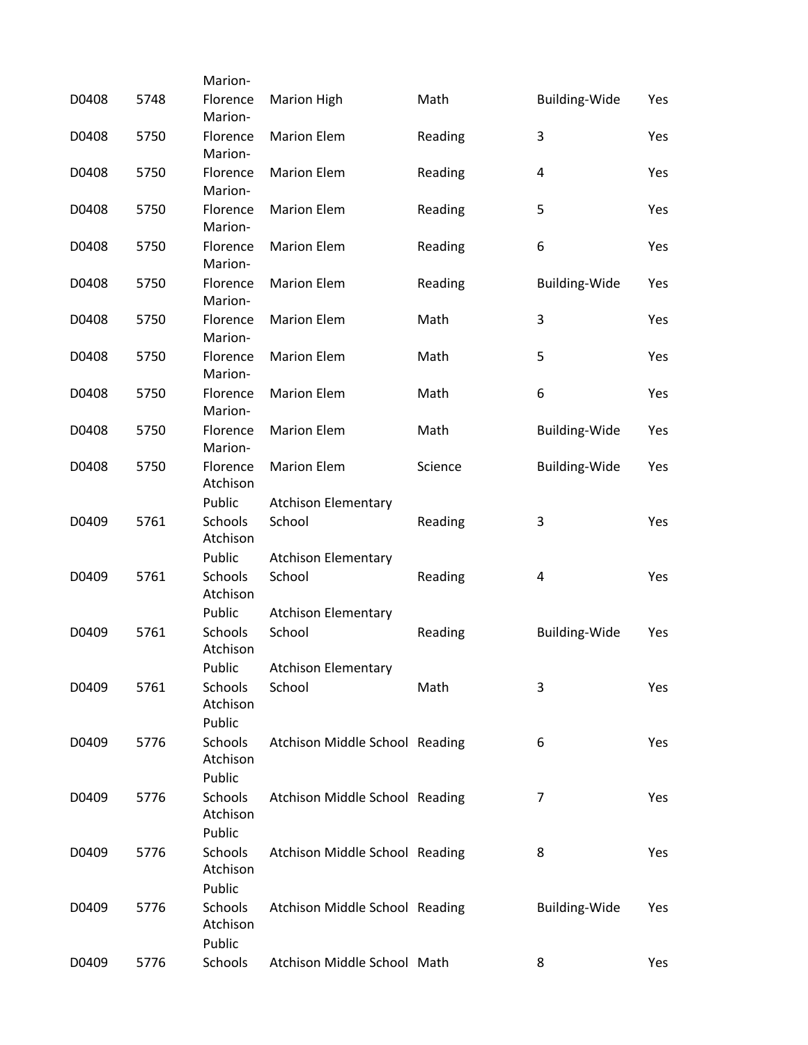| | | | | | | |
|---|---|---|---|---|---|---|
| D0408 | 5748 | Marion-Florence | Marion High | Math | Building-Wide | Yes |
| D0408 | 5750 | Marion-Florence | Marion Elem | Reading | 3 | Yes |
| D0408 | 5750 | Marion-Florence | Marion Elem | Reading | 4 | Yes |
| D0408 | 5750 | Marion-Florence | Marion Elem | Reading | 5 | Yes |
| D0408 | 5750 | Marion-Florence | Marion Elem | Reading | 6 | Yes |
| D0408 | 5750 | Marion-Florence | Marion Elem | Reading | Building-Wide | Yes |
| D0408 | 5750 | Marion-Florence | Marion Elem | Math | 3 | Yes |
| D0408 | 5750 | Marion-Florence | Marion Elem | Math | 5 | Yes |
| D0408 | 5750 | Marion-Florence | Marion Elem | Math | 6 | Yes |
| D0408 | 5750 | Marion-Florence | Marion Elem | Math | Building-Wide | Yes |
| D0408 | 5750 | Marion-Florence | Marion Elem | Science | Building-Wide | Yes |
| D0409 | 5761 | Atchison Public Schools | Atchison Elementary School | Reading | 3 | Yes |
| D0409 | 5761 | Atchison Public Schools | Atchison Elementary School | Reading | 4 | Yes |
| D0409 | 5761 | Atchison Public Schools | Atchison Elementary School | Reading | Building-Wide | Yes |
| D0409 | 5761 | Atchison Public Schools | Atchison Elementary School | Math | 3 | Yes |
| D0409 | 5776 | Atchison Public Schools | Atchison Middle School | Reading | 6 | Yes |
| D0409 | 5776 | Atchison Public Schools | Atchison Middle School | Reading | 7 | Yes |
| D0409 | 5776 | Atchison Public Schools | Atchison Middle School | Reading | 8 | Yes |
| D0409 | 5776 | Atchison Public Schools | Atchison Middle School | Reading | Building-Wide | Yes |
| D0409 | 5776 | Atchison Public Schools | Atchison Middle School | Math | 8 | Yes |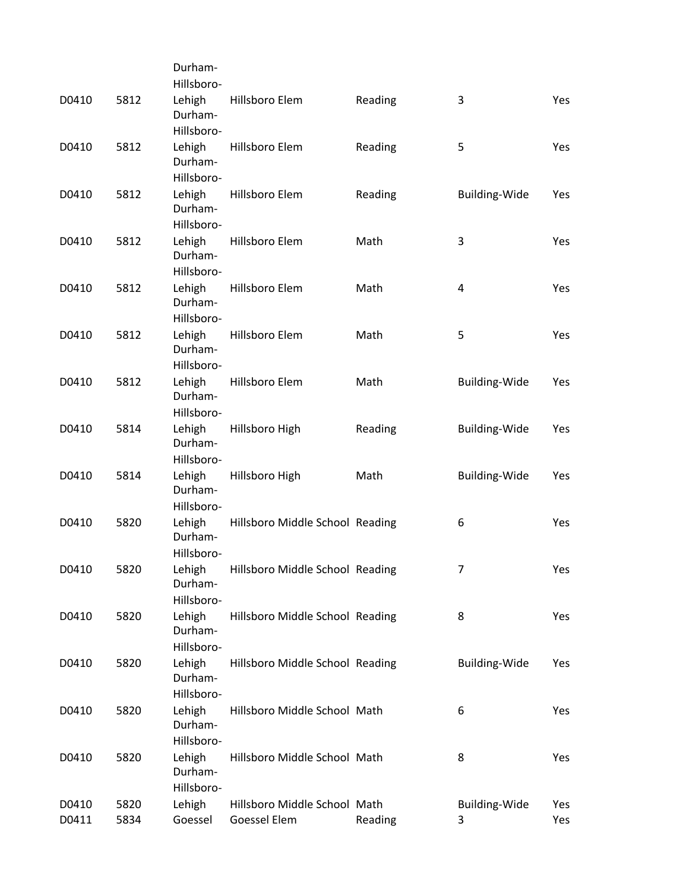| | | | | | | |
|---|---|---|---|---|---|---|
| D0410 | 5812 | Durham-Hillsboro-Lehigh | Hillsboro Elem | Reading | 3 | Yes |
| D0410 | 5812 | Durham-Hillsboro-Lehigh | Hillsboro Elem | Reading | 5 | Yes |
| D0410 | 5812 | Durham-Hillsboro-Lehigh | Hillsboro Elem | Reading | Building-Wide | Yes |
| D0410 | 5812 | Durham-Hillsboro-Lehigh | Hillsboro Elem | Math | 3 | Yes |
| D0410 | 5812 | Durham-Hillsboro-Lehigh | Hillsboro Elem | Math | 4 | Yes |
| D0410 | 5812 | Durham-Hillsboro-Lehigh | Hillsboro Elem | Math | 5 | Yes |
| D0410 | 5812 | Durham-Hillsboro-Lehigh | Hillsboro Elem | Math | Building-Wide | Yes |
| D0410 | 5814 | Durham-Hillsboro-Lehigh | Hillsboro High | Reading | Building-Wide | Yes |
| D0410 | 5814 | Durham-Hillsboro-Lehigh | Hillsboro High | Math | Building-Wide | Yes |
| D0410 | 5820 | Durham-Hillsboro-Lehigh | Hillsboro Middle School | Reading | 6 | Yes |
| D0410 | 5820 | Durham-Hillsboro-Lehigh | Hillsboro Middle School | Reading | 7 | Yes |
| D0410 | 5820 | Durham-Hillsboro-Lehigh | Hillsboro Middle School | Reading | 8 | Yes |
| D0410 | 5820 | Durham-Hillsboro-Lehigh | Hillsboro Middle School | Reading | Building-Wide | Yes |
| D0410 | 5820 | Durham-Hillsboro-Lehigh | Hillsboro Middle School | Math | 6 | Yes |
| D0410 | 5820 | Durham-Hillsboro-Lehigh | Hillsboro Middle School | Math | 8 | Yes |
| D0410 | 5820 | Durham-Hillsboro-Lehigh | Hillsboro Middle School | Math | Building-Wide | Yes |
| D0411 | 5834 | Goessel | Goessel Elem | Reading | 3 | Yes |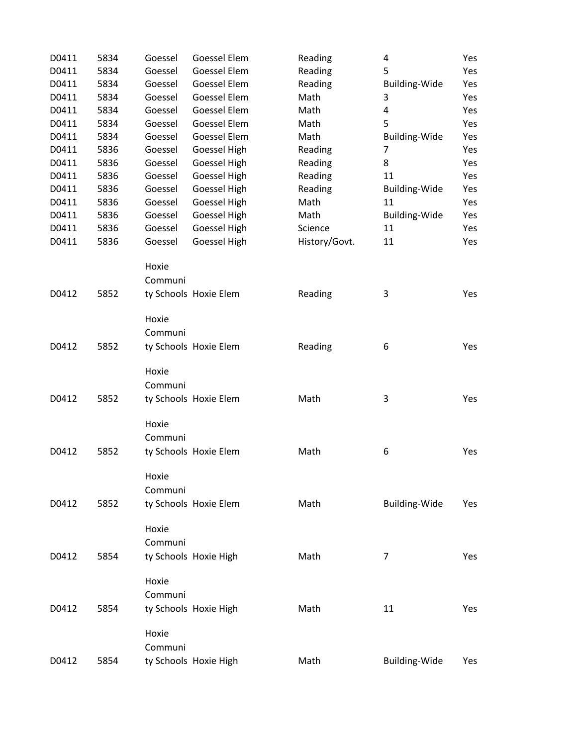| | | | | | | |
|---|---|---|---|---|---|---|
| D0411 | 5834 | Goessel | Goessel Elem | Reading | 4 | Yes |
| D0411 | 5834 | Goessel | Goessel Elem | Reading | 5 | Yes |
| D0411 | 5834 | Goessel | Goessel Elem | Reading | Building-Wide | Yes |
| D0411 | 5834 | Goessel | Goessel Elem | Math | 3 | Yes |
| D0411 | 5834 | Goessel | Goessel Elem | Math | 4 | Yes |
| D0411 | 5834 | Goessel | Goessel Elem | Math | 5 | Yes |
| D0411 | 5834 | Goessel | Goessel Elem | Math | Building-Wide | Yes |
| D0411 | 5836 | Goessel | Goessel High | Reading | 7 | Yes |
| D0411 | 5836 | Goessel | Goessel High | Reading | 8 | Yes |
| D0411 | 5836 | Goessel | Goessel High | Reading | 11 | Yes |
| D0411 | 5836 | Goessel | Goessel High | Reading | Building-Wide | Yes |
| D0411 | 5836 | Goessel | Goessel High | Math | 11 | Yes |
| D0411 | 5836 | Goessel | Goessel High | Math | Building-Wide | Yes |
| D0411 | 5836 | Goessel | Goessel High | Science | 11 | Yes |
| D0411 | 5836 | Goessel | Goessel High | History/Govt. | 11 | Yes |
| D0412 | 5852 | Hoxie Community Schools | Hoxie Elem | Reading | 3 | Yes |
| D0412 | 5852 | Hoxie Community Schools | Hoxie Elem | Reading | 6 | Yes |
| D0412 | 5852 | Hoxie Community Schools | Hoxie Elem | Math | 3 | Yes |
| D0412 | 5852 | Hoxie Community Schools | Hoxie Elem | Math | 6 | Yes |
| D0412 | 5852 | Hoxie Community Schools | Hoxie Elem | Math | Building-Wide | Yes |
| D0412 | 5854 | Hoxie Community Schools | Hoxie High | Math | 7 | Yes |
| D0412 | 5854 | Hoxie Community Schools | Hoxie High | Math | 11 | Yes |
| D0412 | 5854 | Hoxie Community Schools | Hoxie High | Math | Building-Wide | Yes |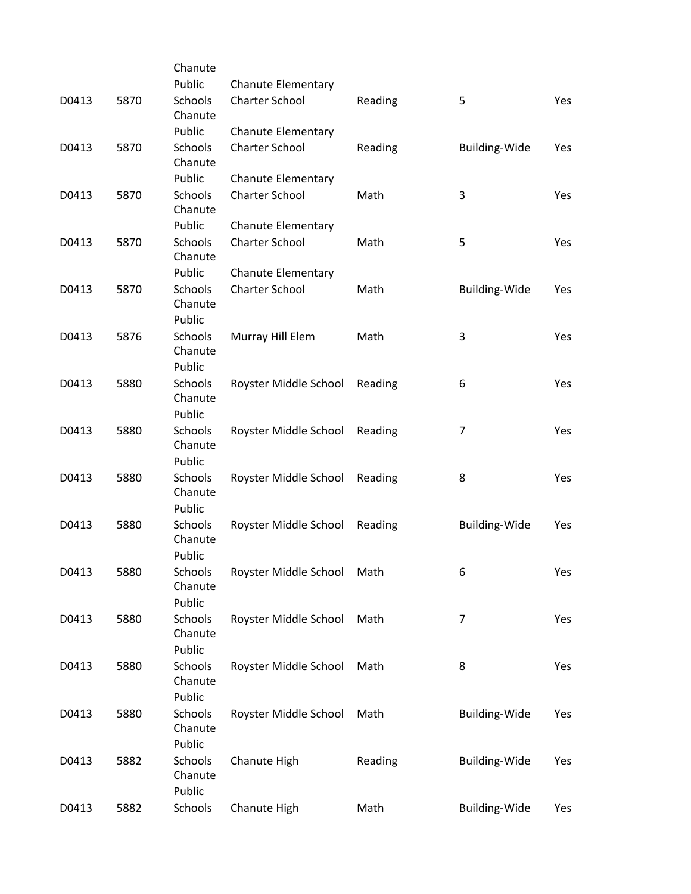| | | | | | | |
|---|---|---|---|---|---|---|
| D0413 | 5870 | Chanute Public Schools | Chanute Elementary Charter School | Reading | 5 | Yes |
| D0413 | 5870 | Chanute Public Schools | Chanute Elementary Charter School | Reading | Building-Wide | Yes |
| D0413 | 5870 | Chanute Public Schools | Chanute Elementary Charter School | Math | 3 | Yes |
| D0413 | 5870 | Chanute Public Schools | Chanute Elementary Charter School | Math | 5 | Yes |
| D0413 | 5870 | Chanute Public Schools | Chanute Elementary Charter School | Math | Building-Wide | Yes |
| D0413 | 5876 | Chanute Public Schools | Murray Hill Elem | Math | 3 | Yes |
| D0413 | 5880 | Chanute Public Schools | Royster Middle School | Reading | 6 | Yes |
| D0413 | 5880 | Chanute Public Schools | Royster Middle School | Reading | 7 | Yes |
| D0413 | 5880 | Chanute Public Schools | Royster Middle School | Reading | 8 | Yes |
| D0413 | 5880 | Chanute Public Schools | Royster Middle School | Reading | Building-Wide | Yes |
| D0413 | 5880 | Chanute Public Schools | Royster Middle School | Math | 6 | Yes |
| D0413 | 5880 | Chanute Public Schools | Royster Middle School | Math | 7 | Yes |
| D0413 | 5880 | Chanute Public Schools | Royster Middle School | Math | 8 | Yes |
| D0413 | 5880 | Chanute Public Schools | Royster Middle School | Math | Building-Wide | Yes |
| D0413 | 5882 | Chanute Public Schools | Chanute High | Reading | Building-Wide | Yes |
| D0413 | 5882 | Chanute Public Schools | Chanute High | Math | Building-Wide | Yes |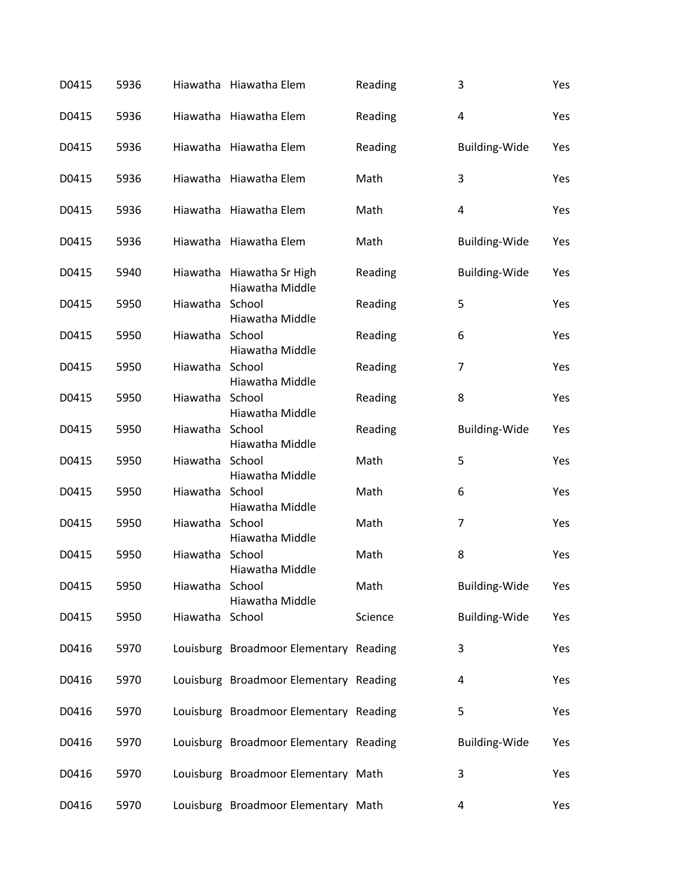| D0415 | 5936 | Hiawatha | Hiawatha Elem | Reading | 3 | Yes |
|---|---|---|---|---|---|---|
| D0415 | 5936 | Hiawatha | Hiawatha Elem | Reading | 4 | Yes |
| D0415 | 5936 | Hiawatha | Hiawatha Elem | Reading | Building-Wide | Yes |
| D0415 | 5936 | Hiawatha | Hiawatha Elem | Math | 3 | Yes |
| D0415 | 5936 | Hiawatha | Hiawatha Elem | Math | 4 | Yes |
| D0415 | 5936 | Hiawatha | Hiawatha Elem | Math | Building-Wide | Yes |
| D0415 | 5940 | Hiawatha | Hiawatha Sr High | Reading | Building-Wide | Yes |
| D0415 | 5950 | Hiawatha | Hiawatha Middle School | Reading | 5 | Yes |
| D0415 | 5950 | Hiawatha | Hiawatha Middle School | Reading | 6 | Yes |
| D0415 | 5950 | Hiawatha | Hiawatha Middle School | Reading | 7 | Yes |
| D0415 | 5950 | Hiawatha | Hiawatha Middle School | Reading | 8 | Yes |
| D0415 | 5950 | Hiawatha | Hiawatha Middle School | Reading | Building-Wide | Yes |
| D0415 | 5950 | Hiawatha | Hiawatha Middle School | Math | 5 | Yes |
| D0415 | 5950 | Hiawatha | Hiawatha Middle School | Math | 6 | Yes |
| D0415 | 5950 | Hiawatha | Hiawatha Middle School | Math | 7 | Yes |
| D0415 | 5950 | Hiawatha | Hiawatha Middle School | Math | 8 | Yes |
| D0415 | 5950 | Hiawatha | Hiawatha Middle School | Math | Building-Wide | Yes |
| D0415 | 5950 | Hiawatha | Hiawatha Middle School | Science | Building-Wide | Yes |
| D0416 | 5970 | Louisburg | Broadmoor Elementary | Reading | 3 | Yes |
| D0416 | 5970 | Louisburg | Broadmoor Elementary | Reading | 4 | Yes |
| D0416 | 5970 | Louisburg | Broadmoor Elementary | Reading | 5 | Yes |
| D0416 | 5970 | Louisburg | Broadmoor Elementary | Reading | Building-Wide | Yes |
| D0416 | 5970 | Louisburg | Broadmoor Elementary | Math | 3 | Yes |
| D0416 | 5970 | Louisburg | Broadmoor Elementary | Math | 4 | Yes |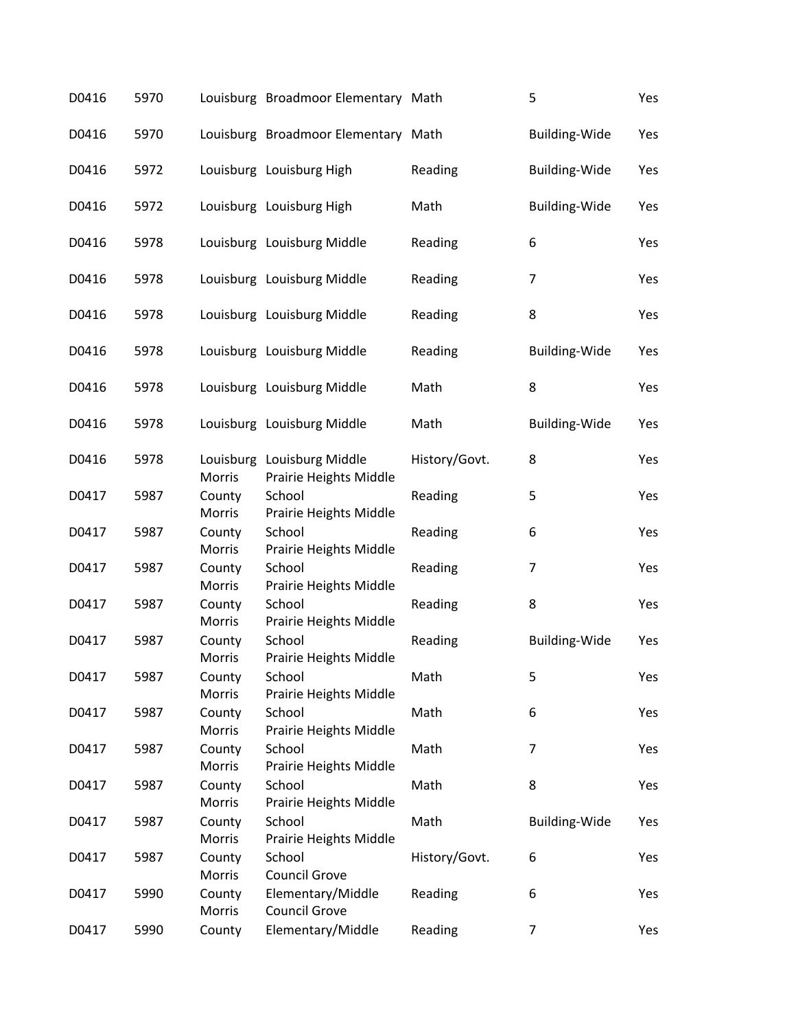| | | | | | | |
|---|---|---|---|---|---|---|
| D0416 | 5970 | Louisburg | Broadmoor Elementary | Math | 5 | Yes |
| D0416 | 5970 | Louisburg | Broadmoor Elementary | Math | Building-Wide | Yes |
| D0416 | 5972 | Louisburg | Louisburg High | Reading | Building-Wide | Yes |
| D0416 | 5972 | Louisburg | Louisburg High | Math | Building-Wide | Yes |
| D0416 | 5978 | Louisburg | Louisburg Middle | Reading | 6 | Yes |
| D0416 | 5978 | Louisburg | Louisburg Middle | Reading | 7 | Yes |
| D0416 | 5978 | Louisburg | Louisburg Middle | Reading | 8 | Yes |
| D0416 | 5978 | Louisburg | Louisburg Middle | Reading | Building-Wide | Yes |
| D0416 | 5978 | Louisburg | Louisburg Middle | Math | 8 | Yes |
| D0416 | 5978 | Louisburg | Louisburg Middle | Math | Building-Wide | Yes |
| D0416 | 5978 | Louisburg | Louisburg Middle | History/Govt. | 8 | Yes |
| D0417 | 5987 | Morris County | Prairie Heights Middle School | Reading | 5 | Yes |
| D0417 | 5987 | Morris County | Prairie Heights Middle School | Reading | 6 | Yes |
| D0417 | 5987 | Morris County | Prairie Heights Middle School | Reading | 7 | Yes |
| D0417 | 5987 | Morris County | Prairie Heights Middle School | Reading | 8 | Yes |
| D0417 | 5987 | Morris County | Prairie Heights Middle School | Reading | Building-Wide | Yes |
| D0417 | 5987 | Morris County | Prairie Heights Middle School | Math | 5 | Yes |
| D0417 | 5987 | Morris County | Prairie Heights Middle School | Math | 6 | Yes |
| D0417 | 5987 | Morris County | Prairie Heights Middle School | Math | 7 | Yes |
| D0417 | 5987 | Morris County | Prairie Heights Middle School | Math | 8 | Yes |
| D0417 | 5987 | Morris County | Prairie Heights Middle School | Math | Building-Wide | Yes |
| D0417 | 5987 | Morris County | Prairie Heights Middle School | History/Govt. | 6 | Yes |
| D0417 | 5990 | Morris County | Council Grove Elementary/Middle | Reading | 6 | Yes |
| D0417 | 5990 | Morris County | Council Grove Elementary/Middle | Reading | 7 | Yes |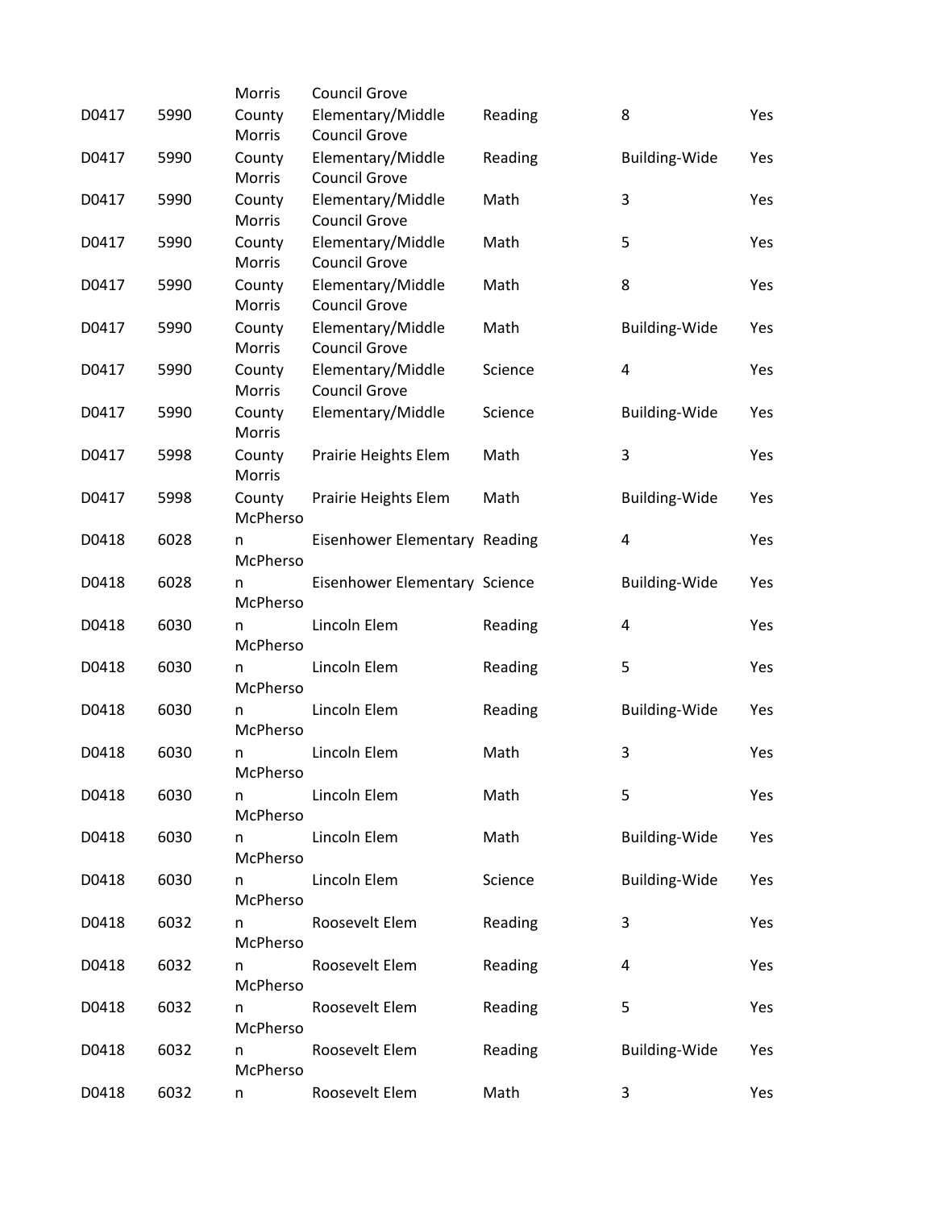| | | | | | | |
|---|---|---|---|---|---|---|
| D0417 | 5990 | Morris County | Council Grove Elementary/Middle | Reading | 8 | Yes |
| D0417 | 5990 | Morris County | Council Grove Elementary/Middle | Reading | Building-Wide | Yes |
| D0417 | 5990 | Morris County | Council Grove Elementary/Middle | Math | 3 | Yes |
| D0417 | 5990 | Morris County | Council Grove Elementary/Middle | Math | 5 | Yes |
| D0417 | 5990 | Morris County | Council Grove Elementary/Middle | Math | 8 | Yes |
| D0417 | 5990 | Morris County | Council Grove Elementary/Middle | Math | Building-Wide | Yes |
| D0417 | 5990 | Morris County | Council Grove Elementary/Middle | Science | 4 | Yes |
| D0417 | 5990 | Morris County | Council Grove Elementary/Middle | Science | Building-Wide | Yes |
| D0417 | 5998 | Morris County | Prairie Heights Elem | Math | 3 | Yes |
| D0417 | 5998 | Morris County | Prairie Heights Elem | Math | Building-Wide | Yes |
| D0418 | 6028 | McPherson | Eisenhower Elementary | Reading | 4 | Yes |
| D0418 | 6028 | McPherson | Eisenhower Elementary | Science | Building-Wide | Yes |
| D0418 | 6030 | McPherson | Lincoln Elem | Reading | 4 | Yes |
| D0418 | 6030 | McPherson | Lincoln Elem | Reading | 5 | Yes |
| D0418 | 6030 | McPherson | Lincoln Elem | Reading | Building-Wide | Yes |
| D0418 | 6030 | McPherson | Lincoln Elem | Math | 3 | Yes |
| D0418 | 6030 | McPherson | Lincoln Elem | Math | 5 | Yes |
| D0418 | 6030 | McPherson | Lincoln Elem | Math | Building-Wide | Yes |
| D0418 | 6030 | McPherson | Lincoln Elem | Science | Building-Wide | Yes |
| D0418 | 6032 | McPherson | Roosevelt Elem | Reading | 3 | Yes |
| D0418 | 6032 | McPherson | Roosevelt Elem | Reading | 4 | Yes |
| D0418 | 6032 | McPherson | Roosevelt Elem | Reading | 5 | Yes |
| D0418 | 6032 | McPherson | Roosevelt Elem | Reading | Building-Wide | Yes |
| D0418 | 6032 | McPherson | Roosevelt Elem | Math | 3 | Yes |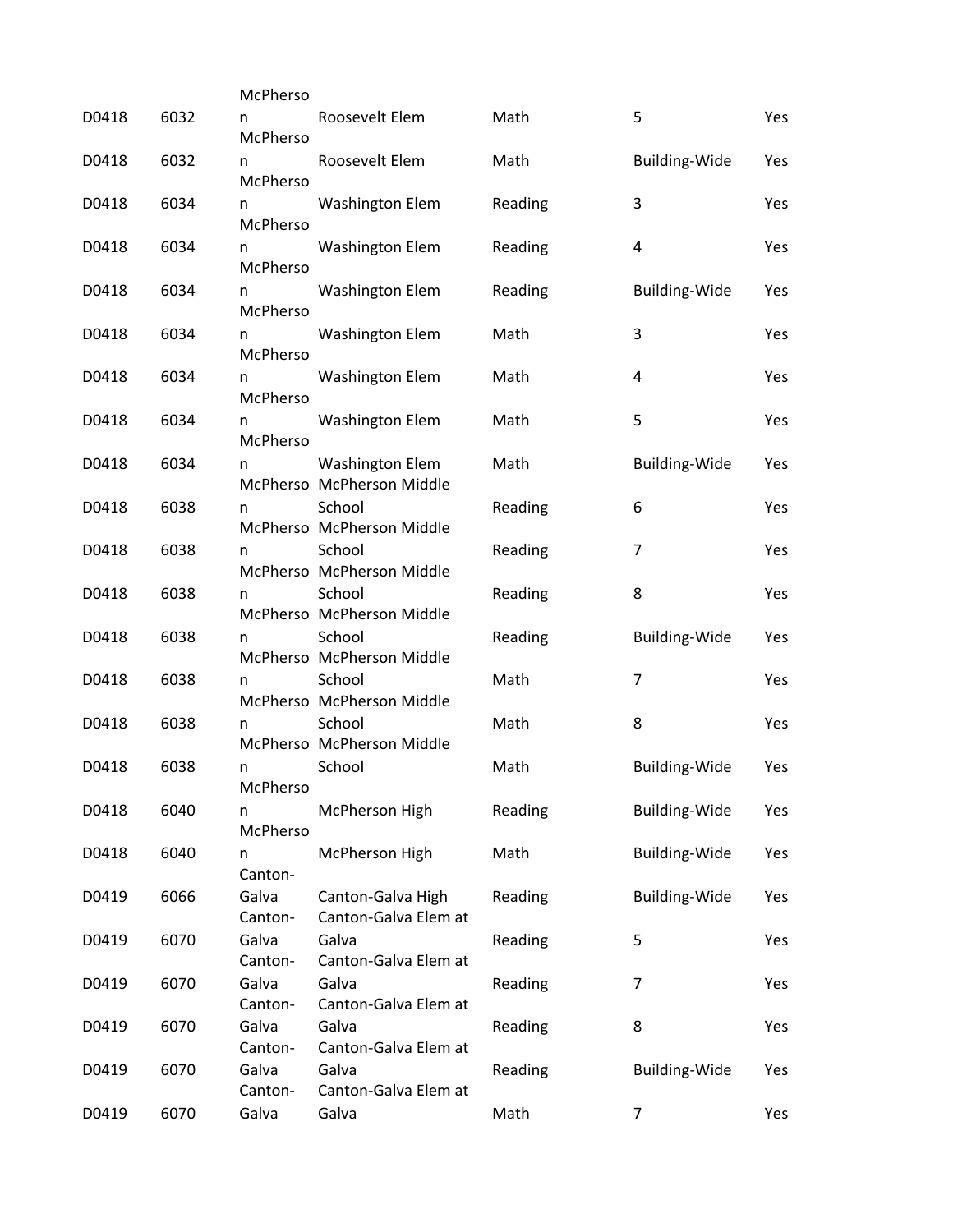| | | | | | | |
|---|---|---|---|---|---|---|
| D0418 | 6032 | McPherson | Roosevelt Elem | Math | 5 | Yes |
| D0418 | 6032 | McPherson | Roosevelt Elem | Math | Building-Wide | Yes |
| D0418 | 6034 | McPherson | Washington Elem | Reading | 3 | Yes |
| D0418 | 6034 | McPherson | Washington Elem | Reading | 4 | Yes |
| D0418 | 6034 | McPherson | Washington Elem | Reading | Building-Wide | Yes |
| D0418 | 6034 | McPherson | Washington Elem | Math | 3 | Yes |
| D0418 | 6034 | McPherson | Washington Elem | Math | 4 | Yes |
| D0418 | 6034 | McPherson | Washington Elem | Math | 5 | Yes |
| D0418 | 6034 | McPherson | Washington Elem | Math | Building-Wide | Yes |
| D0418 | 6038 | McPherson | McPherson Middle School | Reading | 6 | Yes |
| D0418 | 6038 | McPherson | McPherson Middle School | Reading | 7 | Yes |
| D0418 | 6038 | McPherson | McPherson Middle School | Reading | 8 | Yes |
| D0418 | 6038 | McPherson | McPherson Middle School | Reading | Building-Wide | Yes |
| D0418 | 6038 | McPherson | McPherson Middle School | Math | 7 | Yes |
| D0418 | 6038 | McPherson | McPherson Middle School | Math | 8 | Yes |
| D0418 | 6038 | McPherson | McPherson Middle School | Math | Building-Wide | Yes |
| D0418 | 6040 | McPherson | McPherson High | Reading | Building-Wide | Yes |
| D0418 | 6040 | McPherson | McPherson High | Math | Building-Wide | Yes |
| D0419 | 6066 | Canton-Galva | Canton-Galva High | Reading | Building-Wide | Yes |
| D0419 | 6070 | Canton-Galva | Canton-Galva Elem at Galva | Reading | 5 | Yes |
| D0419 | 6070 | Canton-Galva | Canton-Galva Elem at Galva | Reading | 7 | Yes |
| D0419 | 6070 | Canton-Galva | Canton-Galva Elem at Galva | Reading | 8 | Yes |
| D0419 | 6070 | Canton-Galva | Canton-Galva Elem at Galva | Reading | Building-Wide | Yes |
| D0419 | 6070 | Canton-Galva | Canton-Galva Elem at Galva | Math | 7 | Yes |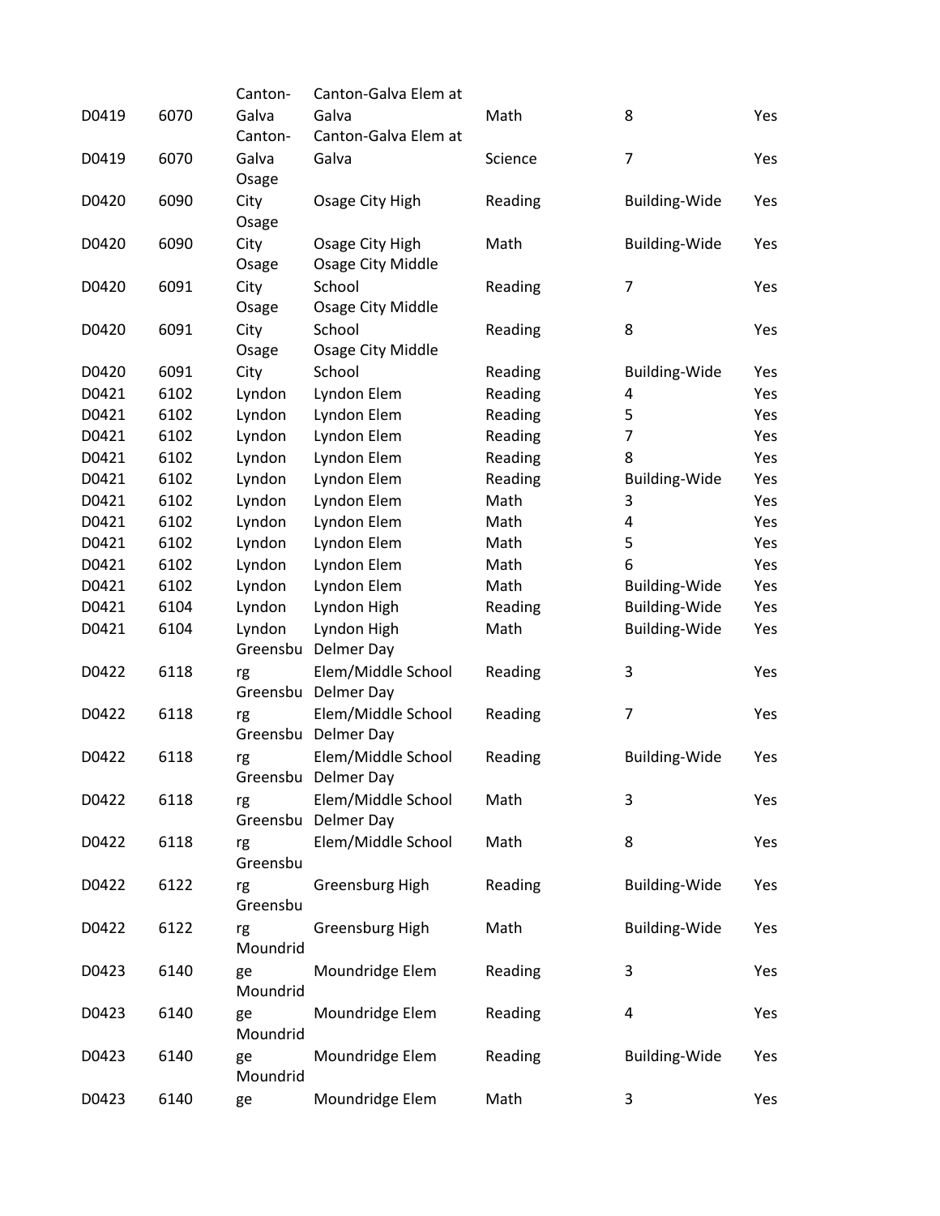| | | | | | | |
|---|---|---|---|---|---|---|
| D0419 | 6070 | Canton-Galva | Canton-Galva Elem at Galva | Math | 8 | Yes |
| D0419 | 6070 | Canton-Galva | Canton-Galva Elem at Galva | Science | 7 | Yes |
| D0420 | 6090 | Osage City | Osage City High | Reading | Building-Wide | Yes |
| D0420 | 6090 | Osage City | Osage City High | Math | Building-Wide | Yes |
| D0420 | 6091 | Osage City | Osage City Middle School | Reading | 7 | Yes |
| D0420 | 6091 | Osage City | Osage City Middle School | Reading | 8 | Yes |
| D0420 | 6091 | Osage City | Osage City Middle School | Reading | Building-Wide | Yes |
| D0421 | 6102 | Lyndon | Lyndon Elem | Reading | 4 | Yes |
| D0421 | 6102 | Lyndon | Lyndon Elem | Reading | 5 | Yes |
| D0421 | 6102 | Lyndon | Lyndon Elem | Reading | 7 | Yes |
| D0421 | 6102 | Lyndon | Lyndon Elem | Reading | 8 | Yes |
| D0421 | 6102 | Lyndon | Lyndon Elem | Reading | Building-Wide | Yes |
| D0421 | 6102 | Lyndon | Lyndon Elem | Math | 3 | Yes |
| D0421 | 6102 | Lyndon | Lyndon Elem | Math | 4 | Yes |
| D0421 | 6102 | Lyndon | Lyndon Elem | Math | 5 | Yes |
| D0421 | 6102 | Lyndon | Lyndon Elem | Math | 6 | Yes |
| D0421 | 6102 | Lyndon | Lyndon Elem | Math | Building-Wide | Yes |
| D0421 | 6104 | Lyndon | Lyndon High | Reading | Building-Wide | Yes |
| D0421 | 6104 | Lyndon | Lyndon High | Math | Building-Wide | Yes |
| D0422 | 6118 | Greensburg | Delmer Day Elem/Middle School | Reading | 3 | Yes |
| D0422 | 6118 | Greensburg | Delmer Day Elem/Middle School | Reading | 7 | Yes |
| D0422 | 6118 | Greensburg | Delmer Day Elem/Middle School | Reading | Building-Wide | Yes |
| D0422 | 6118 | Greensburg | Delmer Day Elem/Middle School | Math | 3 | Yes |
| D0422 | 6118 | Greensburg | Delmer Day Elem/Middle School | Math | 8 | Yes |
| D0422 | 6122 | Greensburg | Greensburg High | Reading | Building-Wide | Yes |
| D0422 | 6122 | Greensburg | Greensburg High | Math | Building-Wide | Yes |
| D0423 | 6140 | Moundridge | Moundridge Elem | Reading | 3 | Yes |
| D0423 | 6140 | Moundridge | Moundridge Elem | Reading | 4 | Yes |
| D0423 | 6140 | Moundridge | Moundridge Elem | Reading | Building-Wide | Yes |
| D0423 | 6140 | Moundridge | Moundridge Elem | Math | 3 | Yes |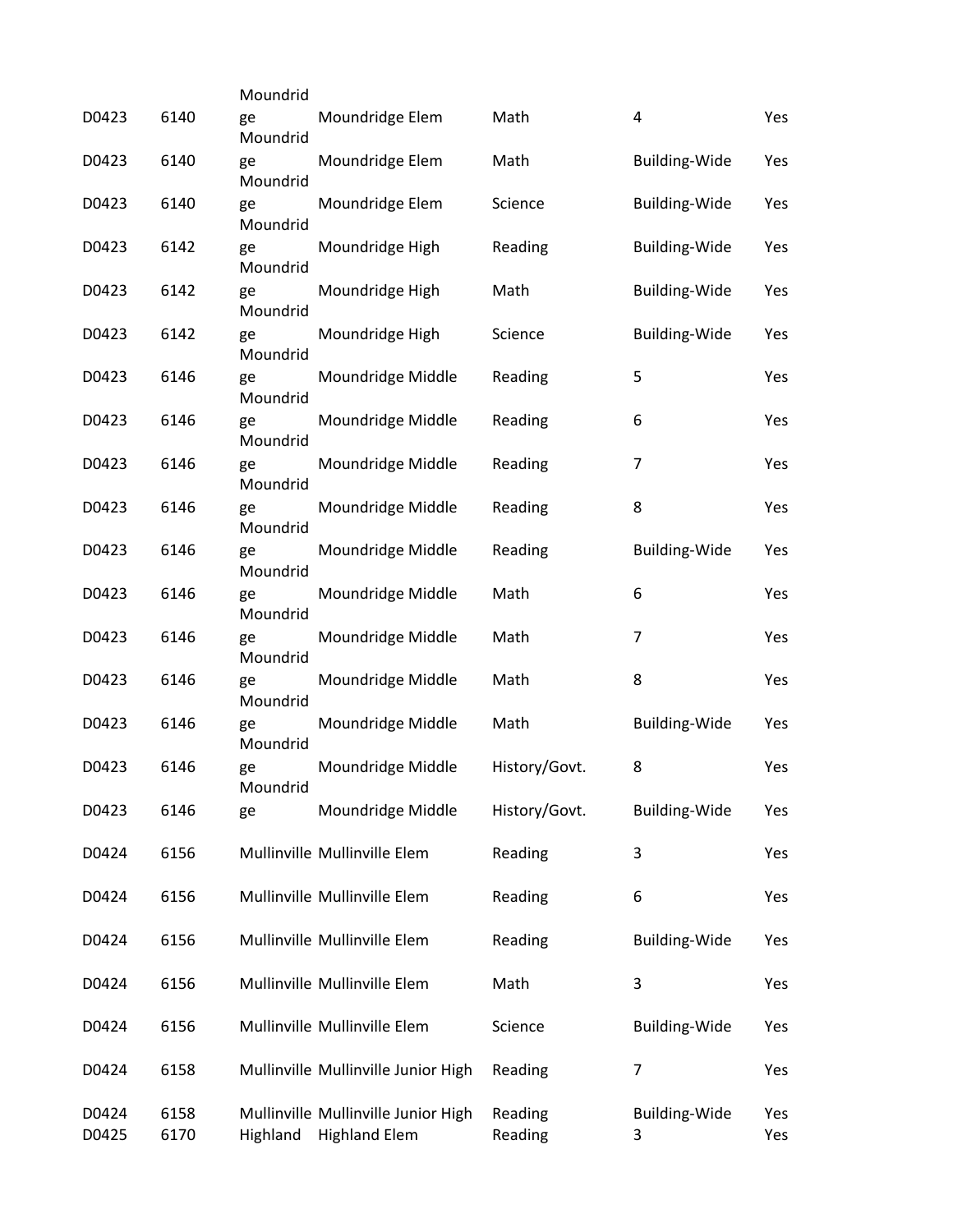| D0423 | 6140 | Moundridge | Moundridge Elem | Math | 4 | Yes |
|---|---|---|---|---|---|---|
| D0423 | 6140 | Moundridge | Moundridge Elem | Math | Building-Wide | Yes |
| D0423 | 6140 | Moundridge | Moundridge Elem | Science | Building-Wide | Yes |
| D0423 | 6142 | Moundridge | Moundridge High | Reading | Building-Wide | Yes |
| D0423 | 6142 | Moundridge | Moundridge High | Math | Building-Wide | Yes |
| D0423 | 6142 | Moundridge | Moundridge High | Science | Building-Wide | Yes |
| D0423 | 6146 | Moundridge | Moundridge Middle | Reading | 5 | Yes |
| D0423 | 6146 | Moundridge | Moundridge Middle | Reading | 6 | Yes |
| D0423 | 6146 | Moundridge | Moundridge Middle | Reading | 7 | Yes |
| D0423 | 6146 | Moundridge | Moundridge Middle | Reading | 8 | Yes |
| D0423 | 6146 | Moundridge | Moundridge Middle | Reading | Building-Wide | Yes |
| D0423 | 6146 | Moundridge | Moundridge Middle | Math | 6 | Yes |
| D0423 | 6146 | Moundridge | Moundridge Middle | Math | 7 | Yes |
| D0423 | 6146 | Moundridge | Moundridge Middle | Math | 8 | Yes |
| D0423 | 6146 | Moundridge | Moundridge Middle | Math | Building-Wide | Yes |
| D0423 | 6146 | Moundridge | Moundridge Middle | History/Govt. | 8 | Yes |
| D0423 | 6146 | Moundridge | Moundridge Middle | History/Govt. | Building-Wide | Yes |
| D0424 | 6156 | Mullinville | Mullinville Elem | Reading | 3 | Yes |
| D0424 | 6156 | Mullinville | Mullinville Elem | Reading | 6 | Yes |
| D0424 | 6156 | Mullinville | Mullinville Elem | Reading | Building-Wide | Yes |
| D0424 | 6156 | Mullinville | Mullinville Elem | Math | 3 | Yes |
| D0424 | 6156 | Mullinville | Mullinville Elem | Science | Building-Wide | Yes |
| D0424 | 6158 | Mullinville | Mullinville Junior High | Reading | 7 | Yes |
| D0424 | 6158 | Mullinville | Mullinville Junior High | Reading | Building-Wide | Yes |
| D0425 | 6170 | Highland | Highland Elem | Reading | 3 | Yes |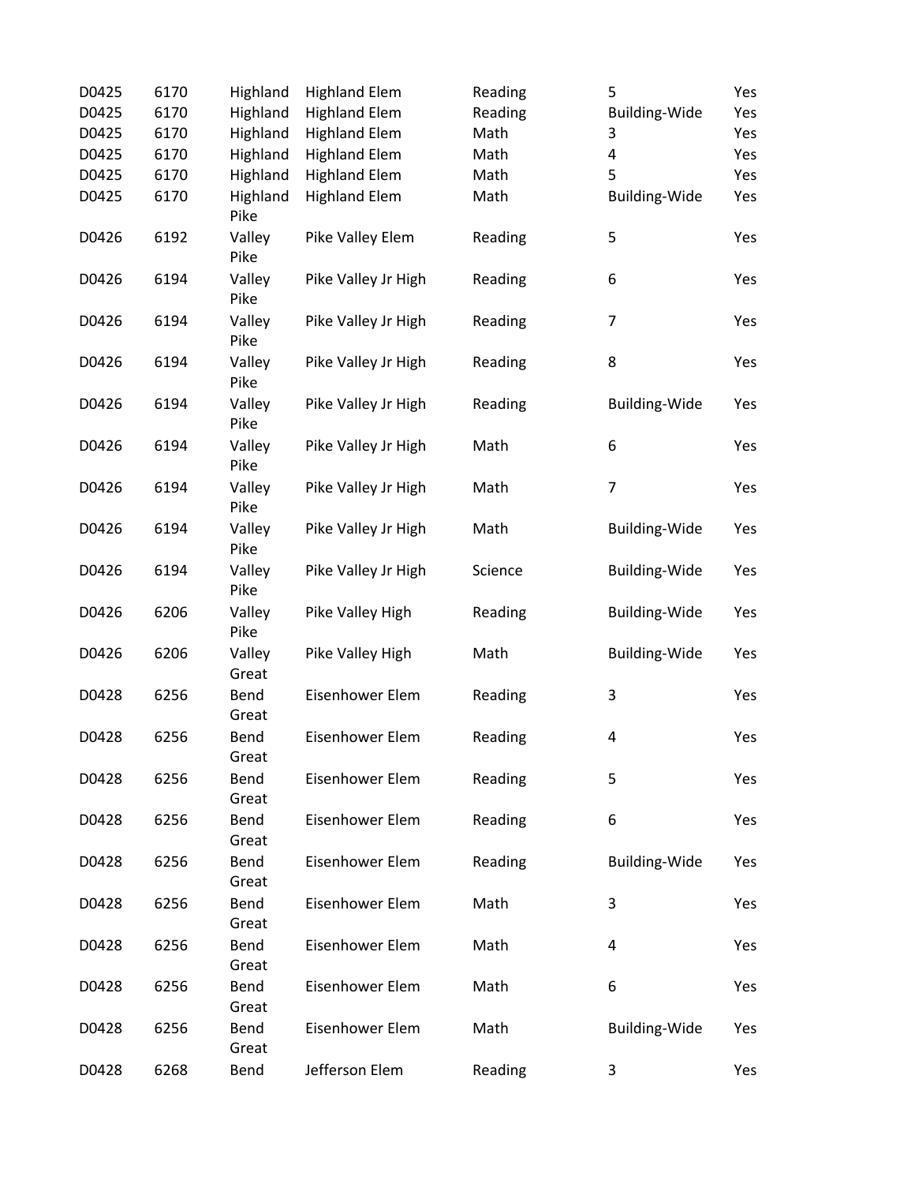| | | | | | | |
|---|---|---|---|---|---|---|
| D0425 | 6170 | Highland | Highland Elem | Reading | 5 | Yes |
| D0425 | 6170 | Highland | Highland Elem | Reading | Building-Wide | Yes |
| D0425 | 6170 | Highland | Highland Elem | Math | 3 | Yes |
| D0425 | 6170 | Highland | Highland Elem | Math | 4 | Yes |
| D0425 | 6170 | Highland | Highland Elem | Math | 5 | Yes |
| D0425 | 6170 | Highland | Highland Elem | Math | Building-Wide | Yes |
| D0426 | 6192 | Pike Valley | Pike Valley Elem | Reading | 5 | Yes |
| D0426 | 6194 | Pike Valley | Pike Valley Jr High | Reading | 6 | Yes |
| D0426 | 6194 | Pike Valley | Pike Valley Jr High | Reading | 7 | Yes |
| D0426 | 6194 | Pike Valley | Pike Valley Jr High | Reading | 8 | Yes |
| D0426 | 6194 | Pike Valley | Pike Valley Jr High | Reading | Building-Wide | Yes |
| D0426 | 6194 | Pike Valley | Pike Valley Jr High | Math | 6 | Yes |
| D0426 | 6194 | Pike Valley | Pike Valley Jr High | Math | 7 | Yes |
| D0426 | 6194 | Pike Valley | Pike Valley Jr High | Math | Building-Wide | Yes |
| D0426 | 6194 | Pike Valley | Pike Valley Jr High | Science | Building-Wide | Yes |
| D0426 | 6206 | Pike Valley | Pike Valley High | Reading | Building-Wide | Yes |
| D0426 | 6206 | Pike Valley | Pike Valley High | Math | Building-Wide | Yes |
| D0428 | 6256 | Great Bend | Eisenhower Elem | Reading | 3 | Yes |
| D0428 | 6256 | Great Bend | Eisenhower Elem | Reading | 4 | Yes |
| D0428 | 6256 | Great Bend | Eisenhower Elem | Reading | 5 | Yes |
| D0428 | 6256 | Great Bend | Eisenhower Elem | Reading | 6 | Yes |
| D0428 | 6256 | Great Bend | Eisenhower Elem | Reading | Building-Wide | Yes |
| D0428 | 6256 | Great Bend | Eisenhower Elem | Math | 3 | Yes |
| D0428 | 6256 | Great Bend | Eisenhower Elem | Math | 4 | Yes |
| D0428 | 6256 | Great Bend | Eisenhower Elem | Math | 6 | Yes |
| D0428 | 6256 | Great Bend | Eisenhower Elem | Math | Building-Wide | Yes |
| D0428 | 6268 | Great Bend | Jefferson Elem | Reading | 3 | Yes |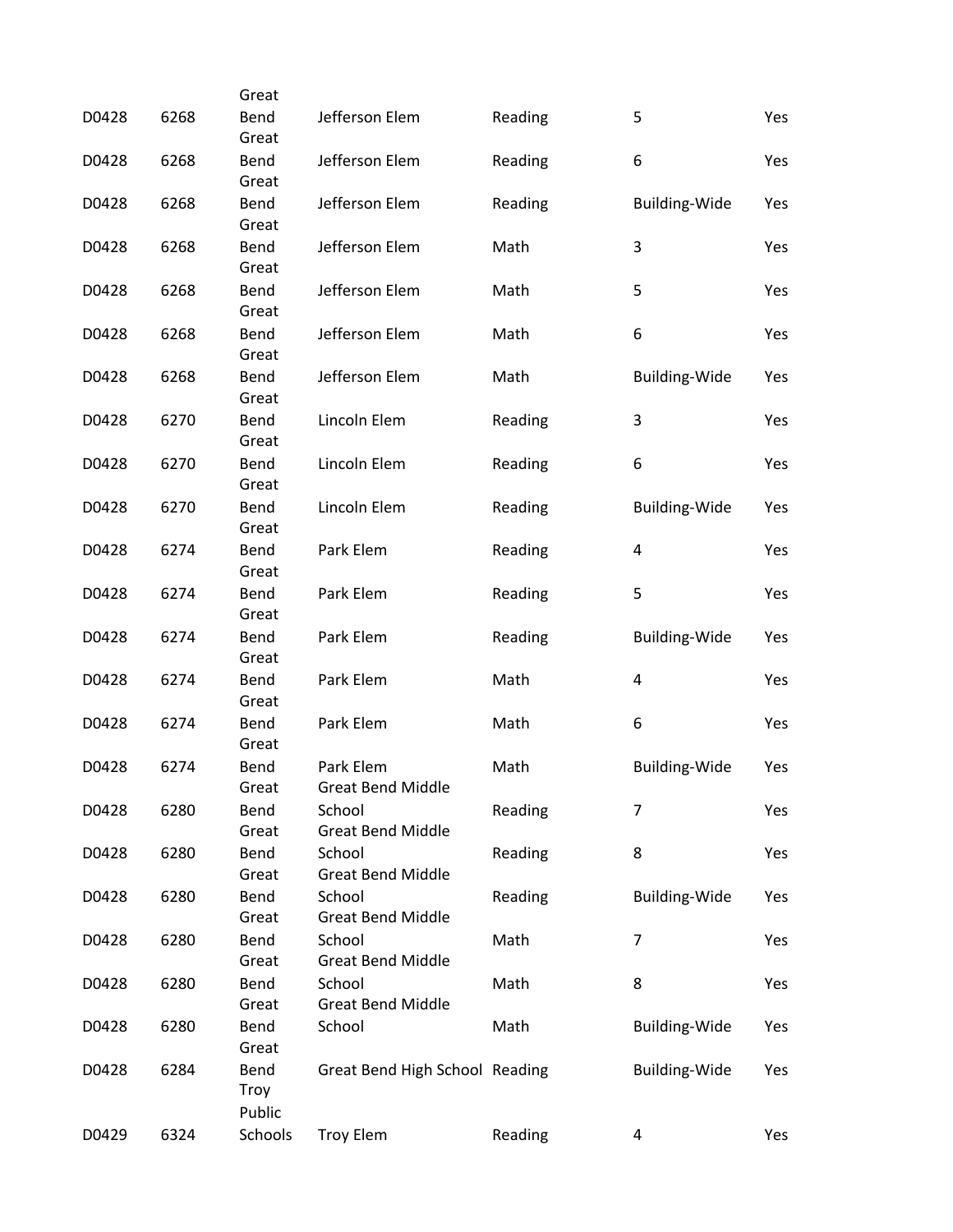| | | | | | | |
|---|---|---|---|---|---|---|
| D0428 | 6268 | Great Bend | Jefferson Elem | Reading | 5 | Yes |
| D0428 | 6268 | Great Bend | Jefferson Elem | Reading | 6 | Yes |
| D0428 | 6268 | Great Bend | Jefferson Elem | Reading | Building-Wide | Yes |
| D0428 | 6268 | Great Bend | Jefferson Elem | Math | 3 | Yes |
| D0428 | 6268 | Great Bend | Jefferson Elem | Math | 5 | Yes |
| D0428 | 6268 | Great Bend | Jefferson Elem | Math | 6 | Yes |
| D0428 | 6268 | Great Bend | Jefferson Elem | Math | Building-Wide | Yes |
| D0428 | 6270 | Great Bend | Lincoln Elem | Reading | 3 | Yes |
| D0428 | 6270 | Great Bend | Lincoln Elem | Reading | 6 | Yes |
| D0428 | 6270 | Great Bend | Lincoln Elem | Reading | Building-Wide | Yes |
| D0428 | 6274 | Great Bend | Park Elem | Reading | 4 | Yes |
| D0428 | 6274 | Great Bend | Park Elem | Reading | 5 | Yes |
| D0428 | 6274 | Great Bend | Park Elem | Reading | Building-Wide | Yes |
| D0428 | 6274 | Great Bend | Park Elem | Math | 4 | Yes |
| D0428 | 6274 | Great Bend | Park Elem | Math | 6 | Yes |
| D0428 | 6274 | Great Bend | Park Elem | Math | Building-Wide | Yes |
| D0428 | 6280 | Great Bend | Great Bend Middle School | Reading | 7 | Yes |
| D0428 | 6280 | Great Bend | Great Bend Middle School | Reading | 8 | Yes |
| D0428 | 6280 | Great Bend | Great Bend Middle School | Reading | Building-Wide | Yes |
| D0428 | 6280 | Great Bend | Great Bend Middle School | Math | 7 | Yes |
| D0428 | 6280 | Great Bend | Great Bend Middle School | Math | 8 | Yes |
| D0428 | 6280 | Great Bend | Great Bend Middle School | Math | Building-Wide | Yes |
| D0428 | 6284 | Great Bend | Great Bend High School | Reading | Building-Wide | Yes |
| D0429 | 6324 | Troy Public Schools | Troy Elem | Reading | 4 | Yes |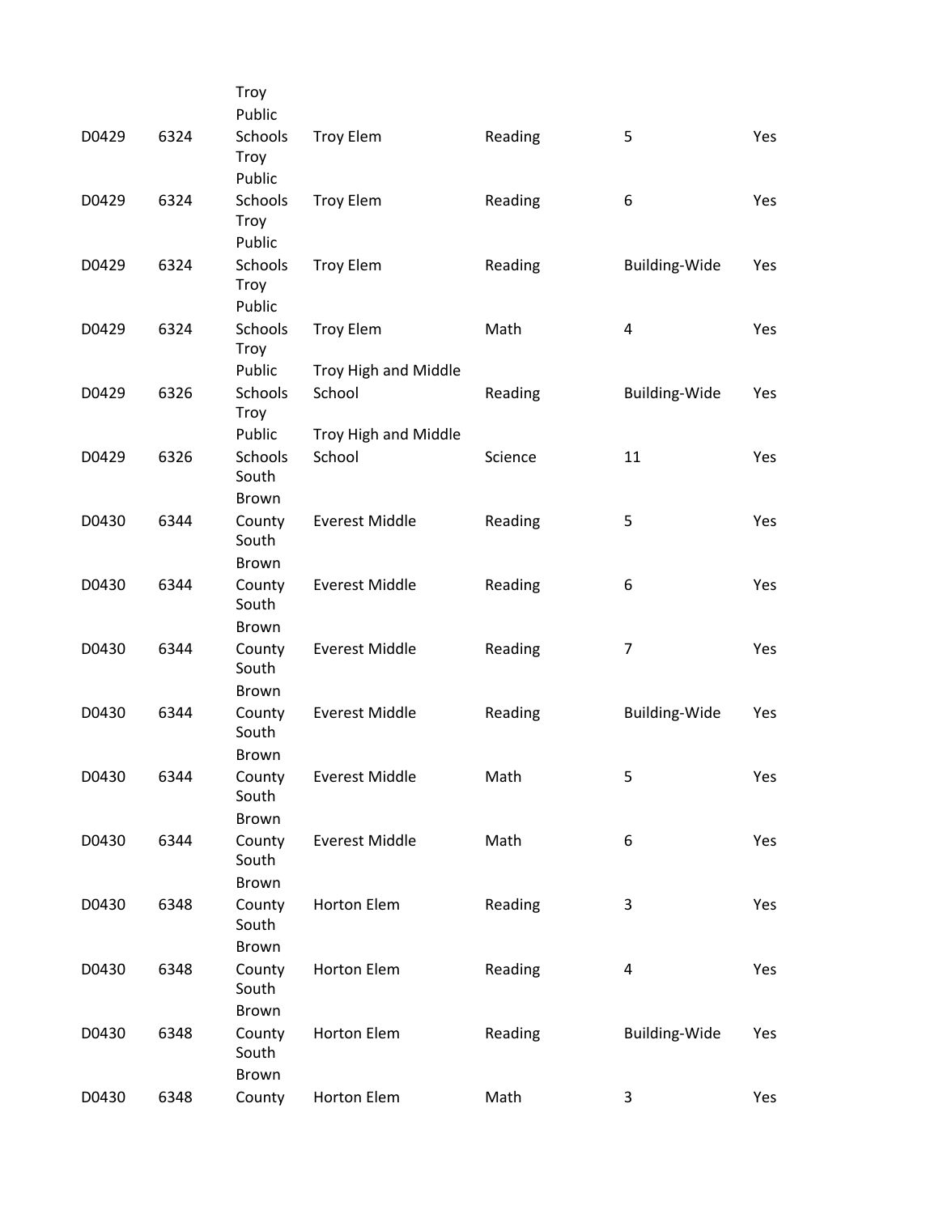| | | | | | | |
|---|---|---|---|---|---|---|
| D0429 | 6324 | Troy Public Schools | Troy Elem | Reading | 5 | Yes |
| D0429 | 6324 | Troy Public Schools | Troy Elem | Reading | 6 | Yes |
| D0429 | 6324 | Troy Public Schools | Troy Elem | Reading | Building-Wide | Yes |
| D0429 | 6324 | Troy Public Schools | Troy Elem | Math | 4 | Yes |
| D0429 | 6326 | Troy Public Schools | Troy High and Middle School | Reading | Building-Wide | Yes |
| D0429 | 6326 | Troy Public Schools | Troy High and Middle School | Science | 11 | Yes |
| D0430 | 6344 | South Brown County | Everest Middle | Reading | 5 | Yes |
| D0430 | 6344 | South Brown County | Everest Middle | Reading | 6 | Yes |
| D0430 | 6344 | South Brown County | Everest Middle | Reading | 7 | Yes |
| D0430 | 6344 | South Brown County | Everest Middle | Reading | Building-Wide | Yes |
| D0430 | 6344 | South Brown County | Everest Middle | Math | 5 | Yes |
| D0430 | 6344 | South Brown County | Everest Middle | Math | 6 | Yes |
| D0430 | 6348 | South Brown County | Horton Elem | Reading | 3 | Yes |
| D0430 | 6348 | South Brown County | Horton Elem | Reading | 4 | Yes |
| D0430 | 6348 | South Brown County | Horton Elem | Reading | Building-Wide | Yes |
| D0430 | 6348 | South Brown County | Horton Elem | Math | 3 | Yes |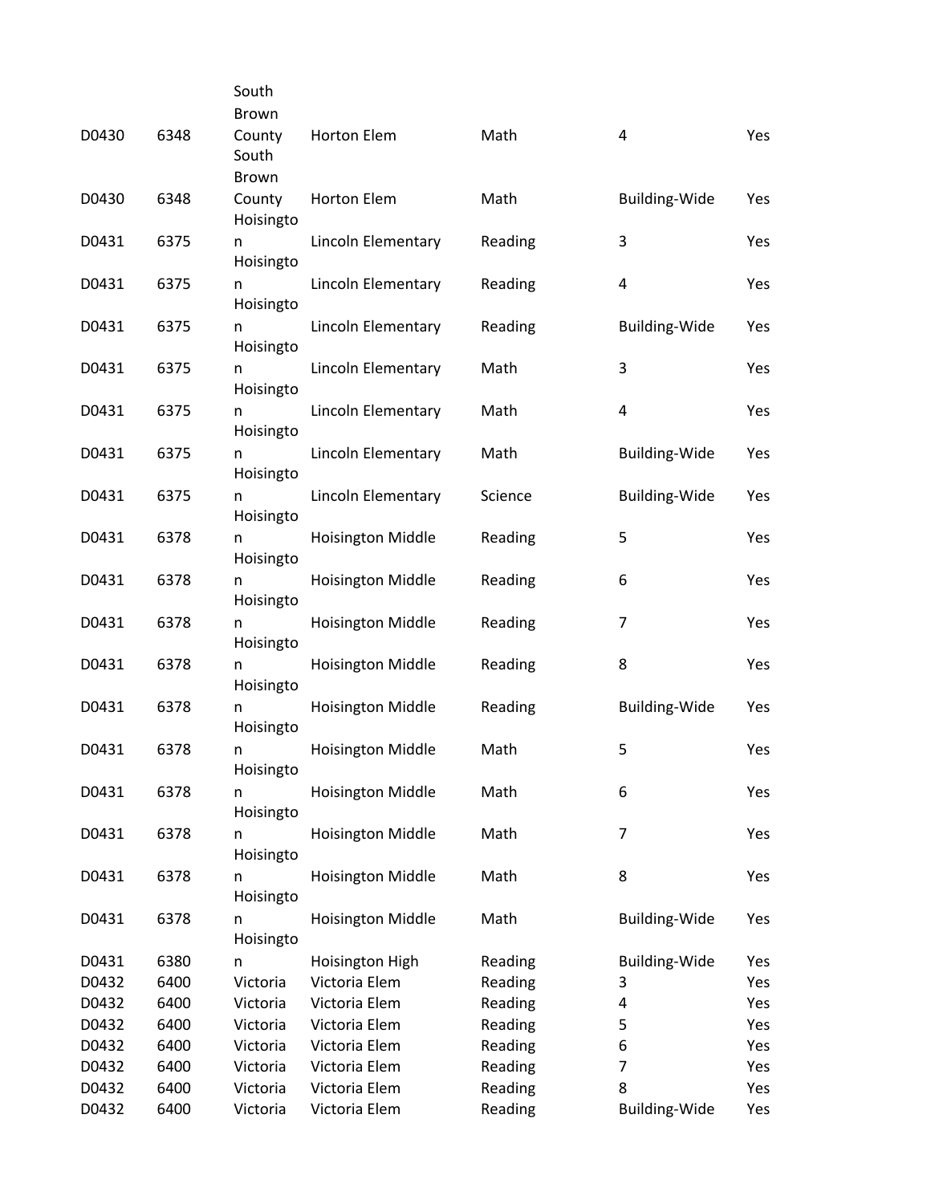| | | | | | | |
|---|---|---|---|---|---|---|
| D0430 | 6348 | South Brown County | Horton Elem | Math | 4 | Yes |
| D0430 | 6348 | South Brown County | Horton Elem | Math | Building-Wide | Yes |
| D0431 | 6375 | Hoisington | Lincoln Elementary | Reading | 3 | Yes |
| D0431 | 6375 | Hoisington | Lincoln Elementary | Reading | 4 | Yes |
| D0431 | 6375 | Hoisington | Lincoln Elementary | Reading | Building-Wide | Yes |
| D0431 | 6375 | Hoisington | Lincoln Elementary | Math | 3 | Yes |
| D0431 | 6375 | Hoisington | Lincoln Elementary | Math | 4 | Yes |
| D0431 | 6375 | Hoisington | Lincoln Elementary | Math | Building-Wide | Yes |
| D0431 | 6375 | Hoisington | Lincoln Elementary | Science | Building-Wide | Yes |
| D0431 | 6378 | Hoisington | Hoisington Middle | Reading | 5 | Yes |
| D0431 | 6378 | Hoisington | Hoisington Middle | Reading | 6 | Yes |
| D0431 | 6378 | Hoisington | Hoisington Middle | Reading | 7 | Yes |
| D0431 | 6378 | Hoisington | Hoisington Middle | Reading | 8 | Yes |
| D0431 | 6378 | Hoisington | Hoisington Middle | Reading | Building-Wide | Yes |
| D0431 | 6378 | Hoisington | Hoisington Middle | Math | 5 | Yes |
| D0431 | 6378 | Hoisington | Hoisington Middle | Math | 6 | Yes |
| D0431 | 6378 | Hoisington | Hoisington Middle | Math | 7 | Yes |
| D0431 | 6378 | Hoisington | Hoisington Middle | Math | 8 | Yes |
| D0431 | 6378 | Hoisington | Hoisington Middle | Math | Building-Wide | Yes |
| D0431 | 6380 | Hoisington | Hoisington High | Reading | Building-Wide | Yes |
| D0432 | 6400 | Victoria | Victoria Elem | Reading | 3 | Yes |
| D0432 | 6400 | Victoria | Victoria Elem | Reading | 4 | Yes |
| D0432 | 6400 | Victoria | Victoria Elem | Reading | 5 | Yes |
| D0432 | 6400 | Victoria | Victoria Elem | Reading | 6 | Yes |
| D0432 | 6400 | Victoria | Victoria Elem | Reading | 7 | Yes |
| D0432 | 6400 | Victoria | Victoria Elem | Reading | 8 | Yes |
| D0432 | 6400 | Victoria | Victoria Elem | Reading | Building-Wide | Yes |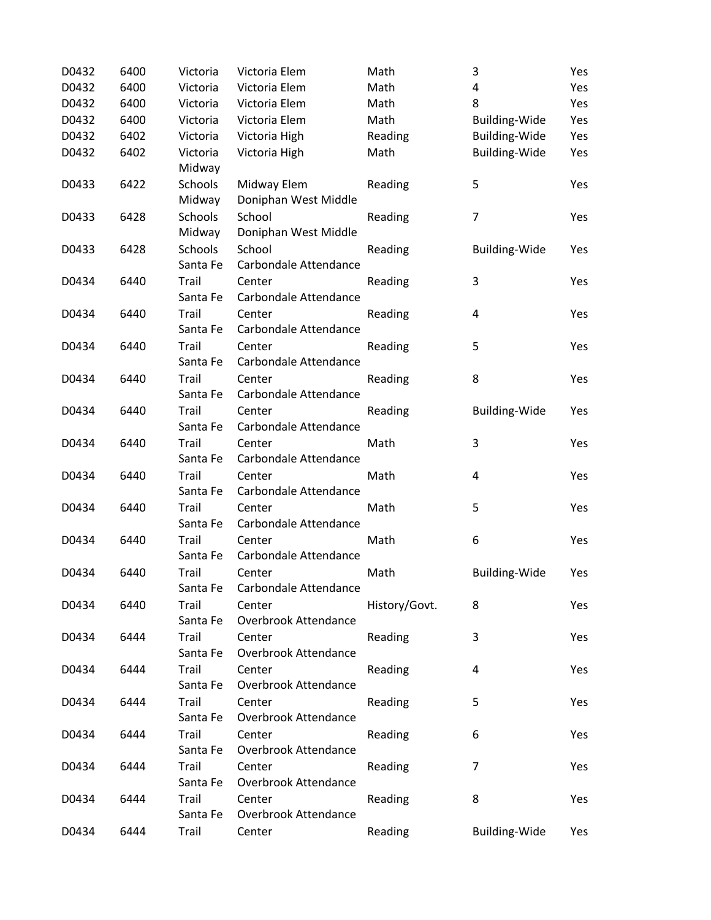| | | | | | | |
|---|---|---|---|---|---|---|
| D0432 | 6400 | Victoria | Victoria Elem | Math | 3 | Yes |
| D0432 | 6400 | Victoria | Victoria Elem | Math | 4 | Yes |
| D0432 | 6400 | Victoria | Victoria Elem | Math | 8 | Yes |
| D0432 | 6400 | Victoria | Victoria Elem | Math | Building-Wide | Yes |
| D0432 | 6402 | Victoria | Victoria High | Reading | Building-Wide | Yes |
| D0432 | 6402 | Victoria | Victoria High | Math | Building-Wide | Yes |
| D0433 | 6422 | Midway Schools | Midway Elem | Reading | 5 | Yes |
| D0433 | 6428 | Midway Schools | Doniphan West Middle School | Reading | 7 | Yes |
| D0433 | 6428 | Midway Schools | Doniphan West Middle School | Reading | Building-Wide | Yes |
| D0434 | 6440 | Santa Fe Trail | Carbondale Attendance Center | Reading | 3 | Yes |
| D0434 | 6440 | Santa Fe Trail | Carbondale Attendance Center | Reading | 4 | Yes |
| D0434 | 6440 | Santa Fe Trail | Carbondale Attendance Center | Reading | 5 | Yes |
| D0434 | 6440 | Santa Fe Trail | Carbondale Attendance Center | Reading | 8 | Yes |
| D0434 | 6440 | Santa Fe Trail | Carbondale Attendance Center | Reading | Building-Wide | Yes |
| D0434 | 6440 | Santa Fe Trail | Carbondale Attendance Center | Math | 3 | Yes |
| D0434 | 6440 | Santa Fe Trail | Carbondale Attendance Center | Math | 4 | Yes |
| D0434 | 6440 | Santa Fe Trail | Carbondale Attendance Center | Math | 5 | Yes |
| D0434 | 6440 | Santa Fe Trail | Carbondale Attendance Center | Math | 6 | Yes |
| D0434 | 6440 | Santa Fe Trail | Carbondale Attendance Center | Math | Building-Wide | Yes |
| D0434 | 6440 | Santa Fe Trail | Carbondale Attendance Center | History/Govt. | 8 | Yes |
| D0434 | 6444 | Santa Fe Trail | Overbrook Attendance Center | Reading | 3 | Yes |
| D0434 | 6444 | Santa Fe Trail | Overbrook Attendance Center | Reading | 4 | Yes |
| D0434 | 6444 | Santa Fe Trail | Overbrook Attendance Center | Reading | 5 | Yes |
| D0434 | 6444 | Santa Fe Trail | Overbrook Attendance Center | Reading | 6 | Yes |
| D0434 | 6444 | Santa Fe Trail | Overbrook Attendance Center | Reading | 7 | Yes |
| D0434 | 6444 | Santa Fe Trail | Overbrook Attendance Center | Reading | 8 | Yes |
| D0434 | 6444 | Santa Fe Trail | Overbrook Attendance Center | Reading | Building-Wide | Yes |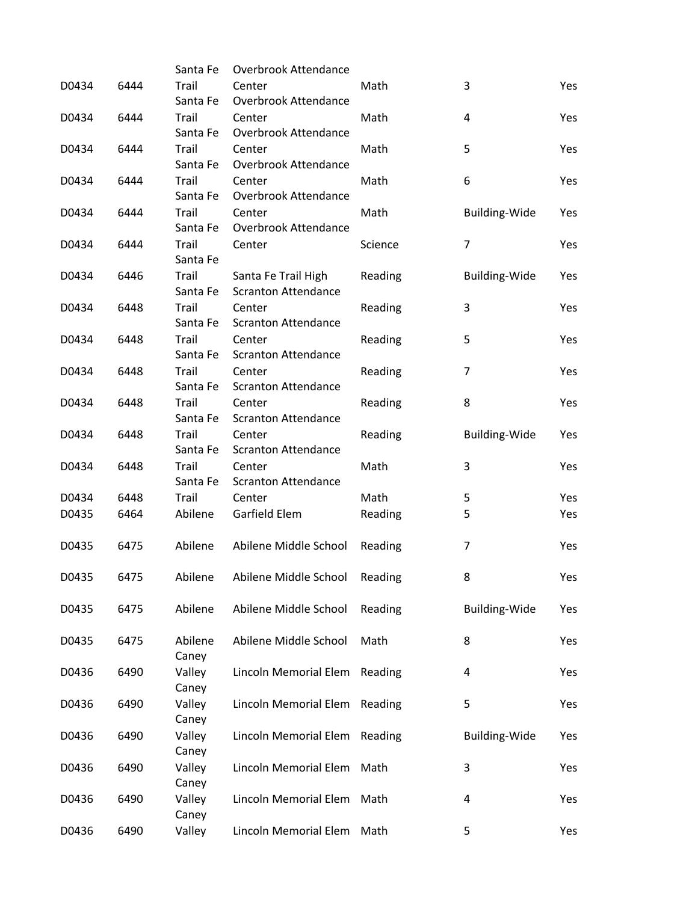| | | | | | | |
|---|---|---|---|---|---|---|
| D0434 | 6444 | Santa Fe Trail | Overbrook Attendance Center | Math | 3 | Yes |
| D0434 | 6444 | Santa Fe Trail | Overbrook Attendance Center | Math | 4 | Yes |
| D0434 | 6444 | Santa Fe Trail | Overbrook Attendance Center | Math | 5 | Yes |
| D0434 | 6444 | Santa Fe Trail | Overbrook Attendance Center | Math | 6 | Yes |
| D0434 | 6444 | Santa Fe Trail | Overbrook Attendance Center | Math | Building-Wide | Yes |
| D0434 | 6444 | Santa Fe Trail | Overbrook Attendance Center | Science | 7 | Yes |
| D0434 | 6446 | Santa Fe Trail | Santa Fe Trail High | Reading | Building-Wide | Yes |
| D0434 | 6448 | Santa Fe Trail | Scranton Attendance Center | Reading | 3 | Yes |
| D0434 | 6448 | Santa Fe Trail | Scranton Attendance Center | Reading | 5 | Yes |
| D0434 | 6448 | Santa Fe Trail | Scranton Attendance Center | Reading | 7 | Yes |
| D0434 | 6448 | Santa Fe Trail | Scranton Attendance Center | Reading | 8 | Yes |
| D0434 | 6448 | Santa Fe Trail | Scranton Attendance Center | Reading | Building-Wide | Yes |
| D0434 | 6448 | Santa Fe Trail | Scranton Attendance Center | Math | 3 | Yes |
| D0434 | 6448 | Santa Fe Trail | Scranton Attendance Center | Math | 5 | Yes |
| D0435 | 6464 | Abilene | Garfield Elem | Reading | 5 | Yes |
| D0435 | 6475 | Abilene | Abilene Middle School | Reading | 7 | Yes |
| D0435 | 6475 | Abilene | Abilene Middle School | Reading | 8 | Yes |
| D0435 | 6475 | Abilene | Abilene Middle School | Reading | Building-Wide | Yes |
| D0435 | 6475 | Abilene | Abilene Middle School | Math | 8 | Yes |
| D0436 | 6490 | Caney Valley | Lincoln Memorial Elem | Reading | 4 | Yes |
| D0436 | 6490 | Caney Valley | Lincoln Memorial Elem | Reading | 5 | Yes |
| D0436 | 6490 | Caney Valley | Lincoln Memorial Elem | Reading | Building-Wide | Yes |
| D0436 | 6490 | Caney Valley | Lincoln Memorial Elem | Math | 3 | Yes |
| D0436 | 6490 | Caney Valley | Lincoln Memorial Elem | Math | 4 | Yes |
| D0436 | 6490 | Caney Valley | Lincoln Memorial Elem | Math | 5 | Yes |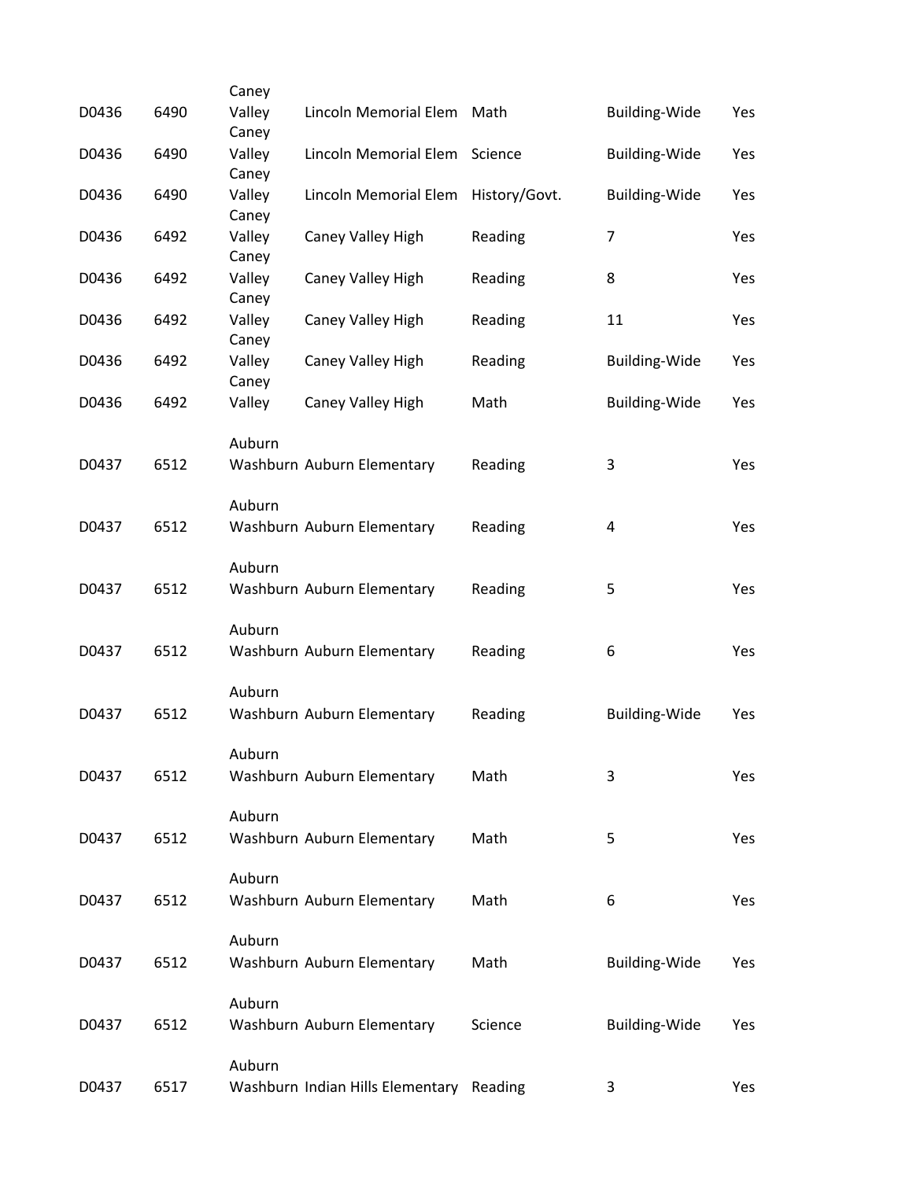| | | | | | | |
|---|---|---|---|---|---|---|
| D0436 | 6490 | Caney Valley | Lincoln Memorial Elem | Math | Building-Wide | Yes |
| D0436 | 6490 | Caney Valley | Lincoln Memorial Elem | Science | Building-Wide | Yes |
| D0436 | 6490 | Caney Valley | Lincoln Memorial Elem | History/Govt. | Building-Wide | Yes |
| D0436 | 6492 | Caney Valley | Caney Valley High | Reading | 7 | Yes |
| D0436 | 6492 | Caney Valley | Caney Valley High | Reading | 8 | Yes |
| D0436 | 6492 | Caney Valley | Caney Valley High | Reading | 11 | Yes |
| D0436 | 6492 | Caney Valley | Caney Valley High | Reading | Building-Wide | Yes |
| D0436 | 6492 | Caney Valley | Caney Valley High | Math | Building-Wide | Yes |
| D0437 | 6512 | Auburn Washburn | Auburn Elementary | Reading | 3 | Yes |
| D0437 | 6512 | Auburn Washburn | Auburn Elementary | Reading | 4 | Yes |
| D0437 | 6512 | Auburn Washburn | Auburn Elementary | Reading | 5 | Yes |
| D0437 | 6512 | Auburn Washburn | Auburn Elementary | Reading | 6 | Yes |
| D0437 | 6512 | Auburn Washburn | Auburn Elementary | Reading | Building-Wide | Yes |
| D0437 | 6512 | Auburn Washburn | Auburn Elementary | Math | 3 | Yes |
| D0437 | 6512 | Auburn Washburn | Auburn Elementary | Math | 5 | Yes |
| D0437 | 6512 | Auburn Washburn | Auburn Elementary | Math | 6 | Yes |
| D0437 | 6512 | Auburn Washburn | Auburn Elementary | Math | Building-Wide | Yes |
| D0437 | 6512 | Auburn Washburn | Auburn Elementary | Science | Building-Wide | Yes |
| D0437 | 6517 | Auburn Washburn | Indian Hills Elementary | Reading | 3 | Yes |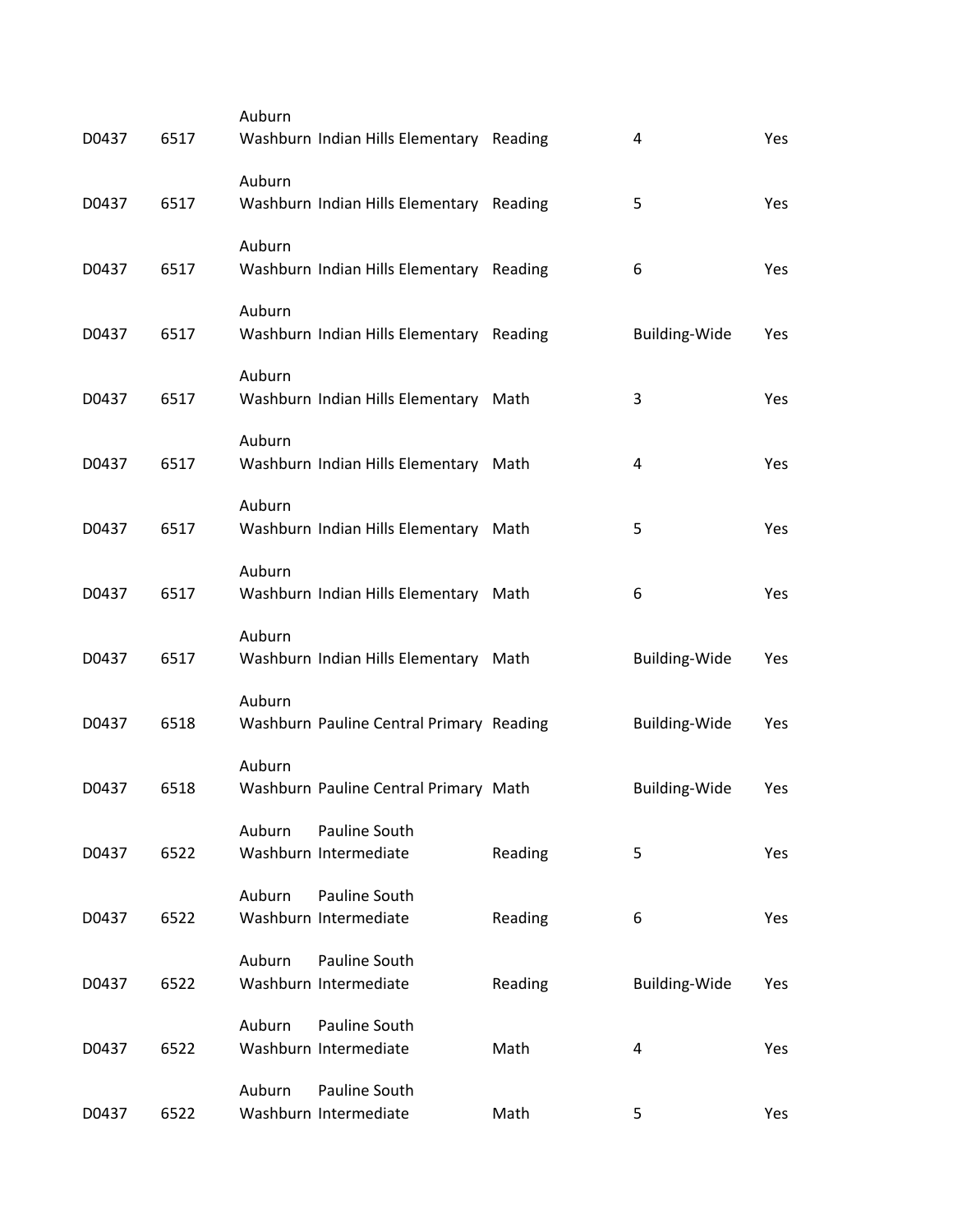| | | | | | | |
|---|---|---|---|---|---|---|
| D0437 | 6517 | Auburn Washburn | Indian Hills Elementary | Reading | 4 | Yes |
| D0437 | 6517 | Auburn Washburn | Indian Hills Elementary | Reading | 5 | Yes |
| D0437 | 6517 | Auburn Washburn | Indian Hills Elementary | Reading | 6 | Yes |
| D0437 | 6517 | Auburn Washburn | Indian Hills Elementary | Reading | Building-Wide | Yes |
| D0437 | 6517 | Auburn Washburn | Indian Hills Elementary | Math | 3 | Yes |
| D0437 | 6517 | Auburn Washburn | Indian Hills Elementary | Math | 4 | Yes |
| D0437 | 6517 | Auburn Washburn | Indian Hills Elementary | Math | 5 | Yes |
| D0437 | 6517 | Auburn Washburn | Indian Hills Elementary | Math | 6 | Yes |
| D0437 | 6517 | Auburn Washburn | Indian Hills Elementary | Math | Building-Wide | Yes |
| D0437 | 6518 | Auburn Washburn | Pauline Central Primary | Reading | Building-Wide | Yes |
| D0437 | 6518 | Auburn Washburn | Pauline Central Primary | Math | Building-Wide | Yes |
| D0437 | 6522 | Auburn Washburn | Pauline South Intermediate | Reading | 5 | Yes |
| D0437 | 6522 | Auburn Washburn | Pauline South Intermediate | Reading | 6 | Yes |
| D0437 | 6522 | Auburn Washburn | Pauline South Intermediate | Reading | Building-Wide | Yes |
| D0437 | 6522 | Auburn Washburn | Pauline South Intermediate | Math | 4 | Yes |
| D0437 | 6522 | Auburn Washburn | Pauline South Intermediate | Math | 5 | Yes |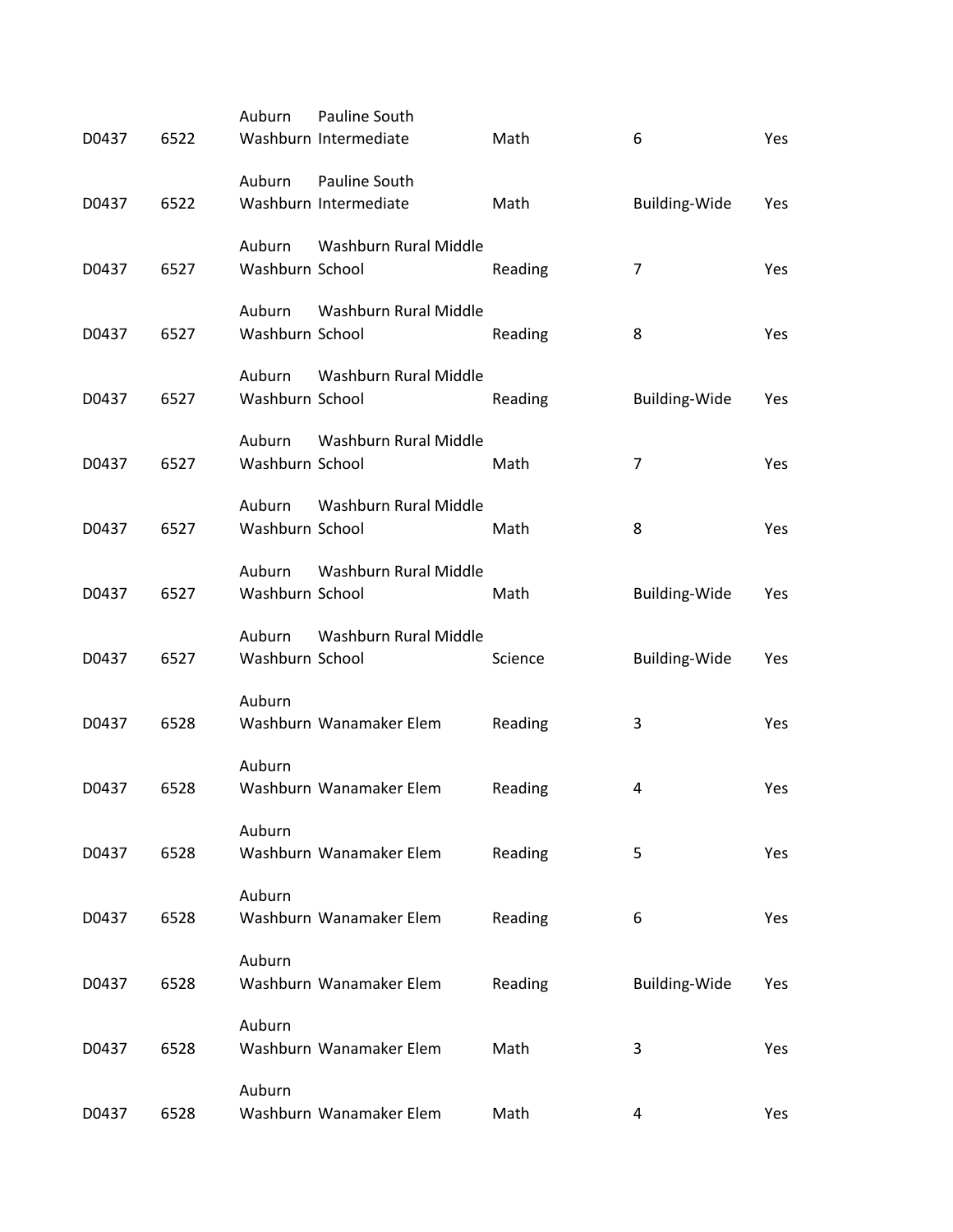| | | | | | | |
|---|---|---|---|---|---|---|
| D0437 | 6522 | Auburn Washburn | Pauline South Intermediate | Math | 6 | Yes |
| D0437 | 6522 | Auburn Washburn | Pauline South Intermediate | Math | Building-Wide | Yes |
| D0437 | 6527 | Auburn Washburn | Washburn Rural Middle School | Reading | 7 | Yes |
| D0437 | 6527 | Auburn Washburn | Washburn Rural Middle School | Reading | 8 | Yes |
| D0437 | 6527 | Auburn Washburn | Washburn Rural Middle School | Reading | Building-Wide | Yes |
| D0437 | 6527 | Auburn Washburn | Washburn Rural Middle School | Math | 7 | Yes |
| D0437 | 6527 | Auburn Washburn | Washburn Rural Middle School | Math | 8 | Yes |
| D0437 | 6527 | Auburn Washburn | Washburn Rural Middle School | Math | Building-Wide | Yes |
| D0437 | 6527 | Auburn Washburn | Washburn Rural Middle School | Science | Building-Wide | Yes |
| D0437 | 6528 | Auburn Washburn | Wanamaker Elem | Reading | 3 | Yes |
| D0437 | 6528 | Auburn Washburn | Wanamaker Elem | Reading | 4 | Yes |
| D0437 | 6528 | Auburn Washburn | Wanamaker Elem | Reading | 5 | Yes |
| D0437 | 6528 | Auburn Washburn | Wanamaker Elem | Reading | 6 | Yes |
| D0437 | 6528 | Auburn Washburn | Wanamaker Elem | Reading | Building-Wide | Yes |
| D0437 | 6528 | Auburn Washburn | Wanamaker Elem | Math | 3 | Yes |
| D0437 | 6528 | Auburn Washburn | Wanamaker Elem | Math | 4 | Yes |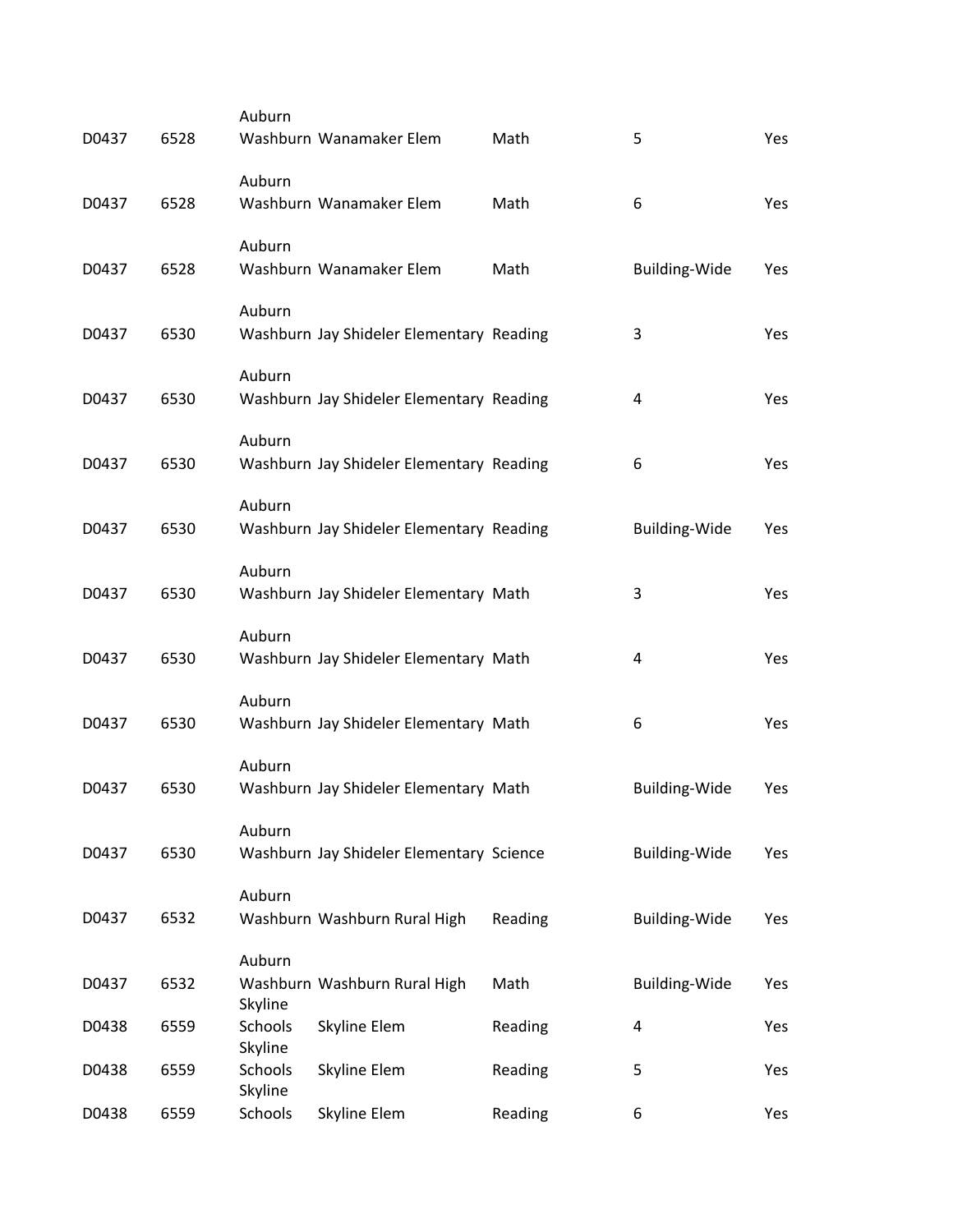| | | | | | | |
|---|---|---|---|---|---|---|
| D0437 | 6528 | Auburn Washburn | Wanamaker Elem | Math | 5 | Yes |
| D0437 | 6528 | Auburn Washburn | Wanamaker Elem | Math | 6 | Yes |
| D0437 | 6528 | Auburn Washburn | Wanamaker Elem | Math | Building-Wide | Yes |
| D0437 | 6530 | Auburn Washburn | Jay Shideler Elementary | Reading | 3 | Yes |
| D0437 | 6530 | Auburn Washburn | Jay Shideler Elementary | Reading | 4 | Yes |
| D0437 | 6530 | Auburn Washburn | Jay Shideler Elementary | Reading | 6 | Yes |
| D0437 | 6530 | Auburn Washburn | Jay Shideler Elementary | Reading | Building-Wide | Yes |
| D0437 | 6530 | Auburn Washburn | Jay Shideler Elementary | Math | 3 | Yes |
| D0437 | 6530 | Auburn Washburn | Jay Shideler Elementary | Math | 4 | Yes |
| D0437 | 6530 | Auburn Washburn | Jay Shideler Elementary | Math | 6 | Yes |
| D0437 | 6530 | Auburn Washburn | Jay Shideler Elementary | Math | Building-Wide | Yes |
| D0437 | 6530 | Auburn Washburn | Jay Shideler Elementary | Science | Building-Wide | Yes |
| D0437 | 6532 | Auburn Washburn | Washburn Rural High | Reading | Building-Wide | Yes |
| D0437 | 6532 | Auburn Washburn | Washburn Rural High | Math | Building-Wide | Yes |
| D0438 | 6559 | Skyline Schools | Skyline Elem | Reading | 4 | Yes |
| D0438 | 6559 | Skyline Schools | Skyline Elem | Reading | 5 | Yes |
| D0438 | 6559 | Skyline Schools | Skyline Elem | Reading | 6 | Yes |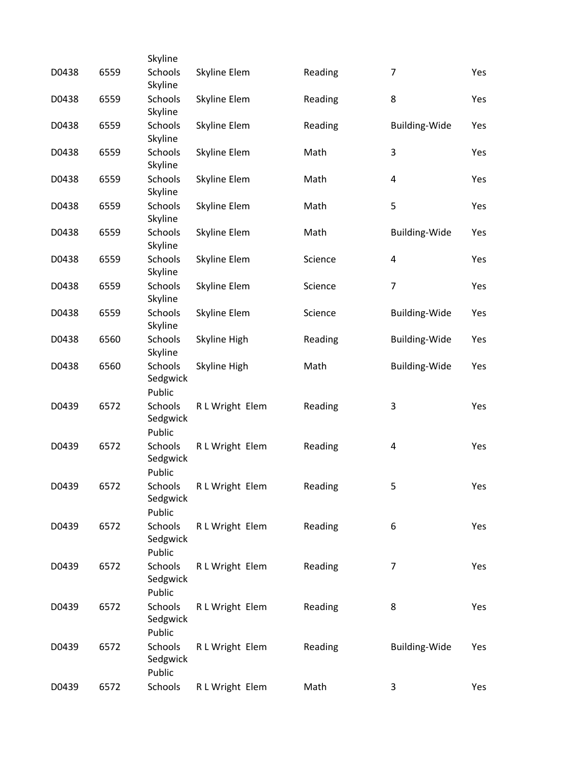| | | | | | | |
|---|---|---|---|---|---|---|
| D0438 | 6559 | Skyline Schools | Skyline Elem | Reading | 7 | Yes |
| D0438 | 6559 | Skyline Schools | Skyline Elem | Reading | 8 | Yes |
| D0438 | 6559 | Skyline Schools | Skyline Elem | Reading | Building-Wide | Yes |
| D0438 | 6559 | Skyline Schools | Skyline Elem | Math | 3 | Yes |
| D0438 | 6559 | Skyline Schools | Skyline Elem | Math | 4 | Yes |
| D0438 | 6559 | Skyline Schools | Skyline Elem | Math | 5 | Yes |
| D0438 | 6559 | Skyline Schools | Skyline Elem | Math | Building-Wide | Yes |
| D0438 | 6559 | Skyline Schools | Skyline Elem | Science | 4 | Yes |
| D0438 | 6559 | Skyline Schools | Skyline Elem | Science | 7 | Yes |
| D0438 | 6559 | Skyline Schools | Skyline Elem | Science | Building-Wide | Yes |
| D0438 | 6560 | Skyline Schools | Skyline High | Reading | Building-Wide | Yes |
| D0438 | 6560 | Skyline Schools | Skyline High | Math | Building-Wide | Yes |
| D0439 | 6572 | Sedgwick Public Schools | R L Wright Elem | Reading | 3 | Yes |
| D0439 | 6572 | Sedgwick Public Schools | R L Wright Elem | Reading | 4 | Yes |
| D0439 | 6572 | Sedgwick Public Schools | R L Wright Elem | Reading | 5 | Yes |
| D0439 | 6572 | Sedgwick Public Schools | R L Wright Elem | Reading | 6 | Yes |
| D0439 | 6572 | Sedgwick Public Schools | R L Wright Elem | Reading | 7 | Yes |
| D0439 | 6572 | Sedgwick Public Schools | R L Wright Elem | Reading | 8 | Yes |
| D0439 | 6572 | Sedgwick Public Schools | R L Wright Elem | Reading | Building-Wide | Yes |
| D0439 | 6572 | Sedgwick Public Schools | R L Wright Elem | Math | 3 | Yes |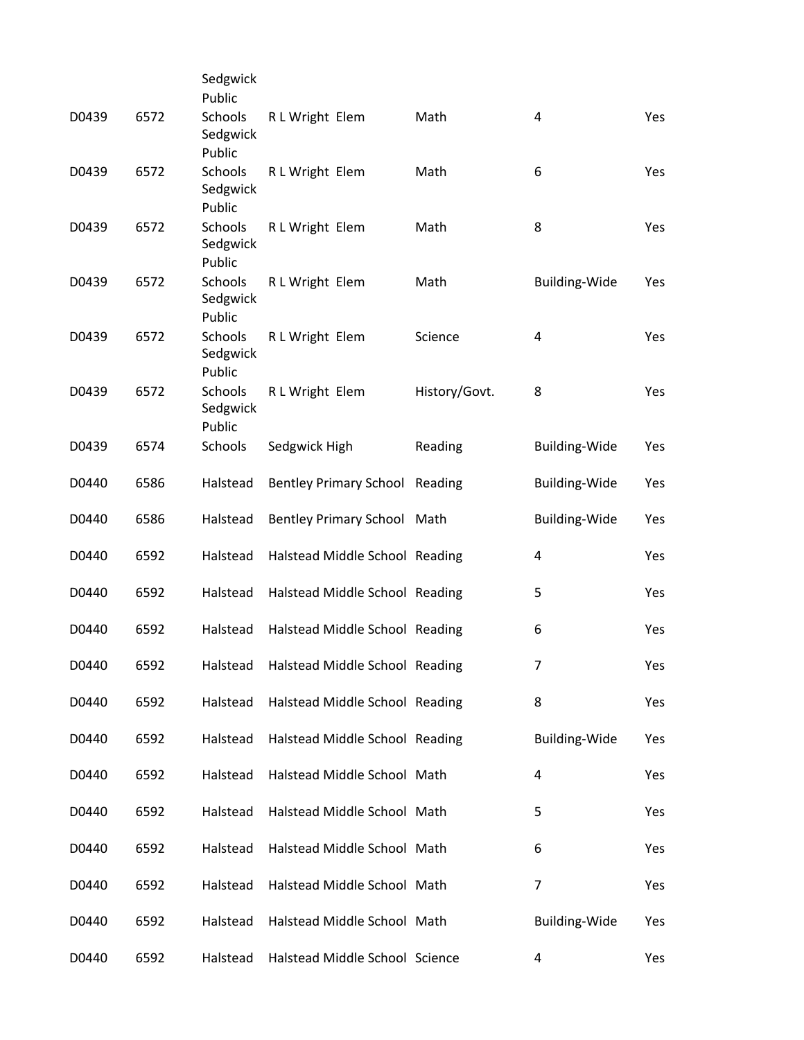| | | | | | | |
|---|---|---|---|---|---|---|
| D0439 | 6572 | Sedgwick Public Schools | R L Wright Elem | Math | 4 | Yes |
| D0439 | 6572 | Sedgwick Public Schools | R L Wright Elem | Math | 6 | Yes |
| D0439 | 6572 | Sedgwick Public Schools | R L Wright Elem | Math | 8 | Yes |
| D0439 | 6572 | Sedgwick Public Schools | R L Wright Elem | Math | Building-Wide | Yes |
| D0439 | 6572 | Sedgwick Public Schools | R L Wright Elem | Science | 4 | Yes |
| D0439 | 6572 | Sedgwick Public Schools | R L Wright Elem | History/Govt. | 8 | Yes |
| D0439 | 6574 | Sedgwick Public Schools | Sedgwick High | Reading | Building-Wide | Yes |
| D0440 | 6586 | Halstead | Bentley Primary School | Reading | Building-Wide | Yes |
| D0440 | 6586 | Halstead | Bentley Primary School | Math | Building-Wide | Yes |
| D0440 | 6592 | Halstead | Halstead Middle School | Reading | 4 | Yes |
| D0440 | 6592 | Halstead | Halstead Middle School | Reading | 5 | Yes |
| D0440 | 6592 | Halstead | Halstead Middle School | Reading | 6 | Yes |
| D0440 | 6592 | Halstead | Halstead Middle School | Reading | 7 | Yes |
| D0440 | 6592 | Halstead | Halstead Middle School | Reading | 8 | Yes |
| D0440 | 6592 | Halstead | Halstead Middle School | Reading | Building-Wide | Yes |
| D0440 | 6592 | Halstead | Halstead Middle School | Math | 4 | Yes |
| D0440 | 6592 | Halstead | Halstead Middle School | Math | 5 | Yes |
| D0440 | 6592 | Halstead | Halstead Middle School | Math | 6 | Yes |
| D0440 | 6592 | Halstead | Halstead Middle School | Math | 7 | Yes |
| D0440 | 6592 | Halstead | Halstead Middle School | Math | Building-Wide | Yes |
| D0440 | 6592 | Halstead | Halstead Middle School | Science | 4 | Yes |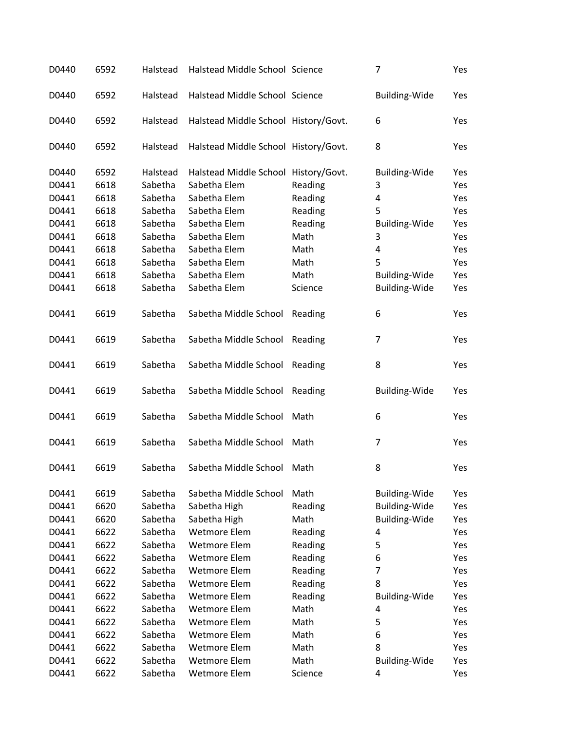| | | | | | | |
|---|---|---|---|---|---|---|
| D0440 | 6592 | Halstead | Halstead Middle School | Science | 7 | Yes |
| D0440 | 6592 | Halstead | Halstead Middle School | Science | Building-Wide | Yes |
| D0440 | 6592 | Halstead | Halstead Middle School | History/Govt. | 6 | Yes |
| D0440 | 6592 | Halstead | Halstead Middle School | History/Govt. | 8 | Yes |
| D0440 | 6592 | Halstead | Halstead Middle School | History/Govt. | Building-Wide | Yes |
| D0441 | 6618 | Sabetha | Sabetha Elem | Reading | 3 | Yes |
| D0441 | 6618 | Sabetha | Sabetha Elem | Reading | 4 | Yes |
| D0441 | 6618 | Sabetha | Sabetha Elem | Reading | 5 | Yes |
| D0441 | 6618 | Sabetha | Sabetha Elem | Reading | Building-Wide | Yes |
| D0441 | 6618 | Sabetha | Sabetha Elem | Math | 3 | Yes |
| D0441 | 6618 | Sabetha | Sabetha Elem | Math | 4 | Yes |
| D0441 | 6618 | Sabetha | Sabetha Elem | Math | 5 | Yes |
| D0441 | 6618 | Sabetha | Sabetha Elem | Math | Building-Wide | Yes |
| D0441 | 6618 | Sabetha | Sabetha Elem | Science | Building-Wide | Yes |
| D0441 | 6619 | Sabetha | Sabetha Middle School | Reading | 6 | Yes |
| D0441 | 6619 | Sabetha | Sabetha Middle School | Reading | 7 | Yes |
| D0441 | 6619 | Sabetha | Sabetha Middle School | Reading | 8 | Yes |
| D0441 | 6619 | Sabetha | Sabetha Middle School | Reading | Building-Wide | Yes |
| D0441 | 6619 | Sabetha | Sabetha Middle School | Math | 6 | Yes |
| D0441 | 6619 | Sabetha | Sabetha Middle School | Math | 7 | Yes |
| D0441 | 6619 | Sabetha | Sabetha Middle School | Math | 8 | Yes |
| D0441 | 6619 | Sabetha | Sabetha Middle School | Math | Building-Wide | Yes |
| D0441 | 6620 | Sabetha | Sabetha High | Reading | Building-Wide | Yes |
| D0441 | 6620 | Sabetha | Sabetha High | Math | Building-Wide | Yes |
| D0441 | 6622 | Sabetha | Wetmore Elem | Reading | 4 | Yes |
| D0441 | 6622 | Sabetha | Wetmore Elem | Reading | 5 | Yes |
| D0441 | 6622 | Sabetha | Wetmore Elem | Reading | 6 | Yes |
| D0441 | 6622 | Sabetha | Wetmore Elem | Reading | 7 | Yes |
| D0441 | 6622 | Sabetha | Wetmore Elem | Reading | 8 | Yes |
| D0441 | 6622 | Sabetha | Wetmore Elem | Reading | Building-Wide | Yes |
| D0441 | 6622 | Sabetha | Wetmore Elem | Math | 4 | Yes |
| D0441 | 6622 | Sabetha | Wetmore Elem | Math | 5 | Yes |
| D0441 | 6622 | Sabetha | Wetmore Elem | Math | 6 | Yes |
| D0441 | 6622 | Sabetha | Wetmore Elem | Math | 8 | Yes |
| D0441 | 6622 | Sabetha | Wetmore Elem | Math | Building-Wide | Yes |
| D0441 | 6622 | Sabetha | Wetmore Elem | Science | 4 | Yes |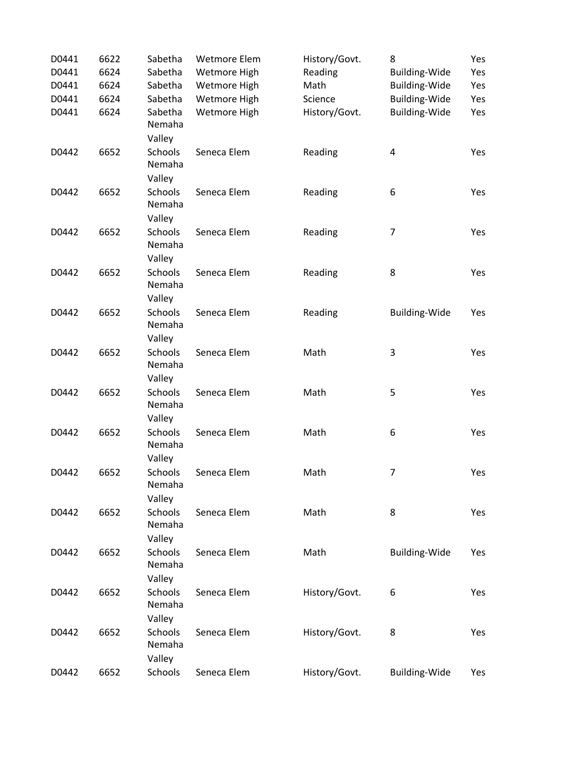| | | | | | | |
|---|---|---|---|---|---|---|
| D0441 | 6622 | Sabetha | Wetmore Elem | History/Govt. | 8 | Yes |
| D0441 | 6624 | Sabetha | Wetmore High | Reading | Building-Wide | Yes |
| D0441 | 6624 | Sabetha | Wetmore High | Math | Building-Wide | Yes |
| D0441 | 6624 | Sabetha | Wetmore High | Science | Building-Wide | Yes |
| D0441 | 6624 | Sabetha | Wetmore High | History/Govt. | Building-Wide | Yes |
| D0442 | 6652 | Nemaha Valley Schools | Seneca Elem | Reading | 4 | Yes |
| D0442 | 6652 | Nemaha Valley Schools | Seneca Elem | Reading | 6 | Yes |
| D0442 | 6652 | Nemaha Valley Schools | Seneca Elem | Reading | 7 | Yes |
| D0442 | 6652 | Nemaha Valley Schools | Seneca Elem | Reading | 8 | Yes |
| D0442 | 6652 | Nemaha Valley Schools | Seneca Elem | Reading | Building-Wide | Yes |
| D0442 | 6652 | Nemaha Valley Schools | Seneca Elem | Math | 3 | Yes |
| D0442 | 6652 | Nemaha Valley Schools | Seneca Elem | Math | 5 | Yes |
| D0442 | 6652 | Nemaha Valley Schools | Seneca Elem | Math | 6 | Yes |
| D0442 | 6652 | Nemaha Valley Schools | Seneca Elem | Math | 7 | Yes |
| D0442 | 6652 | Nemaha Valley Schools | Seneca Elem | Math | 8 | Yes |
| D0442 | 6652 | Nemaha Valley Schools | Seneca Elem | Math | Building-Wide | Yes |
| D0442 | 6652 | Nemaha Valley Schools | Seneca Elem | History/Govt. | 6 | Yes |
| D0442 | 6652 | Nemaha Valley Schools | Seneca Elem | History/Govt. | 8 | Yes |
| D0442 | 6652 | Nemaha Valley Schools | Seneca Elem | History/Govt. | Building-Wide | Yes |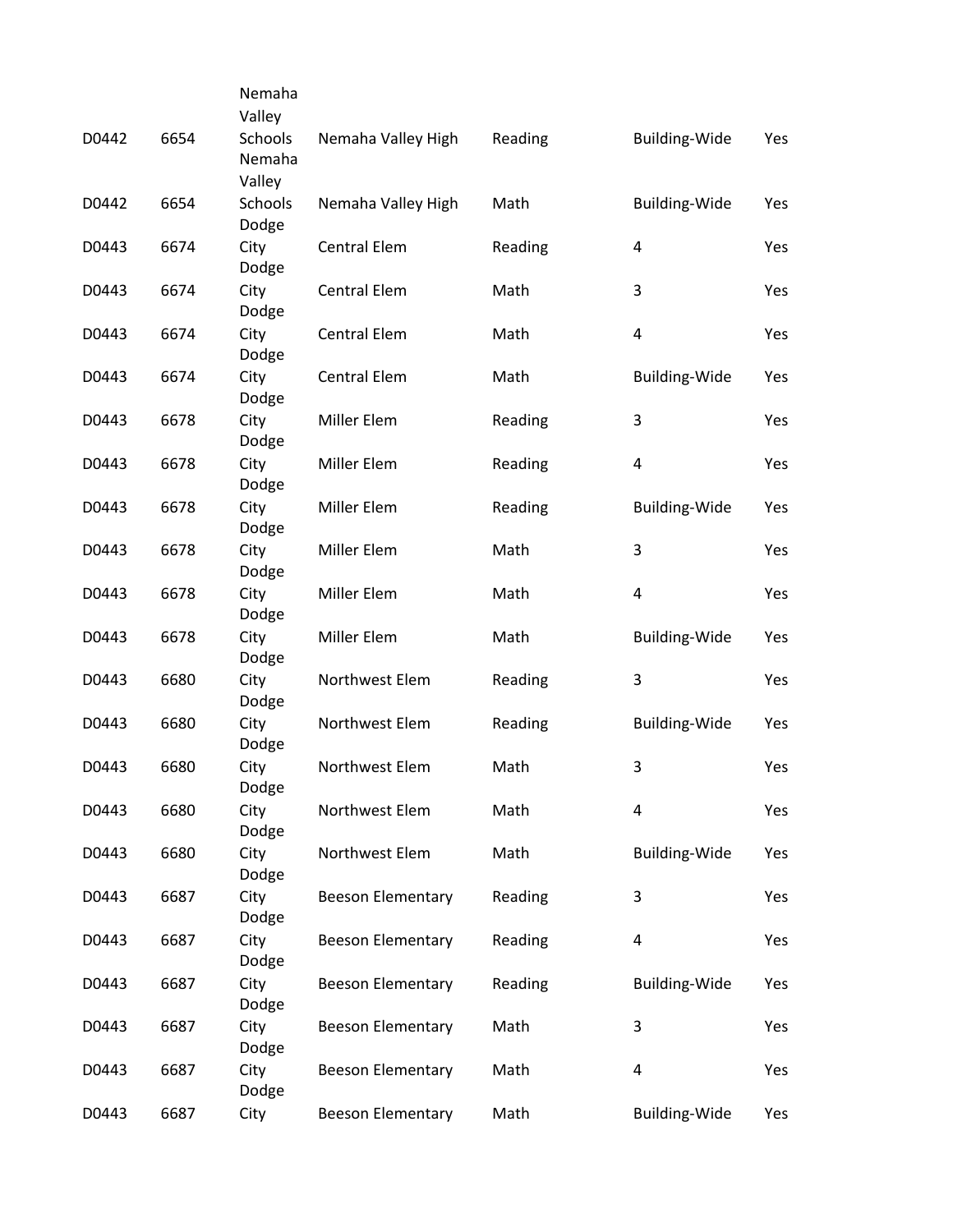| | | | | | | |
|---|---|---|---|---|---|---|
| D0442 | 6654 | Nemaha Valley Schools | Nemaha Valley High | Reading | Building-Wide | Yes |
| D0442 | 6654 | Nemaha Valley Schools | Nemaha Valley High | Math | Building-Wide | Yes |
| D0443 | 6674 | Dodge City | Central Elem | Reading | 4 | Yes |
| D0443 | 6674 | Dodge City | Central Elem | Math | 3 | Yes |
| D0443 | 6674 | Dodge City | Central Elem | Math | 4 | Yes |
| D0443 | 6674 | Dodge City | Central Elem | Math | Building-Wide | Yes |
| D0443 | 6678 | Dodge City | Miller Elem | Reading | 3 | Yes |
| D0443 | 6678 | Dodge City | Miller Elem | Reading | 4 | Yes |
| D0443 | 6678 | Dodge City | Miller Elem | Reading | Building-Wide | Yes |
| D0443 | 6678 | Dodge City | Miller Elem | Math | 3 | Yes |
| D0443 | 6678 | Dodge City | Miller Elem | Math | 4 | Yes |
| D0443 | 6678 | Dodge City | Miller Elem | Math | Building-Wide | Yes |
| D0443 | 6680 | Dodge City | Northwest Elem | Reading | 3 | Yes |
| D0443 | 6680 | Dodge City | Northwest Elem | Reading | Building-Wide | Yes |
| D0443 | 6680 | Dodge City | Northwest Elem | Math | 3 | Yes |
| D0443 | 6680 | Dodge City | Northwest Elem | Math | 4 | Yes |
| D0443 | 6680 | Dodge City | Northwest Elem | Math | Building-Wide | Yes |
| D0443 | 6687 | Dodge City | Beeson Elementary | Reading | 3 | Yes |
| D0443 | 6687 | Dodge City | Beeson Elementary | Reading | 4 | Yes |
| D0443 | 6687 | Dodge City | Beeson Elementary | Reading | Building-Wide | Yes |
| D0443 | 6687 | Dodge City | Beeson Elementary | Math | 3 | Yes |
| D0443 | 6687 | Dodge City | Beeson Elementary | Math | 4 | Yes |
| D0443 | 6687 | Dodge City | Beeson Elementary | Math | Building-Wide | Yes |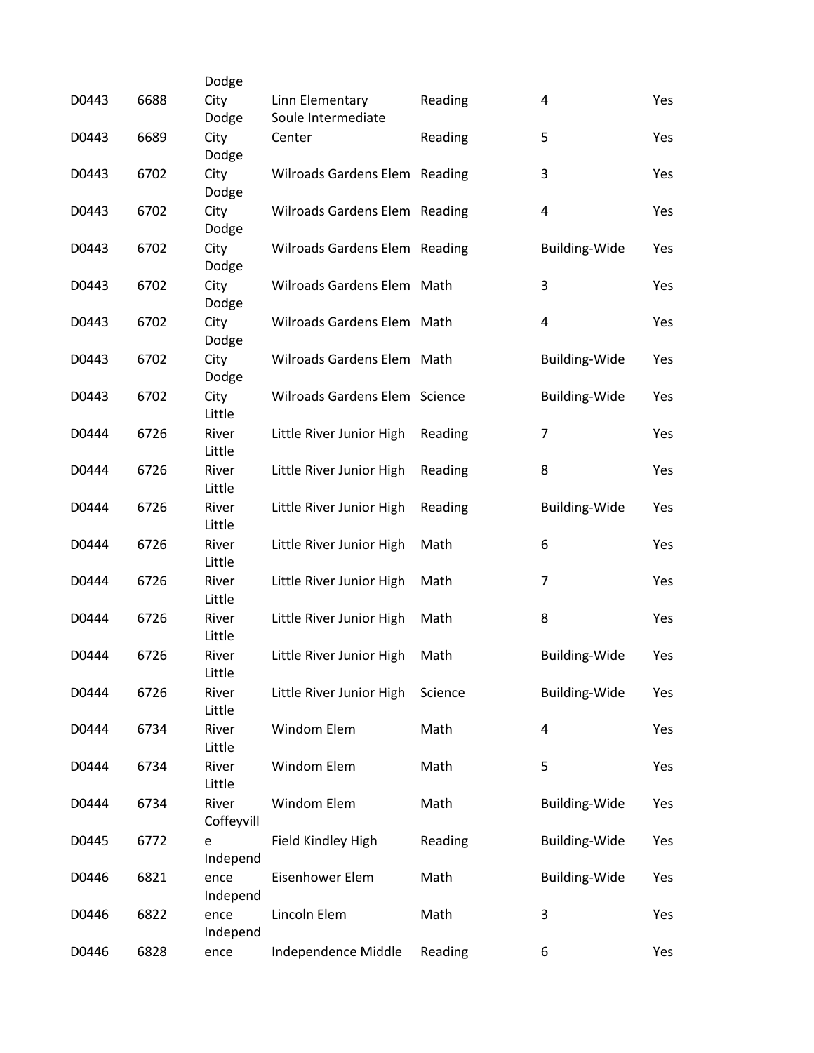| D0443 | 6688 | Dodge City | Linn Elementary | Reading | 4 | Yes |
|---|---|---|---|---|---|---|
| D0443 | 6689 | Dodge City | Soule Intermediate Center | Reading | 5 | Yes |
| D0443 | 6702 | Dodge City | Wilroads Gardens Elem | Reading | 3 | Yes |
| D0443 | 6702 | Dodge City | Wilroads Gardens Elem | Reading | 4 | Yes |
| D0443 | 6702 | Dodge City | Wilroads Gardens Elem | Reading | Building-Wide | Yes |
| D0443 | 6702 | Dodge City | Wilroads Gardens Elem | Math | 3 | Yes |
| D0443 | 6702 | Dodge City | Wilroads Gardens Elem | Math | 4 | Yes |
| D0443 | 6702 | Dodge City | Wilroads Gardens Elem | Math | Building-Wide | Yes |
| D0443 | 6702 | Dodge City | Wilroads Gardens Elem | Science | Building-Wide | Yes |
| D0444 | 6726 | Little River | Little River Junior High | Reading | 7 | Yes |
| D0444 | 6726 | Little River | Little River Junior High | Reading | 8 | Yes |
| D0444 | 6726 | Little River | Little River Junior High | Reading | Building-Wide | Yes |
| D0444 | 6726 | Little River | Little River Junior High | Math | 6 | Yes |
| D0444 | 6726 | Little River | Little River Junior High | Math | 7 | Yes |
| D0444 | 6726 | Little River | Little River Junior High | Math | 8 | Yes |
| D0444 | 6726 | Little River | Little River Junior High | Math | Building-Wide | Yes |
| D0444 | 6726 | Little River | Little River Junior High | Science | Building-Wide | Yes |
| D0444 | 6734 | Little River | Windom Elem | Math | 4 | Yes |
| D0444 | 6734 | Little River | Windom Elem | Math | 5 | Yes |
| D0444 | 6734 | Little River | Windom Elem | Math | Building-Wide | Yes |
| D0445 | 6772 | Coffeyville | Field Kindley High | Reading | Building-Wide | Yes |
| D0446 | 6821 | Independence | Eisenhower Elem | Math | Building-Wide | Yes |
| D0446 | 6822 | Independence | Lincoln Elem | Math | 3 | Yes |
| D0446 | 6828 | Independence | Independence Middle | Reading | 6 | Yes |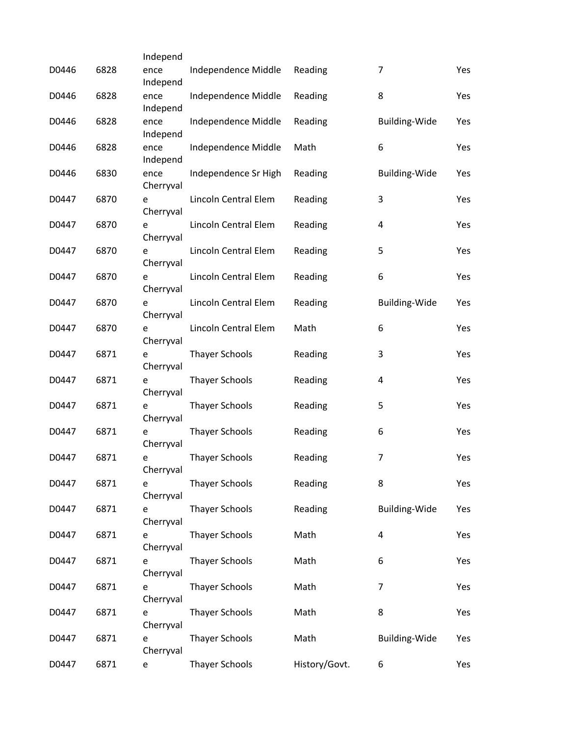| | | | | | | |
|---|---|---|---|---|---|---|
| D0446 | 6828 | Independence | Independence Middle | Reading | 7 | Yes |
| D0446 | 6828 | Independence | Independence Middle | Reading | 8 | Yes |
| D0446 | 6828 | Independence | Independence Middle | Reading | Building-Wide | Yes |
| D0446 | 6828 | Independence | Independence Middle | Math | 6 | Yes |
| D0446 | 6830 | Independence | Independence Sr High | Reading | Building-Wide | Yes |
| D0447 | 6870 | Cherryvale | Lincoln Central Elem | Reading | 3 | Yes |
| D0447 | 6870 | Cherryvale | Lincoln Central Elem | Reading | 4 | Yes |
| D0447 | 6870 | Cherryvale | Lincoln Central Elem | Reading | 5 | Yes |
| D0447 | 6870 | Cherryvale | Lincoln Central Elem | Reading | 6 | Yes |
| D0447 | 6870 | Cherryvale | Lincoln Central Elem | Reading | Building-Wide | Yes |
| D0447 | 6870 | Cherryvale | Lincoln Central Elem | Math | 6 | Yes |
| D0447 | 6871 | Cherryvale | Thayer Schools | Reading | 3 | Yes |
| D0447 | 6871 | Cherryvale | Thayer Schools | Reading | 4 | Yes |
| D0447 | 6871 | Cherryvale | Thayer Schools | Reading | 5 | Yes |
| D0447 | 6871 | Cherryvale | Thayer Schools | Reading | 6 | Yes |
| D0447 | 6871 | Cherryvale | Thayer Schools | Reading | 7 | Yes |
| D0447 | 6871 | Cherryvale | Thayer Schools | Reading | 8 | Yes |
| D0447 | 6871 | Cherryvale | Thayer Schools | Reading | Building-Wide | Yes |
| D0447 | 6871 | Cherryvale | Thayer Schools | Math | 4 | Yes |
| D0447 | 6871 | Cherryvale | Thayer Schools | Math | 6 | Yes |
| D0447 | 6871 | Cherryvale | Thayer Schools | Math | 7 | Yes |
| D0447 | 6871 | Cherryvale | Thayer Schools | Math | 8 | Yes |
| D0447 | 6871 | Cherryvale | Thayer Schools | Math | Building-Wide | Yes |
| D0447 | 6871 | Cherryvale | Thayer Schools | History/Govt. | 6 | Yes |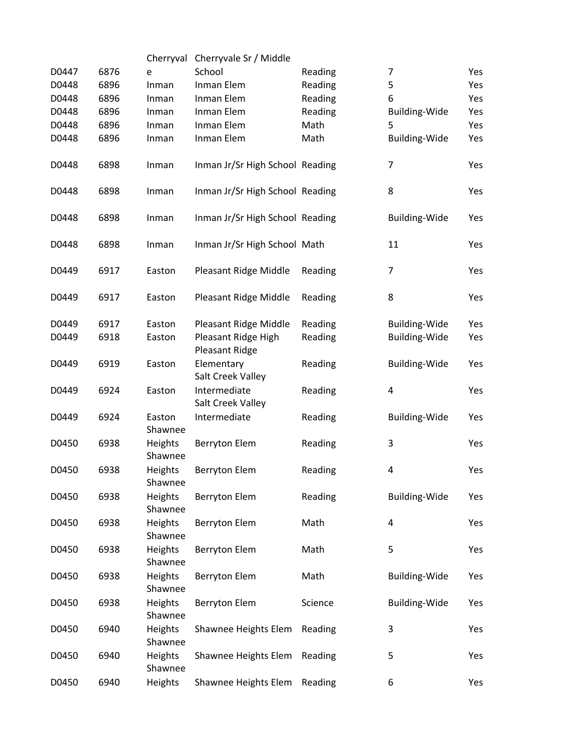| | | | | | | |
|---|---|---|---|---|---|---|
| D0447 | 6876 | Cherryvale | Cherryvale Sr / Middle School | Reading | 7 | Yes |
| D0448 | 6896 | Inman | Inman Elem | Reading | 5 | Yes |
| D0448 | 6896 | Inman | Inman Elem | Reading | 6 | Yes |
| D0448 | 6896 | Inman | Inman Elem | Reading | Building-Wide | Yes |
| D0448 | 6896 | Inman | Inman Elem | Math | 5 | Yes |
| D0448 | 6896 | Inman | Inman Elem | Math | Building-Wide | Yes |
| D0448 | 6898 | Inman | Inman Jr/Sr High School | Reading | 7 | Yes |
| D0448 | 6898 | Inman | Inman Jr/Sr High School | Reading | 8 | Yes |
| D0448 | 6898 | Inman | Inman Jr/Sr High School | Reading | Building-Wide | Yes |
| D0448 | 6898 | Inman | Inman Jr/Sr High School | Math | 11 | Yes |
| D0449 | 6917 | Easton | Pleasant Ridge Middle | Reading | 7 | Yes |
| D0449 | 6917 | Easton | Pleasant Ridge Middle | Reading | 8 | Yes |
| D0449 | 6917 | Easton | Pleasant Ridge Middle | Reading | Building-Wide | Yes |
| D0449 | 6918 | Easton | Pleasant Ridge High | Reading | Building-Wide | Yes |
| D0449 | 6919 | Easton | Pleasant Ridge Elementary | Reading | Building-Wide | Yes |
| D0449 | 6924 | Easton | Salt Creek Valley Intermediate | Reading | 4 | Yes |
| D0449 | 6924 | Easton | Salt Creek Valley Intermediate | Reading | Building-Wide | Yes |
| D0450 | 6938 | Shawnee Heights | Berryton Elem | Reading | 3 | Yes |
| D0450 | 6938 | Shawnee Heights | Berryton Elem | Reading | 4 | Yes |
| D0450 | 6938 | Shawnee Heights | Berryton Elem | Reading | Building-Wide | Yes |
| D0450 | 6938 | Shawnee Heights | Berryton Elem | Math | 4 | Yes |
| D0450 | 6938 | Shawnee Heights | Berryton Elem | Math | 5 | Yes |
| D0450 | 6938 | Shawnee Heights | Berryton Elem | Math | Building-Wide | Yes |
| D0450 | 6938 | Shawnee Heights | Berryton Elem | Science | Building-Wide | Yes |
| D0450 | 6940 | Shawnee Heights | Shawnee Heights Elem | Reading | 3 | Yes |
| D0450 | 6940 | Shawnee Heights | Shawnee Heights Elem | Reading | 5 | Yes |
| D0450 | 6940 | Shawnee Heights | Shawnee Heights Elem | Reading | 6 | Yes |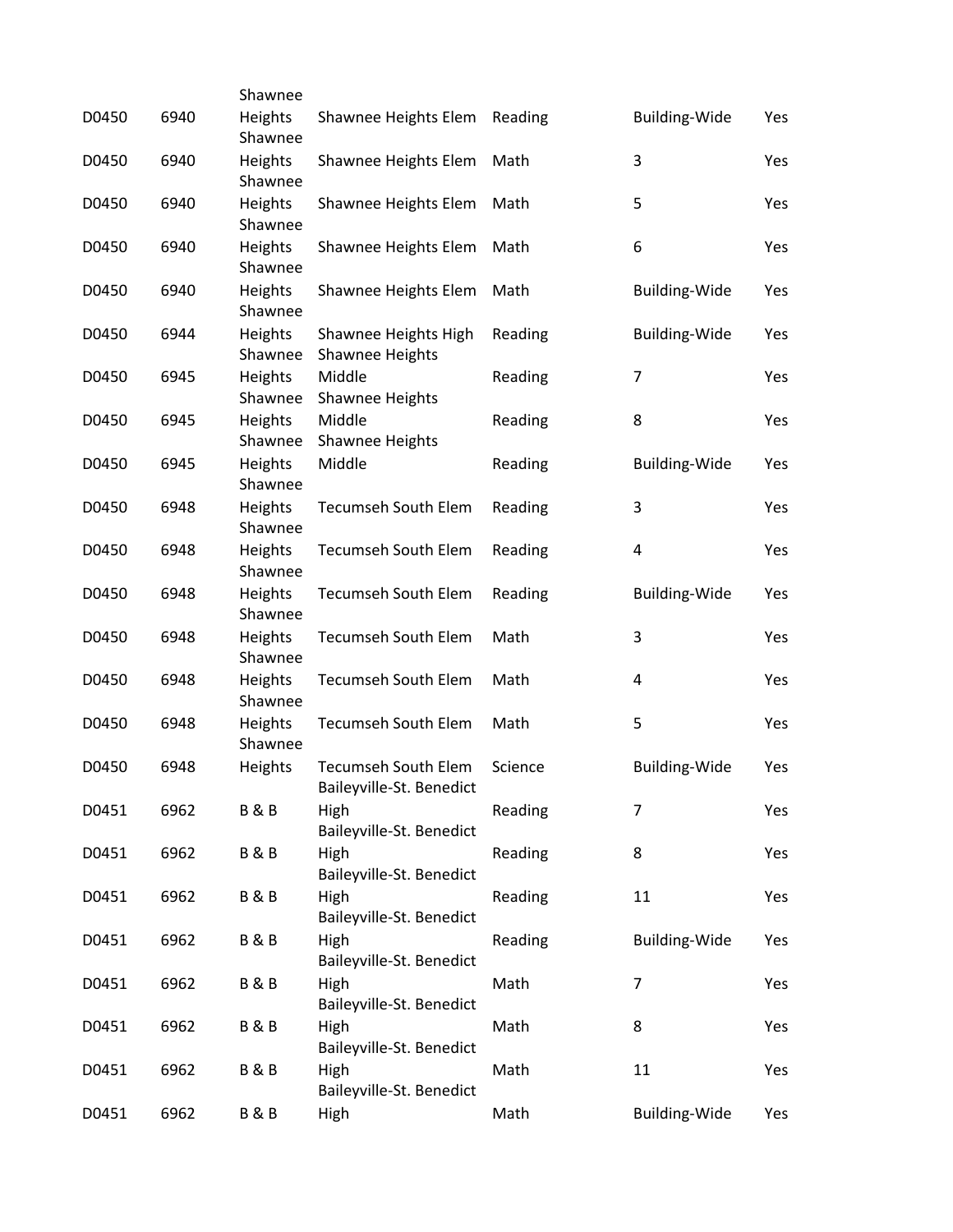| | | | | | | |
|---|---|---|---|---|---|---|
| D0450 | 6940 | Shawnee Heights | Shawnee Heights Elem | Reading | Building-Wide | Yes |
| D0450 | 6940 | Shawnee Heights | Shawnee Heights Elem | Math | 3 | Yes |
| D0450 | 6940 | Shawnee Heights | Shawnee Heights Elem | Math | 5 | Yes |
| D0450 | 6940 | Shawnee Heights | Shawnee Heights Elem | Math | 6 | Yes |
| D0450 | 6940 | Shawnee Heights | Shawnee Heights Elem | Math | Building-Wide | Yes |
| D0450 | 6944 | Shawnee Heights | Shawnee Heights High | Reading | Building-Wide | Yes |
| D0450 | 6945 | Shawnee Heights | Shawnee Heights Middle | Reading | 7 | Yes |
| D0450 | 6945 | Shawnee Heights | Shawnee Heights Middle | Reading | 8 | Yes |
| D0450 | 6945 | Shawnee Heights | Shawnee Heights Middle | Reading | Building-Wide | Yes |
| D0450 | 6948 | Shawnee Heights | Tecumseh South Elem | Reading | 3 | Yes |
| D0450 | 6948 | Shawnee Heights | Tecumseh South Elem | Reading | 4 | Yes |
| D0450 | 6948 | Shawnee Heights | Tecumseh South Elem | Reading | Building-Wide | Yes |
| D0450 | 6948 | Shawnee Heights | Tecumseh South Elem | Math | 3 | Yes |
| D0450 | 6948 | Shawnee Heights | Tecumseh South Elem | Math | 4 | Yes |
| D0450 | 6948 | Shawnee Heights | Tecumseh South Elem | Math | 5 | Yes |
| D0450 | 6948 | Shawnee Heights | Tecumseh South Elem | Science | Building-Wide | Yes |
| D0451 | 6962 | B & B | Baileyville-St. Benedict High | Reading | 7 | Yes |
| D0451 | 6962 | B & B | Baileyville-St. Benedict High | Reading | 8 | Yes |
| D0451 | 6962 | B & B | Baileyville-St. Benedict High | Reading | 11 | Yes |
| D0451 | 6962 | B & B | Baileyville-St. Benedict High | Reading | Building-Wide | Yes |
| D0451 | 6962 | B & B | Baileyville-St. Benedict High | Math | 7 | Yes |
| D0451 | 6962 | B & B | Baileyville-St. Benedict High | Math | 8 | Yes |
| D0451 | 6962 | B & B | Baileyville-St. Benedict High | Math | 11 | Yes |
| D0451 | 6962 | B & B | Baileyville-St. Benedict High | Math | Building-Wide | Yes |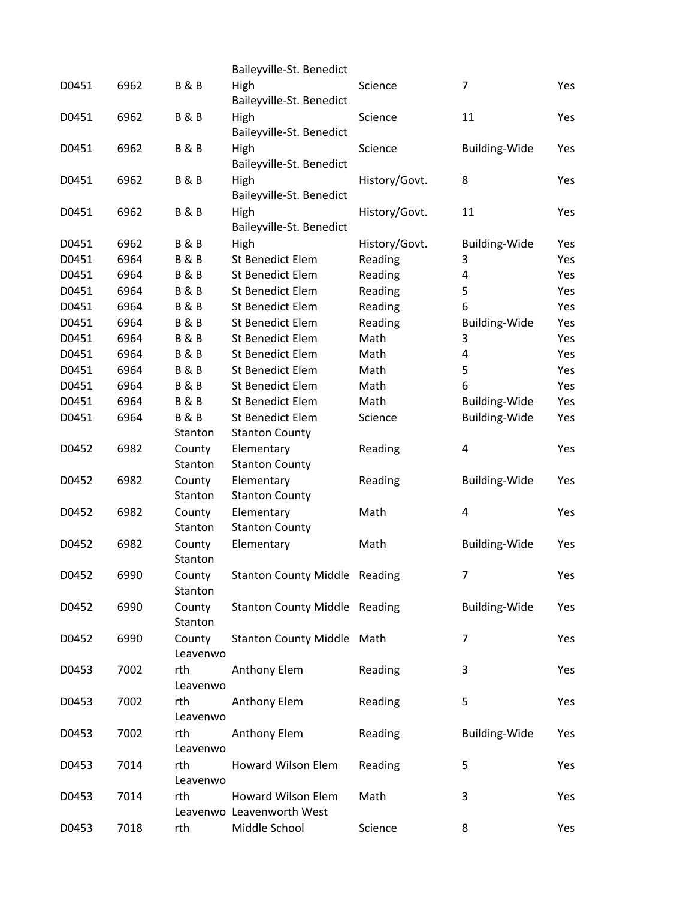| | | | | | | |
|---|---|---|---|---|---|---|
| D0451 | 6962 | B & B | Baileyville-St. Benedict High | Science | 7 | Yes |
| D0451 | 6962 | B & B | Baileyville-St. Benedict High | Science | 11 | Yes |
| D0451 | 6962 | B & B | Baileyville-St. Benedict High | Science | Building-Wide | Yes |
| D0451 | 6962 | B & B | Baileyville-St. Benedict High | History/Govt. | 8 | Yes |
| D0451 | 6962 | B & B | Baileyville-St. Benedict High | History/Govt. | 11 | Yes |
| D0451 | 6962 | B & B | Baileyville-St. Benedict High | History/Govt. | Building-Wide | Yes |
| D0451 | 6964 | B & B | St Benedict Elem | Reading | 3 | Yes |
| D0451 | 6964 | B & B | St Benedict Elem | Reading | 4 | Yes |
| D0451 | 6964 | B & B | St Benedict Elem | Reading | 5 | Yes |
| D0451 | 6964 | B & B | St Benedict Elem | Reading | 6 | Yes |
| D0451 | 6964 | B & B | St Benedict Elem | Reading | Building-Wide | Yes |
| D0451 | 6964 | B & B | St Benedict Elem | Math | 3 | Yes |
| D0451 | 6964 | B & B | St Benedict Elem | Math | 4 | Yes |
| D0451 | 6964 | B & B | St Benedict Elem | Math | 5 | Yes |
| D0451 | 6964 | B & B | St Benedict Elem | Math | 6 | Yes |
| D0451 | 6964 | B & B | St Benedict Elem | Math | Building-Wide | Yes |
| D0451 | 6964 | B & B | St Benedict Elem | Science | Building-Wide | Yes |
| D0452 | 6982 | Stanton County | Stanton County Elementary | Reading | 4 | Yes |
| D0452 | 6982 | Stanton County | Stanton County Elementary | Reading | Building-Wide | Yes |
| D0452 | 6982 | Stanton County | Stanton County Elementary | Math | 4 | Yes |
| D0452 | 6982 | Stanton County | Stanton County Elementary | Math | Building-Wide | Yes |
| D0452 | 6990 | Stanton County | Stanton County Middle | Reading | 7 | Yes |
| D0452 | 6990 | Stanton County | Stanton County Middle | Reading | Building-Wide | Yes |
| D0452 | 6990 | Stanton County | Stanton County Middle | Math | 7 | Yes |
| D0453 | 7002 | Leavenworth | Anthony Elem | Reading | 3 | Yes |
| D0453 | 7002 | Leavenworth | Anthony Elem | Reading | 5 | Yes |
| D0453 | 7002 | Leavenworth | Anthony Elem | Reading | Building-Wide | Yes |
| D0453 | 7014 | Leavenworth | Howard Wilson Elem | Reading | 5 | Yes |
| D0453 | 7014 | Leavenworth | Howard Wilson Elem | Math | 3 | Yes |
| D0453 | 7018 | Leavenworth | Leavenworth West Middle School | Science | 8 | Yes |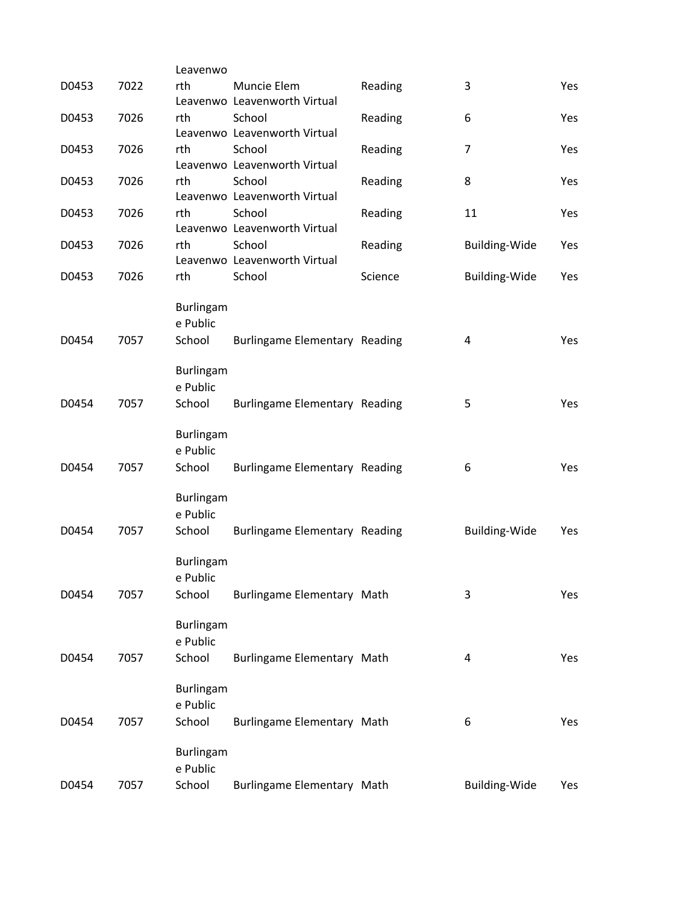| | | | | | | |
|---|---|---|---|---|---|---|
| D0453 | 7022 | Leavenworth | Muncie Elem | Reading | 3 | Yes |
| D0453 | 7026 | Leavenworth | Leavenworth Virtual School | Reading | 6 | Yes |
| D0453 | 7026 | Leavenworth | Leavenworth Virtual School | Reading | 7 | Yes |
| D0453 | 7026 | Leavenworth | Leavenworth Virtual School | Reading | 8 | Yes |
| D0453 | 7026 | Leavenworth | Leavenworth Virtual School | Reading | 11 | Yes |
| D0453 | 7026 | Leavenworth | Leavenworth Virtual School | Reading | Building-Wide | Yes |
| D0453 | 7026 | Leavenworth | Leavenworth Virtual School | Science | Building-Wide | Yes |
| D0454 | 7057 | Burlingame Public School | Burlingame Elementary | Reading | 4 | Yes |
| D0454 | 7057 | Burlingame Public School | Burlingame Elementary | Reading | 5 | Yes |
| D0454 | 7057 | Burlingame Public School | Burlingame Elementary | Reading | 6 | Yes |
| D0454 | 7057 | Burlingame Public School | Burlingame Elementary | Reading | Building-Wide | Yes |
| D0454 | 7057 | Burlingame Public School | Burlingame Elementary | Math | 3 | Yes |
| D0454 | 7057 | Burlingame Public School | Burlingame Elementary | Math | 4 | Yes |
| D0454 | 7057 | Burlingame Public School | Burlingame Elementary | Math | 6 | Yes |
| D0454 | 7057 | Burlingame Public School | Burlingame Elementary | Math | Building-Wide | Yes |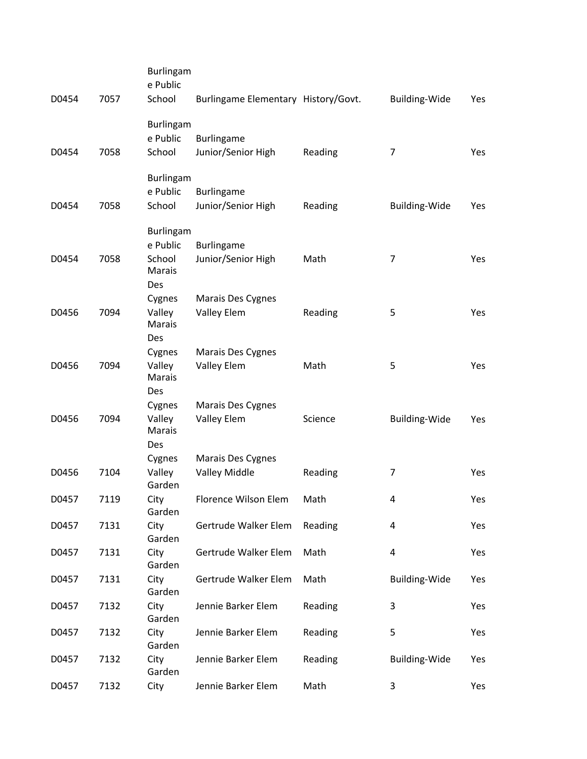| | | | | | | |
|---|---|---|---|---|---|---|
| D0454 | 7057 | Burlingame Public School | Burlingame Elementary | History/Govt. | Building-Wide | Yes |
| D0454 | 7058 | Burlingame Public School | Burlingame Junior/Senior High | Reading | 7 | Yes |
| D0454 | 7058 | Burlingame Public School | Burlingame Junior/Senior High | Reading | Building-Wide | Yes |
| D0454 | 7058 | Burlingame Public School | Burlingame Junior/Senior High | Math | 7 | Yes |
| D0456 | 7094 | Marais Des Cygnes Valley | Marais Des Cygnes Valley Elem | Reading | 5 | Yes |
| D0456 | 7094 | Marais Des Cygnes Valley | Marais Des Cygnes Valley Elem | Math | 5 | Yes |
| D0456 | 7094 | Marais Des Cygnes Valley | Marais Des Cygnes Valley Elem | Science | Building-Wide | Yes |
| D0456 | 7104 | Marais Des Cygnes Valley | Marais Des Cygnes Valley Middle | Reading | 7 | Yes |
| D0457 | 7119 | Garden City | Florence Wilson Elem | Math | 4 | Yes |
| D0457 | 7131 | Garden City | Gertrude Walker Elem | Reading | 4 | Yes |
| D0457 | 7131 | Garden City | Gertrude Walker Elem | Math | 4 | Yes |
| D0457 | 7131 | Garden City | Gertrude Walker Elem | Math | Building-Wide | Yes |
| D0457 | 7132 | Garden City | Jennie Barker Elem | Reading | 3 | Yes |
| D0457 | 7132 | Garden City | Jennie Barker Elem | Reading | 5 | Yes |
| D0457 | 7132 | Garden City | Jennie Barker Elem | Reading | Building-Wide | Yes |
| D0457 | 7132 | Garden City | Jennie Barker Elem | Math | 3 | Yes |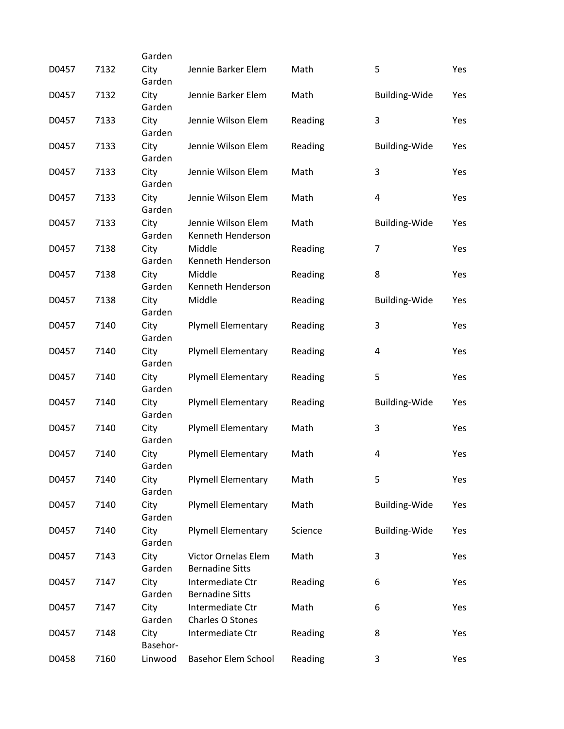| | | | | | | |
|---|---|---|---|---|---|---|
| D0457 | 7132 | Garden City | Jennie Barker Elem | Math | 5 | Yes |
| D0457 | 7132 | Garden City | Jennie Barker Elem | Math | Building-Wide | Yes |
| D0457 | 7133 | Garden City | Jennie Wilson Elem | Reading | 3 | Yes |
| D0457 | 7133 | Garden City | Jennie Wilson Elem | Reading | Building-Wide | Yes |
| D0457 | 7133 | Garden City | Jennie Wilson Elem | Math | 3 | Yes |
| D0457 | 7133 | Garden City | Jennie Wilson Elem | Math | 4 | Yes |
| D0457 | 7133 | Garden City | Jennie Wilson Elem | Math | Building-Wide | Yes |
| D0457 | 7138 | Garden City | Kenneth Henderson Middle | Reading | 7 | Yes |
| D0457 | 7138 | Garden City | Kenneth Henderson Middle | Reading | 8 | Yes |
| D0457 | 7138 | Garden City | Kenneth Henderson Middle | Reading | Building-Wide | Yes |
| D0457 | 7140 | Garden City | Plymell Elementary | Reading | 3 | Yes |
| D0457 | 7140 | Garden City | Plymell Elementary | Reading | 4 | Yes |
| D0457 | 7140 | Garden City | Plymell Elementary | Reading | 5 | Yes |
| D0457 | 7140 | Garden City | Plymell Elementary | Reading | Building-Wide | Yes |
| D0457 | 7140 | Garden City | Plymell Elementary | Math | 3 | Yes |
| D0457 | 7140 | Garden City | Plymell Elementary | Math | 4 | Yes |
| D0457 | 7140 | Garden City | Plymell Elementary | Math | 5 | Yes |
| D0457 | 7140 | Garden City | Plymell Elementary | Math | Building-Wide | Yes |
| D0457 | 7140 | Garden City | Plymell Elementary | Science | Building-Wide | Yes |
| D0457 | 7143 | Garden City | Victor Ornelas Elem | Math | 3 | Yes |
| D0457 | 7147 | Garden City | Bernadine Sitts Intermediate Ctr | Reading | 6 | Yes |
| D0457 | 7147 | Garden City | Bernadine Sitts Intermediate Ctr | Math | 6 | Yes |
| D0457 | 7148 | Garden City | Charles O Stones Intermediate Ctr | Reading | 8 | Yes |
| D0458 | 7160 | Basehor-Linwood | Basehor Elem School | Reading | 3 | Yes |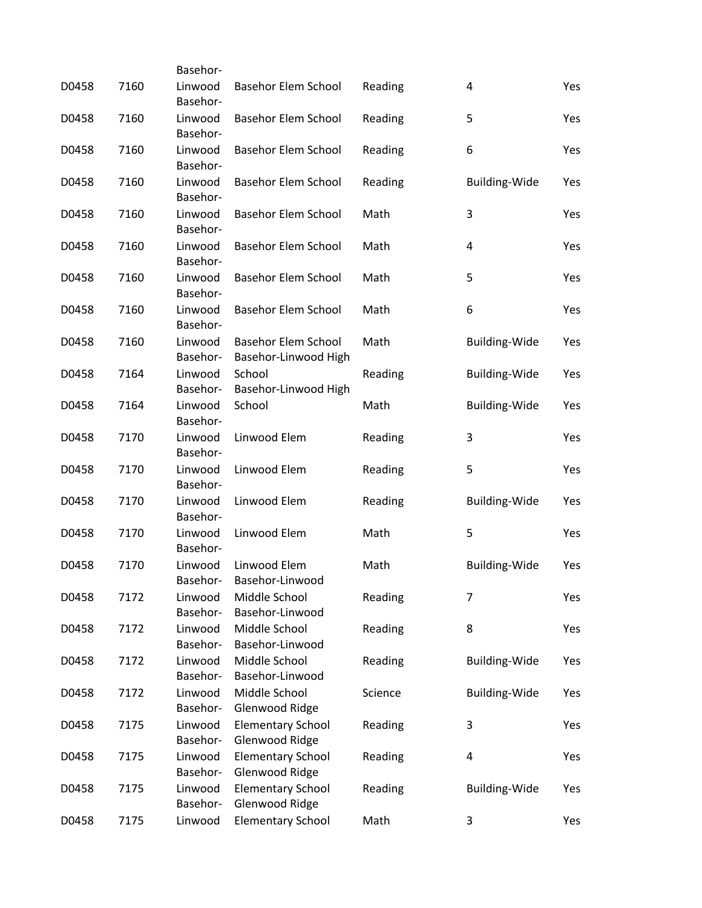| | | | | | | |
|---|---|---|---|---|---|---|
| D0458 | 7160 | Basehor-Linwood | Basehor Elem School | Reading | 4 | Yes |
| D0458 | 7160 | Basehor-Linwood | Basehor Elem School | Reading | 5 | Yes |
| D0458 | 7160 | Basehor-Linwood | Basehor Elem School | Reading | 6 | Yes |
| D0458 | 7160 | Basehor-Linwood | Basehor Elem School | Reading | Building-Wide | Yes |
| D0458 | 7160 | Basehor-Linwood | Basehor Elem School | Math | 3 | Yes |
| D0458 | 7160 | Basehor-Linwood | Basehor Elem School | Math | 4 | Yes |
| D0458 | 7160 | Basehor-Linwood | Basehor Elem School | Math | 5 | Yes |
| D0458 | 7160 | Basehor-Linwood | Basehor Elem School | Math | 6 | Yes |
| D0458 | 7160 | Basehor-Linwood | Basehor Elem School | Math | Building-Wide | Yes |
| D0458 | 7164 | Basehor-Linwood | Basehor-Linwood High School | Reading | Building-Wide | Yes |
| D0458 | 7164 | Basehor-Linwood | Basehor-Linwood High School | Math | Building-Wide | Yes |
| D0458 | 7170 | Basehor-Linwood | Linwood Elem | Reading | 3 | Yes |
| D0458 | 7170 | Basehor-Linwood | Linwood Elem | Reading | 5 | Yes |
| D0458 | 7170 | Basehor-Linwood | Linwood Elem | Reading | Building-Wide | Yes |
| D0458 | 7170 | Basehor-Linwood | Linwood Elem | Math | 5 | Yes |
| D0458 | 7170 | Basehor-Linwood | Linwood Elem | Math | Building-Wide | Yes |
| D0458 | 7172 | Basehor-Linwood | Basehor-Linwood Middle School | Reading | 7 | Yes |
| D0458 | 7172 | Basehor-Linwood | Basehor-Linwood Middle School | Reading | 8 | Yes |
| D0458 | 7172 | Basehor-Linwood | Basehor-Linwood Middle School | Reading | Building-Wide | Yes |
| D0458 | 7172 | Basehor-Linwood | Basehor-Linwood Middle School | Science | Building-Wide | Yes |
| D0458 | 7175 | Basehor-Linwood | Glenwood Ridge Elementary School | Reading | 3 | Yes |
| D0458 | 7175 | Basehor-Linwood | Glenwood Ridge Elementary School | Reading | 4 | Yes |
| D0458 | 7175 | Basehor-Linwood | Glenwood Ridge Elementary School | Reading | Building-Wide | Yes |
| D0458 | 7175 | Basehor-Linwood | Glenwood Ridge Elementary School | Math | 3 | Yes |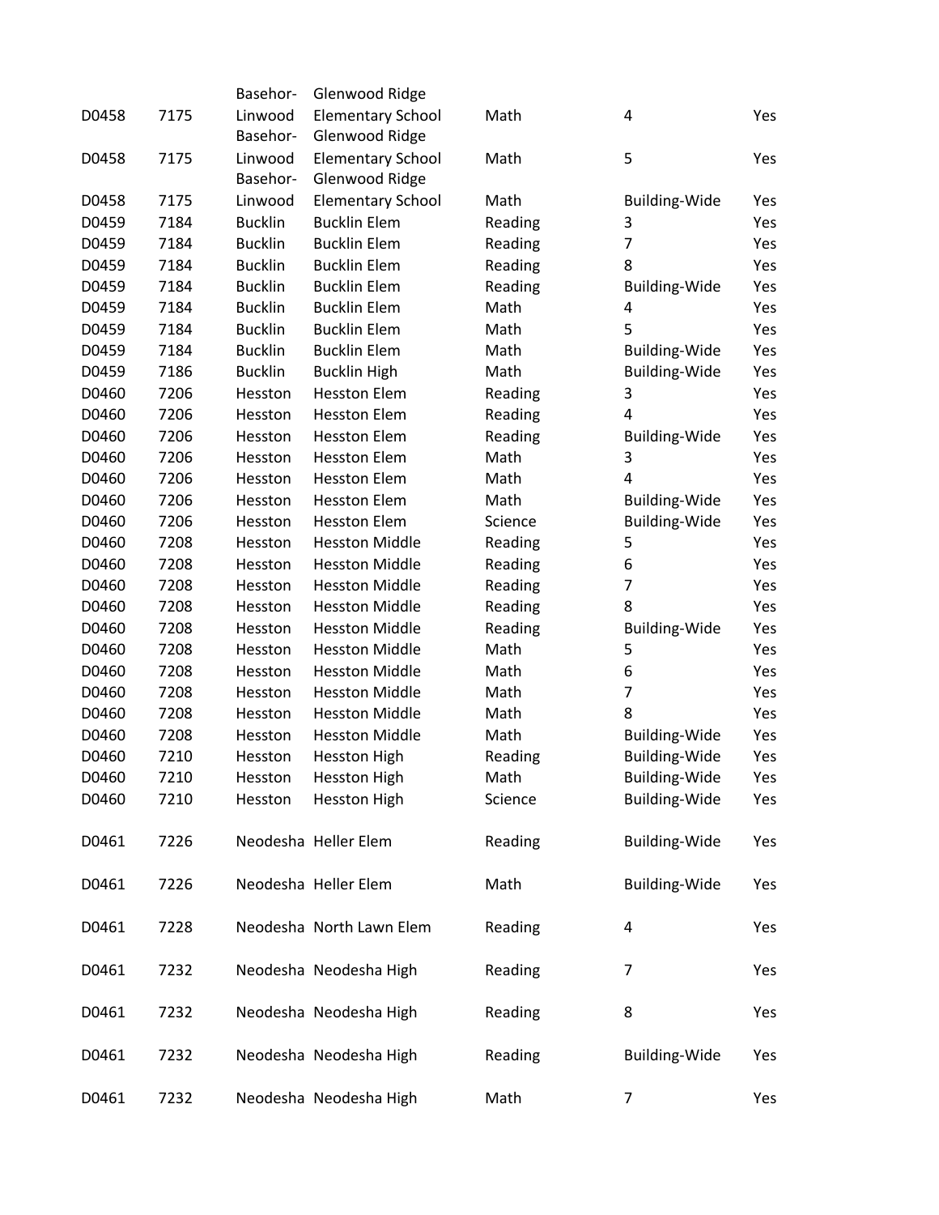| | | | | | | |
|---|---|---|---|---|---|---|
| D0458 | 7175 | Basehor-Linwood | Glenwood Ridge Elementary School | Math | 4 | Yes |
| D0458 | 7175 | Basehor-Linwood | Glenwood Ridge Elementary School | Math | 5 | Yes |
| D0458 | 7175 | Basehor-Linwood | Glenwood Ridge Elementary School | Math | Building-Wide | Yes |
| D0459 | 7184 | Bucklin | Bucklin Elem | Reading | 3 | Yes |
| D0459 | 7184 | Bucklin | Bucklin Elem | Reading | 7 | Yes |
| D0459 | 7184 | Bucklin | Bucklin Elem | Reading | 8 | Yes |
| D0459 | 7184 | Bucklin | Bucklin Elem | Reading | Building-Wide | Yes |
| D0459 | 7184 | Bucklin | Bucklin Elem | Math | 4 | Yes |
| D0459 | 7184 | Bucklin | Bucklin Elem | Math | 5 | Yes |
| D0459 | 7184 | Bucklin | Bucklin Elem | Math | Building-Wide | Yes |
| D0459 | 7186 | Bucklin | Bucklin High | Math | Building-Wide | Yes |
| D0460 | 7206 | Hesston | Hesston Elem | Reading | 3 | Yes |
| D0460 | 7206 | Hesston | Hesston Elem | Reading | 4 | Yes |
| D0460 | 7206 | Hesston | Hesston Elem | Reading | Building-Wide | Yes |
| D0460 | 7206 | Hesston | Hesston Elem | Math | 3 | Yes |
| D0460 | 7206 | Hesston | Hesston Elem | Math | 4 | Yes |
| D0460 | 7206 | Hesston | Hesston Elem | Math | Building-Wide | Yes |
| D0460 | 7206 | Hesston | Hesston Elem | Science | Building-Wide | Yes |
| D0460 | 7208 | Hesston | Hesston Middle | Reading | 5 | Yes |
| D0460 | 7208 | Hesston | Hesston Middle | Reading | 6 | Yes |
| D0460 | 7208 | Hesston | Hesston Middle | Reading | 7 | Yes |
| D0460 | 7208 | Hesston | Hesston Middle | Reading | 8 | Yes |
| D0460 | 7208 | Hesston | Hesston Middle | Reading | Building-Wide | Yes |
| D0460 | 7208 | Hesston | Hesston Middle | Math | 5 | Yes |
| D0460 | 7208 | Hesston | Hesston Middle | Math | 6 | Yes |
| D0460 | 7208 | Hesston | Hesston Middle | Math | 7 | Yes |
| D0460 | 7208 | Hesston | Hesston Middle | Math | 8 | Yes |
| D0460 | 7208 | Hesston | Hesston Middle | Math | Building-Wide | Yes |
| D0460 | 7210 | Hesston | Hesston High | Reading | Building-Wide | Yes |
| D0460 | 7210 | Hesston | Hesston High | Math | Building-Wide | Yes |
| D0460 | 7210 | Hesston | Hesston High | Science | Building-Wide | Yes |
| D0461 | 7226 | Neodesha | Heller Elem | Reading | Building-Wide | Yes |
| D0461 | 7226 | Neodesha | Heller Elem | Math | Building-Wide | Yes |
| D0461 | 7228 | Neodesha | North Lawn Elem | Reading | 4 | Yes |
| D0461 | 7232 | Neodesha | Neodesha High | Reading | 7 | Yes |
| D0461 | 7232 | Neodesha | Neodesha High | Reading | 8 | Yes |
| D0461 | 7232 | Neodesha | Neodesha High | Reading | Building-Wide | Yes |
| D0461 | 7232 | Neodesha | Neodesha High | Math | 7 | Yes |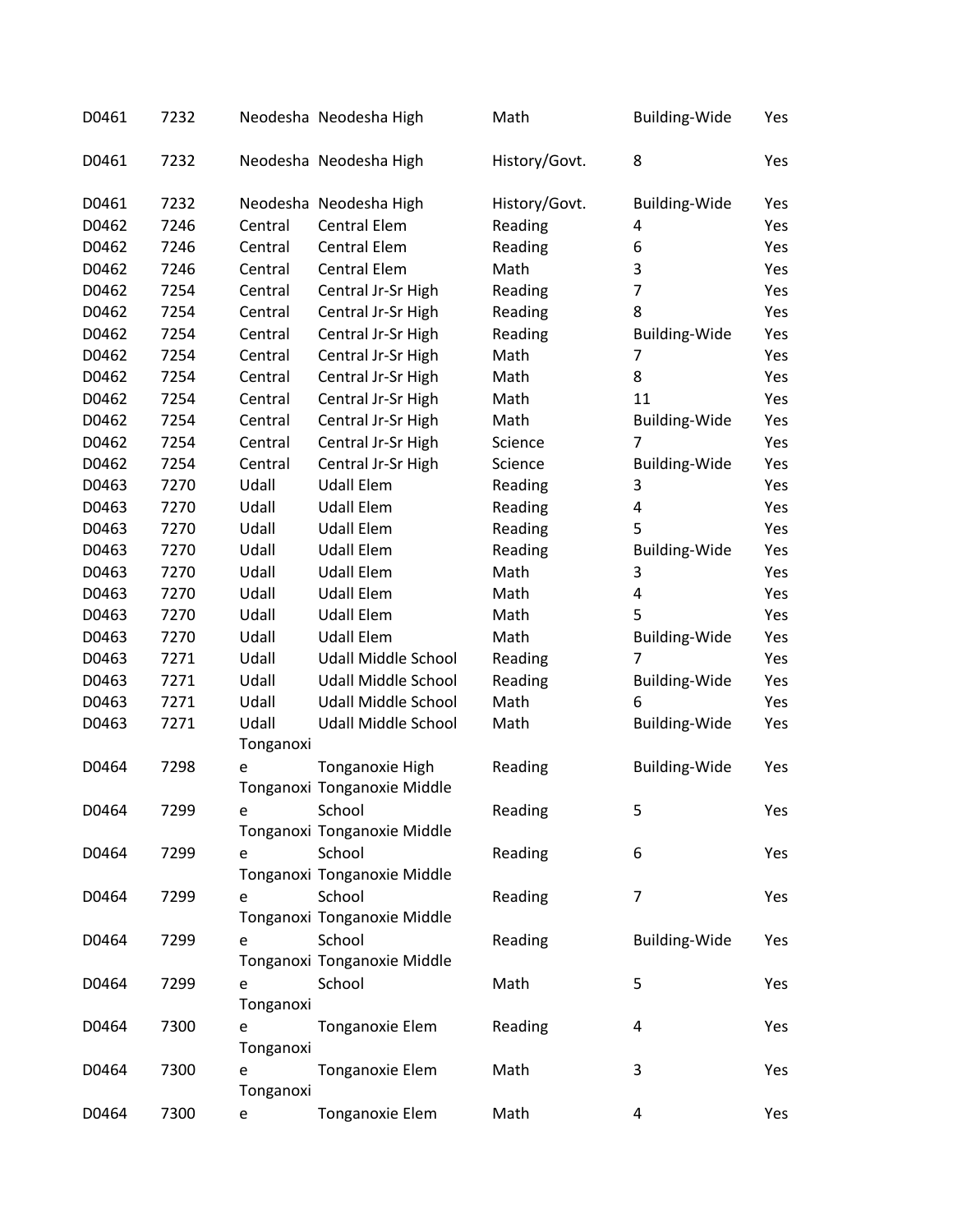| | | | | | | |
|---|---|---|---|---|---|---|
| D0461 | 7232 | Neodesha | Neodesha High | Math | Building-Wide | Yes |
| D0461 | 7232 | Neodesha | Neodesha High | History/Govt. | 8 | Yes |
| D0461 | 7232 | Neodesha | Neodesha High | History/Govt. | Building-Wide | Yes |
| D0462 | 7246 | Central | Central Elem | Reading | 4 | Yes |
| D0462 | 7246 | Central | Central Elem | Reading | 6 | Yes |
| D0462 | 7246 | Central | Central Elem | Math | 3 | Yes |
| D0462 | 7254 | Central | Central Jr-Sr High | Reading | 7 | Yes |
| D0462 | 7254 | Central | Central Jr-Sr High | Reading | 8 | Yes |
| D0462 | 7254 | Central | Central Jr-Sr High | Reading | Building-Wide | Yes |
| D0462 | 7254 | Central | Central Jr-Sr High | Math | 7 | Yes |
| D0462 | 7254 | Central | Central Jr-Sr High | Math | 8 | Yes |
| D0462 | 7254 | Central | Central Jr-Sr High | Math | 11 | Yes |
| D0462 | 7254 | Central | Central Jr-Sr High | Math | Building-Wide | Yes |
| D0462 | 7254 | Central | Central Jr-Sr High | Science | 7 | Yes |
| D0462 | 7254 | Central | Central Jr-Sr High | Science | Building-Wide | Yes |
| D0463 | 7270 | Udall | Udall Elem | Reading | 3 | Yes |
| D0463 | 7270 | Udall | Udall Elem | Reading | 4 | Yes |
| D0463 | 7270 | Udall | Udall Elem | Reading | 5 | Yes |
| D0463 | 7270 | Udall | Udall Elem | Reading | Building-Wide | Yes |
| D0463 | 7270 | Udall | Udall Elem | Math | 3 | Yes |
| D0463 | 7270 | Udall | Udall Elem | Math | 4 | Yes |
| D0463 | 7270 | Udall | Udall Elem | Math | 5 | Yes |
| D0463 | 7270 | Udall | Udall Elem | Math | Building-Wide | Yes |
| D0463 | 7271 | Udall | Udall Middle School | Reading | 7 | Yes |
| D0463 | 7271 | Udall | Udall Middle School | Reading | Building-Wide | Yes |
| D0463 | 7271 | Udall | Udall Middle School | Math | 6 | Yes |
| D0463 | 7271 | Udall | Udall Middle School | Math | Building-Wide | Yes |
| D0464 | 7298 | Tonganoxie | Tonganoxie High | Reading | Building-Wide | Yes |
| D0464 | 7299 | Tonganoxie | Tonganoxie Middle School | Reading | 5 | Yes |
| D0464 | 7299 | Tonganoxie | Tonganoxie Middle School | Reading | 6 | Yes |
| D0464 | 7299 | Tonganoxie | Tonganoxie Middle School | Reading | 7 | Yes |
| D0464 | 7299 | Tonganoxie | Tonganoxie Middle School | Reading | Building-Wide | Yes |
| D0464 | 7299 | Tonganoxie | Tonganoxie Middle School | Math | 5 | Yes |
| D0464 | 7300 | Tonganoxie | Tonganoxie Elem | Reading | 4 | Yes |
| D0464 | 7300 | Tonganoxie | Tonganoxie Elem | Math | 3 | Yes |
| D0464 | 7300 | Tonganoxie | Tonganoxie Elem | Math | 4 | Yes |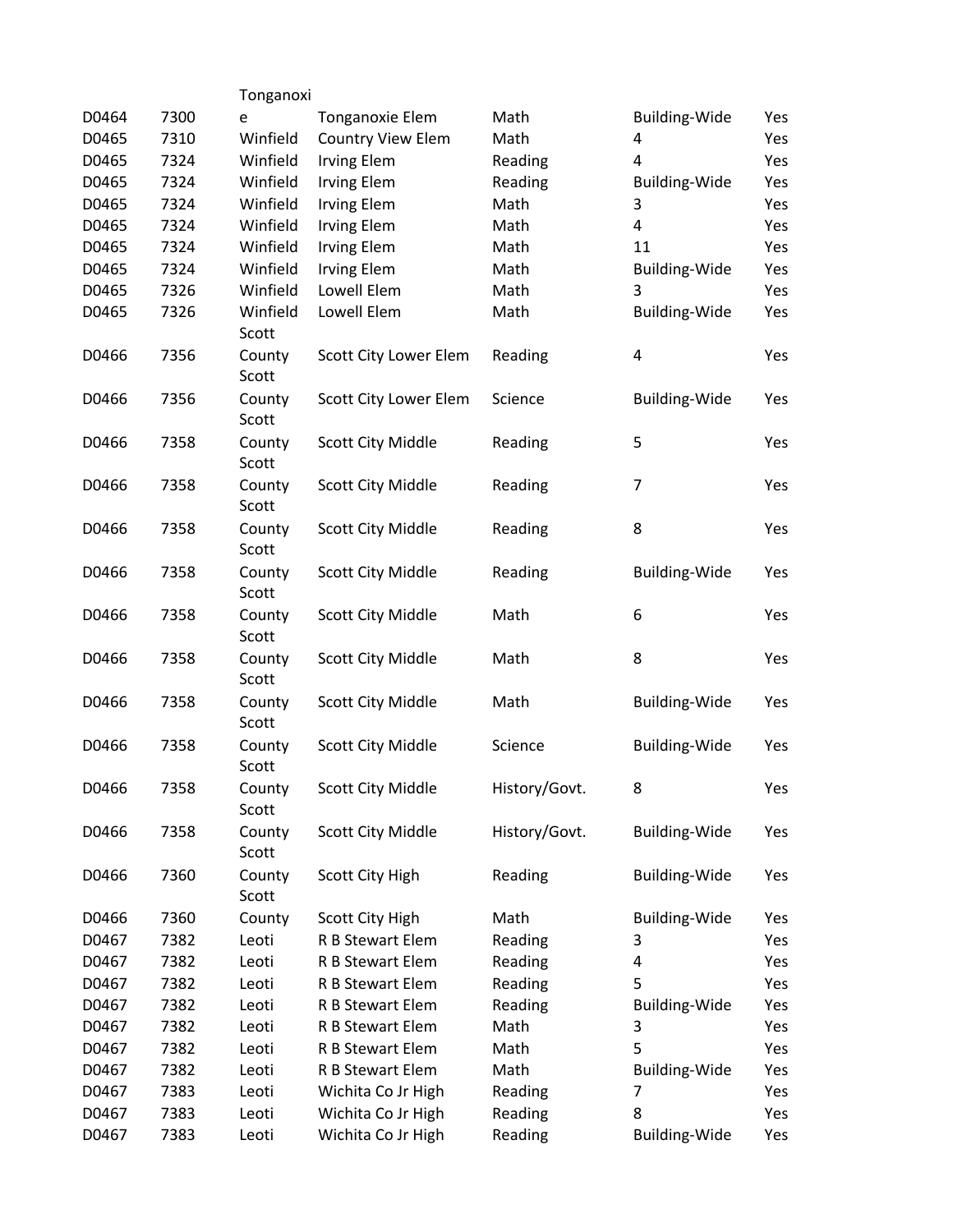| | | | | | | |
|---|---|---|---|---|---|---|
| D0464 | 7300 | Tonganoxie | Tonganoxie Elem | Math | Building-Wide | Yes |
| D0465 | 7310 | Winfield | Country View Elem | Math | 4 | Yes |
| D0465 | 7324 | Winfield | Irving Elem | Reading | 4 | Yes |
| D0465 | 7324 | Winfield | Irving Elem | Reading | Building-Wide | Yes |
| D0465 | 7324 | Winfield | Irving Elem | Math | 3 | Yes |
| D0465 | 7324 | Winfield | Irving Elem | Math | 4 | Yes |
| D0465 | 7324 | Winfield | Irving Elem | Math | 11 | Yes |
| D0465 | 7324 | Winfield | Irving Elem | Math | Building-Wide | Yes |
| D0465 | 7326 | Winfield | Lowell Elem | Math | 3 | Yes |
| D0465 | 7326 | Winfield | Lowell Elem | Math | Building-Wide | Yes |
| D0466 | 7356 | Scott County | Scott City Lower Elem | Reading | 4 | Yes |
| D0466 | 7356 | Scott County | Scott City Lower Elem | Science | Building-Wide | Yes |
| D0466 | 7358 | Scott County | Scott City Middle | Reading | 5 | Yes |
| D0466 | 7358 | Scott County | Scott City Middle | Reading | 7 | Yes |
| D0466 | 7358 | Scott County | Scott City Middle | Reading | 8 | Yes |
| D0466 | 7358 | Scott County | Scott City Middle | Reading | Building-Wide | Yes |
| D0466 | 7358 | Scott County | Scott City Middle | Math | 6 | Yes |
| D0466 | 7358 | Scott County | Scott City Middle | Math | 8 | Yes |
| D0466 | 7358 | Scott County | Scott City Middle | Math | Building-Wide | Yes |
| D0466 | 7358 | Scott County | Scott City Middle | Science | Building-Wide | Yes |
| D0466 | 7358 | Scott County | Scott City Middle | History/Govt. | 8 | Yes |
| D0466 | 7358 | Scott County | Scott City Middle | History/Govt. | Building-Wide | Yes |
| D0466 | 7360 | Scott County | Scott City High | Reading | Building-Wide | Yes |
| D0466 | 7360 | Scott County | Scott City High | Math | Building-Wide | Yes |
| D0467 | 7382 | Leoti | R B Stewart Elem | Reading | 3 | Yes |
| D0467 | 7382 | Leoti | R B Stewart Elem | Reading | 4 | Yes |
| D0467 | 7382 | Leoti | R B Stewart Elem | Reading | 5 | Yes |
| D0467 | 7382 | Leoti | R B Stewart Elem | Reading | Building-Wide | Yes |
| D0467 | 7382 | Leoti | R B Stewart Elem | Math | 3 | Yes |
| D0467 | 7382 | Leoti | R B Stewart Elem | Math | 5 | Yes |
| D0467 | 7382 | Leoti | R B Stewart Elem | Math | Building-Wide | Yes |
| D0467 | 7383 | Leoti | Wichita Co Jr High | Reading | 7 | Yes |
| D0467 | 7383 | Leoti | Wichita Co Jr High | Reading | 8 | Yes |
| D0467 | 7383 | Leoti | Wichita Co Jr High | Reading | Building-Wide | Yes |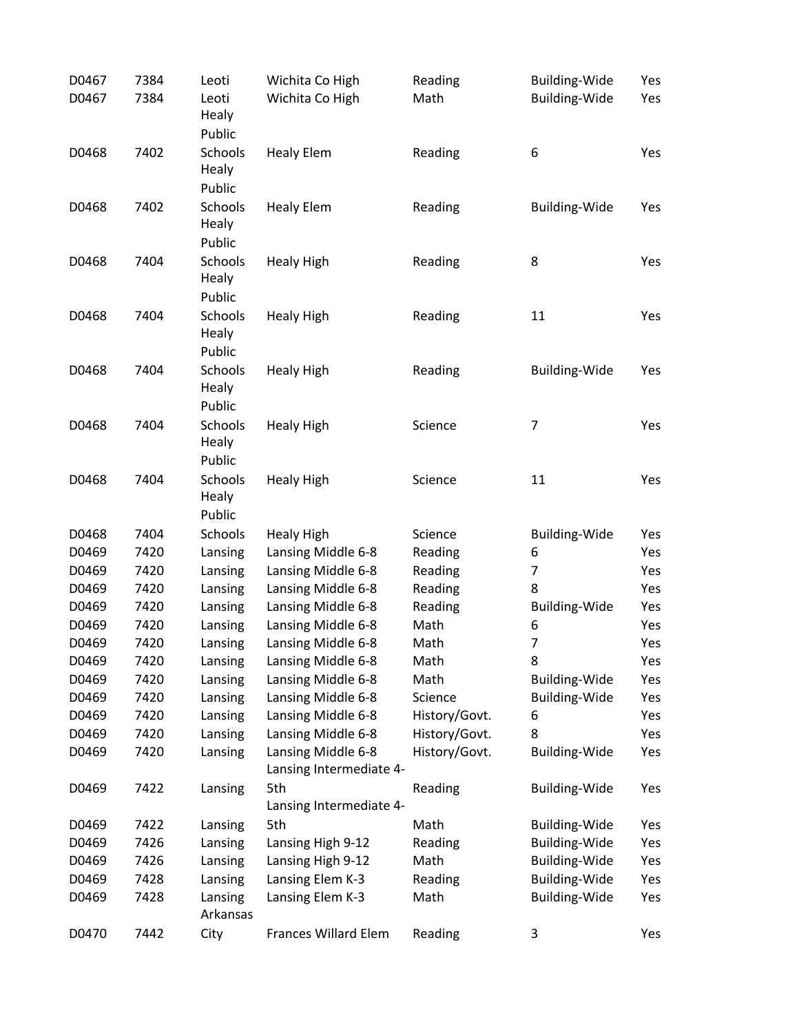| | | | | | | |
|---|---|---|---|---|---|---|
| D0467 | 7384 | Leoti | Wichita Co High | Reading | Building-Wide | Yes |
| D0467 | 7384 | Leoti | Wichita Co High | Math | Building-Wide | Yes |
| D0468 | 7402 | Healy Public Schools | Healy Elem | Reading | 6 | Yes |
| D0468 | 7402 | Healy Public Schools | Healy Elem | Reading | Building-Wide | Yes |
| D0468 | 7404 | Healy Public Schools | Healy High | Reading | 8 | Yes |
| D0468 | 7404 | Healy Public Schools | Healy High | Reading | 11 | Yes |
| D0468 | 7404 | Healy Public Schools | Healy High | Reading | Building-Wide | Yes |
| D0468 | 7404 | Healy Public Schools | Healy High | Science | 7 | Yes |
| D0468 | 7404 | Healy Public Schools | Healy High | Science | 11 | Yes |
| D0468 | 7404 | Healy Public Schools | Healy High | Science | Building-Wide | Yes |
| D0469 | 7420 | Lansing | Lansing Middle 6-8 | Reading | 6 | Yes |
| D0469 | 7420 | Lansing | Lansing Middle 6-8 | Reading | 7 | Yes |
| D0469 | 7420 | Lansing | Lansing Middle 6-8 | Reading | 8 | Yes |
| D0469 | 7420 | Lansing | Lansing Middle 6-8 | Reading | Building-Wide | Yes |
| D0469 | 7420 | Lansing | Lansing Middle 6-8 | Math | 6 | Yes |
| D0469 | 7420 | Lansing | Lansing Middle 6-8 | Math | 7 | Yes |
| D0469 | 7420 | Lansing | Lansing Middle 6-8 | Math | 8 | Yes |
| D0469 | 7420 | Lansing | Lansing Middle 6-8 | Math | Building-Wide | Yes |
| D0469 | 7420 | Lansing | Lansing Middle 6-8 | Science | Building-Wide | Yes |
| D0469 | 7420 | Lansing | Lansing Middle 6-8 | History/Govt. | 6 | Yes |
| D0469 | 7420 | Lansing | Lansing Middle 6-8 | History/Govt. | 8 | Yes |
| D0469 | 7420 | Lansing | Lansing Middle 6-8 | History/Govt. | Building-Wide | Yes |
| D0469 | 7422 | Lansing | Lansing Intermediate 4-5th | Reading | Building-Wide | Yes |
| D0469 | 7422 | Lansing | Lansing Intermediate 4-5th | Math | Building-Wide | Yes |
| D0469 | 7426 | Lansing | Lansing High 9-12 | Reading | Building-Wide | Yes |
| D0469 | 7426 | Lansing | Lansing High 9-12 | Math | Building-Wide | Yes |
| D0469 | 7428 | Lansing | Lansing Elem K-3 | Reading | Building-Wide | Yes |
| D0469 | 7428 | Lansing | Lansing Elem K-3 | Math | Building-Wide | Yes |
| D0470 | 7442 | Arkansas City | Frances Willard Elem | Reading | 3 | Yes |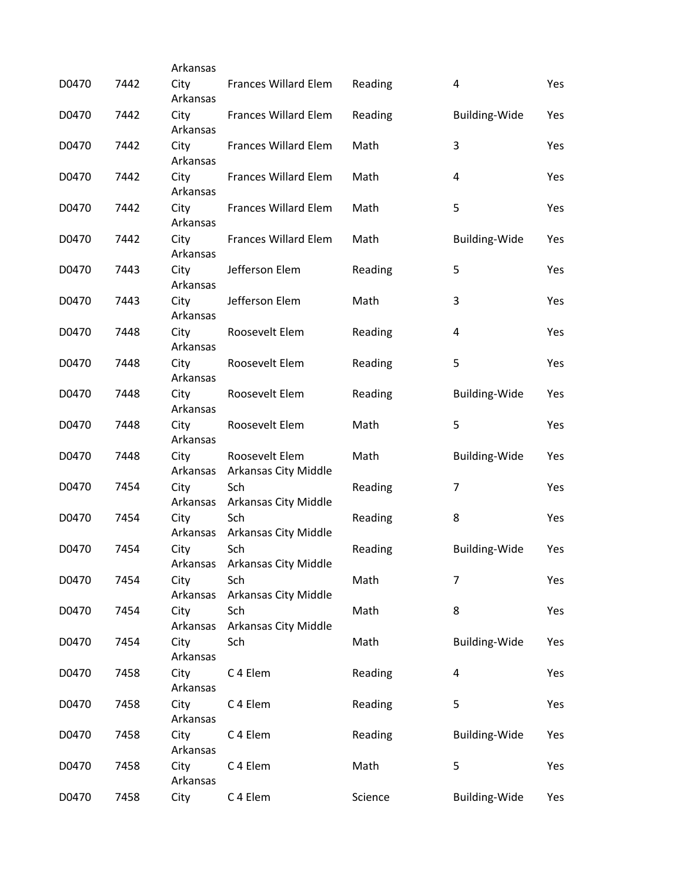| | | | | | | |
|---|---|---|---|---|---|---|
| D0470 | 7442 | Arkansas City | Frances Willard Elem | Reading | 4 | Yes |
| D0470 | 7442 | Arkansas City | Frances Willard Elem | Reading | Building-Wide | Yes |
| D0470 | 7442 | Arkansas City | Frances Willard Elem | Math | 3 | Yes |
| D0470 | 7442 | Arkansas City | Frances Willard Elem | Math | 4 | Yes |
| D0470 | 7442 | Arkansas City | Frances Willard Elem | Math | 5 | Yes |
| D0470 | 7442 | Arkansas City | Frances Willard Elem | Math | Building-Wide | Yes |
| D0470 | 7443 | Arkansas City | Jefferson Elem | Reading | 5 | Yes |
| D0470 | 7443 | Arkansas City | Jefferson Elem | Math | 3 | Yes |
| D0470 | 7448 | Arkansas City | Roosevelt Elem | Reading | 4 | Yes |
| D0470 | 7448 | Arkansas City | Roosevelt Elem | Reading | 5 | Yes |
| D0470 | 7448 | Arkansas City | Roosevelt Elem | Reading | Building-Wide | Yes |
| D0470 | 7448 | Arkansas City | Roosevelt Elem | Math | 5 | Yes |
| D0470 | 7448 | Arkansas City | Roosevelt Elem | Math | Building-Wide | Yes |
| D0470 | 7454 | Arkansas City | Arkansas City Middle Sch | Reading | 7 | Yes |
| D0470 | 7454 | Arkansas City | Arkansas City Middle Sch | Reading | 8 | Yes |
| D0470 | 7454 | Arkansas City | Arkansas City Middle Sch | Reading | Building-Wide | Yes |
| D0470 | 7454 | Arkansas City | Arkansas City Middle Sch | Math | 7 | Yes |
| D0470 | 7454 | Arkansas City | Arkansas City Middle Sch | Math | 8 | Yes |
| D0470 | 7454 | Arkansas City | Arkansas City Middle Sch | Math | Building-Wide | Yes |
| D0470 | 7458 | Arkansas City | C 4 Elem | Reading | 4 | Yes |
| D0470 | 7458 | Arkansas City | C 4 Elem | Reading | 5 | Yes |
| D0470 | 7458 | Arkansas City | C 4 Elem | Reading | Building-Wide | Yes |
| D0470 | 7458 | Arkansas City | C 4 Elem | Math | 5 | Yes |
| D0470 | 7458 | Arkansas City | C 4 Elem | Science | Building-Wide | Yes |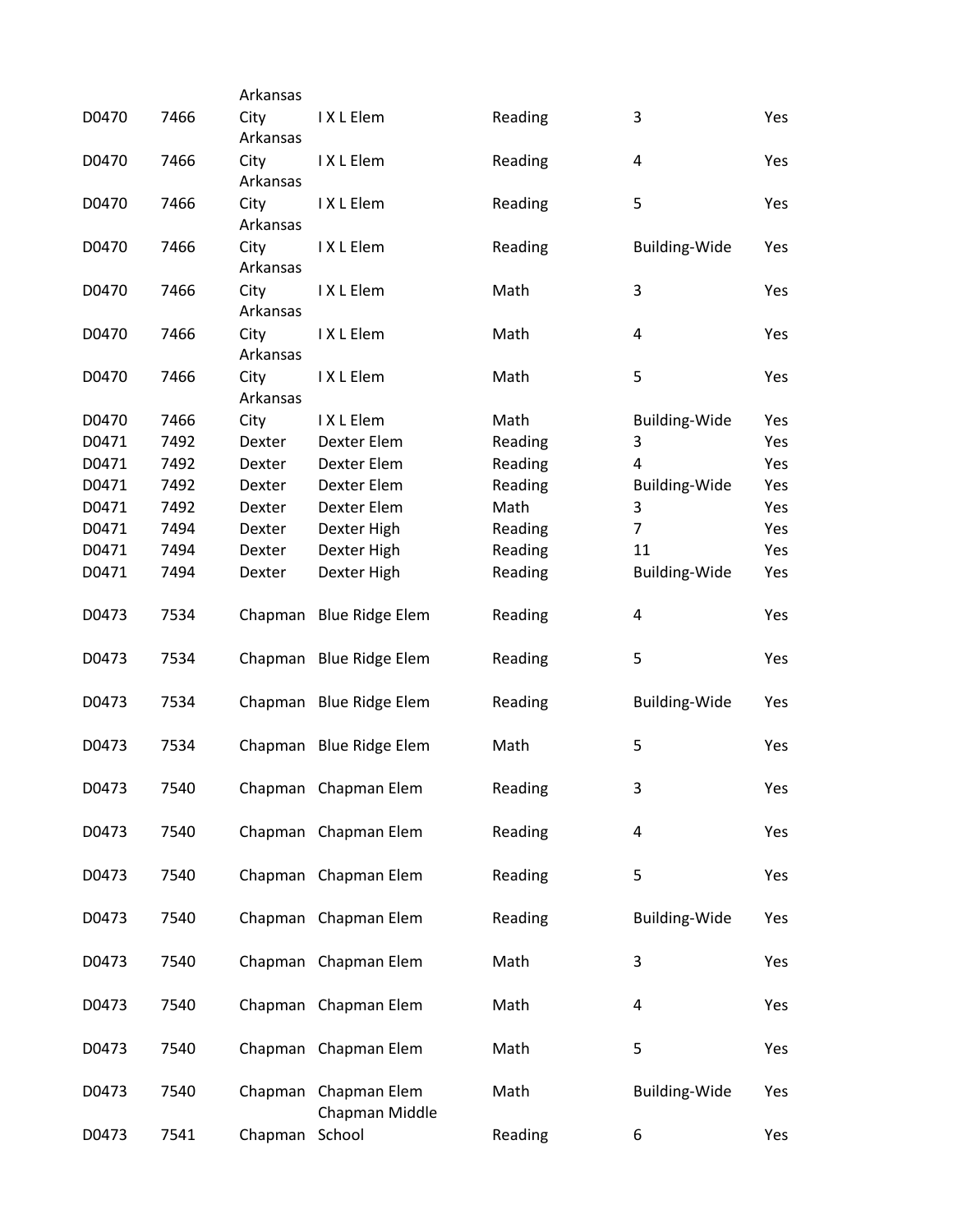| | | | | | | |
|---|---|---|---|---|---|---|
| D0470 | 7466 | Arkansas City | I X L Elem | Reading | 3 | Yes |
| D0470 | 7466 | Arkansas City | I X L Elem | Reading | 4 | Yes |
| D0470 | 7466 | Arkansas City | I X L Elem | Reading | 5 | Yes |
| D0470 | 7466 | Arkansas City | I X L Elem | Reading | Building-Wide | Yes |
| D0470 | 7466 | Arkansas City | I X L Elem | Math | 3 | Yes |
| D0470 | 7466 | Arkansas City | I X L Elem | Math | 4 | Yes |
| D0470 | 7466 | Arkansas City | I X L Elem | Math | 5 | Yes |
| D0470 | 7466 | Arkansas City | I X L Elem | Math | Building-Wide | Yes |
| D0471 | 7492 | Dexter | Dexter Elem | Reading | 3 | Yes |
| D0471 | 7492 | Dexter | Dexter Elem | Reading | 4 | Yes |
| D0471 | 7492 | Dexter | Dexter Elem | Reading | Building-Wide | Yes |
| D0471 | 7492 | Dexter | Dexter Elem | Math | 3 | Yes |
| D0471 | 7494 | Dexter | Dexter High | Reading | 7 | Yes |
| D0471 | 7494 | Dexter | Dexter High | Reading | 11 | Yes |
| D0471 | 7494 | Dexter | Dexter High | Reading | Building-Wide | Yes |
| D0473 | 7534 | Chapman | Blue Ridge Elem | Reading | 4 | Yes |
| D0473 | 7534 | Chapman | Blue Ridge Elem | Reading | 5 | Yes |
| D0473 | 7534 | Chapman | Blue Ridge Elem | Reading | Building-Wide | Yes |
| D0473 | 7534 | Chapman | Blue Ridge Elem | Math | 5 | Yes |
| D0473 | 7540 | Chapman | Chapman Elem | Reading | 3 | Yes |
| D0473 | 7540 | Chapman | Chapman Elem | Reading | 4 | Yes |
| D0473 | 7540 | Chapman | Chapman Elem | Reading | 5 | Yes |
| D0473 | 7540 | Chapman | Chapman Elem | Reading | Building-Wide | Yes |
| D0473 | 7540 | Chapman | Chapman Elem | Math | 3 | Yes |
| D0473 | 7540 | Chapman | Chapman Elem | Math | 4 | Yes |
| D0473 | 7540 | Chapman | Chapman Elem | Math | 5 | Yes |
| D0473 | 7540 | Chapman | Chapman Elem | Math | Building-Wide | Yes |
| D0473 | 7541 | Chapman | Chapman Middle School | Reading | 6 | Yes |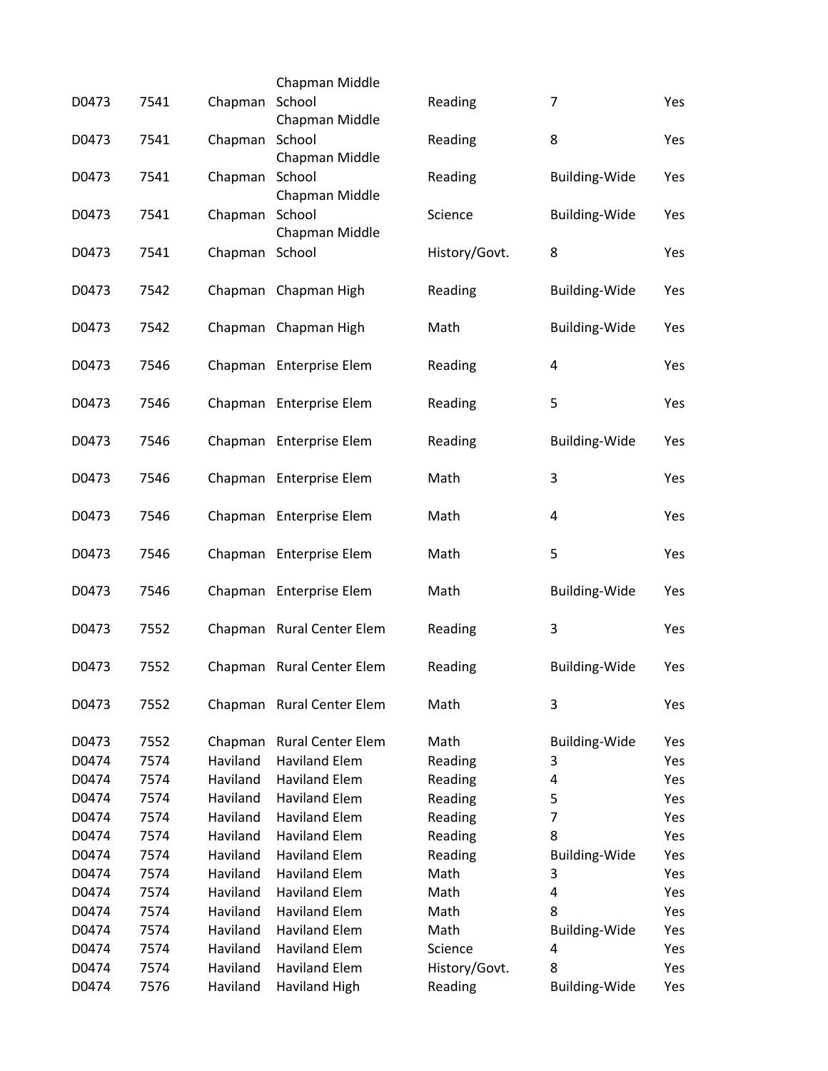| | | | | | | |
|---|---|---|---|---|---|---|
| D0473 | 7541 | Chapman | Chapman Middle School | Reading | 7 | Yes |
| D0473 | 7541 | Chapman | Chapman Middle School | Reading | 8 | Yes |
| D0473 | 7541 | Chapman | Chapman Middle School | Reading | Building-Wide | Yes |
| D0473 | 7541 | Chapman | Chapman Middle School | Science | Building-Wide | Yes |
| D0473 | 7541 | Chapman | Chapman Middle School | History/Govt. | 8 | Yes |
| D0473 | 7542 | Chapman | Chapman High | Reading | Building-Wide | Yes |
| D0473 | 7542 | Chapman | Chapman High | Math | Building-Wide | Yes |
| D0473 | 7546 | Chapman | Enterprise Elem | Reading | 4 | Yes |
| D0473 | 7546 | Chapman | Enterprise Elem | Reading | 5 | Yes |
| D0473 | 7546 | Chapman | Enterprise Elem | Reading | Building-Wide | Yes |
| D0473 | 7546 | Chapman | Enterprise Elem | Math | 3 | Yes |
| D0473 | 7546 | Chapman | Enterprise Elem | Math | 4 | Yes |
| D0473 | 7546 | Chapman | Enterprise Elem | Math | 5 | Yes |
| D0473 | 7546 | Chapman | Enterprise Elem | Math | Building-Wide | Yes |
| D0473 | 7552 | Chapman | Rural Center Elem | Reading | 3 | Yes |
| D0473 | 7552 | Chapman | Rural Center Elem | Reading | Building-Wide | Yes |
| D0473 | 7552 | Chapman | Rural Center Elem | Math | 3 | Yes |
| D0473 | 7552 | Chapman | Rural Center Elem | Math | Building-Wide | Yes |
| D0474 | 7574 | Haviland | Haviland Elem | Reading | 3 | Yes |
| D0474 | 7574 | Haviland | Haviland Elem | Reading | 4 | Yes |
| D0474 | 7574 | Haviland | Haviland Elem | Reading | 5 | Yes |
| D0474 | 7574 | Haviland | Haviland Elem | Reading | 7 | Yes |
| D0474 | 7574 | Haviland | Haviland Elem | Reading | 8 | Yes |
| D0474 | 7574 | Haviland | Haviland Elem | Reading | Building-Wide | Yes |
| D0474 | 7574 | Haviland | Haviland Elem | Math | 3 | Yes |
| D0474 | 7574 | Haviland | Haviland Elem | Math | 4 | Yes |
| D0474 | 7574 | Haviland | Haviland Elem | Math | 8 | Yes |
| D0474 | 7574 | Haviland | Haviland Elem | Math | Building-Wide | Yes |
| D0474 | 7574 | Haviland | Haviland Elem | Science | 4 | Yes |
| D0474 | 7574 | Haviland | Haviland Elem | History/Govt. | 8 | Yes |
| D0474 | 7576 | Haviland | Haviland High | Reading | Building-Wide | Yes |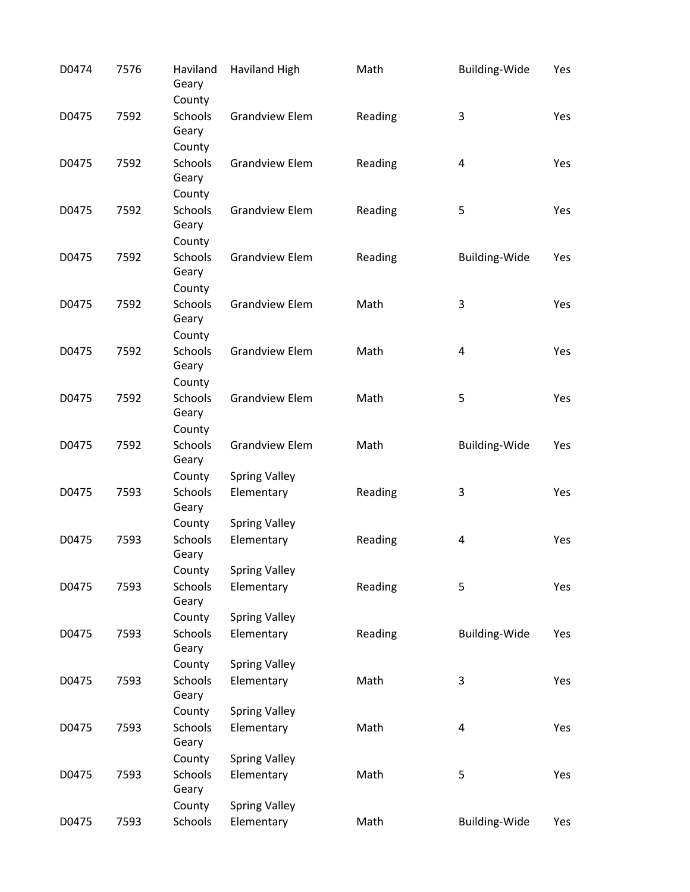| | | | | | | |
|---|---|---|---|---|---|---|
| D0474 | 7576 | Haviland | Haviland High | Math | Building-Wide | Yes |
| D0475 | 7592 | Geary County Schools | Grandview Elem | Reading | 3 | Yes |
| D0475 | 7592 | Geary County Schools | Grandview Elem | Reading | 4 | Yes |
| D0475 | 7592 | Geary County Schools | Grandview Elem | Reading | 5 | Yes |
| D0475 | 7592 | Geary County Schools | Grandview Elem | Reading | Building-Wide | Yes |
| D0475 | 7592 | Geary County Schools | Grandview Elem | Math | 3 | Yes |
| D0475 | 7592 | Geary County Schools | Grandview Elem | Math | 4 | Yes |
| D0475 | 7592 | Geary County Schools | Grandview Elem | Math | 5 | Yes |
| D0475 | 7592 | Geary County Schools | Grandview Elem | Math | Building-Wide | Yes |
| D0475 | 7593 | Geary County Schools | Spring Valley Elementary | Reading | 3 | Yes |
| D0475 | 7593 | Geary County Schools | Spring Valley Elementary | Reading | 4 | Yes |
| D0475 | 7593 | Geary County Schools | Spring Valley Elementary | Reading | 5 | Yes |
| D0475 | 7593 | Geary County Schools | Spring Valley Elementary | Reading | Building-Wide | Yes |
| D0475 | 7593 | Geary County Schools | Spring Valley Elementary | Math | 3 | Yes |
| D0475 | 7593 | Geary County Schools | Spring Valley Elementary | Math | 4 | Yes |
| D0475 | 7593 | Geary County Schools | Spring Valley Elementary | Math | 5 | Yes |
| D0475 | 7593 | Geary County Schools | Spring Valley Elementary | Math | Building-Wide | Yes |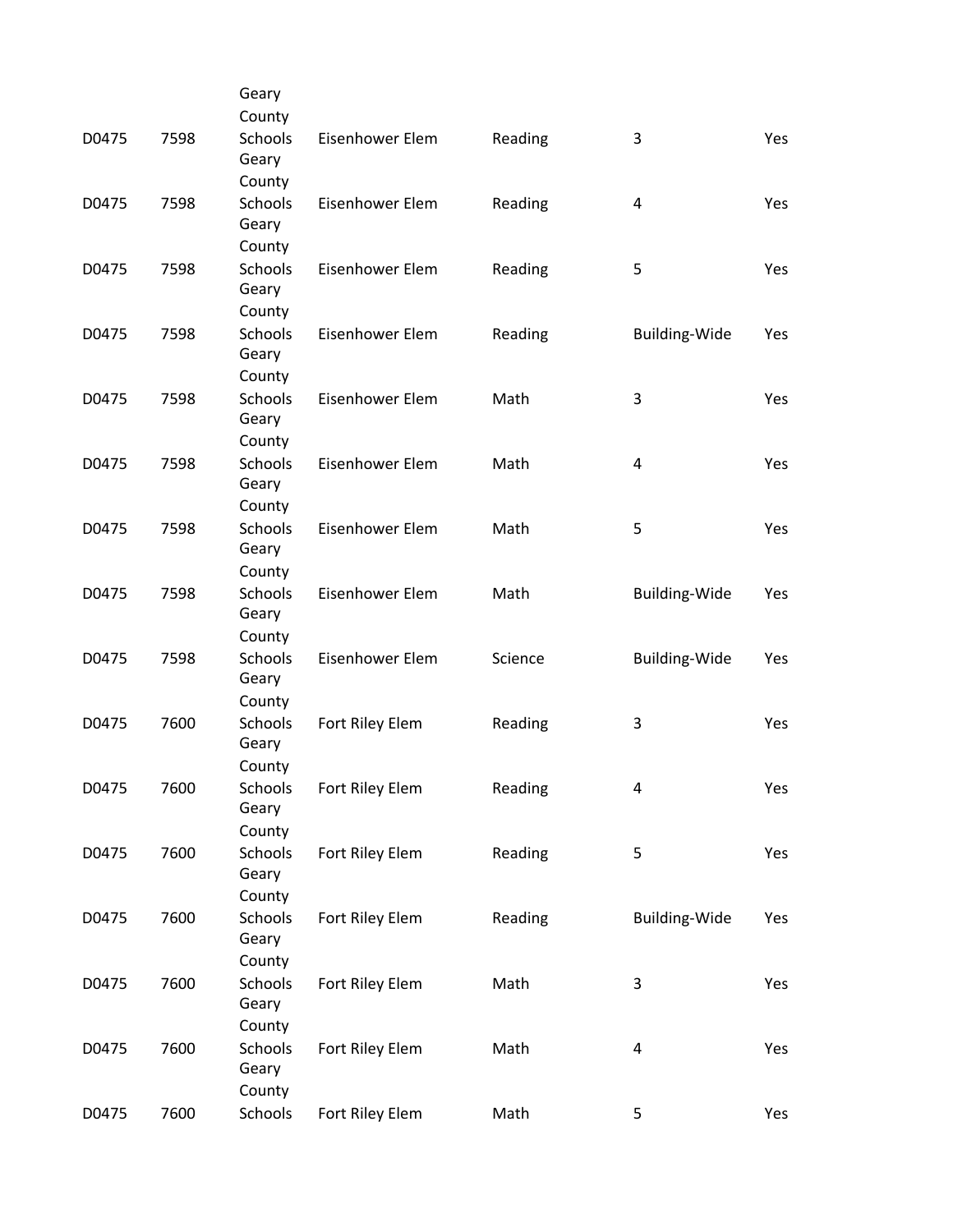| | | | | | | |
|---|---|---|---|---|---|---|
| D0475 | 7598 | Geary County Schools | Eisenhower Elem | Reading | 3 | Yes |
| D0475 | 7598 | Geary County Schools | Eisenhower Elem | Reading | 4 | Yes |
| D0475 | 7598 | Geary County Schools | Eisenhower Elem | Reading | 5 | Yes |
| D0475 | 7598 | Geary County Schools | Eisenhower Elem | Reading | Building-Wide | Yes |
| D0475 | 7598 | Geary County Schools | Eisenhower Elem | Math | 3 | Yes |
| D0475 | 7598 | Geary County Schools | Eisenhower Elem | Math | 4 | Yes |
| D0475 | 7598 | Geary County Schools | Eisenhower Elem | Math | 5 | Yes |
| D0475 | 7598 | Geary County Schools | Eisenhower Elem | Math | Building-Wide | Yes |
| D0475 | 7598 | Geary County Schools | Eisenhower Elem | Science | Building-Wide | Yes |
| D0475 | 7600 | Geary County Schools | Fort Riley Elem | Reading | 3 | Yes |
| D0475 | 7600 | Geary County Schools | Fort Riley Elem | Reading | 4 | Yes |
| D0475 | 7600 | Geary County Schools | Fort Riley Elem | Reading | 5 | Yes |
| D0475 | 7600 | Geary County Schools | Fort Riley Elem | Reading | Building-Wide | Yes |
| D0475 | 7600 | Geary County Schools | Fort Riley Elem | Math | 3 | Yes |
| D0475 | 7600 | Geary County Schools | Fort Riley Elem | Math | 4 | Yes |
| D0475 | 7600 | Geary County Schools | Fort Riley Elem | Math | 5 | Yes |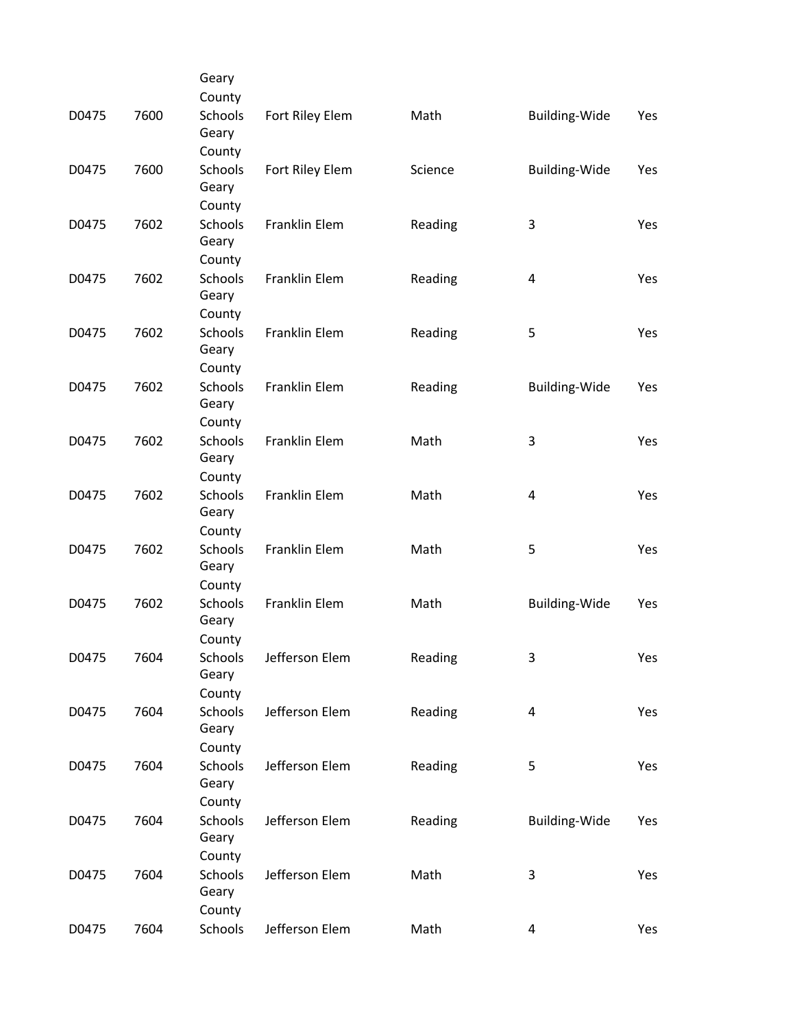| | | | | | | |
|---|---|---|---|---|---|---|
| D0475 | 7600 | Geary County Schools | Fort Riley Elem | Math | Building-Wide | Yes |
| D0475 | 7600 | Geary County Schools | Fort Riley Elem | Science | Building-Wide | Yes |
| D0475 | 7602 | Geary County Schools | Franklin Elem | Reading | 3 | Yes |
| D0475 | 7602 | Geary County Schools | Franklin Elem | Reading | 4 | Yes |
| D0475 | 7602 | Geary County Schools | Franklin Elem | Reading | 5 | Yes |
| D0475 | 7602 | Geary County Schools | Franklin Elem | Reading | Building-Wide | Yes |
| D0475 | 7602 | Geary County Schools | Franklin Elem | Math | 3 | Yes |
| D0475 | 7602 | Geary County Schools | Franklin Elem | Math | 4 | Yes |
| D0475 | 7602 | Geary County Schools | Franklin Elem | Math | 5 | Yes |
| D0475 | 7602 | Geary County Schools | Franklin Elem | Math | Building-Wide | Yes |
| D0475 | 7604 | Geary County Schools | Jefferson Elem | Reading | 3 | Yes |
| D0475 | 7604 | Geary County Schools | Jefferson Elem | Reading | 4 | Yes |
| D0475 | 7604 | Geary County Schools | Jefferson Elem | Reading | 5 | Yes |
| D0475 | 7604 | Geary County Schools | Jefferson Elem | Reading | Building-Wide | Yes |
| D0475 | 7604 | Geary County Schools | Jefferson Elem | Math | 3 | Yes |
| D0475 | 7604 | Geary County Schools | Jefferson Elem | Math | 4 | Yes |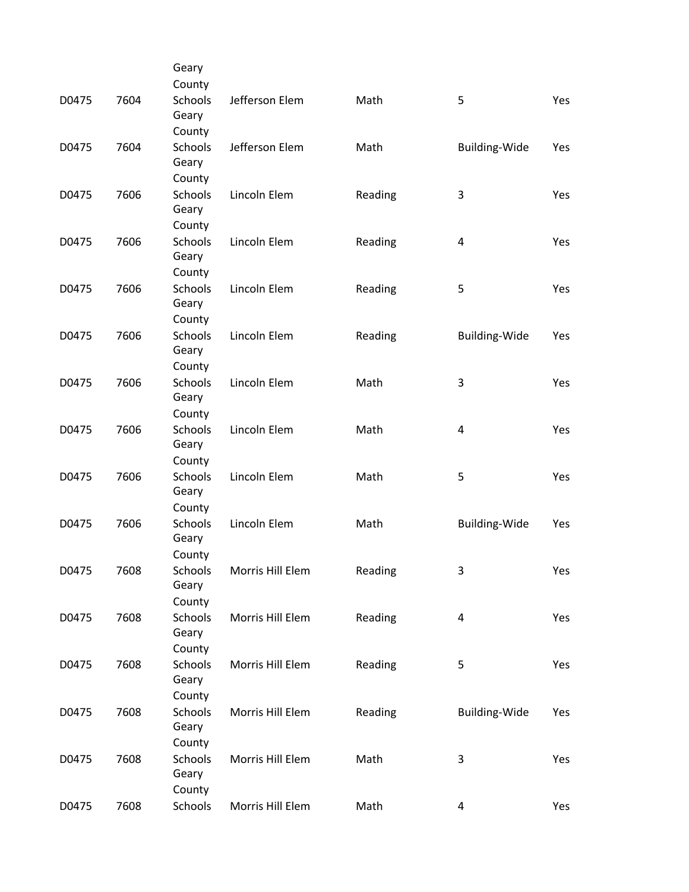| | | | | | | |
|---|---|---|---|---|---|---|
| D0475 | 7604 | Geary County Schools | Jefferson Elem | Math | 5 | Yes |
| D0475 | 7604 | Geary County Schools | Jefferson Elem | Math | Building-Wide | Yes |
| D0475 | 7606 | Geary County Schools | Lincoln Elem | Reading | 3 | Yes |
| D0475 | 7606 | Geary County Schools | Lincoln Elem | Reading | 4 | Yes |
| D0475 | 7606 | Geary County Schools | Lincoln Elem | Reading | 5 | Yes |
| D0475 | 7606 | Geary County Schools | Lincoln Elem | Reading | Building-Wide | Yes |
| D0475 | 7606 | Geary County Schools | Lincoln Elem | Math | 3 | Yes |
| D0475 | 7606 | Geary County Schools | Lincoln Elem | Math | 4 | Yes |
| D0475 | 7606 | Geary County Schools | Lincoln Elem | Math | 5 | Yes |
| D0475 | 7606 | Geary County Schools | Lincoln Elem | Math | Building-Wide | Yes |
| D0475 | 7608 | Geary County Schools | Morris Hill Elem | Reading | 3 | Yes |
| D0475 | 7608 | Geary County Schools | Morris Hill Elem | Reading | 4 | Yes |
| D0475 | 7608 | Geary County Schools | Morris Hill Elem | Reading | 5 | Yes |
| D0475 | 7608 | Geary County Schools | Morris Hill Elem | Reading | Building-Wide | Yes |
| D0475 | 7608 | Geary County Schools | Morris Hill Elem | Math | 3 | Yes |
| D0475 | 7608 | Geary County Schools | Morris Hill Elem | Math | 4 | Yes |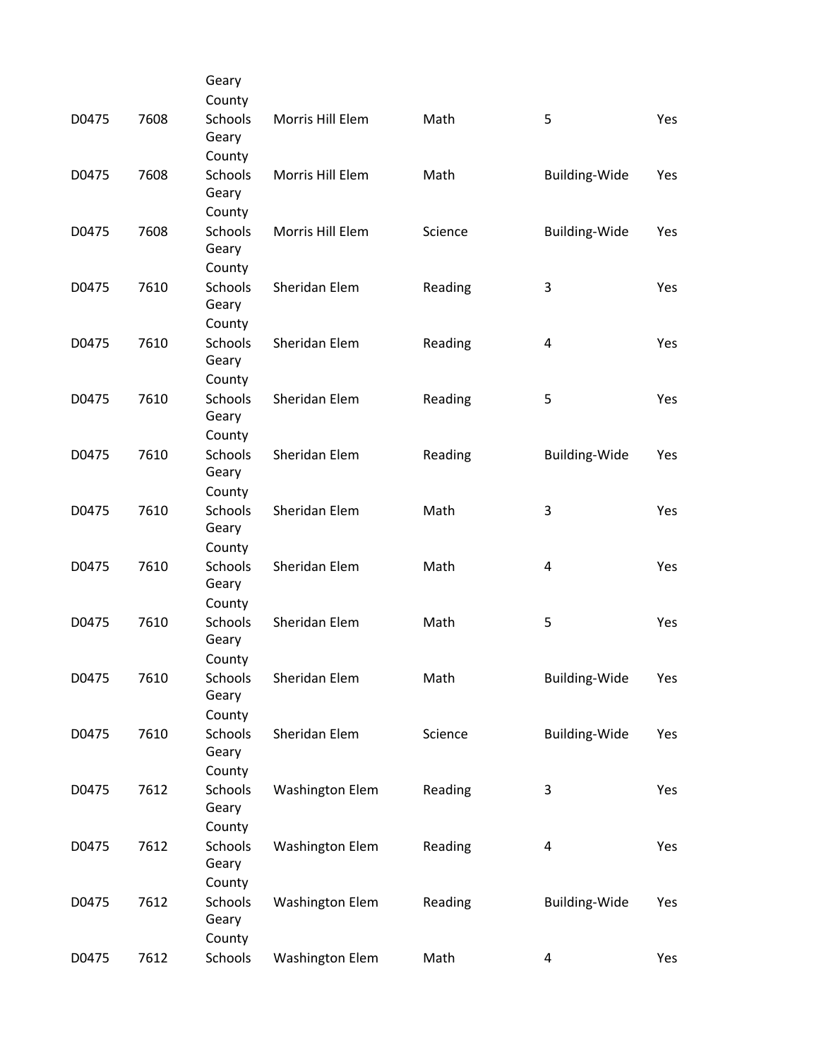| | | | | | | |
|---|---|---|---|---|---|---|
| D0475 | 7608 | Geary County Schools | Morris Hill Elem | Math | 5 | Yes |
| D0475 | 7608 | Geary County Schools | Morris Hill Elem | Math | Building-Wide | Yes |
| D0475 | 7608 | Geary County Schools | Morris Hill Elem | Science | Building-Wide | Yes |
| D0475 | 7610 | Geary County Schools | Sheridan Elem | Reading | 3 | Yes |
| D0475 | 7610 | Geary County Schools | Sheridan Elem | Reading | 4 | Yes |
| D0475 | 7610 | Geary County Schools | Sheridan Elem | Reading | 5 | Yes |
| D0475 | 7610 | Geary County Schools | Sheridan Elem | Reading | Building-Wide | Yes |
| D0475 | 7610 | Geary County Schools | Sheridan Elem | Math | 3 | Yes |
| D0475 | 7610 | Geary County Schools | Sheridan Elem | Math | 4 | Yes |
| D0475 | 7610 | Geary County Schools | Sheridan Elem | Math | 5 | Yes |
| D0475 | 7610 | Geary County Schools | Sheridan Elem | Math | Building-Wide | Yes |
| D0475 | 7610 | Geary County Schools | Sheridan Elem | Science | Building-Wide | Yes |
| D0475 | 7612 | Geary County Schools | Washington Elem | Reading | 3 | Yes |
| D0475 | 7612 | Geary County Schools | Washington Elem | Reading | 4 | Yes |
| D0475 | 7612 | Geary County Schools | Washington Elem | Reading | Building-Wide | Yes |
| D0475 | 7612 | Geary County Schools | Washington Elem | Math | 4 | Yes |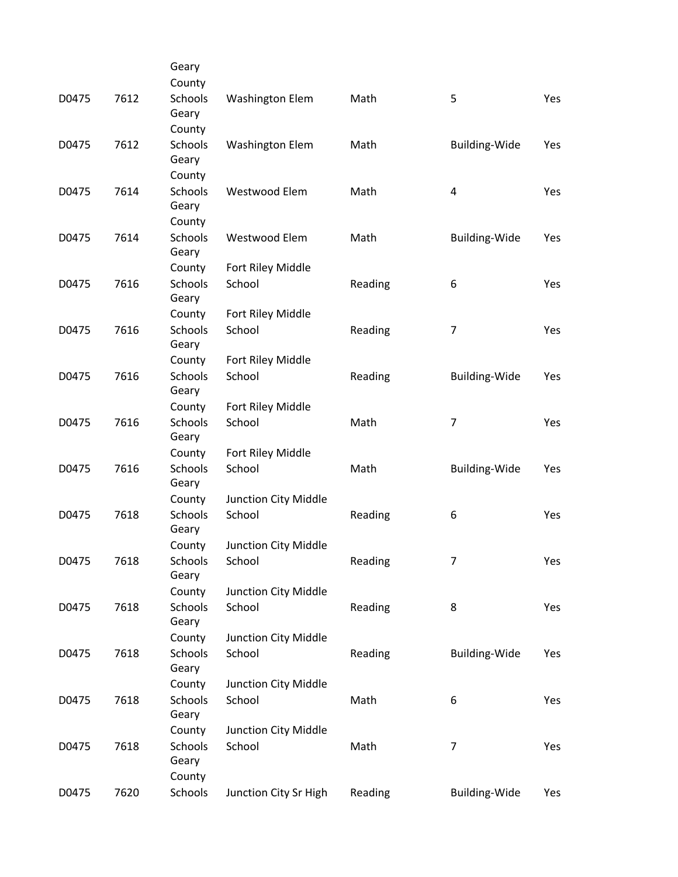| | | | | | | |
|---|---|---|---|---|---|---|
| D0475 | 7612 | Geary County Schools | Washington Elem | Math | 5 | Yes |
| D0475 | 7612 | Geary County Schools | Washington Elem | Math | Building-Wide | Yes |
| D0475 | 7614 | Geary County Schools | Westwood Elem | Math | 4 | Yes |
| D0475 | 7614 | Geary County Schools | Westwood Elem | Math | Building-Wide | Yes |
| D0475 | 7616 | Geary County Schools | Fort Riley Middle School | Reading | 6 | Yes |
| D0475 | 7616 | Geary County Schools | Fort Riley Middle School | Reading | 7 | Yes |
| D0475 | 7616 | Geary County Schools | Fort Riley Middle School | Reading | Building-Wide | Yes |
| D0475 | 7616 | Geary County Schools | Fort Riley Middle School | Math | 7 | Yes |
| D0475 | 7616 | Geary County Schools | Fort Riley Middle School | Math | Building-Wide | Yes |
| D0475 | 7618 | Geary County Schools | Junction City Middle School | Reading | 6 | Yes |
| D0475 | 7618 | Geary County Schools | Junction City Middle School | Reading | 7 | Yes |
| D0475 | 7618 | Geary County Schools | Junction City Middle School | Reading | 8 | Yes |
| D0475 | 7618 | Geary County Schools | Junction City Middle School | Reading | Building-Wide | Yes |
| D0475 | 7618 | Geary County Schools | Junction City Middle School | Math | 6 | Yes |
| D0475 | 7618 | Geary County Schools | Junction City Middle School | Math | 7 | Yes |
| D0475 | 7620 | Geary County Schools | Junction City Sr High | Reading | Building-Wide | Yes |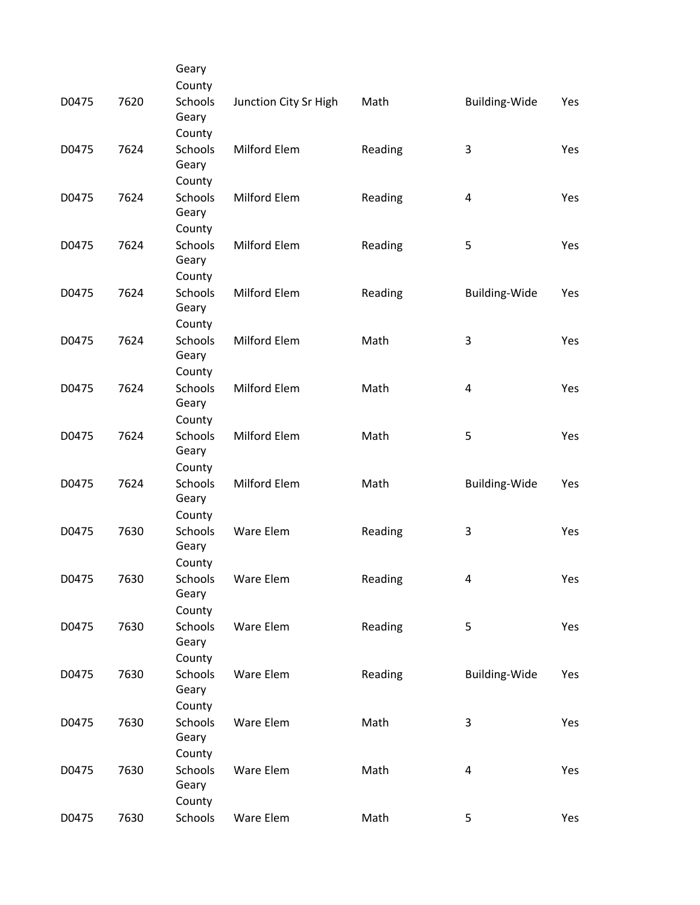| | | | | | | |
|---|---|---|---|---|---|---|
| D0475 | 7620 | Geary County Schools | Junction City Sr High | Math | Building-Wide | Yes |
| D0475 | 7624 | Geary County Schools | Milford Elem | Reading | 3 | Yes |
| D0475 | 7624 | Geary County Schools | Milford Elem | Reading | 4 | Yes |
| D0475 | 7624 | Geary County Schools | Milford Elem | Reading | 5 | Yes |
| D0475 | 7624 | Geary County Schools | Milford Elem | Reading | Building-Wide | Yes |
| D0475 | 7624 | Geary County Schools | Milford Elem | Math | 3 | Yes |
| D0475 | 7624 | Geary County Schools | Milford Elem | Math | 4 | Yes |
| D0475 | 7624 | Geary County Schools | Milford Elem | Math | 5 | Yes |
| D0475 | 7624 | Geary County Schools | Milford Elem | Math | Building-Wide | Yes |
| D0475 | 7630 | Geary County Schools | Ware Elem | Reading | 3 | Yes |
| D0475 | 7630 | Geary County Schools | Ware Elem | Reading | 4 | Yes |
| D0475 | 7630 | Geary County Schools | Ware Elem | Reading | 5 | Yes |
| D0475 | 7630 | Geary County Schools | Ware Elem | Reading | Building-Wide | Yes |
| D0475 | 7630 | Geary County Schools | Ware Elem | Math | 3 | Yes |
| D0475 | 7630 | Geary County Schools | Ware Elem | Math | 4 | Yes |
| D0475 | 7630 | Geary County Schools | Ware Elem | Math | 5 | Yes |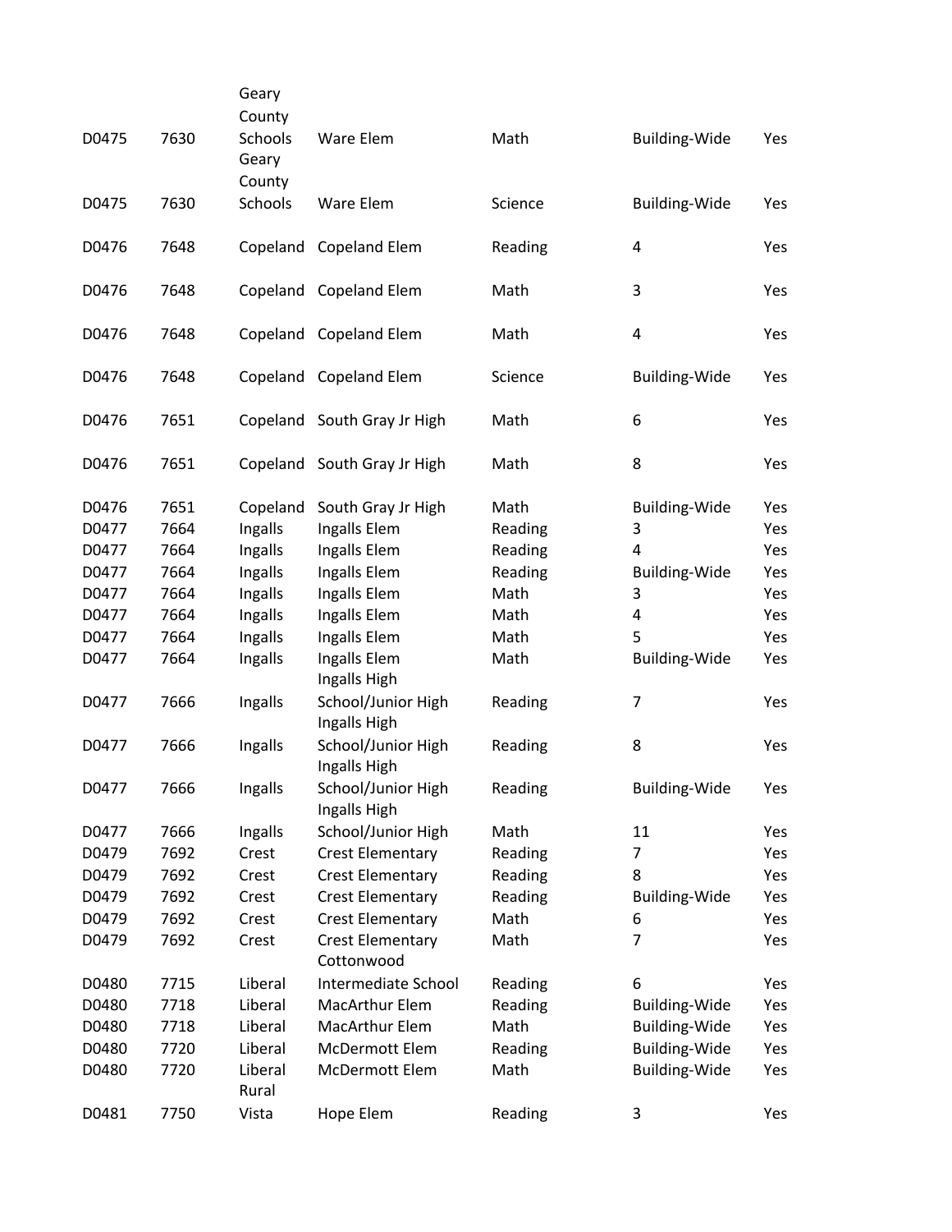| | | | | | | |
|---|---|---|---|---|---|---|
| D0475 | 7630 | Geary County Schools | Ware Elem | Math | Building-Wide | Yes |
| D0475 | 7630 | Geary County Schools | Ware Elem | Science | Building-Wide | Yes |
| D0476 | 7648 | Copeland | Copeland Elem | Reading | 4 | Yes |
| D0476 | 7648 | Copeland | Copeland Elem | Math | 3 | Yes |
| D0476 | 7648 | Copeland | Copeland Elem | Math | 4 | Yes |
| D0476 | 7648 | Copeland | Copeland Elem | Science | Building-Wide | Yes |
| D0476 | 7651 | Copeland | South Gray Jr High | Math | 6 | Yes |
| D0476 | 7651 | Copeland | South Gray Jr High | Math | 8 | Yes |
| D0476 | 7651 | Copeland | South Gray Jr High | Math | Building-Wide | Yes |
| D0477 | 7664 | Ingalls | Ingalls Elem | Reading | 3 | Yes |
| D0477 | 7664 | Ingalls | Ingalls Elem | Reading | 4 | Yes |
| D0477 | 7664 | Ingalls | Ingalls Elem | Reading | Building-Wide | Yes |
| D0477 | 7664 | Ingalls | Ingalls Elem | Math | 3 | Yes |
| D0477 | 7664 | Ingalls | Ingalls Elem | Math | 4 | Yes |
| D0477 | 7664 | Ingalls | Ingalls Elem | Math | 5 | Yes |
| D0477 | 7664 | Ingalls | Ingalls Elem | Math | Building-Wide | Yes |
| D0477 | 7666 | Ingalls | Ingalls High School/Junior High | Reading | 7 | Yes |
| D0477 | 7666 | Ingalls | Ingalls High School/Junior High | Reading | 8 | Yes |
| D0477 | 7666 | Ingalls | Ingalls High School/Junior High | Reading | Building-Wide | Yes |
| D0477 | 7666 | Ingalls | Ingalls High School/Junior High | Math | 11 | Yes |
| D0479 | 7692 | Crest | Crest Elementary | Reading | 7 | Yes |
| D0479 | 7692 | Crest | Crest Elementary | Reading | 8 | Yes |
| D0479 | 7692 | Crest | Crest Elementary | Reading | Building-Wide | Yes |
| D0479 | 7692 | Crest | Crest Elementary | Math | 6 | Yes |
| D0479 | 7692 | Crest | Crest Elementary | Math | 7 | Yes |
| D0480 | 7715 | Liberal | Cottonwood Intermediate School | Reading | 6 | Yes |
| D0480 | 7718 | Liberal | MacArthur Elem | Reading | Building-Wide | Yes |
| D0480 | 7718 | Liberal | MacArthur Elem | Math | Building-Wide | Yes |
| D0480 | 7720 | Liberal | McDermott Elem | Reading | Building-Wide | Yes |
| D0480 | 7720 | Liberal | McDermott Elem | Math | Building-Wide | Yes |
| D0481 | 7750 | Rural Vista | Hope Elem | Reading | 3 | Yes |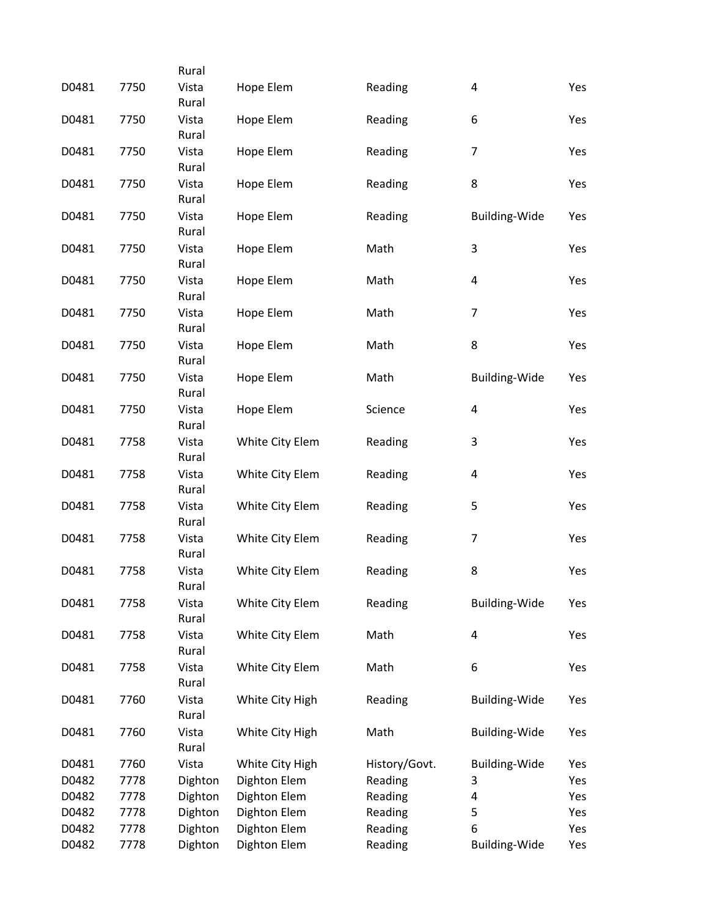| | | Rural | | | | |
|---|---|---|---|---|---|---|
| D0481 | 7750 | Vista Rural | Hope Elem | Reading | 4 | Yes |
| D0481 | 7750 | Vista Rural | Hope Elem | Reading | 6 | Yes |
| D0481 | 7750 | Vista Rural | Hope Elem | Reading | 7 | Yes |
| D0481 | 7750 | Vista Rural | Hope Elem | Reading | 8 | Yes |
| D0481 | 7750 | Vista Rural | Hope Elem | Reading | Building-Wide | Yes |
| D0481 | 7750 | Vista Rural | Hope Elem | Math | 3 | Yes |
| D0481 | 7750 | Vista Rural | Hope Elem | Math | 4 | Yes |
| D0481 | 7750 | Vista Rural | Hope Elem | Math | 7 | Yes |
| D0481 | 7750 | Vista Rural | Hope Elem | Math | 8 | Yes |
| D0481 | 7750 | Vista Rural | Hope Elem | Math | Building-Wide | Yes |
| D0481 | 7750 | Vista Rural | Hope Elem | Science | 4 | Yes |
| D0481 | 7758 | Vista Rural | White City Elem | Reading | 3 | Yes |
| D0481 | 7758 | Vista Rural | White City Elem | Reading | 4 | Yes |
| D0481 | 7758 | Vista Rural | White City Elem | Reading | 5 | Yes |
| D0481 | 7758 | Vista Rural | White City Elem | Reading | 7 | Yes |
| D0481 | 7758 | Vista Rural | White City Elem | Reading | 8 | Yes |
| D0481 | 7758 | Vista Rural | White City Elem | Reading | Building-Wide | Yes |
| D0481 | 7758 | Vista Rural | White City Elem | Math | 4 | Yes |
| D0481 | 7758 | Vista Rural | White City Elem | Math | 6 | Yes |
| D0481 | 7760 | Vista Rural | White City High | Reading | Building-Wide | Yes |
| D0481 | 7760 | Vista Rural | White City High | Math | Building-Wide | Yes |
| D0481 | 7760 | Vista | White City High | History/Govt. | Building-Wide | Yes |
| D0482 | 7778 | Dighton | Dighton Elem | Reading | 3 | Yes |
| D0482 | 7778 | Dighton | Dighton Elem | Reading | 4 | Yes |
| D0482 | 7778 | Dighton | Dighton Elem | Reading | 5 | Yes |
| D0482 | 7778 | Dighton | Dighton Elem | Reading | 6 | Yes |
| D0482 | 7778 | Dighton | Dighton Elem | Reading | Building-Wide | Yes |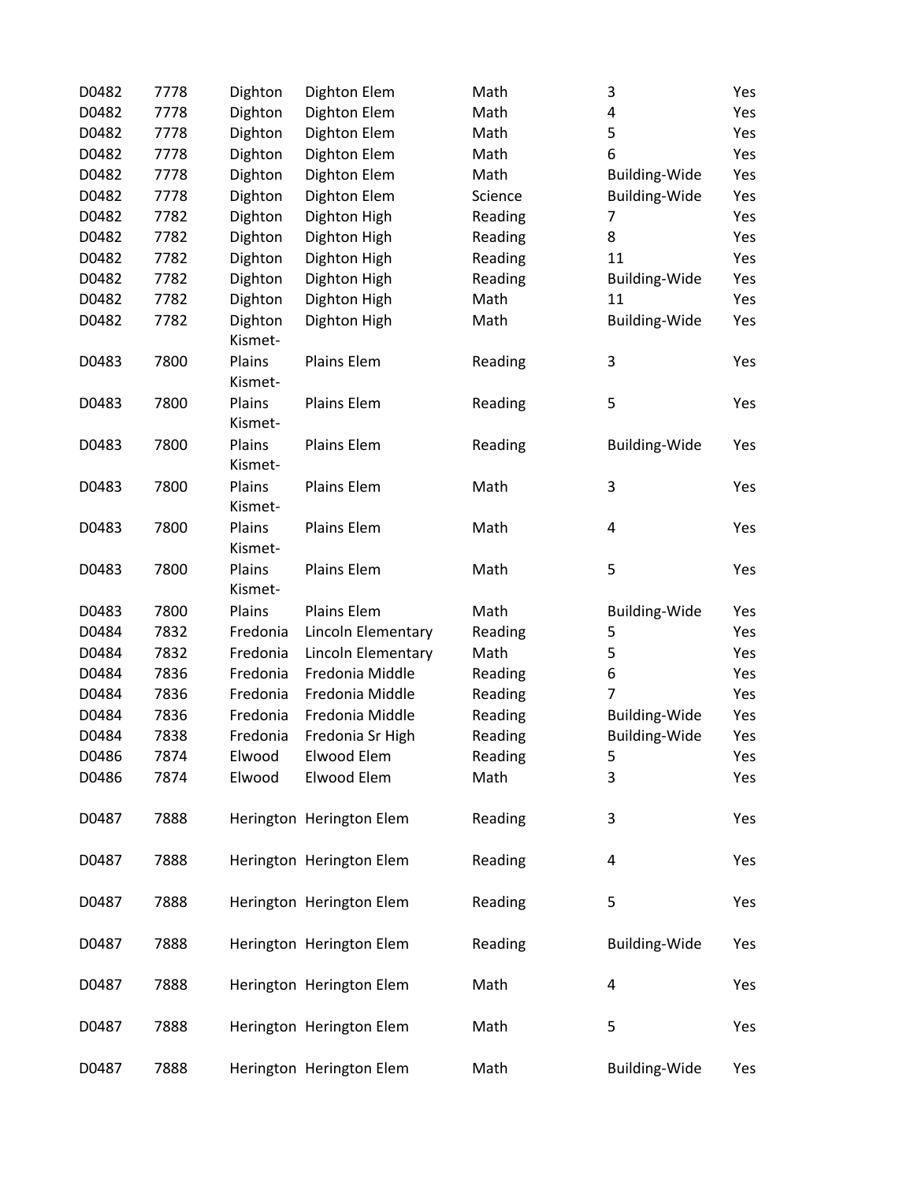| | | | | | | |
|---|---|---|---|---|---|---|
| D0482 | 7778 | Dighton | Dighton Elem | Math | 3 | Yes |
| D0482 | 7778 | Dighton | Dighton Elem | Math | 4 | Yes |
| D0482 | 7778 | Dighton | Dighton Elem | Math | 5 | Yes |
| D0482 | 7778 | Dighton | Dighton Elem | Math | 6 | Yes |
| D0482 | 7778 | Dighton | Dighton Elem | Math | Building-Wide | Yes |
| D0482 | 7778 | Dighton | Dighton Elem | Science | Building-Wide | Yes |
| D0482 | 7782 | Dighton | Dighton High | Reading | 7 | Yes |
| D0482 | 7782 | Dighton | Dighton High | Reading | 8 | Yes |
| D0482 | 7782 | Dighton | Dighton High | Reading | 11 | Yes |
| D0482 | 7782 | Dighton | Dighton High | Reading | Building-Wide | Yes |
| D0482 | 7782 | Dighton | Dighton High | Math | 11 | Yes |
| D0482 | 7782 | Dighton | Dighton High | Math | Building-Wide | Yes |
| D0483 | 7800 | Kismet-Plains | Plains Elem | Reading | 3 | Yes |
| D0483 | 7800 | Kismet-Plains | Plains Elem | Reading | 5 | Yes |
| D0483 | 7800 | Kismet-Plains | Plains Elem | Reading | Building-Wide | Yes |
| D0483 | 7800 | Kismet-Plains | Plains Elem | Math | 3 | Yes |
| D0483 | 7800 | Kismet-Plains | Plains Elem | Math | 4 | Yes |
| D0483 | 7800 | Kismet-Plains | Plains Elem | Math | 5 | Yes |
| D0483 | 7800 | Kismet-Plains | Plains Elem | Math | Building-Wide | Yes |
| D0484 | 7832 | Fredonia | Lincoln Elementary | Reading | 5 | Yes |
| D0484 | 7832 | Fredonia | Lincoln Elementary | Math | 5 | Yes |
| D0484 | 7836 | Fredonia | Fredonia Middle | Reading | 6 | Yes |
| D0484 | 7836 | Fredonia | Fredonia Middle | Reading | 7 | Yes |
| D0484 | 7836 | Fredonia | Fredonia Middle | Reading | Building-Wide | Yes |
| D0484 | 7838 | Fredonia | Fredonia Sr High | Reading | Building-Wide | Yes |
| D0486 | 7874 | Elwood | Elwood Elem | Reading | 5 | Yes |
| D0486 | 7874 | Elwood | Elwood Elem | Math | 3 | Yes |
| D0487 | 7888 | Herington | Herington Elem | Reading | 3 | Yes |
| D0487 | 7888 | Herington | Herington Elem | Reading | 4 | Yes |
| D0487 | 7888 | Herington | Herington Elem | Reading | 5 | Yes |
| D0487 | 7888 | Herington | Herington Elem | Reading | Building-Wide | Yes |
| D0487 | 7888 | Herington | Herington Elem | Math | 4 | Yes |
| D0487 | 7888 | Herington | Herington Elem | Math | 5 | Yes |
| D0487 | 7888 | Herington | Herington Elem | Math | Building-Wide | Yes |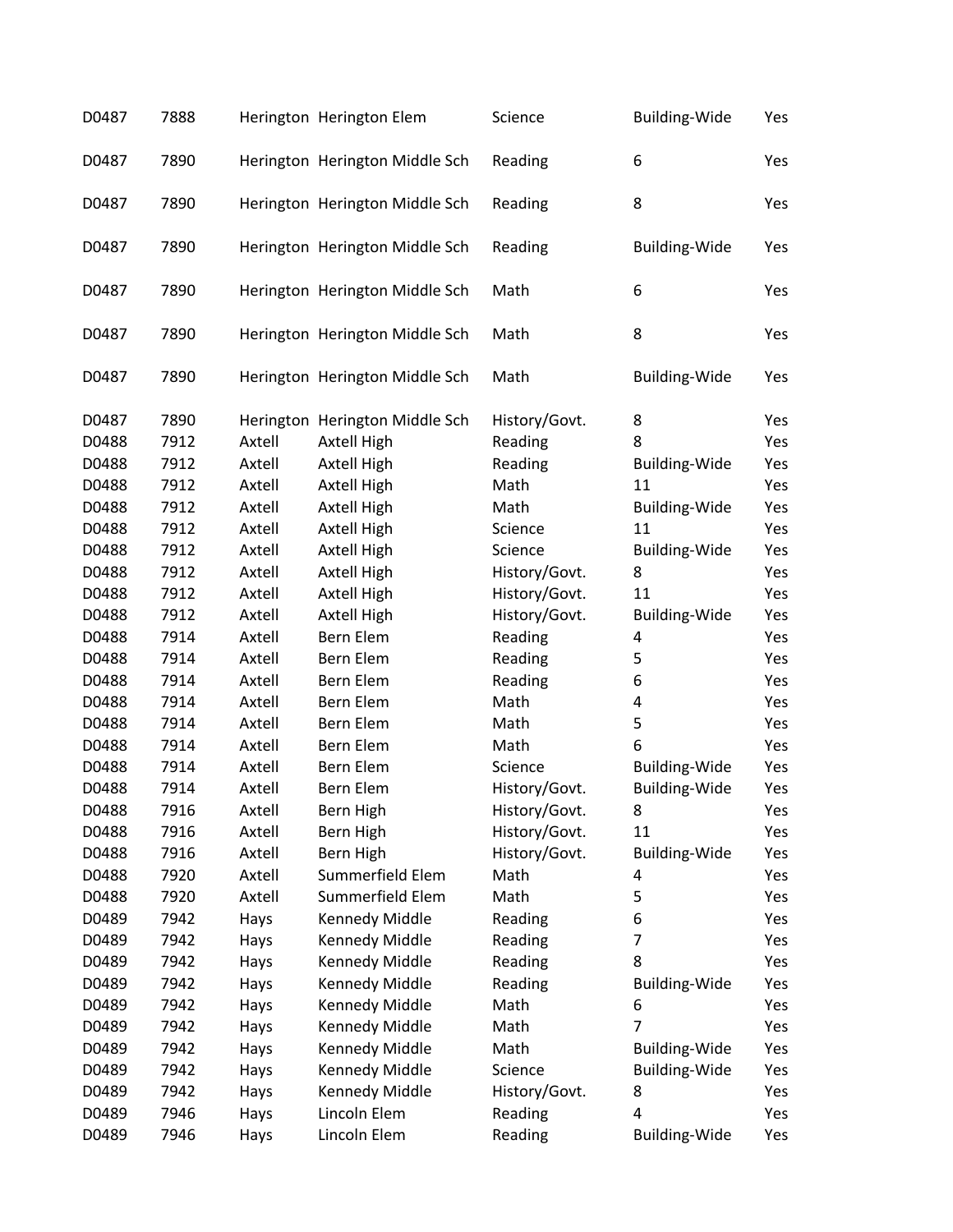| | | | | | | |
|---|---|---|---|---|---|---|
| D0487 | 7888 | Herington | Herington Elem | Science | Building-Wide | Yes |
| D0487 | 7890 | Herington | Herington Middle Sch | Reading | 6 | Yes |
| D0487 | 7890 | Herington | Herington Middle Sch | Reading | 8 | Yes |
| D0487 | 7890 | Herington | Herington Middle Sch | Reading | Building-Wide | Yes |
| D0487 | 7890 | Herington | Herington Middle Sch | Math | 6 | Yes |
| D0487 | 7890 | Herington | Herington Middle Sch | Math | 8 | Yes |
| D0487 | 7890 | Herington | Herington Middle Sch | Math | Building-Wide | Yes |
| D0487 | 7890 | Herington | Herington Middle Sch | History/Govt. | 8 | Yes |
| D0488 | 7912 | Axtell | Axtell High | Reading | 8 | Yes |
| D0488 | 7912 | Axtell | Axtell High | Reading | Building-Wide | Yes |
| D0488 | 7912 | Axtell | Axtell High | Math | 11 | Yes |
| D0488 | 7912 | Axtell | Axtell High | Math | Building-Wide | Yes |
| D0488 | 7912 | Axtell | Axtell High | Science | 11 | Yes |
| D0488 | 7912 | Axtell | Axtell High | Science | Building-Wide | Yes |
| D0488 | 7912 | Axtell | Axtell High | History/Govt. | 8 | Yes |
| D0488 | 7912 | Axtell | Axtell High | History/Govt. | 11 | Yes |
| D0488 | 7912 | Axtell | Axtell High | History/Govt. | Building-Wide | Yes |
| D0488 | 7914 | Axtell | Bern Elem | Reading | 4 | Yes |
| D0488 | 7914 | Axtell | Bern Elem | Reading | 5 | Yes |
| D0488 | 7914 | Axtell | Bern Elem | Reading | 6 | Yes |
| D0488 | 7914 | Axtell | Bern Elem | Math | 4 | Yes |
| D0488 | 7914 | Axtell | Bern Elem | Math | 5 | Yes |
| D0488 | 7914 | Axtell | Bern Elem | Math | 6 | Yes |
| D0488 | 7914 | Axtell | Bern Elem | Science | Building-Wide | Yes |
| D0488 | 7914 | Axtell | Bern Elem | History/Govt. | Building-Wide | Yes |
| D0488 | 7916 | Axtell | Bern High | History/Govt. | 8 | Yes |
| D0488 | 7916 | Axtell | Bern High | History/Govt. | 11 | Yes |
| D0488 | 7916 | Axtell | Bern High | History/Govt. | Building-Wide | Yes |
| D0488 | 7920 | Axtell | Summerfield Elem | Math | 4 | Yes |
| D0488 | 7920 | Axtell | Summerfield Elem | Math | 5 | Yes |
| D0489 | 7942 | Hays | Kennedy Middle | Reading | 6 | Yes |
| D0489 | 7942 | Hays | Kennedy Middle | Reading | 7 | Yes |
| D0489 | 7942 | Hays | Kennedy Middle | Reading | 8 | Yes |
| D0489 | 7942 | Hays | Kennedy Middle | Reading | Building-Wide | Yes |
| D0489 | 7942 | Hays | Kennedy Middle | Math | 6 | Yes |
| D0489 | 7942 | Hays | Kennedy Middle | Math | 7 | Yes |
| D0489 | 7942 | Hays | Kennedy Middle | Math | Building-Wide | Yes |
| D0489 | 7942 | Hays | Kennedy Middle | Science | Building-Wide | Yes |
| D0489 | 7942 | Hays | Kennedy Middle | History/Govt. | 8 | Yes |
| D0489 | 7946 | Hays | Lincoln Elem | Reading | 4 | Yes |
| D0489 | 7946 | Hays | Lincoln Elem | Reading | Building-Wide | Yes |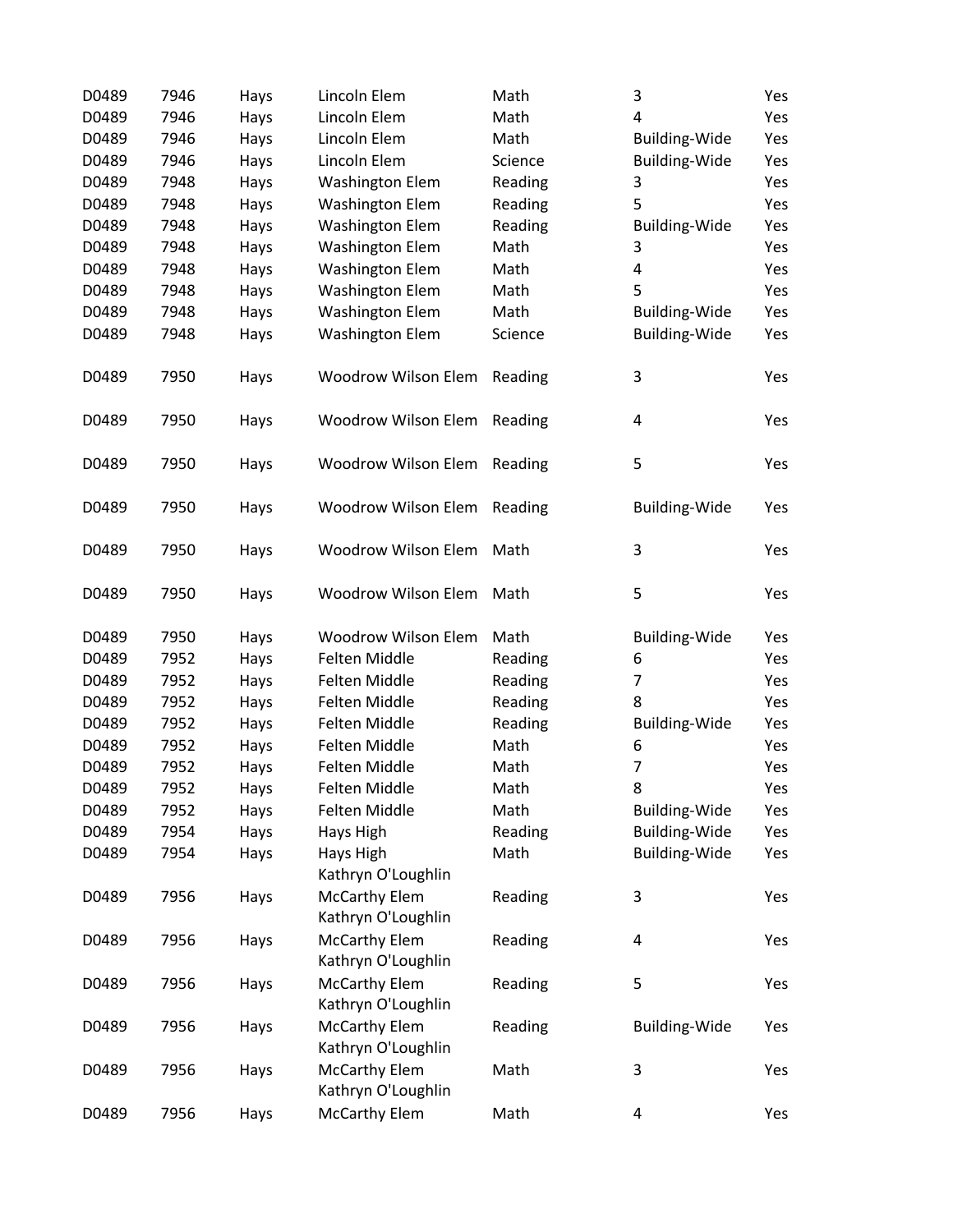| | | | | | | |
|---|---|---|---|---|---|---|
| D0489 | 7946 | Hays | Lincoln Elem | Math | 3 | Yes |
| D0489 | 7946 | Hays | Lincoln Elem | Math | 4 | Yes |
| D0489 | 7946 | Hays | Lincoln Elem | Math | Building-Wide | Yes |
| D0489 | 7946 | Hays | Lincoln Elem | Science | Building-Wide | Yes |
| D0489 | 7948 | Hays | Washington Elem | Reading | 3 | Yes |
| D0489 | 7948 | Hays | Washington Elem | Reading | 5 | Yes |
| D0489 | 7948 | Hays | Washington Elem | Reading | Building-Wide | Yes |
| D0489 | 7948 | Hays | Washington Elem | Math | 3 | Yes |
| D0489 | 7948 | Hays | Washington Elem | Math | 4 | Yes |
| D0489 | 7948 | Hays | Washington Elem | Math | 5 | Yes |
| D0489 | 7948 | Hays | Washington Elem | Math | Building-Wide | Yes |
| D0489 | 7948 | Hays | Washington Elem | Science | Building-Wide | Yes |
| D0489 | 7950 | Hays | Woodrow Wilson Elem | Reading | 3 | Yes |
| D0489 | 7950 | Hays | Woodrow Wilson Elem | Reading | 4 | Yes |
| D0489 | 7950 | Hays | Woodrow Wilson Elem | Reading | 5 | Yes |
| D0489 | 7950 | Hays | Woodrow Wilson Elem | Reading | Building-Wide | Yes |
| D0489 | 7950 | Hays | Woodrow Wilson Elem | Math | 3 | Yes |
| D0489 | 7950 | Hays | Woodrow Wilson Elem | Math | 5 | Yes |
| D0489 | 7950 | Hays | Woodrow Wilson Elem | Math | Building-Wide | Yes |
| D0489 | 7952 | Hays | Felten Middle | Reading | 6 | Yes |
| D0489 | 7952 | Hays | Felten Middle | Reading | 7 | Yes |
| D0489 | 7952 | Hays | Felten Middle | Reading | 8 | Yes |
| D0489 | 7952 | Hays | Felten Middle | Reading | Building-Wide | Yes |
| D0489 | 7952 | Hays | Felten Middle | Math | 6 | Yes |
| D0489 | 7952 | Hays | Felten Middle | Math | 7 | Yes |
| D0489 | 7952 | Hays | Felten Middle | Math | 8 | Yes |
| D0489 | 7952 | Hays | Felten Middle | Math | Building-Wide | Yes |
| D0489 | 7954 | Hays | Hays High | Reading | Building-Wide | Yes |
| D0489 | 7954 | Hays | Hays High | Math | Building-Wide | Yes |
| D0489 | 7956 | Hays | Kathryn O'Loughlin McCarthy Elem | Reading | 3 | Yes |
| D0489 | 7956 | Hays | Kathryn O'Loughlin McCarthy Elem | Reading | 4 | Yes |
| D0489 | 7956 | Hays | Kathryn O'Loughlin McCarthy Elem | Reading | 5 | Yes |
| D0489 | 7956 | Hays | Kathryn O'Loughlin McCarthy Elem | Reading | Building-Wide | Yes |
| D0489 | 7956 | Hays | Kathryn O'Loughlin McCarthy Elem | Math | 3 | Yes |
| D0489 | 7956 | Hays | Kathryn O'Loughlin McCarthy Elem | Math | 4 | Yes |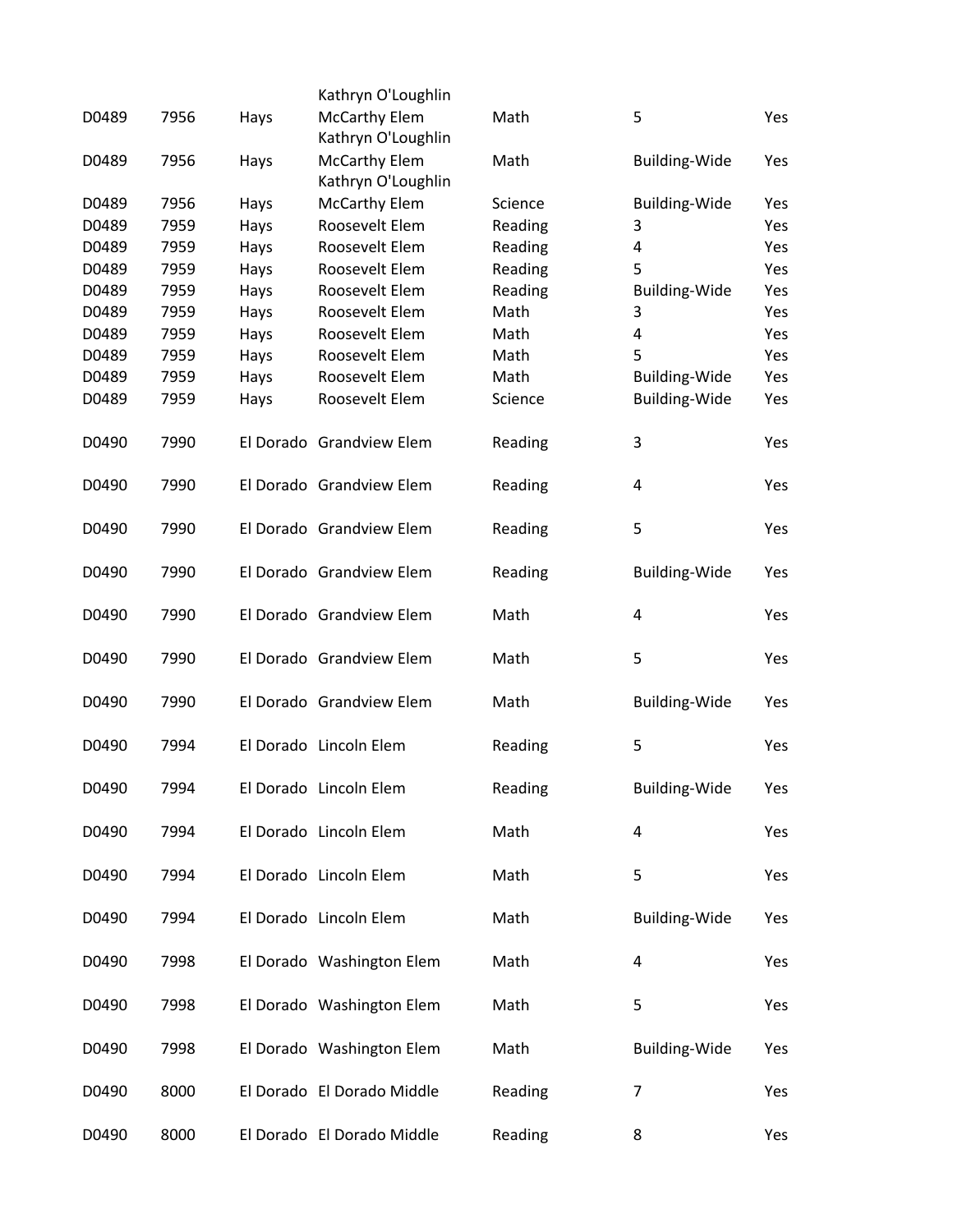| | | | | | | |
|---|---|---|---|---|---|---|
| D0489 | 7956 | Hays | Kathryn O'Loughlin McCarthy Elem | Math | 5 | Yes |
| D0489 | 7956 | Hays | Kathryn O'Loughlin McCarthy Elem | Math | Building-Wide | Yes |
| D0489 | 7956 | Hays | Kathryn O'Loughlin McCarthy Elem | Science | Building-Wide | Yes |
| D0489 | 7959 | Hays | Roosevelt Elem | Reading | 3 | Yes |
| D0489 | 7959 | Hays | Roosevelt Elem | Reading | 4 | Yes |
| D0489 | 7959 | Hays | Roosevelt Elem | Reading | 5 | Yes |
| D0489 | 7959 | Hays | Roosevelt Elem | Reading | Building-Wide | Yes |
| D0489 | 7959 | Hays | Roosevelt Elem | Math | 3 | Yes |
| D0489 | 7959 | Hays | Roosevelt Elem | Math | 4 | Yes |
| D0489 | 7959 | Hays | Roosevelt Elem | Math | 5 | Yes |
| D0489 | 7959 | Hays | Roosevelt Elem | Math | Building-Wide | Yes |
| D0489 | 7959 | Hays | Roosevelt Elem | Science | Building-Wide | Yes |
| D0490 | 7990 | El Dorado | Grandview Elem | Reading | 3 | Yes |
| D0490 | 7990 | El Dorado | Grandview Elem | Reading | 4 | Yes |
| D0490 | 7990 | El Dorado | Grandview Elem | Reading | 5 | Yes |
| D0490 | 7990 | El Dorado | Grandview Elem | Reading | Building-Wide | Yes |
| D0490 | 7990 | El Dorado | Grandview Elem | Math | 4 | Yes |
| D0490 | 7990 | El Dorado | Grandview Elem | Math | 5 | Yes |
| D0490 | 7990 | El Dorado | Grandview Elem | Math | Building-Wide | Yes |
| D0490 | 7994 | El Dorado | Lincoln Elem | Reading | 5 | Yes |
| D0490 | 7994 | El Dorado | Lincoln Elem | Reading | Building-Wide | Yes |
| D0490 | 7994 | El Dorado | Lincoln Elem | Math | 4 | Yes |
| D0490 | 7994 | El Dorado | Lincoln Elem | Math | 5 | Yes |
| D0490 | 7994 | El Dorado | Lincoln Elem | Math | Building-Wide | Yes |
| D0490 | 7998 | El Dorado | Washington Elem | Math | 4 | Yes |
| D0490 | 7998 | El Dorado | Washington Elem | Math | 5 | Yes |
| D0490 | 7998 | El Dorado | Washington Elem | Math | Building-Wide | Yes |
| D0490 | 8000 | El Dorado | El Dorado Middle | Reading | 7 | Yes |
| D0490 | 8000 | El Dorado | El Dorado Middle | Reading | 8 | Yes |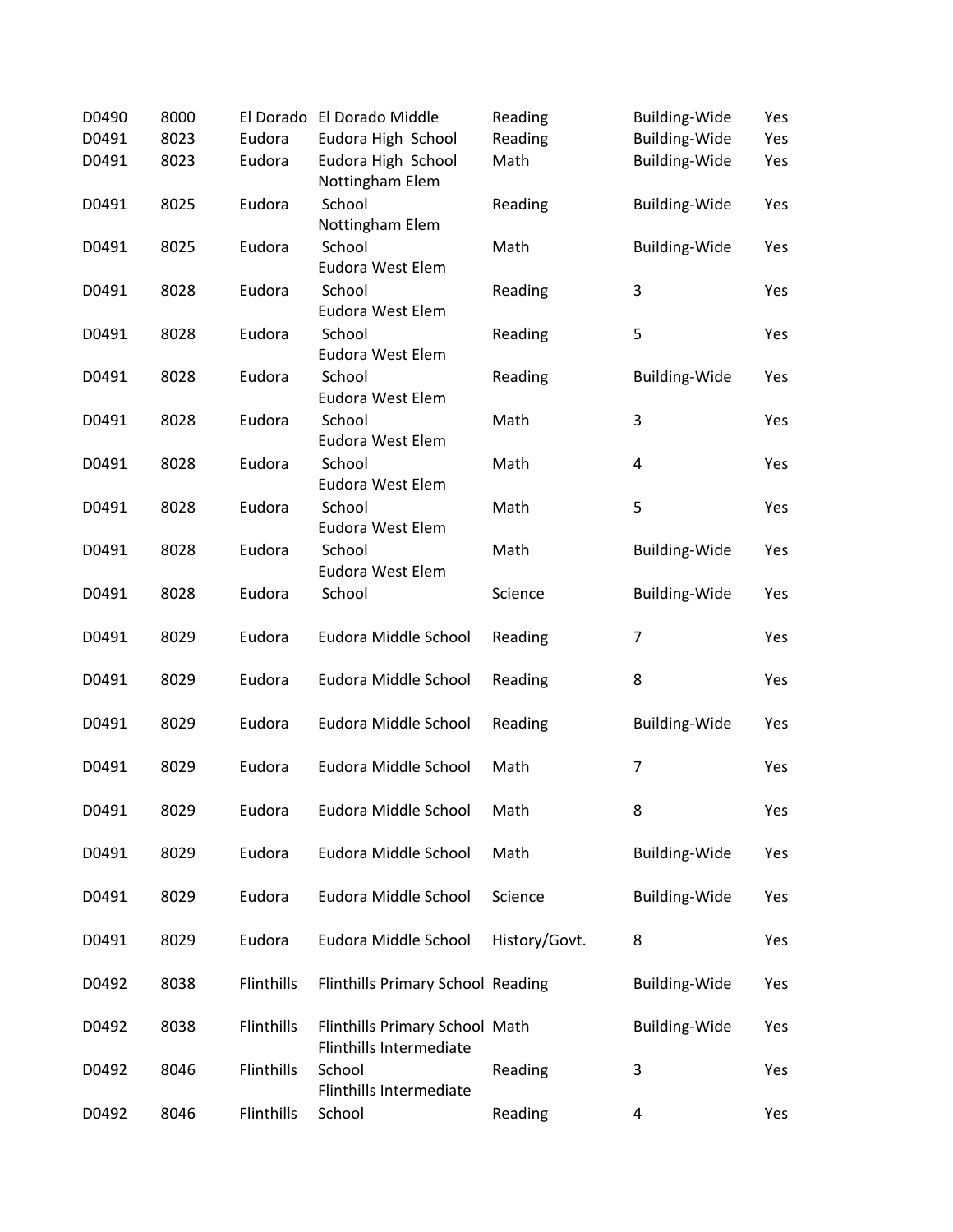| | | | | | | |
|---|---|---|---|---|---|---|
| D0490 | 8000 | El Dorado | El Dorado Middle | Reading | Building-Wide | Yes |
| D0491 | 8023 | Eudora | Eudora High School | Reading | Building-Wide | Yes |
| D0491 | 8023 | Eudora | Eudora High School | Math | Building-Wide | Yes |
| D0491 | 8025 | Eudora | Nottingham Elem School | Reading | Building-Wide | Yes |
| D0491 | 8025 | Eudora | Nottingham Elem School | Math | Building-Wide | Yes |
| D0491 | 8028 | Eudora | Eudora West Elem School | Reading | 3 | Yes |
| D0491 | 8028 | Eudora | Eudora West Elem School | Reading | 5 | Yes |
| D0491 | 8028 | Eudora | Eudora West Elem School | Reading | Building-Wide | Yes |
| D0491 | 8028 | Eudora | Eudora West Elem School | Math | 3 | Yes |
| D0491 | 8028 | Eudora | Eudora West Elem School | Math | 4 | Yes |
| D0491 | 8028 | Eudora | Eudora West Elem School | Math | 5 | Yes |
| D0491 | 8028 | Eudora | Eudora West Elem School | Math | Building-Wide | Yes |
| D0491 | 8028 | Eudora | Eudora West Elem School | Science | Building-Wide | Yes |
| D0491 | 8029 | Eudora | Eudora Middle School | Reading | 7 | Yes |
| D0491 | 8029 | Eudora | Eudora Middle School | Reading | 8 | Yes |
| D0491 | 8029 | Eudora | Eudora Middle School | Reading | Building-Wide | Yes |
| D0491 | 8029 | Eudora | Eudora Middle School | Math | 7 | Yes |
| D0491 | 8029 | Eudora | Eudora Middle School | Math | 8 | Yes |
| D0491 | 8029 | Eudora | Eudora Middle School | Math | Building-Wide | Yes |
| D0491 | 8029 | Eudora | Eudora Middle School | Science | Building-Wide | Yes |
| D0491 | 8029 | Eudora | Eudora Middle School | History/Govt. | 8 | Yes |
| D0492 | 8038 | Flinthills | Flinthills Primary School | Reading | Building-Wide | Yes |
| D0492 | 8038 | Flinthills | Flinthills Primary School | Math | Building-Wide | Yes |
| D0492 | 8046 | Flinthills | Flinthills Intermediate School | Reading | 3 | Yes |
| D0492 | 8046 | Flinthills | Flinthills Intermediate School | Reading | 4 | Yes |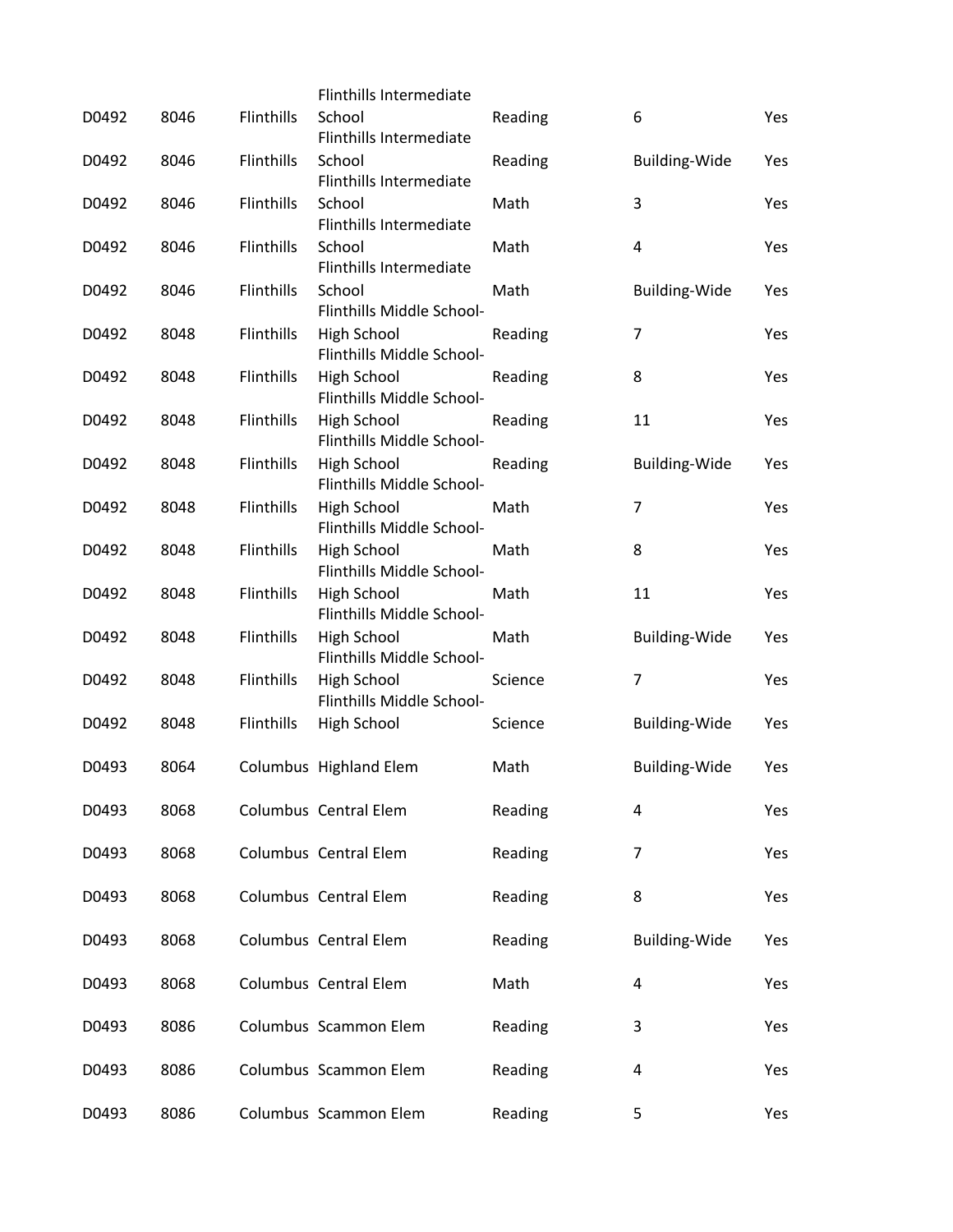| | | | | | | |
|---|---|---|---|---|---|---|
| D0492 | 8046 | Flinthills | Flinthills Intermediate School | Reading | 6 | Yes |
| D0492 | 8046 | Flinthills | Flinthills Intermediate School | Reading | Building-Wide | Yes |
| D0492 | 8046 | Flinthills | Flinthills Intermediate School | Math | 3 | Yes |
| D0492 | 8046 | Flinthills | Flinthills Intermediate School | Math | 4 | Yes |
| D0492 | 8046 | Flinthills | Flinthills Intermediate School | Math | Building-Wide | Yes |
| D0492 | 8048 | Flinthills | Flinthills Middle School-High School | Reading | 7 | Yes |
| D0492 | 8048 | Flinthills | Flinthills Middle School-High School | Reading | 8 | Yes |
| D0492 | 8048 | Flinthills | Flinthills Middle School-High School | Reading | 11 | Yes |
| D0492 | 8048 | Flinthills | Flinthills Middle School-High School | Reading | Building-Wide | Yes |
| D0492 | 8048 | Flinthills | Flinthills Middle School-High School | Math | 7 | Yes |
| D0492 | 8048 | Flinthills | Flinthills Middle School-High School | Math | 8 | Yes |
| D0492 | 8048 | Flinthills | Flinthills Middle School-High School | Math | 11 | Yes |
| D0492 | 8048 | Flinthills | Flinthills Middle School-High School | Math | Building-Wide | Yes |
| D0492 | 8048 | Flinthills | Flinthills Middle School-High School | Science | 7 | Yes |
| D0492 | 8048 | Flinthills | Flinthills Middle School-High School | Science | Building-Wide | Yes |
| D0493 | 8064 | Columbus | Highland Elem | Math | Building-Wide | Yes |
| D0493 | 8068 | Columbus | Central Elem | Reading | 4 | Yes |
| D0493 | 8068 | Columbus | Central Elem | Reading | 7 | Yes |
| D0493 | 8068 | Columbus | Central Elem | Reading | 8 | Yes |
| D0493 | 8068 | Columbus | Central Elem | Reading | Building-Wide | Yes |
| D0493 | 8068 | Columbus | Central Elem | Math | 4 | Yes |
| D0493 | 8086 | Columbus | Scammon Elem | Reading | 3 | Yes |
| D0493 | 8086 | Columbus | Scammon Elem | Reading | 4 | Yes |
| D0493 | 8086 | Columbus | Scammon Elem | Reading | 5 | Yes |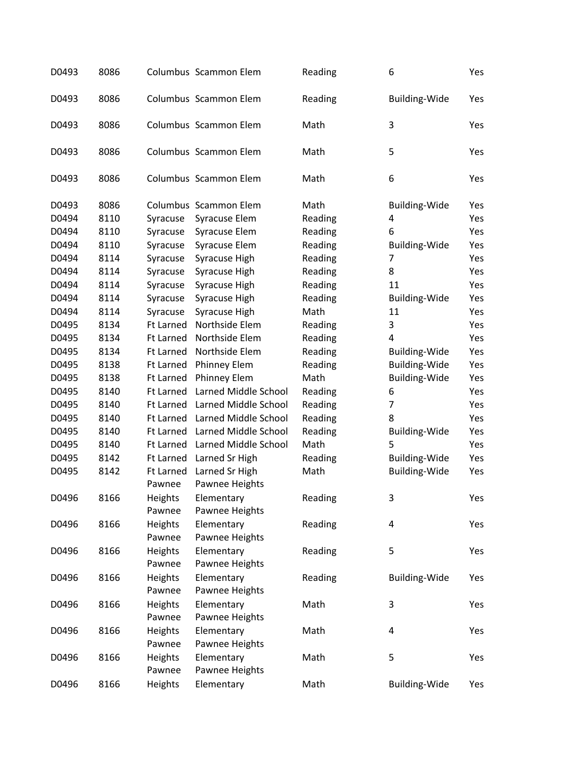| | | | | | | |
|---|---|---|---|---|---|---|
| D0493 | 8086 | Columbus | Scammon Elem | Reading | 6 | Yes |
| D0493 | 8086 | Columbus | Scammon Elem | Reading | Building-Wide | Yes |
| D0493 | 8086 | Columbus | Scammon Elem | Math | 3 | Yes |
| D0493 | 8086 | Columbus | Scammon Elem | Math | 5 | Yes |
| D0493 | 8086 | Columbus | Scammon Elem | Math | 6 | Yes |
| D0493 | 8086 | Columbus | Scammon Elem | Math | Building-Wide | Yes |
| D0494 | 8110 | Syracuse | Syracuse Elem | Reading | 4 | Yes |
| D0494 | 8110 | Syracuse | Syracuse Elem | Reading | 6 | Yes |
| D0494 | 8110 | Syracuse | Syracuse Elem | Reading | Building-Wide | Yes |
| D0494 | 8114 | Syracuse | Syracuse High | Reading | 7 | Yes |
| D0494 | 8114 | Syracuse | Syracuse High | Reading | 8 | Yes |
| D0494 | 8114 | Syracuse | Syracuse High | Reading | 11 | Yes |
| D0494 | 8114 | Syracuse | Syracuse High | Reading | Building-Wide | Yes |
| D0494 | 8114 | Syracuse | Syracuse High | Math | 11 | Yes |
| D0495 | 8134 | Ft Larned | Northside Elem | Reading | 3 | Yes |
| D0495 | 8134 | Ft Larned | Northside Elem | Reading | 4 | Yes |
| D0495 | 8134 | Ft Larned | Northside Elem | Reading | Building-Wide | Yes |
| D0495 | 8138 | Ft Larned | Phinney Elem | Reading | Building-Wide | Yes |
| D0495 | 8138 | Ft Larned | Phinney Elem | Math | Building-Wide | Yes |
| D0495 | 8140 | Ft Larned | Larned Middle School | Reading | 6 | Yes |
| D0495 | 8140 | Ft Larned | Larned Middle School | Reading | 7 | Yes |
| D0495 | 8140 | Ft Larned | Larned Middle School | Reading | 8 | Yes |
| D0495 | 8140 | Ft Larned | Larned Middle School | Reading | Building-Wide | Yes |
| D0495 | 8140 | Ft Larned | Larned Middle School | Math | 5 | Yes |
| D0495 | 8142 | Ft Larned | Larned Sr High | Reading | Building-Wide | Yes |
| D0495 | 8142 | Ft Larned | Larned Sr High | Math | Building-Wide | Yes |
| D0496 | 8166 | Pawnee Heights | Pawnee Heights Elementary | Reading | 3 | Yes |
| D0496 | 8166 | Pawnee Heights | Pawnee Heights Elementary | Reading | 4 | Yes |
| D0496 | 8166 | Pawnee Heights | Pawnee Heights Elementary | Reading | 5 | Yes |
| D0496 | 8166 | Pawnee Heights | Pawnee Heights Elementary | Reading | Building-Wide | Yes |
| D0496 | 8166 | Pawnee Heights | Pawnee Heights Elementary | Math | 3 | Yes |
| D0496 | 8166 | Pawnee Heights | Pawnee Heights Elementary | Math | 4 | Yes |
| D0496 | 8166 | Pawnee Heights | Pawnee Heights Elementary | Math | 5 | Yes |
| D0496 | 8166 | Pawnee Heights | Pawnee Heights Elementary | Math | Building-Wide | Yes |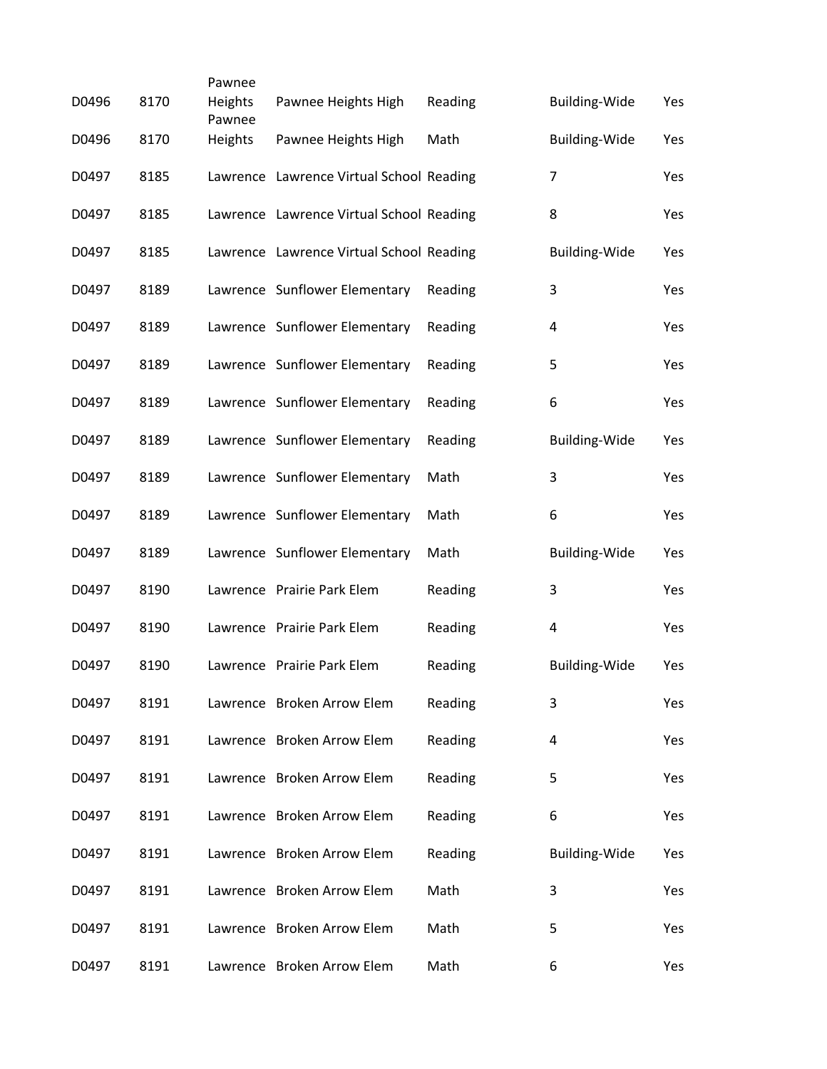| | | | | | | |
|---|---|---|---|---|---|---|
| D0496 | 8170 | Pawnee Heights | Pawnee Heights High | Reading | Building-Wide | Yes |
| D0496 | 8170 | Pawnee Heights | Pawnee Heights High | Math | Building-Wide | Yes |
| D0497 | 8185 | Lawrence | Lawrence Virtual School | Reading | 7 | Yes |
| D0497 | 8185 | Lawrence | Lawrence Virtual School | Reading | 8 | Yes |
| D0497 | 8185 | Lawrence | Lawrence Virtual School | Reading | Building-Wide | Yes |
| D0497 | 8189 | Lawrence | Sunflower Elementary | Reading | 3 | Yes |
| D0497 | 8189 | Lawrence | Sunflower Elementary | Reading | 4 | Yes |
| D0497 | 8189 | Lawrence | Sunflower Elementary | Reading | 5 | Yes |
| D0497 | 8189 | Lawrence | Sunflower Elementary | Reading | 6 | Yes |
| D0497 | 8189 | Lawrence | Sunflower Elementary | Reading | Building-Wide | Yes |
| D0497 | 8189 | Lawrence | Sunflower Elementary | Math | 3 | Yes |
| D0497 | 8189 | Lawrence | Sunflower Elementary | Math | 6 | Yes |
| D0497 | 8189 | Lawrence | Sunflower Elementary | Math | Building-Wide | Yes |
| D0497 | 8190 | Lawrence | Prairie Park Elem | Reading | 3 | Yes |
| D0497 | 8190 | Lawrence | Prairie Park Elem | Reading | 4 | Yes |
| D0497 | 8190 | Lawrence | Prairie Park Elem | Reading | Building-Wide | Yes |
| D0497 | 8191 | Lawrence | Broken Arrow Elem | Reading | 3 | Yes |
| D0497 | 8191 | Lawrence | Broken Arrow Elem | Reading | 4 | Yes |
| D0497 | 8191 | Lawrence | Broken Arrow Elem | Reading | 5 | Yes |
| D0497 | 8191 | Lawrence | Broken Arrow Elem | Reading | 6 | Yes |
| D0497 | 8191 | Lawrence | Broken Arrow Elem | Reading | Building-Wide | Yes |
| D0497 | 8191 | Lawrence | Broken Arrow Elem | Math | 3 | Yes |
| D0497 | 8191 | Lawrence | Broken Arrow Elem | Math | 5 | Yes |
| D0497 | 8191 | Lawrence | Broken Arrow Elem | Math | 6 | Yes |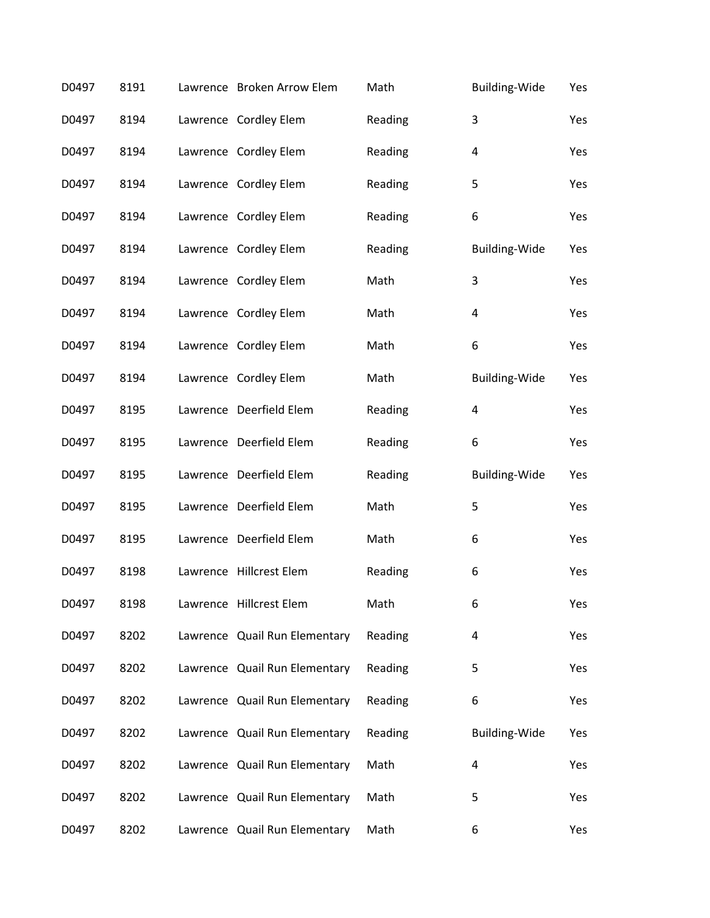| | | | | | | |
|---|---|---|---|---|---|---|
| D0497 | 8191 | Lawrence | Broken Arrow Elem | Math | Building-Wide | Yes |
| D0497 | 8194 | Lawrence | Cordley Elem | Reading | 3 | Yes |
| D0497 | 8194 | Lawrence | Cordley Elem | Reading | 4 | Yes |
| D0497 | 8194 | Lawrence | Cordley Elem | Reading | 5 | Yes |
| D0497 | 8194 | Lawrence | Cordley Elem | Reading | 6 | Yes |
| D0497 | 8194 | Lawrence | Cordley Elem | Reading | Building-Wide | Yes |
| D0497 | 8194 | Lawrence | Cordley Elem | Math | 3 | Yes |
| D0497 | 8194 | Lawrence | Cordley Elem | Math | 4 | Yes |
| D0497 | 8194 | Lawrence | Cordley Elem | Math | 6 | Yes |
| D0497 | 8194 | Lawrence | Cordley Elem | Math | Building-Wide | Yes |
| D0497 | 8195 | Lawrence | Deerfield Elem | Reading | 4 | Yes |
| D0497 | 8195 | Lawrence | Deerfield Elem | Reading | 6 | Yes |
| D0497 | 8195 | Lawrence | Deerfield Elem | Reading | Building-Wide | Yes |
| D0497 | 8195 | Lawrence | Deerfield Elem | Math | 5 | Yes |
| D0497 | 8195 | Lawrence | Deerfield Elem | Math | 6 | Yes |
| D0497 | 8198 | Lawrence | Hillcrest Elem | Reading | 6 | Yes |
| D0497 | 8198 | Lawrence | Hillcrest Elem | Math | 6 | Yes |
| D0497 | 8202 | Lawrence | Quail Run Elementary | Reading | 4 | Yes |
| D0497 | 8202 | Lawrence | Quail Run Elementary | Reading | 5 | Yes |
| D0497 | 8202 | Lawrence | Quail Run Elementary | Reading | 6 | Yes |
| D0497 | 8202 | Lawrence | Quail Run Elementary | Reading | Building-Wide | Yes |
| D0497 | 8202 | Lawrence | Quail Run Elementary | Math | 4 | Yes |
| D0497 | 8202 | Lawrence | Quail Run Elementary | Math | 5 | Yes |
| D0497 | 8202 | Lawrence | Quail Run Elementary | Math | 6 | Yes |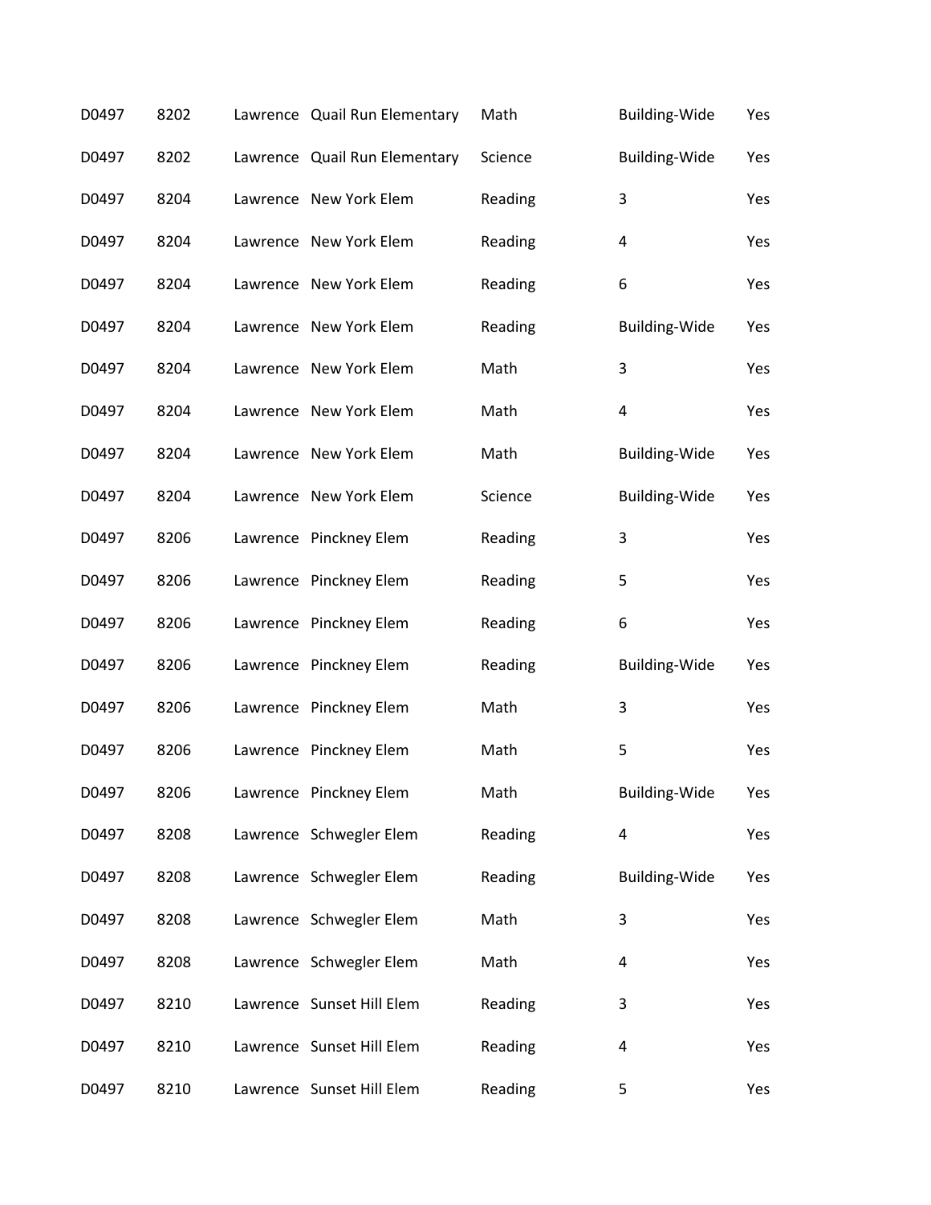| | | | | | | |
|---|---|---|---|---|---|---|
| D0497 | 8202 | Lawrence | Quail Run Elementary | Math | Building-Wide | Yes |
| D0497 | 8202 | Lawrence | Quail Run Elementary | Science | Building-Wide | Yes |
| D0497 | 8204 | Lawrence | New York Elem | Reading | 3 | Yes |
| D0497 | 8204 | Lawrence | New York Elem | Reading | 4 | Yes |
| D0497 | 8204 | Lawrence | New York Elem | Reading | 6 | Yes |
| D0497 | 8204 | Lawrence | New York Elem | Reading | Building-Wide | Yes |
| D0497 | 8204 | Lawrence | New York Elem | Math | 3 | Yes |
| D0497 | 8204 | Lawrence | New York Elem | Math | 4 | Yes |
| D0497 | 8204 | Lawrence | New York Elem | Math | Building-Wide | Yes |
| D0497 | 8204 | Lawrence | New York Elem | Science | Building-Wide | Yes |
| D0497 | 8206 | Lawrence | Pinckney Elem | Reading | 3 | Yes |
| D0497 | 8206 | Lawrence | Pinckney Elem | Reading | 5 | Yes |
| D0497 | 8206 | Lawrence | Pinckney Elem | Reading | 6 | Yes |
| D0497 | 8206 | Lawrence | Pinckney Elem | Reading | Building-Wide | Yes |
| D0497 | 8206 | Lawrence | Pinckney Elem | Math | 3 | Yes |
| D0497 | 8206 | Lawrence | Pinckney Elem | Math | 5 | Yes |
| D0497 | 8206 | Lawrence | Pinckney Elem | Math | Building-Wide | Yes |
| D0497 | 8208 | Lawrence | Schwegler Elem | Reading | 4 | Yes |
| D0497 | 8208 | Lawrence | Schwegler Elem | Reading | Building-Wide | Yes |
| D0497 | 8208 | Lawrence | Schwegler Elem | Math | 3 | Yes |
| D0497 | 8208 | Lawrence | Schwegler Elem | Math | 4 | Yes |
| D0497 | 8210 | Lawrence | Sunset Hill Elem | Reading | 3 | Yes |
| D0497 | 8210 | Lawrence | Sunset Hill Elem | Reading | 4 | Yes |
| D0497 | 8210 | Lawrence | Sunset Hill Elem | Reading | 5 | Yes |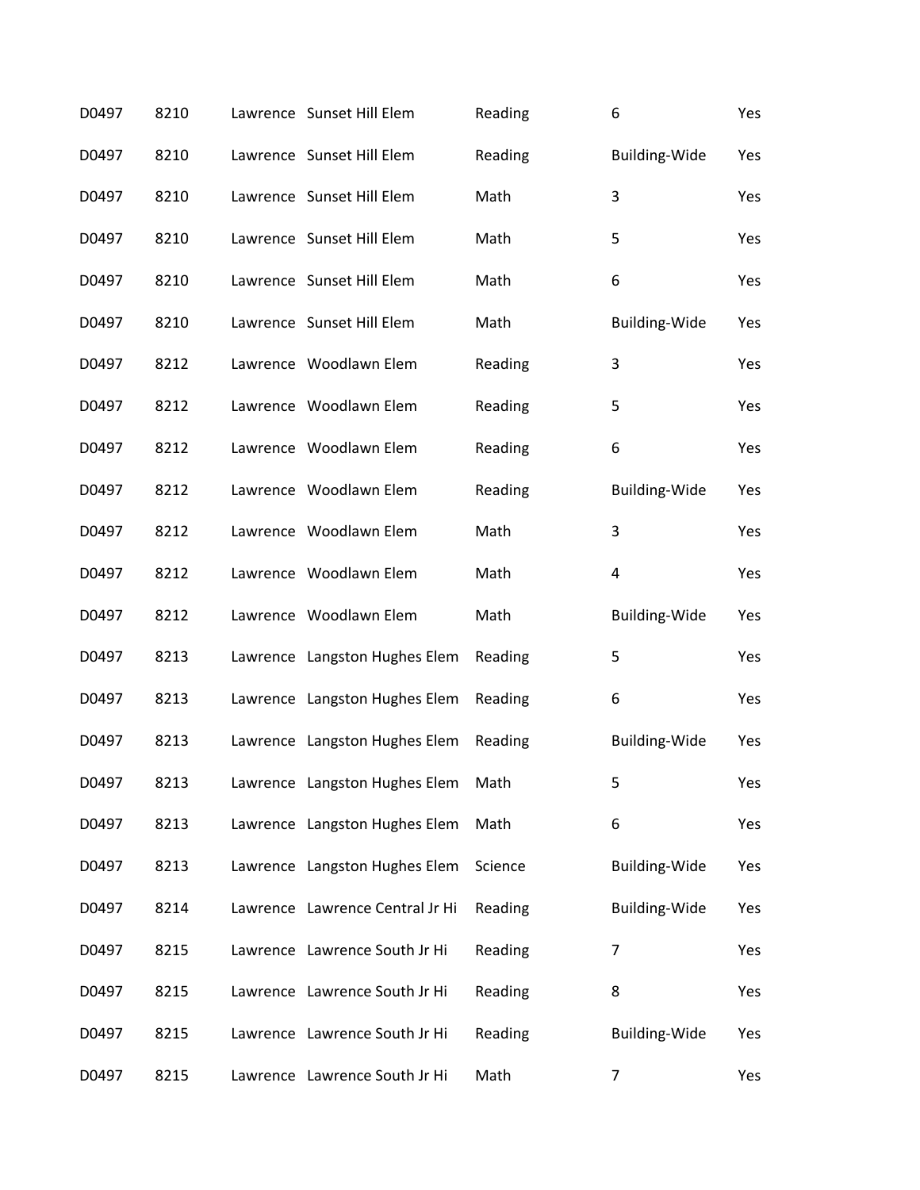| | | | | | | |
|---|---|---|---|---|---|---|
| D0497 | 8210 | Lawrence | Sunset Hill Elem | Reading | 6 | Yes |
| D0497 | 8210 | Lawrence | Sunset Hill Elem | Reading | Building-Wide | Yes |
| D0497 | 8210 | Lawrence | Sunset Hill Elem | Math | 3 | Yes |
| D0497 | 8210 | Lawrence | Sunset Hill Elem | Math | 5 | Yes |
| D0497 | 8210 | Lawrence | Sunset Hill Elem | Math | 6 | Yes |
| D0497 | 8210 | Lawrence | Sunset Hill Elem | Math | Building-Wide | Yes |
| D0497 | 8212 | Lawrence | Woodlawn Elem | Reading | 3 | Yes |
| D0497 | 8212 | Lawrence | Woodlawn Elem | Reading | 5 | Yes |
| D0497 | 8212 | Lawrence | Woodlawn Elem | Reading | 6 | Yes |
| D0497 | 8212 | Lawrence | Woodlawn Elem | Reading | Building-Wide | Yes |
| D0497 | 8212 | Lawrence | Woodlawn Elem | Math | 3 | Yes |
| D0497 | 8212 | Lawrence | Woodlawn Elem | Math | 4 | Yes |
| D0497 | 8212 | Lawrence | Woodlawn Elem | Math | Building-Wide | Yes |
| D0497 | 8213 | Lawrence | Langston Hughes Elem | Reading | 5 | Yes |
| D0497 | 8213 | Lawrence | Langston Hughes Elem | Reading | 6 | Yes |
| D0497 | 8213 | Lawrence | Langston Hughes Elem | Reading | Building-Wide | Yes |
| D0497 | 8213 | Lawrence | Langston Hughes Elem | Math | 5 | Yes |
| D0497 | 8213 | Lawrence | Langston Hughes Elem | Math | 6 | Yes |
| D0497 | 8213 | Lawrence | Langston Hughes Elem | Science | Building-Wide | Yes |
| D0497 | 8214 | Lawrence | Lawrence Central Jr Hi | Reading | Building-Wide | Yes |
| D0497 | 8215 | Lawrence | Lawrence South Jr Hi | Reading | 7 | Yes |
| D0497 | 8215 | Lawrence | Lawrence South Jr Hi | Reading | 8 | Yes |
| D0497 | 8215 | Lawrence | Lawrence South Jr Hi | Reading | Building-Wide | Yes |
| D0497 | 8215 | Lawrence | Lawrence South Jr Hi | Math | 7 | Yes |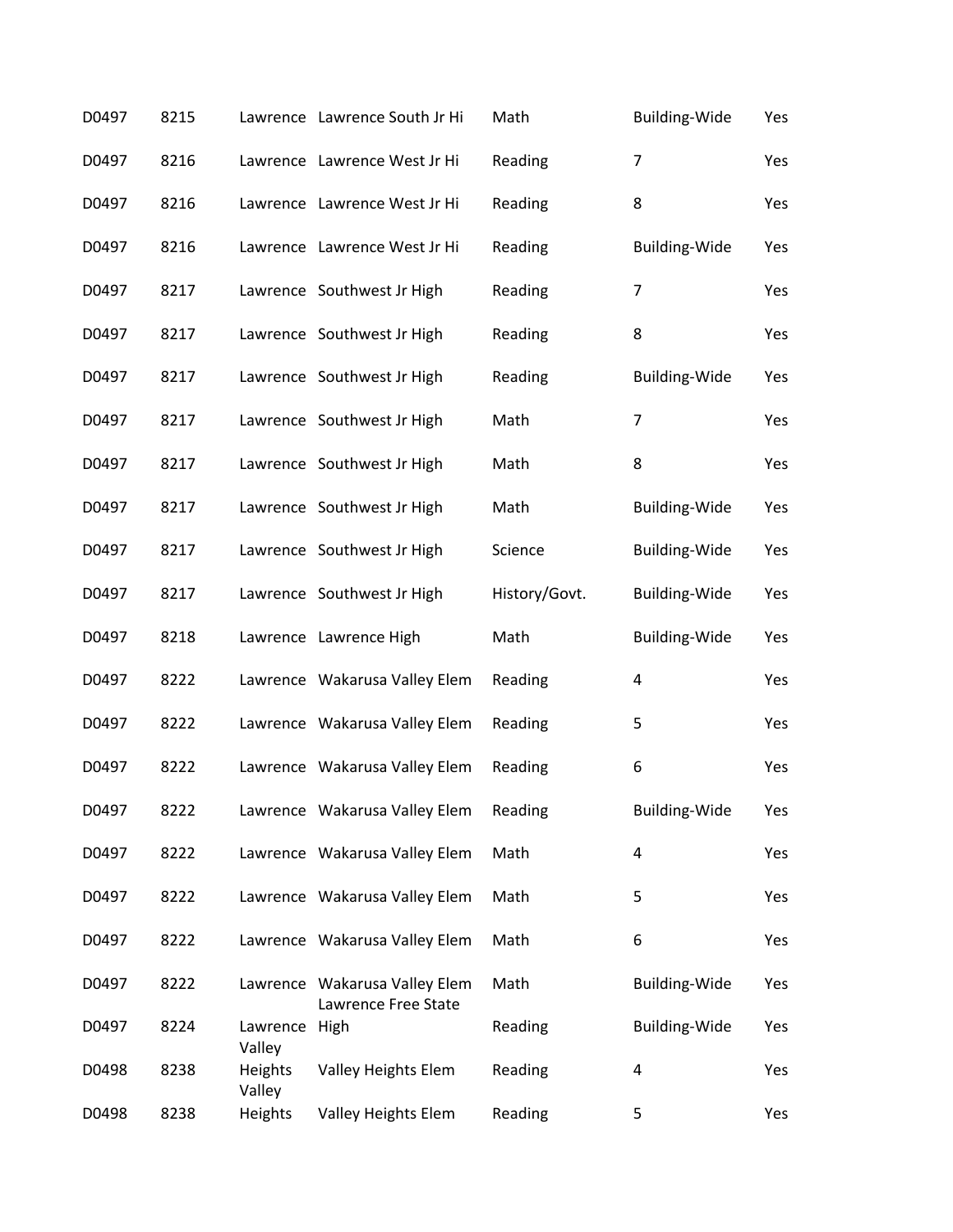| | | | | | | |
|---|---|---|---|---|---|---|
| D0497 | 8215 | Lawrence | Lawrence South Jr Hi | Math | Building-Wide | Yes |
| D0497 | 8216 | Lawrence | Lawrence West Jr Hi | Reading | 7 | Yes |
| D0497 | 8216 | Lawrence | Lawrence West Jr Hi | Reading | 8 | Yes |
| D0497 | 8216 | Lawrence | Lawrence West Jr Hi | Reading | Building-Wide | Yes |
| D0497 | 8217 | Lawrence | Southwest Jr High | Reading | 7 | Yes |
| D0497 | 8217 | Lawrence | Southwest Jr High | Reading | 8 | Yes |
| D0497 | 8217 | Lawrence | Southwest Jr High | Reading | Building-Wide | Yes |
| D0497 | 8217 | Lawrence | Southwest Jr High | Math | 7 | Yes |
| D0497 | 8217 | Lawrence | Southwest Jr High | Math | 8 | Yes |
| D0497 | 8217 | Lawrence | Southwest Jr High | Math | Building-Wide | Yes |
| D0497 | 8217 | Lawrence | Southwest Jr High | Science | Building-Wide | Yes |
| D0497 | 8217 | Lawrence | Southwest Jr High | History/Govt. | Building-Wide | Yes |
| D0497 | 8218 | Lawrence | Lawrence High | Math | Building-Wide | Yes |
| D0497 | 8222 | Lawrence | Wakarusa Valley Elem | Reading | 4 | Yes |
| D0497 | 8222 | Lawrence | Wakarusa Valley Elem | Reading | 5 | Yes |
| D0497 | 8222 | Lawrence | Wakarusa Valley Elem | Reading | 6 | Yes |
| D0497 | 8222 | Lawrence | Wakarusa Valley Elem | Reading | Building-Wide | Yes |
| D0497 | 8222 | Lawrence | Wakarusa Valley Elem | Math | 4 | Yes |
| D0497 | 8222 | Lawrence | Wakarusa Valley Elem | Math | 5 | Yes |
| D0497 | 8222 | Lawrence | Wakarusa Valley Elem | Math | 6 | Yes |
| D0497 | 8222 | Lawrence | Wakarusa Valley Elem | Math | Building-Wide | Yes |
| D0497 | 8224 | Lawrence | Lawrence Free State High | Reading | Building-Wide | Yes |
| D0498 | 8238 | Valley Heights | Valley Heights Elem | Reading | 4 | Yes |
| D0498 | 8238 | Valley Heights | Valley Heights Elem | Reading | 5 | Yes |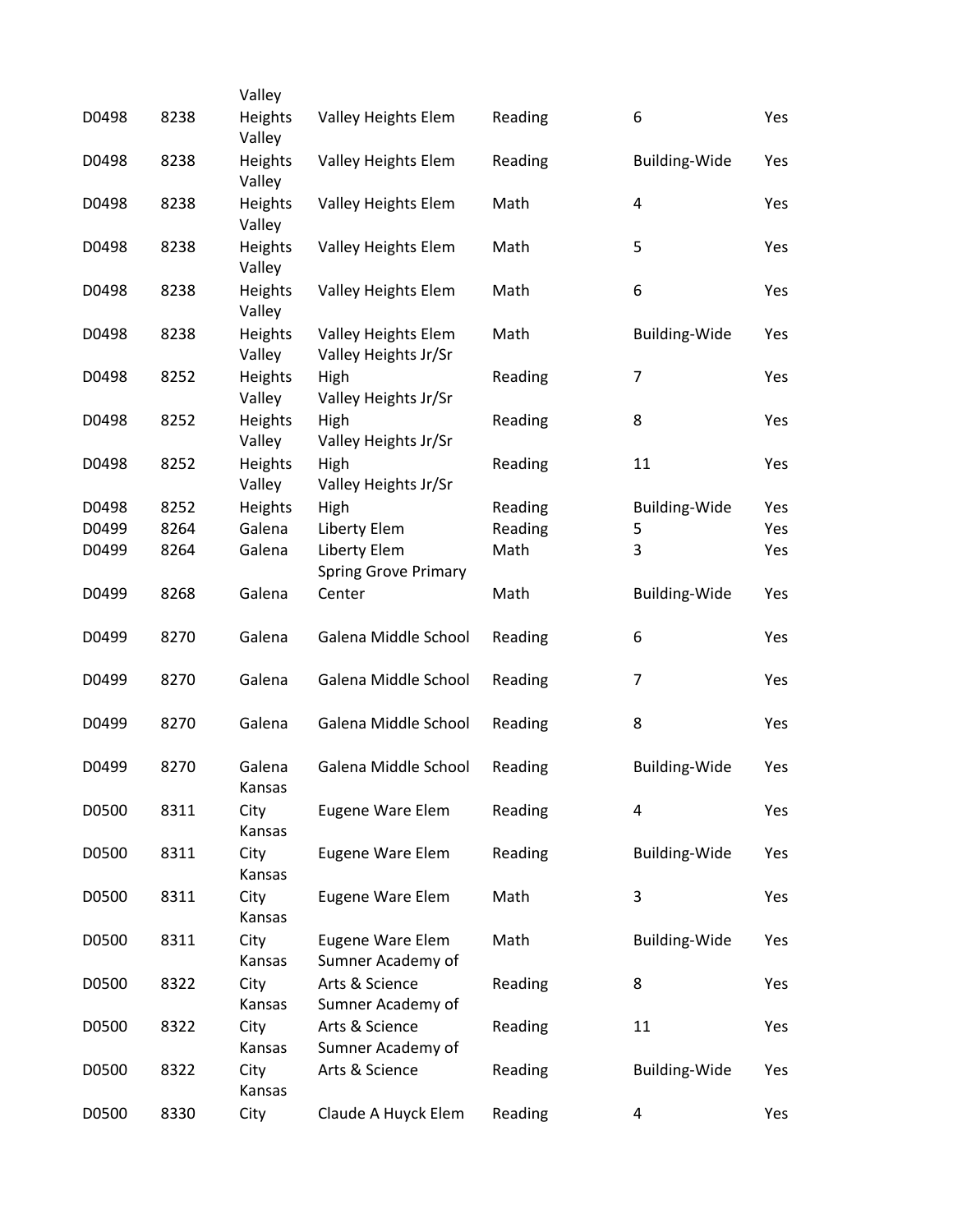| | | | | | | |
|---|---|---|---|---|---|---|
| D0498 | 8238 | Valley Heights | Valley Heights Elem | Reading | 6 | Yes |
| D0498 | 8238 | Valley Heights | Valley Heights Elem | Reading | Building-Wide | Yes |
| D0498 | 8238 | Valley Heights | Valley Heights Elem | Math | 4 | Yes |
| D0498 | 8238 | Valley Heights | Valley Heights Elem | Math | 5 | Yes |
| D0498 | 8238 | Valley Heights | Valley Heights Elem | Math | 6 | Yes |
| D0498 | 8238 | Valley Heights | Valley Heights Elem | Math | Building-Wide | Yes |
| D0498 | 8252 | Valley Heights | Valley Heights Jr/Sr High | Reading | 7 | Yes |
| D0498 | 8252 | Valley Heights | Valley Heights Jr/Sr High | Reading | 8 | Yes |
| D0498 | 8252 | Valley Heights | Valley Heights Jr/Sr High | Reading | 11 | Yes |
| D0498 | 8252 | Valley Heights | Valley Heights Jr/Sr High | Reading | Building-Wide | Yes |
| D0499 | 8264 | Galena | Liberty Elem | Reading | 5 | Yes |
| D0499 | 8264 | Galena | Liberty Elem | Math | 3 | Yes |
| D0499 | 8268 | Galena | Spring Grove Primary Center | Math | Building-Wide | Yes |
| D0499 | 8270 | Galena | Galena Middle School | Reading | 6 | Yes |
| D0499 | 8270 | Galena | Galena Middle School | Reading | 7 | Yes |
| D0499 | 8270 | Galena | Galena Middle School | Reading | 8 | Yes |
| D0499 | 8270 | Galena | Galena Middle School | Reading | Building-Wide | Yes |
| D0500 | 8311 | Kansas City | Eugene Ware Elem | Reading | 4 | Yes |
| D0500 | 8311 | Kansas City | Eugene Ware Elem | Reading | Building-Wide | Yes |
| D0500 | 8311 | Kansas City | Eugene Ware Elem | Math | 3 | Yes |
| D0500 | 8311 | Kansas City | Eugene Ware Elem | Math | Building-Wide | Yes |
| D0500 | 8322 | Kansas City | Sumner Academy of Arts & Science | Reading | 8 | Yes |
| D0500 | 8322 | Kansas City | Sumner Academy of Arts & Science | Reading | 11 | Yes |
| D0500 | 8322 | Kansas City | Sumner Academy of Arts & Science | Reading | Building-Wide | Yes |
| D0500 | 8330 | Kansas City | Claude A Huyck Elem | Reading | 4 | Yes |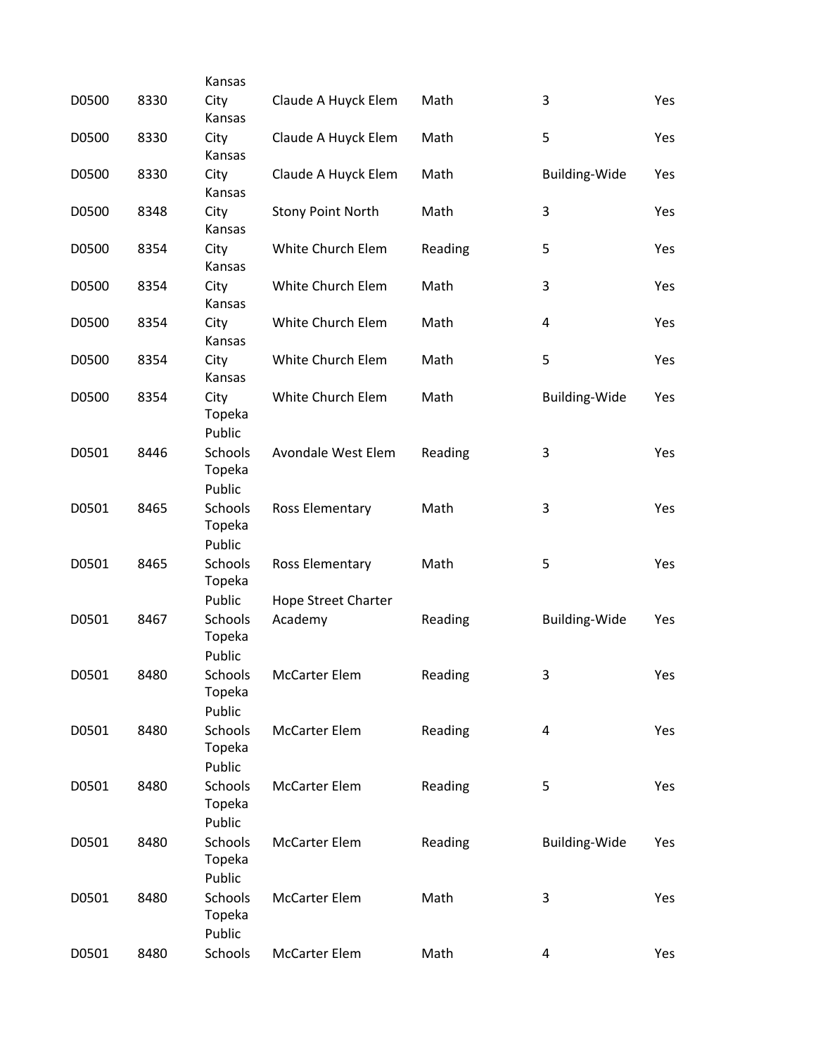| | | | | | | |
|---|---|---|---|---|---|---|
| D0500 | 8330 | Kansas City | Claude A Huyck Elem | Math | 3 | Yes |
| D0500 | 8330 | Kansas City | Claude A Huyck Elem | Math | 5 | Yes |
| D0500 | 8330 | Kansas City | Claude A Huyck Elem | Math | Building-Wide | Yes |
| D0500 | 8348 | Kansas City | Stony Point North | Math | 3 | Yes |
| D0500 | 8354 | Kansas City | White Church Elem | Reading | 5 | Yes |
| D0500 | 8354 | Kansas City | White Church Elem | Math | 3 | Yes |
| D0500 | 8354 | Kansas City | White Church Elem | Math | 4 | Yes |
| D0500 | 8354 | Kansas City | White Church Elem | Math | 5 | Yes |
| D0500 | 8354 | Kansas City | White Church Elem | Math | Building-Wide | Yes |
| D0501 | 8446 | Topeka Public Schools | Avondale West Elem | Reading | 3 | Yes |
| D0501 | 8465 | Topeka Public Schools | Ross Elementary | Math | 3 | Yes |
| D0501 | 8465 | Topeka Public Schools | Ross Elementary | Math | 5 | Yes |
| D0501 | 8467 | Topeka Public Schools | Hope Street Charter Academy | Reading | Building-Wide | Yes |
| D0501 | 8480 | Topeka Public Schools | McCarter Elem | Reading | 3 | Yes |
| D0501 | 8480 | Topeka Public Schools | McCarter Elem | Reading | 4 | Yes |
| D0501 | 8480 | Topeka Public Schools | McCarter Elem | Reading | 5 | Yes |
| D0501 | 8480 | Topeka Public Schools | McCarter Elem | Reading | Building-Wide | Yes |
| D0501 | 8480 | Topeka Public Schools | McCarter Elem | Math | 3 | Yes |
| D0501 | 8480 | Topeka Public Schools | McCarter Elem | Math | 4 | Yes |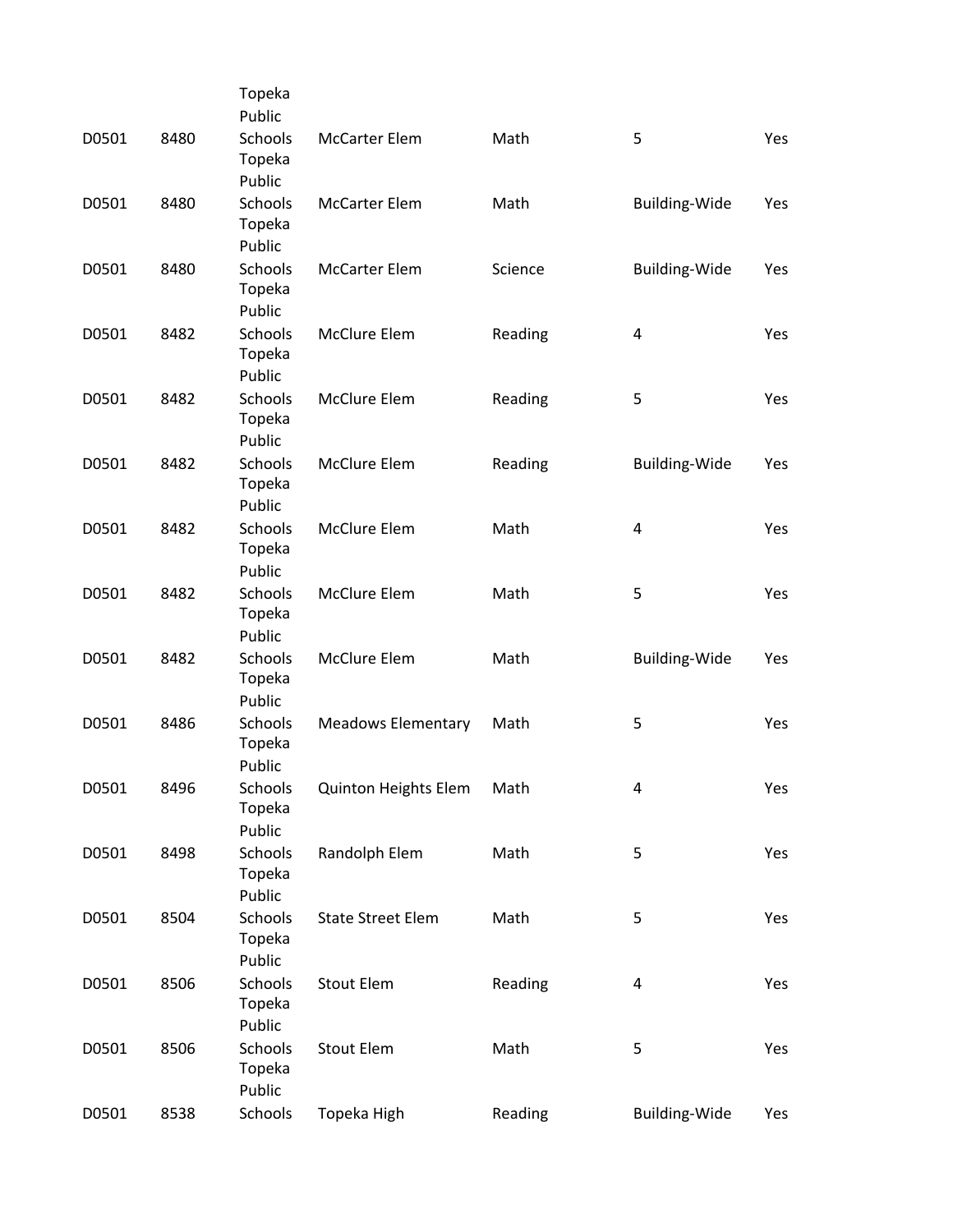| | | | | | | |
|---|---|---|---|---|---|---|
| D0501 | 8480 | Topeka Public Schools | McCarter Elem | Math | 5 | Yes |
| D0501 | 8480 | Topeka Public Schools | McCarter Elem | Math | Building-Wide | Yes |
| D0501 | 8480 | Topeka Public Schools | McCarter Elem | Science | Building-Wide | Yes |
| D0501 | 8482 | Topeka Public Schools | McClure Elem | Reading | 4 | Yes |
| D0501 | 8482 | Topeka Public Schools | McClure Elem | Reading | 5 | Yes |
| D0501 | 8482 | Topeka Public Schools | McClure Elem | Reading | Building-Wide | Yes |
| D0501 | 8482 | Topeka Public Schools | McClure Elem | Math | 4 | Yes |
| D0501 | 8482 | Topeka Public Schools | McClure Elem | Math | 5 | Yes |
| D0501 | 8482 | Topeka Public Schools | McClure Elem | Math | Building-Wide | Yes |
| D0501 | 8486 | Topeka Public Schools | Meadows Elementary | Math | 5 | Yes |
| D0501 | 8496 | Topeka Public Schools | Quinton Heights Elem | Math | 4 | Yes |
| D0501 | 8498 | Topeka Public Schools | Randolph Elem | Math | 5 | Yes |
| D0501 | 8504 | Topeka Public Schools | State Street Elem | Math | 5 | Yes |
| D0501 | 8506 | Topeka Public Schools | Stout Elem | Reading | 4 | Yes |
| D0501 | 8506 | Topeka Public Schools | Stout Elem | Math | 5 | Yes |
| D0501 | 8538 | Topeka Public Schools | Topeka High | Reading | Building-Wide | Yes |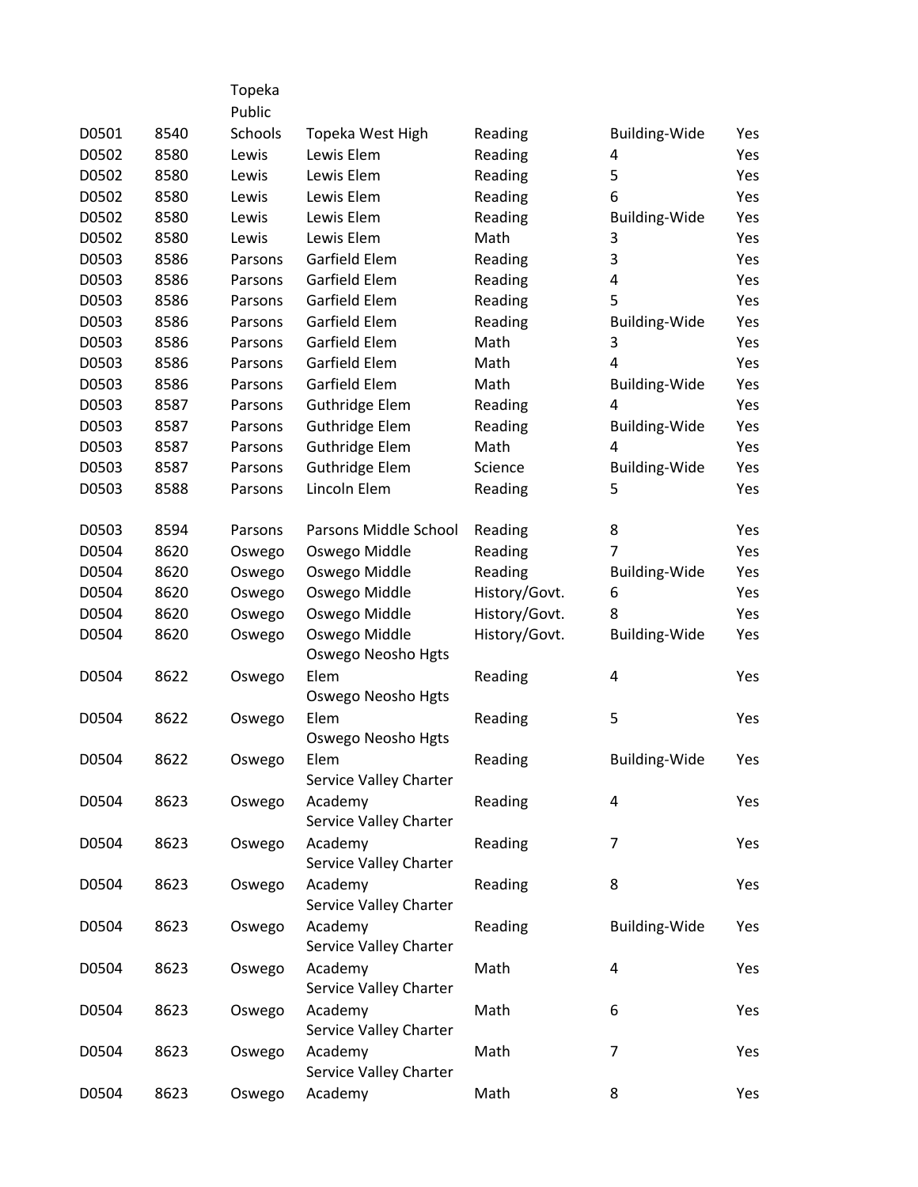| | | | | | | |
|---|---|---|---|---|---|---|
| D0501 | 8540 | Topeka Public Schools | Topeka West High | Reading | Building-Wide | Yes |
| D0502 | 8580 | Lewis | Lewis Elem | Reading | 4 | Yes |
| D0502 | 8580 | Lewis | Lewis Elem | Reading | 5 | Yes |
| D0502 | 8580 | Lewis | Lewis Elem | Reading | 6 | Yes |
| D0502 | 8580 | Lewis | Lewis Elem | Reading | Building-Wide | Yes |
| D0502 | 8580 | Lewis | Lewis Elem | Math | 3 | Yes |
| D0503 | 8586 | Parsons | Garfield Elem | Reading | 3 | Yes |
| D0503 | 8586 | Parsons | Garfield Elem | Reading | 4 | Yes |
| D0503 | 8586 | Parsons | Garfield Elem | Reading | 5 | Yes |
| D0503 | 8586 | Parsons | Garfield Elem | Reading | Building-Wide | Yes |
| D0503 | 8586 | Parsons | Garfield Elem | Math | 3 | Yes |
| D0503 | 8586 | Parsons | Garfield Elem | Math | 4 | Yes |
| D0503 | 8586 | Parsons | Garfield Elem | Math | Building-Wide | Yes |
| D0503 | 8587 | Parsons | Guthridge Elem | Reading | 4 | Yes |
| D0503 | 8587 | Parsons | Guthridge Elem | Reading | Building-Wide | Yes |
| D0503 | 8587 | Parsons | Guthridge Elem | Math | 4 | Yes |
| D0503 | 8587 | Parsons | Guthridge Elem | Science | Building-Wide | Yes |
| D0503 | 8588 | Parsons | Lincoln Elem | Reading | 5 | Yes |
| D0503 | 8594 | Parsons | Parsons Middle School | Reading | 8 | Yes |
| D0504 | 8620 | Oswego | Oswego Middle | Reading | 7 | Yes |
| D0504 | 8620 | Oswego | Oswego Middle | Reading | Building-Wide | Yes |
| D0504 | 8620 | Oswego | Oswego Middle | History/Govt. | 6 | Yes |
| D0504 | 8620 | Oswego | Oswego Middle | History/Govt. | 8 | Yes |
| D0504 | 8620 | Oswego | Oswego Middle | History/Govt. | Building-Wide | Yes |
| D0504 | 8622 | Oswego | Oswego Neosho Hgts Elem | Reading | 4 | Yes |
| D0504 | 8622 | Oswego | Oswego Neosho Hgts Elem | Reading | 5 | Yes |
| D0504 | 8622 | Oswego | Oswego Neosho Hgts Elem | Reading | Building-Wide | Yes |
| D0504 | 8623 | Oswego | Service Valley Charter Academy | Reading | 4 | Yes |
| D0504 | 8623 | Oswego | Service Valley Charter Academy | Reading | 7 | Yes |
| D0504 | 8623 | Oswego | Service Valley Charter Academy | Reading | 8 | Yes |
| D0504 | 8623 | Oswego | Service Valley Charter Academy | Reading | Building-Wide | Yes |
| D0504 | 8623 | Oswego | Service Valley Charter Academy | Math | 4 | Yes |
| D0504 | 8623 | Oswego | Service Valley Charter Academy | Math | 6 | Yes |
| D0504 | 8623 | Oswego | Service Valley Charter Academy | Math | 7 | Yes |
| D0504 | 8623 | Oswego | Service Valley Charter Academy | Math | 8 | Yes |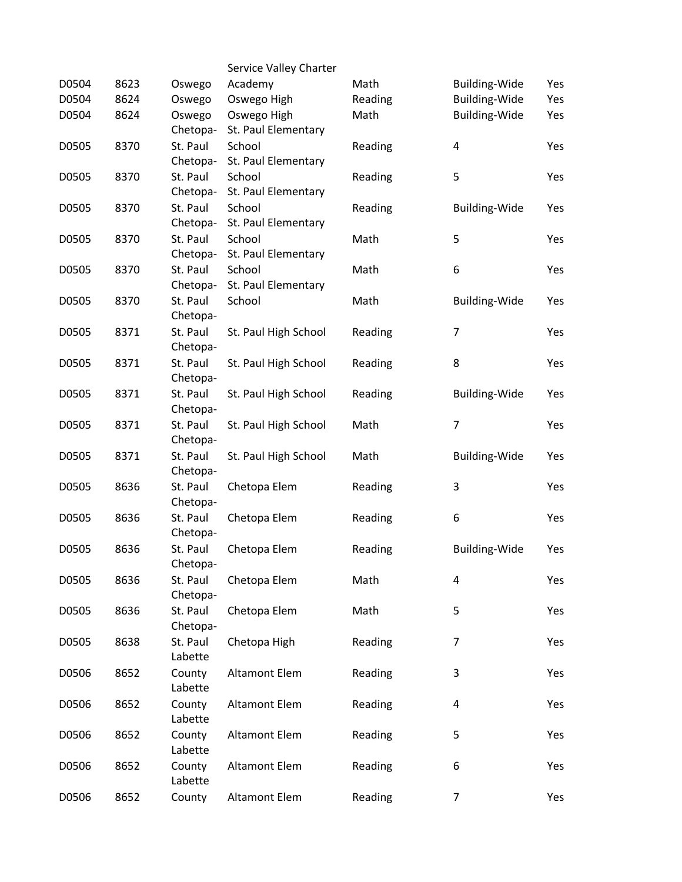| | | | | | | |
|---|---|---|---|---|---|---|
| D0504 | 8623 | Oswego | Service Valley Charter Academy | Math | Building-Wide | Yes |
| D0504 | 8624 | Oswego | Oswego High | Reading | Building-Wide | Yes |
| D0504 | 8624 | Oswego | Oswego High | Math | Building-Wide | Yes |
| D0505 | 8370 | Chetopa-St. Paul | St. Paul Elementary School | Reading | 4 | Yes |
| D0505 | 8370 | Chetopa-St. Paul | St. Paul Elementary School | Reading | 5 | Yes |
| D0505 | 8370 | Chetopa-St. Paul | St. Paul Elementary School | Reading | Building-Wide | Yes |
| D0505 | 8370 | Chetopa-St. Paul | St. Paul Elementary School | Math | 5 | Yes |
| D0505 | 8370 | Chetopa-St. Paul | St. Paul Elementary School | Math | 6 | Yes |
| D0505 | 8370 | Chetopa-St. Paul | St. Paul Elementary School | Math | Building-Wide | Yes |
| D0505 | 8371 | Chetopa-St. Paul | St. Paul High School | Reading | 7 | Yes |
| D0505 | 8371 | Chetopa-St. Paul | St. Paul High School | Reading | 8 | Yes |
| D0505 | 8371 | Chetopa-St. Paul | St. Paul High School | Reading | Building-Wide | Yes |
| D0505 | 8371 | Chetopa-St. Paul | St. Paul High School | Math | 7 | Yes |
| D0505 | 8371 | Chetopa-St. Paul | St. Paul High School | Math | Building-Wide | Yes |
| D0505 | 8636 | Chetopa-St. Paul | Chetopa Elem | Reading | 3 | Yes |
| D0505 | 8636 | Chetopa-St. Paul | Chetopa Elem | Reading | 6 | Yes |
| D0505 | 8636 | Chetopa-St. Paul | Chetopa Elem | Reading | Building-Wide | Yes |
| D0505 | 8636 | Chetopa-St. Paul | Chetopa Elem | Math | 4 | Yes |
| D0505 | 8636 | Chetopa-St. Paul | Chetopa Elem | Math | 5 | Yes |
| D0505 | 8638 | Chetopa-St. Paul | Chetopa High | Reading | 7 | Yes |
| D0506 | 8652 | Labette County | Altamont Elem | Reading | 3 | Yes |
| D0506 | 8652 | Labette County | Altamont Elem | Reading | 4 | Yes |
| D0506 | 8652 | Labette County | Altamont Elem | Reading | 5 | Yes |
| D0506 | 8652 | Labette County | Altamont Elem | Reading | 6 | Yes |
| D0506 | 8652 | Labette County | Altamont Elem | Reading | 7 | Yes |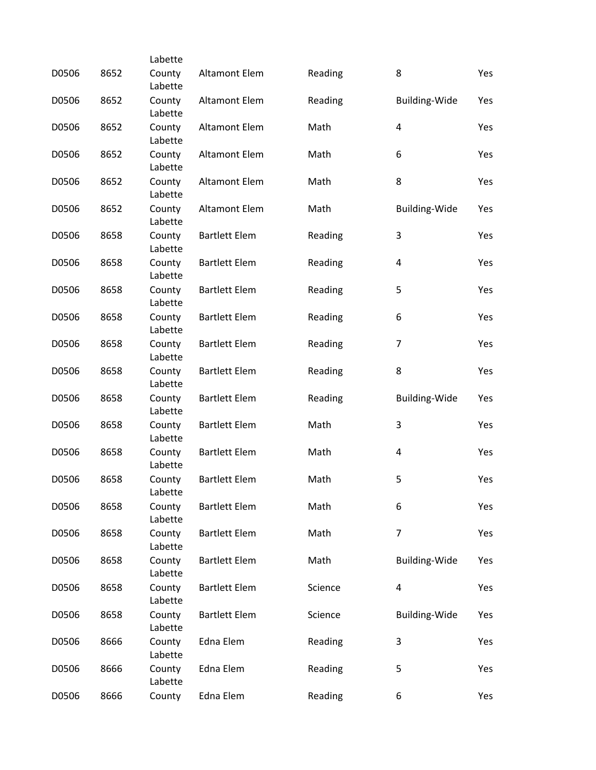| | | | | | | |
|---|---|---|---|---|---|---|
| D0506 | 8652 | Labette County | Altamont Elem | Reading | 8 | Yes |
| D0506 | 8652 | Labette County | Altamont Elem | Reading | Building-Wide | Yes |
| D0506 | 8652 | Labette County | Altamont Elem | Math | 4 | Yes |
| D0506 | 8652 | Labette County | Altamont Elem | Math | 6 | Yes |
| D0506 | 8652 | Labette County | Altamont Elem | Math | 8 | Yes |
| D0506 | 8652 | Labette County | Altamont Elem | Math | Building-Wide | Yes |
| D0506 | 8658 | Labette County | Bartlett Elem | Reading | 3 | Yes |
| D0506 | 8658 | Labette County | Bartlett Elem | Reading | 4 | Yes |
| D0506 | 8658 | Labette County | Bartlett Elem | Reading | 5 | Yes |
| D0506 | 8658 | Labette County | Bartlett Elem | Reading | 6 | Yes |
| D0506 | 8658 | Labette County | Bartlett Elem | Reading | 7 | Yes |
| D0506 | 8658 | Labette County | Bartlett Elem | Reading | 8 | Yes |
| D0506 | 8658 | Labette County | Bartlett Elem | Reading | Building-Wide | Yes |
| D0506 | 8658 | Labette County | Bartlett Elem | Math | 3 | Yes |
| D0506 | 8658 | Labette County | Bartlett Elem | Math | 4 | Yes |
| D0506 | 8658 | Labette County | Bartlett Elem | Math | 5 | Yes |
| D0506 | 8658 | Labette County | Bartlett Elem | Math | 6 | Yes |
| D0506 | 8658 | Labette County | Bartlett Elem | Math | 7 | Yes |
| D0506 | 8658 | Labette County | Bartlett Elem | Math | Building-Wide | Yes |
| D0506 | 8658 | Labette County | Bartlett Elem | Science | 4 | Yes |
| D0506 | 8658 | Labette County | Bartlett Elem | Science | Building-Wide | Yes |
| D0506 | 8666 | Labette County | Edna Elem | Reading | 3 | Yes |
| D0506 | 8666 | Labette County | Edna Elem | Reading | 5 | Yes |
| D0506 | 8666 | Labette County | Edna Elem | Reading | 6 | Yes |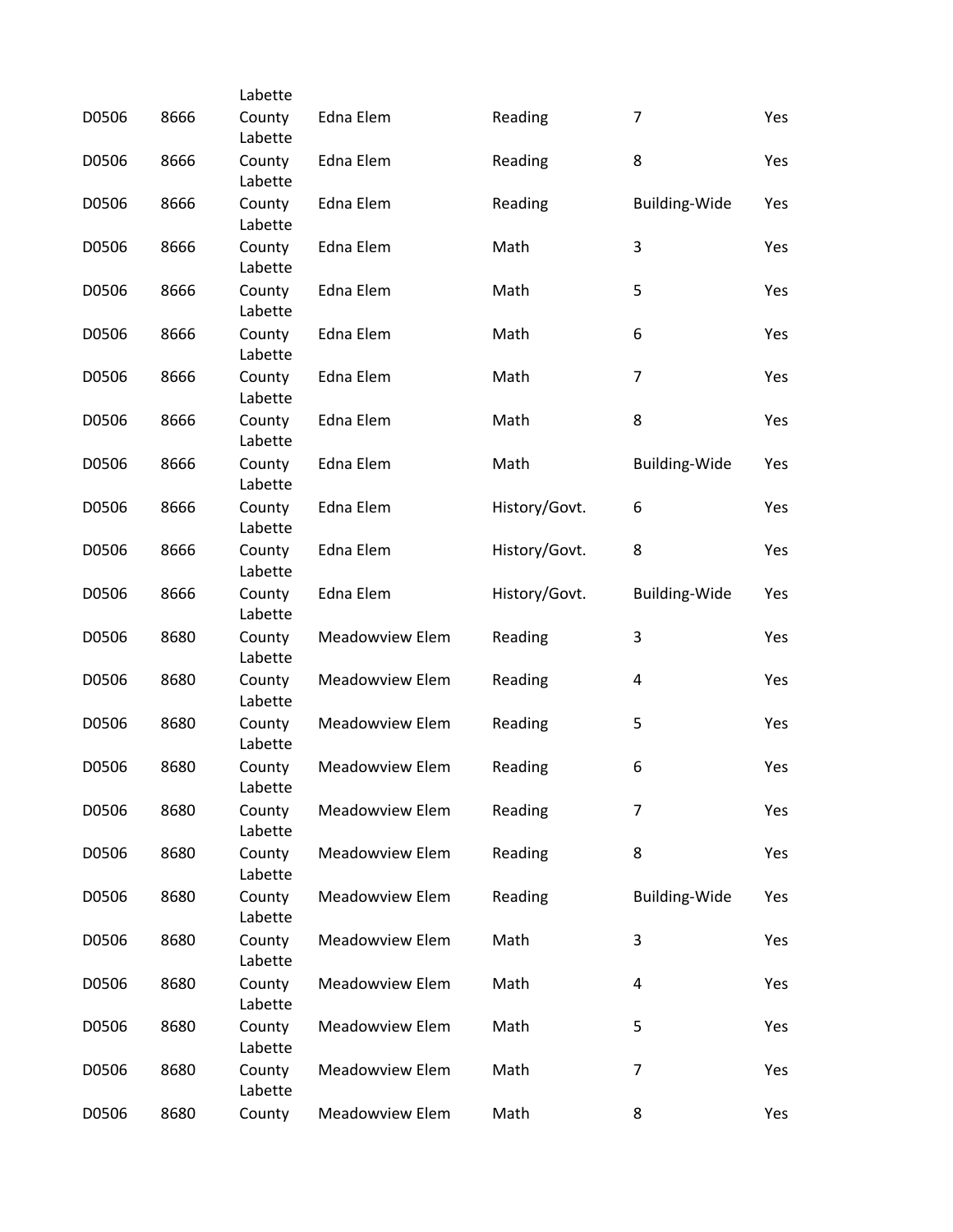| | | | | | | |
|---|---|---|---|---|---|---|
| D0506 | 8666 | Labette County | Edna Elem | Reading | 7 | Yes |
| D0506 | 8666 | Labette County | Edna Elem | Reading | 8 | Yes |
| D0506 | 8666 | Labette County | Edna Elem | Reading | Building-Wide | Yes |
| D0506 | 8666 | Labette County | Edna Elem | Math | 3 | Yes |
| D0506 | 8666 | Labette County | Edna Elem | Math | 5 | Yes |
| D0506 | 8666 | Labette County | Edna Elem | Math | 6 | Yes |
| D0506 | 8666 | Labette County | Edna Elem | Math | 7 | Yes |
| D0506 | 8666 | Labette County | Edna Elem | Math | 8 | Yes |
| D0506 | 8666 | Labette County | Edna Elem | Math | Building-Wide | Yes |
| D0506 | 8666 | Labette County | Edna Elem | History/Govt. | 6 | Yes |
| D0506 | 8666 | Labette County | Edna Elem | History/Govt. | 8 | Yes |
| D0506 | 8666 | Labette County | Edna Elem | History/Govt. | Building-Wide | Yes |
| D0506 | 8680 | Labette County | Meadowview Elem | Reading | 3 | Yes |
| D0506 | 8680 | Labette County | Meadowview Elem | Reading | 4 | Yes |
| D0506 | 8680 | Labette County | Meadowview Elem | Reading | 5 | Yes |
| D0506 | 8680 | Labette County | Meadowview Elem | Reading | 6 | Yes |
| D0506 | 8680 | Labette County | Meadowview Elem | Reading | 7 | Yes |
| D0506 | 8680 | Labette County | Meadowview Elem | Reading | 8 | Yes |
| D0506 | 8680 | Labette County | Meadowview Elem | Reading | Building-Wide | Yes |
| D0506 | 8680 | Labette County | Meadowview Elem | Math | 3 | Yes |
| D0506 | 8680 | Labette County | Meadowview Elem | Math | 4 | Yes |
| D0506 | 8680 | Labette County | Meadowview Elem | Math | 5 | Yes |
| D0506 | 8680 | Labette County | Meadowview Elem | Math | 7 | Yes |
| D0506 | 8680 | Labette County | Meadowview Elem | Math | 8 | Yes |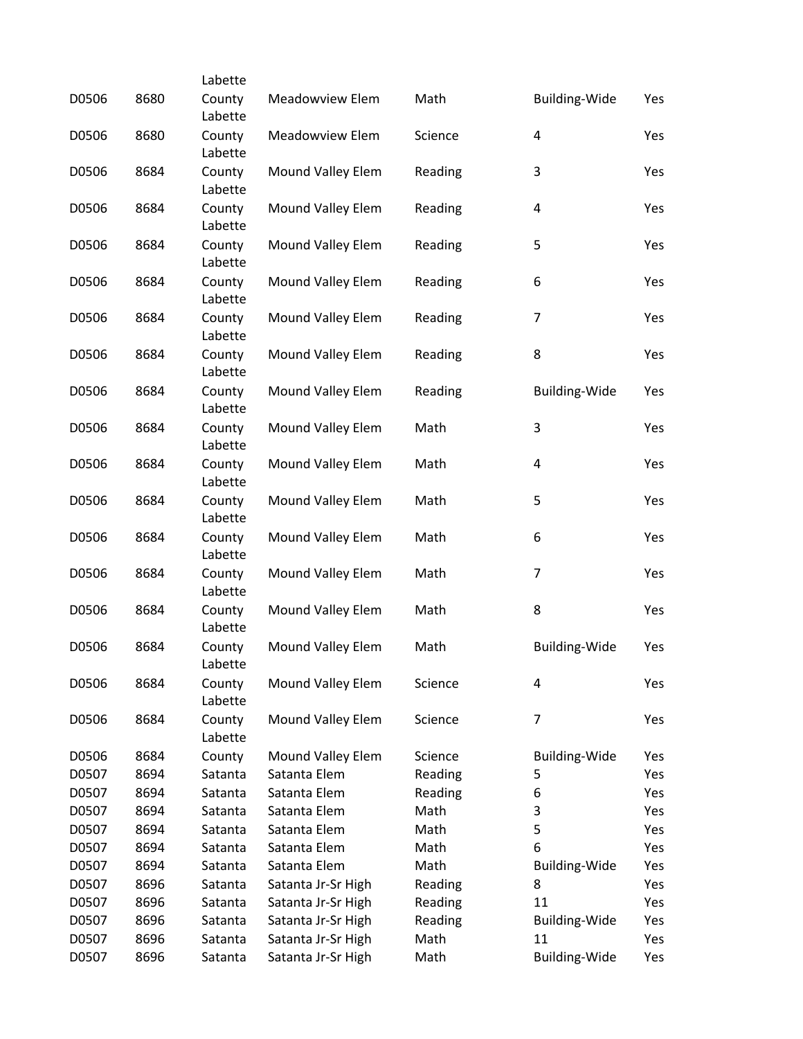| | | | | | | |
|---|---|---|---|---|---|---|
| D0506 | 8680 | Labette County | Meadowview Elem | Math | Building-Wide | Yes |
| D0506 | 8680 | Labette County | Meadowview Elem | Science | 4 | Yes |
| D0506 | 8684 | Labette County | Mound Valley Elem | Reading | 3 | Yes |
| D0506 | 8684 | Labette County | Mound Valley Elem | Reading | 4 | Yes |
| D0506 | 8684 | Labette County | Mound Valley Elem | Reading | 5 | Yes |
| D0506 | 8684 | Labette County | Mound Valley Elem | Reading | 6 | Yes |
| D0506 | 8684 | Labette County | Mound Valley Elem | Reading | 7 | Yes |
| D0506 | 8684 | Labette County | Mound Valley Elem | Reading | 8 | Yes |
| D0506 | 8684 | Labette County | Mound Valley Elem | Reading | Building-Wide | Yes |
| D0506 | 8684 | Labette County | Mound Valley Elem | Math | 3 | Yes |
| D0506 | 8684 | Labette County | Mound Valley Elem | Math | 4 | Yes |
| D0506 | 8684 | Labette County | Mound Valley Elem | Math | 5 | Yes |
| D0506 | 8684 | Labette County | Mound Valley Elem | Math | 6 | Yes |
| D0506 | 8684 | Labette County | Mound Valley Elem | Math | 7 | Yes |
| D0506 | 8684 | Labette County | Mound Valley Elem | Math | 8 | Yes |
| D0506 | 8684 | Labette County | Mound Valley Elem | Math | Building-Wide | Yes |
| D0506 | 8684 | Labette County | Mound Valley Elem | Science | 4 | Yes |
| D0506 | 8684 | Labette County | Mound Valley Elem | Science | 7 | Yes |
| D0506 | 8684 | Labette County | Mound Valley Elem | Science | Building-Wide | Yes |
| D0507 | 8694 | Satanta | Satanta Elem | Reading | 5 | Yes |
| D0507 | 8694 | Satanta | Satanta Elem | Reading | 6 | Yes |
| D0507 | 8694 | Satanta | Satanta Elem | Math | 3 | Yes |
| D0507 | 8694 | Satanta | Satanta Elem | Math | 5 | Yes |
| D0507 | 8694 | Satanta | Satanta Elem | Math | 6 | Yes |
| D0507 | 8694 | Satanta | Satanta Elem | Math | Building-Wide | Yes |
| D0507 | 8696 | Satanta | Satanta Jr-Sr High | Reading | 8 | Yes |
| D0507 | 8696 | Satanta | Satanta Jr-Sr High | Reading | 11 | Yes |
| D0507 | 8696 | Satanta | Satanta Jr-Sr High | Reading | Building-Wide | Yes |
| D0507 | 8696 | Satanta | Satanta Jr-Sr High | Math | 11 | Yes |
| D0507 | 8696 | Satanta | Satanta Jr-Sr High | Math | Building-Wide | Yes |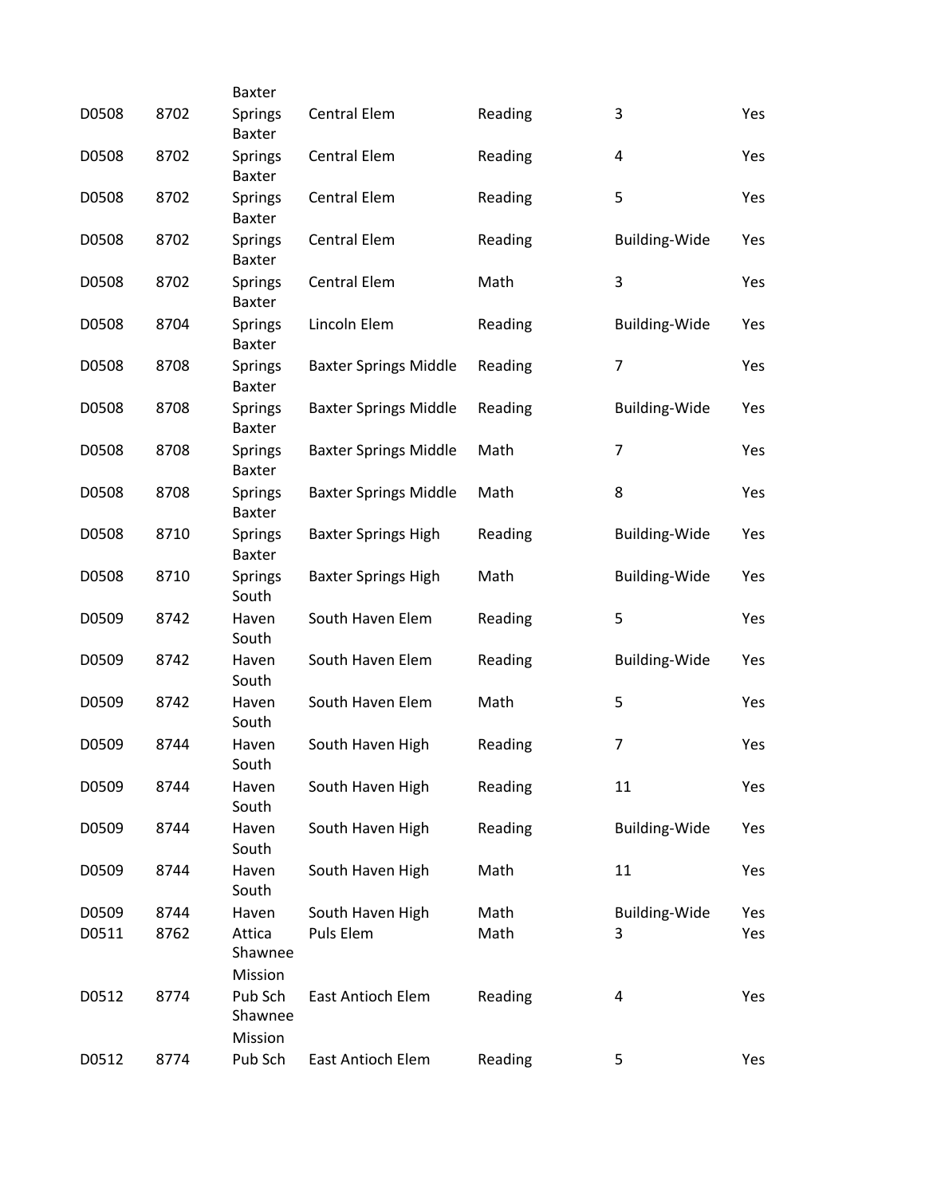| | | | | | | |
|---|---|---|---|---|---|---|
| D0508 | 8702 | Baxter Springs | Central Elem | Reading | 3 | Yes |
| D0508 | 8702 | Baxter Springs | Central Elem | Reading | 4 | Yes |
| D0508 | 8702 | Baxter Springs | Central Elem | Reading | 5 | Yes |
| D0508 | 8702 | Baxter Springs | Central Elem | Reading | Building-Wide | Yes |
| D0508 | 8702 | Baxter Springs | Central Elem | Math | 3 | Yes |
| D0508 | 8704 | Baxter Springs | Lincoln Elem | Reading | Building-Wide | Yes |
| D0508 | 8708 | Baxter Springs | Baxter Springs Middle | Reading | 7 | Yes |
| D0508 | 8708 | Baxter Springs | Baxter Springs Middle | Reading | Building-Wide | Yes |
| D0508 | 8708 | Baxter Springs | Baxter Springs Middle | Math | 7 | Yes |
| D0508 | 8708 | Baxter Springs | Baxter Springs Middle | Math | 8 | Yes |
| D0508 | 8710 | Baxter Springs | Baxter Springs High | Reading | Building-Wide | Yes |
| D0508 | 8710 | Baxter Springs | Baxter Springs High | Math | Building-Wide | Yes |
| D0509 | 8742 | South Haven | South Haven Elem | Reading | 5 | Yes |
| D0509 | 8742 | South Haven | South Haven Elem | Reading | Building-Wide | Yes |
| D0509 | 8742 | South Haven | South Haven Elem | Math | 5 | Yes |
| D0509 | 8744 | South Haven | South Haven High | Reading | 7 | Yes |
| D0509 | 8744 | South Haven | South Haven High | Reading | 11 | Yes |
| D0509 | 8744 | South Haven | South Haven High | Reading | Building-Wide | Yes |
| D0509 | 8744 | South Haven | South Haven High | Math | 11 | Yes |
| D0509 | 8744 | South Haven | South Haven High | Math | Building-Wide | Yes |
| D0511 | 8762 | Attica | Puls Elem | Math | 3 | Yes |
| D0512 | 8774 | Shawnee Mission Pub Sch | East Antioch Elem | Reading | 4 | Yes |
| D0512 | 8774 | Shawnee Mission Pub Sch | East Antioch Elem | Reading | 5 | Yes |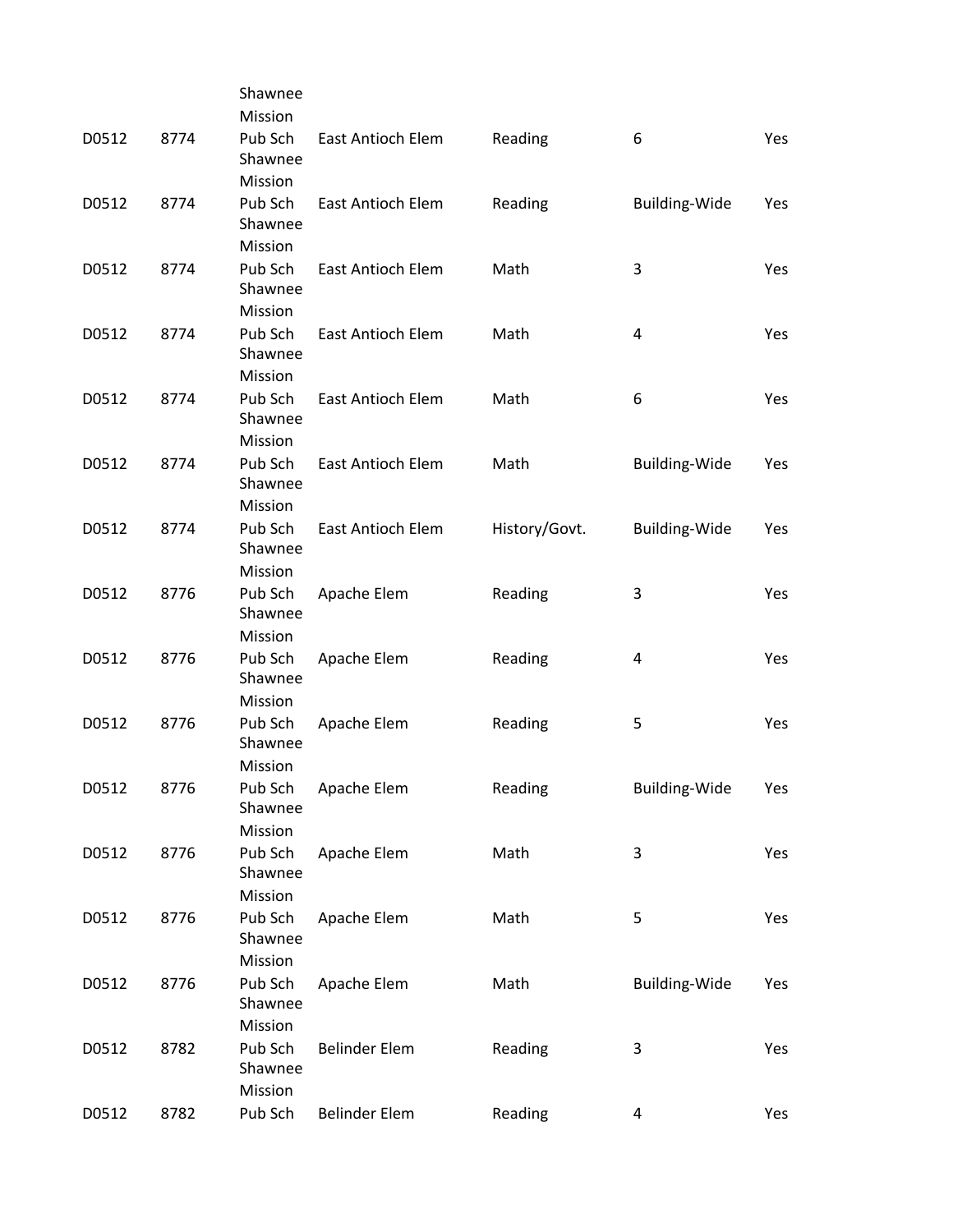| | | | | | | |
|---|---|---|---|---|---|---|
| D0512 | 8774 | Shawnee Mission Pub Sch | East Antioch Elem | Reading | 6 | Yes |
| D0512 | 8774 | Shawnee Mission Pub Sch | East Antioch Elem | Reading | Building-Wide | Yes |
| D0512 | 8774 | Shawnee Mission Pub Sch | East Antioch Elem | Math | 3 | Yes |
| D0512 | 8774 | Shawnee Mission Pub Sch | East Antioch Elem | Math | 4 | Yes |
| D0512 | 8774 | Shawnee Mission Pub Sch | East Antioch Elem | Math | 6 | Yes |
| D0512 | 8774 | Shawnee Mission Pub Sch | East Antioch Elem | Math | Building-Wide | Yes |
| D0512 | 8774 | Shawnee Mission Pub Sch | East Antioch Elem | History/Govt. | Building-Wide | Yes |
| D0512 | 8776 | Shawnee Mission Pub Sch | Apache Elem | Reading | 3 | Yes |
| D0512 | 8776 | Shawnee Mission Pub Sch | Apache Elem | Reading | 4 | Yes |
| D0512 | 8776 | Shawnee Mission Pub Sch | Apache Elem | Reading | 5 | Yes |
| D0512 | 8776 | Shawnee Mission Pub Sch | Apache Elem | Reading | Building-Wide | Yes |
| D0512 | 8776 | Shawnee Mission Pub Sch | Apache Elem | Math | 3 | Yes |
| D0512 | 8776 | Shawnee Mission Pub Sch | Apache Elem | Math | 5 | Yes |
| D0512 | 8776 | Shawnee Mission Pub Sch | Apache Elem | Math | Building-Wide | Yes |
| D0512 | 8782 | Shawnee Mission Pub Sch | Belinder Elem | Reading | 3 | Yes |
| D0512 | 8782 | Shawnee Mission Pub Sch | Belinder Elem | Reading | 4 | Yes |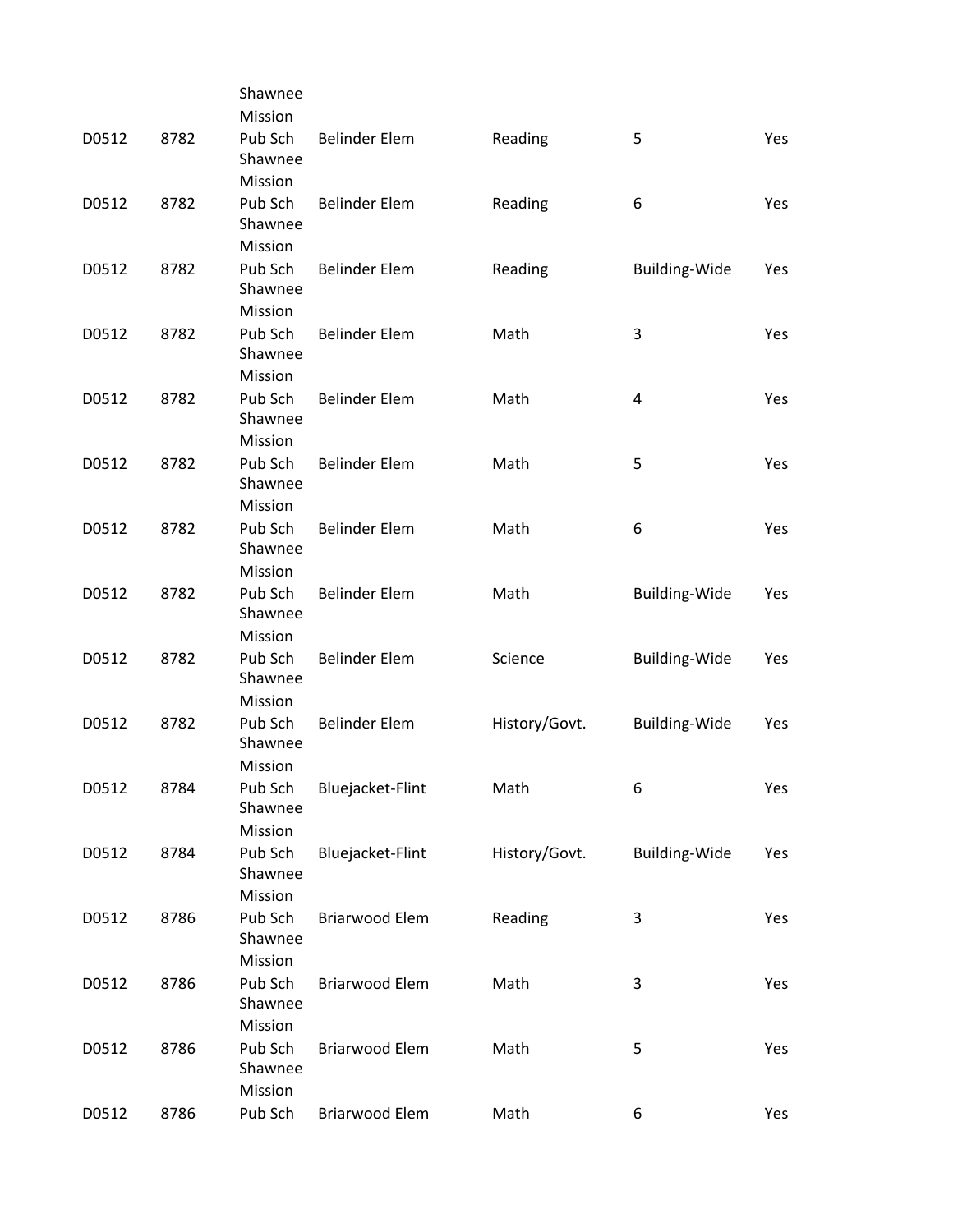| | | | | | | |
|---|---|---|---|---|---|---|
| D0512 | 8782 | Shawnee Mission Pub Sch | Belinder Elem | Reading | 5 | Yes |
| D0512 | 8782 | Shawnee Mission Pub Sch | Belinder Elem | Reading | 6 | Yes |
| D0512 | 8782 | Shawnee Mission Pub Sch | Belinder Elem | Reading | Building-Wide | Yes |
| D0512 | 8782 | Shawnee Mission Pub Sch | Belinder Elem | Math | 3 | Yes |
| D0512 | 8782 | Shawnee Mission Pub Sch | Belinder Elem | Math | 4 | Yes |
| D0512 | 8782 | Shawnee Mission Pub Sch | Belinder Elem | Math | 5 | Yes |
| D0512 | 8782 | Shawnee Mission Pub Sch | Belinder Elem | Math | 6 | Yes |
| D0512 | 8782 | Shawnee Mission Pub Sch | Belinder Elem | Math | Building-Wide | Yes |
| D0512 | 8782 | Shawnee Mission Pub Sch | Belinder Elem | Science | Building-Wide | Yes |
| D0512 | 8782 | Shawnee Mission Pub Sch | Belinder Elem | History/Govt. | Building-Wide | Yes |
| D0512 | 8784 | Shawnee Mission Pub Sch | Bluejacket-Flint | Math | 6 | Yes |
| D0512 | 8784 | Shawnee Mission Pub Sch | Bluejacket-Flint | History/Govt. | Building-Wide | Yes |
| D0512 | 8786 | Shawnee Mission Pub Sch | Briarwood Elem | Reading | 3 | Yes |
| D0512 | 8786 | Shawnee Mission Pub Sch | Briarwood Elem | Math | 3 | Yes |
| D0512 | 8786 | Shawnee Mission Pub Sch | Briarwood Elem | Math | 5 | Yes |
| D0512 | 8786 | Shawnee Mission Pub Sch | Briarwood Elem | Math | 6 | Yes |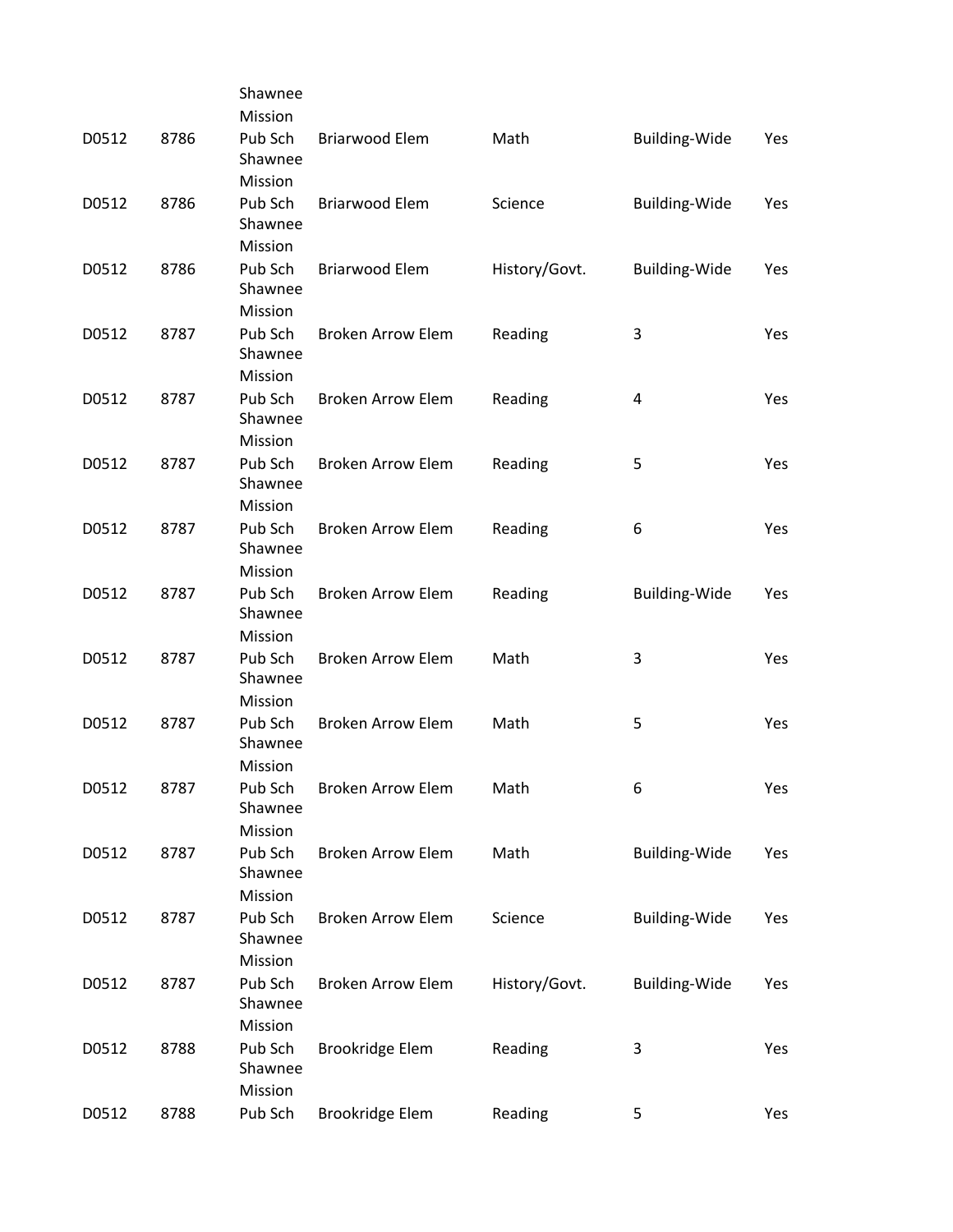| | | | | | | |
|---|---|---|---|---|---|---|
| D0512 | 8786 | Shawnee Mission Pub Sch | Briarwood Elem | Math | Building-Wide | Yes |
| D0512 | 8786 | Shawnee Mission Pub Sch | Briarwood Elem | Science | Building-Wide | Yes |
| D0512 | 8786 | Shawnee Mission Pub Sch | Briarwood Elem | History/Govt. | Building-Wide | Yes |
| D0512 | 8787 | Shawnee Mission Pub Sch | Broken Arrow Elem | Reading | 3 | Yes |
| D0512 | 8787 | Shawnee Mission Pub Sch | Broken Arrow Elem | Reading | 4 | Yes |
| D0512 | 8787 | Shawnee Mission Pub Sch | Broken Arrow Elem | Reading | 5 | Yes |
| D0512 | 8787 | Shawnee Mission Pub Sch | Broken Arrow Elem | Reading | 6 | Yes |
| D0512 | 8787 | Shawnee Mission Pub Sch | Broken Arrow Elem | Reading | Building-Wide | Yes |
| D0512 | 8787 | Shawnee Mission Pub Sch | Broken Arrow Elem | Math | 3 | Yes |
| D0512 | 8787 | Shawnee Mission Pub Sch | Broken Arrow Elem | Math | 5 | Yes |
| D0512 | 8787 | Shawnee Mission Pub Sch | Broken Arrow Elem | Math | 6 | Yes |
| D0512 | 8787 | Shawnee Mission Pub Sch | Broken Arrow Elem | Math | Building-Wide | Yes |
| D0512 | 8787 | Shawnee Mission Pub Sch | Broken Arrow Elem | Science | Building-Wide | Yes |
| D0512 | 8787 | Shawnee Mission Pub Sch | Broken Arrow Elem | History/Govt. | Building-Wide | Yes |
| D0512 | 8788 | Shawnee Mission Pub Sch | Brookridge Elem | Reading | 3 | Yes |
| D0512 | 8788 | Pub Sch | Brookridge Elem | Reading | 5 | Yes |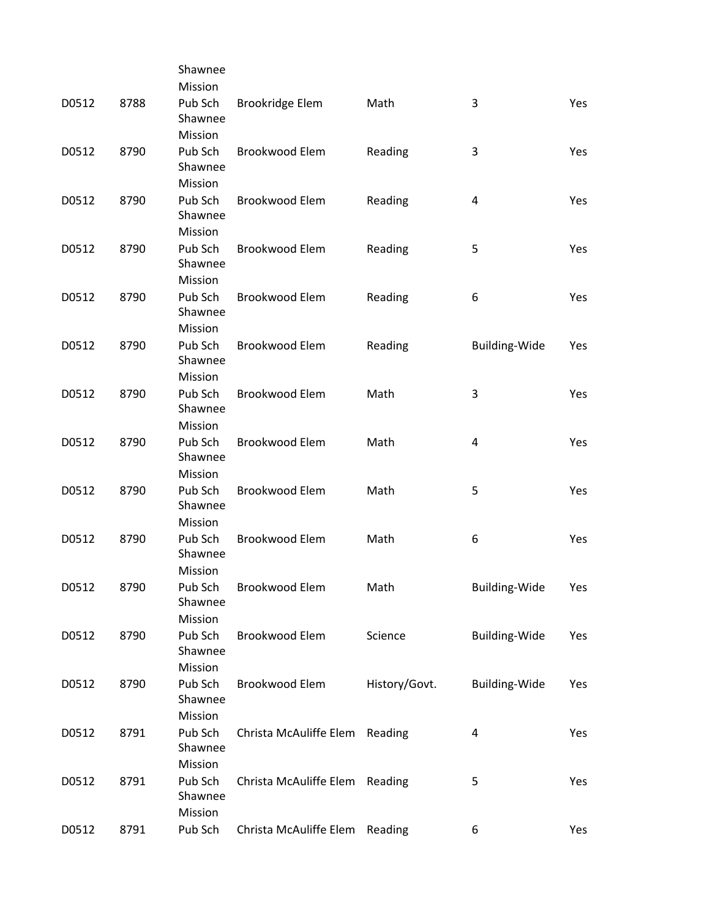| | | | | | | |
|---|---|---|---|---|---|---|
| D0512 | 8788 | Shawnee Mission Pub Sch | Brookridge Elem | Math | 3 | Yes |
| D0512 | 8790 | Shawnee Mission Pub Sch | Brookwood Elem | Reading | 3 | Yes |
| D0512 | 8790 | Shawnee Mission Pub Sch | Brookwood Elem | Reading | 4 | Yes |
| D0512 | 8790 | Shawnee Mission Pub Sch | Brookwood Elem | Reading | 5 | Yes |
| D0512 | 8790 | Shawnee Mission Pub Sch | Brookwood Elem | Reading | 6 | Yes |
| D0512 | 8790 | Shawnee Mission Pub Sch | Brookwood Elem | Reading | Building-Wide | Yes |
| D0512 | 8790 | Shawnee Mission Pub Sch | Brookwood Elem | Math | 3 | Yes |
| D0512 | 8790 | Shawnee Mission Pub Sch | Brookwood Elem | Math | 4 | Yes |
| D0512 | 8790 | Shawnee Mission Pub Sch | Brookwood Elem | Math | 5 | Yes |
| D0512 | 8790 | Shawnee Mission Pub Sch | Brookwood Elem | Math | 6 | Yes |
| D0512 | 8790 | Shawnee Mission Pub Sch | Brookwood Elem | Math | Building-Wide | Yes |
| D0512 | 8790 | Shawnee Mission Pub Sch | Brookwood Elem | Science | Building-Wide | Yes |
| D0512 | 8790 | Shawnee Mission Pub Sch | Brookwood Elem | History/Govt. | Building-Wide | Yes |
| D0512 | 8791 | Shawnee Mission Pub Sch | Christa McAuliffe Elem | Reading | 4 | Yes |
| D0512 | 8791 | Shawnee Mission Pub Sch | Christa McAuliffe Elem | Reading | 5 | Yes |
| D0512 | 8791 | Shawnee Mission Pub Sch | Christa McAuliffe Elem | Reading | 6 | Yes |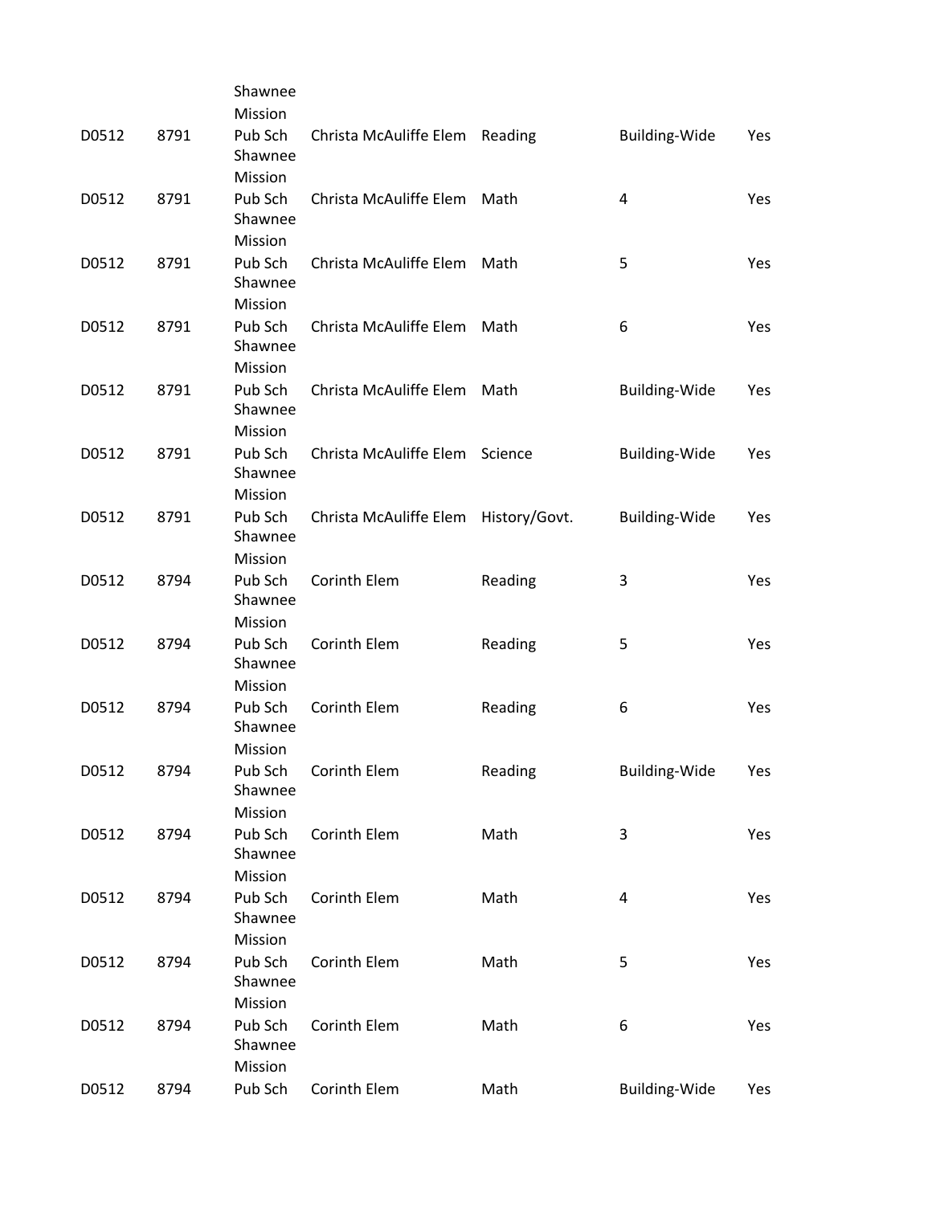| | | | | | | |
|---|---|---|---|---|---|---|
| D0512 | 8791 | Shawnee Mission Pub Sch | Christa McAuliffe Elem | Reading | Building-Wide | Yes |
| D0512 | 8791 | Shawnee Mission Pub Sch | Christa McAuliffe Elem | Math | 4 | Yes |
| D0512 | 8791 | Shawnee Mission Pub Sch | Christa McAuliffe Elem | Math | 5 | Yes |
| D0512 | 8791 | Shawnee Mission Pub Sch | Christa McAuliffe Elem | Math | 6 | Yes |
| D0512 | 8791 | Shawnee Mission Pub Sch | Christa McAuliffe Elem | Math | Building-Wide | Yes |
| D0512 | 8791 | Shawnee Mission Pub Sch | Christa McAuliffe Elem | Science | Building-Wide | Yes |
| D0512 | 8791 | Shawnee Mission Pub Sch | Christa McAuliffe Elem | History/Govt. | Building-Wide | Yes |
| D0512 | 8794 | Shawnee Mission Pub Sch | Corinth Elem | Reading | 3 | Yes |
| D0512 | 8794 | Shawnee Mission Pub Sch | Corinth Elem | Reading | 5 | Yes |
| D0512 | 8794 | Shawnee Mission Pub Sch | Corinth Elem | Reading | 6 | Yes |
| D0512 | 8794 | Shawnee Mission Pub Sch | Corinth Elem | Reading | Building-Wide | Yes |
| D0512 | 8794 | Shawnee Mission Pub Sch | Corinth Elem | Math | 3 | Yes |
| D0512 | 8794 | Shawnee Mission Pub Sch | Corinth Elem | Math | 4 | Yes |
| D0512 | 8794 | Shawnee Mission Pub Sch | Corinth Elem | Math | 5 | Yes |
| D0512 | 8794 | Shawnee Mission Pub Sch | Corinth Elem | Math | 6 | Yes |
| D0512 | 8794 | Shawnee Mission Pub Sch | Corinth Elem | Math | Building-Wide | Yes |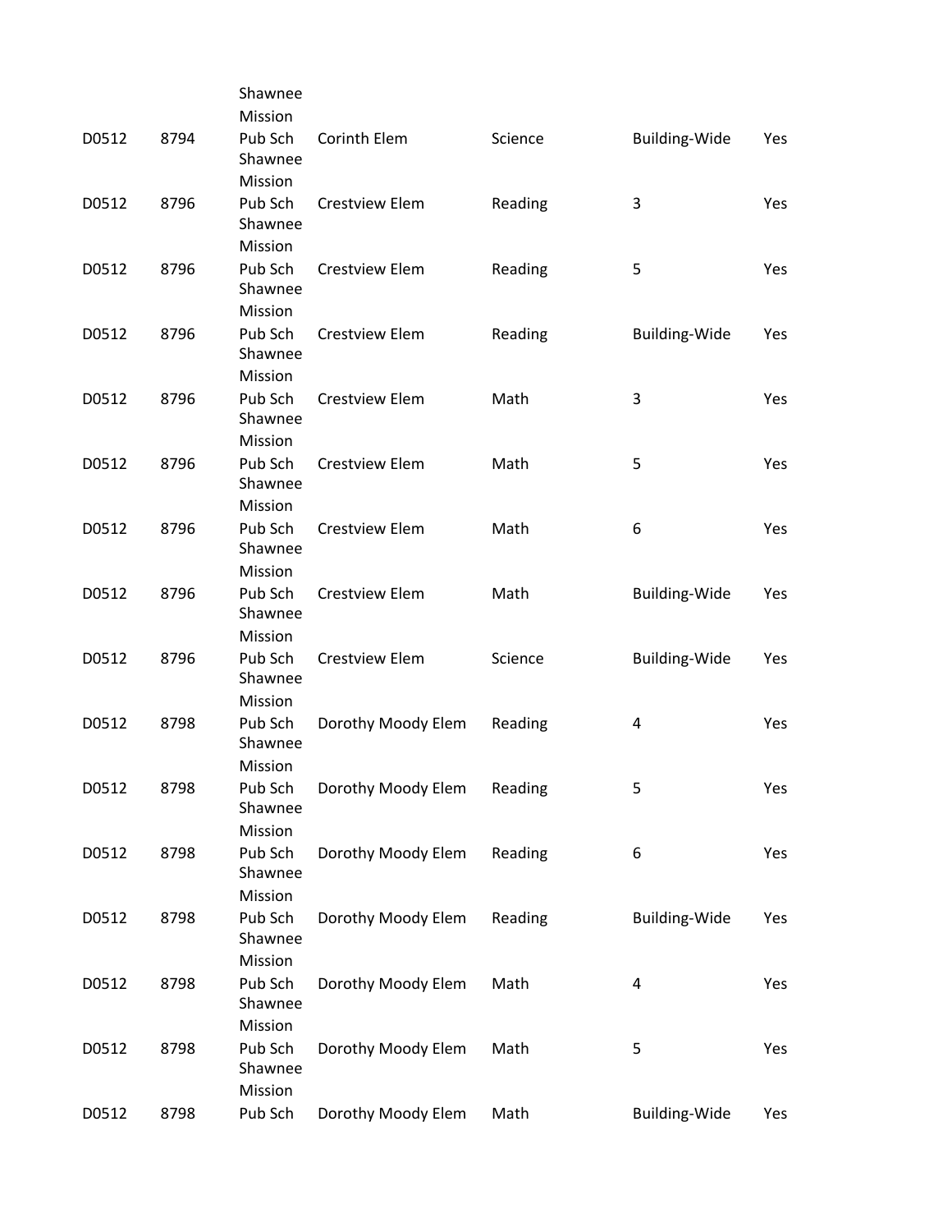| | | | | | | |
|---|---|---|---|---|---|---|
| D0512 | 8794 | Shawnee Mission Pub Sch | Corinth Elem | Science | Building-Wide | Yes |
| D0512 | 8796 | Shawnee Mission Pub Sch | Crestview Elem | Reading | 3 | Yes |
| D0512 | 8796 | Shawnee Mission Pub Sch | Crestview Elem | Reading | 5 | Yes |
| D0512 | 8796 | Shawnee Mission Pub Sch | Crestview Elem | Reading | Building-Wide | Yes |
| D0512 | 8796 | Shawnee Mission Pub Sch | Crestview Elem | Math | 3 | Yes |
| D0512 | 8796 | Shawnee Mission Pub Sch | Crestview Elem | Math | 5 | Yes |
| D0512 | 8796 | Shawnee Mission Pub Sch | Crestview Elem | Math | 6 | Yes |
| D0512 | 8796 | Shawnee Mission Pub Sch | Crestview Elem | Math | Building-Wide | Yes |
| D0512 | 8796 | Shawnee Mission Pub Sch | Crestview Elem | Science | Building-Wide | Yes |
| D0512 | 8798 | Shawnee Mission Pub Sch | Dorothy Moody Elem | Reading | 4 | Yes |
| D0512 | 8798 | Shawnee Mission Pub Sch | Dorothy Moody Elem | Reading | 5 | Yes |
| D0512 | 8798 | Shawnee Mission Pub Sch | Dorothy Moody Elem | Reading | 6 | Yes |
| D0512 | 8798 | Shawnee Mission Pub Sch | Dorothy Moody Elem | Reading | Building-Wide | Yes |
| D0512 | 8798 | Shawnee Mission Pub Sch | Dorothy Moody Elem | Math | 4 | Yes |
| D0512 | 8798 | Shawnee Mission Pub Sch | Dorothy Moody Elem | Math | 5 | Yes |
| D0512 | 8798 | Shawnee Mission Pub Sch | Dorothy Moody Elem | Math | Building-Wide | Yes |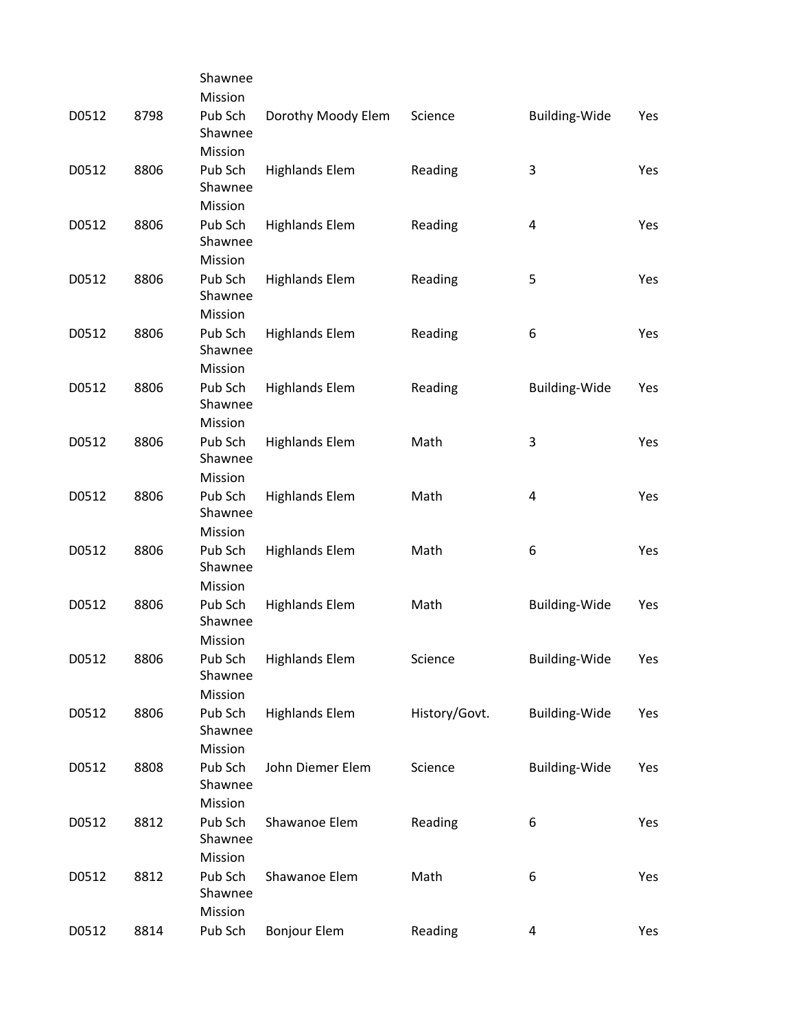| | | | | | | |
|---|---|---|---|---|---|---|
| D0512 | 8798 | Shawnee Mission Pub Sch | Dorothy Moody Elem | Science | Building-Wide | Yes |
| D0512 | 8806 | Shawnee Mission Pub Sch | Highlands Elem | Reading | 3 | Yes |
| D0512 | 8806 | Shawnee Mission Pub Sch | Highlands Elem | Reading | 4 | Yes |
| D0512 | 8806 | Shawnee Mission Pub Sch | Highlands Elem | Reading | 5 | Yes |
| D0512 | 8806 | Shawnee Mission Pub Sch | Highlands Elem | Reading | 6 | Yes |
| D0512 | 8806 | Shawnee Mission Pub Sch | Highlands Elem | Reading | Building-Wide | Yes |
| D0512 | 8806 | Shawnee Mission Pub Sch | Highlands Elem | Math | 3 | Yes |
| D0512 | 8806 | Shawnee Mission Pub Sch | Highlands Elem | Math | 4 | Yes |
| D0512 | 8806 | Shawnee Mission Pub Sch | Highlands Elem | Math | 6 | Yes |
| D0512 | 8806 | Shawnee Mission Pub Sch | Highlands Elem | Math | Building-Wide | Yes |
| D0512 | 8806 | Shawnee Mission Pub Sch | Highlands Elem | Science | Building-Wide | Yes |
| D0512 | 8806 | Shawnee Mission Pub Sch | Highlands Elem | History/Govt. | Building-Wide | Yes |
| D0512 | 8808 | Shawnee Mission Pub Sch | John Diemer Elem | Science | Building-Wide | Yes |
| D0512 | 8812 | Shawnee Mission Pub Sch | Shawanoe Elem | Reading | 6 | Yes |
| D0512 | 8812 | Shawnee Mission Pub Sch | Shawanoe Elem | Math | 6 | Yes |
| D0512 | 8814 | Shawnee Mission Pub Sch | Bonjour Elem | Reading | 4 | Yes |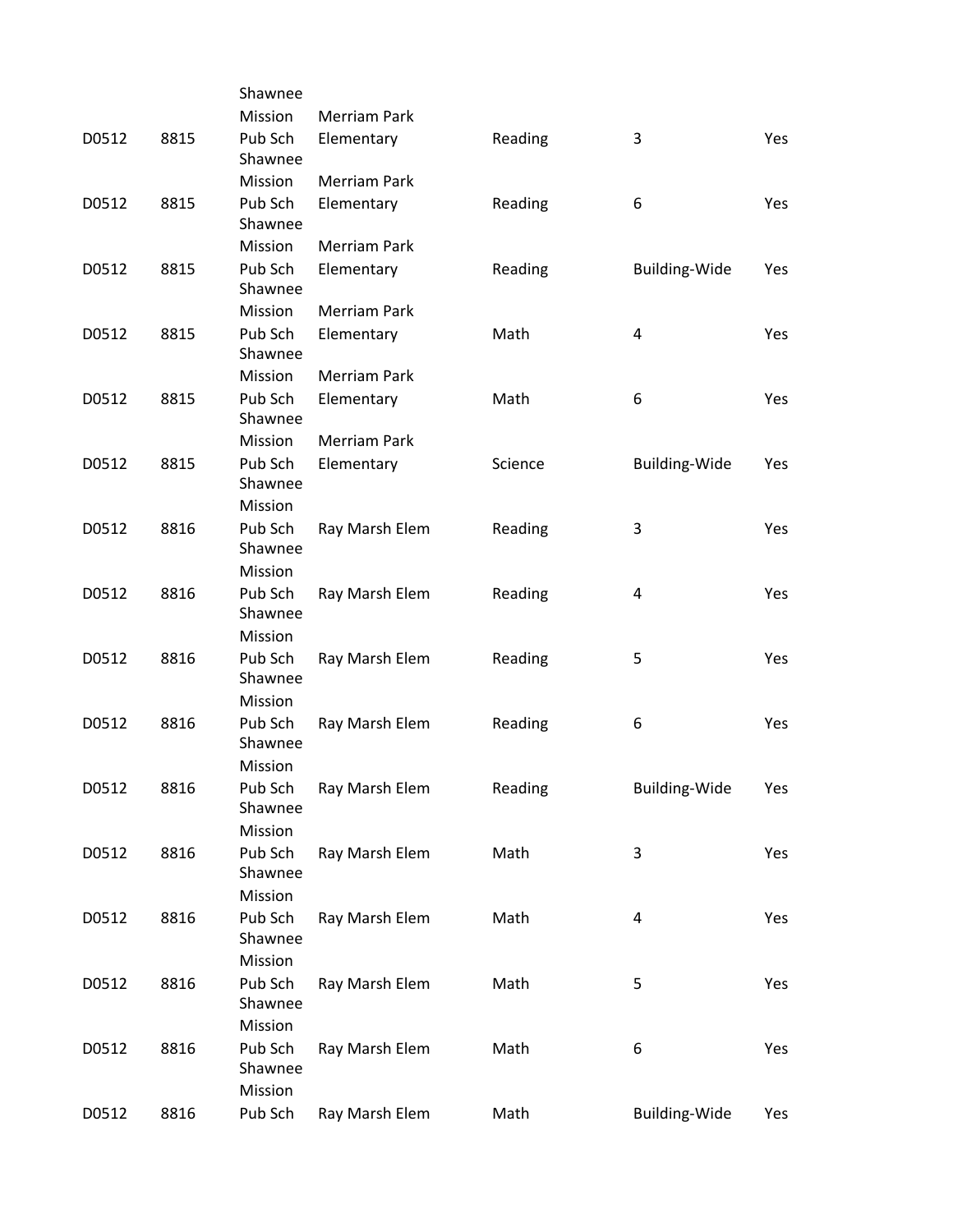| | | | | | | |
|---|---|---|---|---|---|---|
| D0512 | 8815 | Shawnee Mission Pub Sch | Merriam Park Elementary | Reading | 3 | Yes |
| D0512 | 8815 | Shawnee Mission Pub Sch | Merriam Park Elementary | Reading | 6 | Yes |
| D0512 | 8815 | Shawnee Mission Pub Sch | Merriam Park Elementary | Reading | Building-Wide | Yes |
| D0512 | 8815 | Shawnee Mission Pub Sch | Merriam Park Elementary | Math | 4 | Yes |
| D0512 | 8815 | Shawnee Mission Pub Sch | Merriam Park Elementary | Math | 6 | Yes |
| D0512 | 8815 | Shawnee Mission Pub Sch | Merriam Park Elementary | Science | Building-Wide | Yes |
| D0512 | 8816 | Shawnee Mission Pub Sch | Ray Marsh Elem | Reading | 3 | Yes |
| D0512 | 8816 | Shawnee Mission Pub Sch | Ray Marsh Elem | Reading | 4 | Yes |
| D0512 | 8816 | Shawnee Mission Pub Sch | Ray Marsh Elem | Reading | 5 | Yes |
| D0512 | 8816 | Shawnee Mission Pub Sch | Ray Marsh Elem | Reading | 6 | Yes |
| D0512 | 8816 | Shawnee Mission Pub Sch | Ray Marsh Elem | Reading | Building-Wide | Yes |
| D0512 | 8816 | Shawnee Mission Pub Sch | Ray Marsh Elem | Math | 3 | Yes |
| D0512 | 8816 | Shawnee Mission Pub Sch | Ray Marsh Elem | Math | 4 | Yes |
| D0512 | 8816 | Shawnee Mission Pub Sch | Ray Marsh Elem | Math | 5 | Yes |
| D0512 | 8816 | Shawnee Mission Pub Sch | Ray Marsh Elem | Math | 6 | Yes |
| D0512 | 8816 | Shawnee Mission Pub Sch | Ray Marsh Elem | Math | Building-Wide | Yes |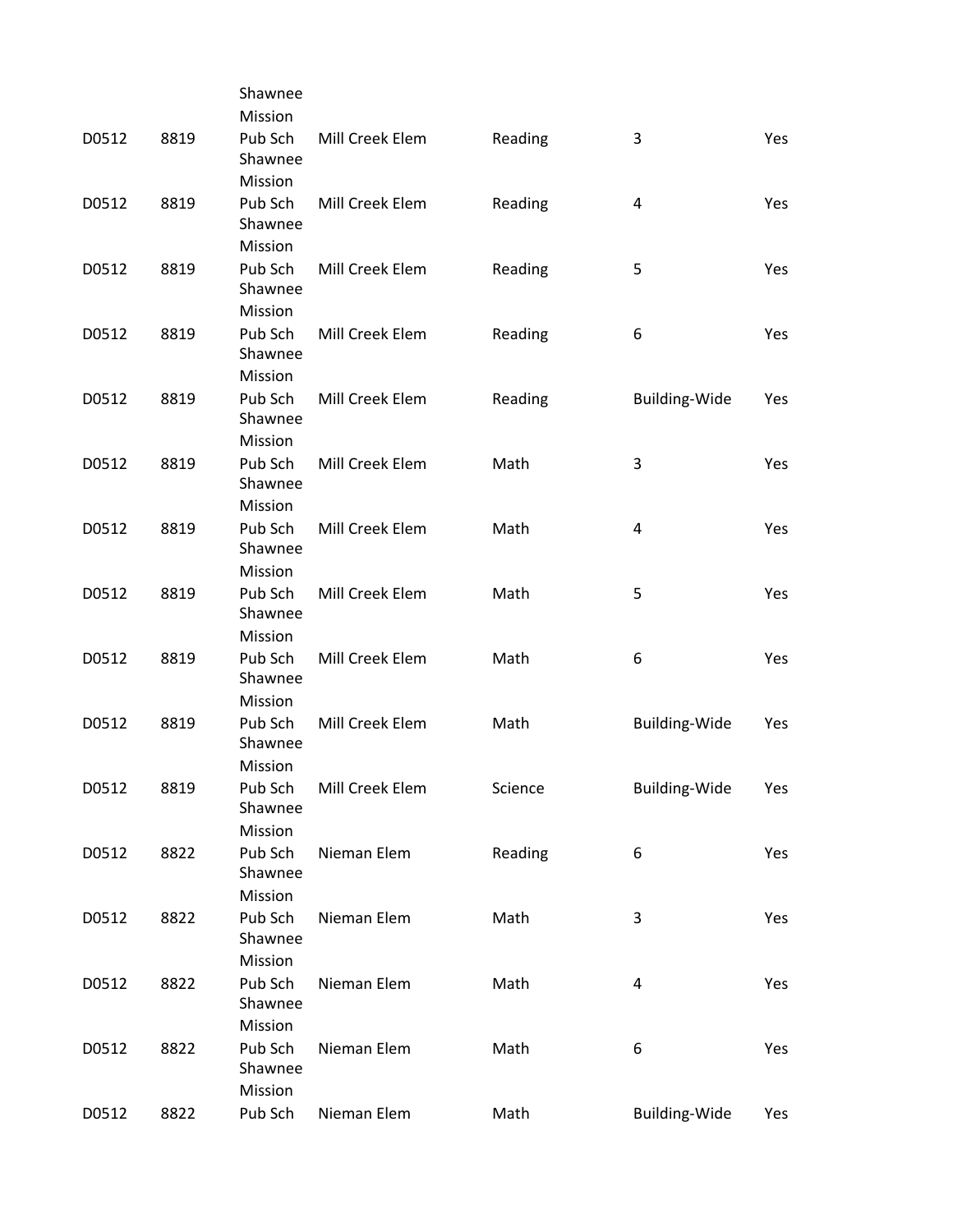| | | | | | | |
|---|---|---|---|---|---|---|
| D0512 | 8819 | Shawnee Mission Pub Sch | Mill Creek Elem | Reading | 3 | Yes |
| D0512 | 8819 | Shawnee Mission Pub Sch | Mill Creek Elem | Reading | 4 | Yes |
| D0512 | 8819 | Shawnee Mission Pub Sch | Mill Creek Elem | Reading | 5 | Yes |
| D0512 | 8819 | Shawnee Mission Pub Sch | Mill Creek Elem | Reading | 6 | Yes |
| D0512 | 8819 | Shawnee Mission Pub Sch | Mill Creek Elem | Reading | Building-Wide | Yes |
| D0512 | 8819 | Shawnee Mission Pub Sch | Mill Creek Elem | Math | 3 | Yes |
| D0512 | 8819 | Shawnee Mission Pub Sch | Mill Creek Elem | Math | 4 | Yes |
| D0512 | 8819 | Shawnee Mission Pub Sch | Mill Creek Elem | Math | 5 | Yes |
| D0512 | 8819 | Shawnee Mission Pub Sch | Mill Creek Elem | Math | 6 | Yes |
| D0512 | 8819 | Shawnee Mission Pub Sch | Mill Creek Elem | Math | Building-Wide | Yes |
| D0512 | 8819 | Shawnee Mission Pub Sch | Mill Creek Elem | Science | Building-Wide | Yes |
| D0512 | 8822 | Shawnee Mission Pub Sch | Nieman Elem | Reading | 6 | Yes |
| D0512 | 8822 | Shawnee Mission Pub Sch | Nieman Elem | Math | 3 | Yes |
| D0512 | 8822 | Shawnee Mission Pub Sch | Nieman Elem | Math | 4 | Yes |
| D0512 | 8822 | Shawnee Mission Pub Sch | Nieman Elem | Math | 6 | Yes |
| D0512 | 8822 | Shawnee Mission Pub Sch | Nieman Elem | Math | Building-Wide | Yes |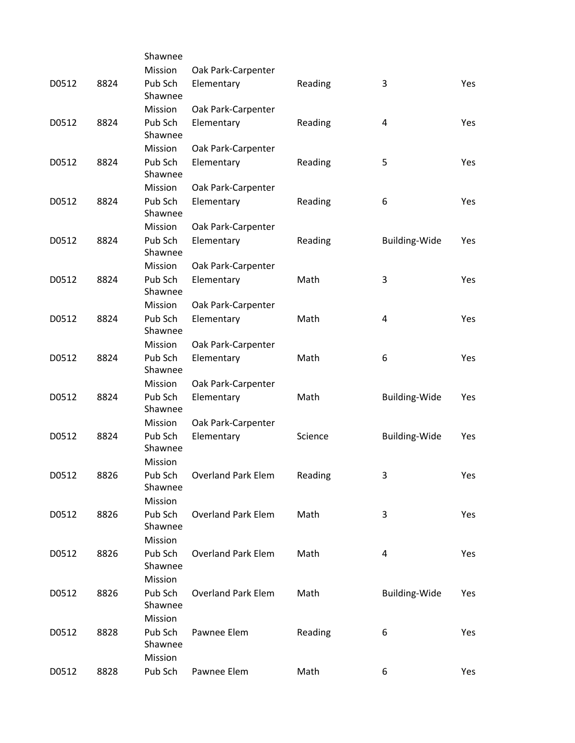| | | | | | | |
|---|---|---|---|---|---|---|
| D0512 | 8824 | Shawnee Mission Pub Sch | Oak Park-Carpenter Elementary | Reading | 3 | Yes |
| D0512 | 8824 | Shawnee Mission Pub Sch | Oak Park-Carpenter Elementary | Reading | 4 | Yes |
| D0512 | 8824 | Shawnee Mission Pub Sch | Oak Park-Carpenter Elementary | Reading | 5 | Yes |
| D0512 | 8824 | Shawnee Mission Pub Sch | Oak Park-Carpenter Elementary | Reading | 6 | Yes |
| D0512 | 8824 | Shawnee Mission Pub Sch | Oak Park-Carpenter Elementary | Reading | Building-Wide | Yes |
| D0512 | 8824 | Shawnee Mission Pub Sch | Oak Park-Carpenter Elementary | Math | 3 | Yes |
| D0512 | 8824 | Shawnee Mission Pub Sch | Oak Park-Carpenter Elementary | Math | 4 | Yes |
| D0512 | 8824 | Shawnee Mission Pub Sch | Oak Park-Carpenter Elementary | Math | 6 | Yes |
| D0512 | 8824 | Shawnee Mission Pub Sch | Oak Park-Carpenter Elementary | Math | Building-Wide | Yes |
| D0512 | 8824 | Shawnee Mission Pub Sch | Oak Park-Carpenter Elementary | Science | Building-Wide | Yes |
| D0512 | 8826 | Shawnee Mission Pub Sch | Overland Park Elem | Reading | 3 | Yes |
| D0512 | 8826 | Shawnee Mission Pub Sch | Overland Park Elem | Math | 3 | Yes |
| D0512 | 8826 | Shawnee Mission Pub Sch | Overland Park Elem | Math | 4 | Yes |
| D0512 | 8826 | Shawnee Mission Pub Sch | Overland Park Elem | Math | Building-Wide | Yes |
| D0512 | 8828 | Shawnee Mission Pub Sch | Pawnee Elem | Reading | 6 | Yes |
| D0512 | 8828 | Shawnee Mission Pub Sch | Pawnee Elem | Math | 6 | Yes |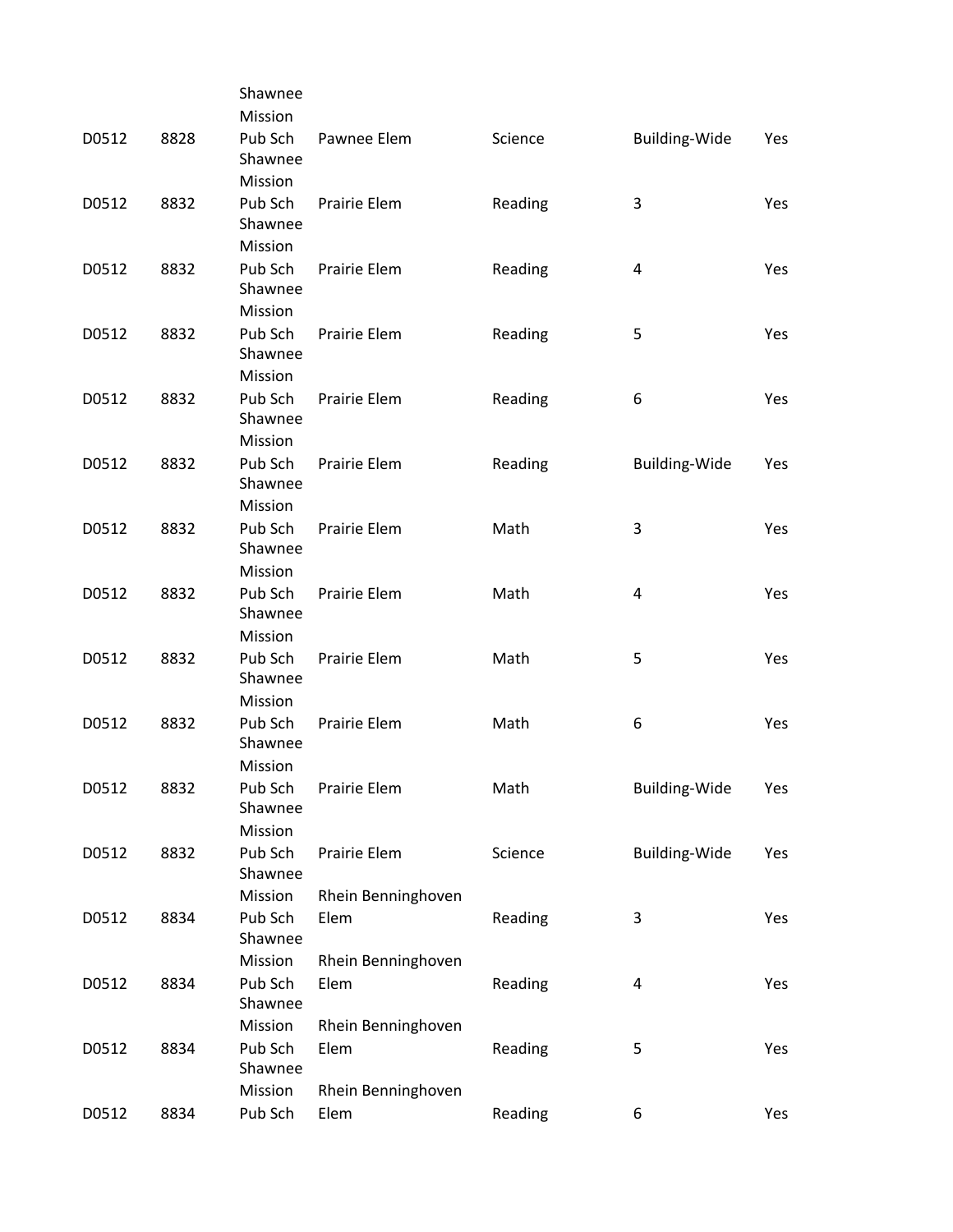| | | | | | | |
|---|---|---|---|---|---|---|
| D0512 | 8828 | Shawnee Mission Pub Sch | Pawnee Elem | Science | Building-Wide | Yes |
| D0512 | 8832 | Shawnee Mission Pub Sch | Prairie Elem | Reading | 3 | Yes |
| D0512 | 8832 | Shawnee Mission Pub Sch | Prairie Elem | Reading | 4 | Yes |
| D0512 | 8832 | Shawnee Mission Pub Sch | Prairie Elem | Reading | 5 | Yes |
| D0512 | 8832 | Shawnee Mission Pub Sch | Prairie Elem | Reading | 6 | Yes |
| D0512 | 8832 | Shawnee Mission Pub Sch | Prairie Elem | Reading | Building-Wide | Yes |
| D0512 | 8832 | Shawnee Mission Pub Sch | Prairie Elem | Math | 3 | Yes |
| D0512 | 8832 | Shawnee Mission Pub Sch | Prairie Elem | Math | 4 | Yes |
| D0512 | 8832 | Shawnee Mission Pub Sch | Prairie Elem | Math | 5 | Yes |
| D0512 | 8832 | Shawnee Mission Pub Sch | Prairie Elem | Math | 6 | Yes |
| D0512 | 8832 | Shawnee Mission Pub Sch | Prairie Elem | Math | Building-Wide | Yes |
| D0512 | 8832 | Shawnee Mission Pub Sch | Prairie Elem | Science | Building-Wide | Yes |
| D0512 | 8834 | Shawnee Mission Pub Sch | Rhein Benninghoven Elem | Reading | 3 | Yes |
| D0512 | 8834 | Shawnee Mission Pub Sch | Rhein Benninghoven Elem | Reading | 4 | Yes |
| D0512 | 8834 | Shawnee Mission Pub Sch | Rhein Benninghoven Elem | Reading | 5 | Yes |
| D0512 | 8834 | Shawnee Mission Pub Sch | Rhein Benninghoven Elem | Reading | 6 | Yes |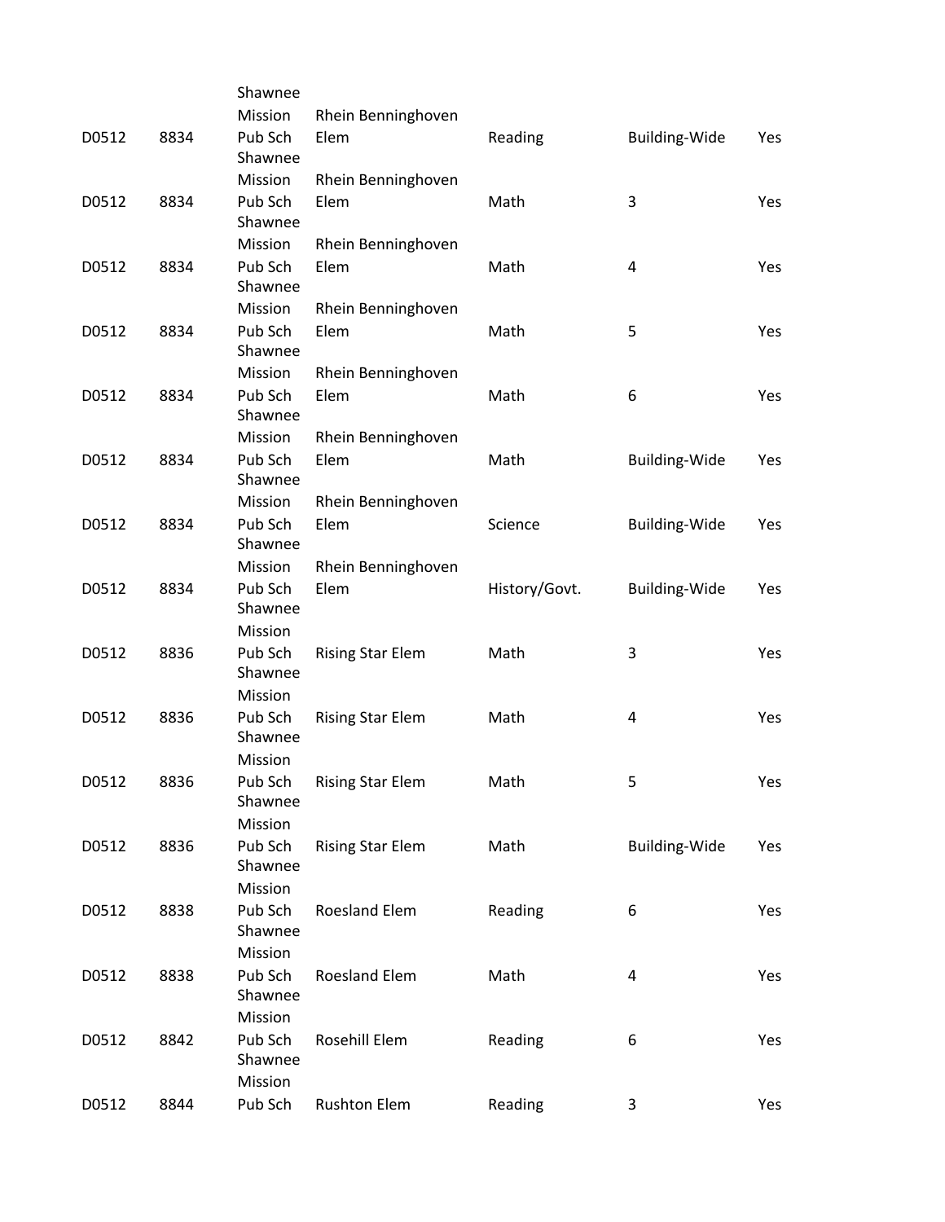| | | | | | | |
|---|---|---|---|---|---|---|
| D0512 | 8834 | Shawnee Mission Pub Sch | Rhein Benninghoven Elem | Reading | Building-Wide | Yes |
| D0512 | 8834 | Shawnee Mission Pub Sch | Rhein Benninghoven Elem | Math | 3 | Yes |
| D0512 | 8834 | Shawnee Mission Pub Sch | Rhein Benninghoven Elem | Math | 4 | Yes |
| D0512 | 8834 | Shawnee Mission Pub Sch | Rhein Benninghoven Elem | Math | 5 | Yes |
| D0512 | 8834 | Shawnee Mission Pub Sch | Rhein Benninghoven Elem | Math | 6 | Yes |
| D0512 | 8834 | Shawnee Mission Pub Sch | Rhein Benninghoven Elem | Math | Building-Wide | Yes |
| D0512 | 8834 | Shawnee Mission Pub Sch | Rhein Benninghoven Elem | Science | Building-Wide | Yes |
| D0512 | 8834 | Shawnee Mission Pub Sch | Rhein Benninghoven Elem | History/Govt. | Building-Wide | Yes |
| D0512 | 8836 | Shawnee Mission Pub Sch | Rising Star Elem | Math | 3 | Yes |
| D0512 | 8836 | Shawnee Mission Pub Sch | Rising Star Elem | Math | 4 | Yes |
| D0512 | 8836 | Shawnee Mission Pub Sch | Rising Star Elem | Math | 5 | Yes |
| D0512 | 8836 | Shawnee Mission Pub Sch | Rising Star Elem | Math | Building-Wide | Yes |
| D0512 | 8838 | Shawnee Mission Pub Sch | Roesland Elem | Reading | 6 | Yes |
| D0512 | 8838 | Shawnee Mission Pub Sch | Roesland Elem | Math | 4 | Yes |
| D0512 | 8842 | Shawnee Mission Pub Sch | Rosehill Elem | Reading | 6 | Yes |
| D0512 | 8844 | Shawnee Mission Pub Sch | Rushton Elem | Reading | 3 | Yes |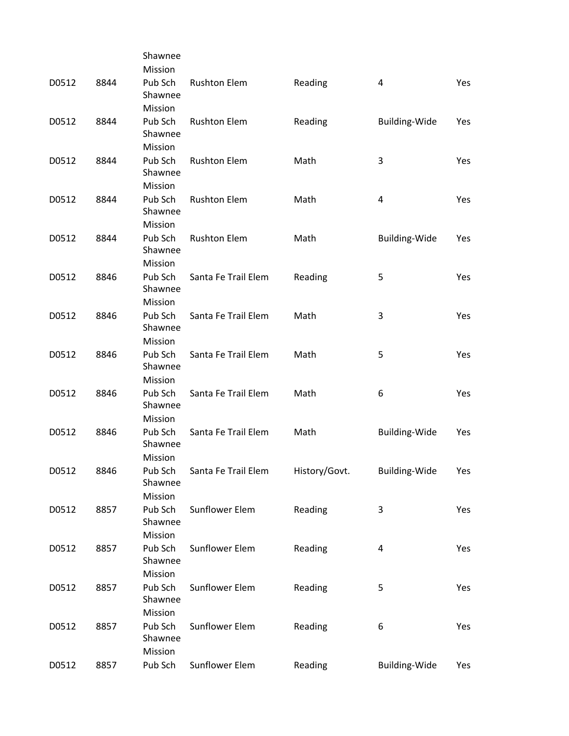| | | | | | | |
|---|---|---|---|---|---|---|
| D0512 | 8844 | Shawnee Mission Pub Sch | Rushton Elem | Reading | 4 | Yes |
| D0512 | 8844 | Shawnee Mission Pub Sch | Rushton Elem | Reading | Building-Wide | Yes |
| D0512 | 8844 | Shawnee Mission Pub Sch | Rushton Elem | Math | 3 | Yes |
| D0512 | 8844 | Shawnee Mission Pub Sch | Rushton Elem | Math | 4 | Yes |
| D0512 | 8844 | Shawnee Mission Pub Sch | Rushton Elem | Math | Building-Wide | Yes |
| D0512 | 8846 | Shawnee Mission Pub Sch | Santa Fe Trail Elem | Reading | 5 | Yes |
| D0512 | 8846 | Shawnee Mission Pub Sch | Santa Fe Trail Elem | Math | 3 | Yes |
| D0512 | 8846 | Shawnee Mission Pub Sch | Santa Fe Trail Elem | Math | 5 | Yes |
| D0512 | 8846 | Shawnee Mission Pub Sch | Santa Fe Trail Elem | Math | 6 | Yes |
| D0512 | 8846 | Shawnee Mission Pub Sch | Santa Fe Trail Elem | Math | Building-Wide | Yes |
| D0512 | 8846 | Shawnee Mission Pub Sch | Santa Fe Trail Elem | History/Govt. | Building-Wide | Yes |
| D0512 | 8857 | Shawnee Mission Pub Sch | Sunflower Elem | Reading | 3 | Yes |
| D0512 | 8857 | Shawnee Mission Pub Sch | Sunflower Elem | Reading | 4 | Yes |
| D0512 | 8857 | Shawnee Mission Pub Sch | Sunflower Elem | Reading | 5 | Yes |
| D0512 | 8857 | Shawnee Mission Pub Sch | Sunflower Elem | Reading | 6 | Yes |
| D0512 | 8857 | Shawnee Mission Pub Sch | Sunflower Elem | Reading | Building-Wide | Yes |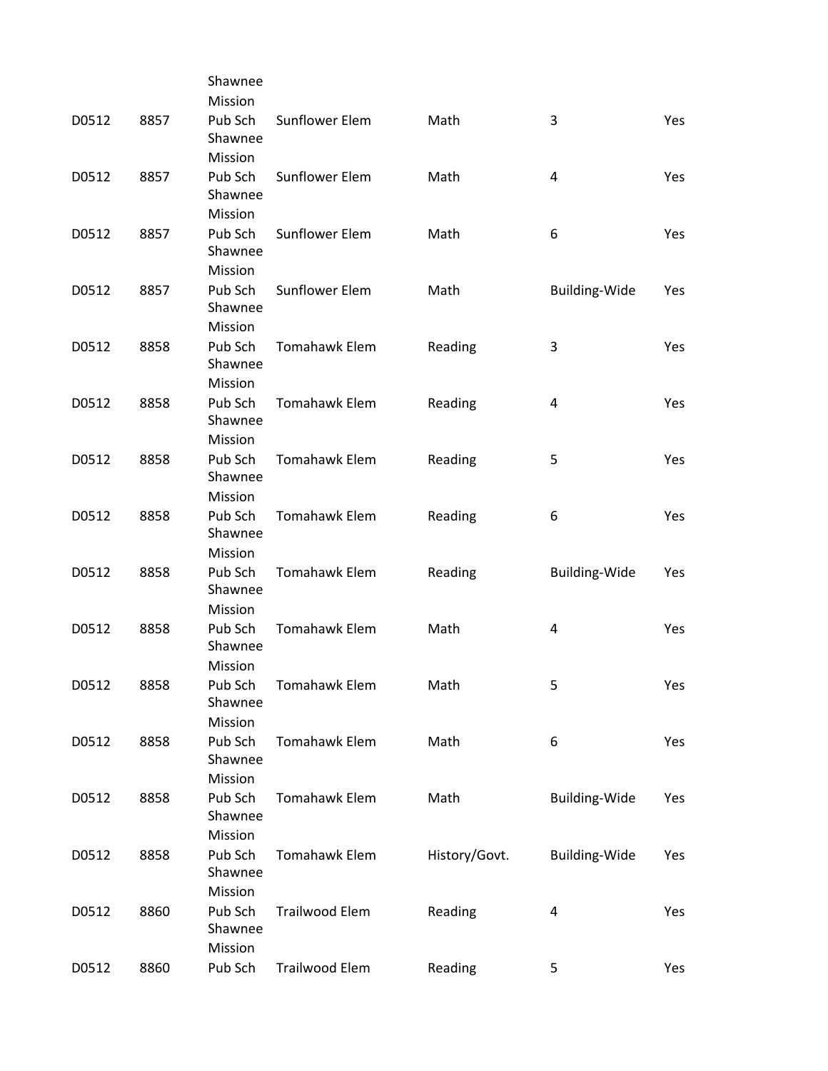| | | | | | | |
|---|---|---|---|---|---|---|
| D0512 | 8857 | Shawnee Mission Pub Sch | Sunflower Elem | Math | 3 | Yes |
| D0512 | 8857 | Shawnee Mission Pub Sch | Sunflower Elem | Math | 4 | Yes |
| D0512 | 8857 | Shawnee Mission Pub Sch | Sunflower Elem | Math | 6 | Yes |
| D0512 | 8857 | Shawnee Mission Pub Sch | Sunflower Elem | Math | Building-Wide | Yes |
| D0512 | 8858 | Shawnee Mission Pub Sch | Tomahawk Elem | Reading | 3 | Yes |
| D0512 | 8858 | Shawnee Mission Pub Sch | Tomahawk Elem | Reading | 4 | Yes |
| D0512 | 8858 | Shawnee Mission Pub Sch | Tomahawk Elem | Reading | 5 | Yes |
| D0512 | 8858 | Shawnee Mission Pub Sch | Tomahawk Elem | Reading | 6 | Yes |
| D0512 | 8858 | Shawnee Mission Pub Sch | Tomahawk Elem | Reading | Building-Wide | Yes |
| D0512 | 8858 | Shawnee Mission Pub Sch | Tomahawk Elem | Math | 4 | Yes |
| D0512 | 8858 | Shawnee Mission Pub Sch | Tomahawk Elem | Math | 5 | Yes |
| D0512 | 8858 | Shawnee Mission Pub Sch | Tomahawk Elem | Math | 6 | Yes |
| D0512 | 8858 | Shawnee Mission Pub Sch | Tomahawk Elem | Math | Building-Wide | Yes |
| D0512 | 8858 | Shawnee Mission Pub Sch | Tomahawk Elem | History/Govt. | Building-Wide | Yes |
| D0512 | 8860 | Shawnee Mission Pub Sch | Trailwood Elem | Reading | 4 | Yes |
| D0512 | 8860 | Shawnee Mission Pub Sch | Trailwood Elem | Reading | 5 | Yes |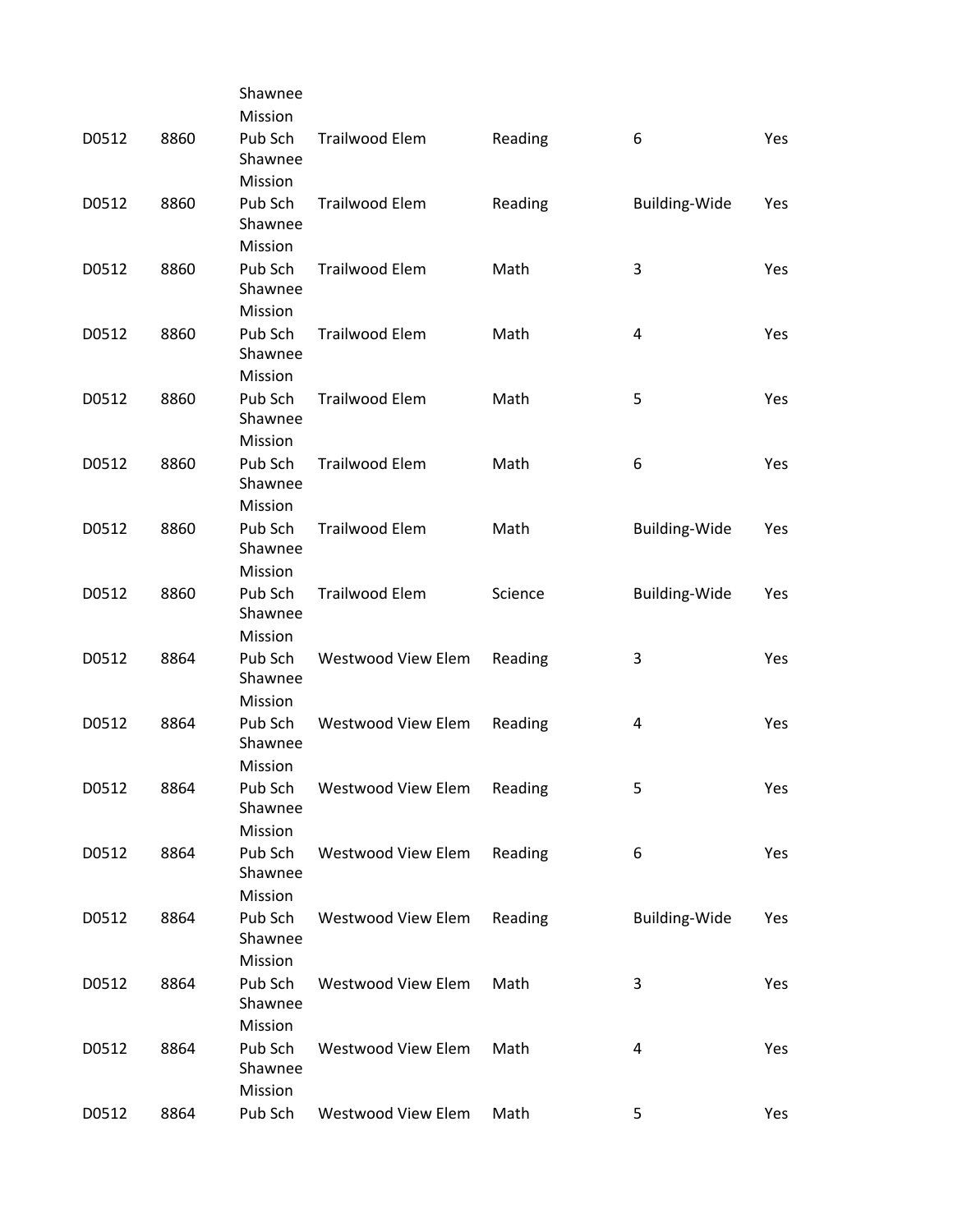| | | | | | | |
|---|---|---|---|---|---|---|
| D0512 | 8860 | Shawnee Mission Pub Sch | Trailwood Elem | Reading | 6 | Yes |
| D0512 | 8860 | Shawnee Mission Pub Sch | Trailwood Elem | Reading | Building-Wide | Yes |
| D0512 | 8860 | Shawnee Mission Pub Sch | Trailwood Elem | Math | 3 | Yes |
| D0512 | 8860 | Shawnee Mission Pub Sch | Trailwood Elem | Math | 4 | Yes |
| D0512 | 8860 | Shawnee Mission Pub Sch | Trailwood Elem | Math | 5 | Yes |
| D0512 | 8860 | Shawnee Mission Pub Sch | Trailwood Elem | Math | 6 | Yes |
| D0512 | 8860 | Shawnee Mission Pub Sch | Trailwood Elem | Math | Building-Wide | Yes |
| D0512 | 8860 | Shawnee Mission Pub Sch | Trailwood Elem | Science | Building-Wide | Yes |
| D0512 | 8864 | Shawnee Mission Pub Sch | Westwood View Elem | Reading | 3 | Yes |
| D0512 | 8864 | Shawnee Mission Pub Sch | Westwood View Elem | Reading | 4 | Yes |
| D0512 | 8864 | Shawnee Mission Pub Sch | Westwood View Elem | Reading | 5 | Yes |
| D0512 | 8864 | Shawnee Mission Pub Sch | Westwood View Elem | Reading | 6 | Yes |
| D0512 | 8864 | Shawnee Mission Pub Sch | Westwood View Elem | Reading | Building-Wide | Yes |
| D0512 | 8864 | Shawnee Mission Pub Sch | Westwood View Elem | Math | 3 | Yes |
| D0512 | 8864 | Shawnee Mission Pub Sch | Westwood View Elem | Math | 4 | Yes |
| D0512 | 8864 | Shawnee Mission Pub Sch | Westwood View Elem | Math | 5 | Yes |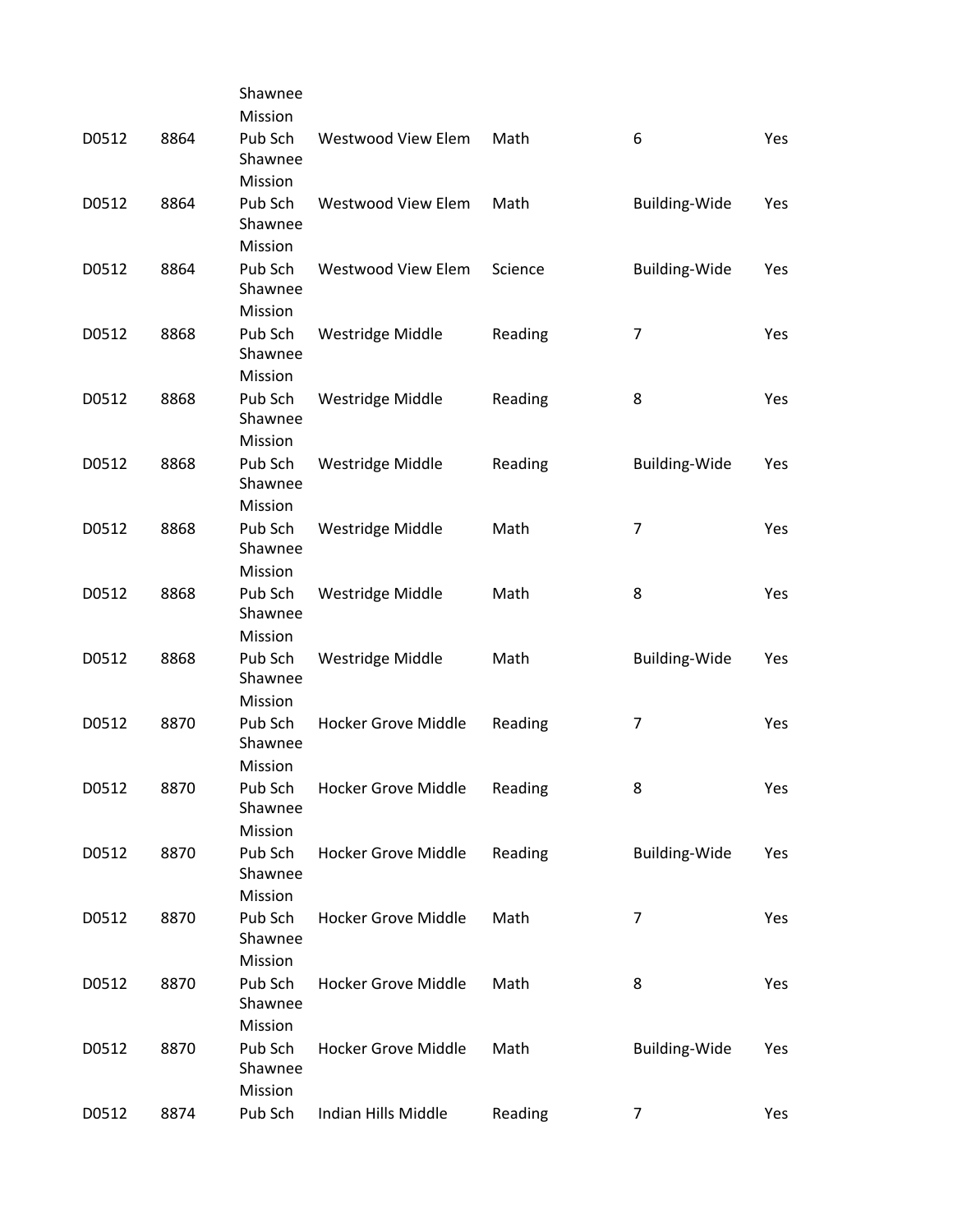| | | | | | | |
|---|---|---|---|---|---|---|
| D0512 | 8864 | Shawnee Mission Pub Sch | Westwood View Elem | Math | 6 | Yes |
| D0512 | 8864 | Shawnee Mission Pub Sch | Westwood View Elem | Math | Building-Wide | Yes |
| D0512 | 8864 | Shawnee Mission Pub Sch | Westwood View Elem | Science | Building-Wide | Yes |
| D0512 | 8868 | Shawnee Mission Pub Sch | Westridge Middle | Reading | 7 | Yes |
| D0512 | 8868 | Shawnee Mission Pub Sch | Westridge Middle | Reading | 8 | Yes |
| D0512 | 8868 | Shawnee Mission Pub Sch | Westridge Middle | Reading | Building-Wide | Yes |
| D0512 | 8868 | Shawnee Mission Pub Sch | Westridge Middle | Math | 7 | Yes |
| D0512 | 8868 | Shawnee Mission Pub Sch | Westridge Middle | Math | 8 | Yes |
| D0512 | 8868 | Shawnee Mission Pub Sch | Westridge Middle | Math | Building-Wide | Yes |
| D0512 | 8870 | Shawnee Mission Pub Sch | Hocker Grove Middle | Reading | 7 | Yes |
| D0512 | 8870 | Shawnee Mission Pub Sch | Hocker Grove Middle | Reading | 8 | Yes |
| D0512 | 8870 | Shawnee Mission Pub Sch | Hocker Grove Middle | Reading | Building-Wide | Yes |
| D0512 | 8870 | Shawnee Mission Pub Sch | Hocker Grove Middle | Math | 7 | Yes |
| D0512 | 8870 | Shawnee Mission Pub Sch | Hocker Grove Middle | Math | 8 | Yes |
| D0512 | 8870 | Shawnee Mission Pub Sch | Hocker Grove Middle | Math | Building-Wide | Yes |
| D0512 | 8874 | Shawnee Mission Pub Sch | Indian Hills Middle | Reading | 7 | Yes |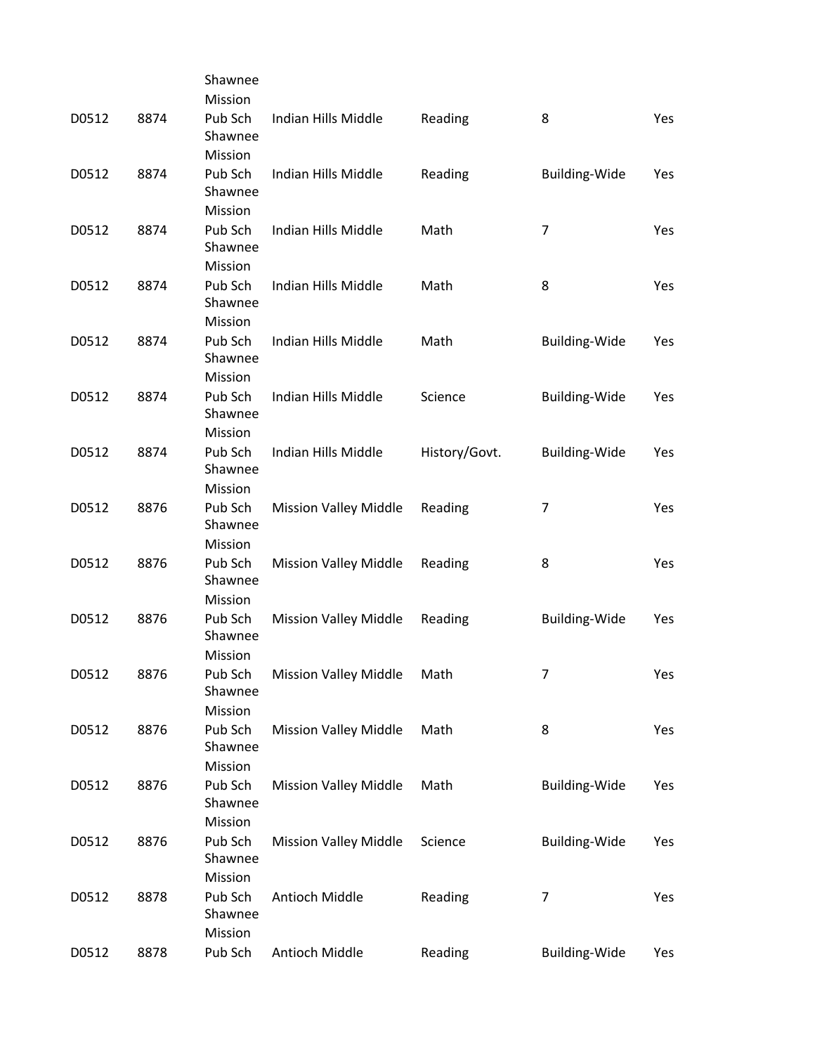| | | | | | | |
|---|---|---|---|---|---|---|
| D0512 | 8874 | Shawnee Mission Pub Sch | Indian Hills Middle | Reading | 8 | Yes |
| D0512 | 8874 | Shawnee Mission Pub Sch | Indian Hills Middle | Reading | Building-Wide | Yes |
| D0512 | 8874 | Shawnee Mission Pub Sch | Indian Hills Middle | Math | 7 | Yes |
| D0512 | 8874 | Shawnee Mission Pub Sch | Indian Hills Middle | Math | 8 | Yes |
| D0512 | 8874 | Shawnee Mission Pub Sch | Indian Hills Middle | Math | Building-Wide | Yes |
| D0512 | 8874 | Shawnee Mission Pub Sch | Indian Hills Middle | Science | Building-Wide | Yes |
| D0512 | 8874 | Shawnee Mission Pub Sch | Indian Hills Middle | History/Govt. | Building-Wide | Yes |
| D0512 | 8876 | Shawnee Mission Pub Sch | Mission Valley Middle | Reading | 7 | Yes |
| D0512 | 8876 | Shawnee Mission Pub Sch | Mission Valley Middle | Reading | 8 | Yes |
| D0512 | 8876 | Shawnee Mission Pub Sch | Mission Valley Middle | Reading | Building-Wide | Yes |
| D0512 | 8876 | Shawnee Mission Pub Sch | Mission Valley Middle | Math | 7 | Yes |
| D0512 | 8876 | Shawnee Mission Pub Sch | Mission Valley Middle | Math | 8 | Yes |
| D0512 | 8876 | Shawnee Mission Pub Sch | Mission Valley Middle | Math | Building-Wide | Yes |
| D0512 | 8876 | Shawnee Mission Pub Sch | Mission Valley Middle | Science | Building-Wide | Yes |
| D0512 | 8878 | Shawnee Mission Pub Sch | Antioch Middle | Reading | 7 | Yes |
| D0512 | 8878 | Shawnee Mission Pub Sch | Antioch Middle | Reading | Building-Wide | Yes |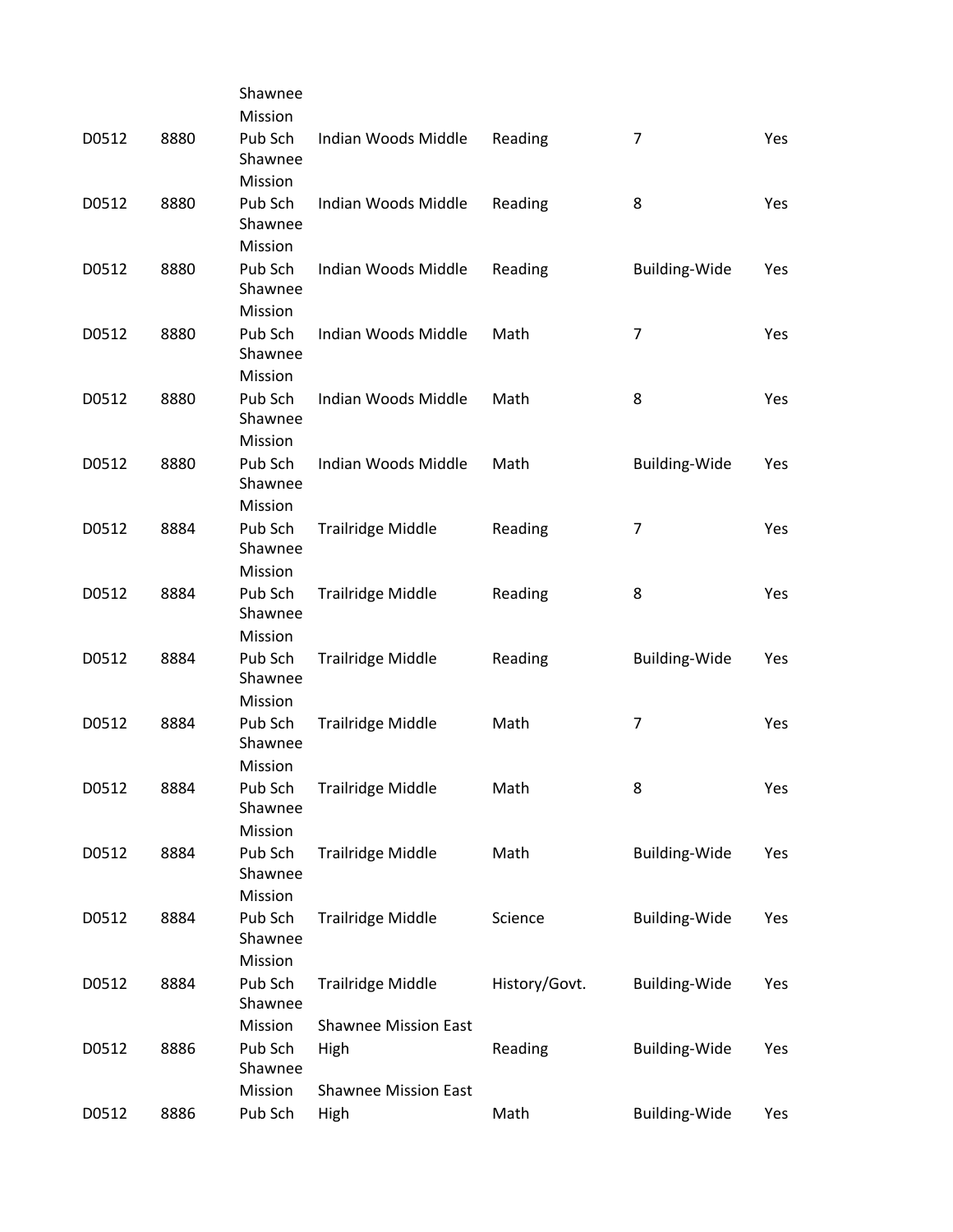| | | | | | | |
|---|---|---|---|---|---|---|
| D0512 | 8880 | Shawnee Mission Pub Sch | Indian Woods Middle | Reading | 7 | Yes |
| D0512 | 8880 | Shawnee Mission Pub Sch | Indian Woods Middle | Reading | 8 | Yes |
| D0512 | 8880 | Shawnee Mission Pub Sch | Indian Woods Middle | Reading | Building-Wide | Yes |
| D0512 | 8880 | Shawnee Mission Pub Sch | Indian Woods Middle | Math | 7 | Yes |
| D0512 | 8880 | Shawnee Mission Pub Sch | Indian Woods Middle | Math | 8 | Yes |
| D0512 | 8880 | Shawnee Mission Pub Sch | Indian Woods Middle | Math | Building-Wide | Yes |
| D0512 | 8884 | Shawnee Mission Pub Sch | Trailridge Middle | Reading | 7 | Yes |
| D0512 | 8884 | Shawnee Mission Pub Sch | Trailridge Middle | Reading | 8 | Yes |
| D0512 | 8884 | Shawnee Mission Pub Sch | Trailridge Middle | Reading | Building-Wide | Yes |
| D0512 | 8884 | Shawnee Mission Pub Sch | Trailridge Middle | Math | 7 | Yes |
| D0512 | 8884 | Shawnee Mission Pub Sch | Trailridge Middle | Math | 8 | Yes |
| D0512 | 8884 | Shawnee Mission Pub Sch | Trailridge Middle | Math | Building-Wide | Yes |
| D0512 | 8884 | Shawnee Mission Pub Sch | Trailridge Middle | Science | Building-Wide | Yes |
| D0512 | 8884 | Shawnee Mission Pub Sch | Trailridge Middle | History/Govt. | Building-Wide | Yes |
| D0512 | 8886 | Shawnee Mission Pub Sch | Shawnee Mission East High | Reading | Building-Wide | Yes |
| D0512 | 8886 | Shawnee Mission Pub Sch | Shawnee Mission East High | Math | Building-Wide | Yes |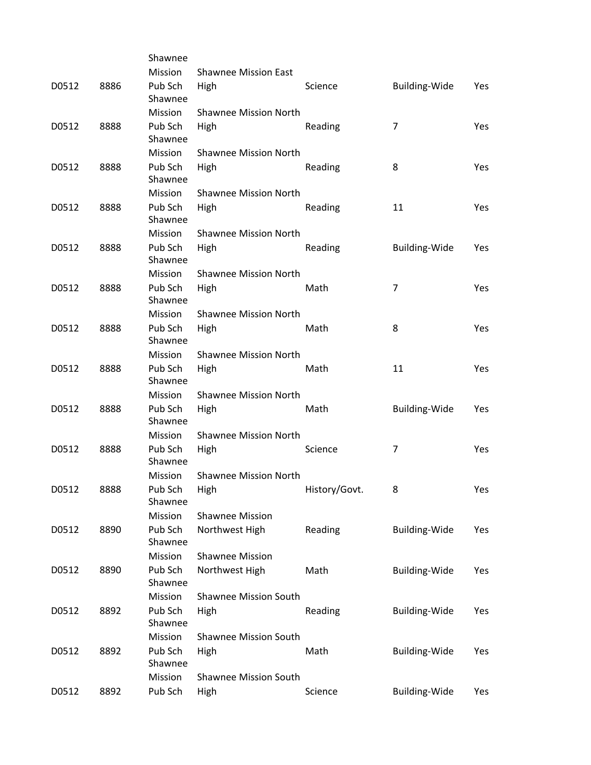| | | | | | | |
|---|---|---|---|---|---|---|
| D0512 | 8886 | Shawnee Mission Pub Sch | Shawnee Mission East High | Science | Building-Wide | Yes |
| D0512 | 8888 | Shawnee Mission Pub Sch | Shawnee Mission North High | Reading | 7 | Yes |
| D0512 | 8888 | Shawnee Mission Pub Sch | Shawnee Mission North High | Reading | 8 | Yes |
| D0512 | 8888 | Shawnee Mission Pub Sch | Shawnee Mission North High | Reading | 11 | Yes |
| D0512 | 8888 | Shawnee Mission Pub Sch | Shawnee Mission North High | Reading | Building-Wide | Yes |
| D0512 | 8888 | Shawnee Mission Pub Sch | Shawnee Mission North High | Math | 7 | Yes |
| D0512 | 8888 | Shawnee Mission Pub Sch | Shawnee Mission North High | Math | 8 | Yes |
| D0512 | 8888 | Shawnee Mission Pub Sch | Shawnee Mission North High | Math | 11 | Yes |
| D0512 | 8888 | Shawnee Mission Pub Sch | Shawnee Mission North High | Math | Building-Wide | Yes |
| D0512 | 8888 | Shawnee Mission Pub Sch | Shawnee Mission North High | Science | 7 | Yes |
| D0512 | 8888 | Shawnee Mission Pub Sch | Shawnee Mission North High | History/Govt. | 8 | Yes |
| D0512 | 8890 | Shawnee Mission Pub Sch | Shawnee Mission Northwest High | Reading | Building-Wide | Yes |
| D0512 | 8890 | Shawnee Mission Pub Sch | Shawnee Mission Northwest High | Math | Building-Wide | Yes |
| D0512 | 8892 | Shawnee Mission Pub Sch | Shawnee Mission South High | Reading | Building-Wide | Yes |
| D0512 | 8892 | Shawnee Mission Pub Sch | Shawnee Mission South High | Math | Building-Wide | Yes |
| D0512 | 8892 | Shawnee Mission Pub Sch | Shawnee Mission South High | Science | Building-Wide | Yes |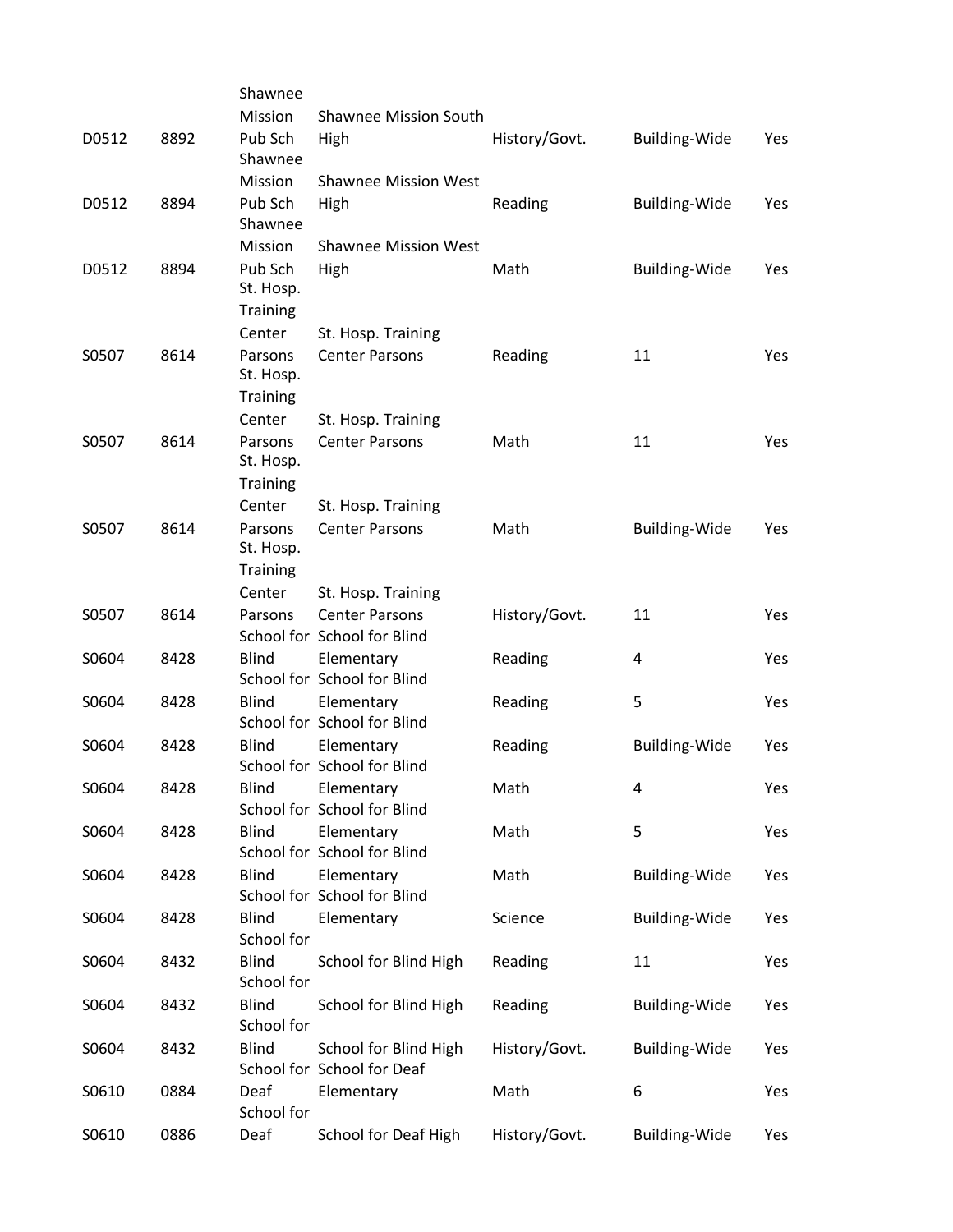| | | | | | | |
|---|---|---|---|---|---|---|
| D0512 | 8892 | Shawnee Mission Pub Sch | Shawnee Mission South High | History/Govt. | Building-Wide | Yes |
| D0512 | 8894 | Shawnee Mission Pub Sch | Shawnee Mission West High | Reading | Building-Wide | Yes |
| D0512 | 8894 | Shawnee Mission Pub Sch | Shawnee Mission West High | Math | Building-Wide | Yes |
| S0507 | 8614 | St. Hosp. Training Center Parsons | St. Hosp. Training Center Parsons | Reading | 11 | Yes |
| S0507 | 8614 | St. Hosp. Training Center Parsons | St. Hosp. Training Center Parsons | Math | 11 | Yes |
| S0507 | 8614 | St. Hosp. Training Center Parsons | St. Hosp. Training Center Parsons | Math | Building-Wide | Yes |
| S0507 | 8614 | St. Hosp. Training Center Parsons | St. Hosp. Training Center Parsons | History/Govt. | 11 | Yes |
| S0604 | 8428 | School for Blind | School for Blind Elementary | Reading | 4 | Yes |
| S0604 | 8428 | School for Blind | School for Blind Elementary | Reading | 5 | Yes |
| S0604 | 8428 | School for Blind | School for Blind Elementary | Reading | Building-Wide | Yes |
| S0604 | 8428 | School for Blind | School for Blind Elementary | Math | 4 | Yes |
| S0604 | 8428 | School for Blind | School for Blind Elementary | Math | 5 | Yes |
| S0604 | 8428 | School for Blind | School for Blind Elementary | Math | Building-Wide | Yes |
| S0604 | 8428 | School for Blind | School for Blind Elementary | Science | Building-Wide | Yes |
| S0604 | 8432 | School for Blind | School for Blind High | Reading | 11 | Yes |
| S0604 | 8432 | School for Blind | School for Blind High | Reading | Building-Wide | Yes |
| S0604 | 8432 | School for Blind | School for Blind High | History/Govt. | Building-Wide | Yes |
| S0610 | 0884 | School for Deaf | School for Deaf Elementary | Math | 6 | Yes |
| S0610 | 0886 | School for Deaf | School for Deaf High | History/Govt. | Building-Wide | Yes |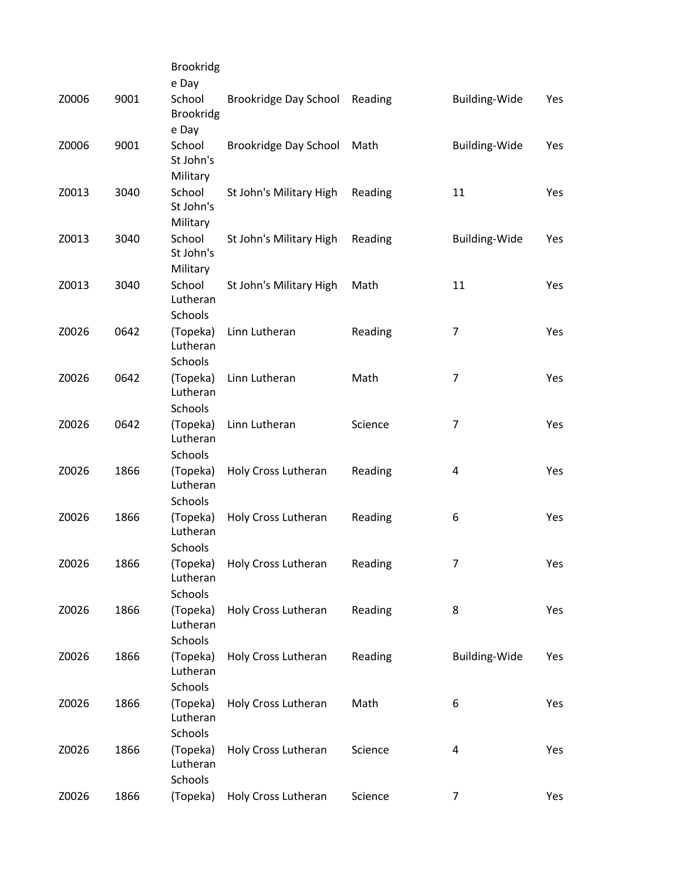| | | | | | | |
|---|---|---|---|---|---|---|
| Z0006 | 9001 | Brookridge Day School | Brookridge Day School | Reading | Building-Wide | Yes |
| Z0006 | 9001 | Brookridge Day School | Brookridge Day School | Math | Building-Wide | Yes |
| Z0013 | 3040 | St John's Military School | St John's Military High | Reading | 11 | Yes |
| Z0013 | 3040 | St John's Military School | St John's Military High | Reading | Building-Wide | Yes |
| Z0013 | 3040 | St John's Military School | St John's Military High | Math | 11 | Yes |
| Z0026 | 0642 | Lutheran Schools (Topeka) | Linn Lutheran | Reading | 7 | Yes |
| Z0026 | 0642 | Lutheran Schools (Topeka) | Linn Lutheran | Math | 7 | Yes |
| Z0026 | 0642 | Lutheran Schools (Topeka) | Linn Lutheran | Science | 7 | Yes |
| Z0026 | 1866 | Lutheran Schools (Topeka) | Holy Cross Lutheran | Reading | 4 | Yes |
| Z0026 | 1866 | Lutheran Schools (Topeka) | Holy Cross Lutheran | Reading | 6 | Yes |
| Z0026 | 1866 | Lutheran Schools (Topeka) | Holy Cross Lutheran | Reading | 7 | Yes |
| Z0026 | 1866 | Lutheran Schools (Topeka) | Holy Cross Lutheran | Reading | 8 | Yes |
| Z0026 | 1866 | Lutheran Schools (Topeka) | Holy Cross Lutheran | Reading | Building-Wide | Yes |
| Z0026 | 1866 | Lutheran Schools (Topeka) | Holy Cross Lutheran | Math | 6 | Yes |
| Z0026 | 1866 | Lutheran Schools (Topeka) | Holy Cross Lutheran | Science | 4 | Yes |
| Z0026 | 1866 | Lutheran Schools (Topeka) | Holy Cross Lutheran | Science | 7 | Yes |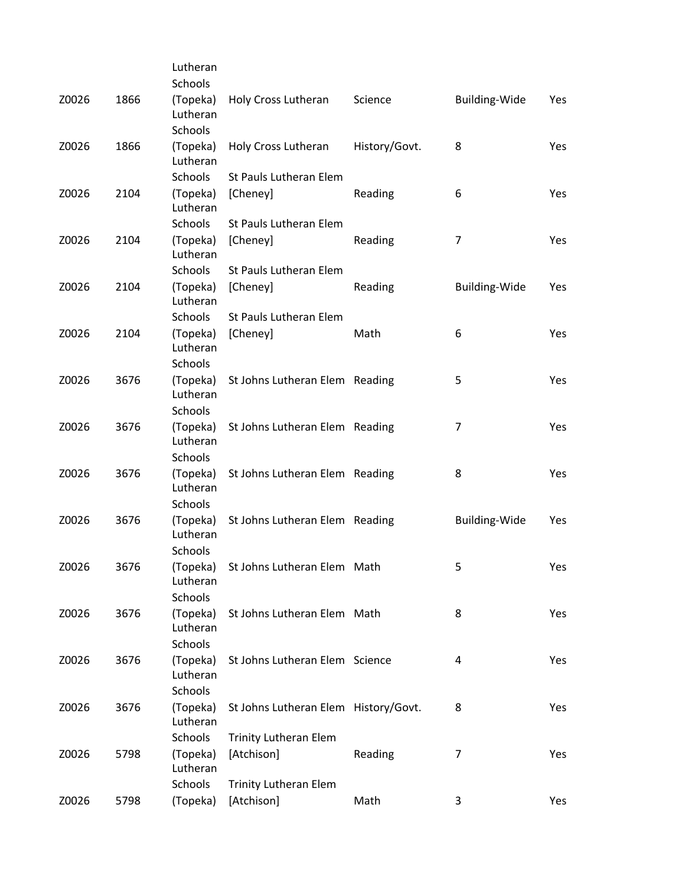| | | | | | | |
|---|---|---|---|---|---|---|
| Z0026 | 1866 | Lutheran Schools (Topeka) | Holy Cross Lutheran | Science | Building-Wide | Yes |
| Z0026 | 1866 | Lutheran Schools (Topeka) | Holy Cross Lutheran | History/Govt. | 8 | Yes |
| Z0026 | 2104 | Lutheran Schools (Topeka) | St Pauls Lutheran Elem [Cheney] | Reading | 6 | Yes |
| Z0026 | 2104 | Lutheran Schools (Topeka) | St Pauls Lutheran Elem [Cheney] | Reading | 7 | Yes |
| Z0026 | 2104 | Lutheran Schools (Topeka) | St Pauls Lutheran Elem [Cheney] | Reading | Building-Wide | Yes |
| Z0026 | 2104 | Lutheran Schools (Topeka) | St Pauls Lutheran Elem [Cheney] | Math | 6 | Yes |
| Z0026 | 3676 | Lutheran Schools (Topeka) | St Johns Lutheran Elem | Reading | 5 | Yes |
| Z0026 | 3676 | Lutheran Schools (Topeka) | St Johns Lutheran Elem | Reading | 7 | Yes |
| Z0026 | 3676 | Lutheran Schools (Topeka) | St Johns Lutheran Elem | Reading | 8 | Yes |
| Z0026 | 3676 | Lutheran Schools (Topeka) | St Johns Lutheran Elem | Reading | Building-Wide | Yes |
| Z0026 | 3676 | Lutheran Schools (Topeka) | St Johns Lutheran Elem | Math | 5 | Yes |
| Z0026 | 3676 | Lutheran Schools (Topeka) | St Johns Lutheran Elem | Math | 8 | Yes |
| Z0026 | 3676 | Lutheran Schools (Topeka) | St Johns Lutheran Elem | Science | 4 | Yes |
| Z0026 | 3676 | Lutheran Schools (Topeka) | St Johns Lutheran Elem | History/Govt. | 8 | Yes |
| Z0026 | 5798 | Lutheran Schools (Topeka) | Trinity Lutheran Elem [Atchison] | Reading | 7 | Yes |
| Z0026 | 5798 | Lutheran Schools (Topeka) | Trinity Lutheran Elem [Atchison] | Math | 3 | Yes |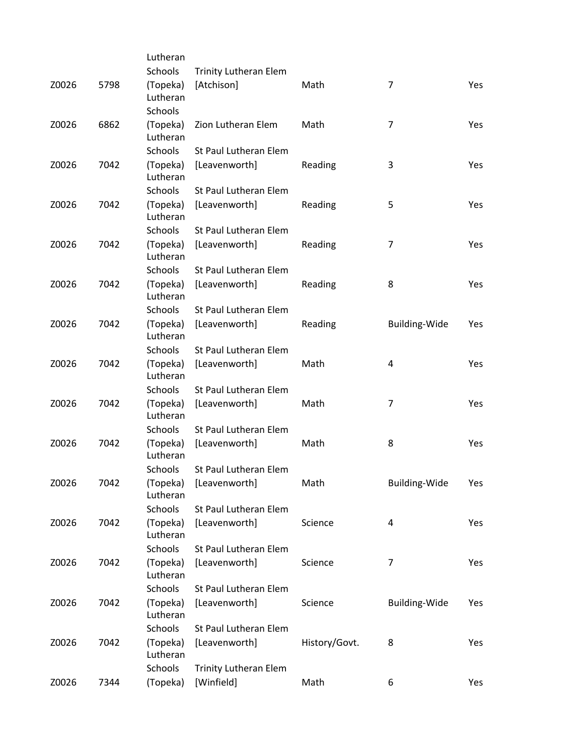| | | | | | | |
|---|---|---|---|---|---|---|
| Z0026 | 5798 | Lutheran Schools (Topeka) | Trinity Lutheran Elem [Atchison] | Math | 7 | Yes |
| Z0026 | 6862 | Lutheran Schools (Topeka) | Zion Lutheran Elem | Math | 7 | Yes |
| Z0026 | 7042 | Lutheran Schools (Topeka) | St Paul Lutheran Elem [Leavenworth] | Reading | 3 | Yes |
| Z0026 | 7042 | Lutheran Schools (Topeka) | St Paul Lutheran Elem [Leavenworth] | Reading | 5 | Yes |
| Z0026 | 7042 | Lutheran Schools (Topeka) | St Paul Lutheran Elem [Leavenworth] | Reading | 7 | Yes |
| Z0026 | 7042 | Lutheran Schools (Topeka) | St Paul Lutheran Elem [Leavenworth] | Reading | 8 | Yes |
| Z0026 | 7042 | Lutheran Schools (Topeka) | St Paul Lutheran Elem [Leavenworth] | Reading | Building-Wide | Yes |
| Z0026 | 7042 | Lutheran Schools (Topeka) | St Paul Lutheran Elem [Leavenworth] | Math | 4 | Yes |
| Z0026 | 7042 | Lutheran Schools (Topeka) | St Paul Lutheran Elem [Leavenworth] | Math | 7 | Yes |
| Z0026 | 7042 | Lutheran Schools (Topeka) | St Paul Lutheran Elem [Leavenworth] | Math | 8 | Yes |
| Z0026 | 7042 | Lutheran Schools (Topeka) | St Paul Lutheran Elem [Leavenworth] | Math | Building-Wide | Yes |
| Z0026 | 7042 | Lutheran Schools (Topeka) | St Paul Lutheran Elem [Leavenworth] | Science | 4 | Yes |
| Z0026 | 7042 | Lutheran Schools (Topeka) | St Paul Lutheran Elem [Leavenworth] | Science | 7 | Yes |
| Z0026 | 7042 | Lutheran Schools (Topeka) | St Paul Lutheran Elem [Leavenworth] | Science | Building-Wide | Yes |
| Z0026 | 7042 | Lutheran Schools (Topeka) | St Paul Lutheran Elem [Leavenworth] | History/Govt. | 8 | Yes |
| Z0026 | 7344 | Lutheran Schools (Topeka) | Trinity Lutheran Elem [Winfield] | Math | 6 | Yes |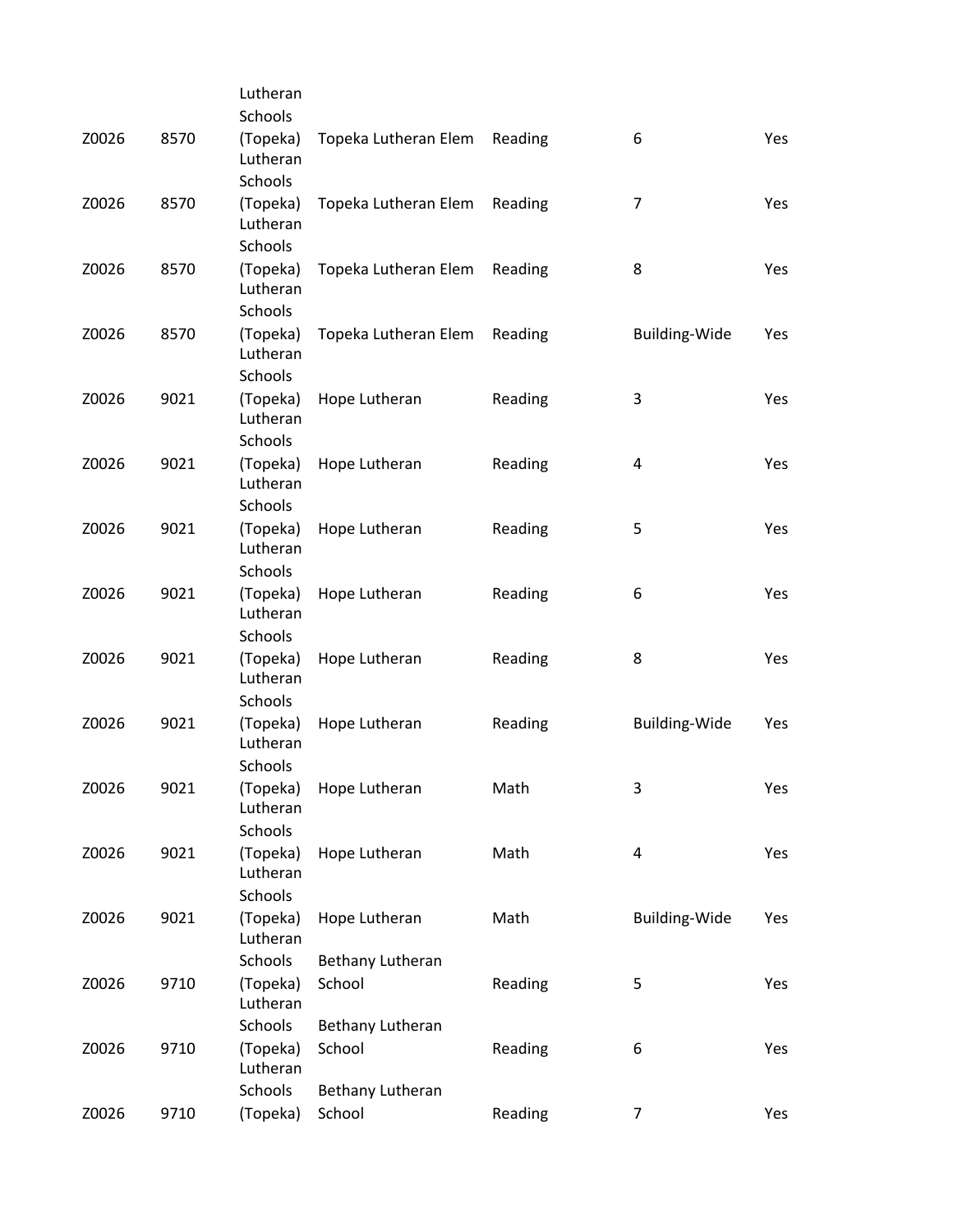| | | | | | | |
|---|---|---|---|---|---|---|
| Z0026 | 8570 | Lutheran Schools (Topeka) | Topeka Lutheran Elem | Reading | 6 | Yes |
| Z0026 | 8570 | Lutheran Schools (Topeka) | Topeka Lutheran Elem | Reading | 7 | Yes |
| Z0026 | 8570 | Lutheran Schools (Topeka) | Topeka Lutheran Elem | Reading | 8 | Yes |
| Z0026 | 8570 | Lutheran Schools (Topeka) | Topeka Lutheran Elem | Reading | Building-Wide | Yes |
| Z0026 | 9021 | Lutheran Schools (Topeka) | Hope Lutheran | Reading | 3 | Yes |
| Z0026 | 9021 | Lutheran Schools (Topeka) | Hope Lutheran | Reading | 4 | Yes |
| Z0026 | 9021 | Lutheran Schools (Topeka) | Hope Lutheran | Reading | 5 | Yes |
| Z0026 | 9021 | Lutheran Schools (Topeka) | Hope Lutheran | Reading | 6 | Yes |
| Z0026 | 9021 | Lutheran Schools (Topeka) | Hope Lutheran | Reading | 8 | Yes |
| Z0026 | 9021 | Lutheran Schools (Topeka) | Hope Lutheran | Reading | Building-Wide | Yes |
| Z0026 | 9021 | Lutheran Schools (Topeka) | Hope Lutheran | Math | 3 | Yes |
| Z0026 | 9021 | Lutheran Schools (Topeka) | Hope Lutheran | Math | 4 | Yes |
| Z0026 | 9021 | Lutheran Schools (Topeka) | Hope Lutheran | Math | Building-Wide | Yes |
| Z0026 | 9710 | Lutheran Schools (Topeka) | Bethany Lutheran School | Reading | 5 | Yes |
| Z0026 | 9710 | Lutheran Schools (Topeka) | Bethany Lutheran School | Reading | 6 | Yes |
| Z0026 | 9710 | Lutheran Schools (Topeka) | Bethany Lutheran School | Reading | 7 | Yes |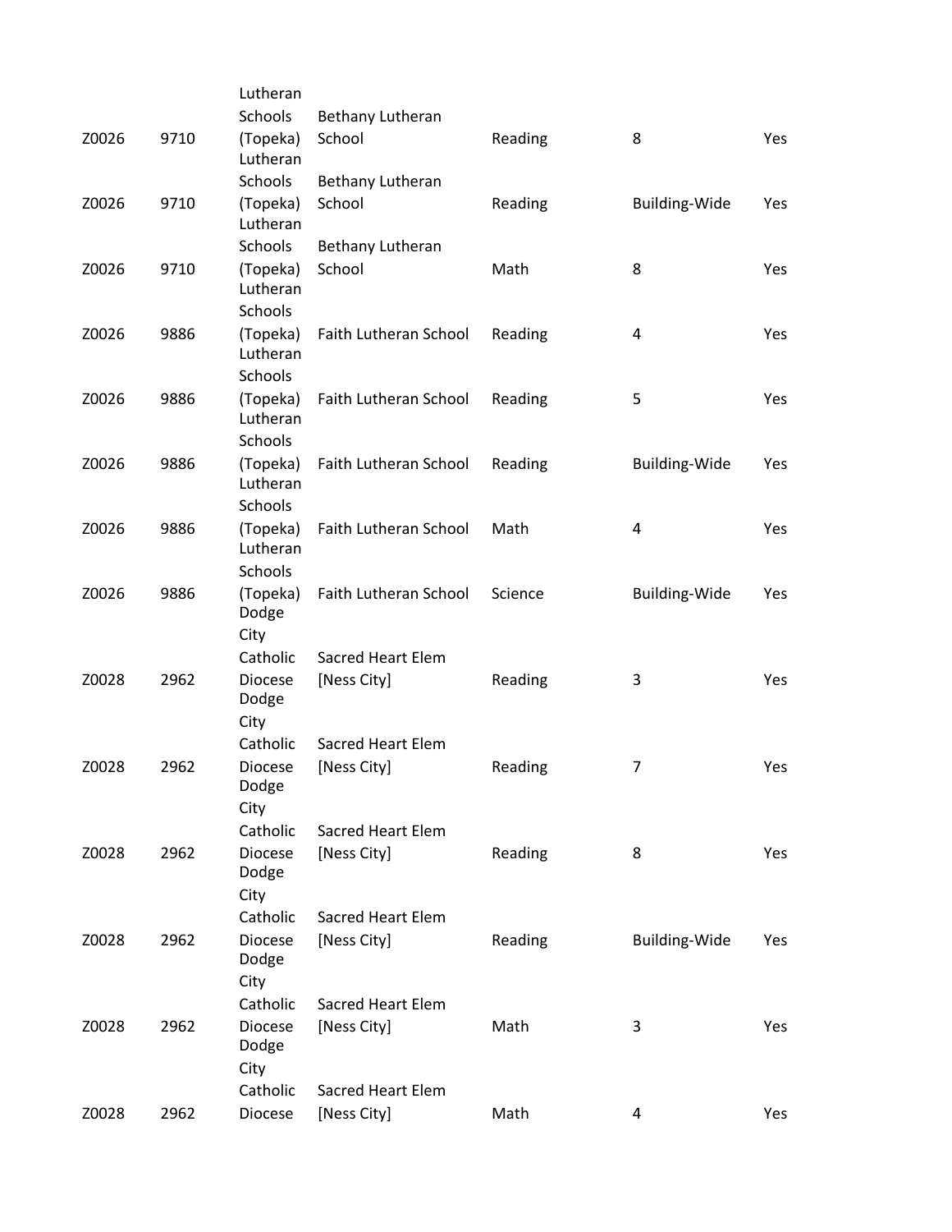| | | | | | | |
|---|---|---|---|---|---|---|
| Z0026 | 9710 | Lutheran Schools (Topeka) | Bethany Lutheran School | Reading | 8 | Yes |
| Z0026 | 9710 | Lutheran Schools (Topeka) | Bethany Lutheran School | Reading | Building-Wide | Yes |
| Z0026 | 9710 | Lutheran Schools (Topeka) | Bethany Lutheran School | Math | 8 | Yes |
| Z0026 | 9886 | Lutheran Schools (Topeka) | Faith Lutheran School | Reading | 4 | Yes |
| Z0026 | 9886 | Lutheran Schools (Topeka) | Faith Lutheran School | Reading | 5 | Yes |
| Z0026 | 9886 | Lutheran Schools (Topeka) | Faith Lutheran School | Reading | Building-Wide | Yes |
| Z0026 | 9886 | Lutheran Schools (Topeka) | Faith Lutheran School | Math | 4 | Yes |
| Z0026 | 9886 | Lutheran Schools (Topeka) | Faith Lutheran School | Science | Building-Wide | Yes |
| Z0028 | 2962 | Dodge City Catholic Diocese | Sacred Heart Elem [Ness City] | Reading | 3 | Yes |
| Z0028 | 2962 | Dodge City Catholic Diocese | Sacred Heart Elem [Ness City] | Reading | 7 | Yes |
| Z0028 | 2962 | Dodge City Catholic Diocese | Sacred Heart Elem [Ness City] | Reading | 8 | Yes |
| Z0028 | 2962 | Dodge City Catholic Diocese | Sacred Heart Elem [Ness City] | Reading | Building-Wide | Yes |
| Z0028 | 2962 | Dodge City Catholic Diocese | Sacred Heart Elem [Ness City] | Math | 3 | Yes |
| Z0028 | 2962 | Dodge City Catholic Diocese | Sacred Heart Elem [Ness City] | Math | 4 | Yes |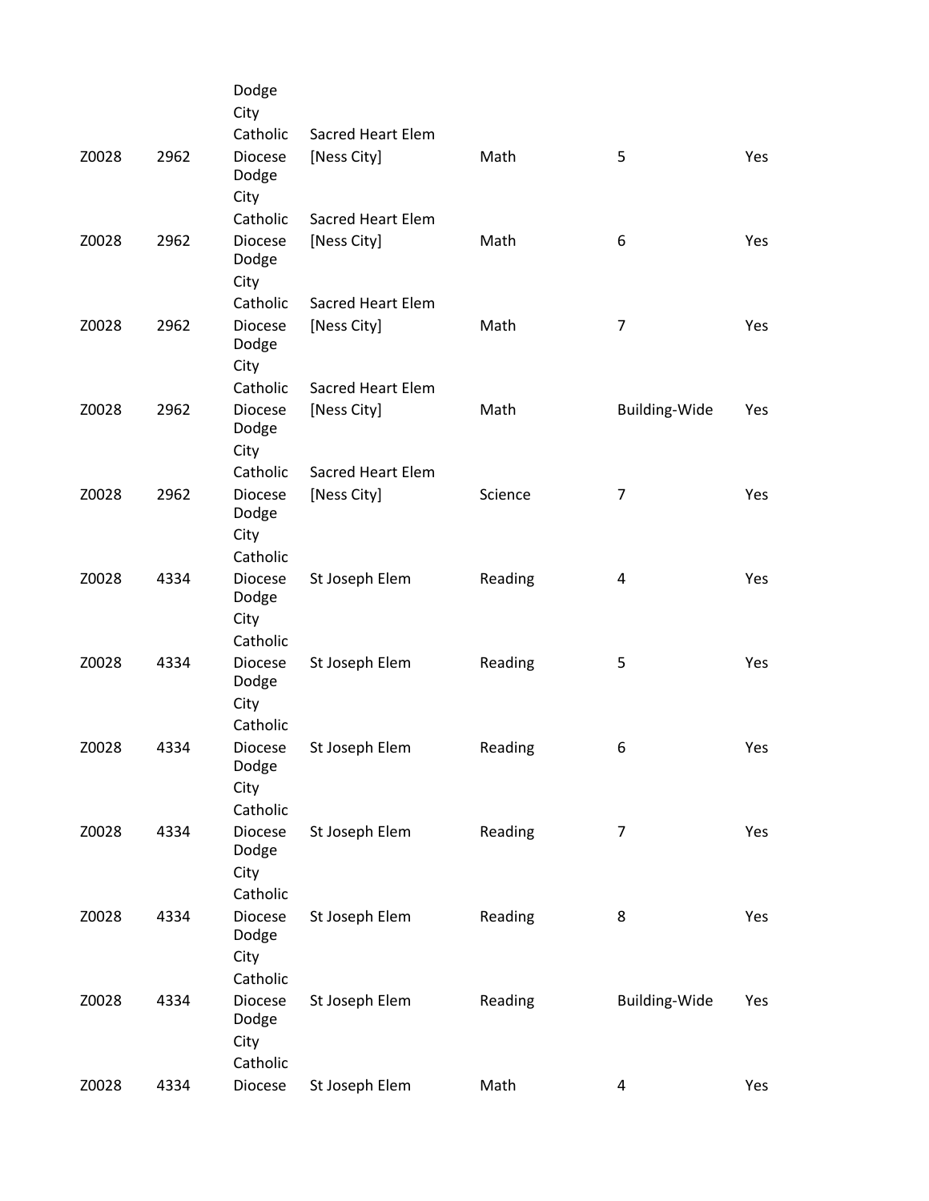| | | | | | | |
|---|---|---|---|---|---|---|
| Z0028 | 2962 | Dodge City Catholic Diocese | Sacred Heart Elem [Ness City] | Math | 5 | Yes |
| Z0028 | 2962 | Dodge City Catholic Diocese | Sacred Heart Elem [Ness City] | Math | 6 | Yes |
| Z0028 | 2962 | Dodge City Catholic Diocese | Sacred Heart Elem [Ness City] | Math | 7 | Yes |
| Z0028 | 2962 | Dodge City Catholic Diocese | Sacred Heart Elem [Ness City] | Math | Building-Wide | Yes |
| Z0028 | 2962 | Dodge City Catholic Diocese | Sacred Heart Elem [Ness City] | Science | 7 | Yes |
| Z0028 | 4334 | Dodge City Catholic Diocese | St Joseph Elem | Reading | 4 | Yes |
| Z0028 | 4334 | Dodge City Catholic Diocese | St Joseph Elem | Reading | 5 | Yes |
| Z0028 | 4334 | Dodge City Catholic Diocese | St Joseph Elem | Reading | 6 | Yes |
| Z0028 | 4334 | Dodge City Catholic Diocese | St Joseph Elem | Reading | 7 | Yes |
| Z0028 | 4334 | Dodge City Catholic Diocese | St Joseph Elem | Reading | 8 | Yes |
| Z0028 | 4334 | Dodge City Catholic Diocese | St Joseph Elem | Reading | Building-Wide | Yes |
| Z0028 | 4334 | Dodge City Catholic Diocese | St Joseph Elem | Math | 4 | Yes |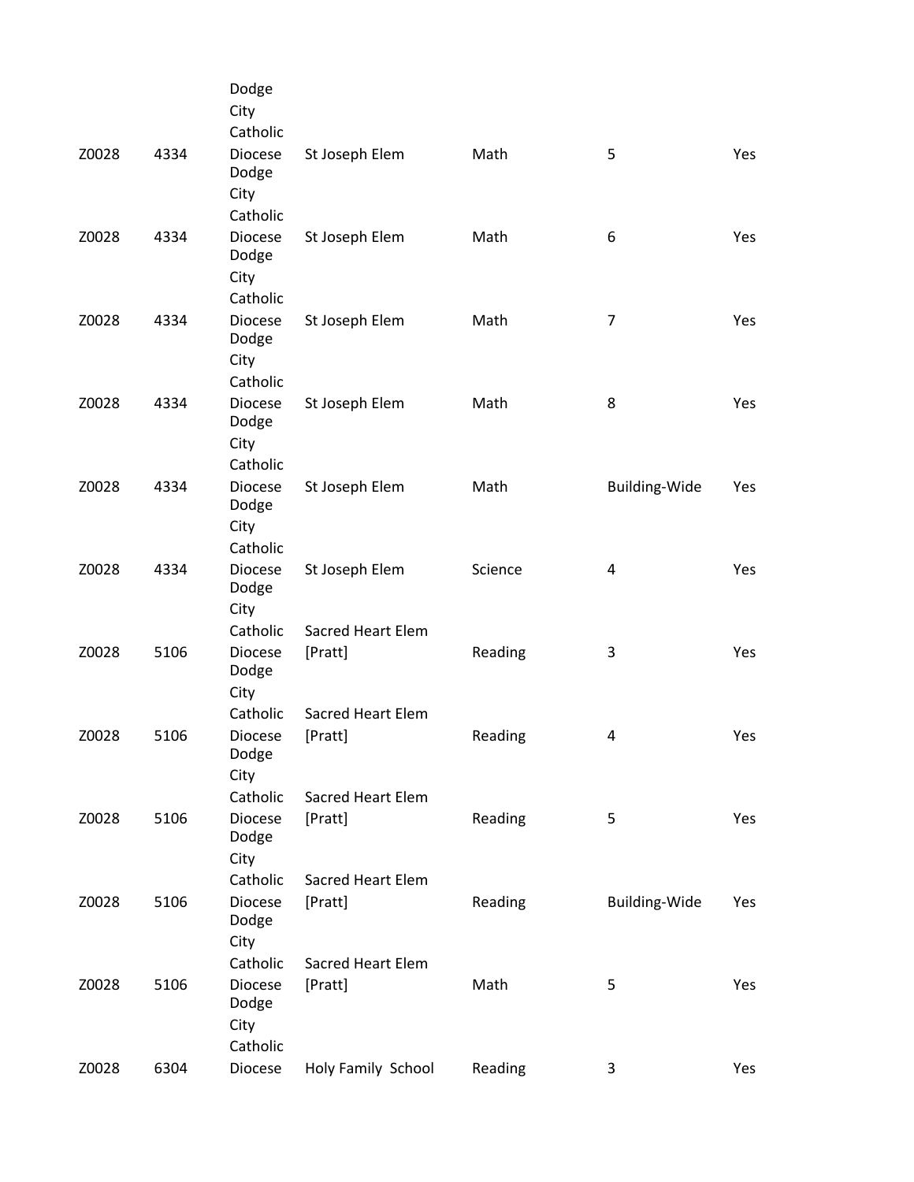| | | | | | | |
|---|---|---|---|---|---|---|
| Z0028 | 4334 | Dodge City Catholic Diocese | St Joseph Elem | Math | 5 | Yes |
| Z0028 | 4334 | Dodge City Catholic Diocese | St Joseph Elem | Math | 6 | Yes |
| Z0028 | 4334 | Dodge City Catholic Diocese | St Joseph Elem | Math | 7 | Yes |
| Z0028 | 4334 | Dodge City Catholic Diocese | St Joseph Elem | Math | 8 | Yes |
| Z0028 | 4334 | Dodge City Catholic Diocese | St Joseph Elem | Math | Building-Wide | Yes |
| Z0028 | 4334 | Dodge City Catholic Diocese | St Joseph Elem | Science | 4 | Yes |
| Z0028 | 5106 | Dodge City Catholic Diocese | Sacred Heart Elem [Pratt] | Reading | 3 | Yes |
| Z0028 | 5106 | Dodge City Catholic Diocese | Sacred Heart Elem [Pratt] | Reading | 4 | Yes |
| Z0028 | 5106 | Dodge City Catholic Diocese | Sacred Heart Elem [Pratt] | Reading | 5 | Yes |
| Z0028 | 5106 | Dodge City Catholic Diocese | Sacred Heart Elem [Pratt] | Reading | Building-Wide | Yes |
| Z0028 | 5106 | Dodge City Catholic Diocese | Sacred Heart Elem [Pratt] | Math | 5 | Yes |
| Z0028 | 6304 | Dodge City Catholic Diocese | Holy Family School | Reading | 3 | Yes |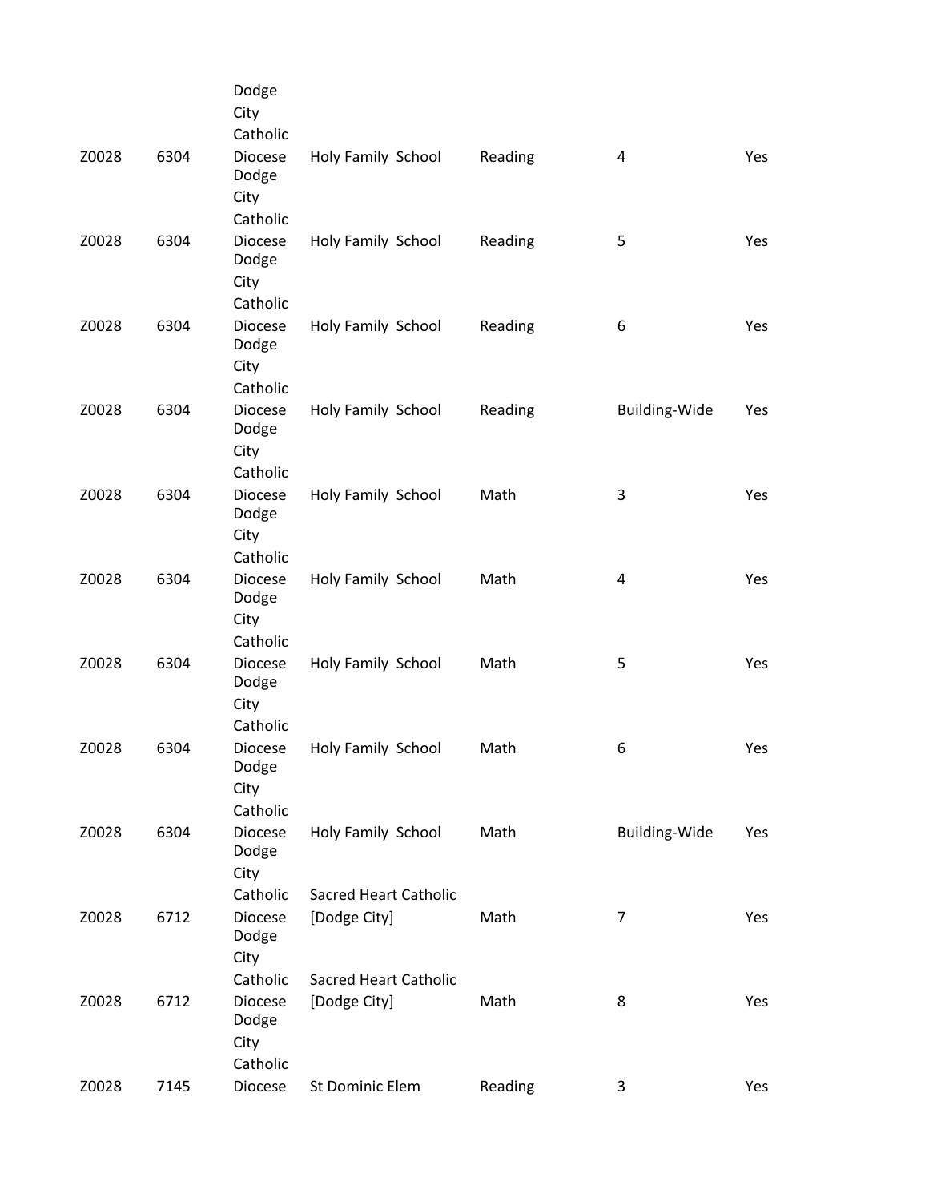| | | | | | | |
|---|---|---|---|---|---|---|
| Z0028 | 6304 | Dodge City Catholic Diocese | Holy Family School | Reading | 4 | Yes |
| Z0028 | 6304 | Dodge City Catholic Diocese | Holy Family School | Reading | 5 | Yes |
| Z0028 | 6304 | Dodge City Catholic Diocese | Holy Family School | Reading | 6 | Yes |
| Z0028 | 6304 | Dodge City Catholic Diocese | Holy Family School | Reading | Building-Wide | Yes |
| Z0028 | 6304 | Dodge City Catholic Diocese | Holy Family School | Math | 3 | Yes |
| Z0028 | 6304 | Dodge City Catholic Diocese | Holy Family School | Math | 4 | Yes |
| Z0028 | 6304 | Dodge City Catholic Diocese | Holy Family School | Math | 5 | Yes |
| Z0028 | 6304 | Dodge City Catholic Diocese | Holy Family School | Math | 6 | Yes |
| Z0028 | 6304 | Dodge City Catholic Diocese | Holy Family School | Math | Building-Wide | Yes |
| Z0028 | 6712 | Dodge City Catholic Diocese | Sacred Heart Catholic [Dodge City] | Math | 7 | Yes |
| Z0028 | 6712 | Dodge City Catholic Diocese | Sacred Heart Catholic [Dodge City] | Math | 8 | Yes |
| Z0028 | 7145 | Dodge City Catholic Diocese | St Dominic Elem | Reading | 3 | Yes |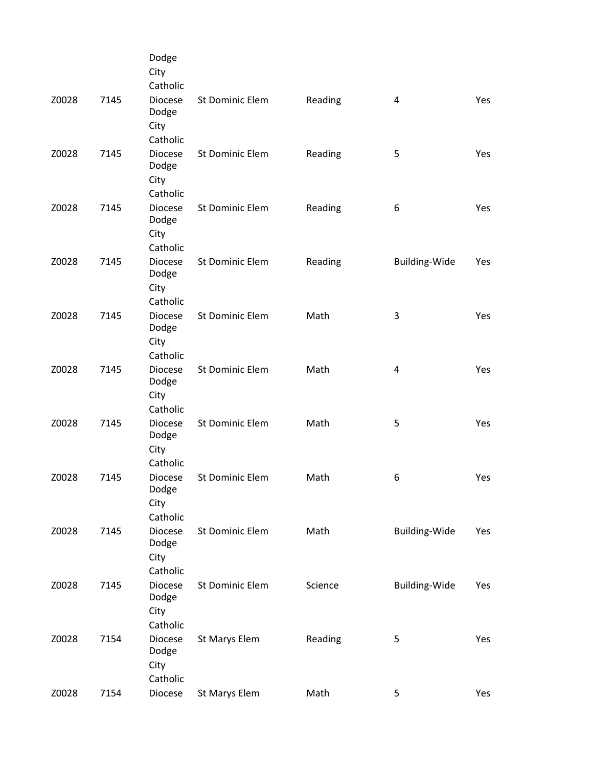| | | | | | | |
|---|---|---|---|---|---|---|
| Z0028 | 7145 | Dodge City Catholic Diocese | St Dominic Elem | Reading | 4 | Yes |
| Z0028 | 7145 | Dodge City Catholic Diocese | St Dominic Elem | Reading | 5 | Yes |
| Z0028 | 7145 | Dodge City Catholic Diocese | St Dominic Elem | Reading | 6 | Yes |
| Z0028 | 7145 | Dodge City Catholic Diocese | St Dominic Elem | Reading | Building-Wide | Yes |
| Z0028 | 7145 | Dodge City Catholic Diocese | St Dominic Elem | Math | 3 | Yes |
| Z0028 | 7145 | Dodge City Catholic Diocese | St Dominic Elem | Math | 4 | Yes |
| Z0028 | 7145 | Dodge City Catholic Diocese | St Dominic Elem | Math | 5 | Yes |
| Z0028 | 7145 | Dodge City Catholic Diocese | St Dominic Elem | Math | 6 | Yes |
| Z0028 | 7145 | Dodge City Catholic Diocese | St Dominic Elem | Math | Building-Wide | Yes |
| Z0028 | 7145 | Dodge City Catholic Diocese | St Dominic Elem | Science | Building-Wide | Yes |
| Z0028 | 7154 | Dodge City Catholic Diocese | St Marys Elem | Reading | 5 | Yes |
| Z0028 | 7154 | Dodge City Catholic Diocese | St Marys Elem | Math | 5 | Yes |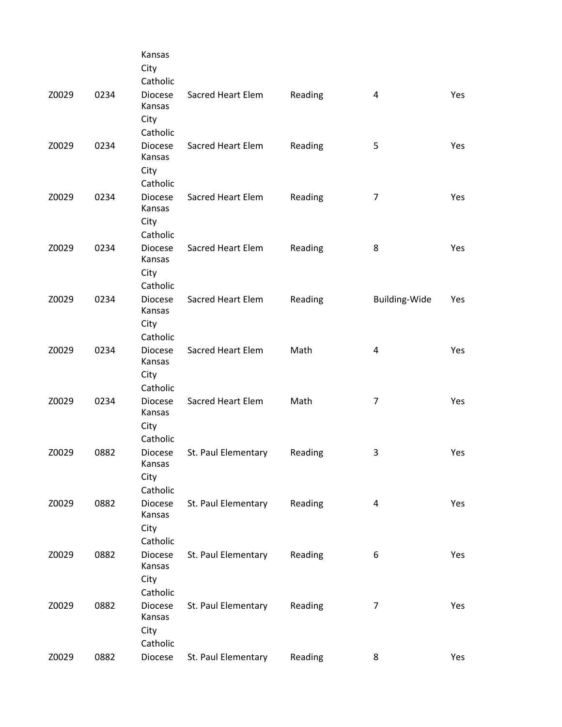| | | | | | | |
|---|---|---|---|---|---|---|
| Z0029 | 0234 | Kansas City Catholic Diocese | Sacred Heart Elem | Reading | 4 | Yes |
| Z0029 | 0234 | Kansas City Catholic Diocese | Sacred Heart Elem | Reading | 5 | Yes |
| Z0029 | 0234 | Kansas City Catholic Diocese | Sacred Heart Elem | Reading | 7 | Yes |
| Z0029 | 0234 | Kansas City Catholic Diocese | Sacred Heart Elem | Reading | 8 | Yes |
| Z0029 | 0234 | Kansas City Catholic Diocese | Sacred Heart Elem | Reading | Building-Wide | Yes |
| Z0029 | 0234 | Kansas City Catholic Diocese | Sacred Heart Elem | Math | 4 | Yes |
| Z0029 | 0234 | Kansas City Catholic Diocese | Sacred Heart Elem | Math | 7 | Yes |
| Z0029 | 0882 | Kansas City Catholic Diocese | St. Paul Elementary | Reading | 3 | Yes |
| Z0029 | 0882 | Kansas City Catholic Diocese | St. Paul Elementary | Reading | 4 | Yes |
| Z0029 | 0882 | Kansas City Catholic Diocese | St. Paul Elementary | Reading | 6 | Yes |
| Z0029 | 0882 | Kansas City Catholic Diocese | St. Paul Elementary | Reading | 7 | Yes |
| Z0029 | 0882 | Kansas City Catholic Diocese | St. Paul Elementary | Reading | 8 | Yes |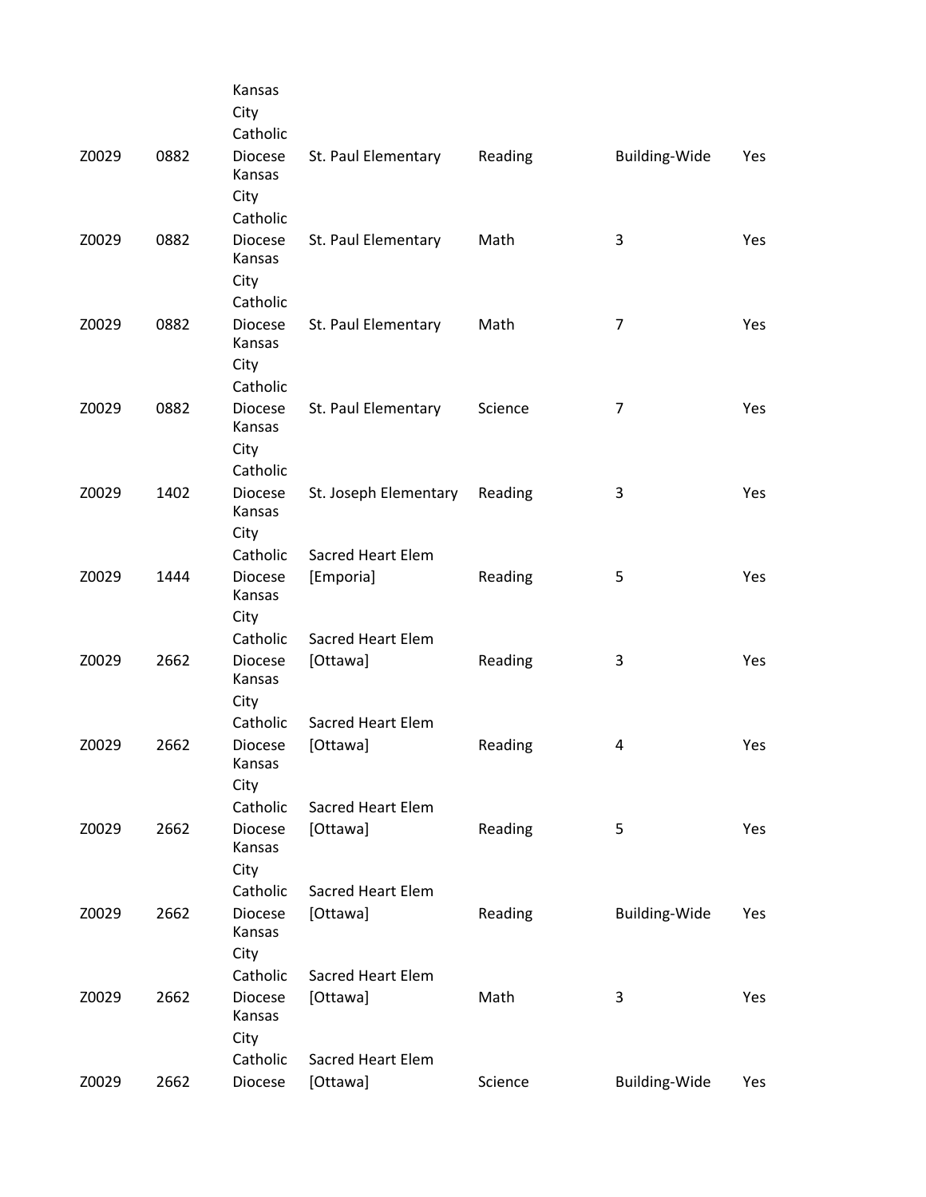| | | | | | | |
|---|---|---|---|---|---|---|
| Z0029 | 0882 | Kansas City Catholic Diocese | St. Paul Elementary | Reading | Building-Wide | Yes |
| Z0029 | 0882 | Kansas City Catholic Diocese | St. Paul Elementary | Math | 3 | Yes |
| Z0029 | 0882 | Kansas City Catholic Diocese | St. Paul Elementary | Math | 7 | Yes |
| Z0029 | 0882 | Kansas City Catholic Diocese | St. Paul Elementary | Science | 7 | Yes |
| Z0029 | 1402 | Kansas City Catholic Diocese | St. Joseph Elementary | Reading | 3 | Yes |
| Z0029 | 1444 | Kansas City Catholic Diocese | Sacred Heart Elem [Emporia] | Reading | 5 | Yes |
| Z0029 | 2662 | Kansas City Catholic Diocese | Sacred Heart Elem [Ottawa] | Reading | 3 | Yes |
| Z0029 | 2662 | Kansas City Catholic Diocese | Sacred Heart Elem [Ottawa] | Reading | 4 | Yes |
| Z0029 | 2662 | Kansas City Catholic Diocese | Sacred Heart Elem [Ottawa] | Reading | 5 | Yes |
| Z0029 | 2662 | Kansas City Catholic Diocese | Sacred Heart Elem [Ottawa] | Reading | Building-Wide | Yes |
| Z0029 | 2662 | Kansas City Catholic Diocese | Sacred Heart Elem [Ottawa] | Math | 3 | Yes |
| Z0029 | 2662 | Kansas City Catholic Diocese | Sacred Heart Elem [Ottawa] | Science | Building-Wide | Yes |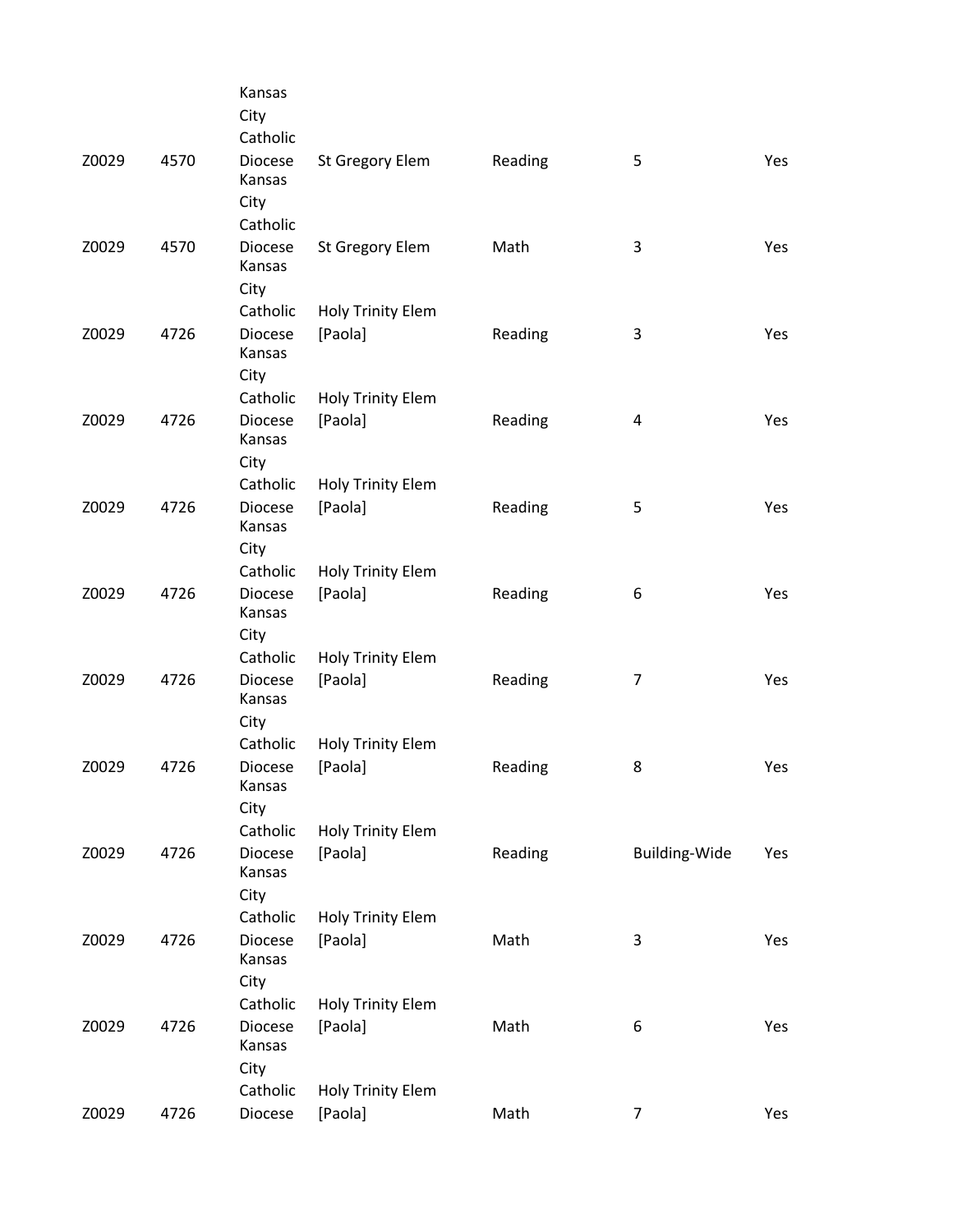| | | | | | | |
|---|---|---|---|---|---|---|
| Z0029 | 4570 | Kansas City Catholic Diocese | St Gregory Elem | Reading | 5 | Yes |
| Z0029 | 4570 | Kansas City Catholic Diocese | St Gregory Elem | Math | 3 | Yes |
| Z0029 | 4726 | Kansas City Catholic Diocese | Holy Trinity Elem [Paola] | Reading | 3 | Yes |
| Z0029 | 4726 | Kansas City Catholic Diocese | Holy Trinity Elem [Paola] | Reading | 4 | Yes |
| Z0029 | 4726 | Kansas City Catholic Diocese | Holy Trinity Elem [Paola] | Reading | 5 | Yes |
| Z0029 | 4726 | Kansas City Catholic Diocese | Holy Trinity Elem [Paola] | Reading | 6 | Yes |
| Z0029 | 4726 | Kansas City Catholic Diocese | Holy Trinity Elem [Paola] | Reading | 7 | Yes |
| Z0029 | 4726 | Kansas City Catholic Diocese | Holy Trinity Elem [Paola] | Reading | 8 | Yes |
| Z0029 | 4726 | Kansas City Catholic Diocese | Holy Trinity Elem [Paola] | Reading | Building-Wide | Yes |
| Z0029 | 4726 | Kansas City Catholic Diocese | Holy Trinity Elem [Paola] | Math | 3 | Yes |
| Z0029 | 4726 | Kansas City Catholic Diocese | Holy Trinity Elem [Paola] | Math | 6 | Yes |
| Z0029 | 4726 | Kansas City Catholic Diocese | Holy Trinity Elem [Paola] | Math | 7 | Yes |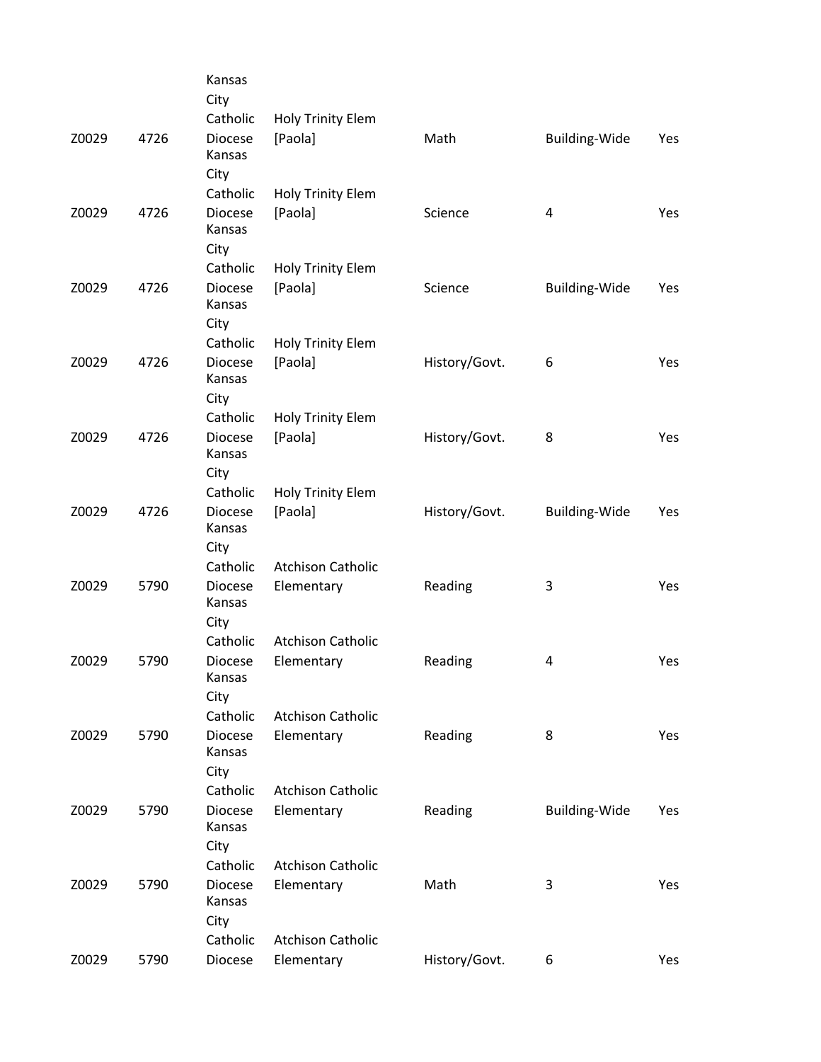| | | | | | | |
|---|---|---|---|---|---|---|
| | | Kansas City | | | | |
| Z0029 | 4726 | Catholic Diocese Kansas City | Holy Trinity Elem [Paola] | Math | Building-Wide | Yes |
| Z0029 | 4726 | Catholic Diocese Kansas City | Holy Trinity Elem [Paola] | Science | 4 | Yes |
| Z0029 | 4726 | Catholic Diocese Kansas City | Holy Trinity Elem [Paola] | Science | Building-Wide | Yes |
| Z0029 | 4726 | Catholic Diocese Kansas City | Holy Trinity Elem [Paola] | History/Govt. | 6 | Yes |
| Z0029 | 4726 | Catholic Diocese Kansas City | Holy Trinity Elem [Paola] | History/Govt. | 8 | Yes |
| Z0029 | 4726 | Catholic Diocese Kansas City | Holy Trinity Elem [Paola] | History/Govt. | Building-Wide | Yes |
| Z0029 | 5790 | Catholic Diocese Kansas City | Atchison Catholic Elementary | Reading | 3 | Yes |
| Z0029 | 5790 | Catholic Diocese Kansas City | Atchison Catholic Elementary | Reading | 4 | Yes |
| Z0029 | 5790 | Catholic Diocese Kansas City | Atchison Catholic Elementary | Reading | 8 | Yes |
| Z0029 | 5790 | Catholic Diocese Kansas City | Atchison Catholic Elementary | Reading | Building-Wide | Yes |
| Z0029 | 5790 | Catholic Diocese Kansas City | Atchison Catholic Elementary | Math | 3 | Yes |
| Z0029 | 5790 | Catholic Diocese | Atchison Catholic Elementary | History/Govt. | 6 | Yes |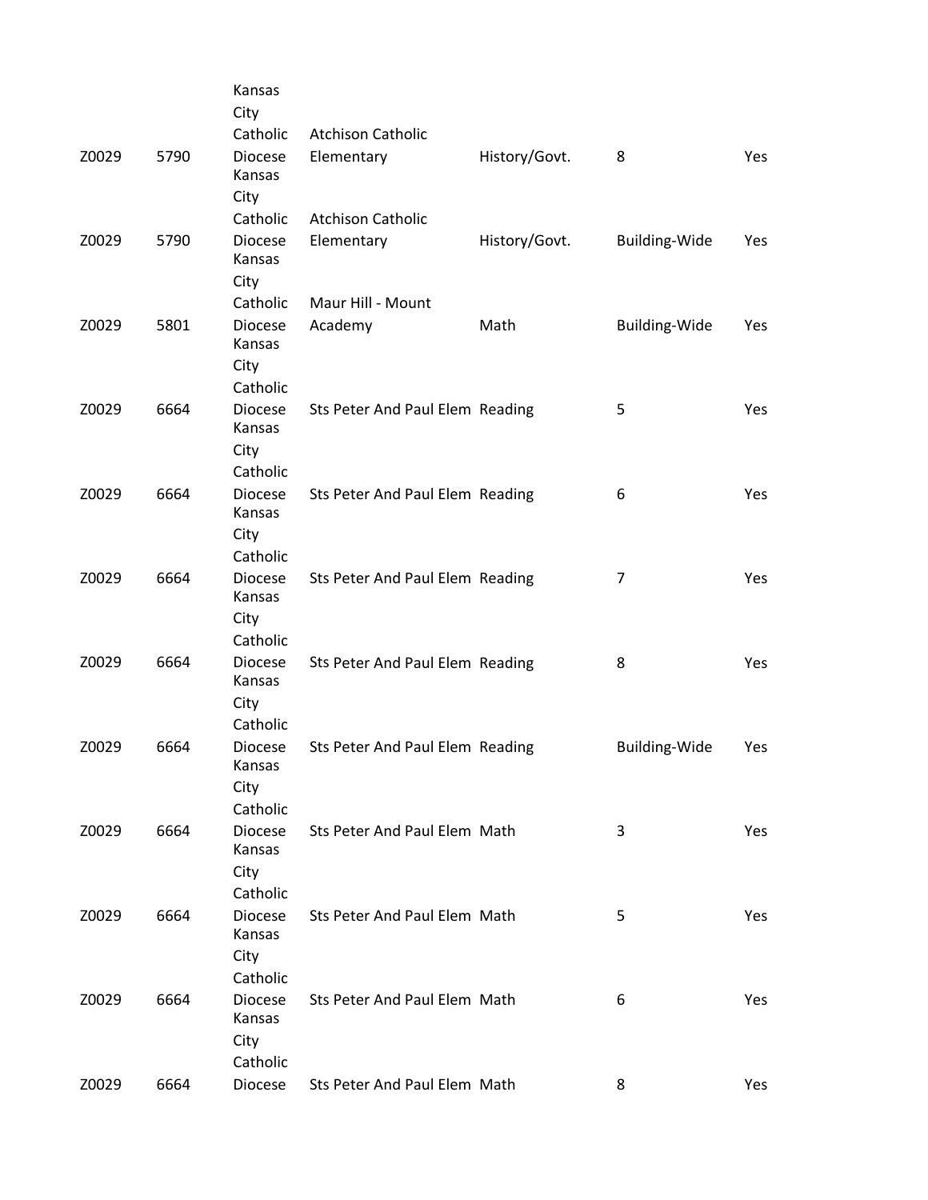| | | | | | | |
|---|---|---|---|---|---|---|
| Z0029 | 5790 | Kansas City Catholic Diocese | Atchison Catholic Elementary | History/Govt. | 8 | Yes |
| Z0029 | 5790 | Kansas City Catholic Diocese | Atchison Catholic Elementary | History/Govt. | Building-Wide | Yes |
| Z0029 | 5801 | Kansas City Catholic Diocese | Maur Hill - Mount Academy | Math | Building-Wide | Yes |
| Z0029 | 6664 | Kansas City Catholic Diocese | Sts Peter And Paul Elem | Reading | 5 | Yes |
| Z0029 | 6664 | Kansas City Catholic Diocese | Sts Peter And Paul Elem | Reading | 6 | Yes |
| Z0029 | 6664 | Kansas City Catholic Diocese | Sts Peter And Paul Elem | Reading | 7 | Yes |
| Z0029 | 6664 | Kansas City Catholic Diocese | Sts Peter And Paul Elem | Reading | 8 | Yes |
| Z0029 | 6664 | Kansas City Catholic Diocese | Sts Peter And Paul Elem | Reading | Building-Wide | Yes |
| Z0029 | 6664 | Kansas City Catholic Diocese | Sts Peter And Paul Elem | Math | 3 | Yes |
| Z0029 | 6664 | Kansas City Catholic Diocese | Sts Peter And Paul Elem | Math | 5 | Yes |
| Z0029 | 6664 | Kansas City Catholic Diocese | Sts Peter And Paul Elem | Math | 6 | Yes |
| Z0029 | 6664 | Kansas City Catholic Diocese | Sts Peter And Paul Elem | Math | 8 | Yes |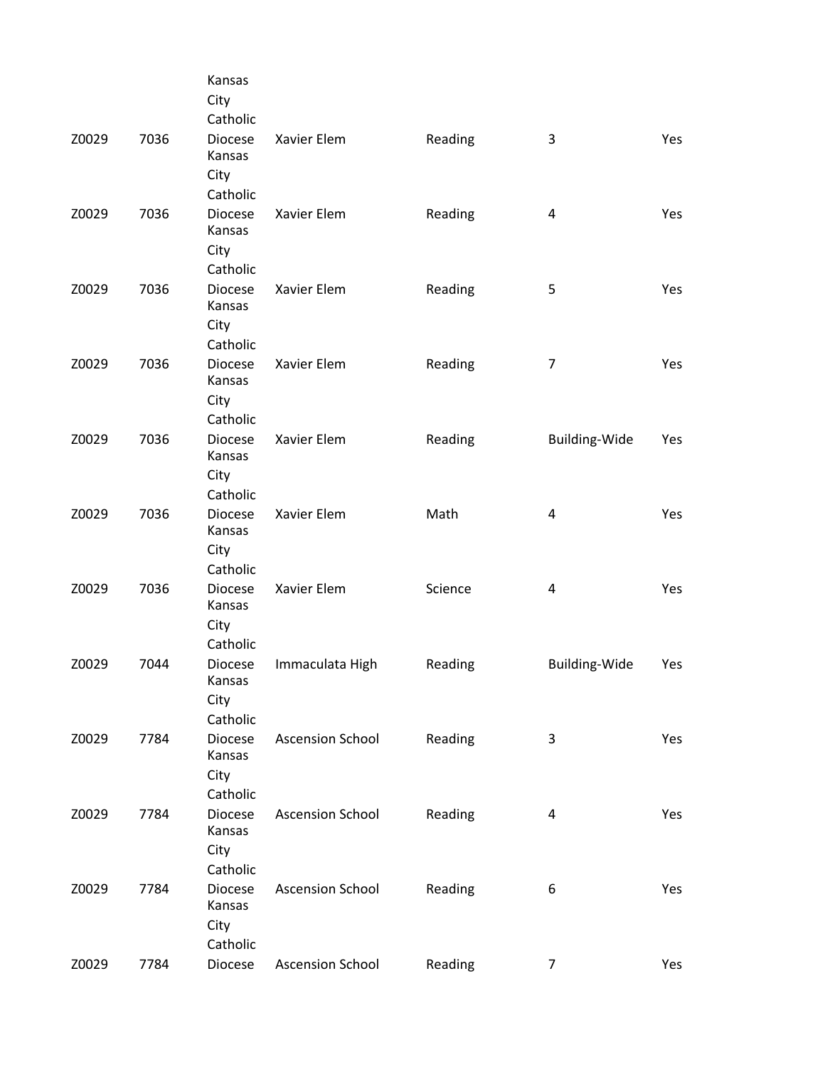| | | | | | | |
|---|---|---|---|---|---|---|
| Z0029 | 7036 | Kansas City Catholic Diocese | Xavier Elem | Reading | 3 | Yes |
| Z0029 | 7036 | Kansas City Catholic Diocese | Xavier Elem | Reading | 4 | Yes |
| Z0029 | 7036 | Kansas City Catholic Diocese | Xavier Elem | Reading | 5 | Yes |
| Z0029 | 7036 | Kansas City Catholic Diocese | Xavier Elem | Reading | 7 | Yes |
| Z0029 | 7036 | Kansas City Catholic Diocese | Xavier Elem | Reading | Building-Wide | Yes |
| Z0029 | 7036 | Kansas City Catholic Diocese | Xavier Elem | Math | 4 | Yes |
| Z0029 | 7036 | Kansas City Catholic Diocese | Xavier Elem | Science | 4 | Yes |
| Z0029 | 7044 | Kansas City Catholic Diocese | Immaculata High | Reading | Building-Wide | Yes |
| Z0029 | 7784 | Kansas City Catholic Diocese | Ascension School | Reading | 3 | Yes |
| Z0029 | 7784 | Kansas City Catholic Diocese | Ascension School | Reading | 4 | Yes |
| Z0029 | 7784 | Kansas City Catholic Diocese | Ascension School | Reading | 6 | Yes |
| Z0029 | 7784 | Kansas City Catholic Diocese | Ascension School | Reading | 7 | Yes |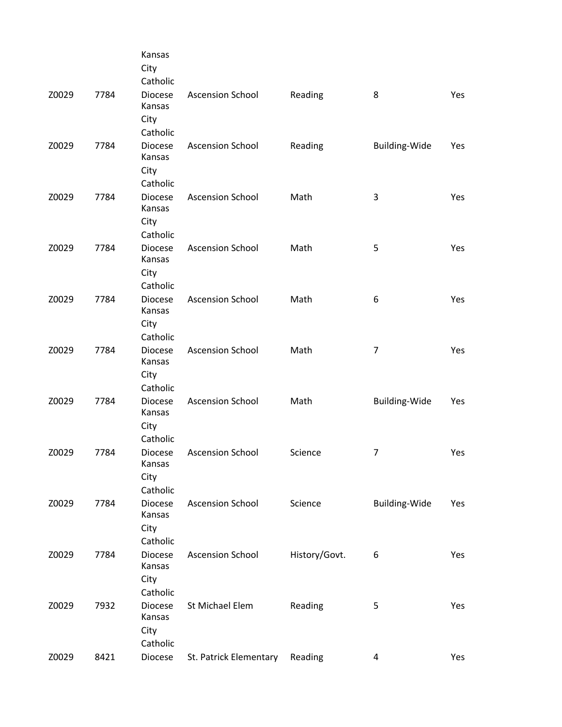| | | | | | | |
|---|---|---|---|---|---|---|
| Z0029 | 7784 | Kansas City Catholic Diocese | Ascension School | Reading | 8 | Yes |
| Z0029 | 7784 | Kansas City Catholic Diocese | Ascension School | Reading | Building-Wide | Yes |
| Z0029 | 7784 | Kansas City Catholic Diocese | Ascension School | Math | 3 | Yes |
| Z0029 | 7784 | Kansas City Catholic Diocese | Ascension School | Math | 5 | Yes |
| Z0029 | 7784 | Kansas City Catholic Diocese | Ascension School | Math | 6 | Yes |
| Z0029 | 7784 | Kansas City Catholic Diocese | Ascension School | Math | 7 | Yes |
| Z0029 | 7784 | Kansas City Catholic Diocese | Ascension School | Math | Building-Wide | Yes |
| Z0029 | 7784 | Kansas City Catholic Diocese | Ascension School | Science | 7 | Yes |
| Z0029 | 7784 | Kansas City Catholic Diocese | Ascension School | Science | Building-Wide | Yes |
| Z0029 | 7784 | Kansas City Catholic Diocese | Ascension School | History/Govt. | 6 | Yes |
| Z0029 | 7932 | Kansas City Catholic Diocese | St Michael Elem | Reading | 5 | Yes |
| Z0029 | 8421 | Kansas City Catholic Diocese | St. Patrick Elementary | Reading | 4 | Yes |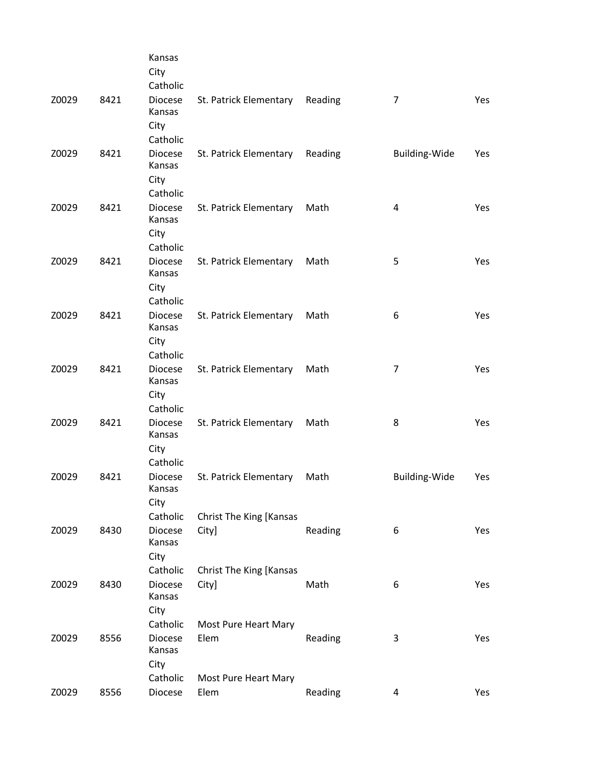| | | | | | | |
|---|---|---|---|---|---|---|
| Z0029 | 8421 | Kansas City Catholic Diocese | St. Patrick Elementary | Reading | 7 | Yes |
| Z0029 | 8421 | Kansas City Catholic Diocese | St. Patrick Elementary | Reading | Building-Wide | Yes |
| Z0029 | 8421 | Kansas City Catholic Diocese | St. Patrick Elementary | Math | 4 | Yes |
| Z0029 | 8421 | Kansas City Catholic Diocese | St. Patrick Elementary | Math | 5 | Yes |
| Z0029 | 8421 | Kansas City Catholic Diocese | St. Patrick Elementary | Math | 6 | Yes |
| Z0029 | 8421 | Kansas City Catholic Diocese | St. Patrick Elementary | Math | 7 | Yes |
| Z0029 | 8421 | Kansas City Catholic Diocese | St. Patrick Elementary | Math | 8 | Yes |
| Z0029 | 8421 | Kansas City Catholic Diocese | St. Patrick Elementary | Math | Building-Wide | Yes |
| Z0029 | 8430 | Kansas City Catholic Diocese | Christ The King [Kansas City] | Reading | 6 | Yes |
| Z0029 | 8430 | Kansas City Catholic Diocese | Christ The King [Kansas City] | Math | 6 | Yes |
| Z0029 | 8556 | Kansas City Catholic Diocese | Most Pure Heart Mary Elem | Reading | 3 | Yes |
| Z0029 | 8556 | Kansas City Catholic Diocese | Most Pure Heart Mary Elem | Reading | 4 | Yes |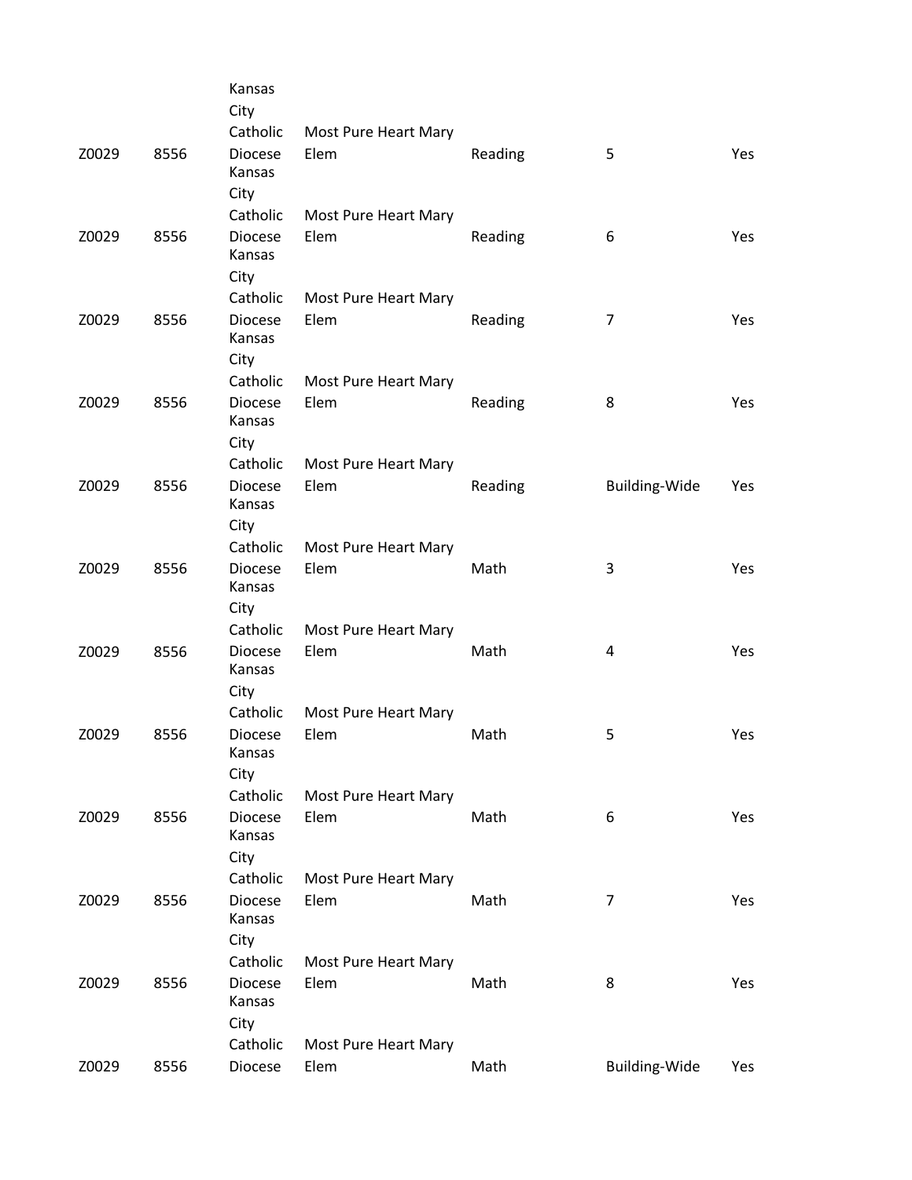| | | | | | | |
|---|---|---|---|---|---|---|
| Z0029 | 8556 | Kansas City Catholic Diocese | Most Pure Heart Mary Elem | Reading | 5 | Yes |
| Z0029 | 8556 | Kansas City Catholic Diocese | Most Pure Heart Mary Elem | Reading | 6 | Yes |
| Z0029 | 8556 | Kansas City Catholic Diocese | Most Pure Heart Mary Elem | Reading | 7 | Yes |
| Z0029 | 8556 | Kansas City Catholic Diocese | Most Pure Heart Mary Elem | Reading | 8 | Yes |
| Z0029 | 8556 | Kansas City Catholic Diocese | Most Pure Heart Mary Elem | Reading | Building-Wide | Yes |
| Z0029 | 8556 | Kansas City Catholic Diocese | Most Pure Heart Mary Elem | Math | 3 | Yes |
| Z0029 | 8556 | Kansas City Catholic Diocese | Most Pure Heart Mary Elem | Math | 4 | Yes |
| Z0029 | 8556 | Kansas City Catholic Diocese | Most Pure Heart Mary Elem | Math | 5 | Yes |
| Z0029 | 8556 | Kansas City Catholic Diocese | Most Pure Heart Mary Elem | Math | 6 | Yes |
| Z0029 | 8556 | Kansas City Catholic Diocese | Most Pure Heart Mary Elem | Math | 7 | Yes |
| Z0029 | 8556 | Kansas City Catholic Diocese | Most Pure Heart Mary Elem | Math | 8 | Yes |
| Z0029 | 8556 | Catholic Diocese | Most Pure Heart Mary Elem | Math | Building-Wide | Yes |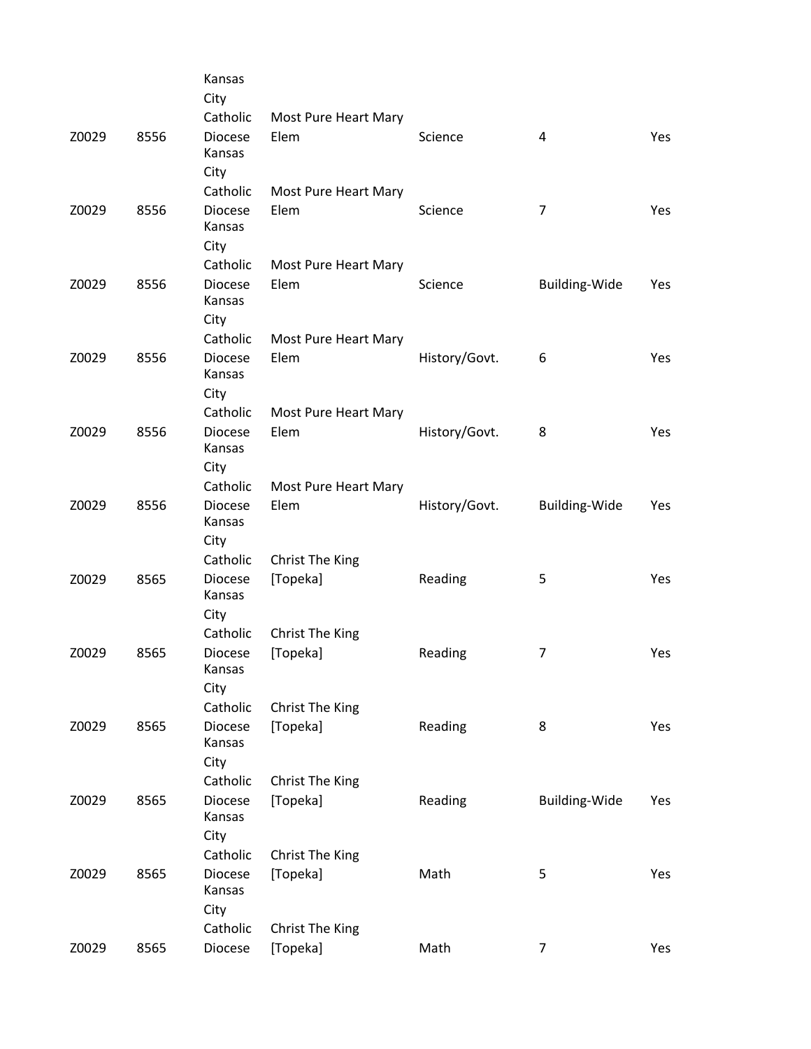| | | | | | |
|---|---|---|---|---|---|
| Z0029 | 8556 | Kansas City Catholic Diocese | Most Pure Heart Mary Elem | Science | 4 | Yes |
| Z0029 | 8556 | Kansas City Catholic Diocese | Most Pure Heart Mary Elem | Science | 7 | Yes |
| Z0029 | 8556 | Kansas City Catholic Diocese | Most Pure Heart Mary Elem | Science | Building-Wide | Yes |
| Z0029 | 8556 | Kansas City Catholic Diocese | Most Pure Heart Mary Elem | History/Govt. | 6 | Yes |
| Z0029 | 8556 | Kansas City Catholic Diocese | Most Pure Heart Mary Elem | History/Govt. | 8 | Yes |
| Z0029 | 8556 | Kansas City Catholic Diocese | Most Pure Heart Mary Elem | History/Govt. | Building-Wide | Yes |
| Z0029 | 8565 | Kansas City Catholic Diocese | Christ The King [Topeka] | Reading | 5 | Yes |
| Z0029 | 8565 | Kansas City Catholic Diocese | Christ The King [Topeka] | Reading | 7 | Yes |
| Z0029 | 8565 | Kansas City Catholic Diocese | Christ The King [Topeka] | Reading | 8 | Yes |
| Z0029 | 8565 | Kansas City Catholic Diocese | Christ The King [Topeka] | Reading | Building-Wide | Yes |
| Z0029 | 8565 | Kansas City Catholic Diocese | Christ The King [Topeka] | Math | 5 | Yes |
| Z0029 | 8565 | Kansas City Catholic Diocese | Christ The King [Topeka] | Math | 7 | Yes |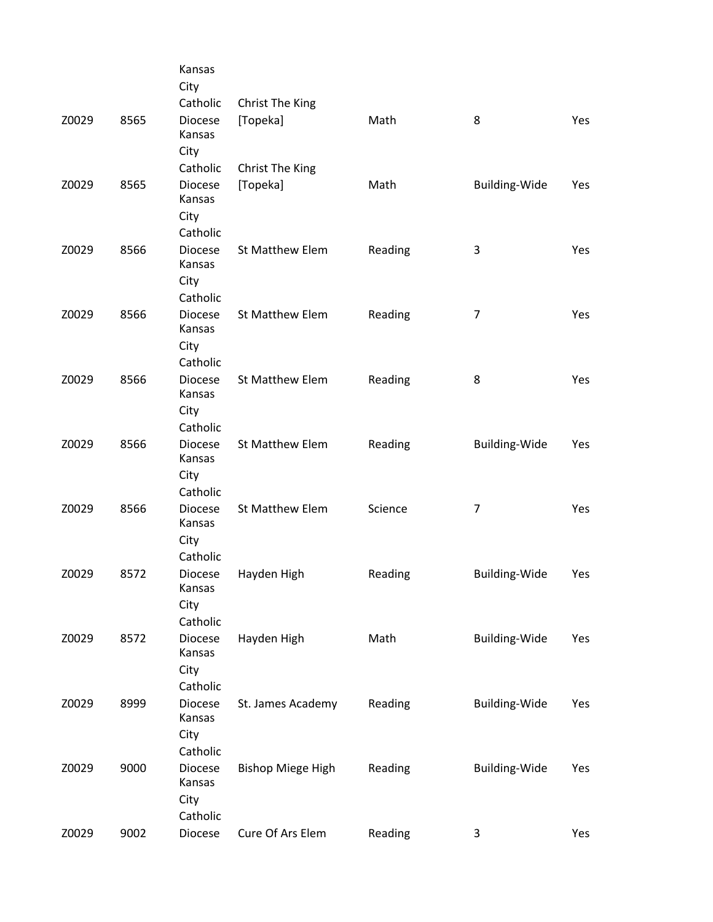| | | | | | | |
|---|---|---|---|---|---|---|
| Z0029 | 8565 | Kansas City Catholic Diocese | Christ The King [Topeka] | Math | 8 | Yes |
| Z0029 | 8565 | Kansas City Catholic Diocese | Christ The King [Topeka] | Math | Building-Wide | Yes |
| Z0029 | 8566 | Kansas City Catholic Diocese | St Matthew Elem | Reading | 3 | Yes |
| Z0029 | 8566 | Kansas City Catholic Diocese | St Matthew Elem | Reading | 7 | Yes |
| Z0029 | 8566 | Kansas City Catholic Diocese | St Matthew Elem | Reading | 8 | Yes |
| Z0029 | 8566 | Kansas City Catholic Diocese | St Matthew Elem | Reading | Building-Wide | Yes |
| Z0029 | 8566 | Kansas City Catholic Diocese | St Matthew Elem | Science | 7 | Yes |
| Z0029 | 8572 | Kansas City Catholic Diocese | Hayden High | Reading | Building-Wide | Yes |
| Z0029 | 8572 | Kansas City Catholic Diocese | Hayden High | Math | Building-Wide | Yes |
| Z0029 | 8999 | Kansas City Catholic Diocese | St. James Academy | Reading | Building-Wide | Yes |
| Z0029 | 9000 | Kansas City Catholic Diocese | Bishop Miege High | Reading | Building-Wide | Yes |
| Z0029 | 9002 | Kansas City Catholic Diocese | Cure Of Ars Elem | Reading | 3 | Yes |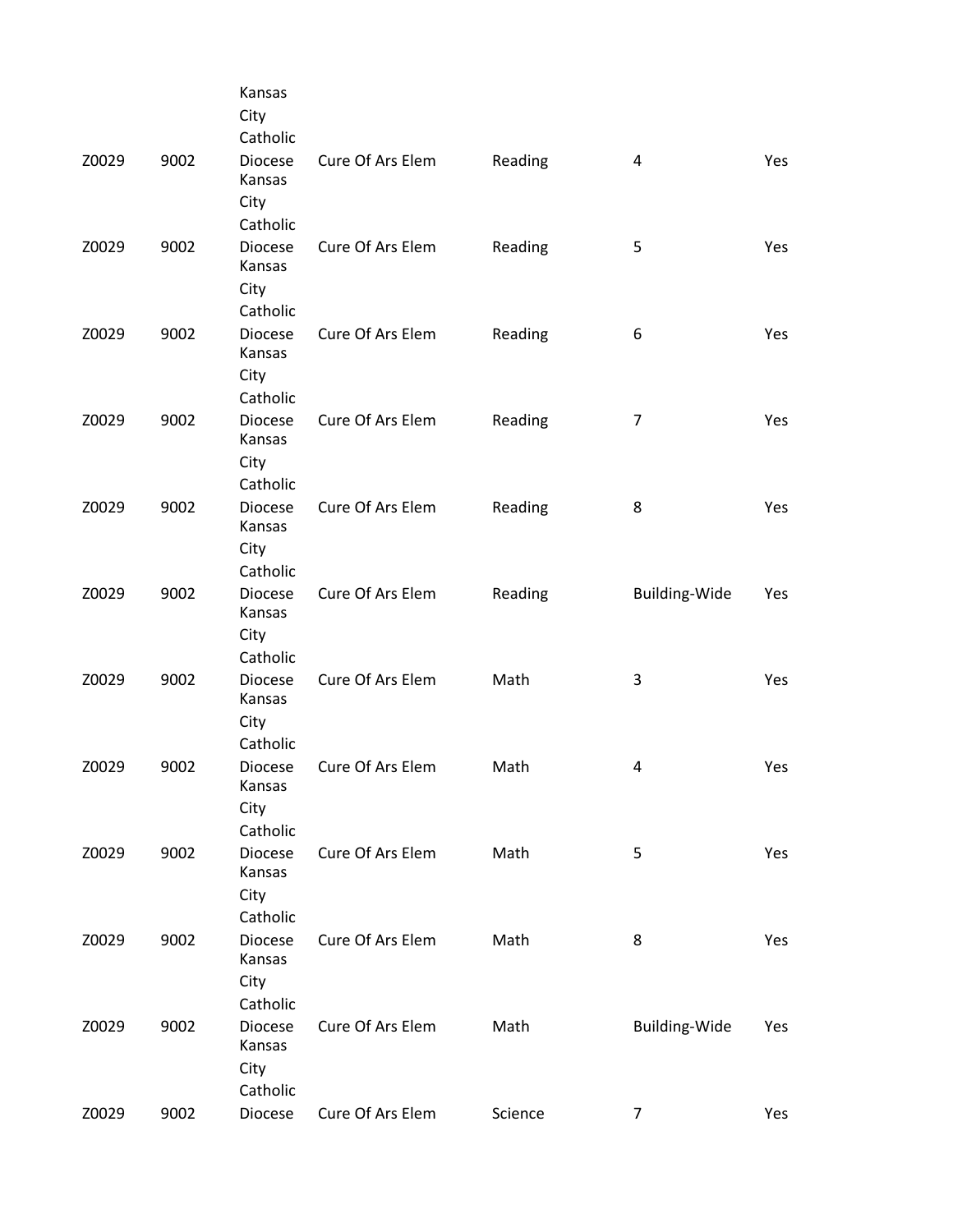| | | | | | | |
|---|---|---|---|---|---|---|
| Z0029 | 9002 | Kansas City Catholic Diocese | Cure Of Ars Elem | Reading | 4 | Yes |
| Z0029 | 9002 | Kansas City Catholic Diocese | Cure Of Ars Elem | Reading | 5 | Yes |
| Z0029 | 9002 | Kansas City Catholic Diocese | Cure Of Ars Elem | Reading | 6 | Yes |
| Z0029 | 9002 | Kansas City Catholic Diocese | Cure Of Ars Elem | Reading | 7 | Yes |
| Z0029 | 9002 | Kansas City Catholic Diocese | Cure Of Ars Elem | Reading | 8 | Yes |
| Z0029 | 9002 | Kansas City Catholic Diocese | Cure Of Ars Elem | Reading | Building-Wide | Yes |
| Z0029 | 9002 | Kansas City Catholic Diocese | Cure Of Ars Elem | Math | 3 | Yes |
| Z0029 | 9002 | Kansas City Catholic Diocese | Cure Of Ars Elem | Math | 4 | Yes |
| Z0029 | 9002 | Kansas City Catholic Diocese | Cure Of Ars Elem | Math | 5 | Yes |
| Z0029 | 9002 | Kansas City Catholic Diocese | Cure Of Ars Elem | Math | 8 | Yes |
| Z0029 | 9002 | Kansas City Catholic Diocese | Cure Of Ars Elem | Math | Building-Wide | Yes |
| Z0029 | 9002 | Kansas City Catholic Diocese | Cure Of Ars Elem | Science | 7 | Yes |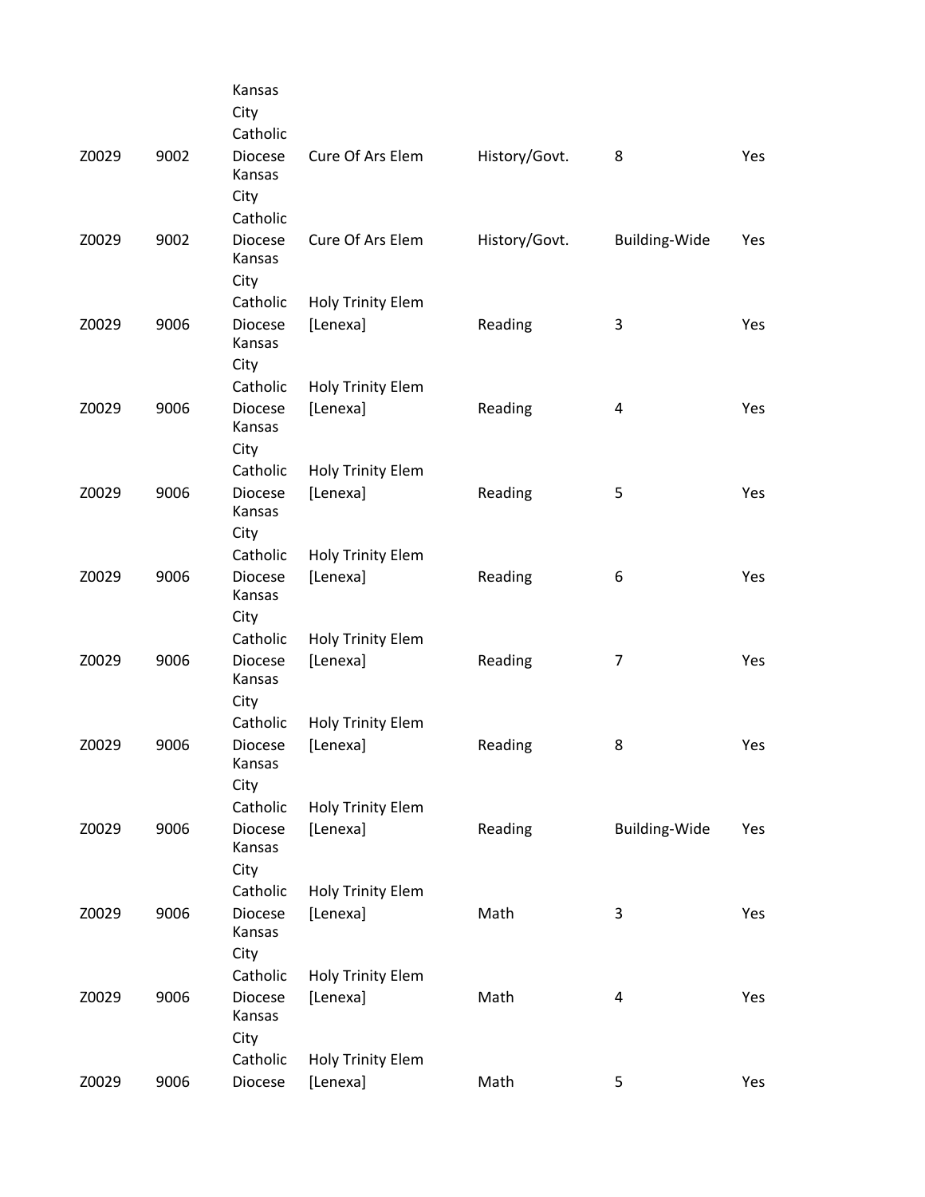| | | | | | | |
|---|---|---|---|---|---|---|
| Z0029 | 9002 | Kansas City Catholic Diocese | Cure Of Ars Elem | History/Govt. | 8 | Yes |
| Z0029 | 9002 | Kansas City Catholic Diocese | Cure Of Ars Elem | History/Govt. | Building-Wide | Yes |
| Z0029 | 9006 | Kansas City Catholic Diocese | Holy Trinity Elem [Lenexa] | Reading | 3 | Yes |
| Z0029 | 9006 | Kansas City Catholic Diocese | Holy Trinity Elem [Lenexa] | Reading | 4 | Yes |
| Z0029 | 9006 | Kansas City Catholic Diocese | Holy Trinity Elem [Lenexa] | Reading | 5 | Yes |
| Z0029 | 9006 | Kansas City Catholic Diocese | Holy Trinity Elem [Lenexa] | Reading | 6 | Yes |
| Z0029 | 9006 | Kansas City Catholic Diocese | Holy Trinity Elem [Lenexa] | Reading | 7 | Yes |
| Z0029 | 9006 | Kansas City Catholic Diocese | Holy Trinity Elem [Lenexa] | Reading | 8 | Yes |
| Z0029 | 9006 | Kansas City Catholic Diocese | Holy Trinity Elem [Lenexa] | Reading | Building-Wide | Yes |
| Z0029 | 9006 | Kansas City Catholic Diocese | Holy Trinity Elem [Lenexa] | Math | 3 | Yes |
| Z0029 | 9006 | Kansas City Catholic Diocese | Holy Trinity Elem [Lenexa] | Math | 4 | Yes |
| Z0029 | 9006 | Kansas City Catholic Diocese | Holy Trinity Elem [Lenexa] | Math | 5 | Yes |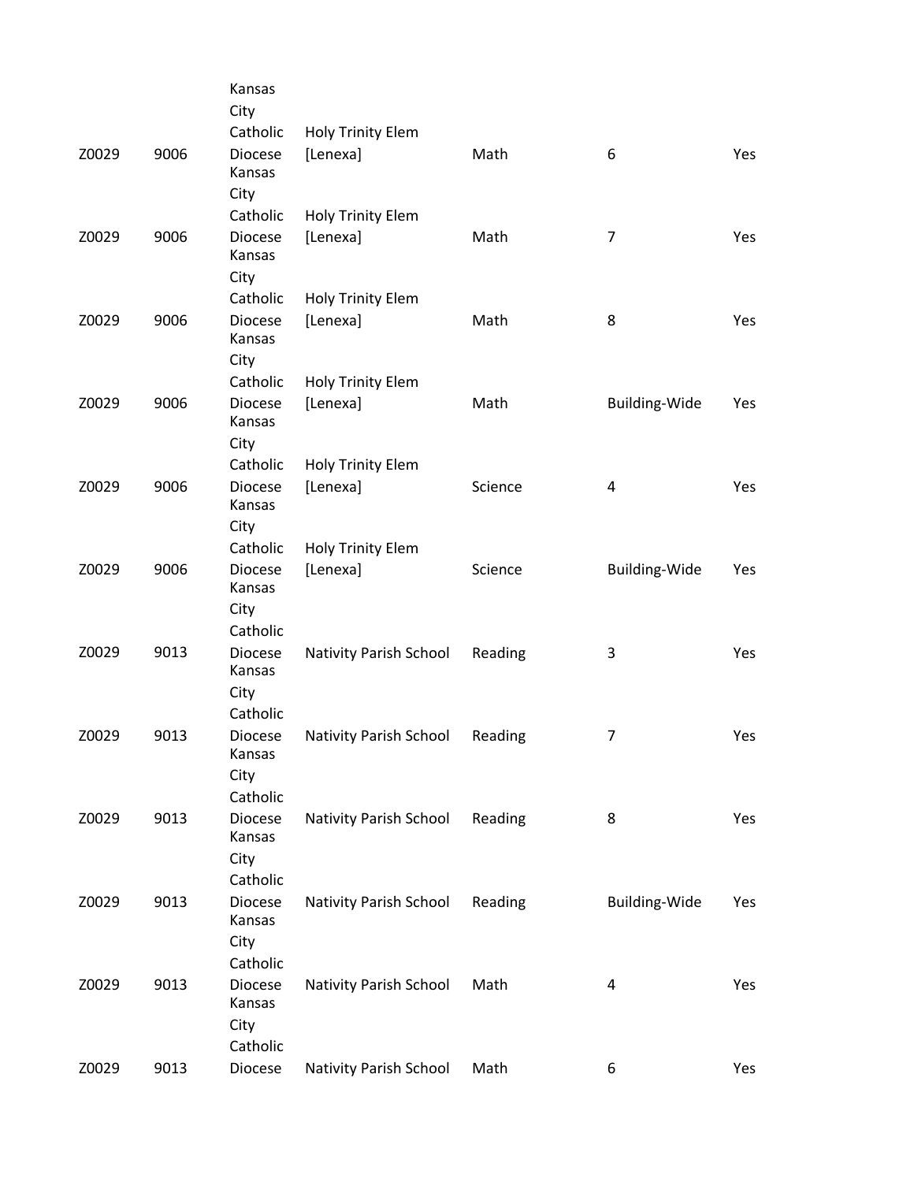| | | | | | |
|---|---|---|---|---|---|
| Z0029 | 9006 | Kansas City Catholic Diocese | Holy Trinity Elem [Lenexa] | Math | 6 | Yes |
| Z0029 | 9006 | Kansas City Catholic Diocese | Holy Trinity Elem [Lenexa] | Math | 7 | Yes |
| Z0029 | 9006 | Kansas City Catholic Diocese | Holy Trinity Elem [Lenexa] | Math | 8 | Yes |
| Z0029 | 9006 | Kansas City Catholic Diocese | Holy Trinity Elem [Lenexa] | Math | Building-Wide | Yes |
| Z0029 | 9006 | Kansas City Catholic Diocese | Holy Trinity Elem [Lenexa] | Science | 4 | Yes |
| Z0029 | 9006 | Kansas City Catholic Diocese | Holy Trinity Elem [Lenexa] | Science | Building-Wide | Yes |
| Z0029 | 9013 | Kansas City Catholic Diocese | Nativity Parish School | Reading | 3 | Yes |
| Z0029 | 9013 | Kansas City Catholic Diocese | Nativity Parish School | Reading | 7 | Yes |
| Z0029 | 9013 | Kansas City Catholic Diocese | Nativity Parish School | Reading | 8 | Yes |
| Z0029 | 9013 | Kansas City Catholic Diocese | Nativity Parish School | Reading | Building-Wide | Yes |
| Z0029 | 9013 | Kansas City Catholic Diocese | Nativity Parish School | Math | 4 | Yes |
| Z0029 | 9013 | Kansas City Catholic Diocese | Nativity Parish School | Math | 6 | Yes |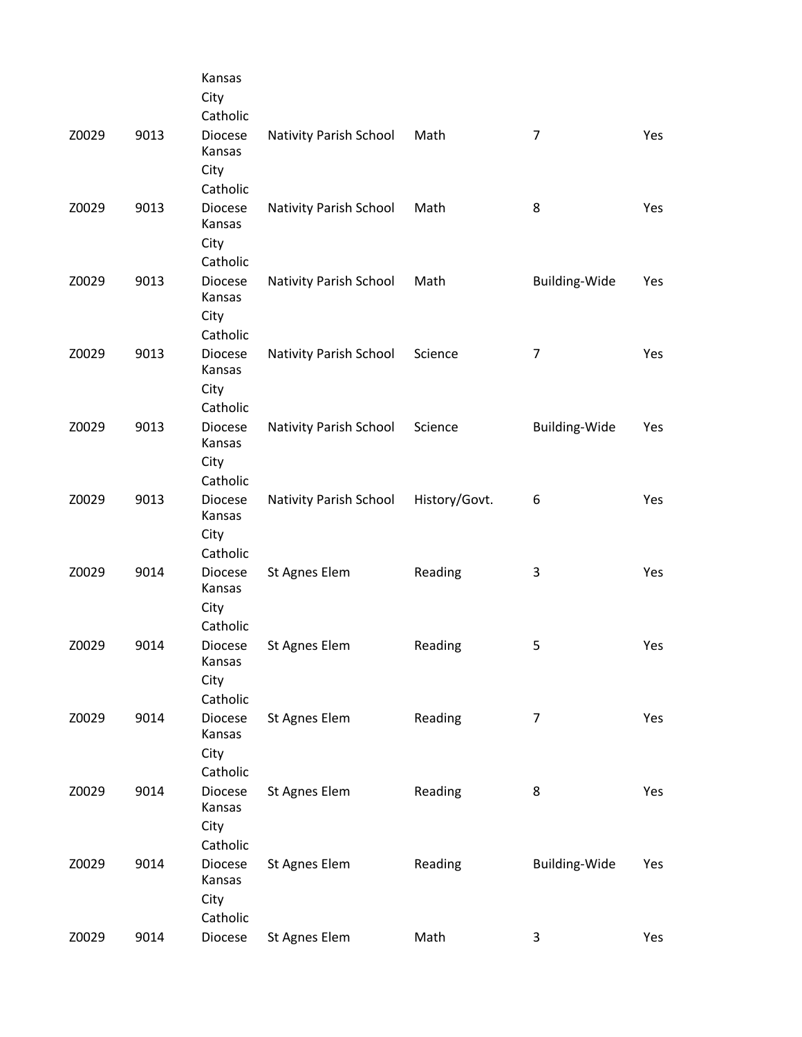| | | | | | | |
|---|---|---|---|---|---|---|
| Z0029 | 9013 | Kansas City Catholic Diocese | Nativity Parish School | Math | 7 | Yes |
| Z0029 | 9013 | Kansas City Catholic Diocese | Nativity Parish School | Math | 8 | Yes |
| Z0029 | 9013 | Kansas City Catholic Diocese | Nativity Parish School | Math | Building-Wide | Yes |
| Z0029 | 9013 | Kansas City Catholic Diocese | Nativity Parish School | Science | 7 | Yes |
| Z0029 | 9013 | Kansas City Catholic Diocese | Nativity Parish School | Science | Building-Wide | Yes |
| Z0029 | 9013 | Kansas City Catholic Diocese | Nativity Parish School | History/Govt. | 6 | Yes |
| Z0029 | 9014 | Kansas City Catholic Diocese | St Agnes Elem | Reading | 3 | Yes |
| Z0029 | 9014 | Kansas City Catholic Diocese | St Agnes Elem | Reading | 5 | Yes |
| Z0029 | 9014 | Kansas City Catholic Diocese | St Agnes Elem | Reading | 7 | Yes |
| Z0029 | 9014 | Kansas City Catholic Diocese | St Agnes Elem | Reading | 8 | Yes |
| Z0029 | 9014 | Kansas City Catholic Diocese | St Agnes Elem | Reading | Building-Wide | Yes |
| Z0029 | 9014 | Kansas City Catholic Diocese | St Agnes Elem | Math | 3 | Yes |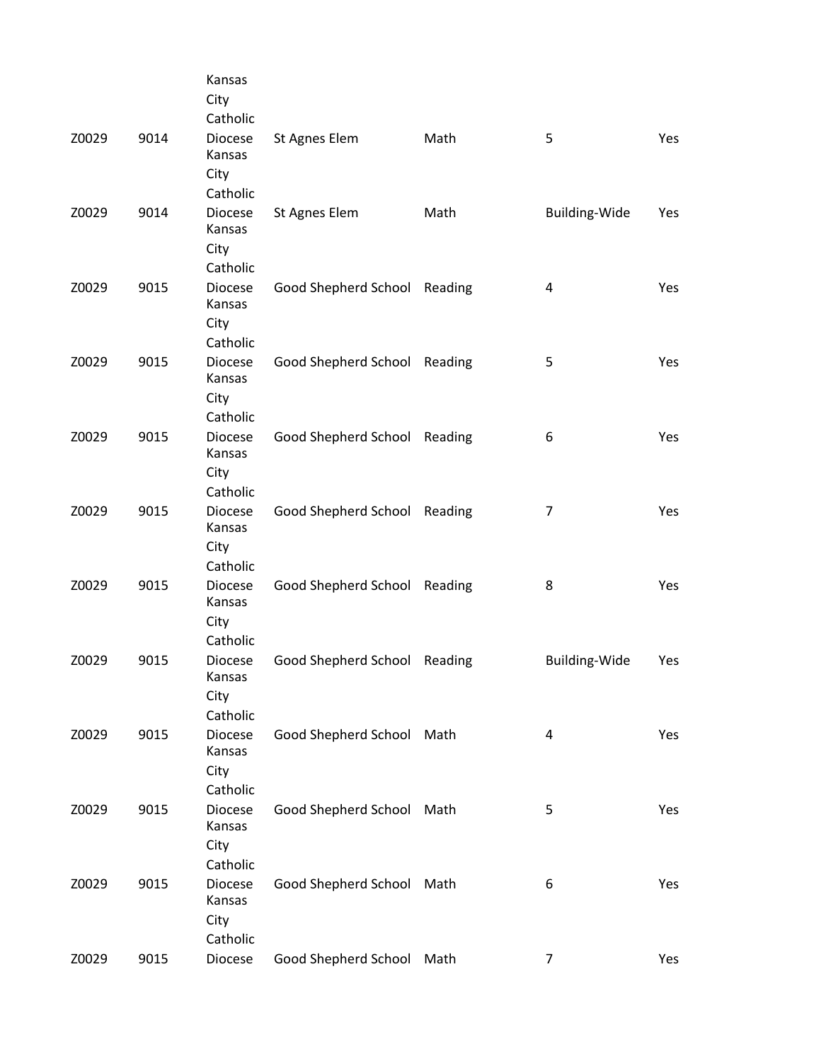| | | | | | | |
|---|---|---|---|---|---|---|
| Z0029 | 9014 | Kansas City Catholic Diocese | St Agnes Elem | Math | 5 | Yes |
| Z0029 | 9014 | Kansas City Catholic Diocese | St Agnes Elem | Math | Building-Wide | Yes |
| Z0029 | 9015 | Kansas City Catholic Diocese | Good Shepherd School | Reading | 4 | Yes |
| Z0029 | 9015 | Kansas City Catholic Diocese | Good Shepherd School | Reading | 5 | Yes |
| Z0029 | 9015 | Kansas City Catholic Diocese | Good Shepherd School | Reading | 6 | Yes |
| Z0029 | 9015 | Kansas City Catholic Diocese | Good Shepherd School | Reading | 7 | Yes |
| Z0029 | 9015 | Kansas City Catholic Diocese | Good Shepherd School | Reading | 8 | Yes |
| Z0029 | 9015 | Kansas City Catholic Diocese | Good Shepherd School | Reading | Building-Wide | Yes |
| Z0029 | 9015 | Kansas City Catholic Diocese | Good Shepherd School | Math | 4 | Yes |
| Z0029 | 9015 | Kansas City Catholic Diocese | Good Shepherd School | Math | 5 | Yes |
| Z0029 | 9015 | Kansas City Catholic Diocese | Good Shepherd School | Math | 6 | Yes |
| Z0029 | 9015 | Kansas City Catholic Diocese | Good Shepherd School | Math | 7 | Yes |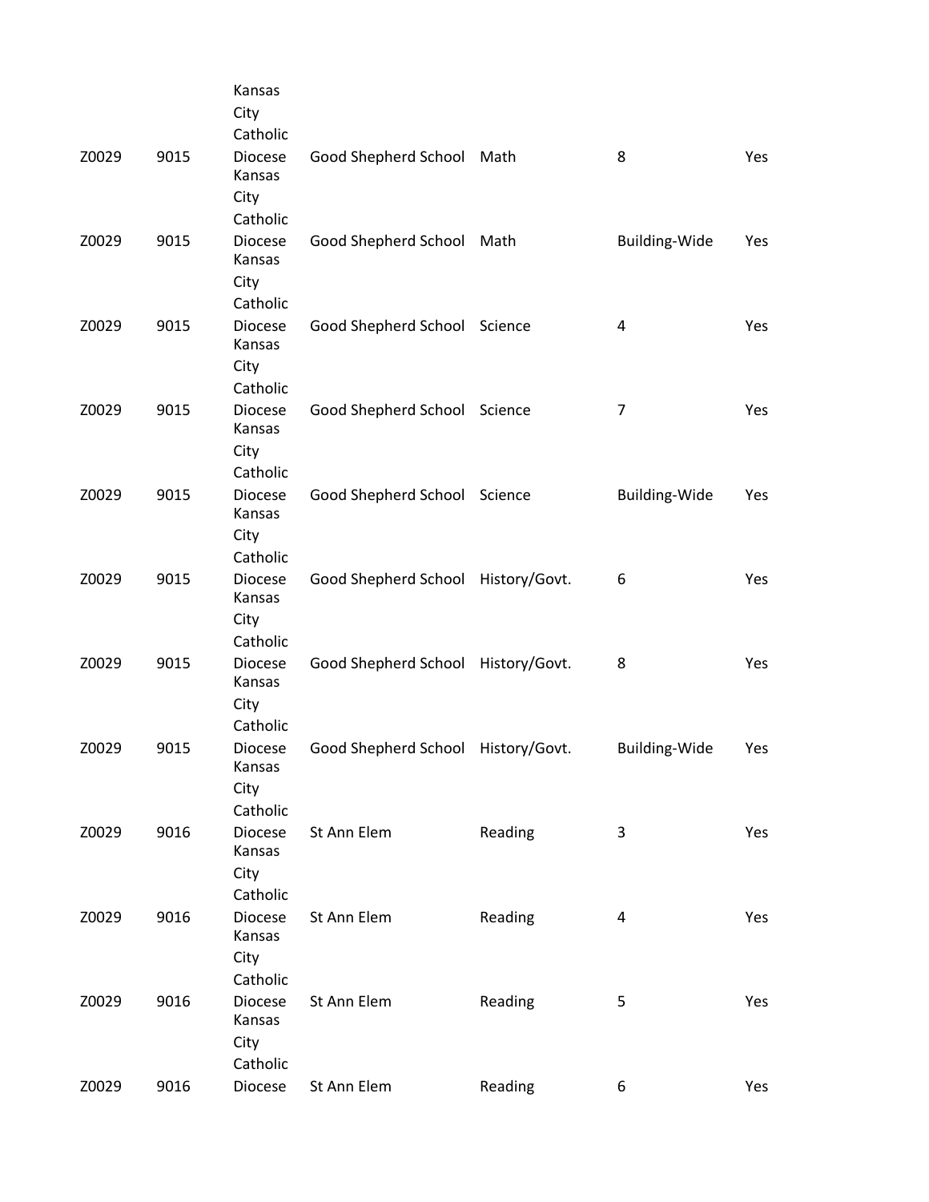| | | | | | | |
|---|---|---|---|---|---|---|
| Z0029 | 9015 | Kansas City Catholic Diocese | Good Shepherd School | Math | 8 | Yes |
| Z0029 | 9015 | Kansas City Catholic Diocese | Good Shepherd School | Math | Building-Wide | Yes |
| Z0029 | 9015 | Kansas City Catholic Diocese | Good Shepherd School | Science | 4 | Yes |
| Z0029 | 9015 | Kansas City Catholic Diocese | Good Shepherd School | Science | 7 | Yes |
| Z0029 | 9015 | Kansas City Catholic Diocese | Good Shepherd School | Science | Building-Wide | Yes |
| Z0029 | 9015 | Kansas City Catholic Diocese | Good Shepherd School | History/Govt. | 6 | Yes |
| Z0029 | 9015 | Kansas City Catholic Diocese | Good Shepherd School | History/Govt. | 8 | Yes |
| Z0029 | 9015 | Kansas City Catholic Diocese | Good Shepherd School | History/Govt. | Building-Wide | Yes |
| Z0029 | 9016 | Kansas City Catholic Diocese | St Ann Elem | Reading | 3 | Yes |
| Z0029 | 9016 | Kansas City Catholic Diocese | St Ann Elem | Reading | 4 | Yes |
| Z0029 | 9016 | Kansas City Catholic Diocese | St Ann Elem | Reading | 5 | Yes |
| Z0029 | 9016 | Kansas City Catholic Diocese | St Ann Elem | Reading | 6 | Yes |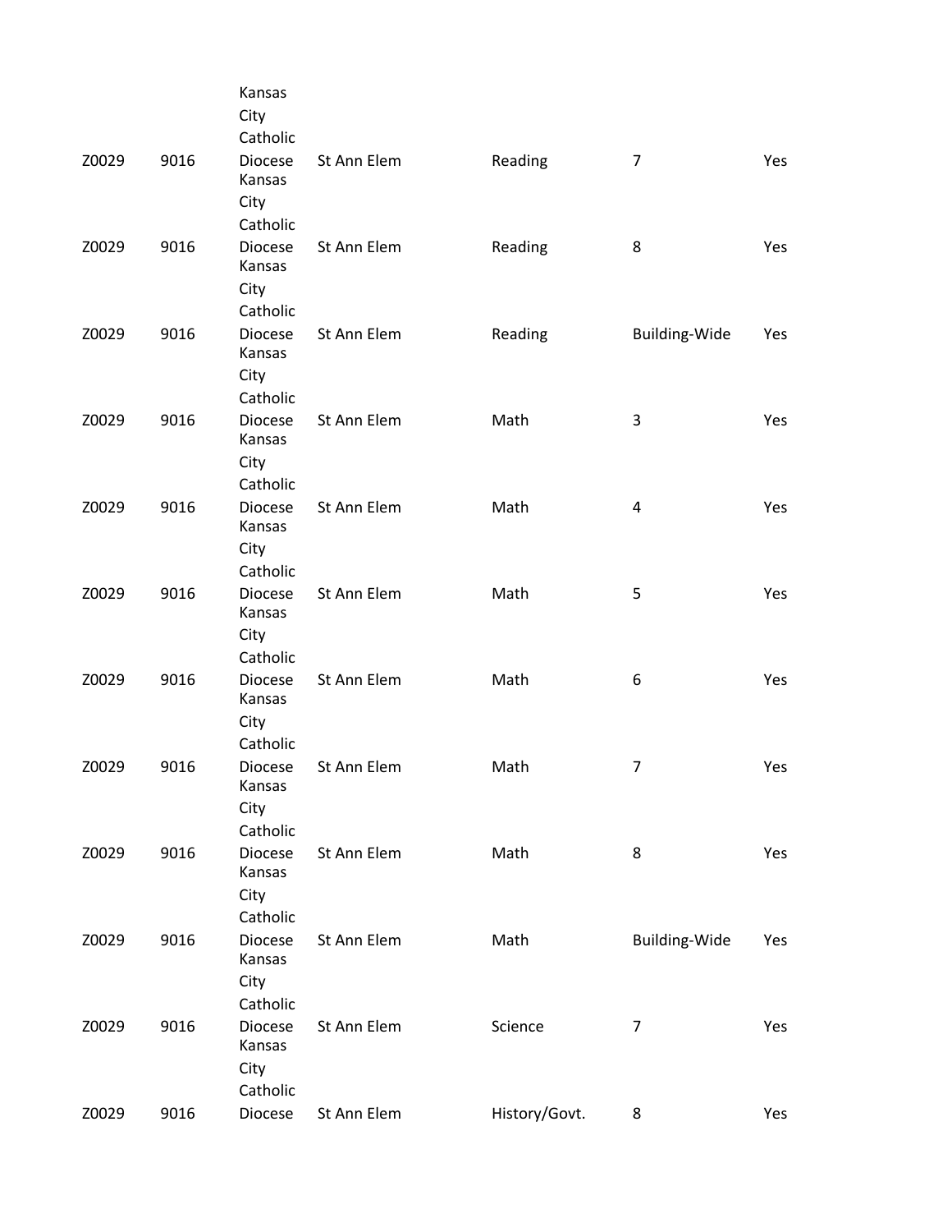| | | | | | | |
|---|---|---|---|---|---|---|
| Z0029 | 9016 | Kansas City Catholic Diocese | St Ann Elem | Reading | 7 | Yes |
| Z0029 | 9016 | Kansas City Catholic Diocese | St Ann Elem | Reading | 8 | Yes |
| Z0029 | 9016 | Kansas City Catholic Diocese | St Ann Elem | Reading | Building-Wide | Yes |
| Z0029 | 9016 | Kansas City Catholic Diocese | St Ann Elem | Math | 3 | Yes |
| Z0029 | 9016 | Kansas City Catholic Diocese | St Ann Elem | Math | 4 | Yes |
| Z0029 | 9016 | Kansas City Catholic Diocese | St Ann Elem | Math | 5 | Yes |
| Z0029 | 9016 | Kansas City Catholic Diocese | St Ann Elem | Math | 6 | Yes |
| Z0029 | 9016 | Kansas City Catholic Diocese | St Ann Elem | Math | 7 | Yes |
| Z0029 | 9016 | Kansas City Catholic Diocese | St Ann Elem | Math | 8 | Yes |
| Z0029 | 9016 | Kansas City Catholic Diocese | St Ann Elem | Math | Building-Wide | Yes |
| Z0029 | 9016 | Kansas City Catholic Diocese | St Ann Elem | Science | 7 | Yes |
| Z0029 | 9016 | Kansas City Catholic Diocese | St Ann Elem | History/Govt. | 8 | Yes |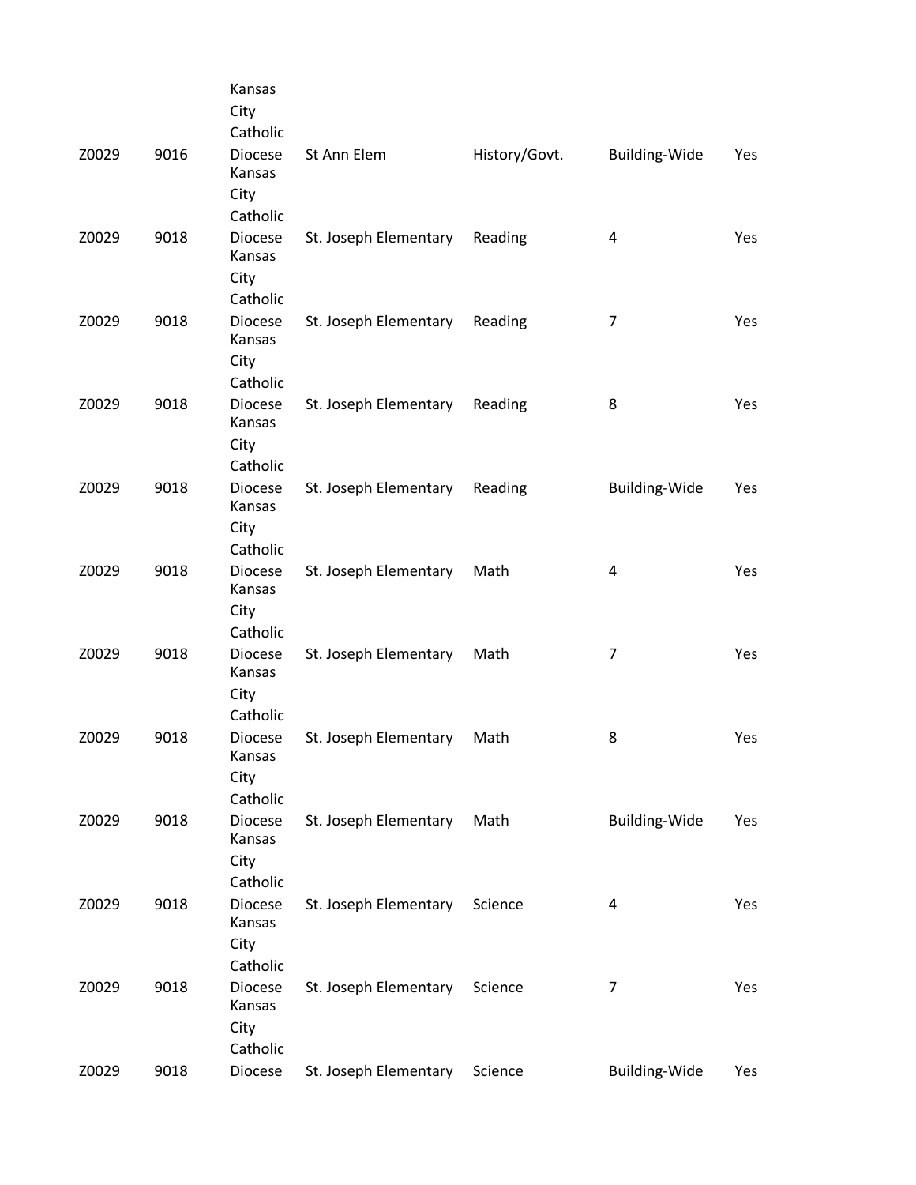| | | | | | | |
|---|---|---|---|---|---|---|
| Z0029 | 9016 | Kansas City Catholic Diocese | St Ann Elem | History/Govt. | Building-Wide | Yes |
| Z0029 | 9018 | Kansas City Catholic Diocese | St. Joseph Elementary | Reading | 4 | Yes |
| Z0029 | 9018 | Kansas City Catholic Diocese | St. Joseph Elementary | Reading | 7 | Yes |
| Z0029 | 9018 | Kansas City Catholic Diocese | St. Joseph Elementary | Reading | 8 | Yes |
| Z0029 | 9018 | Kansas City Catholic Diocese | St. Joseph Elementary | Reading | Building-Wide | Yes |
| Z0029 | 9018 | Kansas City Catholic Diocese | St. Joseph Elementary | Math | 4 | Yes |
| Z0029 | 9018 | Kansas City Catholic Diocese | St. Joseph Elementary | Math | 7 | Yes |
| Z0029 | 9018 | Kansas City Catholic Diocese | St. Joseph Elementary | Math | 8 | Yes |
| Z0029 | 9018 | Kansas City Catholic Diocese | St. Joseph Elementary | Math | Building-Wide | Yes |
| Z0029 | 9018 | Kansas City Catholic Diocese | St. Joseph Elementary | Science | 4 | Yes |
| Z0029 | 9018 | Kansas City Catholic Diocese | St. Joseph Elementary | Science | 7 | Yes |
| Z0029 | 9018 | Kansas City Catholic Diocese | St. Joseph Elementary | Science | Building-Wide | Yes |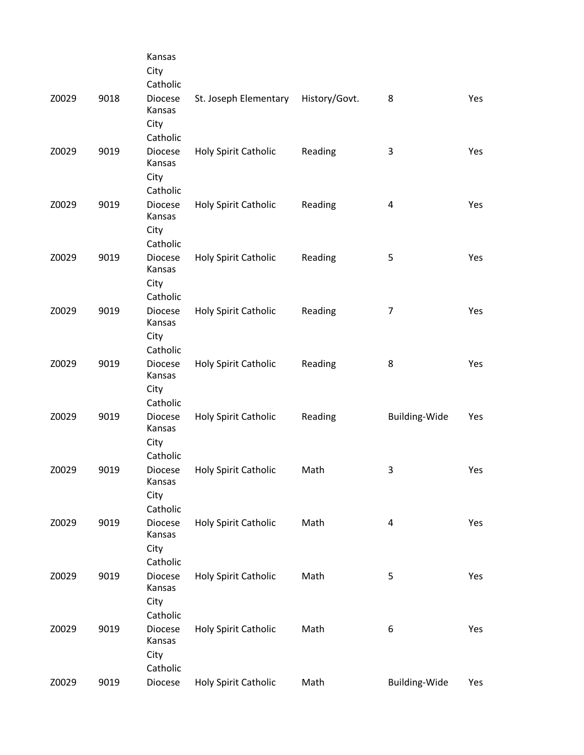| | | | | | | |
|---|---|---|---|---|---|---|
| Z0029 | 9018 | Kansas City Catholic Diocese | St. Joseph Elementary | History/Govt. | 8 | Yes |
| Z0029 | 9019 | Kansas City Catholic Diocese | Holy Spirit Catholic | Reading | 3 | Yes |
| Z0029 | 9019 | Kansas City Catholic Diocese | Holy Spirit Catholic | Reading | 4 | Yes |
| Z0029 | 9019 | Kansas City Catholic Diocese | Holy Spirit Catholic | Reading | 5 | Yes |
| Z0029 | 9019 | Kansas City Catholic Diocese | Holy Spirit Catholic | Reading | 7 | Yes |
| Z0029 | 9019 | Kansas City Catholic Diocese | Holy Spirit Catholic | Reading | 8 | Yes |
| Z0029 | 9019 | Kansas City Catholic Diocese | Holy Spirit Catholic | Reading | Building-Wide | Yes |
| Z0029 | 9019 | Kansas City Catholic Diocese | Holy Spirit Catholic | Math | 3 | Yes |
| Z0029 | 9019 | Kansas City Catholic Diocese | Holy Spirit Catholic | Math | 4 | Yes |
| Z0029 | 9019 | Kansas City Catholic Diocese | Holy Spirit Catholic | Math | 5 | Yes |
| Z0029 | 9019 | Kansas City Catholic Diocese | Holy Spirit Catholic | Math | 6 | Yes |
| Z0029 | 9019 | Kansas City Catholic Diocese | Holy Spirit Catholic | Math | Building-Wide | Yes |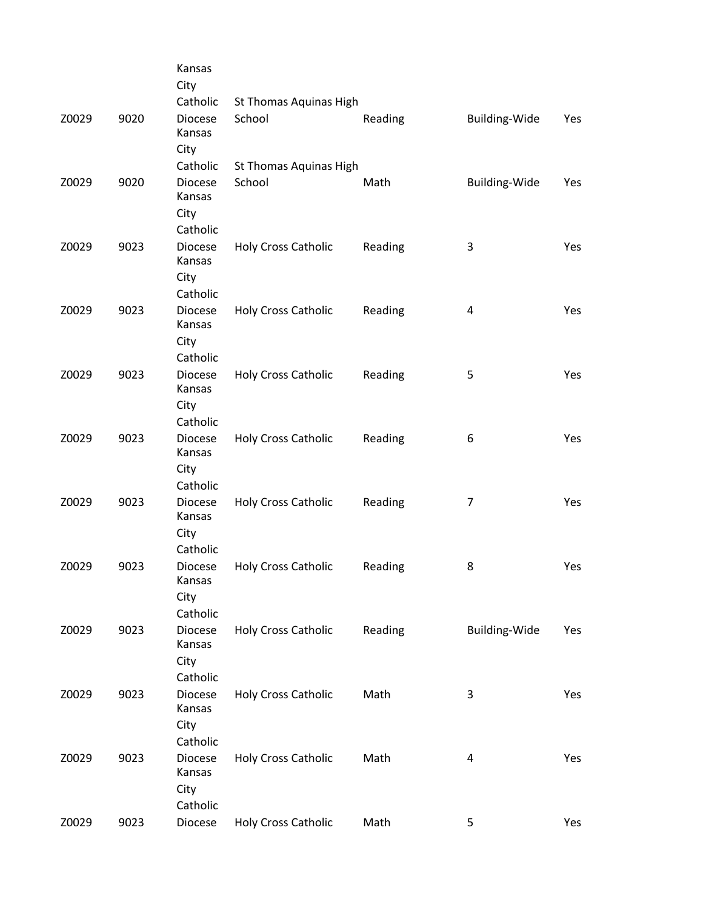| | | | | | | |
|---|---|---|---|---|---|---|
| Z0029 | 9020 | Kansas City Catholic Diocese | St Thomas Aquinas High School | Reading | Building-Wide | Yes |
| Z0029 | 9020 | Kansas City Catholic Diocese | St Thomas Aquinas High School | Math | Building-Wide | Yes |
| Z0029 | 9023 | Kansas City Catholic Diocese | Holy Cross Catholic | Reading | 3 | Yes |
| Z0029 | 9023 | Kansas City Catholic Diocese | Holy Cross Catholic | Reading | 4 | Yes |
| Z0029 | 9023 | Kansas City Catholic Diocese | Holy Cross Catholic | Reading | 5 | Yes |
| Z0029 | 9023 | Kansas City Catholic Diocese | Holy Cross Catholic | Reading | 6 | Yes |
| Z0029 | 9023 | Kansas City Catholic Diocese | Holy Cross Catholic | Reading | 7 | Yes |
| Z0029 | 9023 | Kansas City Catholic Diocese | Holy Cross Catholic | Reading | 8 | Yes |
| Z0029 | 9023 | Kansas City Catholic Diocese | Holy Cross Catholic | Reading | Building-Wide | Yes |
| Z0029 | 9023 | Kansas City Catholic Diocese | Holy Cross Catholic | Math | 3 | Yes |
| Z0029 | 9023 | Kansas City Catholic Diocese | Holy Cross Catholic | Math | 4 | Yes |
| Z0029 | 9023 | Kansas City Catholic Diocese | Holy Cross Catholic | Math | 5 | Yes |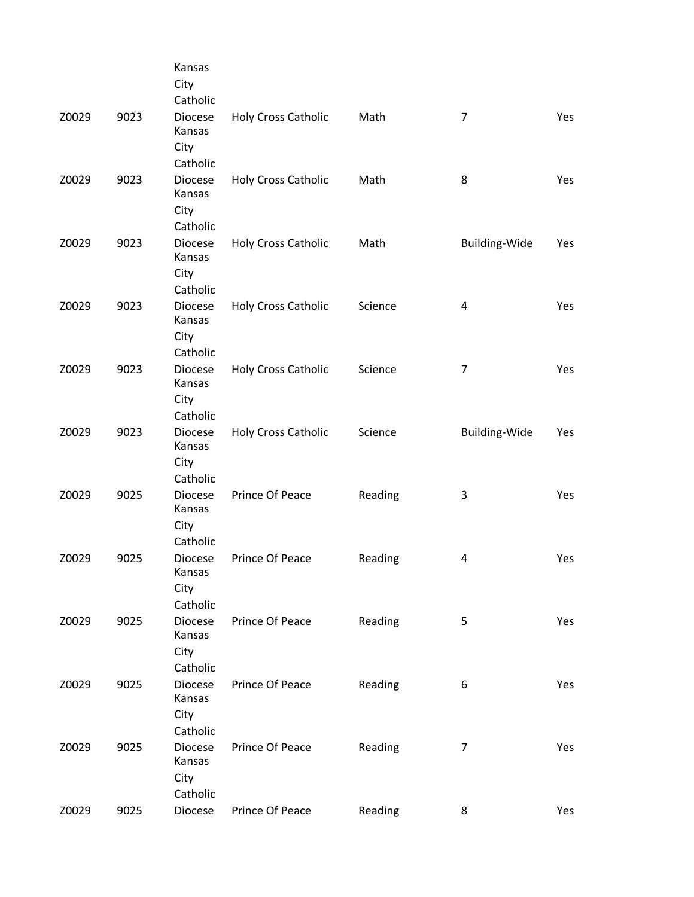| | | | | | | |
|---|---|---|---|---|---|---|
| Z0029 | 9023 | Kansas City Catholic Diocese | Holy Cross Catholic | Math | 7 | Yes |
| Z0029 | 9023 | Kansas City Catholic Diocese | Holy Cross Catholic | Math | 8 | Yes |
| Z0029 | 9023 | Kansas City Catholic Diocese | Holy Cross Catholic | Math | Building-Wide | Yes |
| Z0029 | 9023 | Kansas City Catholic Diocese | Holy Cross Catholic | Science | 4 | Yes |
| Z0029 | 9023 | Kansas City Catholic Diocese | Holy Cross Catholic | Science | 7 | Yes |
| Z0029 | 9023 | Kansas City Catholic Diocese | Holy Cross Catholic | Science | Building-Wide | Yes |
| Z0029 | 9025 | Kansas City Catholic Diocese | Prince Of Peace | Reading | 3 | Yes |
| Z0029 | 9025 | Kansas City Catholic Diocese | Prince Of Peace | Reading | 4 | Yes |
| Z0029 | 9025 | Kansas City Catholic Diocese | Prince Of Peace | Reading | 5 | Yes |
| Z0029 | 9025 | Kansas City Catholic Diocese | Prince Of Peace | Reading | 6 | Yes |
| Z0029 | 9025 | Kansas City Catholic Diocese | Prince Of Peace | Reading | 7 | Yes |
| Z0029 | 9025 | Kansas City Catholic Diocese | Prince Of Peace | Reading | 8 | Yes |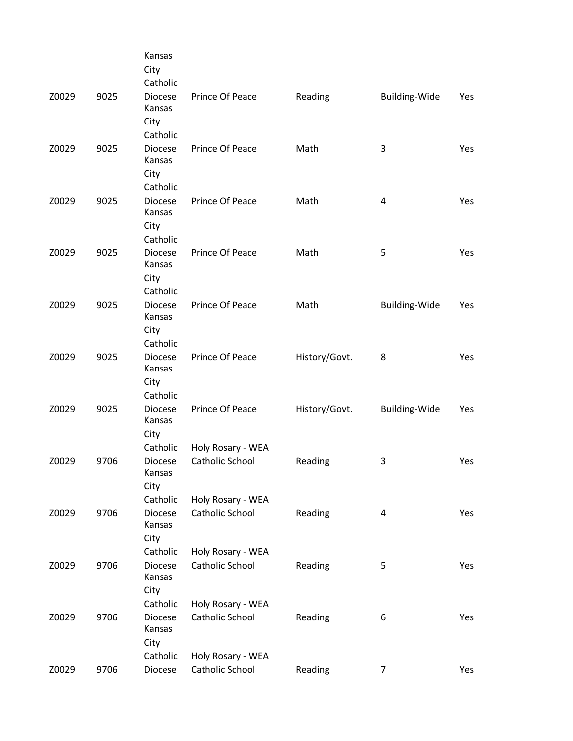| | | | | | | |
|---|---|---|---|---|---|---|
| Z0029 | 9025 | Kansas City Catholic Diocese | Prince Of Peace | Reading | Building-Wide | Yes |
| Z0029 | 9025 | Kansas City Catholic Diocese | Prince Of Peace | Math | 3 | Yes |
| Z0029 | 9025 | Kansas City Catholic Diocese | Prince Of Peace | Math | 4 | Yes |
| Z0029 | 9025 | Kansas City Catholic Diocese | Prince Of Peace | Math | 5 | Yes |
| Z0029 | 9025 | Kansas City Catholic Diocese | Prince Of Peace | Math | Building-Wide | Yes |
| Z0029 | 9025 | Kansas City Catholic Diocese | Prince Of Peace | History/Govt. | 8 | Yes |
| Z0029 | 9025 | Kansas City Catholic Diocese | Prince Of Peace | History/Govt. | Building-Wide | Yes |
| Z0029 | 9706 | Kansas City Catholic Diocese | Holy Rosary - WEA Catholic School | Reading | 3 | Yes |
| Z0029 | 9706 | Kansas City Catholic Diocese | Holy Rosary - WEA Catholic School | Reading | 4 | Yes |
| Z0029 | 9706 | Kansas City Catholic Diocese | Holy Rosary - WEA Catholic School | Reading | 5 | Yes |
| Z0029 | 9706 | Kansas City Catholic Diocese | Holy Rosary - WEA Catholic School | Reading | 6 | Yes |
| Z0029 | 9706 | Kansas City Catholic Diocese | Holy Rosary - WEA Catholic School | Reading | 7 | Yes |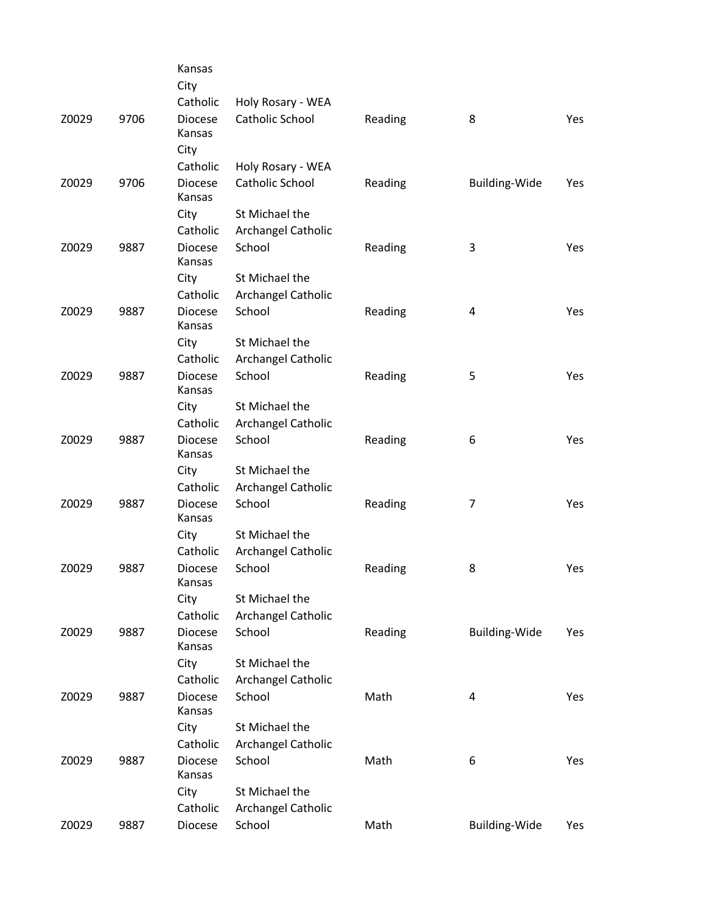| | | | | | | |
|---|---|---|---|---|---|---|
| Z0029 | 9706 | Kansas City Catholic Diocese | Holy Rosary - WEA Catholic School | Reading | 8 | Yes |
| Z0029 | 9706 | Kansas City Catholic Diocese | Holy Rosary - WEA Catholic School | Reading | Building-Wide | Yes |
| Z0029 | 9887 | Kansas City Catholic Diocese | St Michael the Archangel Catholic School | Reading | 3 | Yes |
| Z0029 | 9887 | Kansas City Catholic Diocese | St Michael the Archangel Catholic School | Reading | 4 | Yes |
| Z0029 | 9887 | Kansas City Catholic Diocese | St Michael the Archangel Catholic School | Reading | 5 | Yes |
| Z0029 | 9887 | Kansas City Catholic Diocese | St Michael the Archangel Catholic School | Reading | 6 | Yes |
| Z0029 | 9887 | Kansas City Catholic Diocese | St Michael the Archangel Catholic School | Reading | 7 | Yes |
| Z0029 | 9887 | Kansas City Catholic Diocese | St Michael the Archangel Catholic School | Reading | 8 | Yes |
| Z0029 | 9887 | Kansas City Catholic Diocese | St Michael the Archangel Catholic School | Reading | Building-Wide | Yes |
| Z0029 | 9887 | Kansas City Catholic Diocese | St Michael the Archangel Catholic School | Math | 4 | Yes |
| Z0029 | 9887 | Kansas City Catholic Diocese | St Michael the Archangel Catholic School | Math | 6 | Yes |
| Z0029 | 9887 | Kansas City Catholic Diocese | St Michael the Archangel Catholic School | Math | Building-Wide | Yes |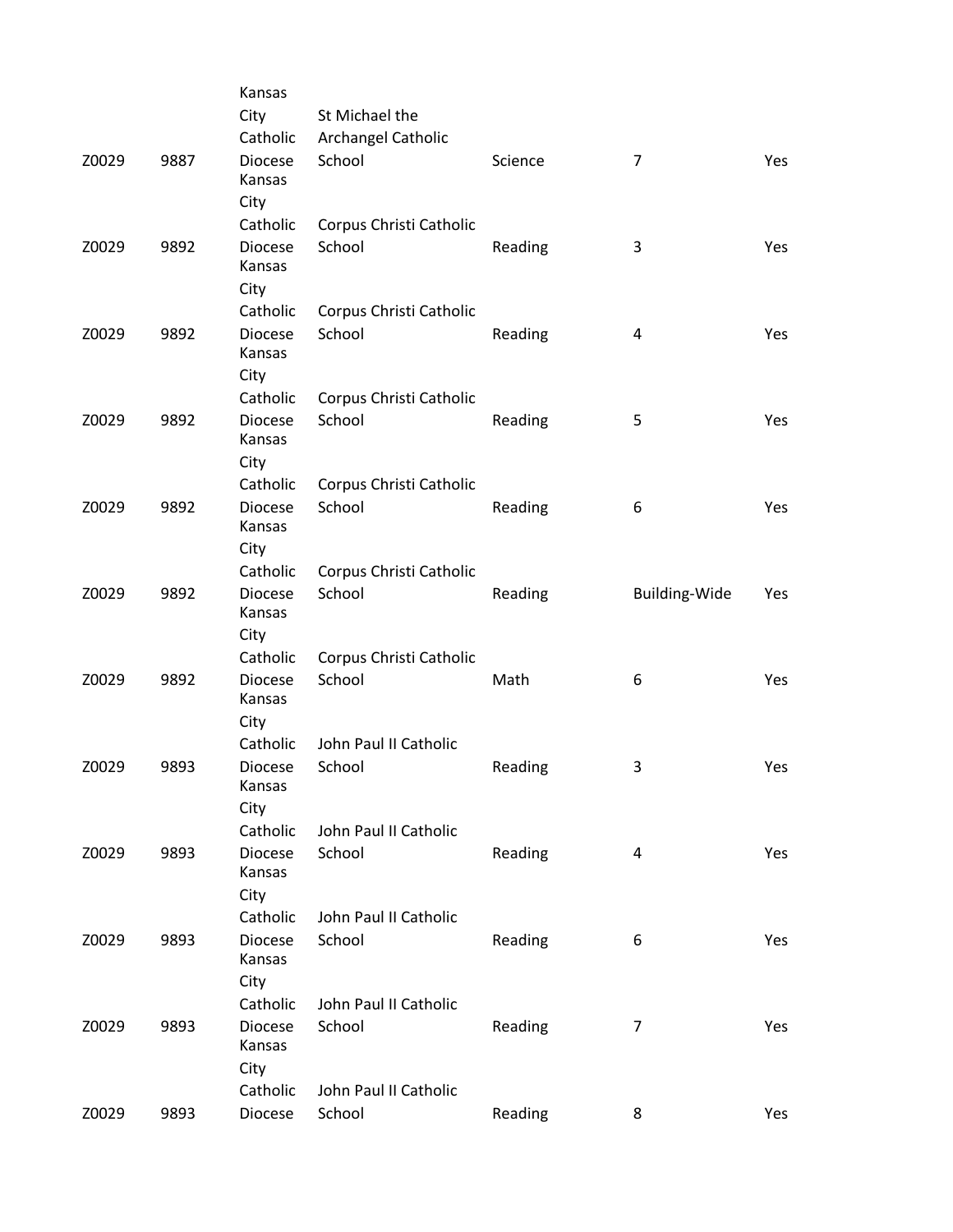| | | | | | | |
|---|---|---|---|---|---|---|
| Z0029 | 9887 | Kansas City Catholic Diocese | St Michael the Archangel Catholic School | Science | 7 | Yes |
| Z0029 | 9892 | Kansas City Catholic Diocese | Corpus Christi Catholic School | Reading | 3 | Yes |
| Z0029 | 9892 | Kansas City Catholic Diocese | Corpus Christi Catholic School | Reading | 4 | Yes |
| Z0029 | 9892 | Kansas City Catholic Diocese | Corpus Christi Catholic School | Reading | 5 | Yes |
| Z0029 | 9892 | Kansas City Catholic Diocese | Corpus Christi Catholic School | Reading | 6 | Yes |
| Z0029 | 9892 | Kansas City Catholic Diocese | Corpus Christi Catholic School | Reading | Building-Wide | Yes |
| Z0029 | 9892 | Kansas City Catholic Diocese | Corpus Christi Catholic School | Math | 6 | Yes |
| Z0029 | 9893 | Kansas City Catholic Diocese | John Paul II Catholic School | Reading | 3 | Yes |
| Z0029 | 9893 | Kansas City Catholic Diocese | John Paul II Catholic School | Reading | 4 | Yes |
| Z0029 | 9893 | Kansas City Catholic Diocese | John Paul II Catholic School | Reading | 6 | Yes |
| Z0029 | 9893 | Kansas City Catholic Diocese | John Paul II Catholic School | Reading | 7 | Yes |
| Z0029 | 9893 | Kansas City Catholic Diocese | John Paul II Catholic School | Reading | 8 | Yes |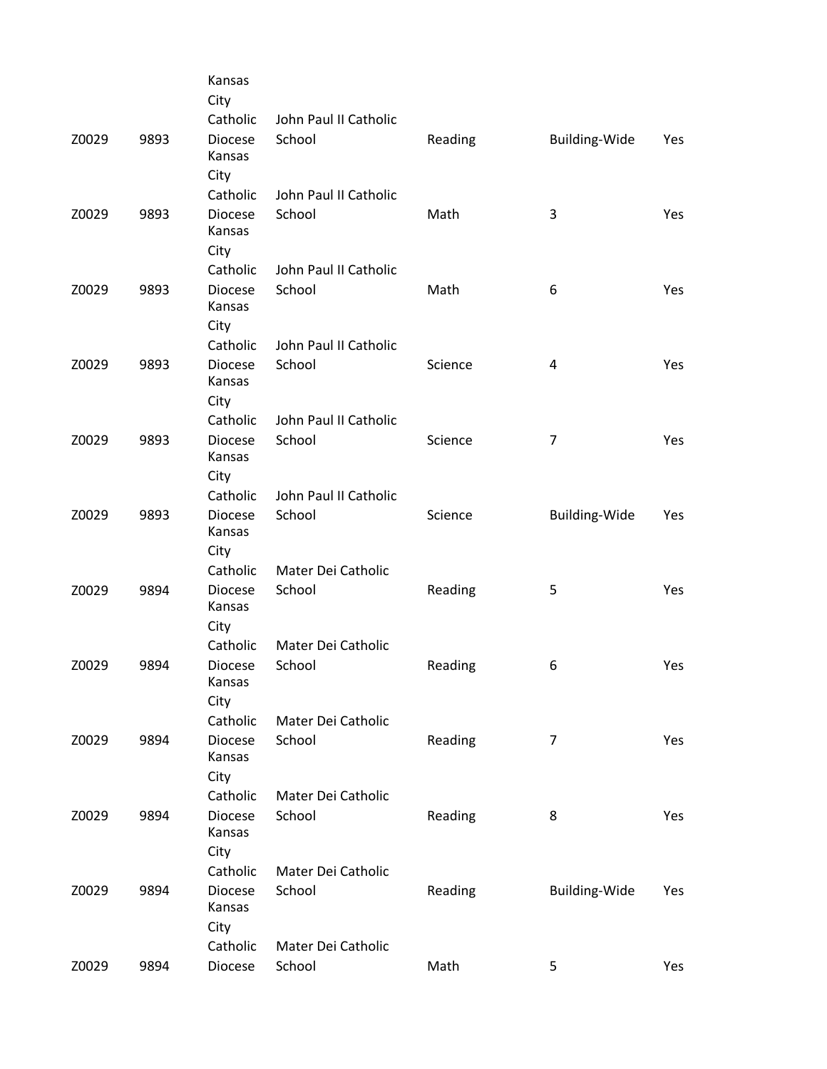| | | | | | | |
|---|---|---|---|---|---|---|
| | | Kansas City | | | | |
| Z0029 | 9893 | Catholic Diocese Kansas City | John Paul II Catholic School | Reading | Building-Wide | Yes |
| Z0029 | 9893 | Catholic Diocese Kansas City | John Paul II Catholic School | Math | 3 | Yes |
| Z0029 | 9893 | Catholic Diocese Kansas City | John Paul II Catholic School | Math | 6 | Yes |
| Z0029 | 9893 | Catholic Diocese Kansas City | John Paul II Catholic School | Science | 4 | Yes |
| Z0029 | 9893 | Catholic Diocese Kansas City | John Paul II Catholic School | Science | 7 | Yes |
| Z0029 | 9893 | Catholic Diocese Kansas City | John Paul II Catholic School | Science | Building-Wide | Yes |
| Z0029 | 9894 | Catholic Diocese Kansas City | Mater Dei Catholic School | Reading | 5 | Yes |
| Z0029 | 9894 | Catholic Diocese Kansas City | Mater Dei Catholic School | Reading | 6 | Yes |
| Z0029 | 9894 | Catholic Diocese Kansas City | Mater Dei Catholic School | Reading | 7 | Yes |
| Z0029 | 9894 | Catholic Diocese Kansas City | Mater Dei Catholic School | Reading | 8 | Yes |
| Z0029 | 9894 | Catholic Diocese Kansas City | Mater Dei Catholic School | Reading | Building-Wide | Yes |
| Z0029 | 9894 | Catholic Diocese | Mater Dei Catholic School | Math | 5 | Yes |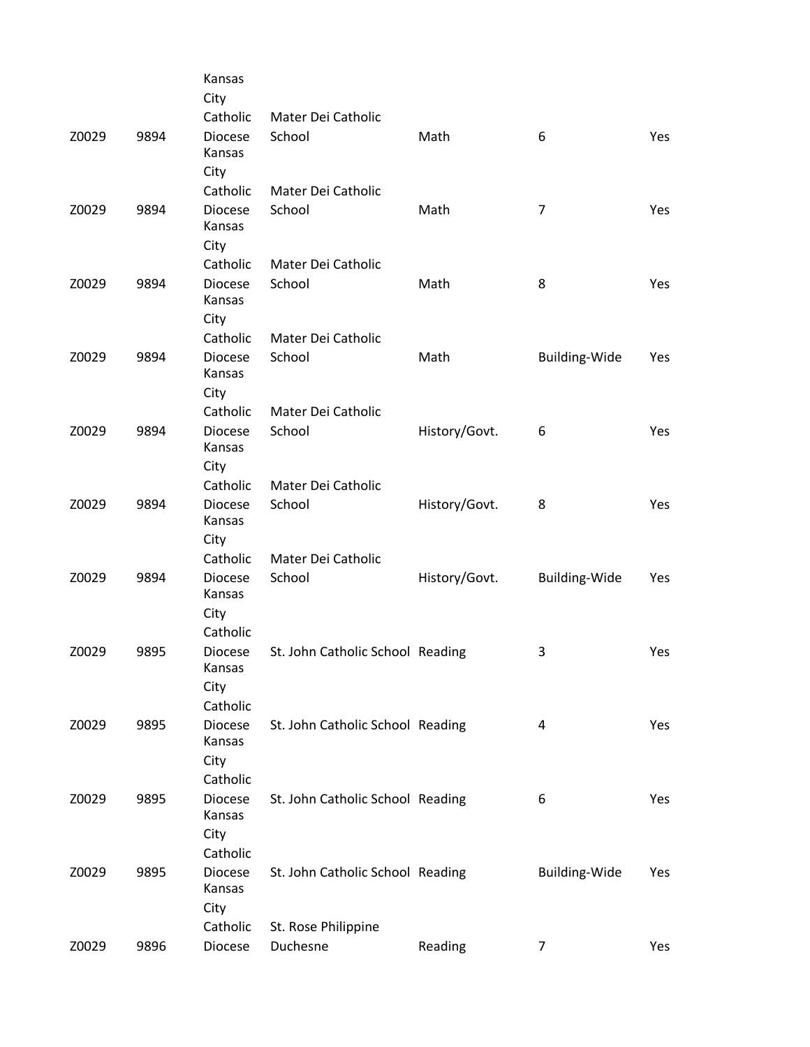| | | | | | | |
|---|---|---|---|---|---|---|
| Z0029 | 9894 | Kansas City Catholic Diocese | Mater Dei Catholic School | Math | 6 | Yes |
| Z0029 | 9894 | Kansas City Catholic Diocese | Mater Dei Catholic School | Math | 7 | Yes |
| Z0029 | 9894 | Kansas City Catholic Diocese | Mater Dei Catholic School | Math | 8 | Yes |
| Z0029 | 9894 | Kansas City Catholic Diocese | Mater Dei Catholic School | Math | Building-Wide | Yes |
| Z0029 | 9894 | Kansas City Catholic Diocese | Mater Dei Catholic School | History/Govt. | 6 | Yes |
| Z0029 | 9894 | Kansas City Catholic Diocese | Mater Dei Catholic School | History/Govt. | 8 | Yes |
| Z0029 | 9894 | Kansas City Catholic Diocese | Mater Dei Catholic School | History/Govt. | Building-Wide | Yes |
| Z0029 | 9895 | Kansas City Catholic Diocese | St. John Catholic School | Reading | 3 | Yes |
| Z0029 | 9895 | Kansas City Catholic Diocese | St. John Catholic School | Reading | 4 | Yes |
| Z0029 | 9895 | Kansas City Catholic Diocese | St. John Catholic School | Reading | 6 | Yes |
| Z0029 | 9895 | Kansas City Catholic Diocese | St. John Catholic School | Reading | Building-Wide | Yes |
| Z0029 | 9896 | Kansas City Catholic Diocese | St. Rose Philippine Duchesne | Reading | 7 | Yes |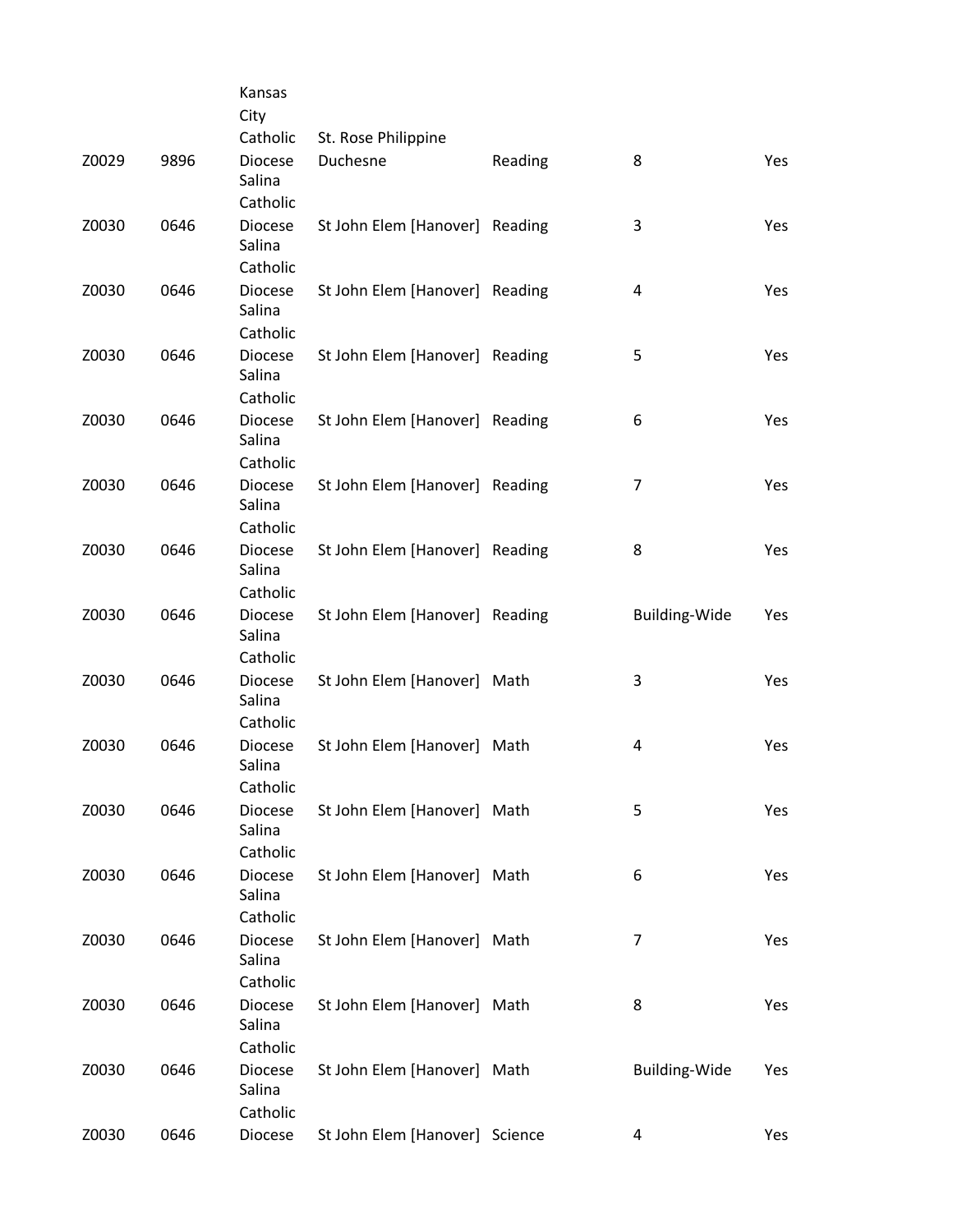| | | | | | | |
|---|---|---|---|---|---|---|
| Z0029 | 9896 | Kansas City Catholic Diocese | St. Rose Philippine Duchesne | Reading | 8 | Yes |
| Z0030 | 0646 | Salina Catholic Diocese | St John Elem [Hanover] | Reading | 3 | Yes |
| Z0030 | 0646 | Salina Catholic Diocese | St John Elem [Hanover] | Reading | 4 | Yes |
| Z0030 | 0646 | Salina Catholic Diocese | St John Elem [Hanover] | Reading | 5 | Yes |
| Z0030 | 0646 | Salina Catholic Diocese | St John Elem [Hanover] | Reading | 6 | Yes |
| Z0030 | 0646 | Salina Catholic Diocese | St John Elem [Hanover] | Reading | 7 | Yes |
| Z0030 | 0646 | Salina Catholic Diocese | St John Elem [Hanover] | Reading | 8 | Yes |
| Z0030 | 0646 | Salina Catholic Diocese | St John Elem [Hanover] | Reading | Building-Wide | Yes |
| Z0030 | 0646 | Salina Catholic Diocese | St John Elem [Hanover] | Math | 3 | Yes |
| Z0030 | 0646 | Salina Catholic Diocese | St John Elem [Hanover] | Math | 4 | Yes |
| Z0030 | 0646 | Salina Catholic Diocese | St John Elem [Hanover] | Math | 5 | Yes |
| Z0030 | 0646 | Salina Catholic Diocese | St John Elem [Hanover] | Math | 6 | Yes |
| Z0030 | 0646 | Salina Catholic Diocese | St John Elem [Hanover] | Math | 7 | Yes |
| Z0030 | 0646 | Salina Catholic Diocese | St John Elem [Hanover] | Math | 8 | Yes |
| Z0030 | 0646 | Salina Catholic Diocese | St John Elem [Hanover] | Math | Building-Wide | Yes |
| Z0030 | 0646 | Salina Catholic Diocese | St John Elem [Hanover] | Science | 4 | Yes |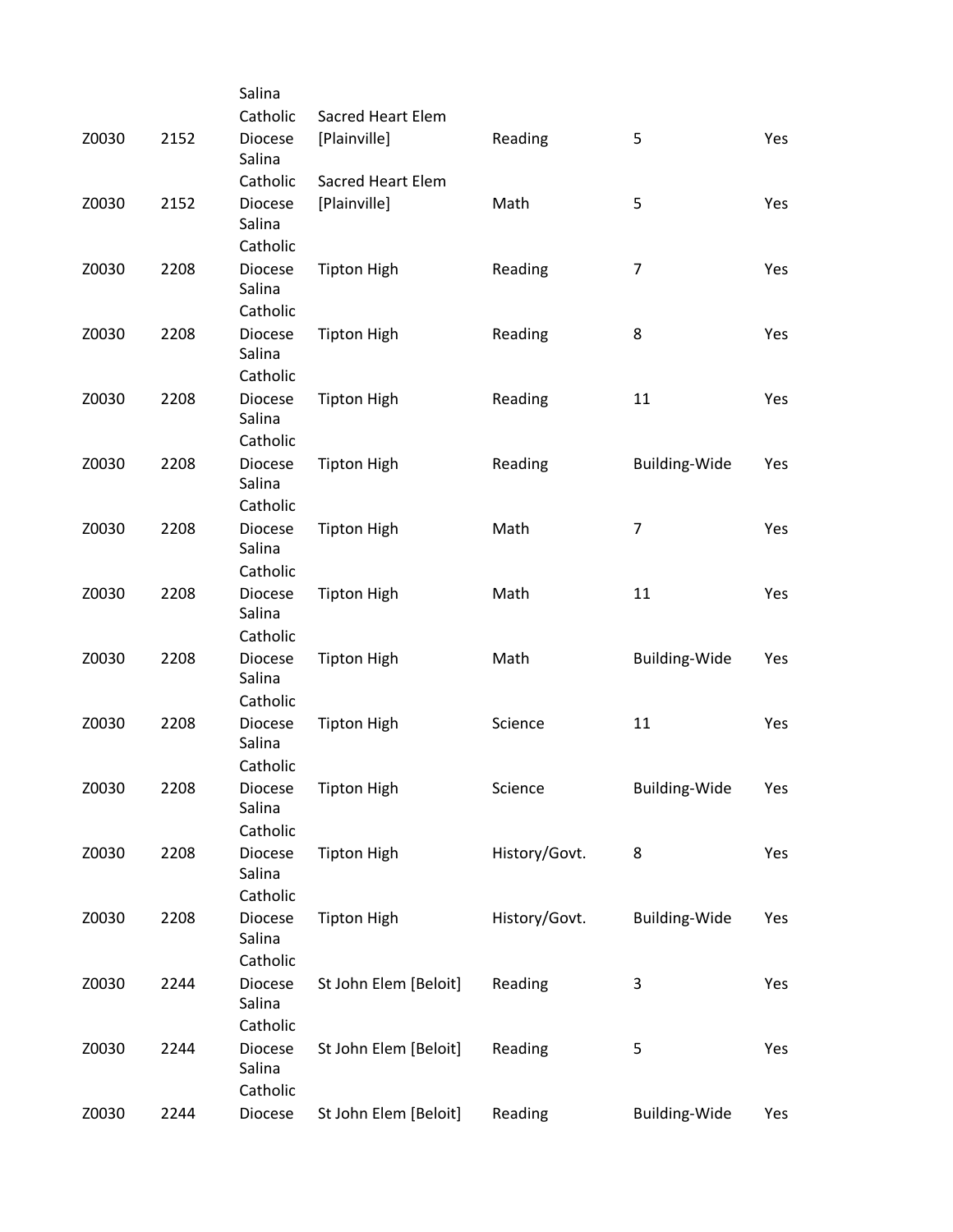| | | | | | | |
|---|---|---|---|---|---|---|
| Z0030 | 2152 | Salina Catholic Diocese | Sacred Heart Elem [Plainville] | Reading | 5 | Yes |
| Z0030 | 2152 | Salina Catholic Diocese | Sacred Heart Elem [Plainville] | Math | 5 | Yes |
| Z0030 | 2208 | Salina Catholic Diocese | Tipton High | Reading | 7 | Yes |
| Z0030 | 2208 | Salina Catholic Diocese | Tipton High | Reading | 8 | Yes |
| Z0030 | 2208 | Salina Catholic Diocese | Tipton High | Reading | 11 | Yes |
| Z0030 | 2208 | Salina Catholic Diocese | Tipton High | Reading | Building-Wide | Yes |
| Z0030 | 2208 | Salina Catholic Diocese | Tipton High | Math | 7 | Yes |
| Z0030 | 2208 | Salina Catholic Diocese | Tipton High | Math | 11 | Yes |
| Z0030 | 2208 | Salina Catholic Diocese | Tipton High | Math | Building-Wide | Yes |
| Z0030 | 2208 | Salina Catholic Diocese | Tipton High | Science | 11 | Yes |
| Z0030 | 2208 | Salina Catholic Diocese | Tipton High | Science | Building-Wide | Yes |
| Z0030 | 2208 | Salina Catholic Diocese | Tipton High | History/Govt. | 8 | Yes |
| Z0030 | 2208 | Salina Catholic Diocese | Tipton High | History/Govt. | Building-Wide | Yes |
| Z0030 | 2244 | Salina Catholic Diocese | St John Elem [Beloit] | Reading | 3 | Yes |
| Z0030 | 2244 | Salina Catholic Diocese | St John Elem [Beloit] | Reading | 5 | Yes |
| Z0030 | 2244 | Salina Catholic Diocese | St John Elem [Beloit] | Reading | Building-Wide | Yes |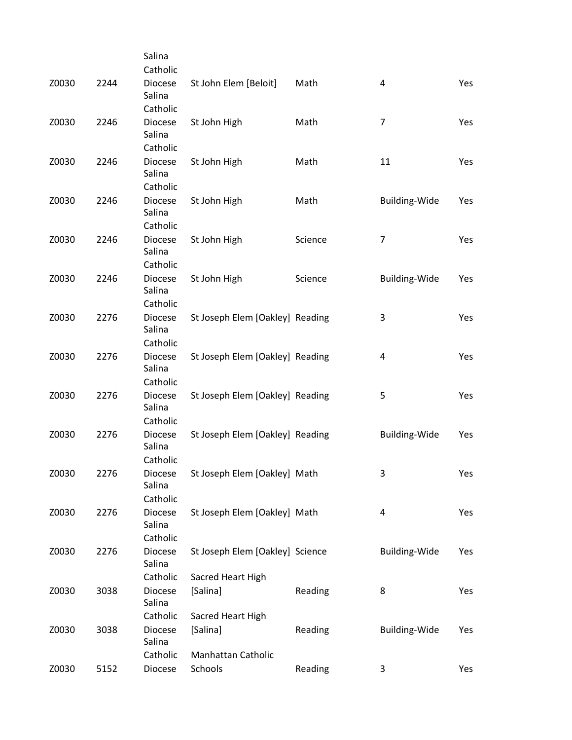| | | | | | | |
|---|---|---|---|---|---|---|
| Z0030 | 2244 | Salina Catholic Diocese | St John Elem [Beloit] | Math | 4 | Yes |
| Z0030 | 2246 | Salina Catholic Diocese | St John High | Math | 7 | Yes |
| Z0030 | 2246 | Salina Catholic Diocese | St John High | Math | 11 | Yes |
| Z0030 | 2246 | Salina Catholic Diocese | St John High | Math | Building-Wide | Yes |
| Z0030 | 2246 | Salina Catholic Diocese | St John High | Science | 7 | Yes |
| Z0030 | 2246 | Salina Catholic Diocese | St John High | Science | Building-Wide | Yes |
| Z0030 | 2276 | Salina Catholic Diocese | St Joseph Elem [Oakley] | Reading | 3 | Yes |
| Z0030 | 2276 | Salina Catholic Diocese | St Joseph Elem [Oakley] | Reading | 4 | Yes |
| Z0030 | 2276 | Salina Catholic Diocese | St Joseph Elem [Oakley] | Reading | 5 | Yes |
| Z0030 | 2276 | Salina Catholic Diocese | St Joseph Elem [Oakley] | Reading | Building-Wide | Yes |
| Z0030 | 2276 | Salina Catholic Diocese | St Joseph Elem [Oakley] | Math | 3 | Yes |
| Z0030 | 2276 | Salina Catholic Diocese | St Joseph Elem [Oakley] | Math | 4 | Yes |
| Z0030 | 2276 | Salina Catholic Diocese | St Joseph Elem [Oakley] | Science | Building-Wide | Yes |
| Z0030 | 3038 | Salina Catholic Diocese | Sacred Heart High [Salina] | Reading | 8 | Yes |
| Z0030 | 3038 | Salina Catholic Diocese | Sacred Heart High [Salina] | Reading | Building-Wide | Yes |
| Z0030 | 5152 | Salina Catholic Diocese | Manhattan Catholic Schools | Reading | 3 | Yes |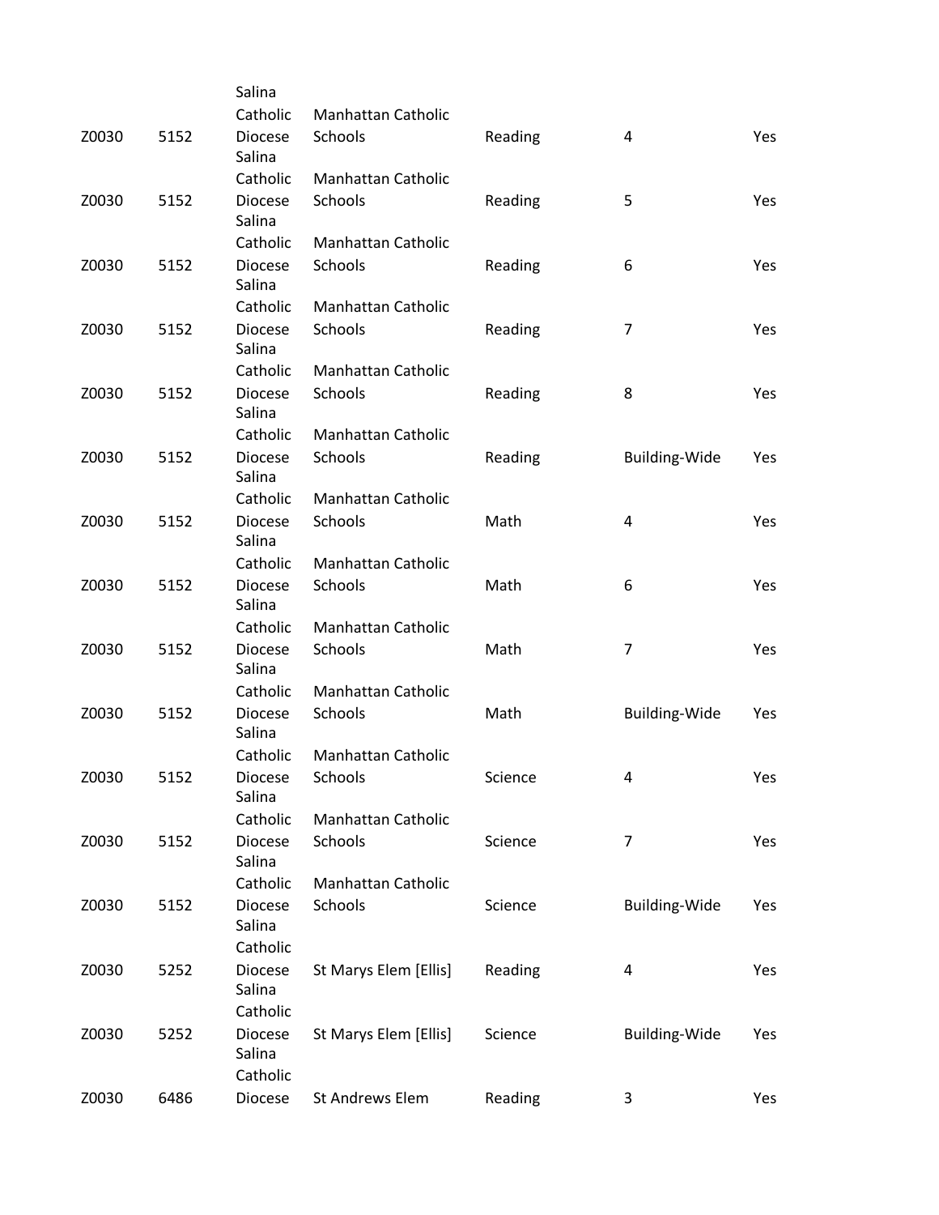| | | | | | | |
|---|---|---|---|---|---|---|
| Z0030 | 5152 | Salina Catholic Diocese | Manhattan Catholic Schools | Reading | 4 | Yes |
| Z0030 | 5152 | Salina Catholic Diocese | Manhattan Catholic Schools | Reading | 5 | Yes |
| Z0030 | 5152 | Salina Catholic Diocese | Manhattan Catholic Schools | Reading | 6 | Yes |
| Z0030 | 5152 | Salina Catholic Diocese | Manhattan Catholic Schools | Reading | 7 | Yes |
| Z0030 | 5152 | Salina Catholic Diocese | Manhattan Catholic Schools | Reading | 8 | Yes |
| Z0030 | 5152 | Salina Catholic Diocese | Manhattan Catholic Schools | Reading | Building-Wide | Yes |
| Z0030 | 5152 | Salina Catholic Diocese | Manhattan Catholic Schools | Math | 4 | Yes |
| Z0030 | 5152 | Salina Catholic Diocese | Manhattan Catholic Schools | Math | 6 | Yes |
| Z0030 | 5152 | Salina Catholic Diocese | Manhattan Catholic Schools | Math | 7 | Yes |
| Z0030 | 5152 | Salina Catholic Diocese | Manhattan Catholic Schools | Math | Building-Wide | Yes |
| Z0030 | 5152 | Salina Catholic Diocese | Manhattan Catholic Schools | Science | 4 | Yes |
| Z0030 | 5152 | Salina Catholic Diocese | Manhattan Catholic Schools | Science | 7 | Yes |
| Z0030 | 5152 | Salina Catholic Diocese | Manhattan Catholic Schools | Science | Building-Wide | Yes |
| Z0030 | 5252 | Salina Catholic Diocese | St Marys Elem [Ellis] | Reading | 4 | Yes |
| Z0030 | 5252 | Salina Catholic Diocese | St Marys Elem [Ellis] | Science | Building-Wide | Yes |
| Z0030 | 6486 | Salina Catholic Diocese | St Andrews Elem | Reading | 3 | Yes |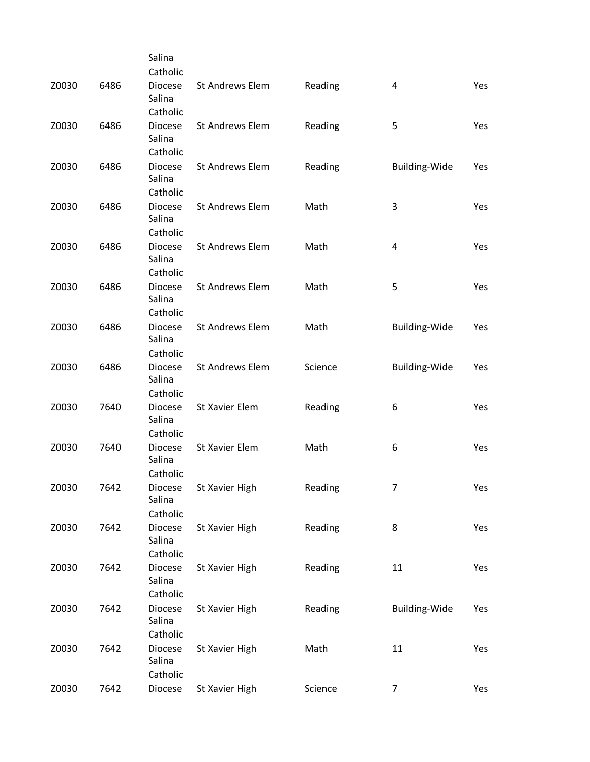| | | | | | | |
|---|---|---|---|---|---|---|
| Z0030 | 6486 | Salina Catholic Diocese | St Andrews Elem | Reading | 4 | Yes |
| Z0030 | 6486 | Salina Catholic Diocese | St Andrews Elem | Reading | 5 | Yes |
| Z0030 | 6486 | Salina Catholic Diocese | St Andrews Elem | Reading | Building-Wide | Yes |
| Z0030 | 6486 | Salina Catholic Diocese | St Andrews Elem | Math | 3 | Yes |
| Z0030 | 6486 | Salina Catholic Diocese | St Andrews Elem | Math | 4 | Yes |
| Z0030 | 6486 | Salina Catholic Diocese | St Andrews Elem | Math | 5 | Yes |
| Z0030 | 6486 | Salina Catholic Diocese | St Andrews Elem | Math | Building-Wide | Yes |
| Z0030 | 6486 | Salina Catholic Diocese | St Andrews Elem | Science | Building-Wide | Yes |
| Z0030 | 7640 | Salina Catholic Diocese | St Xavier Elem | Reading | 6 | Yes |
| Z0030 | 7640 | Salina Catholic Diocese | St Xavier Elem | Math | 6 | Yes |
| Z0030 | 7642 | Salina Catholic Diocese | St Xavier High | Reading | 7 | Yes |
| Z0030 | 7642 | Salina Catholic Diocese | St Xavier High | Reading | 8 | Yes |
| Z0030 | 7642 | Salina Catholic Diocese | St Xavier High | Reading | 11 | Yes |
| Z0030 | 7642 | Salina Catholic Diocese | St Xavier High | Reading | Building-Wide | Yes |
| Z0030 | 7642 | Salina Catholic Diocese | St Xavier High | Math | 11 | Yes |
| Z0030 | 7642 | Salina Catholic Diocese | St Xavier High | Science | 7 | Yes |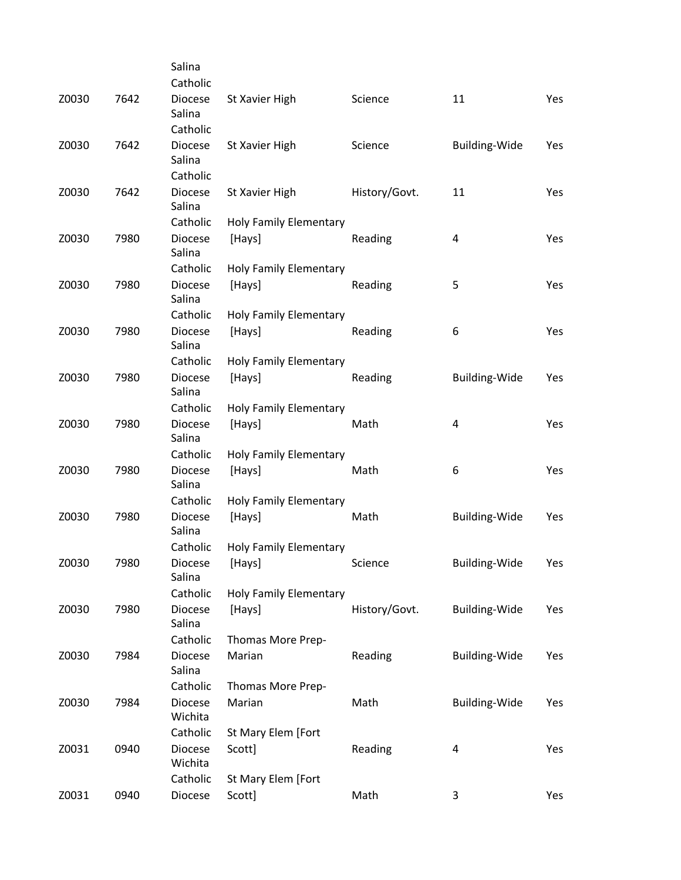| | | | | | | |
|---|---|---|---|---|---|---|
| Z0030 | 7642 | Salina Catholic Diocese | St Xavier High | Science | 11 | Yes |
| Z0030 | 7642 | Salina Catholic Diocese | St Xavier High | Science | Building-Wide | Yes |
| Z0030 | 7642 | Salina Catholic Diocese | St Xavier High | History/Govt. | 11 | Yes |
| Z0030 | 7980 | Salina Catholic Diocese | Holy Family Elementary [Hays] | Reading | 4 | Yes |
| Z0030 | 7980 | Salina Catholic Diocese | Holy Family Elementary [Hays] | Reading | 5 | Yes |
| Z0030 | 7980 | Salina Catholic Diocese | Holy Family Elementary [Hays] | Reading | 6 | Yes |
| Z0030 | 7980 | Salina Catholic Diocese | Holy Family Elementary [Hays] | Reading | Building-Wide | Yes |
| Z0030 | 7980 | Salina Catholic Diocese | Holy Family Elementary [Hays] | Math | 4 | Yes |
| Z0030 | 7980 | Salina Catholic Diocese | Holy Family Elementary [Hays] | Math | 6 | Yes |
| Z0030 | 7980 | Salina Catholic Diocese | Holy Family Elementary [Hays] | Math | Building-Wide | Yes |
| Z0030 | 7980 | Salina Catholic Diocese | Holy Family Elementary [Hays] | Science | Building-Wide | Yes |
| Z0030 | 7980 | Salina Catholic Diocese | Holy Family Elementary [Hays] | History/Govt. | Building-Wide | Yes |
| Z0030 | 7984 | Salina Catholic Diocese | Thomas More Prep-Marian | Reading | Building-Wide | Yes |
| Z0030 | 7984 | Salina Catholic Diocese | Thomas More Prep-Marian | Math | Building-Wide | Yes |
| Z0031 | 0940 | Wichita Catholic Diocese | St Mary Elem [Fort Scott] | Reading | 4 | Yes |
| Z0031 | 0940 | Wichita Catholic Diocese | St Mary Elem [Fort Scott] | Math | 3 | Yes |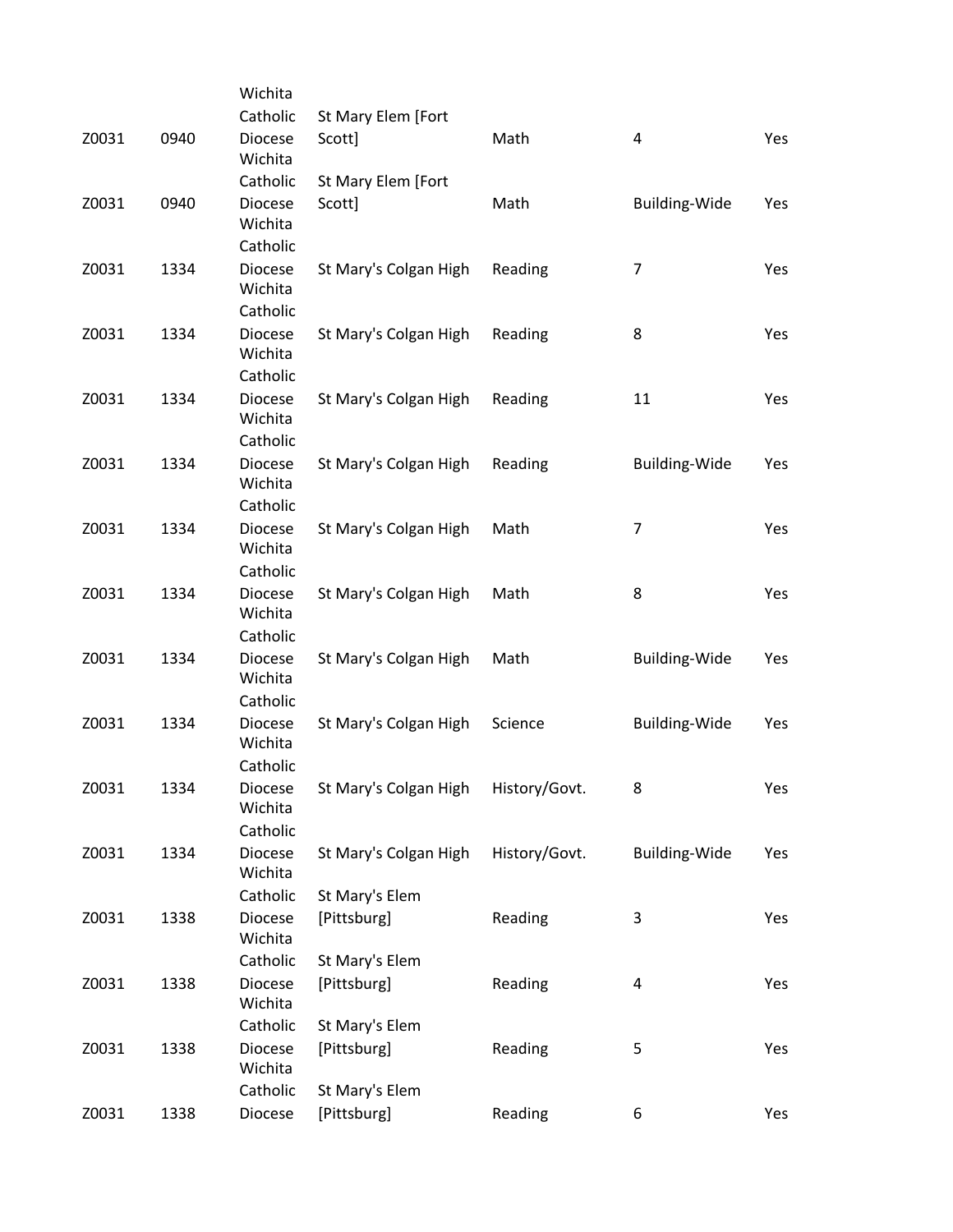| | | | | | | |
|---|---|---|---|---|---|---|
| Z0031 | 0940 | Wichita Catholic Diocese | St Mary Elem [Fort Scott] | Math | 4 | Yes |
| Z0031 | 0940 | Wichita Catholic Diocese | St Mary Elem [Fort Scott] | Math | Building-Wide | Yes |
| Z0031 | 1334 | Wichita Catholic Diocese | St Mary's Colgan High | Reading | 7 | Yes |
| Z0031 | 1334 | Wichita Catholic Diocese | St Mary's Colgan High | Reading | 8 | Yes |
| Z0031 | 1334 | Wichita Catholic Diocese | St Mary's Colgan High | Reading | 11 | Yes |
| Z0031 | 1334 | Wichita Catholic Diocese | St Mary's Colgan High | Reading | Building-Wide | Yes |
| Z0031 | 1334 | Wichita Catholic Diocese | St Mary's Colgan High | Math | 7 | Yes |
| Z0031 | 1334 | Wichita Catholic Diocese | St Mary's Colgan High | Math | 8 | Yes |
| Z0031 | 1334 | Wichita Catholic Diocese | St Mary's Colgan High | Math | Building-Wide | Yes |
| Z0031 | 1334 | Wichita Catholic Diocese | St Mary's Colgan High | Science | Building-Wide | Yes |
| Z0031 | 1334 | Wichita Catholic Diocese | St Mary's Colgan High | History/Govt. | 8 | Yes |
| Z0031 | 1334 | Wichita Catholic Diocese | St Mary's Colgan High | History/Govt. | Building-Wide | Yes |
| Z0031 | 1338 | Wichita Catholic Diocese | St Mary's Elem [Pittsburg] | Reading | 3 | Yes |
| Z0031 | 1338 | Wichita Catholic Diocese | St Mary's Elem [Pittsburg] | Reading | 4 | Yes |
| Z0031 | 1338 | Wichita Catholic Diocese | St Mary's Elem [Pittsburg] | Reading | 5 | Yes |
| Z0031 | 1338 | Wichita Catholic Diocese | St Mary's Elem [Pittsburg] | Reading | 6 | Yes |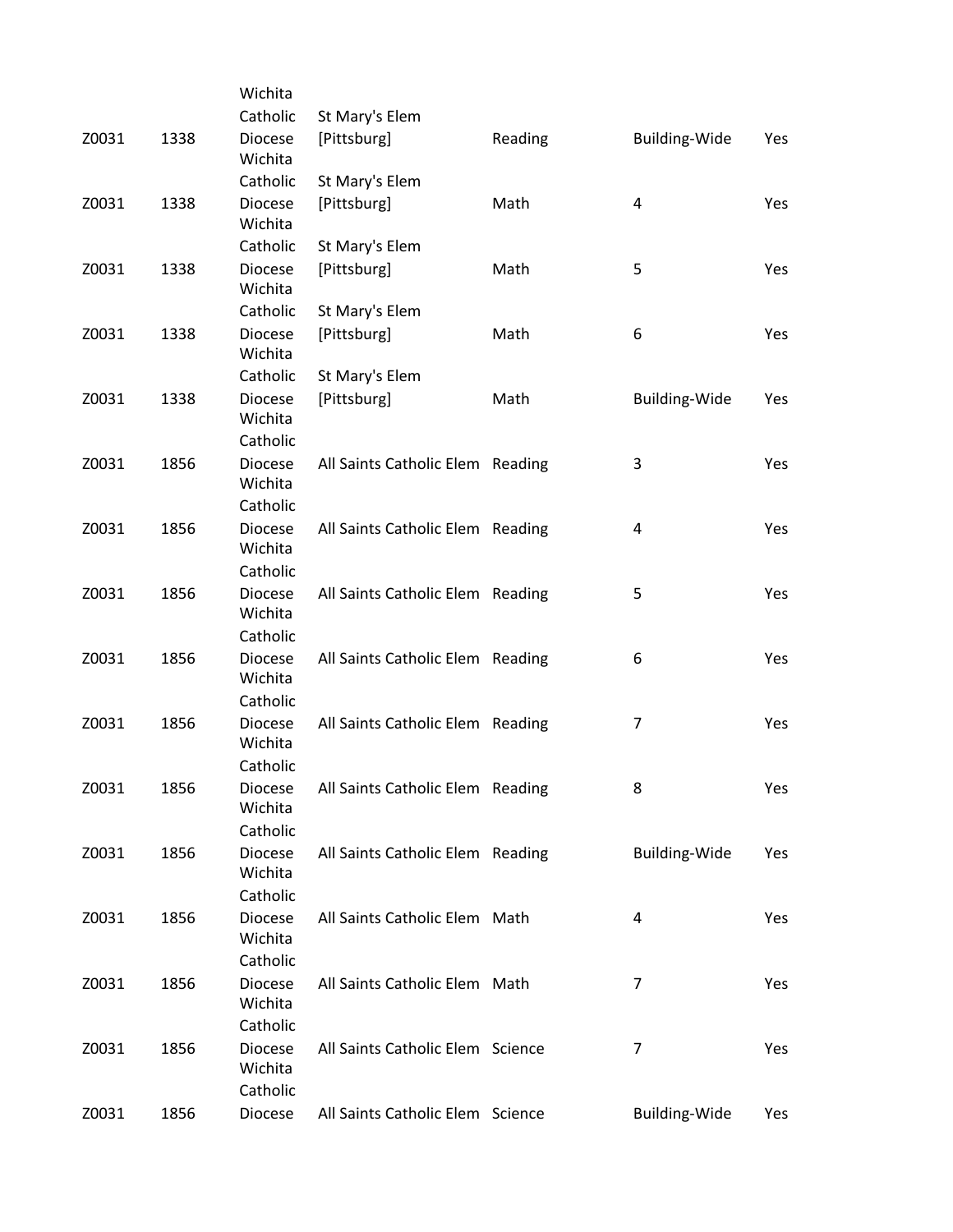| | | | | | | |
|---|---|---|---|---|---|---|
| Z0031 | 1338 | Wichita Catholic Diocese | St Mary's Elem [Pittsburg] | Reading | Building-Wide | Yes |
| Z0031 | 1338 | Wichita Catholic Diocese | St Mary's Elem [Pittsburg] | Math | 4 | Yes |
| Z0031 | 1338 | Wichita Catholic Diocese | St Mary's Elem [Pittsburg] | Math | 5 | Yes |
| Z0031 | 1338 | Wichita Catholic Diocese | St Mary's Elem [Pittsburg] | Math | 6 | Yes |
| Z0031 | 1338 | Wichita Catholic Diocese | St Mary's Elem [Pittsburg] | Math | Building-Wide | Yes |
| Z0031 | 1856 | Wichita Catholic Diocese | All Saints Catholic Elem | Reading | 3 | Yes |
| Z0031 | 1856 | Wichita Catholic Diocese | All Saints Catholic Elem | Reading | 4 | Yes |
| Z0031 | 1856 | Wichita Catholic Diocese | All Saints Catholic Elem | Reading | 5 | Yes |
| Z0031 | 1856 | Wichita Catholic Diocese | All Saints Catholic Elem | Reading | 6 | Yes |
| Z0031 | 1856 | Wichita Catholic Diocese | All Saints Catholic Elem | Reading | 7 | Yes |
| Z0031 | 1856 | Wichita Catholic Diocese | All Saints Catholic Elem | Reading | 8 | Yes |
| Z0031 | 1856 | Wichita Catholic Diocese | All Saints Catholic Elem | Reading | Building-Wide | Yes |
| Z0031 | 1856 | Wichita Catholic Diocese | All Saints Catholic Elem | Math | 4 | Yes |
| Z0031 | 1856 | Wichita Catholic Diocese | All Saints Catholic Elem | Math | 7 | Yes |
| Z0031 | 1856 | Wichita Catholic Diocese | All Saints Catholic Elem | Science | 7 | Yes |
| Z0031 | 1856 | Wichita Catholic Diocese | All Saints Catholic Elem | Science | Building-Wide | Yes |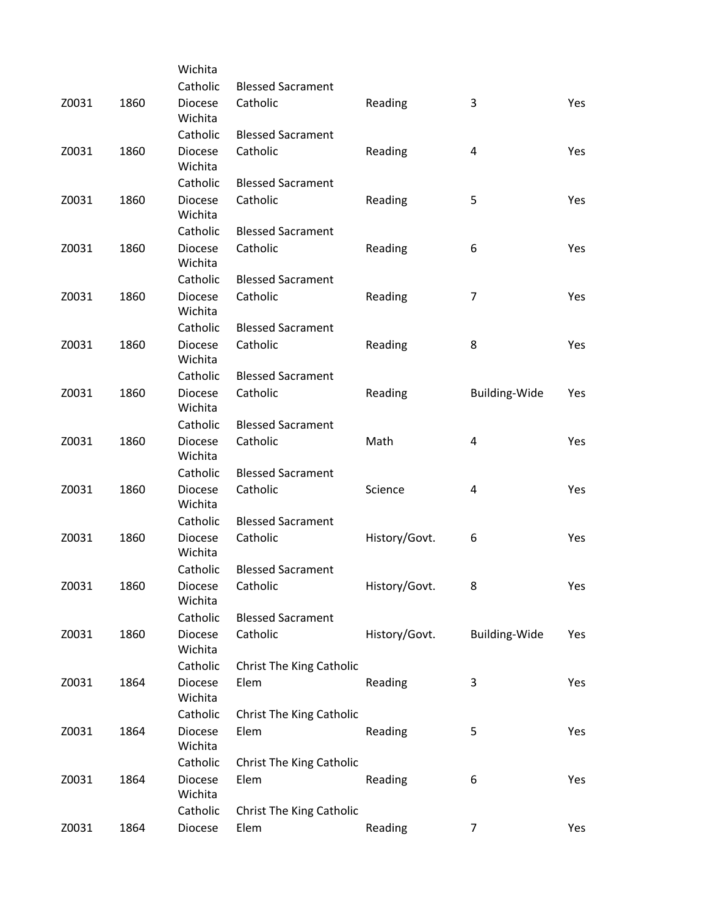| | | | | | | |
|---|---|---|---|---|---|---|
| Z0031 | 1860 | Wichita Catholic Diocese | Blessed Sacrament Catholic | Reading | 3 | Yes |
| Z0031 | 1860 | Wichita Catholic Diocese | Blessed Sacrament Catholic | Reading | 4 | Yes |
| Z0031 | 1860 | Wichita Catholic Diocese | Blessed Sacrament Catholic | Reading | 5 | Yes |
| Z0031 | 1860 | Wichita Catholic Diocese | Blessed Sacrament Catholic | Reading | 6 | Yes |
| Z0031 | 1860 | Wichita Catholic Diocese | Blessed Sacrament Catholic | Reading | 7 | Yes |
| Z0031 | 1860 | Wichita Catholic Diocese | Blessed Sacrament Catholic | Reading | 8 | Yes |
| Z0031 | 1860 | Wichita Catholic Diocese | Blessed Sacrament Catholic | Reading | Building-Wide | Yes |
| Z0031 | 1860 | Wichita Catholic Diocese | Blessed Sacrament Catholic | Math | 4 | Yes |
| Z0031 | 1860 | Wichita Catholic Diocese | Blessed Sacrament Catholic | Science | 4 | Yes |
| Z0031 | 1860 | Wichita Catholic Diocese | Blessed Sacrament Catholic | History/Govt. | 6 | Yes |
| Z0031 | 1860 | Wichita Catholic Diocese | Blessed Sacrament Catholic | History/Govt. | 8 | Yes |
| Z0031 | 1860 | Wichita Catholic Diocese | Blessed Sacrament Catholic | History/Govt. | Building-Wide | Yes |
| Z0031 | 1864 | Wichita Catholic Diocese | Christ The King Catholic Elem | Reading | 3 | Yes |
| Z0031 | 1864 | Wichita Catholic Diocese | Christ The King Catholic Elem | Reading | 5 | Yes |
| Z0031 | 1864 | Wichita Catholic Diocese | Christ The King Catholic Elem | Reading | 6 | Yes |
| Z0031 | 1864 | Catholic Diocese | Christ The King Catholic Elem | Reading | 7 | Yes |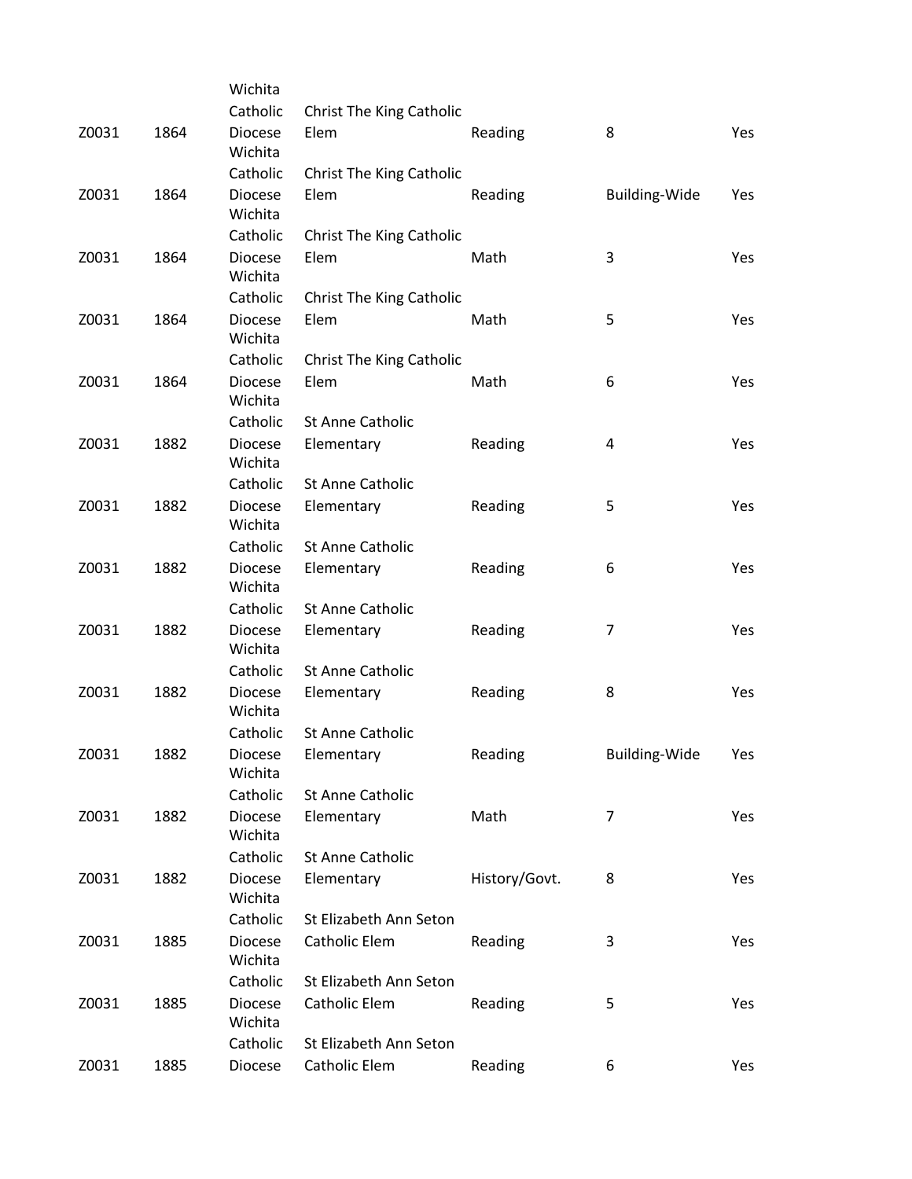| | | | | | | |
|---|---|---|---|---|---|---|
| Z0031 | 1864 | Wichita Catholic Diocese | Christ The King Catholic Elem | Reading | 8 | Yes |
| Z0031 | 1864 | Wichita Catholic Diocese | Christ The King Catholic Elem | Reading | Building-Wide | Yes |
| Z0031 | 1864 | Wichita Catholic Diocese | Christ The King Catholic Elem | Math | 3 | Yes |
| Z0031 | 1864 | Wichita Catholic Diocese | Christ The King Catholic Elem | Math | 5 | Yes |
| Z0031 | 1864 | Wichita Catholic Diocese | Christ The King Catholic Elem | Math | 6 | Yes |
| Z0031 | 1882 | Wichita Catholic Diocese | St Anne Catholic Elementary | Reading | 4 | Yes |
| Z0031 | 1882 | Wichita Catholic Diocese | St Anne Catholic Elementary | Reading | 5 | Yes |
| Z0031 | 1882 | Wichita Catholic Diocese | St Anne Catholic Elementary | Reading | 6 | Yes |
| Z0031 | 1882 | Wichita Catholic Diocese | St Anne Catholic Elementary | Reading | 7 | Yes |
| Z0031 | 1882 | Wichita Catholic Diocese | St Anne Catholic Elementary | Reading | 8 | Yes |
| Z0031 | 1882 | Wichita Catholic Diocese | St Anne Catholic Elementary | Reading | Building-Wide | Yes |
| Z0031 | 1882 | Wichita Catholic Diocese | St Anne Catholic Elementary | Math | 7 | Yes |
| Z0031 | 1882 | Wichita Catholic Diocese | St Anne Catholic Elementary | History/Govt. | 8 | Yes |
| Z0031 | 1885 | Wichita Catholic Diocese | St Elizabeth Ann Seton Catholic Elem | Reading | 3 | Yes |
| Z0031 | 1885 | Wichita Catholic Diocese | St Elizabeth Ann Seton Catholic Elem | Reading | 5 | Yes |
| Z0031 | 1885 | Catholic Diocese | St Elizabeth Ann Seton Catholic Elem | Reading | 6 | Yes |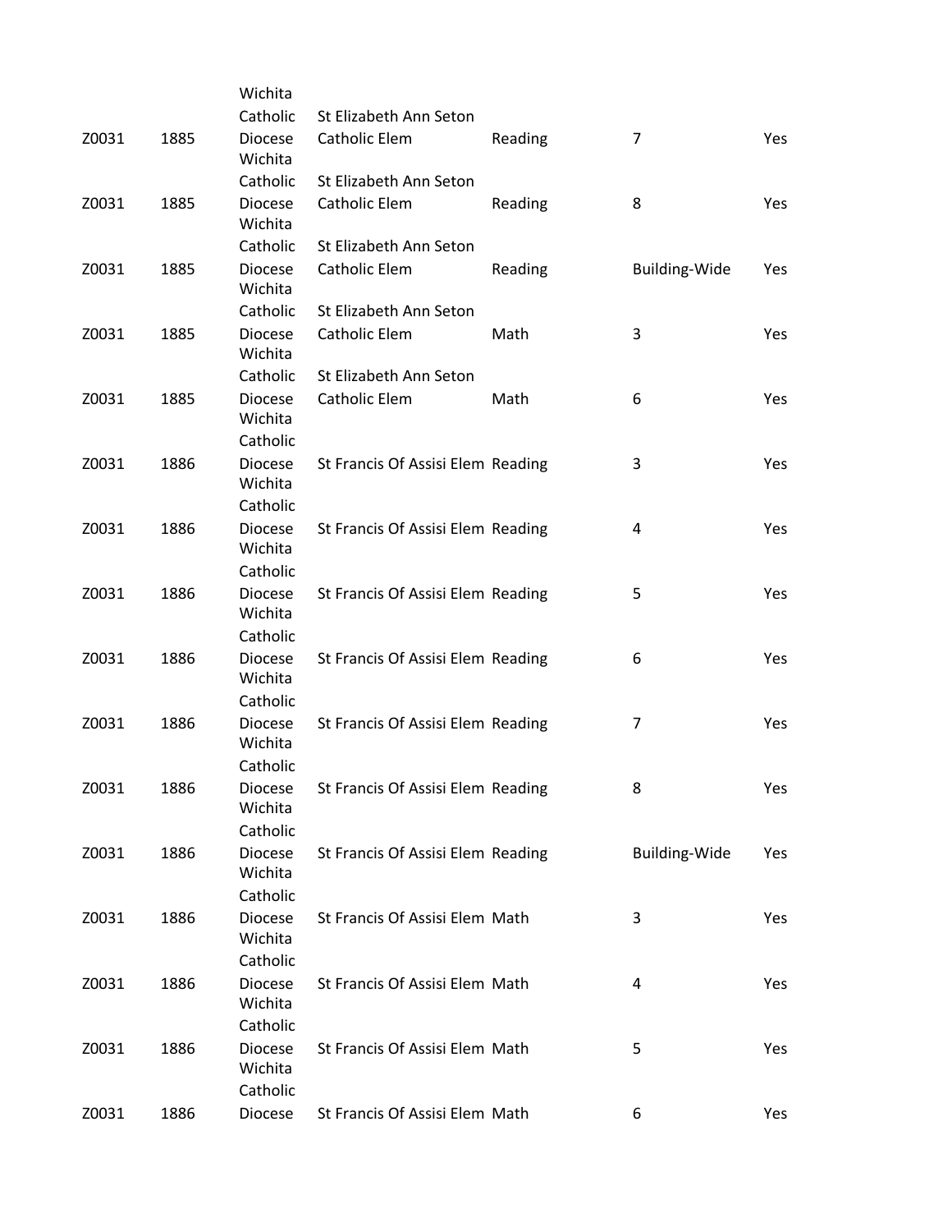| | | | | | | |
|---|---|---|---|---|---|---|
| Z0031 | 1885 | Wichita Catholic Diocese | St Elizabeth Ann Seton Catholic Elem | Reading | 7 | Yes |
| Z0031 | 1885 | Wichita Catholic Diocese | St Elizabeth Ann Seton Catholic Elem | Reading | 8 | Yes |
| Z0031 | 1885 | Wichita Catholic Diocese | St Elizabeth Ann Seton Catholic Elem | Reading | Building-Wide | Yes |
| Z0031 | 1885 | Wichita Catholic Diocese | St Elizabeth Ann Seton Catholic Elem | Math | 3 | Yes |
| Z0031 | 1885 | Wichita Catholic Diocese | St Elizabeth Ann Seton Catholic Elem | Math | 6 | Yes |
| Z0031 | 1886 | Wichita Catholic Diocese | St Francis Of Assisi Elem | Reading | 3 | Yes |
| Z0031 | 1886 | Wichita Catholic Diocese | St Francis Of Assisi Elem | Reading | 4 | Yes |
| Z0031 | 1886 | Wichita Catholic Diocese | St Francis Of Assisi Elem | Reading | 5 | Yes |
| Z0031 | 1886 | Wichita Catholic Diocese | St Francis Of Assisi Elem | Reading | 6 | Yes |
| Z0031 | 1886 | Wichita Catholic Diocese | St Francis Of Assisi Elem | Reading | 7 | Yes |
| Z0031 | 1886 | Wichita Catholic Diocese | St Francis Of Assisi Elem | Reading | 8 | Yes |
| Z0031 | 1886 | Wichita Catholic Diocese | St Francis Of Assisi Elem | Reading | Building-Wide | Yes |
| Z0031 | 1886 | Wichita Catholic Diocese | St Francis Of Assisi Elem | Math | 3 | Yes |
| Z0031 | 1886 | Wichita Catholic Diocese | St Francis Of Assisi Elem | Math | 4 | Yes |
| Z0031 | 1886 | Wichita Catholic Diocese | St Francis Of Assisi Elem | Math | 5 | Yes |
| Z0031 | 1886 | Wichita Catholic Diocese | St Francis Of Assisi Elem | Math | 6 | Yes |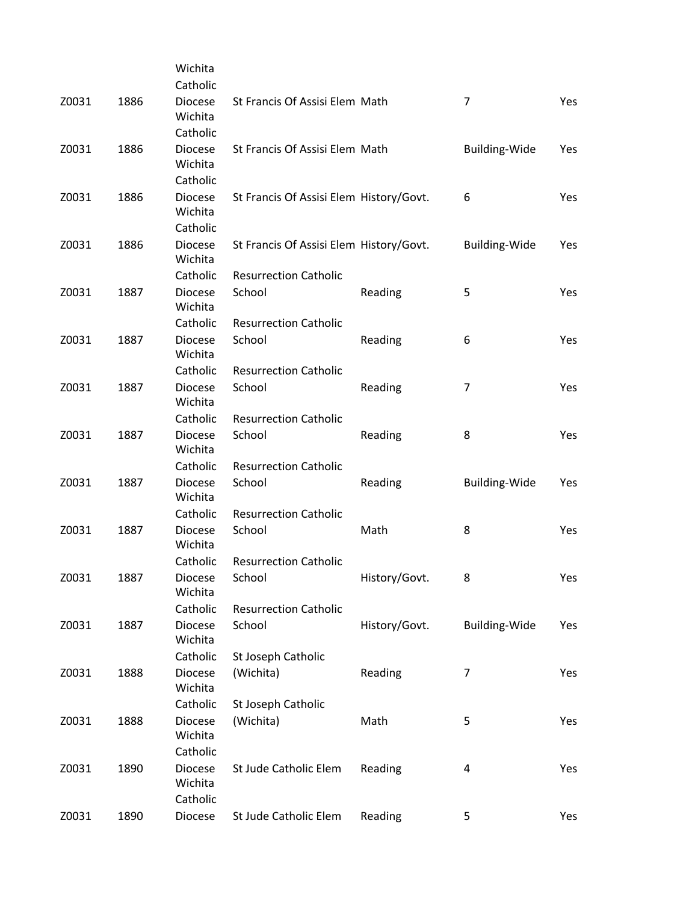| | | | | | | |
|---|---|---|---|---|---|---|
| Z0031 | 1886 | Wichita Catholic Diocese | St Francis Of Assisi Elem | Math | 7 | Yes |
| Z0031 | 1886 | Wichita Catholic Diocese | St Francis Of Assisi Elem | Math | Building-Wide | Yes |
| Z0031 | 1886 | Wichita Catholic Diocese | St Francis Of Assisi Elem | History/Govt. | 6 | Yes |
| Z0031 | 1886 | Wichita Catholic Diocese | St Francis Of Assisi Elem | History/Govt. | Building-Wide | Yes |
| Z0031 | 1887 | Wichita Catholic Diocese | Resurrection Catholic School | Reading | 5 | Yes |
| Z0031 | 1887 | Wichita Catholic Diocese | Resurrection Catholic School | Reading | 6 | Yes |
| Z0031 | 1887 | Wichita Catholic Diocese | Resurrection Catholic School | Reading | 7 | Yes |
| Z0031 | 1887 | Wichita Catholic Diocese | Resurrection Catholic School | Reading | 8 | Yes |
| Z0031 | 1887 | Wichita Catholic Diocese | Resurrection Catholic School | Reading | Building-Wide | Yes |
| Z0031 | 1887 | Wichita Catholic Diocese | Resurrection Catholic School | Math | 8 | Yes |
| Z0031 | 1887 | Wichita Catholic Diocese | Resurrection Catholic School | History/Govt. | 8 | Yes |
| Z0031 | 1887 | Wichita Catholic Diocese | Resurrection Catholic School | History/Govt. | Building-Wide | Yes |
| Z0031 | 1888 | Wichita Catholic Diocese | St Joseph Catholic (Wichita) | Reading | 7 | Yes |
| Z0031 | 1888 | Wichita Catholic Diocese | St Joseph Catholic (Wichita) | Math | 5 | Yes |
| Z0031 | 1890 | Wichita Catholic Diocese | St Jude Catholic Elem | Reading | 4 | Yes |
| Z0031 | 1890 | Wichita Catholic Diocese | St Jude Catholic Elem | Reading | 5 | Yes |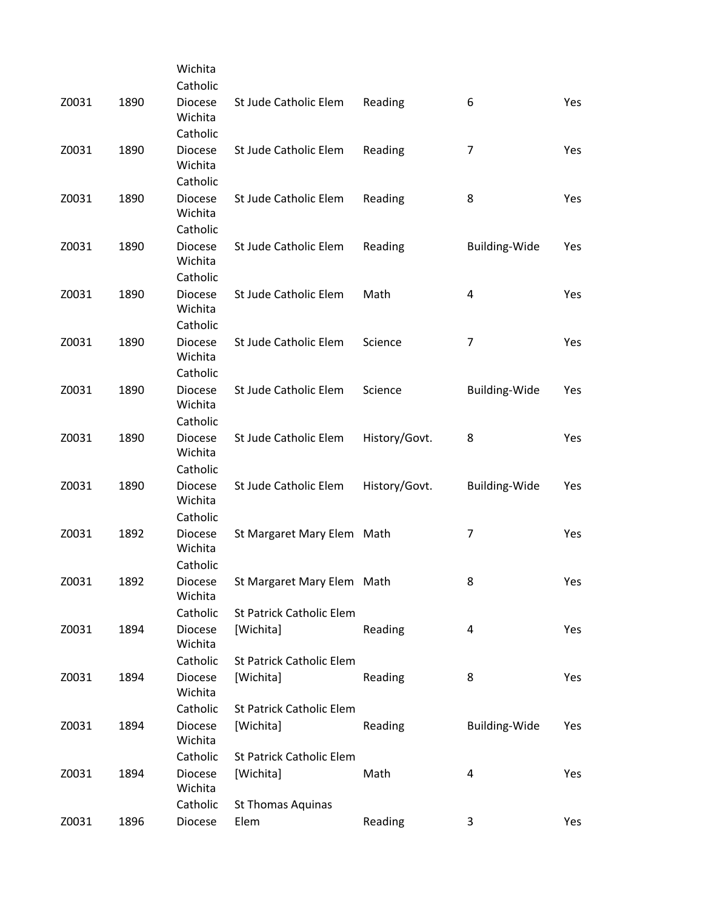| | | | | | | |
|---|---|---|---|---|---|---|
| Z0031 | 1890 | Wichita Catholic Diocese | St Jude Catholic Elem | Reading | 6 | Yes |
| Z0031 | 1890 | Wichita Catholic Diocese | St Jude Catholic Elem | Reading | 7 | Yes |
| Z0031 | 1890 | Wichita Catholic Diocese | St Jude Catholic Elem | Reading | 8 | Yes |
| Z0031 | 1890 | Wichita Catholic Diocese | St Jude Catholic Elem | Reading | Building-Wide | Yes |
| Z0031 | 1890 | Wichita Catholic Diocese | St Jude Catholic Elem | Math | 4 | Yes |
| Z0031 | 1890 | Wichita Catholic Diocese | St Jude Catholic Elem | Science | 7 | Yes |
| Z0031 | 1890 | Wichita Catholic Diocese | St Jude Catholic Elem | Science | Building-Wide | Yes |
| Z0031 | 1890 | Wichita Catholic Diocese | St Jude Catholic Elem | History/Govt. | 8 | Yes |
| Z0031 | 1890 | Wichita Catholic Diocese | St Jude Catholic Elem | History/Govt. | Building-Wide | Yes |
| Z0031 | 1892 | Wichita Catholic Diocese | St Margaret Mary Elem | Math | 7 | Yes |
| Z0031 | 1892 | Wichita Catholic Diocese | St Margaret Mary Elem | Math | 8 | Yes |
| Z0031 | 1894 | Wichita Catholic Diocese | St Patrick Catholic Elem [Wichita] | Reading | 4 | Yes |
| Z0031 | 1894 | Wichita Catholic Diocese | St Patrick Catholic Elem [Wichita] | Reading | 8 | Yes |
| Z0031 | 1894 | Wichita Catholic Diocese | St Patrick Catholic Elem [Wichita] | Reading | Building-Wide | Yes |
| Z0031 | 1894 | Wichita Catholic Diocese | St Patrick Catholic Elem [Wichita] | Math | 4 | Yes |
| Z0031 | 1896 | Wichita Catholic Diocese | St Thomas Aquinas Elem | Reading | 3 | Yes |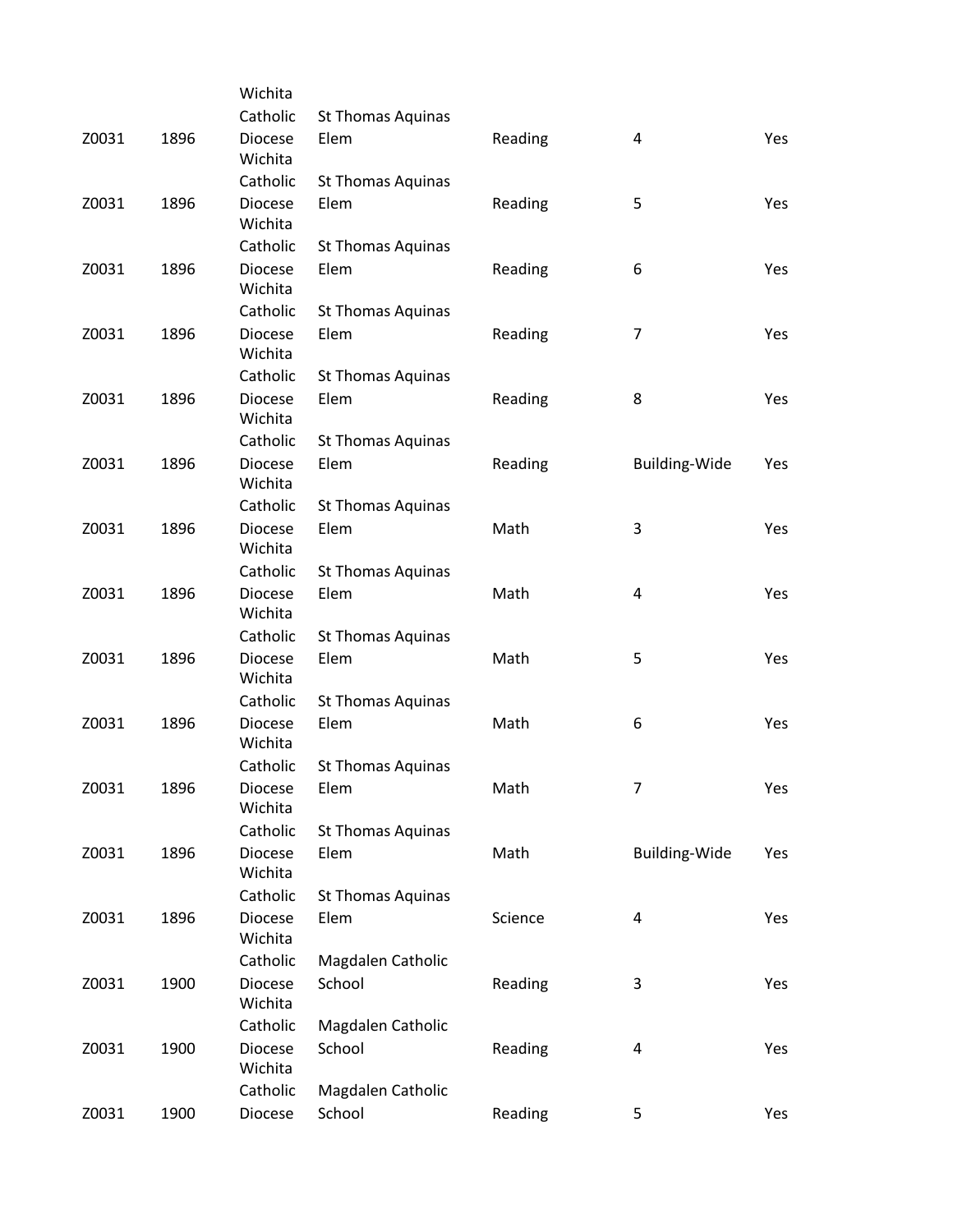| Z0031 | 1896 | Wichita Catholic Diocese | St Thomas Aquinas Elem | Reading | 4 | Yes |
|---|---|---|---|---|---|---|
| Z0031 | 1896 | Wichita Catholic Diocese | St Thomas Aquinas Elem | Reading | 5 | Yes |
| Z0031 | 1896 | Wichita Catholic Diocese | St Thomas Aquinas Elem | Reading | 6 | Yes |
| Z0031 | 1896 | Wichita Catholic Diocese | St Thomas Aquinas Elem | Reading | 7 | Yes |
| Z0031 | 1896 | Wichita Catholic Diocese | St Thomas Aquinas Elem | Reading | 8 | Yes |
| Z0031 | 1896 | Wichita Catholic Diocese | St Thomas Aquinas Elem | Reading | Building-Wide | Yes |
| Z0031 | 1896 | Wichita Catholic Diocese | St Thomas Aquinas Elem | Math | 3 | Yes |
| Z0031 | 1896 | Wichita Catholic Diocese | St Thomas Aquinas Elem | Math | 4 | Yes |
| Z0031 | 1896 | Wichita Catholic Diocese | St Thomas Aquinas Elem | Math | 5 | Yes |
| Z0031 | 1896 | Wichita Catholic Diocese | St Thomas Aquinas Elem | Math | 6 | Yes |
| Z0031 | 1896 | Wichita Catholic Diocese | St Thomas Aquinas Elem | Math | 7 | Yes |
| Z0031 | 1896 | Wichita Catholic Diocese | St Thomas Aquinas Elem | Math | Building-Wide | Yes |
| Z0031 | 1896 | Wichita Catholic Diocese | St Thomas Aquinas Elem | Science | 4 | Yes |
| Z0031 | 1900 | Wichita Catholic Diocese | Magdalen Catholic School | Reading | 3 | Yes |
| Z0031 | 1900 | Wichita Catholic Diocese | Magdalen Catholic School | Reading | 4 | Yes |
| Z0031 | 1900 | Catholic Diocese | Magdalen Catholic School | Reading | 5 | Yes |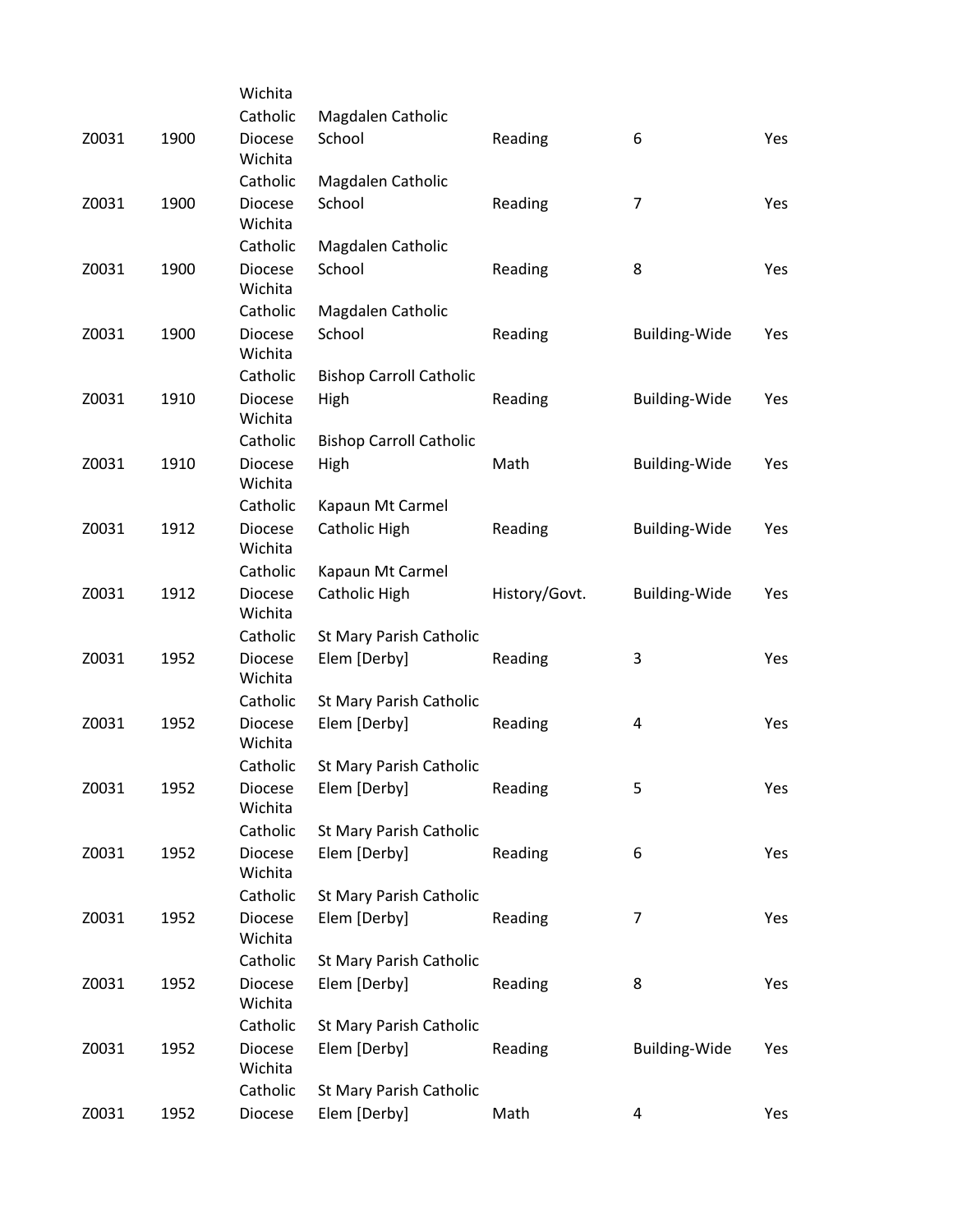| | | | | | | |
|---|---|---|---|---|---|---|
| Z0031 | 1900 | Wichita Catholic Diocese | Magdalen Catholic School | Reading | 6 | Yes |
| Z0031 | 1900 | Wichita Catholic Diocese | Magdalen Catholic School | Reading | 7 | Yes |
| Z0031 | 1900 | Wichita Catholic Diocese | Magdalen Catholic School | Reading | 8 | Yes |
| Z0031 | 1900 | Wichita Catholic Diocese | Magdalen Catholic School | Reading | Building-Wide | Yes |
| Z0031 | 1910 | Wichita Catholic Diocese | Bishop Carroll Catholic High | Reading | Building-Wide | Yes |
| Z0031 | 1910 | Wichita Catholic Diocese | Bishop Carroll Catholic High | Math | Building-Wide | Yes |
| Z0031 | 1912 | Wichita Catholic Diocese | Kapaun Mt Carmel Catholic High | Reading | Building-Wide | Yes |
| Z0031 | 1912 | Wichita Catholic Diocese | Kapaun Mt Carmel Catholic High | History/Govt. | Building-Wide | Yes |
| Z0031 | 1952 | Wichita Catholic Diocese | St Mary Parish Catholic Elem [Derby] | Reading | 3 | Yes |
| Z0031 | 1952 | Wichita Catholic Diocese | St Mary Parish Catholic Elem [Derby] | Reading | 4 | Yes |
| Z0031 | 1952 | Wichita Catholic Diocese | St Mary Parish Catholic Elem [Derby] | Reading | 5 | Yes |
| Z0031 | 1952 | Wichita Catholic Diocese | St Mary Parish Catholic Elem [Derby] | Reading | 6 | Yes |
| Z0031 | 1952 | Wichita Catholic Diocese | St Mary Parish Catholic Elem [Derby] | Reading | 7 | Yes |
| Z0031 | 1952 | Wichita Catholic Diocese | St Mary Parish Catholic Elem [Derby] | Reading | 8 | Yes |
| Z0031 | 1952 | Wichita Catholic Diocese | St Mary Parish Catholic Elem [Derby] | Reading | Building-Wide | Yes |
| Z0031 | 1952 | Catholic Diocese | St Mary Parish Catholic Elem [Derby] | Math | 4 | Yes |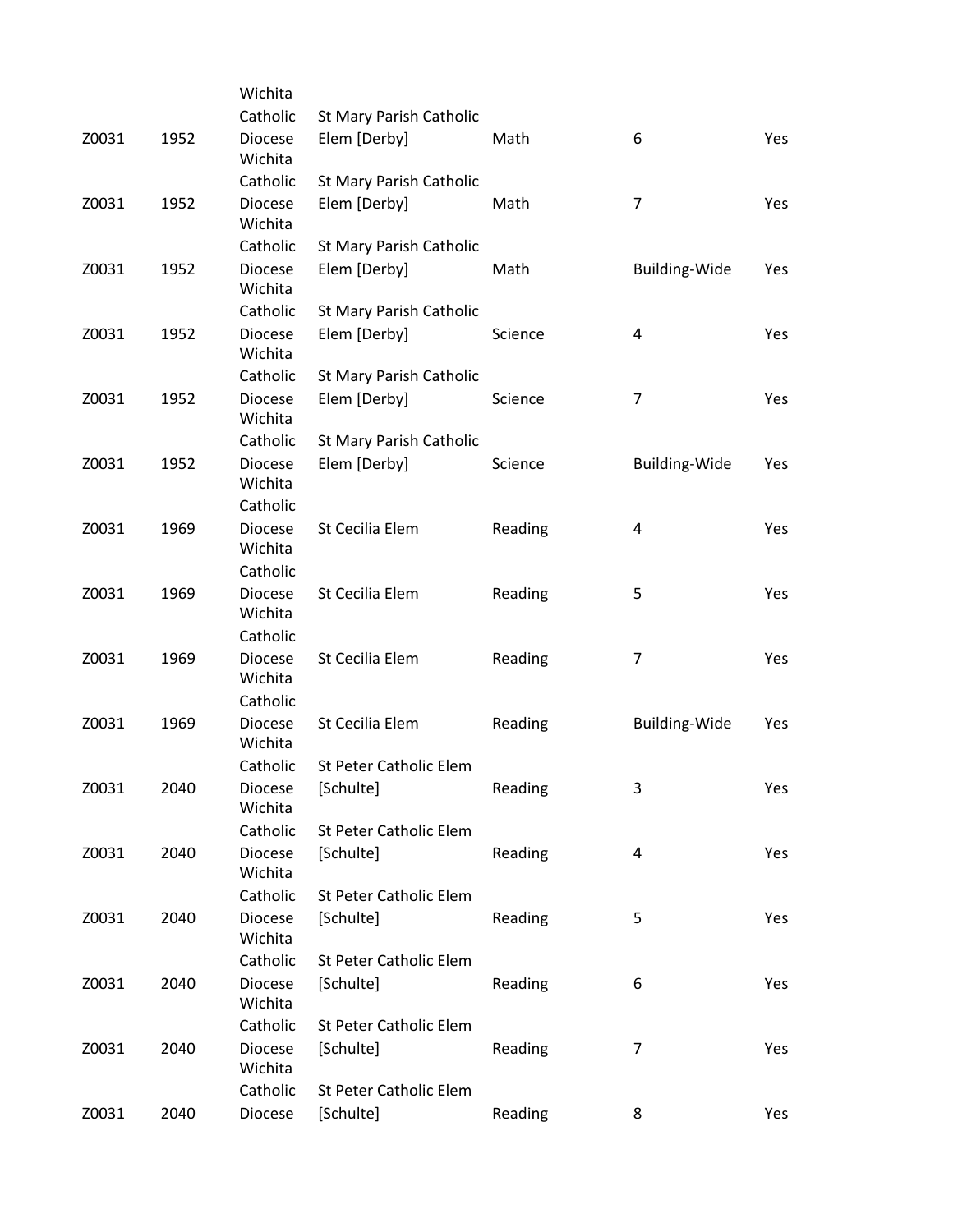| | | | | | | |
|---|---|---|---|---|---|---|
| Z0031 | 1952 | Wichita Catholic Diocese | St Mary Parish Catholic Elem [Derby] | Math | 6 | Yes |
| Z0031 | 1952 | Wichita Catholic Diocese | St Mary Parish Catholic Elem [Derby] | Math | 7 | Yes |
| Z0031 | 1952 | Wichita Catholic Diocese | St Mary Parish Catholic Elem [Derby] | Math | Building-Wide | Yes |
| Z0031 | 1952 | Wichita Catholic Diocese | St Mary Parish Catholic Elem [Derby] | Science | 4 | Yes |
| Z0031 | 1952 | Wichita Catholic Diocese | St Mary Parish Catholic Elem [Derby] | Science | 7 | Yes |
| Z0031 | 1952 | Wichita Catholic Diocese | St Mary Parish Catholic Elem [Derby] | Science | Building-Wide | Yes |
| Z0031 | 1969 | Wichita Catholic Diocese | St Cecilia Elem | Reading | 4 | Yes |
| Z0031 | 1969 | Wichita Catholic Diocese | St Cecilia Elem | Reading | 5 | Yes |
| Z0031 | 1969 | Wichita Catholic Diocese | St Cecilia Elem | Reading | 7 | Yes |
| Z0031 | 1969 | Wichita Catholic Diocese | St Cecilia Elem | Reading | Building-Wide | Yes |
| Z0031 | 2040 | Wichita Catholic Diocese | St Peter Catholic Elem [Schulte] | Reading | 3 | Yes |
| Z0031 | 2040 | Wichita Catholic Diocese | St Peter Catholic Elem [Schulte] | Reading | 4 | Yes |
| Z0031 | 2040 | Wichita Catholic Diocese | St Peter Catholic Elem [Schulte] | Reading | 5 | Yes |
| Z0031 | 2040 | Wichita Catholic Diocese | St Peter Catholic Elem [Schulte] | Reading | 6 | Yes |
| Z0031 | 2040 | Wichita Catholic Diocese | St Peter Catholic Elem [Schulte] | Reading | 7 | Yes |
| Z0031 | 2040 | Catholic Diocese | St Peter Catholic Elem [Schulte] | Reading | 8 | Yes |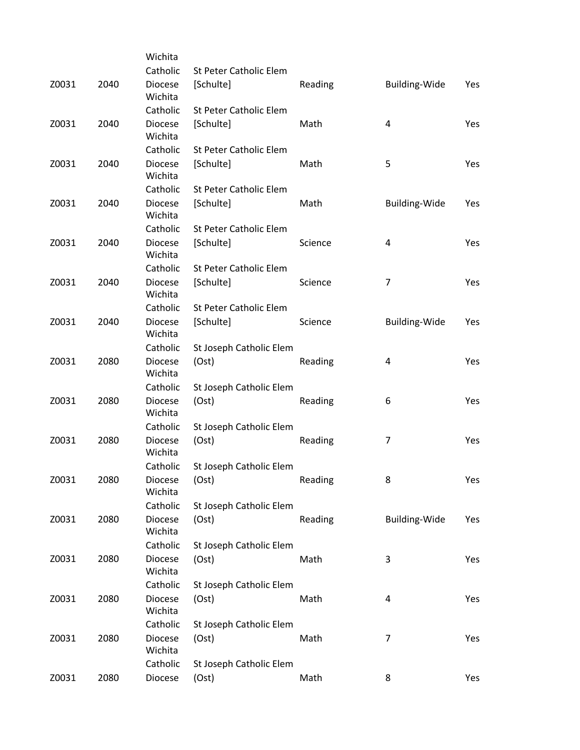| | | | | | | |
|---|---|---|---|---|---|---|
| Z0031 | 2040 | Wichita Catholic Diocese | St Peter Catholic Elem [Schulte] | Reading | Building-Wide | Yes |
| Z0031 | 2040 | Wichita Catholic Diocese | St Peter Catholic Elem [Schulte] | Math | 4 | Yes |
| Z0031 | 2040 | Wichita Catholic Diocese | St Peter Catholic Elem [Schulte] | Math | 5 | Yes |
| Z0031 | 2040 | Wichita Catholic Diocese | St Peter Catholic Elem [Schulte] | Math | Building-Wide | Yes |
| Z0031 | 2040 | Wichita Catholic Diocese | St Peter Catholic Elem [Schulte] | Science | 4 | Yes |
| Z0031 | 2040 | Wichita Catholic Diocese | St Peter Catholic Elem [Schulte] | Science | 7 | Yes |
| Z0031 | 2040 | Wichita Catholic Diocese | St Peter Catholic Elem [Schulte] | Science | Building-Wide | Yes |
| Z0031 | 2080 | Wichita Catholic Diocese | St Joseph Catholic Elem (Ost) | Reading | 4 | Yes |
| Z0031 | 2080 | Wichita Catholic Diocese | St Joseph Catholic Elem (Ost) | Reading | 6 | Yes |
| Z0031 | 2080 | Wichita Catholic Diocese | St Joseph Catholic Elem (Ost) | Reading | 7 | Yes |
| Z0031 | 2080 | Wichita Catholic Diocese | St Joseph Catholic Elem (Ost) | Reading | 8 | Yes |
| Z0031 | 2080 | Wichita Catholic Diocese | St Joseph Catholic Elem (Ost) | Reading | Building-Wide | Yes |
| Z0031 | 2080 | Wichita Catholic Diocese | St Joseph Catholic Elem (Ost) | Math | 3 | Yes |
| Z0031 | 2080 | Wichita Catholic Diocese | St Joseph Catholic Elem (Ost) | Math | 4 | Yes |
| Z0031 | 2080 | Wichita Catholic Diocese | St Joseph Catholic Elem (Ost) | Math | 7 | Yes |
| Z0031 | 2080 | Catholic Diocese | St Joseph Catholic Elem (Ost) | Math | 8 | Yes |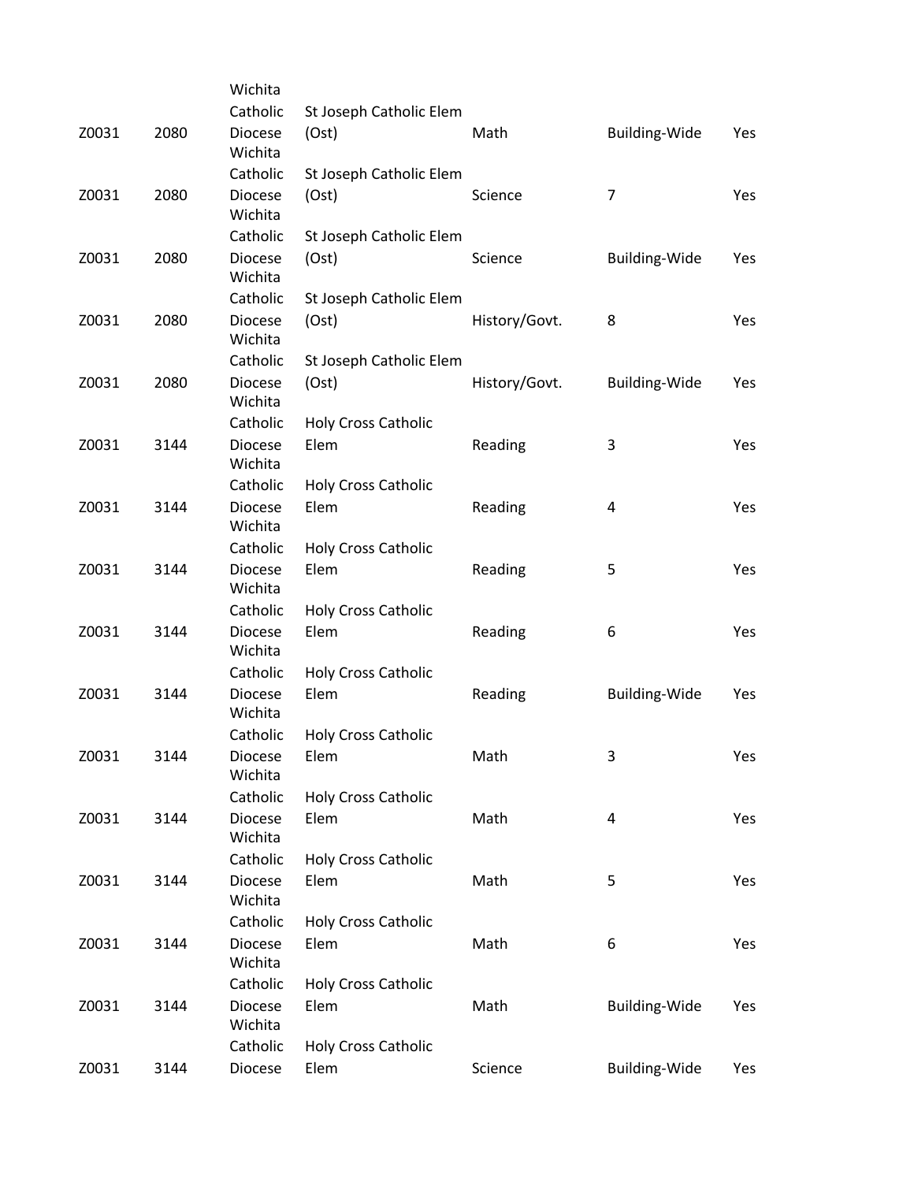| | | | | | | |
|---|---|---|---|---|---|---|
| Z0031 | 2080 | Wichita Catholic Diocese | St Joseph Catholic Elem (Ost) | Math | Building-Wide | Yes |
| Z0031 | 2080 | Wichita Catholic Diocese | St Joseph Catholic Elem (Ost) | Science | 7 | Yes |
| Z0031 | 2080 | Wichita Catholic Diocese | St Joseph Catholic Elem (Ost) | Science | Building-Wide | Yes |
| Z0031 | 2080 | Wichita Catholic Diocese | St Joseph Catholic Elem (Ost) | History/Govt. | 8 | Yes |
| Z0031 | 2080 | Wichita Catholic Diocese | St Joseph Catholic Elem (Ost) | History/Govt. | Building-Wide | Yes |
| Z0031 | 3144 | Wichita Catholic Diocese | Holy Cross Catholic Elem | Reading | 3 | Yes |
| Z0031 | 3144 | Wichita Catholic Diocese | Holy Cross Catholic Elem | Reading | 4 | Yes |
| Z0031 | 3144 | Wichita Catholic Diocese | Holy Cross Catholic Elem | Reading | 5 | Yes |
| Z0031 | 3144 | Wichita Catholic Diocese | Holy Cross Catholic Elem | Reading | 6 | Yes |
| Z0031 | 3144 | Wichita Catholic Diocese | Holy Cross Catholic Elem | Reading | Building-Wide | Yes |
| Z0031 | 3144 | Wichita Catholic Diocese | Holy Cross Catholic Elem | Math | 3 | Yes |
| Z0031 | 3144 | Wichita Catholic Diocese | Holy Cross Catholic Elem | Math | 4 | Yes |
| Z0031 | 3144 | Wichita Catholic Diocese | Holy Cross Catholic Elem | Math | 5 | Yes |
| Z0031 | 3144 | Wichita Catholic Diocese | Holy Cross Catholic Elem | Math | 6 | Yes |
| Z0031 | 3144 | Wichita Catholic Diocese | Holy Cross Catholic Elem | Math | Building-Wide | Yes |
| Z0031 | 3144 | Catholic Diocese | Holy Cross Catholic Elem | Science | Building-Wide | Yes |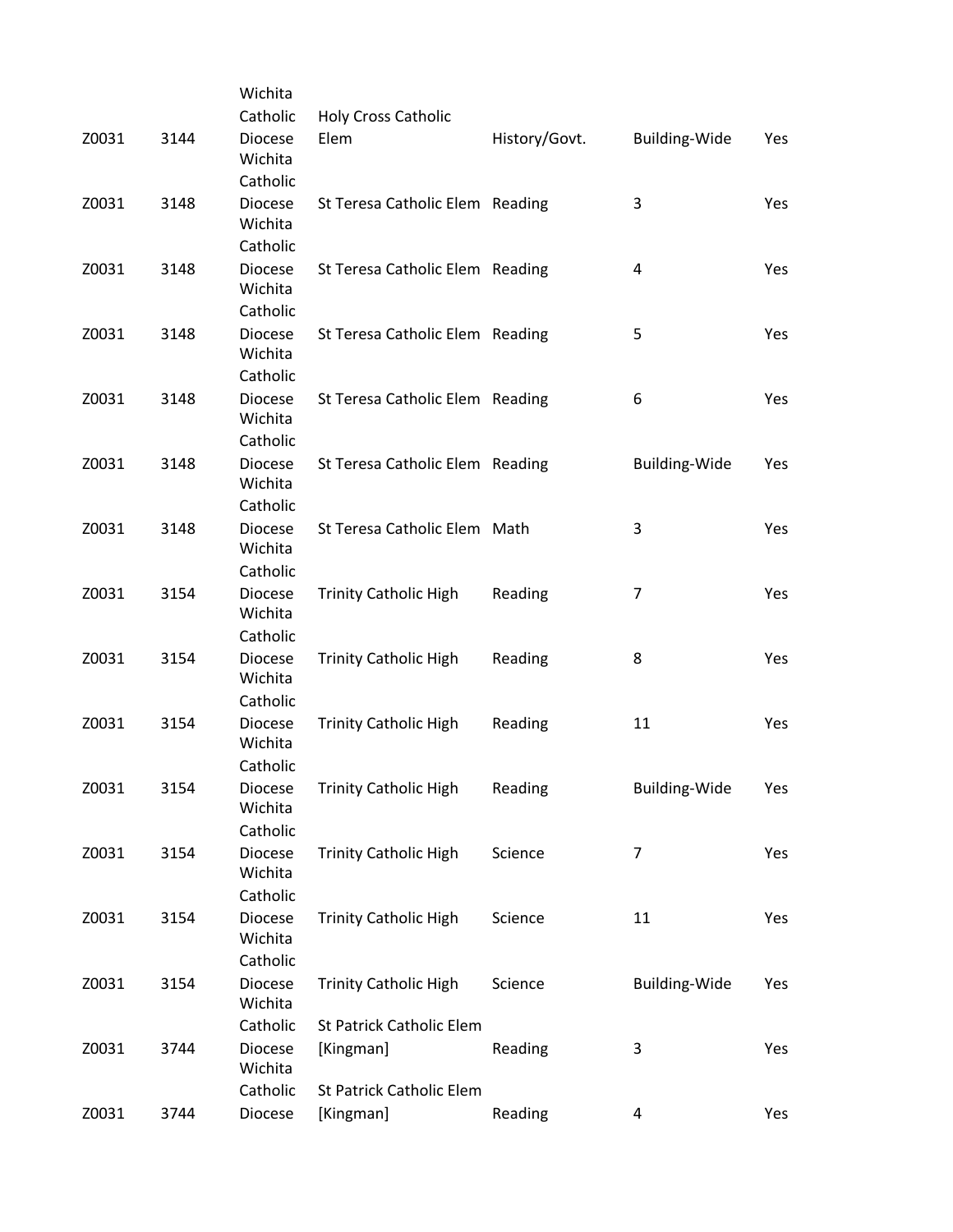| | | | | | | |
|---|---|---|---|---|---|---|
| Z0031 | 3144 | Wichita Catholic Diocese | Holy Cross Catholic Elem | History/Govt. | Building-Wide | Yes |
| Z0031 | 3148 | Wichita Catholic Diocese | St Teresa Catholic Elem | Reading | 3 | Yes |
| Z0031 | 3148 | Wichita Catholic Diocese | St Teresa Catholic Elem | Reading | 4 | Yes |
| Z0031 | 3148 | Wichita Catholic Diocese | St Teresa Catholic Elem | Reading | 5 | Yes |
| Z0031 | 3148 | Wichita Catholic Diocese | St Teresa Catholic Elem | Reading | 6 | Yes |
| Z0031 | 3148 | Wichita Catholic Diocese | St Teresa Catholic Elem | Reading | Building-Wide | Yes |
| Z0031 | 3148 | Wichita Catholic Diocese | St Teresa Catholic Elem | Math | 3 | Yes |
| Z0031 | 3154 | Wichita Catholic Diocese | Trinity Catholic High | Reading | 7 | Yes |
| Z0031 | 3154 | Wichita Catholic Diocese | Trinity Catholic High | Reading | 8 | Yes |
| Z0031 | 3154 | Wichita Catholic Diocese | Trinity Catholic High | Reading | 11 | Yes |
| Z0031 | 3154 | Wichita Catholic Diocese | Trinity Catholic High | Reading | Building-Wide | Yes |
| Z0031 | 3154 | Wichita Catholic Diocese | Trinity Catholic High | Science | 7 | Yes |
| Z0031 | 3154 | Wichita Catholic Diocese | Trinity Catholic High | Science | 11 | Yes |
| Z0031 | 3154 | Wichita Catholic Diocese | Trinity Catholic High | Science | Building-Wide | Yes |
| Z0031 | 3744 | Wichita Catholic Diocese | St Patrick Catholic Elem [Kingman] | Reading | 3 | Yes |
| Z0031 | 3744 | Wichita Catholic Diocese | St Patrick Catholic Elem [Kingman] | Reading | 4 | Yes |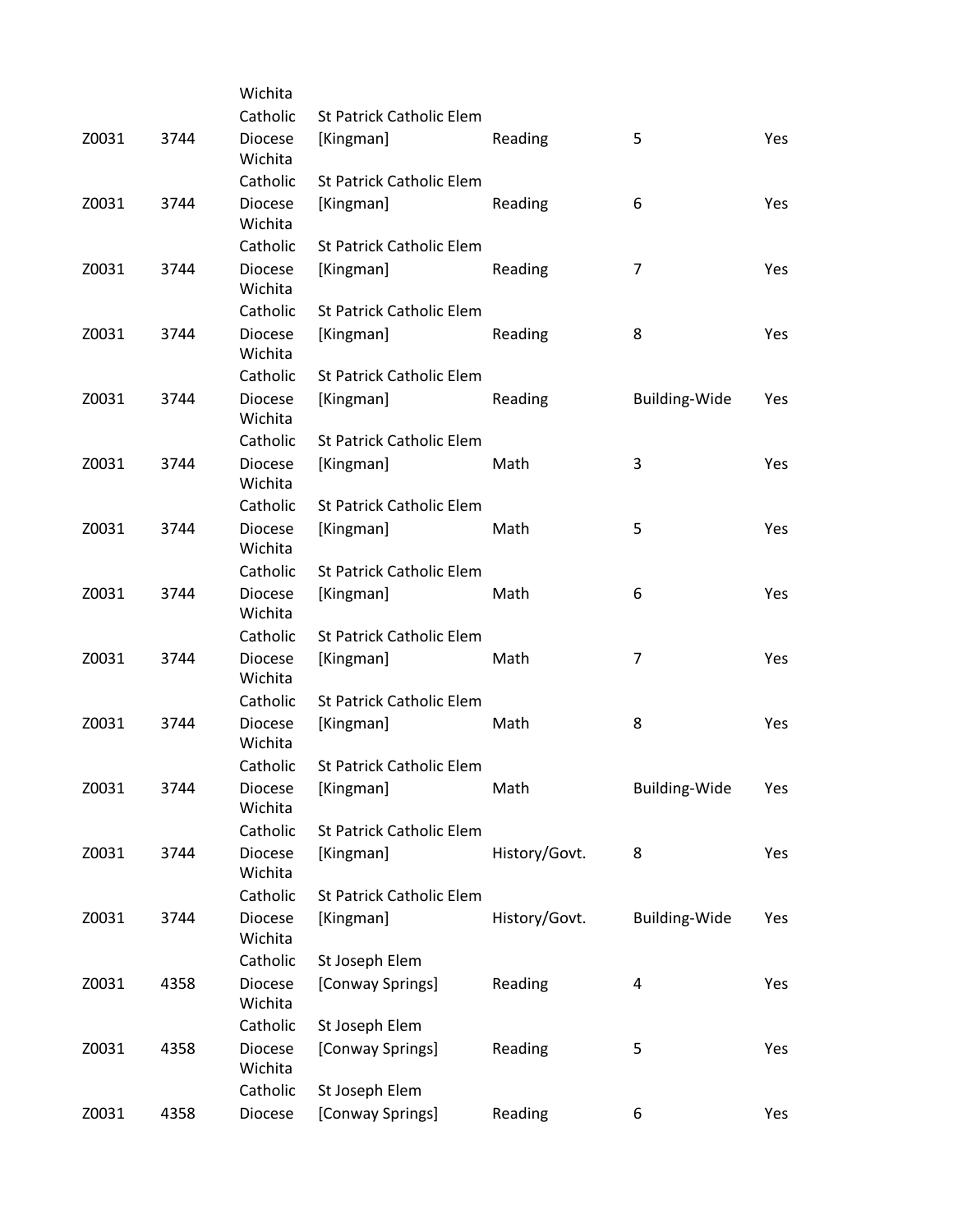| | | | | | |
|---|---|---|---|---|---|
| | | Wichita | | | |
| Z0031 | 3744 | Catholic Diocese Wichita | St Patrick Catholic Elem [Kingman] | Reading | 5 | Yes |
| Z0031 | 3744 | Catholic Diocese Wichita | St Patrick Catholic Elem [Kingman] | Reading | 6 | Yes |
| Z0031 | 3744 | Catholic Diocese Wichita | St Patrick Catholic Elem [Kingman] | Reading | 7 | Yes |
| Z0031 | 3744 | Catholic Diocese Wichita | St Patrick Catholic Elem [Kingman] | Reading | 8 | Yes |
| Z0031 | 3744 | Catholic Diocese Wichita | St Patrick Catholic Elem [Kingman] | Reading | Building-Wide | Yes |
| Z0031 | 3744 | Catholic Diocese Wichita | St Patrick Catholic Elem [Kingman] | Math | 3 | Yes |
| Z0031 | 3744 | Catholic Diocese Wichita | St Patrick Catholic Elem [Kingman] | Math | 5 | Yes |
| Z0031 | 3744 | Catholic Diocese Wichita | St Patrick Catholic Elem [Kingman] | Math | 6 | Yes |
| Z0031 | 3744 | Catholic Diocese Wichita | St Patrick Catholic Elem [Kingman] | Math | 7 | Yes |
| Z0031 | 3744 | Catholic Diocese Wichita | St Patrick Catholic Elem [Kingman] | Math | 8 | Yes |
| Z0031 | 3744 | Catholic Diocese Wichita | St Patrick Catholic Elem [Kingman] | Math | Building-Wide | Yes |
| Z0031 | 3744 | Catholic Diocese Wichita | St Patrick Catholic Elem [Kingman] | History/Govt. | 8 | Yes |
| Z0031 | 3744 | Catholic Diocese Wichita | St Patrick Catholic Elem [Kingman] | History/Govt. | Building-Wide | Yes |
| Z0031 | 4358 | Catholic Diocese Wichita | St Joseph Elem [Conway Springs] | Reading | 4 | Yes |
| Z0031 | 4358 | Catholic Diocese Wichita | St Joseph Elem [Conway Springs] | Reading | 5 | Yes |
| Z0031 | 4358 | Catholic Diocese | St Joseph Elem [Conway Springs] | Reading | 6 | Yes |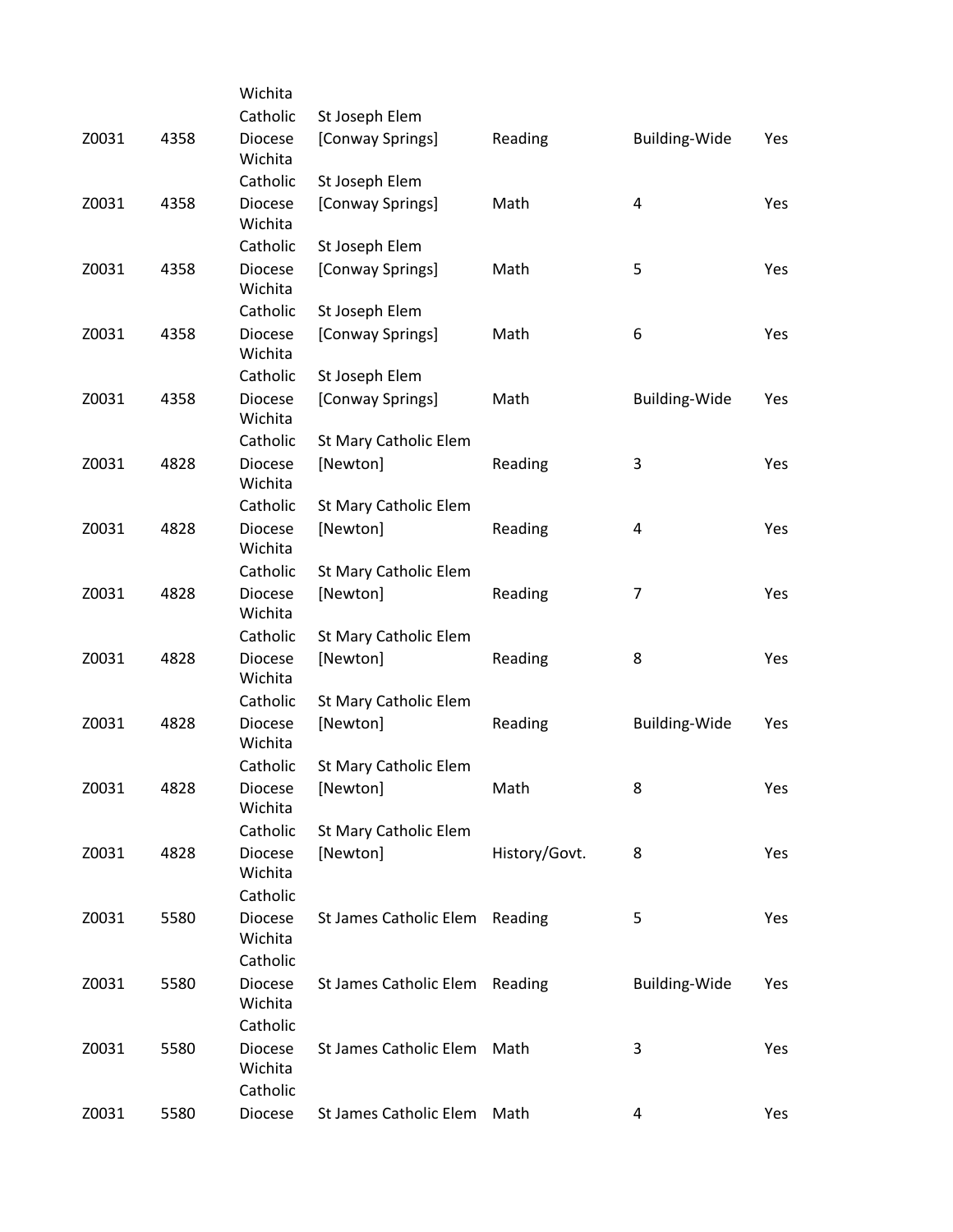| | | | | | | |
|---|---|---|---|---|---|---|
| Z0031 | 4358 | Wichita Catholic Diocese | St Joseph Elem [Conway Springs] | Reading | Building-Wide | Yes |
| Z0031 | 4358 | Wichita Catholic Diocese | St Joseph Elem [Conway Springs] | Math | 4 | Yes |
| Z0031 | 4358 | Wichita Catholic Diocese | St Joseph Elem [Conway Springs] | Math | 5 | Yes |
| Z0031 | 4358 | Wichita Catholic Diocese | St Joseph Elem [Conway Springs] | Math | 6 | Yes |
| Z0031 | 4358 | Wichita Catholic Diocese | St Joseph Elem [Conway Springs] | Math | Building-Wide | Yes |
| Z0031 | 4828 | Wichita Catholic Diocese | St Mary Catholic Elem [Newton] | Reading | 3 | Yes |
| Z0031 | 4828 | Wichita Catholic Diocese | St Mary Catholic Elem [Newton] | Reading | 4 | Yes |
| Z0031 | 4828 | Wichita Catholic Diocese | St Mary Catholic Elem [Newton] | Reading | 7 | Yes |
| Z0031 | 4828 | Wichita Catholic Diocese | St Mary Catholic Elem [Newton] | Reading | 8 | Yes |
| Z0031 | 4828 | Wichita Catholic Diocese | St Mary Catholic Elem [Newton] | Reading | Building-Wide | Yes |
| Z0031 | 4828 | Wichita Catholic Diocese | St Mary Catholic Elem [Newton] | Math | 8 | Yes |
| Z0031 | 4828 | Wichita Catholic Diocese | St Mary Catholic Elem [Newton] | History/Govt. | 8 | Yes |
| Z0031 | 5580 | Wichita Catholic Diocese | St James Catholic Elem | Reading | 5 | Yes |
| Z0031 | 5580 | Wichita Catholic Diocese | St James Catholic Elem | Reading | Building-Wide | Yes |
| Z0031 | 5580 | Wichita Catholic Diocese | St James Catholic Elem | Math | 3 | Yes |
| Z0031 | 5580 | Wichita Catholic Diocese | St James Catholic Elem | Math | 4 | Yes |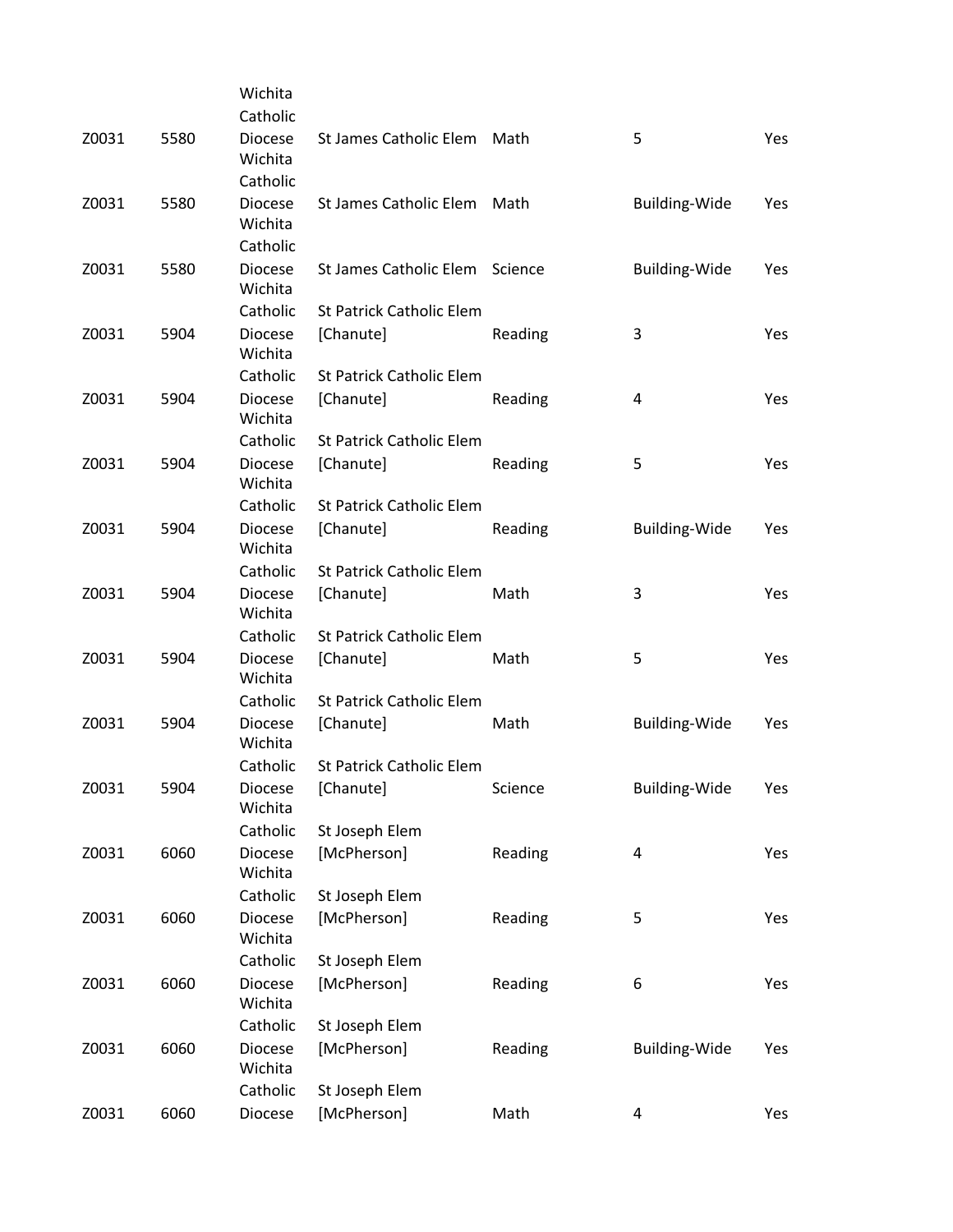| | | | | | | |
|---|---|---|---|---|---|---|
| Z0031 | 5580 | Wichita Catholic Diocese | St James Catholic Elem | Math | 5 | Yes |
| Z0031 | 5580 | Wichita Catholic Diocese | St James Catholic Elem | Math | Building-Wide | Yes |
| Z0031 | 5580 | Wichita Catholic Diocese | St James Catholic Elem | Science | Building-Wide | Yes |
| Z0031 | 5904 | Wichita Catholic Diocese | St Patrick Catholic Elem [Chanute] | Reading | 3 | Yes |
| Z0031 | 5904 | Wichita Catholic Diocese | St Patrick Catholic Elem [Chanute] | Reading | 4 | Yes |
| Z0031 | 5904 | Wichita Catholic Diocese | St Patrick Catholic Elem [Chanute] | Reading | 5 | Yes |
| Z0031 | 5904 | Wichita Catholic Diocese | St Patrick Catholic Elem [Chanute] | Reading | Building-Wide | Yes |
| Z0031 | 5904 | Wichita Catholic Diocese | St Patrick Catholic Elem [Chanute] | Math | 3 | Yes |
| Z0031 | 5904 | Wichita Catholic Diocese | St Patrick Catholic Elem [Chanute] | Math | 5 | Yes |
| Z0031 | 5904 | Wichita Catholic Diocese | St Patrick Catholic Elem [Chanute] | Math | Building-Wide | Yes |
| Z0031 | 5904 | Wichita Catholic Diocese | St Patrick Catholic Elem [Chanute] | Science | Building-Wide | Yes |
| Z0031 | 6060 | Wichita Catholic Diocese | St Joseph Elem [McPherson] | Reading | 4 | Yes |
| Z0031 | 6060 | Wichita Catholic Diocese | St Joseph Elem [McPherson] | Reading | 5 | Yes |
| Z0031 | 6060 | Wichita Catholic Diocese | St Joseph Elem [McPherson] | Reading | 6 | Yes |
| Z0031 | 6060 | Wichita Catholic Diocese | St Joseph Elem [McPherson] | Reading | Building-Wide | Yes |
| Z0031 | 6060 | Catholic Diocese | St Joseph Elem [McPherson] | Math | 4 | Yes |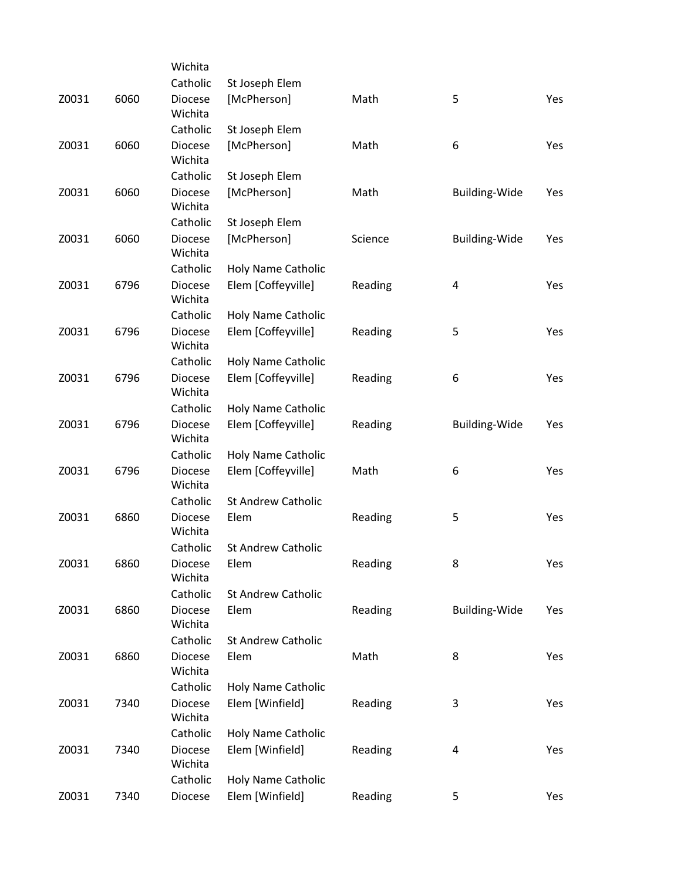| | | | | | | |
|---|---|---|---|---|---|---|
| Z0031 | 6060 | Wichita Catholic Diocese | St Joseph Elem [McPherson] | Math | 5 | Yes |
| Z0031 | 6060 | Wichita Catholic Diocese | St Joseph Elem [McPherson] | Math | 6 | Yes |
| Z0031 | 6060 | Wichita Catholic Diocese | St Joseph Elem [McPherson] | Math | Building-Wide | Yes |
| Z0031 | 6060 | Wichita Catholic Diocese | St Joseph Elem [McPherson] | Science | Building-Wide | Yes |
| Z0031 | 6796 | Wichita Catholic Diocese | Holy Name Catholic Elem [Coffeyville] | Reading | 4 | Yes |
| Z0031 | 6796 | Wichita Catholic Diocese | Holy Name Catholic Elem [Coffeyville] | Reading | 5 | Yes |
| Z0031 | 6796 | Wichita Catholic Diocese | Holy Name Catholic Elem [Coffeyville] | Reading | 6 | Yes |
| Z0031 | 6796 | Wichita Catholic Diocese | Holy Name Catholic Elem [Coffeyville] | Reading | Building-Wide | Yes |
| Z0031 | 6796 | Wichita Catholic Diocese | Holy Name Catholic Elem [Coffeyville] | Math | 6 | Yes |
| Z0031 | 6860 | Wichita Catholic Diocese | St Andrew Catholic Elem | Reading | 5 | Yes |
| Z0031 | 6860 | Wichita Catholic Diocese | St Andrew Catholic Elem | Reading | 8 | Yes |
| Z0031 | 6860 | Wichita Catholic Diocese | St Andrew Catholic Elem | Reading | Building-Wide | Yes |
| Z0031 | 6860 | Wichita Catholic Diocese | St Andrew Catholic Elem | Math | 8 | Yes |
| Z0031 | 7340 | Wichita Catholic Diocese | Holy Name Catholic Elem [Winfield] | Reading | 3 | Yes |
| Z0031 | 7340 | Wichita Catholic Diocese | Holy Name Catholic Elem [Winfield] | Reading | 4 | Yes |
| Z0031 | 7340 | Catholic Diocese | Holy Name Catholic Elem [Winfield] | Reading | 5 | Yes |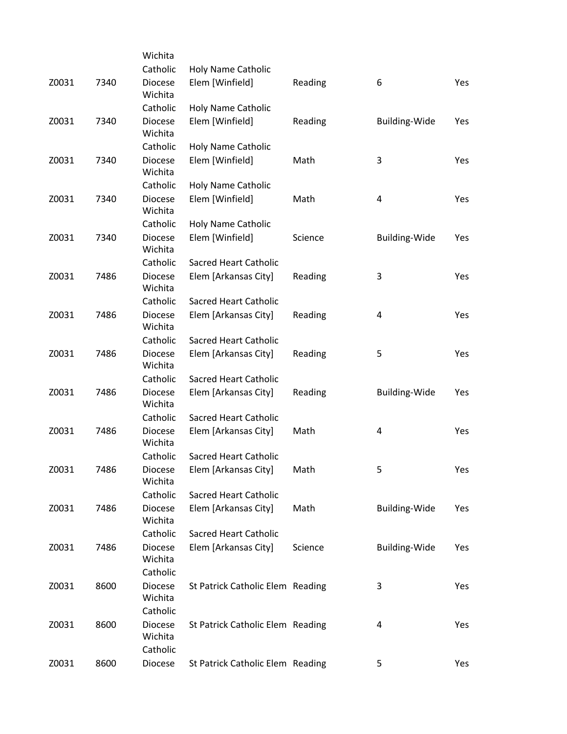| | | | | | | |
|---|---|---|---|---|---|---|
| Z0031 | 7340 | Wichita Catholic Diocese | Holy Name Catholic Elem [Winfield] | Reading | 6 | Yes |
| Z0031 | 7340 | Wichita Catholic Diocese | Holy Name Catholic Elem [Winfield] | Reading | Building-Wide | Yes |
| Z0031 | 7340 | Wichita Catholic Diocese | Holy Name Catholic Elem [Winfield] | Math | 3 | Yes |
| Z0031 | 7340 | Wichita Catholic Diocese | Holy Name Catholic Elem [Winfield] | Math | 4 | Yes |
| Z0031 | 7340 | Wichita Catholic Diocese | Holy Name Catholic Elem [Winfield] | Science | Building-Wide | Yes |
| Z0031 | 7486 | Wichita Catholic Diocese | Sacred Heart Catholic Elem [Arkansas City] | Reading | 3 | Yes |
| Z0031 | 7486 | Wichita Catholic Diocese | Sacred Heart Catholic Elem [Arkansas City] | Reading | 4 | Yes |
| Z0031 | 7486 | Wichita Catholic Diocese | Sacred Heart Catholic Elem [Arkansas City] | Reading | 5 | Yes |
| Z0031 | 7486 | Wichita Catholic Diocese | Sacred Heart Catholic Elem [Arkansas City] | Reading | Building-Wide | Yes |
| Z0031 | 7486 | Wichita Catholic Diocese | Sacred Heart Catholic Elem [Arkansas City] | Math | 4 | Yes |
| Z0031 | 7486 | Wichita Catholic Diocese | Sacred Heart Catholic Elem [Arkansas City] | Math | 5 | Yes |
| Z0031 | 7486 | Wichita Catholic Diocese | Sacred Heart Catholic Elem [Arkansas City] | Math | Building-Wide | Yes |
| Z0031 | 7486 | Wichita Catholic Diocese | Sacred Heart Catholic Elem [Arkansas City] | Science | Building-Wide | Yes |
| Z0031 | 8600 | Wichita Catholic Diocese | St Patrick Catholic Elem | Reading | 3 | Yes |
| Z0031 | 8600 | Wichita Catholic Diocese | St Patrick Catholic Elem | Reading | 4 | Yes |
| Z0031 | 8600 | Wichita Catholic Diocese | St Patrick Catholic Elem | Reading | 5 | Yes |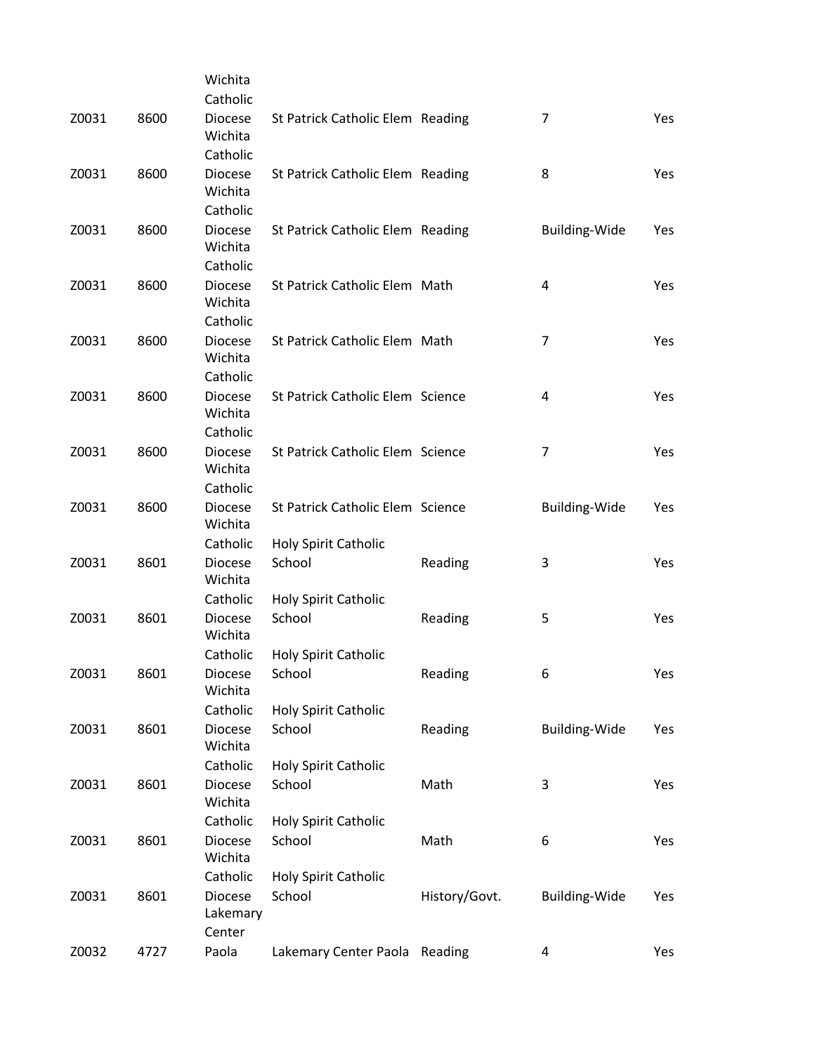| | | | | | | |
|---|---|---|---|---|---|---|
| Z0031 | 8600 | Wichita Catholic Diocese | St Patrick Catholic Elem | Reading | 7 | Yes |
| Z0031 | 8600 | Wichita Catholic Diocese | St Patrick Catholic Elem | Reading | 8 | Yes |
| Z0031 | 8600 | Wichita Catholic Diocese | St Patrick Catholic Elem | Reading | Building-Wide | Yes |
| Z0031 | 8600 | Wichita Catholic Diocese | St Patrick Catholic Elem | Math | 4 | Yes |
| Z0031 | 8600 | Wichita Catholic Diocese | St Patrick Catholic Elem | Math | 7 | Yes |
| Z0031 | 8600 | Wichita Catholic Diocese | St Patrick Catholic Elem | Science | 4 | Yes |
| Z0031 | 8600 | Wichita Catholic Diocese | St Patrick Catholic Elem | Science | 7 | Yes |
| Z0031 | 8600 | Wichita Catholic Diocese | St Patrick Catholic Elem | Science | Building-Wide | Yes |
| Z0031 | 8601 | Wichita Catholic Diocese | Holy Spirit Catholic School | Reading | 3 | Yes |
| Z0031 | 8601 | Wichita Catholic Diocese | Holy Spirit Catholic School | Reading | 5 | Yes |
| Z0031 | 8601 | Wichita Catholic Diocese | Holy Spirit Catholic School | Reading | 6 | Yes |
| Z0031 | 8601 | Wichita Catholic Diocese | Holy Spirit Catholic School | Reading | Building-Wide | Yes |
| Z0031 | 8601 | Wichita Catholic Diocese | Holy Spirit Catholic School | Math | 3 | Yes |
| Z0031 | 8601 | Wichita Catholic Diocese | Holy Spirit Catholic School | Math | 6 | Yes |
| Z0031 | 8601 | Wichita Catholic Diocese | Holy Spirit Catholic School | History/Govt. | Building-Wide | Yes |
| Z0032 | 4727 | Lakemary Center Paola | Lakemary Center Paola | Reading | 4 | Yes |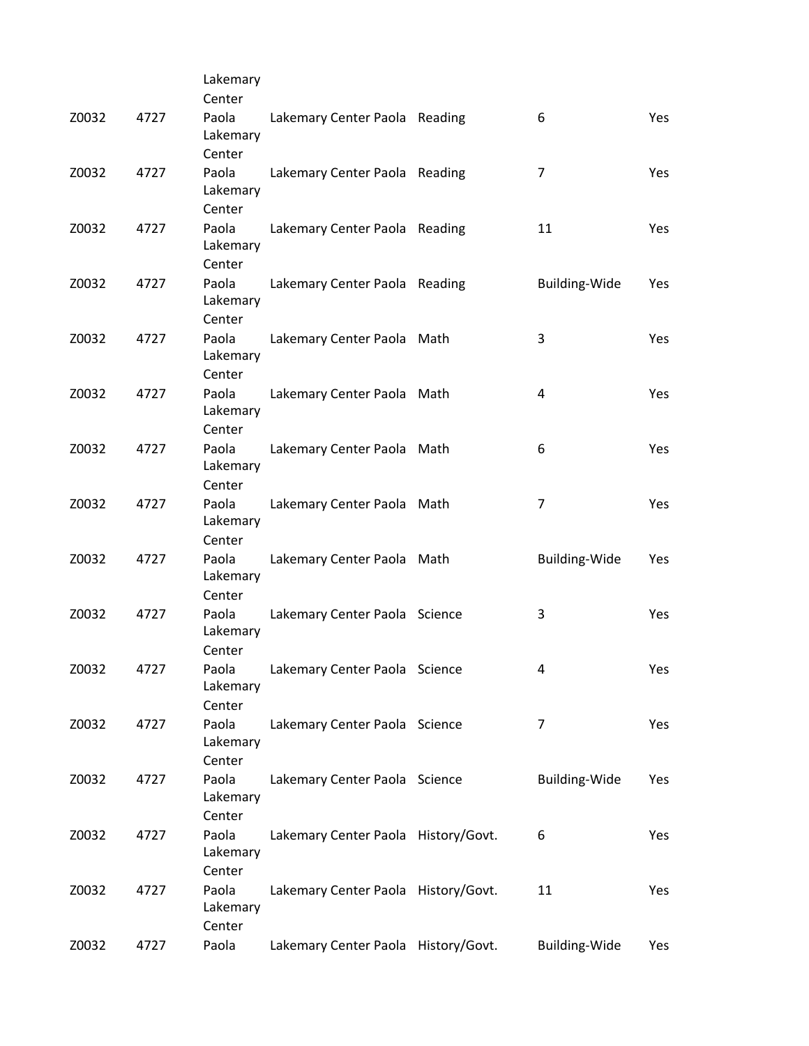| | | | | | | |
|---|---|---|---|---|---|---|
| Z0032 | 4727 | Lakemary Center Paola | Lakemary Center Paola | Reading | 6 | Yes |
| Z0032 | 4727 | Lakemary Center Paola | Lakemary Center Paola | Reading | 7 | Yes |
| Z0032 | 4727 | Lakemary Center Paola | Lakemary Center Paola | Reading | 11 | Yes |
| Z0032 | 4727 | Lakemary Center Paola | Lakemary Center Paola | Reading | Building-Wide | Yes |
| Z0032 | 4727 | Lakemary Center Paola | Lakemary Center Paola | Math | 3 | Yes |
| Z0032 | 4727 | Lakemary Center Paola | Lakemary Center Paola | Math | 4 | Yes |
| Z0032 | 4727 | Lakemary Center Paola | Lakemary Center Paola | Math | 6 | Yes |
| Z0032 | 4727 | Lakemary Center Paola | Lakemary Center Paola | Math | 7 | Yes |
| Z0032 | 4727 | Lakemary Center Paola | Lakemary Center Paola | Math | Building-Wide | Yes |
| Z0032 | 4727 | Lakemary Center Paola | Lakemary Center Paola | Science | 3 | Yes |
| Z0032 | 4727 | Lakemary Center Paola | Lakemary Center Paola | Science | 4 | Yes |
| Z0032 | 4727 | Lakemary Center Paola | Lakemary Center Paola | Science | 7 | Yes |
| Z0032 | 4727 | Lakemary Center Paola | Lakemary Center Paola | Science | Building-Wide | Yes |
| Z0032 | 4727 | Lakemary Center Paola | Lakemary Center Paola | History/Govt. | 6 | Yes |
| Z0032 | 4727 | Lakemary Center Paola | Lakemary Center Paola | History/Govt. | 11 | Yes |
| Z0032 | 4727 | Lakemary Center Paola | Lakemary Center Paola | History/Govt. | Building-Wide | Yes |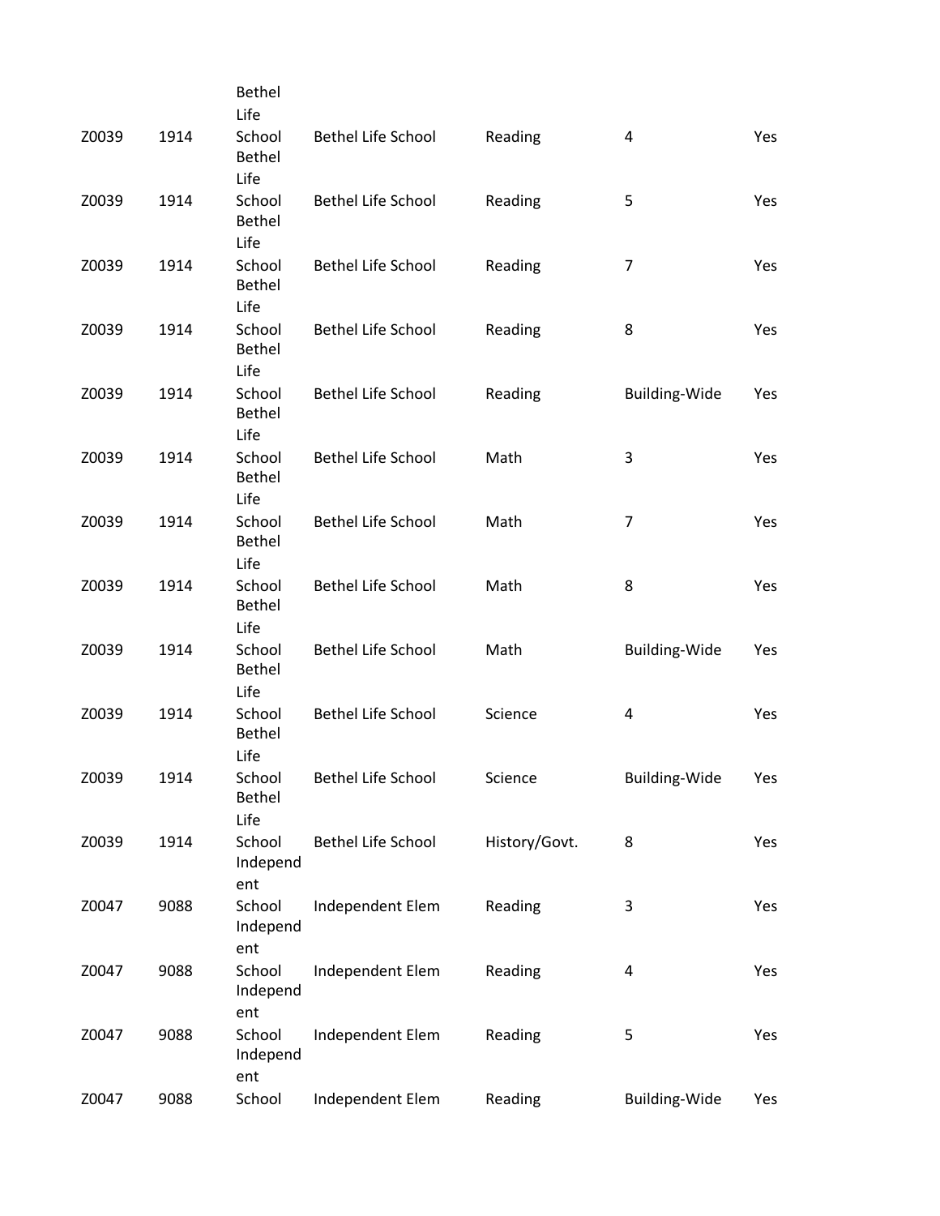| | | | | | | |
|---|---|---|---|---|---|---|
| Z0039 | 1914 | Bethel Life School | Bethel Life School | Reading | 4 | Yes |
| Z0039 | 1914 | Bethel Life School | Bethel Life School | Reading | 5 | Yes |
| Z0039 | 1914 | Bethel Life School | Bethel Life School | Reading | 7 | Yes |
| Z0039 | 1914 | Bethel Life School | Bethel Life School | Reading | 8 | Yes |
| Z0039 | 1914 | Bethel Life School | Bethel Life School | Reading | Building-Wide | Yes |
| Z0039 | 1914 | Bethel Life School | Bethel Life School | Math | 3 | Yes |
| Z0039 | 1914 | Bethel Life School | Bethel Life School | Math | 7 | Yes |
| Z0039 | 1914 | Bethel Life School | Bethel Life School | Math | 8 | Yes |
| Z0039 | 1914 | Bethel Life School | Bethel Life School | Math | Building-Wide | Yes |
| Z0039 | 1914 | Bethel Life School | Bethel Life School | Science | 4 | Yes |
| Z0039 | 1914 | Bethel Life School | Bethel Life School | Science | Building-Wide | Yes |
| Z0039 | 1914 | Bethel Life School | Bethel Life School | History/Govt. | 8 | Yes |
| Z0047 | 9088 | Independent School | Independent Elem | Reading | 3 | Yes |
| Z0047 | 9088 | Independent School | Independent Elem | Reading | 4 | Yes |
| Z0047 | 9088 | Independent School | Independent Elem | Reading | 5 | Yes |
| Z0047 | 9088 | Independent School | Independent Elem | Reading | Building-Wide | Yes |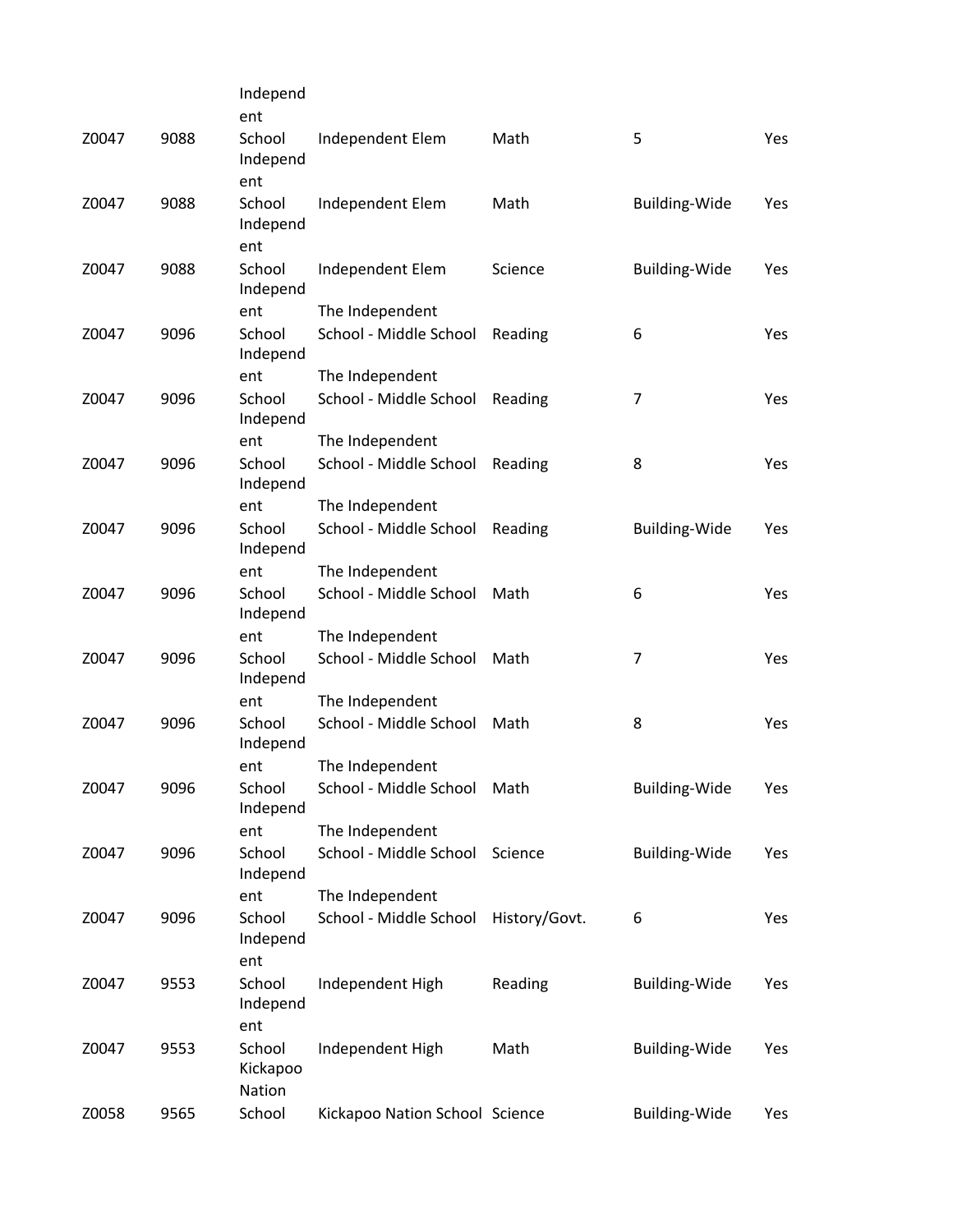| | | | | | | |
|---|---|---|---|---|---|---|
| Z0047 | 9088 | Independent School | Independent Elem | Math | 5 | Yes |
| Z0047 | 9088 | Independent School | Independent Elem | Math | Building-Wide | Yes |
| Z0047 | 9088 | Independent School | Independent Elem | Science | Building-Wide | Yes |
| Z0047 | 9096 | Independent School | The Independent School - Middle School | Reading | 6 | Yes |
| Z0047 | 9096 | Independent School | The Independent School - Middle School | Reading | 7 | Yes |
| Z0047 | 9096 | Independent School | The Independent School - Middle School | Reading | 8 | Yes |
| Z0047 | 9096 | Independent School | The Independent School - Middle School | Reading | Building-Wide | Yes |
| Z0047 | 9096 | Independent School | The Independent School - Middle School | Math | 6 | Yes |
| Z0047 | 9096 | Independent School | The Independent School - Middle School | Math | 7 | Yes |
| Z0047 | 9096 | Independent School | The Independent School - Middle School | Math | 8 | Yes |
| Z0047 | 9096 | Independent School | The Independent School - Middle School | Math | Building-Wide | Yes |
| Z0047 | 9096 | Independent School | The Independent School - Middle School | Science | Building-Wide | Yes |
| Z0047 | 9096 | Independent School | The Independent School - Middle School | History/Govt. | 6 | Yes |
| Z0047 | 9553 | Independent School | Independent High | Reading | Building-Wide | Yes |
| Z0047 | 9553 | Independent School | Independent High | Math | Building-Wide | Yes |
| Z0058 | 9565 | Kickapoo Nation School | Kickapoo Nation School | Science | Building-Wide | Yes |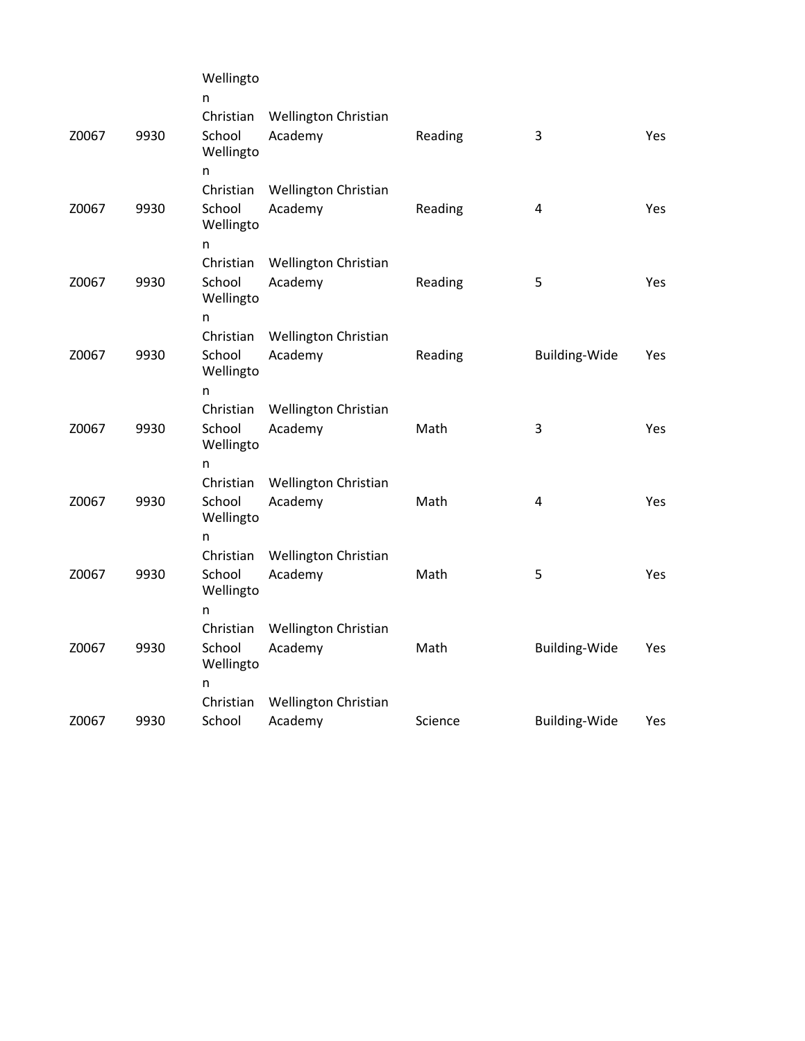| | | | | | | |
|---|---|---|---|---|---|---|
| Z0067 | 9930 | Wellington Christian School | Wellington Christian Academy | Reading | 3 | Yes |
| Z0067 | 9930 | Wellington Christian School | Wellington Christian Academy | Reading | 4 | Yes |
| Z0067 | 9930 | Wellington Christian School | Wellington Christian Academy | Reading | 5 | Yes |
| Z0067 | 9930 | Wellington Christian School | Wellington Christian Academy | Reading | Building-Wide | Yes |
| Z0067 | 9930 | Wellington Christian School | Wellington Christian Academy | Math | 3 | Yes |
| Z0067 | 9930 | Wellington Christian School | Wellington Christian Academy | Math | 4 | Yes |
| Z0067 | 9930 | Wellington Christian School | Wellington Christian Academy | Math | 5 | Yes |
| Z0067 | 9930 | Wellington Christian School | Wellington Christian Academy | Math | Building-Wide | Yes |
| Z0067 | 9930 | Wellington Christian School | Wellington Christian Academy | Science | Building-Wide | Yes |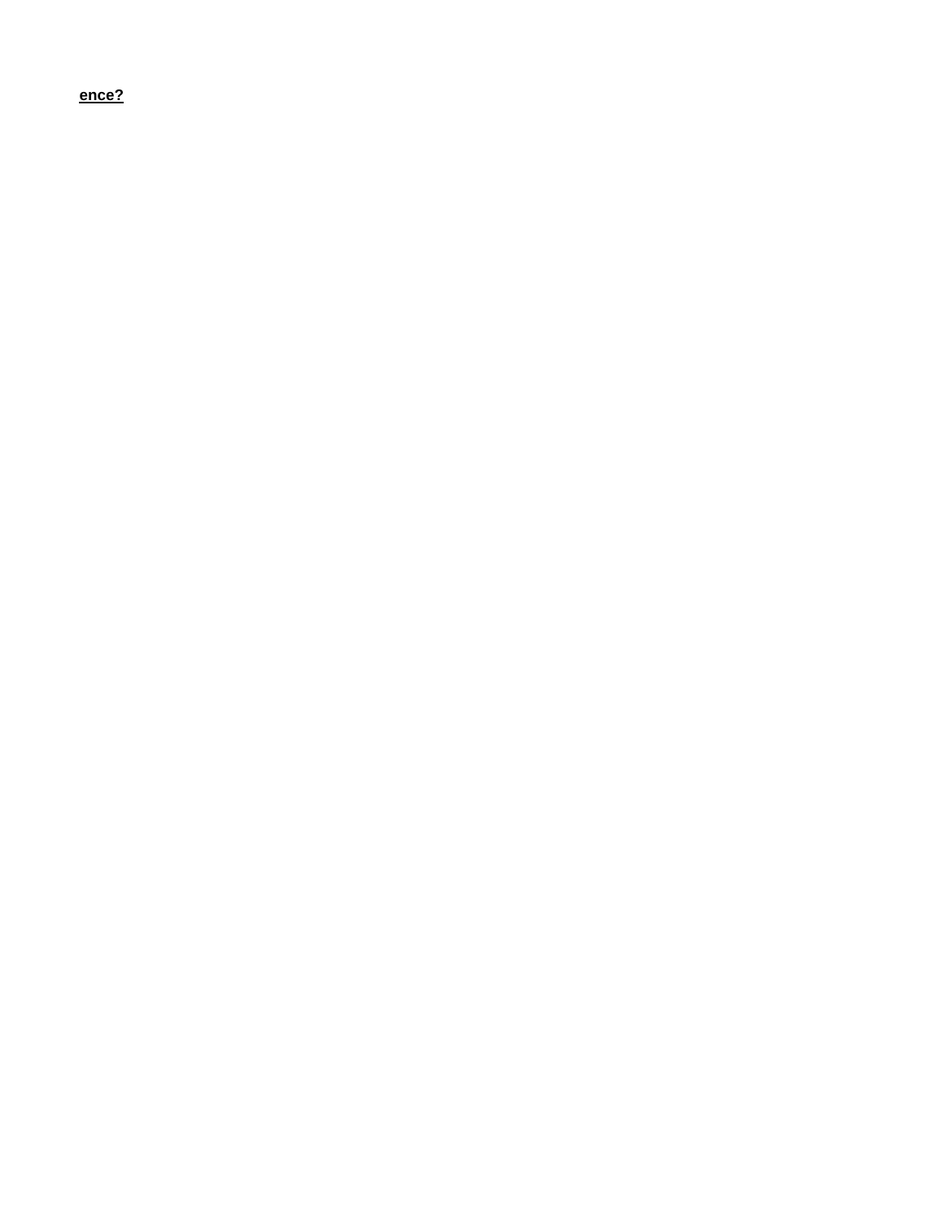**ence?**